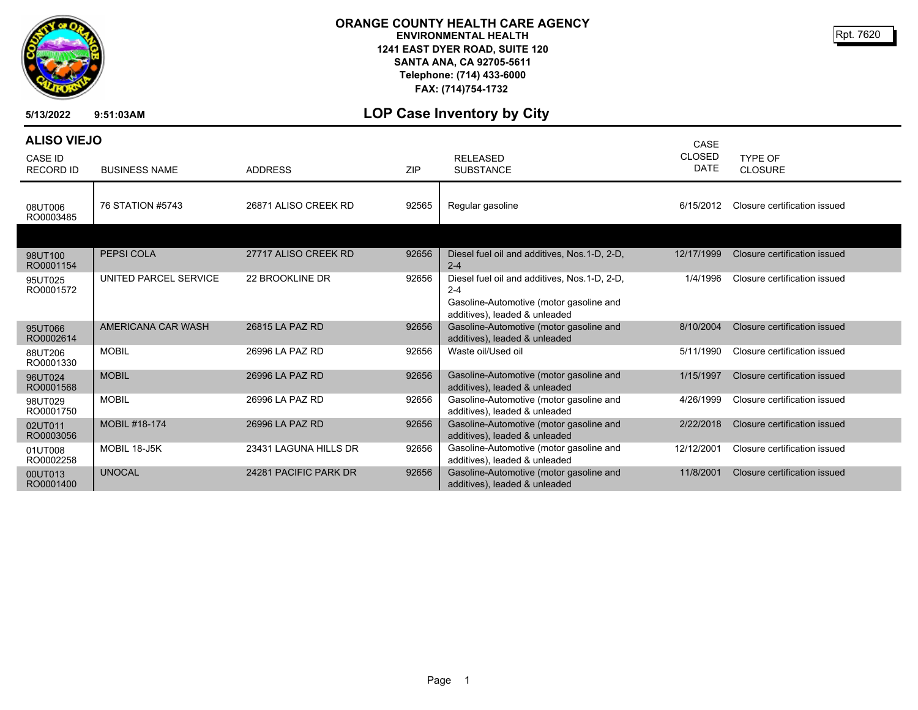# ORANGE COUNTY HEALTH CARE AGENCY

**ENVIRONMENTAL HEALTH**
**1241 EAST DYER ROAD, SUITE 120**
**SANTA ANA, CA 92705-5611**
**Telephone: (714) 433-6000**
**FAX: (714)754-1732**

Rpt. 7620

**5/13/2022 9:51:03AM**

## LOP Case Inventory by City

### ALISO VIEJO

| CASE ID RECORD ID | BUSINESS NAME | ADDRESS | ZIP | RELEASED SUBSTANCE | CASE CLOSED DATE | TYPE OF CLOSURE |
|---|---|---|---|---|---|---|
| 08UT006 RO0003485 | 76 STATION #5743 | 26871 ALISO CREEK RD | 92565 | Regular gasoline | 6/15/2012 | Closure certification issued |
| 98UT100 RO0001154 | PEPSI COLA | 27717 ALISO CREEK RD | 92656 | Diesel fuel oil and additives, Nos.1-D, 2-D, 2-4 | 12/17/1999 | Closure certification issued |
| 95UT025 RO0001572 | UNITED PARCEL SERVICE | 22 BROOKLINE DR | 92656 | Diesel fuel oil and additives, Nos.1-D, 2-D, 2-4<br>Gasoline-Automotive (motor gasoline and additives), leaded & unleaded | 1/4/1996 | Closure certification issued |
| 95UT066 RO0002614 | AMERICANA CAR WASH | 26815 LA PAZ RD | 92656 | Gasoline-Automotive (motor gasoline and additives), leaded & unleaded | 8/10/2004 | Closure certification issued |
| 88UT206 RO0001330 | MOBIL | 26996 LA PAZ RD | 92656 | Waste oil/Used oil | 5/11/1990 | Closure certification issued |
| 96UT024 RO0001568 | MOBIL | 26996 LA PAZ RD | 92656 | Gasoline-Automotive (motor gasoline and additives), leaded & unleaded | 1/15/1997 | Closure certification issued |
| 98UT029 RO0001750 | MOBIL | 26996 LA PAZ RD | 92656 | Gasoline-Automotive (motor gasoline and additives), leaded & unleaded | 4/26/1999 | Closure certification issued |
| 02UT011 RO0003056 | MOBIL #18-174 | 26996 LA PAZ RD | 92656 | Gasoline-Automotive (motor gasoline and additives), leaded & unleaded | 2/22/2018 | Closure certification issued |
| 01UT008 RO0002258 | MOBIL 18-J5K | 23431 LAGUNA HILLS DR | 92656 | Gasoline-Automotive (motor gasoline and additives), leaded & unleaded | 12/12/2001 | Closure certification issued |
| 00UT013 RO0001400 | UNOCAL | 24281 PACIFIC PARK DR | 92656 | Gasoline-Automotive (motor gasoline and additives), leaded & unleaded | 11/8/2001 | Closure certification issued |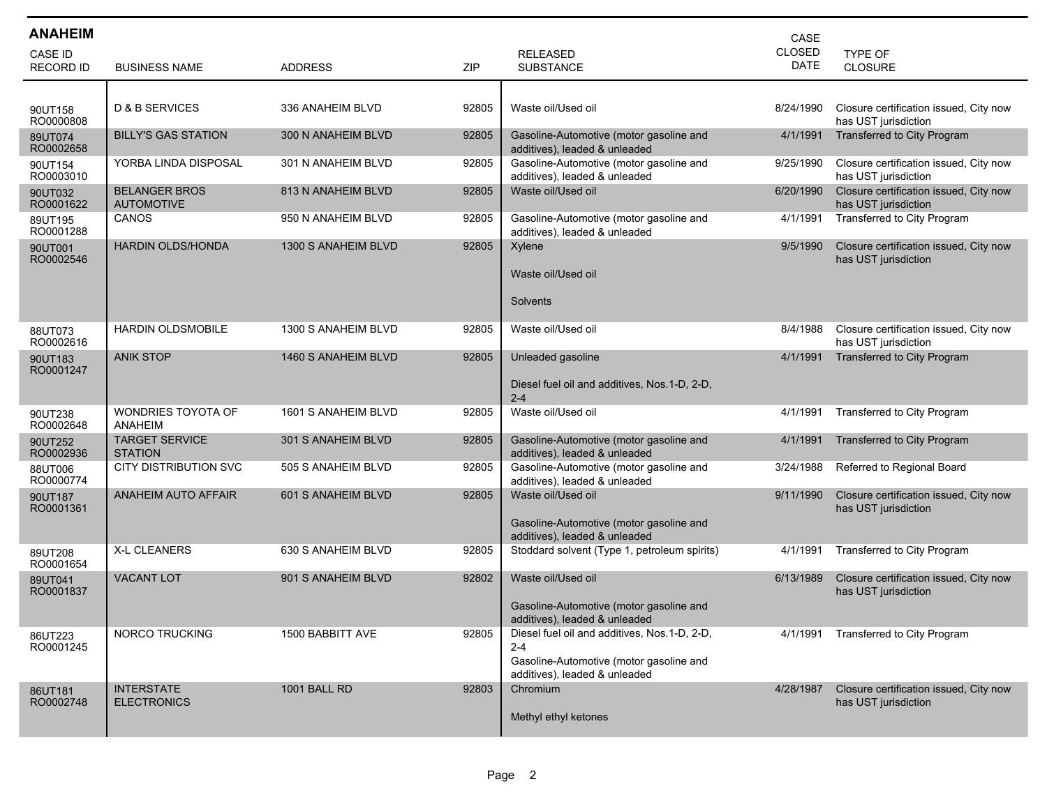## ANAHEIM

| CASE ID RECORD ID | BUSINESS NAME | ADDRESS | ZIP | RELEASED SUBSTANCE | CASE CLOSED DATE | TYPE OF CLOSURE |
|---|---|---|---|---|---|---|
| 90UT158 RO0000808 | D & B SERVICES | 336 ANAHEIM BLVD | 92805 | Waste oil/Used oil | 8/24/1990 | Closure certification issued, City now has UST jurisdiction |
| 89UT074 RO0002658 | BILLY'S GAS STATION | 300 N ANAHEIM BLVD | 92805 | Gasoline-Automotive (motor gasoline and additives), leaded & unleaded | 4/1/1991 | Transferred to City Program |
| 90UT154 RO0003010 | YORBA LINDA DISPOSAL | 301 N ANAHEIM BLVD | 92805 | Gasoline-Automotive (motor gasoline and additives), leaded & unleaded | 9/25/1990 | Closure certification issued, City now has UST jurisdiction |
| 90UT032 RO0001622 | BELANGER BROS AUTOMOTIVE | 813 N ANAHEIM BLVD | 92805 | Waste oil/Used oil | 6/20/1990 | Closure certification issued, City now has UST jurisdiction |
| 89UT195 RO0001288 | CANOS | 950 N ANAHEIM BLVD | 92805 | Gasoline-Automotive (motor gasoline and additives), leaded & unleaded | 4/1/1991 | Transferred to City Program |
| 90UT001 RO0002546 | HARDIN OLDS/HONDA | 1300 S ANAHEIM BLVD | 92805 | Xylene<br><br>Waste oil/Used oil<br><br>Solvents | 9/5/1990 | Closure certification issued, City now has UST jurisdiction |
| 88UT073 RO0002616 | HARDIN OLDSMOBILE | 1300 S ANAHEIM BLVD | 92805 | Waste oil/Used oil | 8/4/1988 | Closure certification issued, City now has UST jurisdiction |
| 90UT183 RO0001247 | ANIK STOP | 1460 S ANAHEIM BLVD | 92805 | Unleaded gasoline<br><br>Diesel fuel oil and additives, Nos.1-D, 2-D, 2-4 | 4/1/1991 | Transferred to City Program |
| 90UT238 RO0002648 | WONDRIES TOYOTA OF ANAHEIM | 1601 S ANAHEIM BLVD | 92805 | Waste oil/Used oil | 4/1/1991 | Transferred to City Program |
| 90UT252 RO0002936 | TARGET SERVICE STATION | 301 S ANAHEIM BLVD | 92805 | Gasoline-Automotive (motor gasoline and additives), leaded & unleaded | 4/1/1991 | Transferred to City Program |
| 88UT006 RO0000774 | CITY DISTRIBUTION SVC | 505 S ANAHEIM BLVD | 92805 | Gasoline-Automotive (motor gasoline and additives), leaded & unleaded | 3/24/1988 | Referred to Regional Board |
| 90UT187 RO0001361 | ANAHEIM AUTO AFFAIR | 601 S ANAHEIM BLVD | 92805 | Waste oil/Used oil<br><br>Gasoline-Automotive (motor gasoline and additives), leaded & unleaded | 9/11/1990 | Closure certification issued, City now has UST jurisdiction |
| 89UT208 RO0001654 | X-L CLEANERS | 630 S ANAHEIM BLVD | 92805 | Stoddard solvent (Type 1, petroleum spirits) | 4/1/1991 | Transferred to City Program |
| 89UT041 RO0001837 | VACANT LOT | 901 S ANAHEIM BLVD | 92802 | Waste oil/Used oil<br><br>Gasoline-Automotive (motor gasoline and additives), leaded & unleaded | 6/13/1989 | Closure certification issued, City now has UST jurisdiction |
| 86UT223 RO0001245 | NORCO TRUCKING | 1500 BABBITT AVE | 92805 | Diesel fuel oil and additives, Nos.1-D, 2-D, 2-4<br>Gasoline-Automotive (motor gasoline and additives), leaded & unleaded | 4/1/1991 | Transferred to City Program |
| 86UT181 RO0002748 | INTERSTATE ELECTRONICS | 1001 BALL RD | 92803 | Chromium<br><br>Methyl ethyl ketones | 4/28/1987 | Closure certification issued, City now has UST jurisdiction |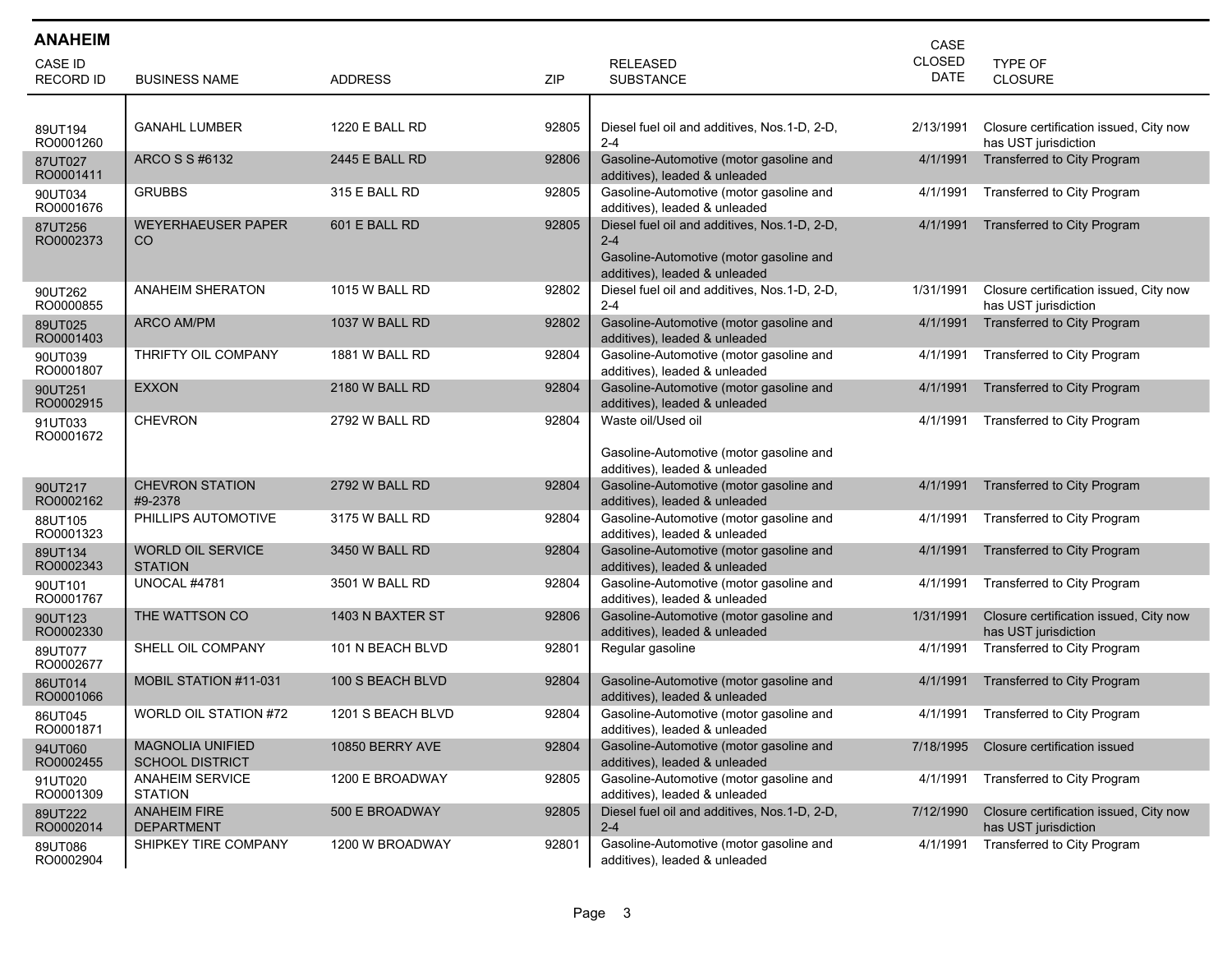## ANAHEIM

| CASE ID<br>RECORD ID | BUSINESS NAME | ADDRESS | ZIP | RELEASED SUBSTANCE | CASE CLOSED DATE | TYPE OF CLOSURE |
|---|---|---|---|---|---|---|
| 89UT194<br>RO0001260 | GANAHL LUMBER | 1220 E BALL RD | 92805 | Diesel fuel oil and additives, Nos.1-D, 2-D, 2-4 | 2/13/1991 | Closure certification issued, City now has UST jurisdiction |
| 87UT027<br>RO0001411 | ARCO S S #6132 | 2445 E BALL RD | 92806 | Gasoline-Automotive (motor gasoline and additives), leaded & unleaded | 4/1/1991 | Transferred to City Program |
| 90UT034<br>RO0001676 | GRUBBS | 315 E BALL RD | 92805 | Gasoline-Automotive (motor gasoline and additives), leaded & unleaded | 4/1/1991 | Transferred to City Program |
| 87UT256<br>RO0002373 | WEYERHAEUSER PAPER CO | 601 E BALL RD | 92805 | Diesel fuel oil and additives, Nos.1-D, 2-D, 2-4<br>Gasoline-Automotive (motor gasoline and additives), leaded & unleaded | 4/1/1991 | Transferred to City Program |
| 90UT262<br>RO0000855 | ANAHEIM SHERATON | 1015 W BALL RD | 92802 | Diesel fuel oil and additives, Nos.1-D, 2-D, 2-4 | 1/31/1991 | Closure certification issued, City now has UST jurisdiction |
| 89UT025<br>RO0001403 | ARCO AM/PM | 1037 W BALL RD | 92802 | Gasoline-Automotive (motor gasoline and additives), leaded & unleaded | 4/1/1991 | Transferred to City Program |
| 90UT039<br>RO0001807 | THRIFTY OIL COMPANY | 1881 W BALL RD | 92804 | Gasoline-Automotive (motor gasoline and additives), leaded & unleaded | 4/1/1991 | Transferred to City Program |
| 90UT251<br>RO0002915 | EXXON | 2180 W BALL RD | 92804 | Gasoline-Automotive (motor gasoline and additives), leaded & unleaded | 4/1/1991 | Transferred to City Program |
| 91UT033<br>RO0001672 | CHEVRON | 2792 W BALL RD | 92804 | Waste oil/Used oil<br>Gasoline-Automotive (motor gasoline and additives), leaded & unleaded | 4/1/1991 | Transferred to City Program |
| 90UT217<br>RO0002162 | CHEVRON STATION #9-2378 | 2792 W BALL RD | 92804 | Gasoline-Automotive (motor gasoline and additives), leaded & unleaded | 4/1/1991 | Transferred to City Program |
| 88UT105<br>RO0001323 | PHILLIPS AUTOMOTIVE | 3175 W BALL RD | 92804 | Gasoline-Automotive (motor gasoline and additives), leaded & unleaded | 4/1/1991 | Transferred to City Program |
| 89UT134<br>RO0002343 | WORLD OIL SERVICE STATION | 3450 W BALL RD | 92804 | Gasoline-Automotive (motor gasoline and additives), leaded & unleaded | 4/1/1991 | Transferred to City Program |
| 90UT101<br>RO0001767 | UNOCAL #4781 | 3501 W BALL RD | 92804 | Gasoline-Automotive (motor gasoline and additives), leaded & unleaded | 4/1/1991 | Transferred to City Program |
| 90UT123<br>RO0002330 | THE WATTSON CO | 1403 N BAXTER ST | 92806 | Gasoline-Automotive (motor gasoline and additives), leaded & unleaded | 1/31/1991 | Closure certification issued, City now has UST jurisdiction |
| 89UT077<br>RO0002677 | SHELL OIL COMPANY | 101 N BEACH BLVD | 92801 | Regular gasoline | 4/1/1991 | Transferred to City Program |
| 86UT014<br>RO0001066 | MOBIL STATION #11-031 | 100 S BEACH BLVD | 92804 | Gasoline-Automotive (motor gasoline and additives), leaded & unleaded | 4/1/1991 | Transferred to City Program |
| 86UT045<br>RO0001871 | WORLD OIL STATION #72 | 1201 S BEACH BLVD | 92804 | Gasoline-Automotive (motor gasoline and additives), leaded & unleaded | 4/1/1991 | Transferred to City Program |
| 94UT060<br>RO0002455 | MAGNOLIA UNIFIED SCHOOL DISTRICT | 10850 BERRY AVE | 92804 | Gasoline-Automotive (motor gasoline and additives), leaded & unleaded | 7/18/1995 | Closure certification issued |
| 91UT020<br>RO0001309 | ANAHEIM SERVICE STATION | 1200 E BROADWAY | 92805 | Gasoline-Automotive (motor gasoline and additives), leaded & unleaded | 4/1/1991 | Transferred to City Program |
| 89UT222<br>RO0002014 | ANAHEIM FIRE DEPARTMENT | 500 E BROADWAY | 92805 | Diesel fuel oil and additives, Nos.1-D, 2-D, 2-4 | 7/12/1990 | Closure certification issued, City now has UST jurisdiction |
| 89UT086<br>RO0002904 | SHIPKEY TIRE COMPANY | 1200 W BROADWAY | 92801 | Gasoline-Automotive (motor gasoline and additives), leaded & unleaded | 4/1/1991 | Transferred to City Program |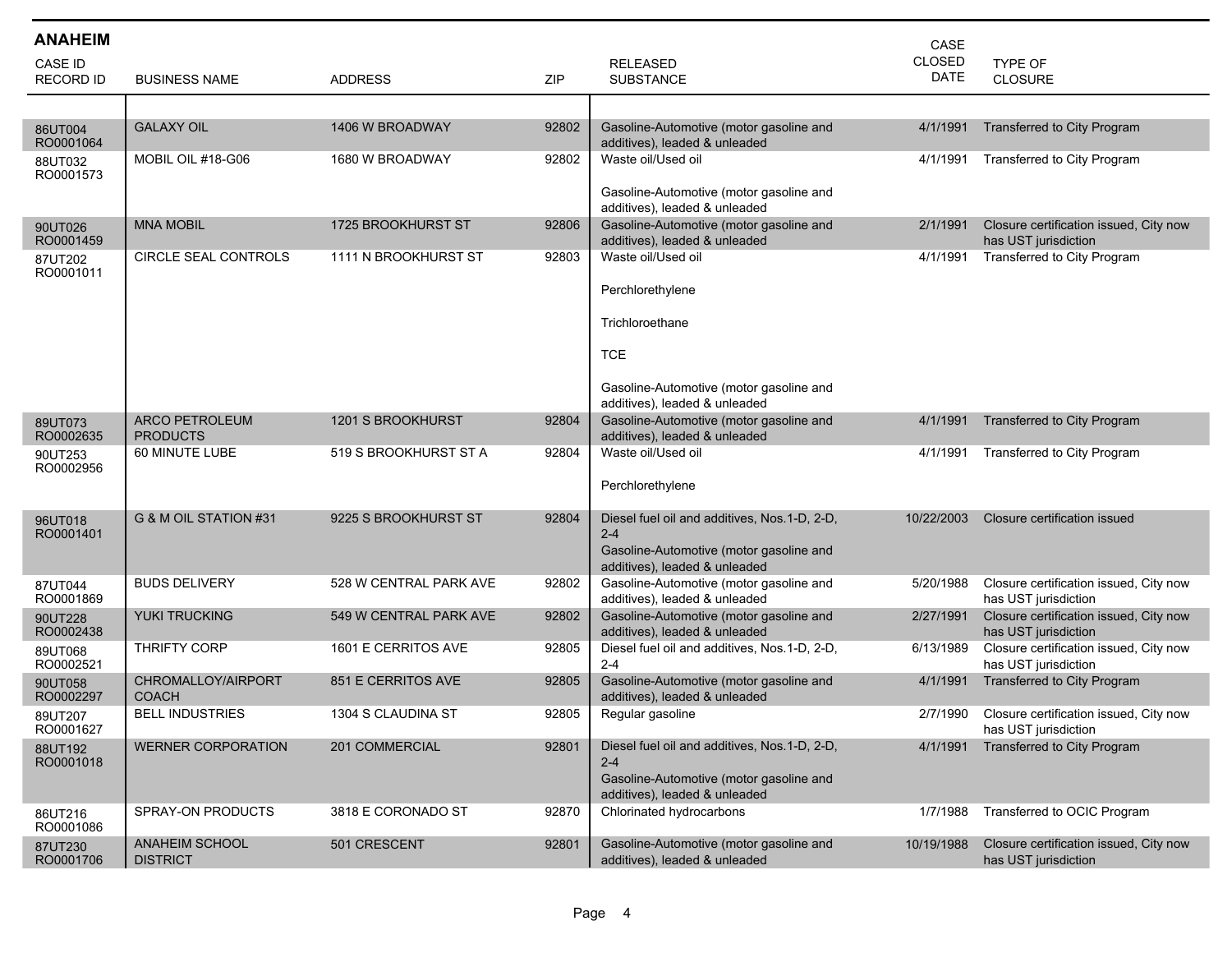## ANAHEIM

| CASE ID RECORD ID | BUSINESS NAME | ADDRESS | ZIP | RELEASED SUBSTANCE | CASE CLOSED DATE | TYPE OF CLOSURE |
|---|---|---|---|---|---|---|
| 86UT004 RO0001064 | GALAXY OIL | 1406 W BROADWAY | 92802 | Gasoline-Automotive (motor gasoline and additives), leaded & unleaded | 4/1/1991 | Transferred to City Program |
| 88UT032 RO0001573 | MOBIL OIL #18-G06 | 1680 W BROADWAY | 92802 | Waste oil/Used oil<br><br>Gasoline-Automotive (motor gasoline and additives), leaded & unleaded | 4/1/1991 | Transferred to City Program |
| 90UT026 RO0001459 | MNA MOBIL | 1725 BROOKHURST ST | 92806 | Gasoline-Automotive (motor gasoline and additives), leaded & unleaded | 2/1/1991 | Closure certification issued, City now has UST jurisdiction |
| 87UT202 RO0001011 | CIRCLE SEAL CONTROLS | 1111 N BROOKHURST ST | 92803 | Waste oil/Used oil<br><br>Perchlorethylene<br><br>Trichloroethane<br><br>TCE<br><br>Gasoline-Automotive (motor gasoline and additives), leaded & unleaded | 4/1/1991 | Transferred to City Program |
| 89UT073 RO0002635 | ARCO PETROLEUM PRODUCTS | 1201 S BROOKHURST | 92804 | Gasoline-Automotive (motor gasoline and additives), leaded & unleaded | 4/1/1991 | Transferred to City Program |
| 90UT253 RO0002956 | 60 MINUTE LUBE | 519 S BROOKHURST ST A | 92804 | Waste oil/Used oil<br><br>Perchlorethylene | 4/1/1991 | Transferred to City Program |
| 96UT018 RO0001401 | G & M OIL STATION #31 | 9225 S BROOKHURST ST | 92804 | Diesel fuel oil and additives, Nos.1-D, 2-D, 2-4<br>Gasoline-Automotive (motor gasoline and additives), leaded & unleaded | 10/22/2003 | Closure certification issued |
| 87UT044 RO0001869 | BUDS DELIVERY | 528 W CENTRAL PARK AVE | 92802 | Gasoline-Automotive (motor gasoline and additives), leaded & unleaded | 5/20/1988 | Closure certification issued, City now has UST jurisdiction |
| 90UT228 RO0002438 | YUKI TRUCKING | 549 W CENTRAL PARK AVE | 92802 | Gasoline-Automotive (motor gasoline and additives), leaded & unleaded | 2/27/1991 | Closure certification issued, City now has UST jurisdiction |
| 89UT068 RO0002521 | THRIFTY CORP | 1601 E CERRITOS AVE | 92805 | Diesel fuel oil and additives, Nos.1-D, 2-D, 2-4 | 6/13/1989 | Closure certification issued, City now has UST jurisdiction |
| 90UT058 RO0002297 | CHROMALLOY/AIRPORT COACH | 851 E CERRITOS AVE | 92805 | Gasoline-Automotive (motor gasoline and additives), leaded & unleaded | 4/1/1991 | Transferred to City Program |
| 89UT207 RO0001627 | BELL INDUSTRIES | 1304 S CLAUDINA ST | 92805 | Regular gasoline | 2/7/1990 | Closure certification issued, City now has UST jurisdiction |
| 88UT192 RO0001018 | WERNER CORPORATION | 201 COMMERCIAL | 92801 | Diesel fuel oil and additives, Nos.1-D, 2-D, 2-4<br>Gasoline-Automotive (motor gasoline and additives), leaded & unleaded | 4/1/1991 | Transferred to City Program |
| 86UT216 RO0001086 | SPRAY-ON PRODUCTS | 3818 E CORONADO ST | 92870 | Chlorinated hydrocarbons | 1/7/1988 | Transferred to OCIC Program |
| 87UT230 RO0001706 | ANAHEIM SCHOOL DISTRICT | 501 CRESCENT | 92801 | Gasoline-Automotive (motor gasoline and additives), leaded & unleaded | 10/19/1988 | Closure certification issued, City now has UST jurisdiction |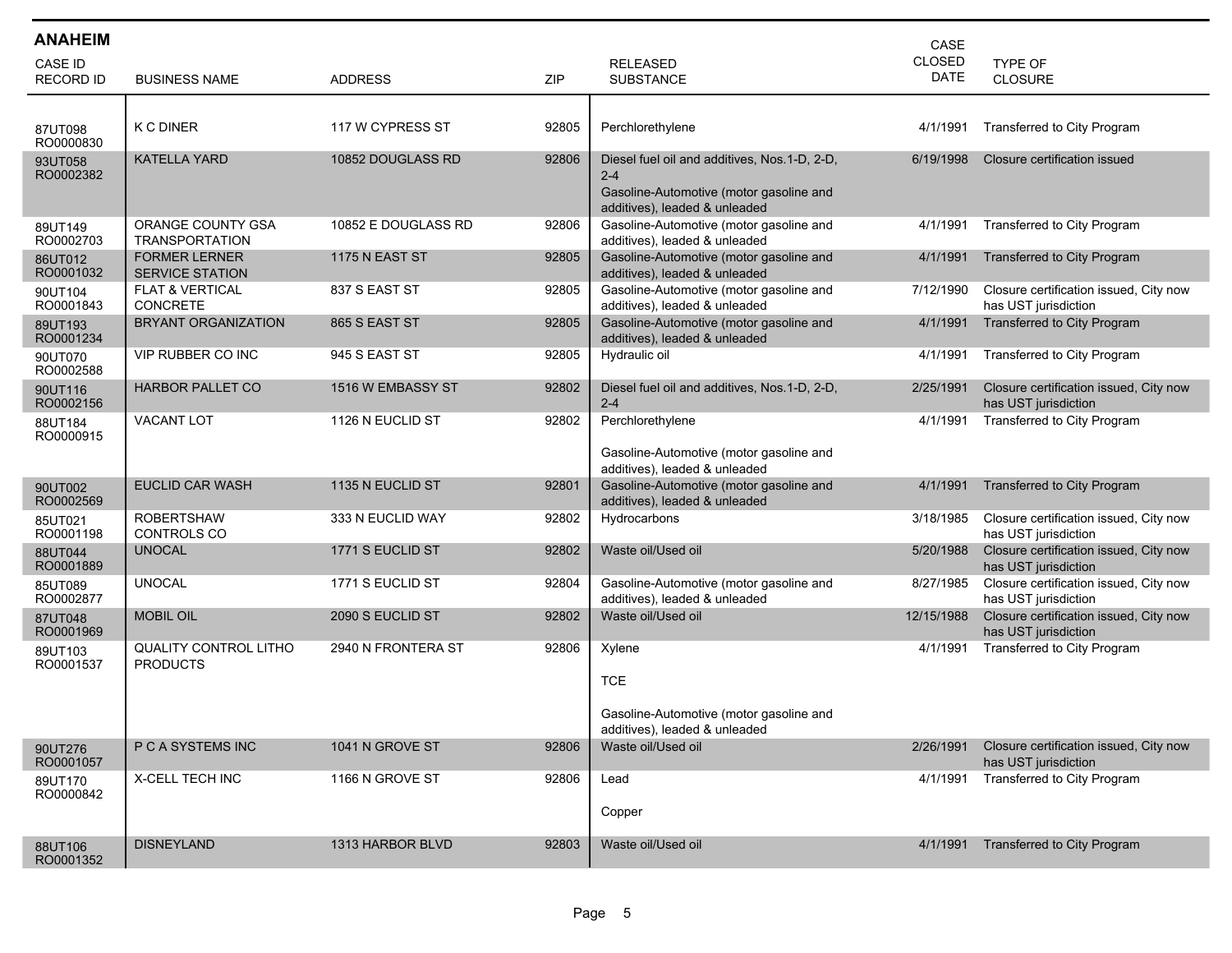## ANAHEIM

| CASE ID RECORD ID | BUSINESS NAME | ADDRESS | ZIP | RELEASED SUBSTANCE | CASE CLOSED DATE | TYPE OF CLOSURE |
|---|---|---|---|---|---|---|
| 87UT098 RO0000830 | K C DINER | 117 W CYPRESS ST | 92805 | Perchlorethylene | 4/1/1991 | Transferred to City Program |
| 93UT058 RO0002382 | KATELLA YARD | 10852 DOUGLASS RD | 92806 | Diesel fuel oil and additives, Nos.1-D, 2-D, 2-4<br>Gasoline-Automotive (motor gasoline and additives), leaded & unleaded | 6/19/1998 | Closure certification issued |
| 89UT149 RO0002703 | ORANGE COUNTY GSA TRANSPORTATION | 10852 E DOUGLASS RD | 92806 | Gasoline-Automotive (motor gasoline and additives), leaded & unleaded | 4/1/1991 | Transferred to City Program |
| 86UT012 RO0001032 | FORMER LERNER SERVICE STATION | 1175 N EAST ST | 92805 | Gasoline-Automotive (motor gasoline and additives), leaded & unleaded | 4/1/1991 | Transferred to City Program |
| 90UT104 RO0001843 | FLAT & VERTICAL CONCRETE | 837 S EAST ST | 92805 | Gasoline-Automotive (motor gasoline and additives), leaded & unleaded | 7/12/1990 | Closure certification issued, City now has UST jurisdiction |
| 89UT193 RO0001234 | BRYANT ORGANIZATION | 865 S EAST ST | 92805 | Gasoline-Automotive (motor gasoline and additives), leaded & unleaded | 4/1/1991 | Transferred to City Program |
| 90UT070 RO0002588 | VIP RUBBER CO INC | 945 S EAST ST | 92805 | Hydraulic oil | 4/1/1991 | Transferred to City Program |
| 90UT116 RO0002156 | HARBOR PALLET CO | 1516 W EMBASSY ST | 92802 | Diesel fuel oil and additives, Nos.1-D, 2-D, 2-4 | 2/25/1991 | Closure certification issued, City now has UST jurisdiction |
| 88UT184 RO0000915 | VACANT LOT | 1126 N EUCLID ST | 92802 | Perchlorethylene<br>Gasoline-Automotive (motor gasoline and additives), leaded & unleaded | 4/1/1991 | Transferred to City Program |
| 90UT002 RO0002569 | EUCLID CAR WASH | 1135 N EUCLID ST | 92801 | Gasoline-Automotive (motor gasoline and additives), leaded & unleaded | 4/1/1991 | Transferred to City Program |
| 85UT021 RO0001198 | ROBERTSHAW CONTROLS CO | 333 N EUCLID WAY | 92802 | Hydrocarbons | 3/18/1985 | Closure certification issued, City now has UST jurisdiction |
| 88UT044 RO0001889 | UNOCAL | 1771 S EUCLID ST | 92802 | Waste oil/Used oil | 5/20/1988 | Closure certification issued, City now has UST jurisdiction |
| 85UT089 RO0002877 | UNOCAL | 1771 S EUCLID ST | 92804 | Gasoline-Automotive (motor gasoline and additives), leaded & unleaded | 8/27/1985 | Closure certification issued, City now has UST jurisdiction |
| 87UT048 RO0001969 | MOBIL OIL | 2090 S EUCLID ST | 92802 | Waste oil/Used oil | 12/15/1988 | Closure certification issued, City now has UST jurisdiction |
| 89UT103 RO0001537 | QUALITY CONTROL LITHO PRODUCTS | 2940 N FRONTERA ST | 92806 | Xylene<br>TCE<br>Gasoline-Automotive (motor gasoline and additives), leaded & unleaded | 4/1/1991 | Transferred to City Program |
| 90UT276 RO0001057 | P C A SYSTEMS INC | 1041 N GROVE ST | 92806 | Waste oil/Used oil | 2/26/1991 | Closure certification issued, City now has UST jurisdiction |
| 89UT170 RO0000842 | X-CELL TECH INC | 1166 N GROVE ST | 92806 | Lead<br>Copper | 4/1/1991 | Transferred to City Program |
| 88UT106 RO0001352 | DISNEYLAND | 1313 HARBOR BLVD | 92803 | Waste oil/Used oil | 4/1/1991 | Transferred to City Program |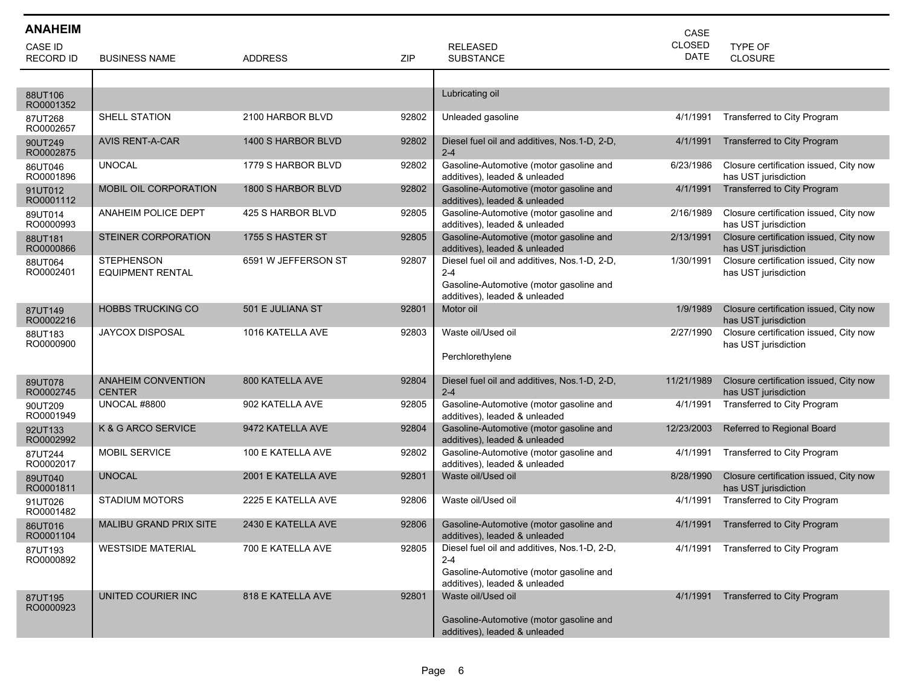## ANAHEIM

| CASE ID RECORD ID | BUSINESS NAME | ADDRESS | ZIP | RELEASED SUBSTANCE | CASE CLOSED DATE | TYPE OF CLOSURE |
|---|---|---|---|---|---|---|
| 88UT106 RO0001352 | | | | Lubricating oil | | |
| 87UT268 RO0002657 | SHELL STATION | 2100 HARBOR BLVD | 92802 | Unleaded gasoline | 4/1/1991 | Transferred to City Program |
| 90UT249 RO0002875 | AVIS RENT-A-CAR | 1400 S HARBOR BLVD | 92802 | Diesel fuel oil and additives, Nos.1-D, 2-D, 2-4 | 4/1/1991 | Transferred to City Program |
| 86UT046 RO0001896 | UNOCAL | 1779 S HARBOR BLVD | 92802 | Gasoline-Automotive (motor gasoline and additives), leaded & unleaded | 6/23/1986 | Closure certification issued, City now has UST jurisdiction |
| 91UT012 RO0001112 | MOBIL OIL CORPORATION | 1800 S HARBOR BLVD | 92802 | Gasoline-Automotive (motor gasoline and additives), leaded & unleaded | 4/1/1991 | Transferred to City Program |
| 89UT014 RO0000993 | ANAHEIM POLICE DEPT | 425 S HARBOR BLVD | 92805 | Gasoline-Automotive (motor gasoline and additives), leaded & unleaded | 2/16/1989 | Closure certification issued, City now has UST jurisdiction |
| 88UT181 RO0000866 | STEINER CORPORATION | 1755 S HASTER ST | 92805 | Gasoline-Automotive (motor gasoline and additives), leaded & unleaded | 2/13/1991 | Closure certification issued, City now has UST jurisdiction |
| 88UT064 RO0002401 | STEPHENSON EQUIPMENT RENTAL | 6591 W JEFFERSON ST | 92807 | Diesel fuel oil and additives, Nos.1-D, 2-D, 2-4<br>Gasoline-Automotive (motor gasoline and additives), leaded & unleaded | 1/30/1991 | Closure certification issued, City now has UST jurisdiction |
| 87UT149 RO0002216 | HOBBS TRUCKING CO | 501 E JULIANA ST | 92801 | Motor oil | 1/9/1989 | Closure certification issued, City now has UST jurisdiction |
| 88UT183 RO0000900 | JAYCOX DISPOSAL | 1016 KATELLA AVE | 92803 | Waste oil/Used oil<br>Perchlorethylene | 2/27/1990 | Closure certification issued, City now has UST jurisdiction |
| 89UT078 RO0002745 | ANAHEIM CONVENTION CENTER | 800 KATELLA AVE | 92804 | Diesel fuel oil and additives, Nos.1-D, 2-D, 2-4 | 11/21/1989 | Closure certification issued, City now has UST jurisdiction |
| 90UT209 RO0001949 | UNOCAL #8800 | 902 KATELLA AVE | 92805 | Gasoline-Automotive (motor gasoline and additives), leaded & unleaded | 4/1/1991 | Transferred to City Program |
| 92UT133 RO0002992 | K & G ARCO SERVICE | 9472 KATELLA AVE | 92804 | Gasoline-Automotive (motor gasoline and additives), leaded & unleaded | 12/23/2003 | Referred to Regional Board |
| 87UT244 RO0002017 | MOBIL SERVICE | 100 E KATELLA AVE | 92802 | Gasoline-Automotive (motor gasoline and additives), leaded & unleaded | 4/1/1991 | Transferred to City Program |
| 89UT040 RO0001811 | UNOCAL | 2001 E KATELLA AVE | 92801 | Waste oil/Used oil | 8/28/1990 | Closure certification issued, City now has UST jurisdiction |
| 91UT026 RO0001482 | STADIUM MOTORS | 2225 E KATELLA AVE | 92806 | Waste oil/Used oil | 4/1/1991 | Transferred to City Program |
| 86UT016 RO0001104 | MALIBU GRAND PRIX SITE | 2430 E KATELLA AVE | 92806 | Gasoline-Automotive (motor gasoline and additives), leaded & unleaded | 4/1/1991 | Transferred to City Program |
| 87UT193 RO0000892 | WESTSIDE MATERIAL | 700 E KATELLA AVE | 92805 | Diesel fuel oil and additives, Nos.1-D, 2-D, 2-4<br>Gasoline-Automotive (motor gasoline and additives), leaded & unleaded | 4/1/1991 | Transferred to City Program |
| 87UT195 RO0000923 | UNITED COURIER INC | 818 E KATELLA AVE | 92801 | Waste oil/Used oil<br>Gasoline-Automotive (motor gasoline and additives), leaded & unleaded | 4/1/1991 | Transferred to City Program |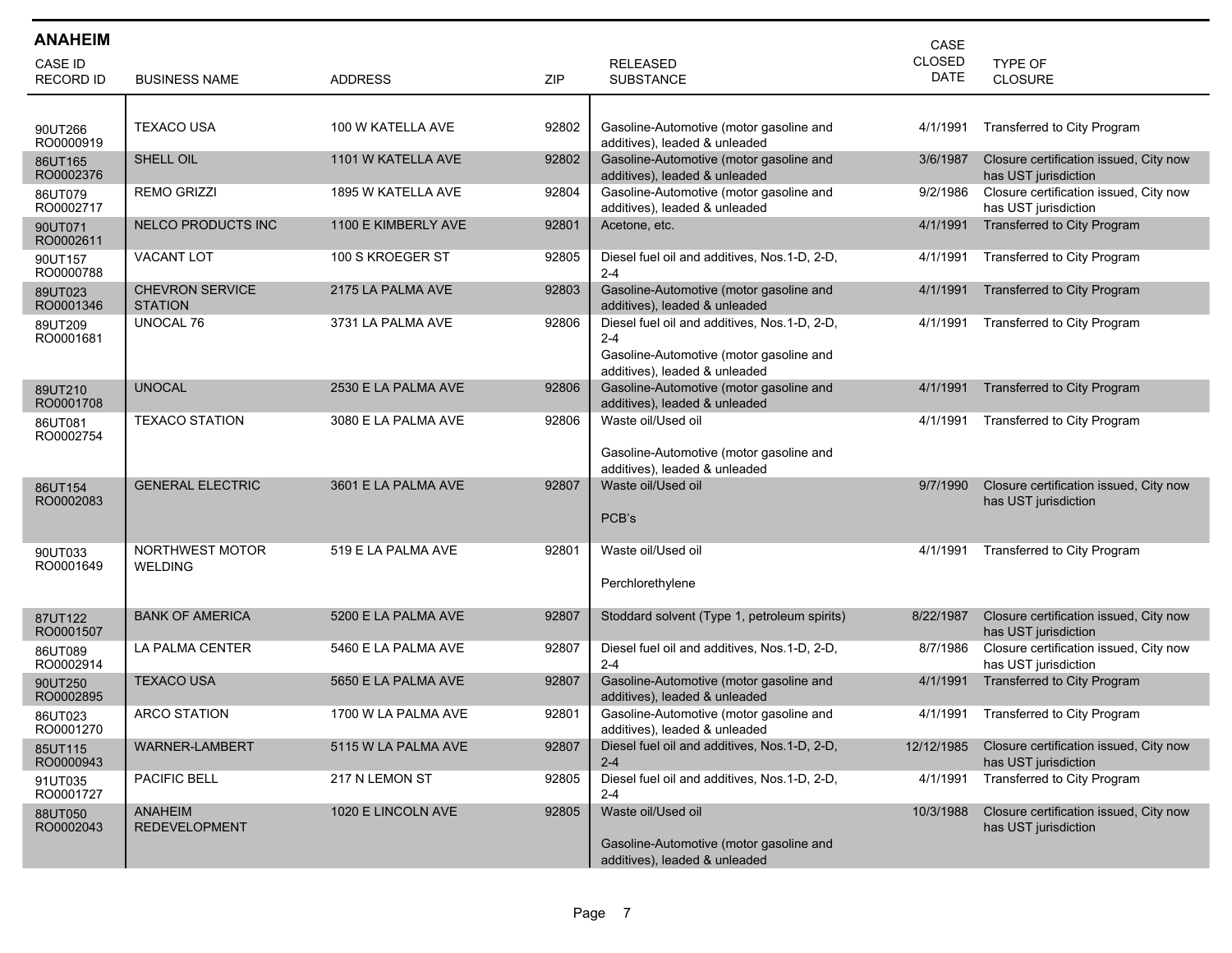## ANAHEIM

| CASE ID<br>RECORD ID | BUSINESS NAME | ADDRESS | ZIP | RELEASED SUBSTANCE | CASE CLOSED DATE | TYPE OF CLOSURE |
|---|---|---|---|---|---|---|
| 90UT266<br>RO0000919 | TEXACO USA | 100 W KATELLA AVE | 92802 | Gasoline-Automotive (motor gasoline and additives), leaded & unleaded | 4/1/1991 | Transferred to City Program |
| 86UT165<br>RO0002376 | SHELL OIL | 1101 W KATELLA AVE | 92802 | Gasoline-Automotive (motor gasoline and additives), leaded & unleaded | 3/6/1987 | Closure certification issued, City now has UST jurisdiction |
| 86UT079<br>RO0002717 | REMO GRIZZI | 1895 W KATELLA AVE | 92804 | Gasoline-Automotive (motor gasoline and additives), leaded & unleaded | 9/2/1986 | Closure certification issued, City now has UST jurisdiction |
| 90UT071<br>RO0002611 | NELCO PRODUCTS INC | 1100 E KIMBERLY AVE | 92801 | Acetone, etc. | 4/1/1991 | Transferred to City Program |
| 90UT157<br>RO0000788 | VACANT LOT | 100 S KROEGER ST | 92805 | Diesel fuel oil and additives, Nos.1-D, 2-D, 2-4 | 4/1/1991 | Transferred to City Program |
| 89UT023<br>RO0001346 | CHEVRON SERVICE STATION | 2175 LA PALMA AVE | 92803 | Gasoline-Automotive (motor gasoline and additives), leaded & unleaded | 4/1/1991 | Transferred to City Program |
| 89UT209<br>RO0001681 | UNOCAL 76 | 3731 LA PALMA AVE | 92806 | Diesel fuel oil and additives, Nos.1-D, 2-D, 2-4<br>Gasoline-Automotive (motor gasoline and additives), leaded & unleaded | 4/1/1991 | Transferred to City Program |
| 89UT210<br>RO0001708 | UNOCAL | 2530 E LA PALMA AVE | 92806 | Gasoline-Automotive (motor gasoline and additives), leaded & unleaded | 4/1/1991 | Transferred to City Program |
| 86UT081<br>RO0002754 | TEXACO STATION | 3080 E LA PALMA AVE | 92806 | Waste oil/Used oil<br>Gasoline-Automotive (motor gasoline and additives), leaded & unleaded | 4/1/1991 | Transferred to City Program |
| 86UT154<br>RO0002083 | GENERAL ELECTRIC | 3601 E LA PALMA AVE | 92807 | Waste oil/Used oil<br>PCB's | 9/7/1990 | Closure certification issued, City now has UST jurisdiction |
| 90UT033<br>RO0001649 | NORTHWEST MOTOR WELDING | 519 E LA PALMA AVE | 92801 | Waste oil/Used oil<br>Perchlorethylene | 4/1/1991 | Transferred to City Program |
| 87UT122<br>RO0001507 | BANK OF AMERICA | 5200 E LA PALMA AVE | 92807 | Stoddard solvent (Type 1, petroleum spirits) | 8/22/1987 | Closure certification issued, City now has UST jurisdiction |
| 86UT089<br>RO0002914 | LA PALMA CENTER | 5460 E LA PALMA AVE | 92807 | Diesel fuel oil and additives, Nos.1-D, 2-D, 2-4 | 8/7/1986 | Closure certification issued, City now has UST jurisdiction |
| 90UT250<br>RO0002895 | TEXACO USA | 5650 E LA PALMA AVE | 92807 | Gasoline-Automotive (motor gasoline and additives), leaded & unleaded | 4/1/1991 | Transferred to City Program |
| 86UT023<br>RO0001270 | ARCO STATION | 1700 W LA PALMA AVE | 92801 | Gasoline-Automotive (motor gasoline and additives), leaded & unleaded | 4/1/1991 | Transferred to City Program |
| 85UT115<br>RO0000943 | WARNER-LAMBERT | 5115 W LA PALMA AVE | 92807 | Diesel fuel oil and additives, Nos.1-D, 2-D, 2-4 | 12/12/1985 | Closure certification issued, City now has UST jurisdiction |
| 91UT035<br>RO0001727 | PACIFIC BELL | 217 N LEMON ST | 92805 | Diesel fuel oil and additives, Nos.1-D, 2-D, 2-4 | 4/1/1991 | Transferred to City Program |
| 88UT050<br>RO0002043 | ANAHEIM REDEVELOPMENT | 1020 E LINCOLN AVE | 92805 | Waste oil/Used oil<br>Gasoline-Automotive (motor gasoline and additives), leaded & unleaded | 10/3/1988 | Closure certification issued, City now has UST jurisdiction |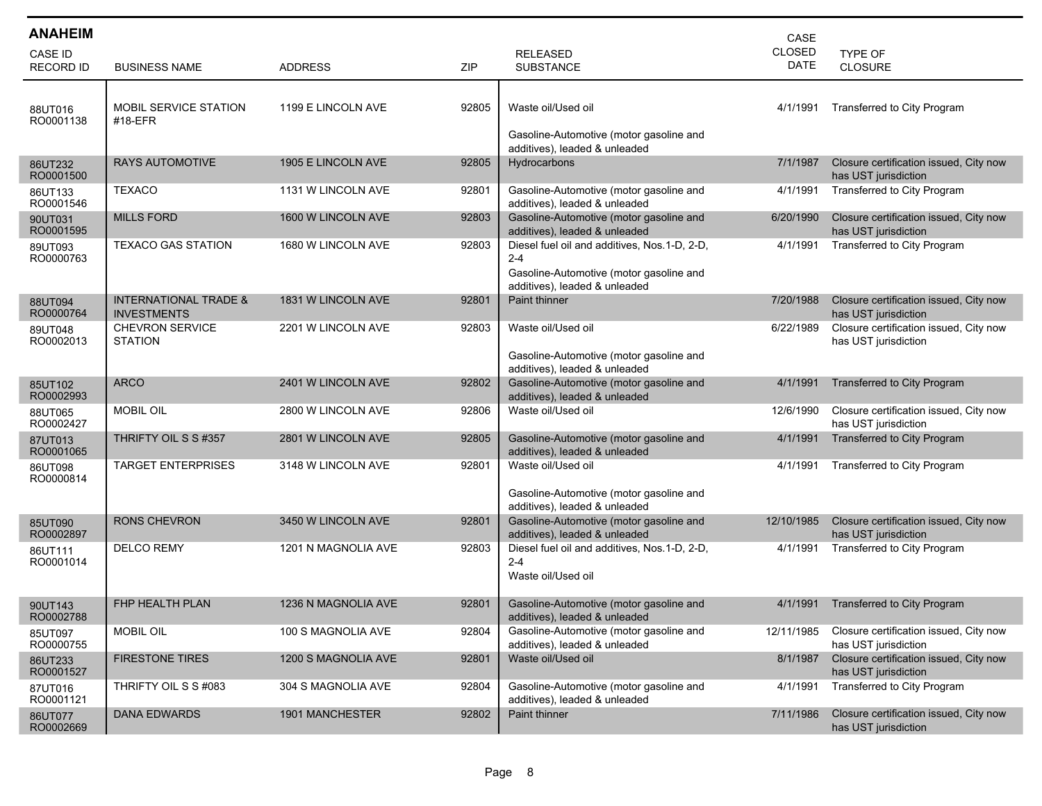## ANAHEIM

| CASE ID RECORD ID | BUSINESS NAME | ADDRESS | ZIP | RELEASED SUBSTANCE | CASE CLOSED DATE | TYPE OF CLOSURE |
|---|---|---|---|---|---|---|
| 88UT016 RO0001138 | MOBIL SERVICE STATION #18-EFR | 1199 E LINCOLN AVE | 92805 | Waste oil/Used oil<br>Gasoline-Automotive (motor gasoline and additives), leaded & unleaded | 4/1/1991 | Transferred to City Program |
| 86UT232 RO0001500 | RAYS AUTOMOTIVE | 1905 E LINCOLN AVE | 92805 | Hydrocarbons | 7/1/1987 | Closure certification issued, City now has UST jurisdiction |
| 86UT133 RO0001546 | TEXACO | 1131 W LINCOLN AVE | 92801 | Gasoline-Automotive (motor gasoline and additives), leaded & unleaded | 4/1/1991 | Transferred to City Program |
| 90UT031 RO0001595 | MILLS FORD | 1600 W LINCOLN AVE | 92803 | Gasoline-Automotive (motor gasoline and additives), leaded & unleaded | 6/20/1990 | Closure certification issued, City now has UST jurisdiction |
| 89UT093 RO0000763 | TEXACO GAS STATION | 1680 W LINCOLN AVE | 92803 | Diesel fuel oil and additives, Nos.1-D, 2-D, 2-4<br>Gasoline-Automotive (motor gasoline and additives), leaded & unleaded | 4/1/1991 | Transferred to City Program |
| 88UT094 RO0000764 | INTERNATIONAL TRADE & INVESTMENTS | 1831 W LINCOLN AVE | 92801 | Paint thinner | 7/20/1988 | Closure certification issued, City now has UST jurisdiction |
| 89UT048 RO0002013 | CHEVRON SERVICE STATION | 2201 W LINCOLN AVE | 92803 | Waste oil/Used oil<br>Gasoline-Automotive (motor gasoline and additives), leaded & unleaded | 6/22/1989 | Closure certification issued, City now has UST jurisdiction |
| 85UT102 RO0002993 | ARCO | 2401 W LINCOLN AVE | 92802 | Gasoline-Automotive (motor gasoline and additives), leaded & unleaded | 4/1/1991 | Transferred to City Program |
| 88UT065 RO0002427 | MOBIL OIL | 2800 W LINCOLN AVE | 92806 | Waste oil/Used oil | 12/6/1990 | Closure certification issued, City now has UST jurisdiction |
| 87UT013 RO0001065 | THRIFTY OIL S S #357 | 2801 W LINCOLN AVE | 92805 | Gasoline-Automotive (motor gasoline and additives), leaded & unleaded | 4/1/1991 | Transferred to City Program |
| 86UT098 RO0000814 | TARGET ENTERPRISES | 3148 W LINCOLN AVE | 92801 | Waste oil/Used oil<br>Gasoline-Automotive (motor gasoline and additives), leaded & unleaded | 4/1/1991 | Transferred to City Program |
| 85UT090 RO0002897 | RONS CHEVRON | 3450 W LINCOLN AVE | 92801 | Gasoline-Automotive (motor gasoline and additives), leaded & unleaded | 12/10/1985 | Closure certification issued, City now has UST jurisdiction |
| 86UT111 RO0001014 | DELCO REMY | 1201 N MAGNOLIA AVE | 92803 | Diesel fuel oil and additives, Nos.1-D, 2-D, 2-4<br>Waste oil/Used oil | 4/1/1991 | Transferred to City Program |
| 90UT143 RO0002788 | FHP HEALTH PLAN | 1236 N MAGNOLIA AVE | 92801 | Gasoline-Automotive (motor gasoline and additives), leaded & unleaded | 4/1/1991 | Transferred to City Program |
| 85UT097 RO0000755 | MOBIL OIL | 100 S MAGNOLIA AVE | 92804 | Gasoline-Automotive (motor gasoline and additives), leaded & unleaded | 12/11/1985 | Closure certification issued, City now has UST jurisdiction |
| 86UT233 RO0001527 | FIRESTONE TIRES | 1200 S MAGNOLIA AVE | 92801 | Waste oil/Used oil | 8/1/1987 | Closure certification issued, City now has UST jurisdiction |
| 87UT016 RO0001121 | THRIFTY OIL S S #083 | 304 S MAGNOLIA AVE | 92804 | Gasoline-Automotive (motor gasoline and additives), leaded & unleaded | 4/1/1991 | Transferred to City Program |
| 86UT077 RO0002669 | DANA EDWARDS | 1901 MANCHESTER | 92802 | Paint thinner | 7/11/1986 | Closure certification issued, City now has UST jurisdiction |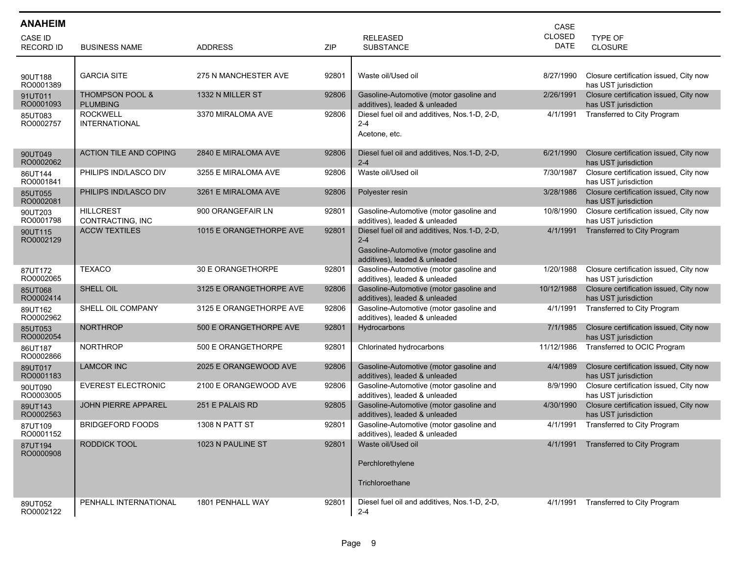## ANAHEIM

| CASE ID RECORD ID | BUSINESS NAME | ADDRESS | ZIP | RELEASED SUBSTANCE | CASE CLOSED DATE | TYPE OF CLOSURE |
|---|---|---|---|---|---|---|
| 90UT188 RO0001389 | GARCIA SITE | 275 N MANCHESTER AVE | 92801 | Waste oil/Used oil | 8/27/1990 | Closure certification issued, City now has UST jurisdiction |
| 91UT011 RO0001093 | THOMPSON POOL & PLUMBING | 1332 N MILLER ST | 92806 | Gasoline-Automotive (motor gasoline and additives), leaded & unleaded | 2/26/1991 | Closure certification issued, City now has UST jurisdiction |
| 85UT083 RO0002757 | ROCKWELL INTERNATIONAL | 3370 MIRALOMA AVE | 92806 | Diesel fuel oil and additives, Nos.1-D, 2-D, 2-4<br>Acetone, etc. | 4/1/1991 | Transferred to City Program |
| 90UT049 RO0002062 | ACTION TILE AND COPING | 2840 E MIRALOMA AVE | 92806 | Diesel fuel oil and additives, Nos.1-D, 2-D, 2-4 | 6/21/1990 | Closure certification issued, City now has UST jurisdiction |
| 86UT144 RO0001841 | PHILIPS IND/LASCO DIV | 3255 E MIRALOMA AVE | 92806 | Waste oil/Used oil | 7/30/1987 | Closure certification issued, City now has UST jurisdiction |
| 85UT055 RO0002081 | PHILIPS IND/LASCO DIV | 3261 E MIRALOMA AVE | 92806 | Polyester resin | 3/28/1986 | Closure certification issued, City now has UST jurisdiction |
| 90UT203 RO0001798 | HILLCREST CONTRACTING, INC | 900 ORANGEFAIR LN | 92801 | Gasoline-Automotive (motor gasoline and additives), leaded & unleaded | 10/8/1990 | Closure certification issued, City now has UST jurisdiction |
| 90UT115 RO0002129 | ACCW TEXTILES | 1015 E ORANGETHORPE AVE | 92801 | Diesel fuel oil and additives, Nos.1-D, 2-D, 2-4<br>Gasoline-Automotive (motor gasoline and additives), leaded & unleaded | 4/1/1991 | Transferred to City Program |
| 87UT172 RO0002065 | TEXACO | 30 E ORANGETHORPE | 92801 | Gasoline-Automotive (motor gasoline and additives), leaded & unleaded | 1/20/1988 | Closure certification issued, City now has UST jurisdiction |
| 85UT068 RO0002414 | SHELL OIL | 3125 E ORANGETHORPE AVE | 92806 | Gasoline-Automotive (motor gasoline and additives), leaded & unleaded | 10/12/1988 | Closure certification issued, City now has UST jurisdiction |
| 89UT162 RO0002962 | SHELL OIL COMPANY | 3125 E ORANGETHORPE AVE | 92806 | Gasoline-Automotive (motor gasoline and additives), leaded & unleaded | 4/1/1991 | Transferred to City Program |
| 85UT053 RO0002054 | NORTHROP | 500 E ORANGETHORPE AVE | 92801 | Hydrocarbons | 7/1/1985 | Closure certification issued, City now has UST jurisdiction |
| 86UT187 RO0002866 | NORTHROP | 500 E ORANGETHORPE | 92801 | Chlorinated hydrocarbons | 11/12/1986 | Transferred to OCIC Program |
| 89UT017 RO0001183 | LAMCOR INC | 2025 E ORANGEWOOD AVE | 92806 | Gasoline-Automotive (motor gasoline and additives), leaded & unleaded | 4/4/1989 | Closure certification issued, City now has UST jurisdiction |
| 90UT090 RO0003005 | EVEREST ELECTRONIC | 2100 E ORANGEWOOD AVE | 92806 | Gasoline-Automotive (motor gasoline and additives), leaded & unleaded | 8/9/1990 | Closure certification issued, City now has UST jurisdiction |
| 89UT143 RO0002563 | JOHN PIERRE APPAREL | 251 E PALAIS RD | 92805 | Gasoline-Automotive (motor gasoline and additives), leaded & unleaded | 4/30/1990 | Closure certification issued, City now has UST jurisdiction |
| 87UT109 RO0001152 | BRIDGEFORD FOODS | 1308 N PATT ST | 92801 | Gasoline-Automotive (motor gasoline and additives), leaded & unleaded | 4/1/1991 | Transferred to City Program |
| 87UT194 RO0000908 | RODDICK TOOL | 1023 N PAULINE ST | 92801 | Waste oil/Used oil<br>Perchlorethylene<br>Trichloroethane | 4/1/1991 | Transferred to City Program |
| 89UT052 RO0002122 | PENHALL INTERNATIONAL | 1801 PENHALL WAY | 92801 | Diesel fuel oil and additives, Nos.1-D, 2-D, 2-4 | 4/1/1991 | Transferred to City Program |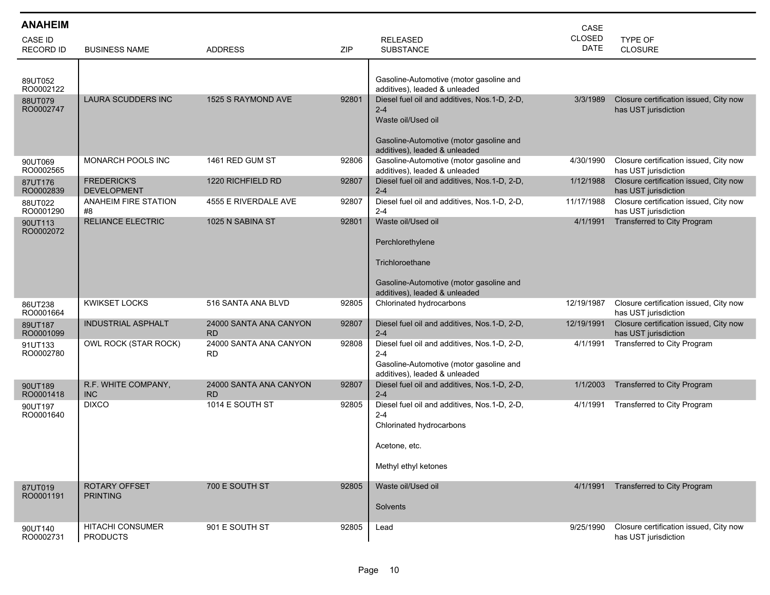## ANAHEIM

| CASE ID RECORD ID | BUSINESS NAME | ADDRESS | ZIP | RELEASED SUBSTANCE | CASE CLOSED DATE | TYPE OF CLOSURE |
|---|---|---|---|---|---|---|
| 89UT052 RO0002122 | | | | Gasoline-Automotive (motor gasoline and additives), leaded & unleaded | | |
| 88UT079 RO0002747 | LAURA SCUDDERS INC | 1525 S RAYMOND AVE | 92801 | Diesel fuel oil and additives, Nos.1-D, 2-D, 2-4<br>Waste oil/Used oil<br>Gasoline-Automotive (motor gasoline and additives), leaded & unleaded | 3/3/1989 | Closure certification issued, City now has UST jurisdiction |
| 90UT069 RO0002565 | MONARCH POOLS INC | 1461 RED GUM ST | 92806 | Gasoline-Automotive (motor gasoline and additives), leaded & unleaded | 4/30/1990 | Closure certification issued, City now has UST jurisdiction |
| 87UT176 RO0002839 | FREDERICK'S DEVELOPMENT | 1220 RICHFIELD RD | 92807 | Diesel fuel oil and additives, Nos.1-D, 2-D, 2-4 | 1/12/1988 | Closure certification issued, City now has UST jurisdiction |
| 88UT022 RO0001290 | ANAHEIM FIRE STATION #8 | 4555 E RIVERDALE AVE | 92807 | Diesel fuel oil and additives, Nos.1-D, 2-D, 2-4 | 11/17/1988 | Closure certification issued, City now has UST jurisdiction |
| 90UT113 RO0002072 | RELIANCE ELECTRIC | 1025 N SABINA ST | 92801 | Waste oil/Used oil<br>Perchlorethylene<br>Trichloroethane<br>Gasoline-Automotive (motor gasoline and additives), leaded & unleaded | 4/1/1991 | Transferred to City Program |
| 86UT238 RO0001664 | KWIKSET LOCKS | 516 SANTA ANA BLVD | 92805 | Chlorinated hydrocarbons | 12/19/1987 | Closure certification issued, City now has UST jurisdiction |
| 89UT187 RO0001099 | INDUSTRIAL ASPHALT | 24000 SANTA ANA CANYON RD | 92807 | Diesel fuel oil and additives, Nos.1-D, 2-D, 2-4 | 12/19/1991 | Closure certification issued, City now has UST jurisdiction |
| 91UT133 RO0002780 | OWL ROCK (STAR ROCK) | 24000 SANTA ANA CANYON RD | 92808 | Diesel fuel oil and additives, Nos.1-D, 2-D, 2-4<br>Gasoline-Automotive (motor gasoline and additives), leaded & unleaded | 4/1/1991 | Transferred to City Program |
| 90UT189 RO0001418 | R.F. WHITE COMPANY, INC | 24000 SANTA ANA CANYON RD | 92807 | Diesel fuel oil and additives, Nos.1-D, 2-D, 2-4 | 1/1/2003 | Transferred to City Program |
| 90UT197 RO0001640 | DIXCO | 1014 E SOUTH ST | 92805 | Diesel fuel oil and additives, Nos.1-D, 2-D, 2-4<br>Chlorinated hydrocarbons<br>Acetone, etc.<br>Methyl ethyl ketones | 4/1/1991 | Transferred to City Program |
| 87UT019 RO0001191 | ROTARY OFFSET PRINTING | 700 E SOUTH ST | 92805 | Waste oil/Used oil<br>Solvents | 4/1/1991 | Transferred to City Program |
| 90UT140 RO0002731 | HITACHI CONSUMER PRODUCTS | 901 E SOUTH ST | 92805 | Lead | 9/25/1990 | Closure certification issued, City now has UST jurisdiction |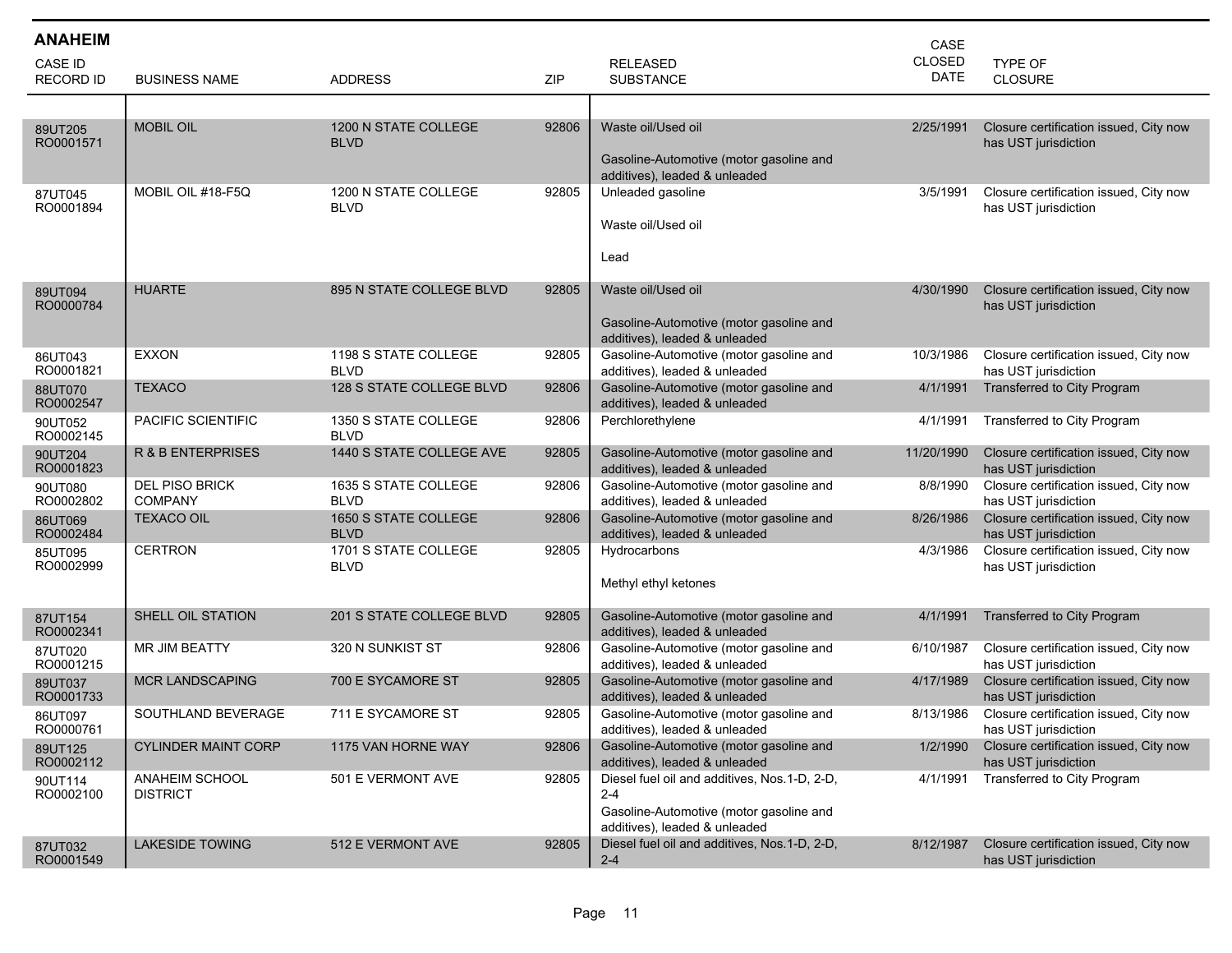## ANAHEIM

| CASE ID RECORD ID | BUSINESS NAME | ADDRESS | ZIP | RELEASED SUBSTANCE | CASE CLOSED DATE | TYPE OF CLOSURE |
|---|---|---|---|---|---|---|
| 89UT205 RO0001571 | MOBIL OIL | 1200 N STATE COLLEGE BLVD | 92806 | Waste oil/Used oil<br><br>Gasoline-Automotive (motor gasoline and additives), leaded & unleaded | 2/25/1991 | Closure certification issued, City now has UST jurisdiction |
| 87UT045 RO0001894 | MOBIL OIL #18-F5Q | 1200 N STATE COLLEGE BLVD | 92805 | Unleaded gasoline<br><br>Waste oil/Used oil<br><br>Lead | 3/5/1991 | Closure certification issued, City now has UST jurisdiction |
| 89UT094 RO0000784 | HUARTE | 895 N STATE COLLEGE BLVD | 92805 | Waste oil/Used oil<br><br>Gasoline-Automotive (motor gasoline and additives), leaded & unleaded | 4/30/1990 | Closure certification issued, City now has UST jurisdiction |
| 86UT043 RO0001821 | EXXON | 1198 S STATE COLLEGE BLVD | 92805 | Gasoline-Automotive (motor gasoline and additives), leaded & unleaded | 10/3/1986 | Closure certification issued, City now has UST jurisdiction |
| 88UT070 RO0002547 | TEXACO | 128 S STATE COLLEGE BLVD | 92806 | Gasoline-Automotive (motor gasoline and additives), leaded & unleaded | 4/1/1991 | Transferred to City Program |
| 90UT052 RO0002145 | PACIFIC SCIENTIFIC | 1350 S STATE COLLEGE BLVD | 92806 | Perchlorethylene | 4/1/1991 | Transferred to City Program |
| 90UT204 RO0001823 | R & B ENTERPRISES | 1440 S STATE COLLEGE AVE | 92805 | Gasoline-Automotive (motor gasoline and additives), leaded & unleaded | 11/20/1990 | Closure certification issued, City now has UST jurisdiction |
| 90UT080 RO0002802 | DEL PISO BRICK COMPANY | 1635 S STATE COLLEGE BLVD | 92806 | Gasoline-Automotive (motor gasoline and additives), leaded & unleaded | 8/8/1990 | Closure certification issued, City now has UST jurisdiction |
| 86UT069 RO0002484 | TEXACO OIL | 1650 S STATE COLLEGE BLVD | 92806 | Gasoline-Automotive (motor gasoline and additives), leaded & unleaded | 8/26/1986 | Closure certification issued, City now has UST jurisdiction |
| 85UT095 RO0002999 | CERTRON | 1701 S STATE COLLEGE BLVD | 92805 | Hydrocarbons<br><br>Methyl ethyl ketones | 4/3/1986 | Closure certification issued, City now has UST jurisdiction |
| 87UT154 RO0002341 | SHELL OIL STATION | 201 S STATE COLLEGE BLVD | 92805 | Gasoline-Automotive (motor gasoline and additives), leaded & unleaded | 4/1/1991 | Transferred to City Program |
| 87UT020 RO0001215 | MR JIM BEATTY | 320 N SUNKIST ST | 92806 | Gasoline-Automotive (motor gasoline and additives), leaded & unleaded | 6/10/1987 | Closure certification issued, City now has UST jurisdiction |
| 89UT037 RO0001733 | MCR LANDSCAPING | 700 E SYCAMORE ST | 92805 | Gasoline-Automotive (motor gasoline and additives), leaded & unleaded | 4/17/1989 | Closure certification issued, City now has UST jurisdiction |
| 86UT097 RO0000761 | SOUTHLAND BEVERAGE | 711 E SYCAMORE ST | 92805 | Gasoline-Automotive (motor gasoline and additives), leaded & unleaded | 8/13/1986 | Closure certification issued, City now has UST jurisdiction |
| 89UT125 RO0002112 | CYLINDER MAINT CORP | 1175 VAN HORNE WAY | 92806 | Gasoline-Automotive (motor gasoline and additives), leaded & unleaded | 1/2/1990 | Closure certification issued, City now has UST jurisdiction |
| 90UT114 RO0002100 | ANAHEIM SCHOOL DISTRICT | 501 E VERMONT AVE | 92805 | Diesel fuel oil and additives, Nos.1-D, 2-D, 2-4<br>Gasoline-Automotive (motor gasoline and additives), leaded & unleaded | 4/1/1991 | Transferred to City Program |
| 87UT032 RO0001549 | LAKESIDE TOWING | 512 E VERMONT AVE | 92805 | Diesel fuel oil and additives, Nos.1-D, 2-D, 2-4 | 8/12/1987 | Closure certification issued, City now has UST jurisdiction |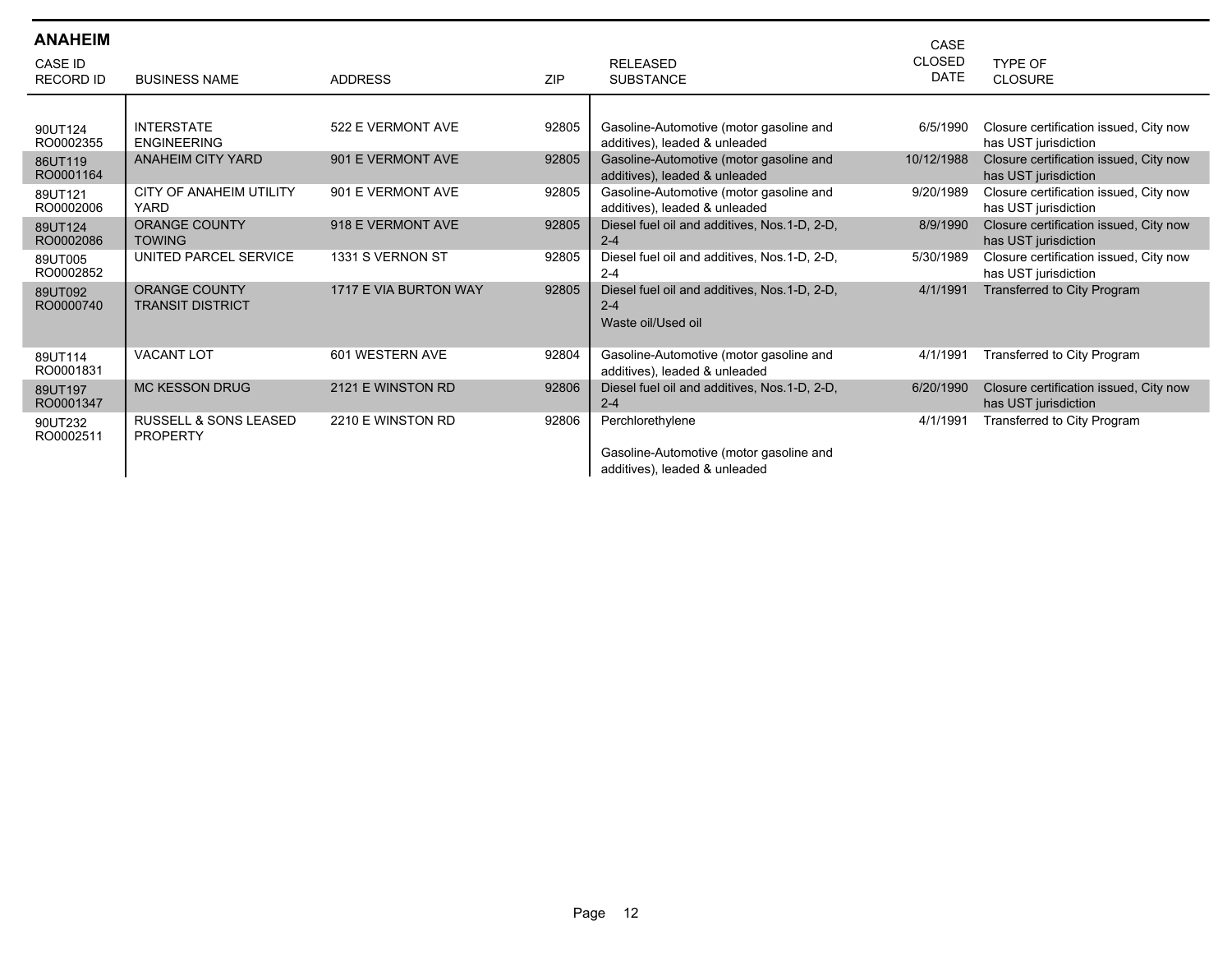## ANAHEIM

| CASE ID RECORD ID | BUSINESS NAME | ADDRESS | ZIP | RELEASED SUBSTANCE | CASE CLOSED DATE | TYPE OF CLOSURE |
|---|---|---|---|---|---|---|
| 90UT124 RO0002355 | INTERSTATE ENGINEERING | 522 E VERMONT AVE | 92805 | Gasoline-Automotive (motor gasoline and additives), leaded & unleaded | 6/5/1990 | Closure certification issued, City now has UST jurisdiction |
| 86UT119 RO0001164 | ANAHEIM CITY YARD | 901 E VERMONT AVE | 92805 | Gasoline-Automotive (motor gasoline and additives), leaded & unleaded | 10/12/1988 | Closure certification issued, City now has UST jurisdiction |
| 89UT121 RO0002006 | CITY OF ANAHEIM UTILITY YARD | 901 E VERMONT AVE | 92805 | Gasoline-Automotive (motor gasoline and additives), leaded & unleaded | 9/20/1989 | Closure certification issued, City now has UST jurisdiction |
| 89UT124 RO0002086 | ORANGE COUNTY TOWING | 918 E VERMONT AVE | 92805 | Diesel fuel oil and additives, Nos.1-D, 2-D, 2-4 | 8/9/1990 | Closure certification issued, City now has UST jurisdiction |
| 89UT005 RO0002852 | UNITED PARCEL SERVICE | 1331 S VERNON ST | 92805 | Diesel fuel oil and additives, Nos.1-D, 2-D, 2-4 | 5/30/1989 | Closure certification issued, City now has UST jurisdiction |
| 89UT092 RO0000740 | ORANGE COUNTY TRANSIT DISTRICT | 1717 E VIA BURTON WAY | 92805 | Diesel fuel oil and additives, Nos.1-D, 2-D, 2-4<br>Waste oil/Used oil | 4/1/1991 | Transferred to City Program |
| 89UT114 RO0001831 | VACANT LOT | 601 WESTERN AVE | 92804 | Gasoline-Automotive (motor gasoline and additives), leaded & unleaded | 4/1/1991 | Transferred to City Program |
| 89UT197 RO0001347 | MC KESSON DRUG | 2121 E WINSTON RD | 92806 | Diesel fuel oil and additives, Nos.1-D, 2-D, 2-4 | 6/20/1990 | Closure certification issued, City now has UST jurisdiction |
| 90UT232 RO0002511 | RUSSELL & SONS LEASED PROPERTY | 2210 E WINSTON RD | 92806 | Perchlorethylene<br>Gasoline-Automotive (motor gasoline and additives), leaded & unleaded | 4/1/1991 | Transferred to City Program |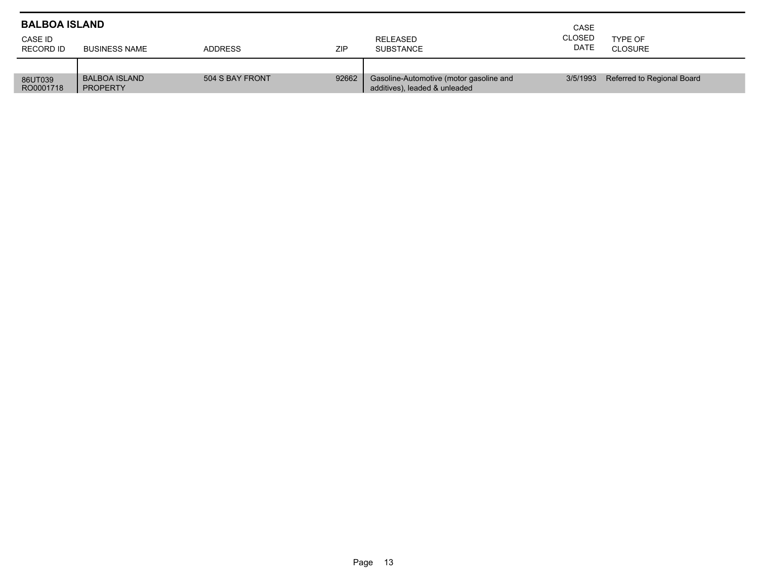## BALBOA ISLAND

| CASE ID<br>RECORD ID | BUSINESS NAME | ADDRESS | ZIP | RELEASED SUBSTANCE | CASE CLOSED DATE | TYPE OF CLOSURE |
|---|---|---|---|---|---|---|
| 86UT039<br>RO0001718 | BALBOA ISLAND PROPERTY | 504 S BAY FRONT | 92662 | Gasoline-Automotive (motor gasoline and additives), leaded & unleaded | 3/5/1993 | Referred to Regional Board |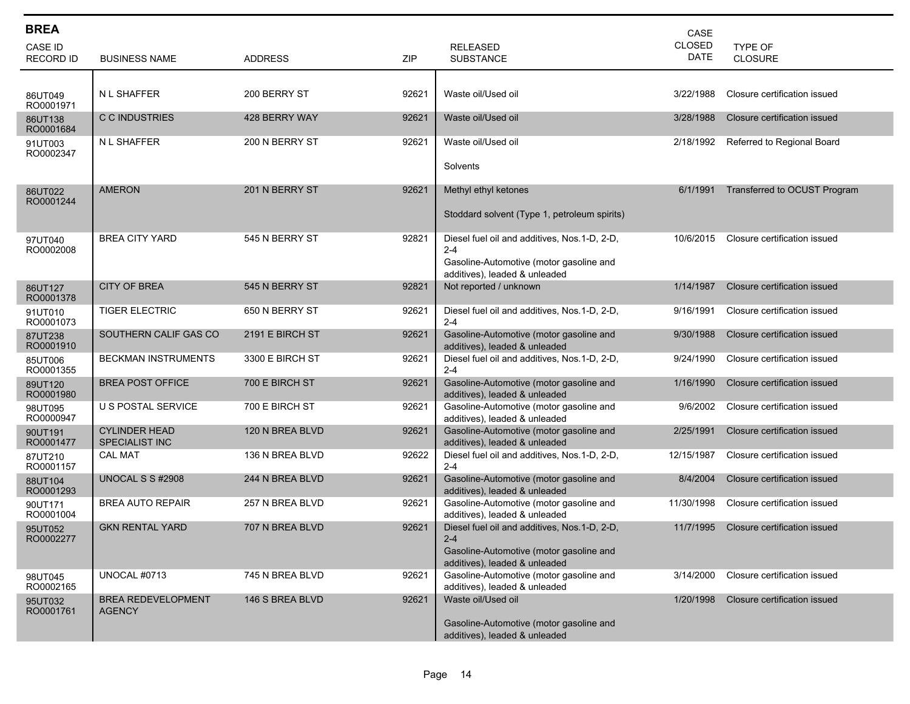## BREA

| CASE ID<br>RECORD ID | BUSINESS NAME | ADDRESS | ZIP | RELEASED SUBSTANCE | CASE CLOSED DATE | TYPE OF CLOSURE |
|---|---|---|---|---|---|---|
| 86UT049<br>RO0001971 | N L SHAFFER | 200 BERRY ST | 92621 | Waste oil/Used oil | 3/22/1988 | Closure certification issued |
| 86UT138<br>RO0001684 | C C INDUSTRIES | 428 BERRY WAY | 92621 | Waste oil/Used oil | 3/28/1988 | Closure certification issued |
| 91UT003<br>RO0002347 | N L SHAFFER | 200 N BERRY ST | 92621 | Waste oil/Used oil<br><br>Solvents | 2/18/1992 | Referred to Regional Board |
| 86UT022<br>RO0001244 | AMERON | 201 N BERRY ST | 92621 | Methyl ethyl ketones<br><br>Stoddard solvent (Type 1, petroleum spirits) | 6/1/1991 | Transferred to OCUST Program |
| 97UT040<br>RO0002008 | BREA CITY YARD | 545 N BERRY ST | 92821 | Diesel fuel oil and additives, Nos.1-D, 2-D, 2-4<br>Gasoline-Automotive (motor gasoline and additives), leaded & unleaded | 10/6/2015 | Closure certification issued |
| 86UT127<br>RO0001378 | CITY OF BREA | 545 N BERRY ST | 92821 | Not reported / unknown | 1/14/1987 | Closure certification issued |
| 91UT010<br>RO0001073 | TIGER ELECTRIC | 650 N BERRY ST | 92621 | Diesel fuel oil and additives, Nos.1-D, 2-D, 2-4 | 9/16/1991 | Closure certification issued |
| 87UT238<br>RO0001910 | SOUTHERN CALIF GAS CO | 2191 E BIRCH ST | 92621 | Gasoline-Automotive (motor gasoline and additives), leaded & unleaded | 9/30/1988 | Closure certification issued |
| 85UT006<br>RO0001355 | BECKMAN INSTRUMENTS | 3300 E BIRCH ST | 92621 | Diesel fuel oil and additives, Nos.1-D, 2-D, 2-4 | 9/24/1990 | Closure certification issued |
| 89UT120<br>RO0001980 | BREA POST OFFICE | 700 E BIRCH ST | 92621 | Gasoline-Automotive (motor gasoline and additives), leaded & unleaded | 1/16/1990 | Closure certification issued |
| 98UT095<br>RO0000947 | U S POSTAL SERVICE | 700 E BIRCH ST | 92621 | Gasoline-Automotive (motor gasoline and additives), leaded & unleaded | 9/6/2002 | Closure certification issued |
| 90UT191<br>RO0001477 | CYLINDER HEAD SPECIALIST INC | 120 N BREA BLVD | 92621 | Gasoline-Automotive (motor gasoline and additives), leaded & unleaded | 2/25/1991 | Closure certification issued |
| 87UT210<br>RO0001157 | CAL MAT | 136 N BREA BLVD | 92622 | Diesel fuel oil and additives, Nos.1-D, 2-D, 2-4 | 12/15/1987 | Closure certification issued |
| 88UT104<br>RO0001293 | UNOCAL S S #2908 | 244 N BREA BLVD | 92621 | Gasoline-Automotive (motor gasoline and additives), leaded & unleaded | 8/4/2004 | Closure certification issued |
| 90UT171<br>RO0001004 | BREA AUTO REPAIR | 257 N BREA BLVD | 92621 | Gasoline-Automotive (motor gasoline and additives), leaded & unleaded | 11/30/1998 | Closure certification issued |
| 95UT052<br>RO0002277 | GKN RENTAL YARD | 707 N BREA BLVD | 92621 | Diesel fuel oil and additives, Nos.1-D, 2-D, 2-4<br>Gasoline-Automotive (motor gasoline and additives), leaded & unleaded | 11/7/1995 | Closure certification issued |
| 98UT045<br>RO0002165 | UNOCAL #0713 | 745 N BREA BLVD | 92621 | Gasoline-Automotive (motor gasoline and additives), leaded & unleaded | 3/14/2000 | Closure certification issued |
| 95UT032<br>RO0001761 | BREA REDEVELOPMENT AGENCY | 146 S BREA BLVD | 92621 | Waste oil/Used oil<br><br>Gasoline-Automotive (motor gasoline and additives), leaded & unleaded | 1/20/1998 | Closure certification issued |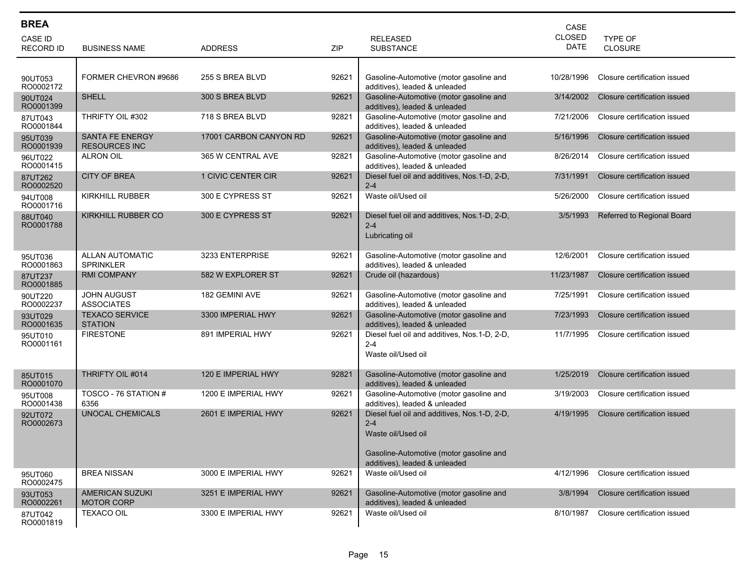## BREA

| CASE ID RECORD ID | BUSINESS NAME | ADDRESS | ZIP | RELEASED SUBSTANCE | CASE CLOSED DATE | TYPE OF CLOSURE |
|---|---|---|---|---|---|---|
| 90UT053 RO0002172 | FORMER CHEVRON #9686 | 255 S BREA BLVD | 92621 | Gasoline-Automotive (motor gasoline and additives), leaded & unleaded | 10/28/1996 | Closure certification issued |
| 90UT024 RO0001399 | SHELL | 300 S BREA BLVD | 92621 | Gasoline-Automotive (motor gasoline and additives), leaded & unleaded | 3/14/2002 | Closure certification issued |
| 87UT043 RO0001844 | THRIFTY OIL #302 | 718 S BREA BLVD | 92821 | Gasoline-Automotive (motor gasoline and additives), leaded & unleaded | 7/21/2006 | Closure certification issued |
| 95UT039 RO0001939 | SANTA FE ENERGY RESOURCES INC | 17001 CARBON CANYON RD | 92621 | Gasoline-Automotive (motor gasoline and additives), leaded & unleaded | 5/16/1996 | Closure certification issued |
| 96UT022 RO0001415 | ALRON OIL | 365 W CENTRAL AVE | 92821 | Gasoline-Automotive (motor gasoline and additives), leaded & unleaded | 8/26/2014 | Closure certification issued |
| 87UT262 RO0002520 | CITY OF BREA | 1 CIVIC CENTER CIR | 92621 | Diesel fuel oil and additives, Nos.1-D, 2-D, 2-4 | 7/31/1991 | Closure certification issued |
| 94UT008 RO0001716 | KIRKHILL RUBBER | 300 E CYPRESS ST | 92621 | Waste oil/Used oil | 5/26/2000 | Closure certification issued |
| 88UT040 RO0001788 | KIRKHILL RUBBER CO | 300 E CYPRESS ST | 92621 | Diesel fuel oil and additives, Nos.1-D, 2-D, 2-4<br>Lubricating oil | 3/5/1993 | Referred to Regional Board |
| 95UT036 RO0001863 | ALLAN AUTOMATIC SPRINKLER | 3233 ENTERPRISE | 92621 | Gasoline-Automotive (motor gasoline and additives), leaded & unleaded | 12/6/2001 | Closure certification issued |
| 87UT237 RO0001885 | RMI COMPANY | 582 W EXPLORER ST | 92621 | Crude oil (hazardous) | 11/23/1987 | Closure certification issued |
| 90UT220 RO0002237 | JOHN AUGUST ASSOCIATES | 182 GEMINI AVE | 92621 | Gasoline-Automotive (motor gasoline and additives), leaded & unleaded | 7/25/1991 | Closure certification issued |
| 93UT029 RO0001635 | TEXACO SERVICE STATION | 3300 IMPERIAL HWY | 92621 | Gasoline-Automotive (motor gasoline and additives), leaded & unleaded | 7/23/1993 | Closure certification issued |
| 95UT010 RO0001161 | FIRESTONE | 891 IMPERIAL HWY | 92621 | Diesel fuel oil and additives, Nos.1-D, 2-D, 2-4<br>Waste oil/Used oil | 11/7/1995 | Closure certification issued |
| 85UT015 RO0001070 | THRIFTY OIL #014 | 120 E IMPERIAL HWY | 92821 | Gasoline-Automotive (motor gasoline and additives), leaded & unleaded | 1/25/2019 | Closure certification issued |
| 95UT008 RO0001438 | TOSCO - 76 STATION # 6356 | 1200 E IMPERIAL HWY | 92621 | Gasoline-Automotive (motor gasoline and additives), leaded & unleaded | 3/19/2003 | Closure certification issued |
| 92UT072 RO0002673 | UNOCAL CHEMICALS | 2601 E IMPERIAL HWY | 92621 | Diesel fuel oil and additives, Nos.1-D, 2-D, 2-4<br>Waste oil/Used oil<br>Gasoline-Automotive (motor gasoline and additives), leaded & unleaded | 4/19/1995 | Closure certification issued |
| 95UT060 RO0002475 | BREA NISSAN | 3000 E IMPERIAL HWY | 92621 | Waste oil/Used oil | 4/12/1996 | Closure certification issued |
| 93UT053 RO0002261 | AMERICAN SUZUKI MOTOR CORP | 3251 E IMPERIAL HWY | 92621 | Gasoline-Automotive (motor gasoline and additives), leaded & unleaded | 3/8/1994 | Closure certification issued |
| 87UT042 RO0001819 | TEXACO OIL | 3300 E IMPERIAL HWY | 92621 | Waste oil/Used oil | 8/10/1987 | Closure certification issued |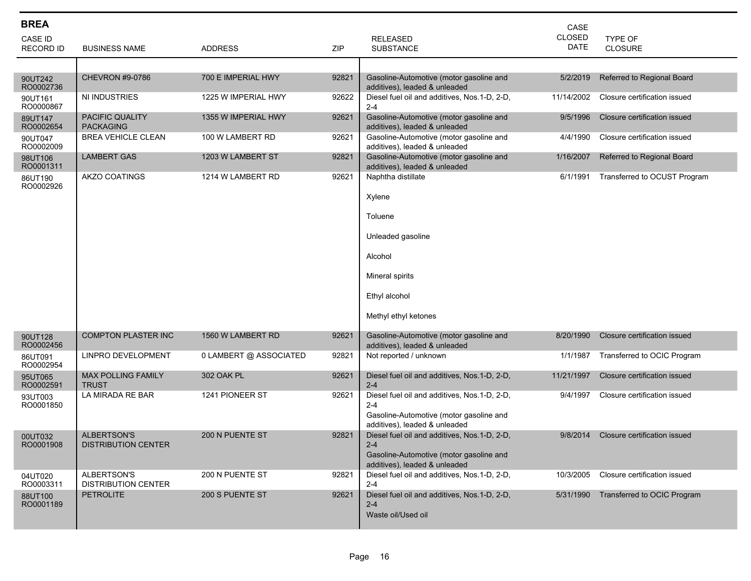## BREA

| CASE ID RECORD ID | BUSINESS NAME | ADDRESS | ZIP | RELEASED SUBSTANCE | CASE CLOSED DATE | TYPE OF CLOSURE |
|---|---|---|---|---|---|---|
| 90UT242 RO0002736 | CHEVRON #9-0786 | 700 E IMPERIAL HWY | 92821 | Gasoline-Automotive (motor gasoline and additives), leaded & unleaded | 5/2/2019 | Referred to Regional Board |
| 90UT161 RO0000867 | NI INDUSTRIES | 1225 W IMPERIAL HWY | 92622 | Diesel fuel oil and additives, Nos.1-D, 2-D, 2-4 | 11/14/2002 | Closure certification issued |
| 89UT147 RO0002654 | PACIFIC QUALITY PACKAGING | 1355 W IMPERIAL HWY | 92621 | Gasoline-Automotive (motor gasoline and additives), leaded & unleaded | 9/5/1996 | Closure certification issued |
| 90UT047 RO0002009 | BREA VEHICLE CLEAN | 100 W LAMBERT RD | 92621 | Gasoline-Automotive (motor gasoline and additives), leaded & unleaded | 4/4/1990 | Closure certification issued |
| 98UT106 RO0001311 | LAMBERT GAS | 1203 W LAMBERT ST | 92821 | Gasoline-Automotive (motor gasoline and additives), leaded & unleaded | 1/16/2007 | Referred to Regional Board |
| 86UT190 RO0002926 | AKZO COATINGS | 1214 W LAMBERT RD | 92621 | Naphtha distillate<br>Xylene<br>Toluene<br>Unleaded gasoline<br>Alcohol<br>Mineral spirits<br>Ethyl alcohol<br>Methyl ethyl ketones | 6/1/1991 | Transferred to OCUST Program |
| 90UT128 RO0002456 | COMPTON PLASTER INC | 1560 W LAMBERT RD | 92621 | Gasoline-Automotive (motor gasoline and additives), leaded & unleaded | 8/20/1990 | Closure certification issued |
| 86UT091 RO0002954 | LINPRO DEVELOPMENT | 0 LAMBERT @ ASSOCIATED | 92821 | Not reported / unknown | 1/1/1987 | Transferred to OCIC Program |
| 95UT065 RO0002591 | MAX POLLING FAMILY TRUST | 302 OAK PL | 92621 | Diesel fuel oil and additives, Nos.1-D, 2-D, 2-4 | 11/21/1997 | Closure certification issued |
| 93UT003 RO0001850 | LA MIRADA RE BAR | 1241 PIONEER ST | 92621 | Diesel fuel oil and additives, Nos.1-D, 2-D, 2-4<br>Gasoline-Automotive (motor gasoline and additives), leaded & unleaded | 9/4/1997 | Closure certification issued |
| 00UT032 RO0001908 | ALBERTSON'S DISTRIBUTION CENTER | 200 N PUENTE ST | 92821 | Diesel fuel oil and additives, Nos.1-D, 2-D, 2-4<br>Gasoline-Automotive (motor gasoline and additives), leaded & unleaded | 9/8/2014 | Closure certification issued |
| 04UT020 RO0003311 | ALBERTSON'S DISTRIBUTION CENTER | 200 N PUENTE ST | 92821 | Diesel fuel oil and additives, Nos.1-D, 2-D, 2-4 | 10/3/2005 | Closure certification issued |
| 88UT100 RO0001189 | PETROLITE | 200 S PUENTE ST | 92621 | Diesel fuel oil and additives, Nos.1-D, 2-D, 2-4<br>Waste oil/Used oil | 5/31/1990 | Transferred to OCIC Program |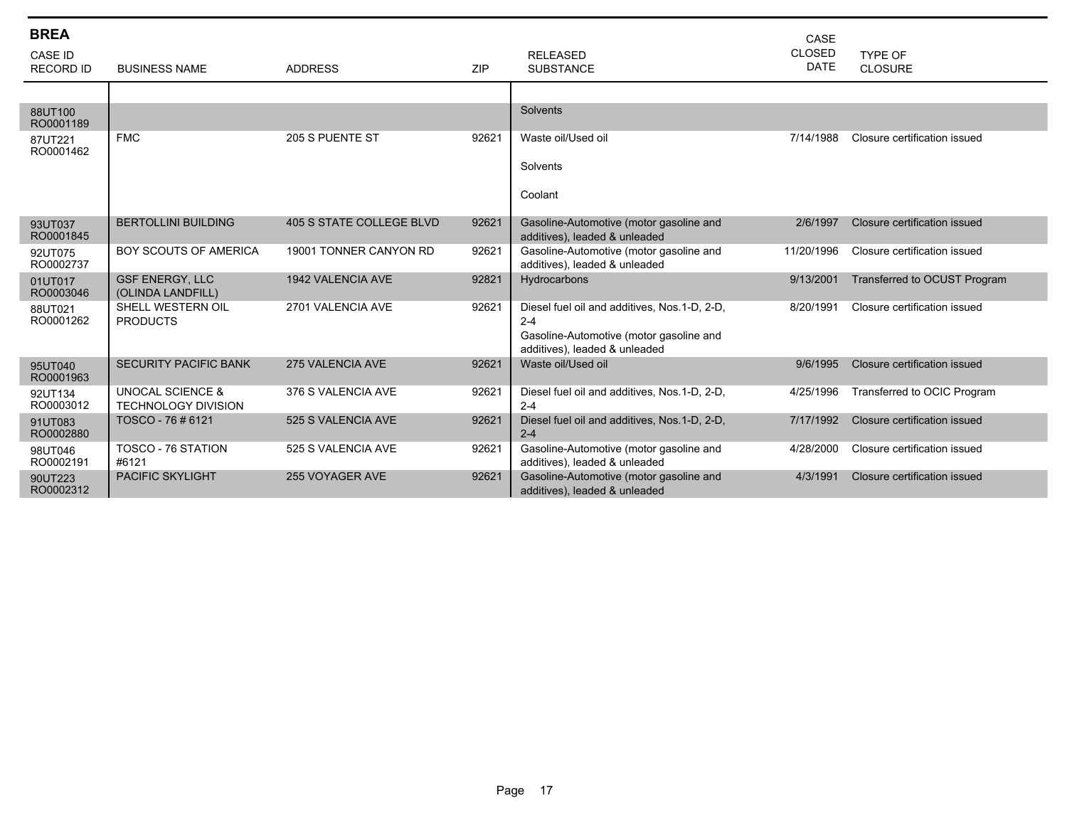## BREA

| CASE ID RECORD ID | BUSINESS NAME | ADDRESS | ZIP | RELEASED SUBSTANCE | CASE CLOSED DATE | TYPE OF CLOSURE |
|---|---|---|---|---|---|---|
| 88UT100 RO0001189 | | | | Solvents | | |
| 87UT221 RO0001462 | FMC | 205 S PUENTE ST | 92621 | Waste oil/Used oil<br>Solvents<br>Coolant | 7/14/1988 | Closure certification issued |
| 93UT037 RO0001845 | BERTOLLINI BUILDING | 405 S STATE COLLEGE BLVD | 92621 | Gasoline-Automotive (motor gasoline and additives), leaded & unleaded | 2/6/1997 | Closure certification issued |
| 92UT075 RO0002737 | BOY SCOUTS OF AMERICA | 19001 TONNER CANYON RD | 92621 | Gasoline-Automotive (motor gasoline and additives), leaded & unleaded | 11/20/1996 | Closure certification issued |
| 01UT017 RO0003046 | GSF ENERGY, LLC (OLINDA LANDFILL) | 1942 VALENCIA AVE | 92821 | Hydrocarbons | 9/13/2001 | Transferred to OCUST Program |
| 88UT021 RO0001262 | SHELL WESTERN OIL PRODUCTS | 2701 VALENCIA AVE | 92621 | Diesel fuel oil and additives, Nos.1-D, 2-D, 2-4<br>Gasoline-Automotive (motor gasoline and additives), leaded & unleaded | 8/20/1991 | Closure certification issued |
| 95UT040 RO0001963 | SECURITY PACIFIC BANK | 275 VALENCIA AVE | 92621 | Waste oil/Used oil | 9/6/1995 | Closure certification issued |
| 92UT134 RO0003012 | UNOCAL SCIENCE & TECHNOLOGY DIVISION | 376 S VALENCIA AVE | 92621 | Diesel fuel oil and additives, Nos.1-D, 2-D, 2-4 | 4/25/1996 | Transferred to OCIC Program |
| 91UT083 RO0002880 | TOSCO - 76 # 6121 | 525 S VALENCIA AVE | 92621 | Diesel fuel oil and additives, Nos.1-D, 2-D, 2-4 | 7/17/1992 | Closure certification issued |
| 98UT046 RO0002191 | TOSCO - 76 STATION #6121 | 525 S VALENCIA AVE | 92621 | Gasoline-Automotive (motor gasoline and additives), leaded & unleaded | 4/28/2000 | Closure certification issued |
| 90UT223 RO0002312 | PACIFIC SKYLIGHT | 255 VOYAGER AVE | 92621 | Gasoline-Automotive (motor gasoline and additives), leaded & unleaded | 4/3/1991 | Closure certification issued |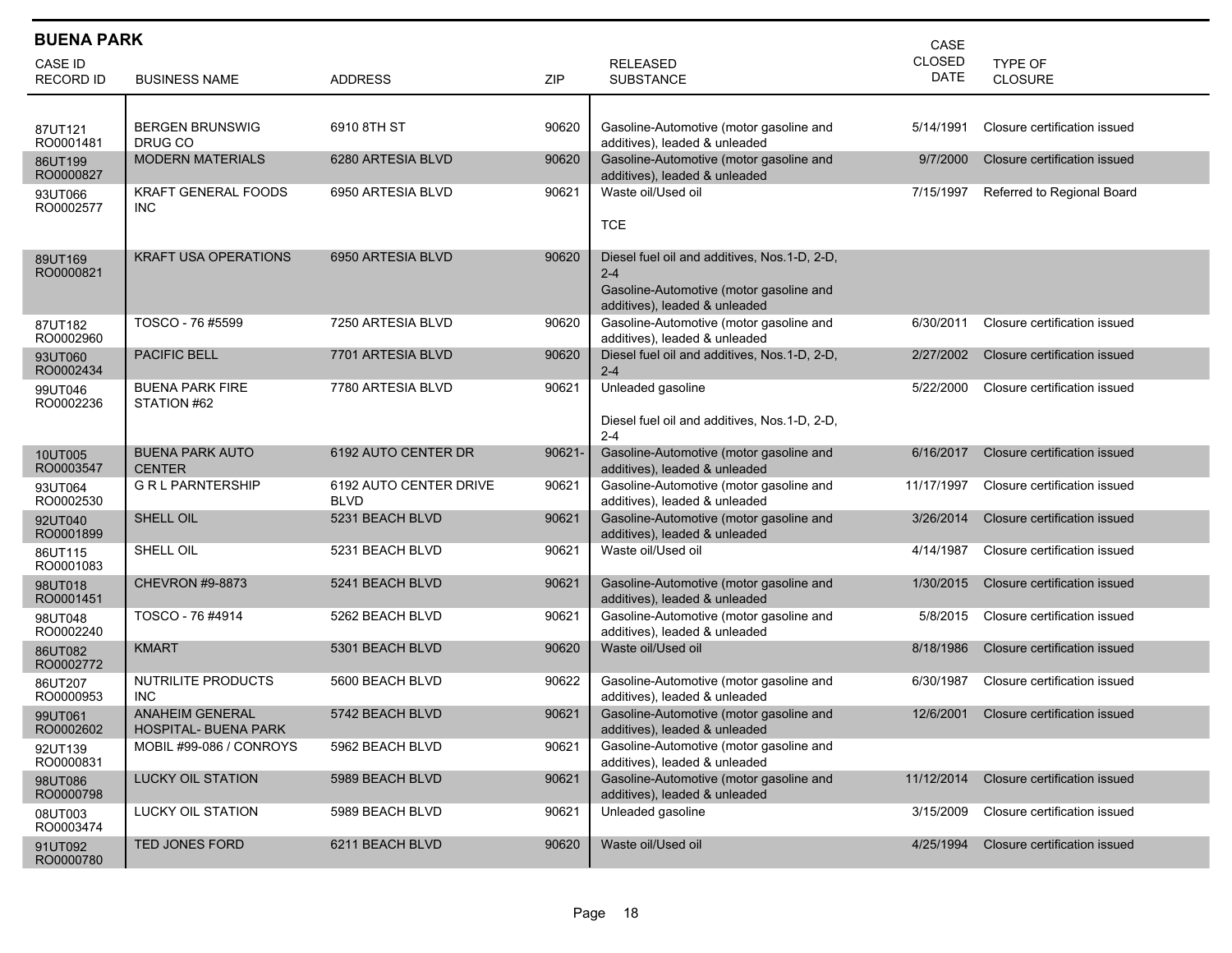## BUENA PARK

| CASE ID RECORD ID | BUSINESS NAME | ADDRESS | ZIP | RELEASED SUBSTANCE | CASE CLOSED DATE | TYPE OF CLOSURE |
|---|---|---|---|---|---|---|
| 87UT121 RO0001481 | BERGEN BRUNSWIG DRUG CO | 6910 8TH ST | 90620 | Gasoline-Automotive (motor gasoline and additives), leaded & unleaded | 5/14/1991 | Closure certification issued |
| 86UT199 RO0000827 | MODERN MATERIALS | 6280 ARTESIA BLVD | 90620 | Gasoline-Automotive (motor gasoline and additives), leaded & unleaded | 9/7/2000 | Closure certification issued |
| 93UT066 RO0002577 | KRAFT GENERAL FOODS INC | 6950 ARTESIA BLVD | 90621 | Waste oil/Used oil<br><br>TCE | 7/15/1997 | Referred to Regional Board |
| 89UT169 RO0000821 | KRAFT USA OPERATIONS | 6950 ARTESIA BLVD | 90620 | Diesel fuel oil and additives, Nos.1-D, 2-D, 2-4<br>Gasoline-Automotive (motor gasoline and additives), leaded & unleaded | | |
| 87UT182 RO0002960 | TOSCO - 76 #5599 | 7250 ARTESIA BLVD | 90620 | Gasoline-Automotive (motor gasoline and additives), leaded & unleaded | 6/30/2011 | Closure certification issued |
| 93UT060 RO0002434 | PACIFIC BELL | 7701 ARTESIA BLVD | 90620 | Diesel fuel oil and additives, Nos.1-D, 2-D, 2-4 | 2/27/2002 | Closure certification issued |
| 99UT046 RO0002236 | BUENA PARK FIRE STATION #62 | 7780 ARTESIA BLVD | 90621 | Unleaded gasoline<br><br>Diesel fuel oil and additives, Nos.1-D, 2-D, 2-4 | 5/22/2000 | Closure certification issued |
| 10UT005 RO0003547 | BUENA PARK AUTO CENTER | 6192 AUTO CENTER DR | 90621- | Gasoline-Automotive (motor gasoline and additives), leaded & unleaded | 6/16/2017 | Closure certification issued |
| 93UT064 RO0002530 | G R L PARNTERSHIP | 6192 AUTO CENTER DRIVE BLVD | 90621 | Gasoline-Automotive (motor gasoline and additives), leaded & unleaded | 11/17/1997 | Closure certification issued |
| 92UT040 RO0001899 | SHELL OIL | 5231 BEACH BLVD | 90621 | Gasoline-Automotive (motor gasoline and additives), leaded & unleaded | 3/26/2014 | Closure certification issued |
| 86UT115 RO0001083 | SHELL OIL | 5231 BEACH BLVD | 90621 | Waste oil/Used oil | 4/14/1987 | Closure certification issued |
| 98UT018 RO0001451 | CHEVRON #9-8873 | 5241 BEACH BLVD | 90621 | Gasoline-Automotive (motor gasoline and additives), leaded & unleaded | 1/30/2015 | Closure certification issued |
| 98UT048 RO0002240 | TOSCO - 76 #4914 | 5262 BEACH BLVD | 90621 | Gasoline-Automotive (motor gasoline and additives), leaded & unleaded | 5/8/2015 | Closure certification issued |
| 86UT082 RO0002772 | KMART | 5301 BEACH BLVD | 90620 | Waste oil/Used oil | 8/18/1986 | Closure certification issued |
| 86UT207 RO0000953 | NUTRILITE PRODUCTS INC | 5600 BEACH BLVD | 90622 | Gasoline-Automotive (motor gasoline and additives), leaded & unleaded | 6/30/1987 | Closure certification issued |
| 99UT061 RO0002602 | ANAHEIM GENERAL HOSPITAL- BUENA PARK | 5742 BEACH BLVD | 90621 | Gasoline-Automotive (motor gasoline and additives), leaded & unleaded | 12/6/2001 | Closure certification issued |
| 92UT139 RO0000831 | MOBIL #99-086 / CONROYS | 5962 BEACH BLVD | 90621 | Gasoline-Automotive (motor gasoline and additives), leaded & unleaded | | |
| 98UT086 RO0000798 | LUCKY OIL STATION | 5989 BEACH BLVD | 90621 | Gasoline-Automotive (motor gasoline and additives), leaded & unleaded | 11/12/2014 | Closure certification issued |
| 08UT003 RO0003474 | LUCKY OIL STATION | 5989 BEACH BLVD | 90621 | Unleaded gasoline | 3/15/2009 | Closure certification issued |
| 91UT092 RO0000780 | TED JONES FORD | 6211 BEACH BLVD | 90620 | Waste oil/Used oil | 4/25/1994 | Closure certification issued |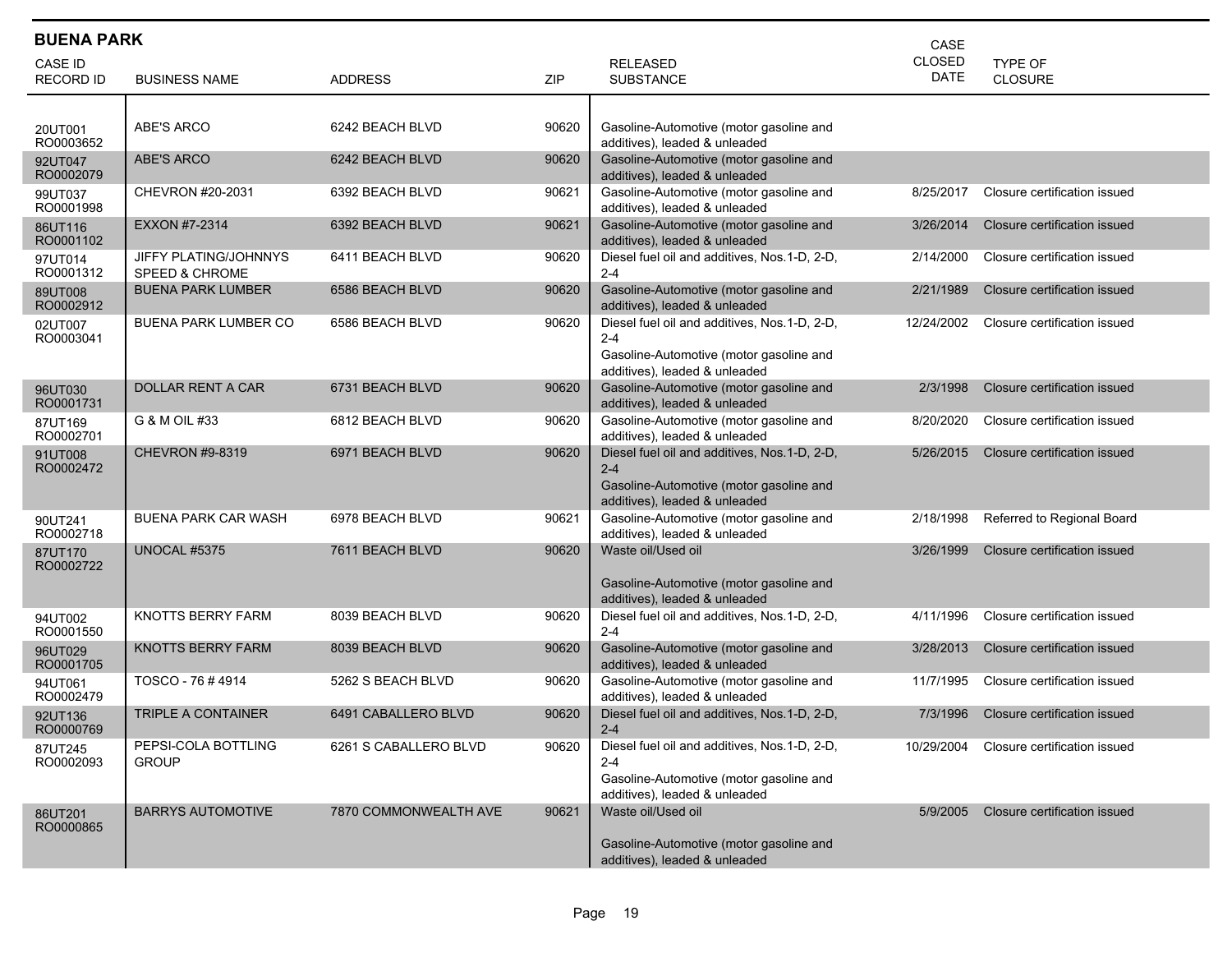## BUENA PARK

| CASE ID RECORD ID | BUSINESS NAME | ADDRESS | ZIP | RELEASED SUBSTANCE | CASE CLOSED DATE | TYPE OF CLOSURE |
|---|---|---|---|---|---|---|
| 20UT001 RO0003652 | ABE'S ARCO | 6242 BEACH BLVD | 90620 | Gasoline-Automotive (motor gasoline and additives), leaded & unleaded | | |
| 92UT047 RO0002079 | ABE'S ARCO | 6242 BEACH BLVD | 90620 | Gasoline-Automotive (motor gasoline and additives), leaded & unleaded | | |
| 99UT037 RO0001998 | CHEVRON #20-2031 | 6392 BEACH BLVD | 90621 | Gasoline-Automotive (motor gasoline and additives), leaded & unleaded | 8/25/2017 | Closure certification issued |
| 86UT116 RO0001102 | EXXON #7-2314 | 6392 BEACH BLVD | 90621 | Gasoline-Automotive (motor gasoline and additives), leaded & unleaded | 3/26/2014 | Closure certification issued |
| 97UT014 RO0001312 | JIFFY PLATING/JOHNNYS SPEED & CHROME | 6411 BEACH BLVD | 90620 | Diesel fuel oil and additives, Nos.1-D, 2-D, 2-4 | 2/14/2000 | Closure certification issued |
| 89UT008 RO0002912 | BUENA PARK LUMBER | 6586 BEACH BLVD | 90620 | Gasoline-Automotive (motor gasoline and additives), leaded & unleaded | 2/21/1989 | Closure certification issued |
| 02UT007 RO0003041 | BUENA PARK LUMBER CO | 6586 BEACH BLVD | 90620 | Diesel fuel oil and additives, Nos.1-D, 2-D, 2-4<br>Gasoline-Automotive (motor gasoline and additives), leaded & unleaded | 12/24/2002 | Closure certification issued |
| 96UT030 RO0001731 | DOLLAR RENT A CAR | 6731 BEACH BLVD | 90620 | Gasoline-Automotive (motor gasoline and additives), leaded & unleaded | 2/3/1998 | Closure certification issued |
| 87UT169 RO0002701 | G & M OIL #33 | 6812 BEACH BLVD | 90620 | Gasoline-Automotive (motor gasoline and additives), leaded & unleaded | 8/20/2020 | Closure certification issued |
| 91UT008 RO0002472 | CHEVRON #9-8319 | 6971 BEACH BLVD | 90620 | Diesel fuel oil and additives, Nos.1-D, 2-D, 2-4<br>Gasoline-Automotive (motor gasoline and additives), leaded & unleaded | 5/26/2015 | Closure certification issued |
| 90UT241 RO0002718 | BUENA PARK CAR WASH | 6978 BEACH BLVD | 90621 | Gasoline-Automotive (motor gasoline and additives), leaded & unleaded | 2/18/1998 | Referred to Regional Board |
| 87UT170 RO0002722 | UNOCAL #5375 | 7611 BEACH BLVD | 90620 | Waste oil/Used oil<br>Gasoline-Automotive (motor gasoline and additives), leaded & unleaded | 3/26/1999 | Closure certification issued |
| 94UT002 RO0001550 | KNOTTS BERRY FARM | 8039 BEACH BLVD | 90620 | Diesel fuel oil and additives, Nos.1-D, 2-D, 2-4 | 4/11/1996 | Closure certification issued |
| 96UT029 RO0001705 | KNOTTS BERRY FARM | 8039 BEACH BLVD | 90620 | Gasoline-Automotive (motor gasoline and additives), leaded & unleaded | 3/28/2013 | Closure certification issued |
| 94UT061 RO0002479 | TOSCO - 76 # 4914 | 5262 S BEACH BLVD | 90620 | Gasoline-Automotive (motor gasoline and additives), leaded & unleaded | 11/7/1995 | Closure certification issued |
| 92UT136 RO0000769 | TRIPLE A CONTAINER | 6491 CABALLERO BLVD | 90620 | Diesel fuel oil and additives, Nos.1-D, 2-D, 2-4 | 7/3/1996 | Closure certification issued |
| 87UT245 RO0002093 | PEPSI-COLA BOTTLING GROUP | 6261 S CABALLERO BLVD | 90620 | Diesel fuel oil and additives, Nos.1-D, 2-D, 2-4<br>Gasoline-Automotive (motor gasoline and additives), leaded & unleaded | 10/29/2004 | Closure certification issued |
| 86UT201 RO0000865 | BARRYS AUTOMOTIVE | 7870 COMMONWEALTH AVE | 90621 | Waste oil/Used oil<br>Gasoline-Automotive (motor gasoline and additives), leaded & unleaded | 5/9/2005 | Closure certification issued |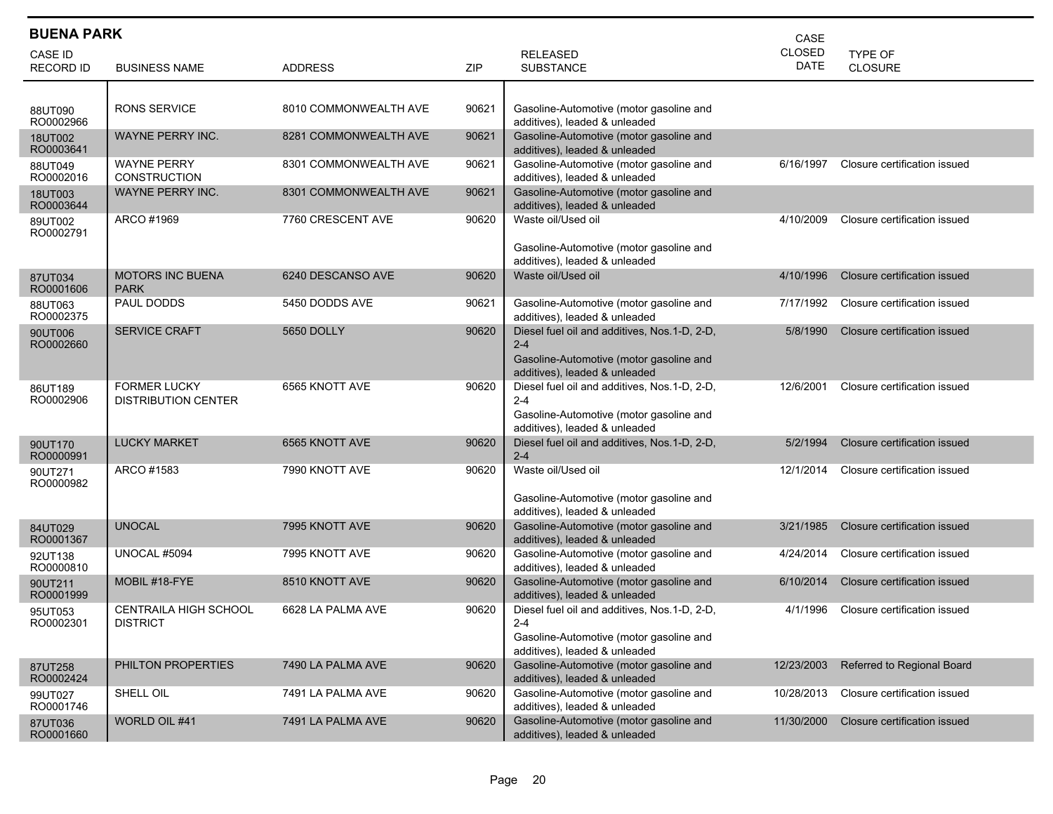## BUENA PARK

| CASE ID RECORD ID | BUSINESS NAME | ADDRESS | ZIP | RELEASED SUBSTANCE | CASE CLOSED DATE | TYPE OF CLOSURE |
|---|---|---|---|---|---|---|
| 88UT090 RO0002966 | RONS SERVICE | 8010 COMMONWEALTH AVE | 90621 | Gasoline-Automotive (motor gasoline and additives), leaded & unleaded | | |
| 18UT002 RO0003641 | WAYNE PERRY INC. | 8281 COMMONWEALTH AVE | 90621 | Gasoline-Automotive (motor gasoline and additives), leaded & unleaded | | |
| 88UT049 RO0002016 | WAYNE PERRY CONSTRUCTION | 8301 COMMONWEALTH AVE | 90621 | Gasoline-Automotive (motor gasoline and additives), leaded & unleaded | 6/16/1997 | Closure certification issued |
| 18UT003 RO0003644 | WAYNE PERRY INC. | 8301 COMMONWEALTH AVE | 90621 | Gasoline-Automotive (motor gasoline and additives), leaded & unleaded | | |
| 89UT002 RO0002791 | ARCO #1969 | 7760 CRESCENT AVE | 90620 | Waste oil/Used oil<br><br>Gasoline-Automotive (motor gasoline and additives), leaded & unleaded | 4/10/2009 | Closure certification issued |
| 87UT034 RO0001606 | MOTORS INC BUENA PARK | 6240 DESCANSO AVE | 90620 | Waste oil/Used oil | 4/10/1996 | Closure certification issued |
| 88UT063 RO0002375 | PAUL DODDS | 5450 DODDS AVE | 90621 | Gasoline-Automotive (motor gasoline and additives), leaded & unleaded | 7/17/1992 | Closure certification issued |
| 90UT006 RO0002660 | SERVICE CRAFT | 5650 DOLLY | 90620 | Diesel fuel oil and additives, Nos.1-D, 2-D, 2-4<br>Gasoline-Automotive (motor gasoline and additives), leaded & unleaded | 5/8/1990 | Closure certification issued |
| 86UT189 RO0002906 | FORMER LUCKY DISTRIBUTION CENTER | 6565 KNOTT AVE | 90620 | Diesel fuel oil and additives, Nos.1-D, 2-D, 2-4<br>Gasoline-Automotive (motor gasoline and additives), leaded & unleaded | 12/6/2001 | Closure certification issued |
| 90UT170 RO0000991 | LUCKY MARKET | 6565 KNOTT AVE | 90620 | Diesel fuel oil and additives, Nos.1-D, 2-D, 2-4 | 5/2/1994 | Closure certification issued |
| 90UT271 RO0000982 | ARCO #1583 | 7990 KNOTT AVE | 90620 | Waste oil/Used oil<br><br>Gasoline-Automotive (motor gasoline and additives), leaded & unleaded | 12/1/2014 | Closure certification issued |
| 84UT029 RO0001367 | UNOCAL | 7995 KNOTT AVE | 90620 | Gasoline-Automotive (motor gasoline and additives), leaded & unleaded | 3/21/1985 | Closure certification issued |
| 92UT138 RO0000810 | UNOCAL #5094 | 7995 KNOTT AVE | 90620 | Gasoline-Automotive (motor gasoline and additives), leaded & unleaded | 4/24/2014 | Closure certification issued |
| 90UT211 RO0001999 | MOBIL #18-FYE | 8510 KNOTT AVE | 90620 | Gasoline-Automotive (motor gasoline and additives), leaded & unleaded | 6/10/2014 | Closure certification issued |
| 95UT053 RO0002301 | CENTRAILA HIGH SCHOOL DISTRICT | 6628 LA PALMA AVE | 90620 | Diesel fuel oil and additives, Nos.1-D, 2-D, 2-4<br>Gasoline-Automotive (motor gasoline and additives), leaded & unleaded | 4/1/1996 | Closure certification issued |
| 87UT258 RO0002424 | PHILTON PROPERTIES | 7490 LA PALMA AVE | 90620 | Gasoline-Automotive (motor gasoline and additives), leaded & unleaded | 12/23/2003 | Referred to Regional Board |
| 99UT027 RO0001746 | SHELL OIL | 7491 LA PALMA AVE | 90620 | Gasoline-Automotive (motor gasoline and additives), leaded & unleaded | 10/28/2013 | Closure certification issued |
| 87UT036 RO0001660 | WORLD OIL #41 | 7491 LA PALMA AVE | 90620 | Gasoline-Automotive (motor gasoline and additives), leaded & unleaded | 11/30/2000 | Closure certification issued |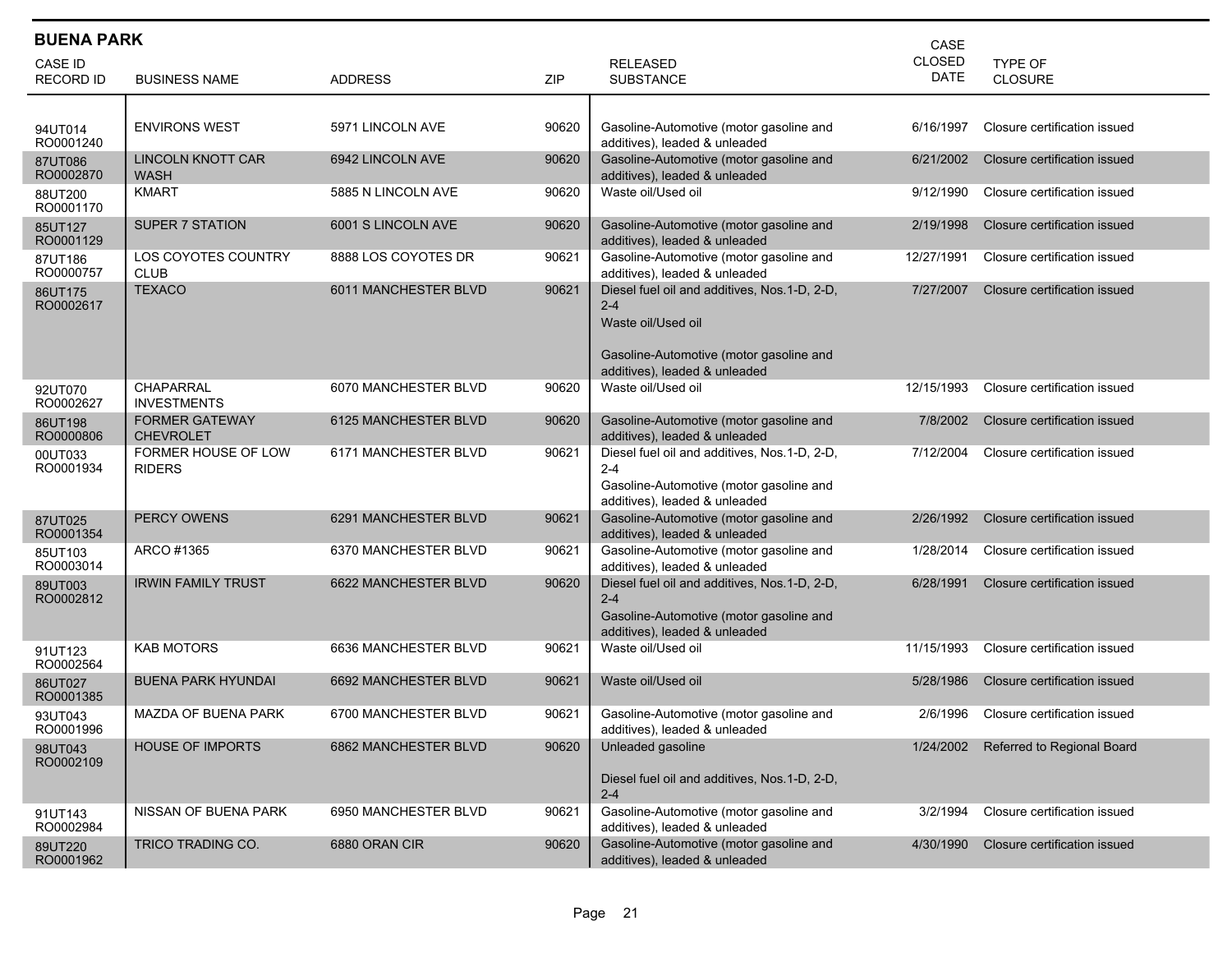## BUENA PARK

| CASE ID<br>RECORD ID | BUSINESS NAME | ADDRESS | ZIP | RELEASED SUBSTANCE | CASE CLOSED DATE | TYPE OF CLOSURE |
|---|---|---|---|---|---|---|
| 94UT014<br>RO0001240 | ENVIRONS WEST | 5971 LINCOLN AVE | 90620 | Gasoline-Automotive (motor gasoline and additives), leaded & unleaded | 6/16/1997 | Closure certification issued |
| 87UT086<br>RO0002870 | LINCOLN KNOTT CAR WASH | 6942 LINCOLN AVE | 90620 | Gasoline-Automotive (motor gasoline and additives), leaded & unleaded | 6/21/2002 | Closure certification issued |
| 88UT200<br>RO0001170 | KMART | 5885 N LINCOLN AVE | 90620 | Waste oil/Used oil | 9/12/1990 | Closure certification issued |
| 85UT127<br>RO0001129 | SUPER 7 STATION | 6001 S LINCOLN AVE | 90620 | Gasoline-Automotive (motor gasoline and additives), leaded & unleaded | 2/19/1998 | Closure certification issued |
| 87UT186<br>RO0000757 | LOS COYOTES COUNTRY CLUB | 8888 LOS COYOTES DR | 90621 | Gasoline-Automotive (motor gasoline and additives), leaded & unleaded | 12/27/1991 | Closure certification issued |
| 86UT175<br>RO0002617 | TEXACO | 6011 MANCHESTER BLVD | 90621 | Diesel fuel oil and additives, Nos.1-D, 2-D, 2-4<br>Waste oil/Used oil<br>Gasoline-Automotive (motor gasoline and additives), leaded & unleaded | 7/27/2007 | Closure certification issued |
| 92UT070<br>RO0002627 | CHAPARRAL INVESTMENTS | 6070 MANCHESTER BLVD | 90620 | Waste oil/Used oil | 12/15/1993 | Closure certification issued |
| 86UT198<br>RO0000806 | FORMER GATEWAY CHEVROLET | 6125 MANCHESTER BLVD | 90620 | Gasoline-Automotive (motor gasoline and additives), leaded & unleaded | 7/8/2002 | Closure certification issued |
| 00UT033<br>RO0001934 | FORMER HOUSE OF LOW RIDERS | 6171 MANCHESTER BLVD | 90621 | Diesel fuel oil and additives, Nos.1-D, 2-D, 2-4<br>Gasoline-Automotive (motor gasoline and additives), leaded & unleaded | 7/12/2004 | Closure certification issued |
| 87UT025<br>RO0001354 | PERCY OWENS | 6291 MANCHESTER BLVD | 90621 | Gasoline-Automotive (motor gasoline and additives), leaded & unleaded | 2/26/1992 | Closure certification issued |
| 85UT103<br>RO0003014 | ARCO #1365 | 6370 MANCHESTER BLVD | 90621 | Gasoline-Automotive (motor gasoline and additives), leaded & unleaded | 1/28/2014 | Closure certification issued |
| 89UT003<br>RO0002812 | IRWIN FAMILY TRUST | 6622 MANCHESTER BLVD | 90620 | Diesel fuel oil and additives, Nos.1-D, 2-D, 2-4<br>Gasoline-Automotive (motor gasoline and additives), leaded & unleaded | 6/28/1991 | Closure certification issued |
| 91UT123<br>RO0002564 | KAB MOTORS | 6636 MANCHESTER BLVD | 90621 | Waste oil/Used oil | 11/15/1993 | Closure certification issued |
| 86UT027<br>RO0001385 | BUENA PARK HYUNDAI | 6692 MANCHESTER BLVD | 90621 | Waste oil/Used oil | 5/28/1986 | Closure certification issued |
| 93UT043<br>RO0001996 | MAZDA OF BUENA PARK | 6700 MANCHESTER BLVD | 90621 | Gasoline-Automotive (motor gasoline and additives), leaded & unleaded | 2/6/1996 | Closure certification issued |
| 98UT043<br>RO0002109 | HOUSE OF IMPORTS | 6862 MANCHESTER BLVD | 90620 | Unleaded gasoline<br>Diesel fuel oil and additives, Nos.1-D, 2-D, 2-4 | 1/24/2002 | Referred to Regional Board |
| 91UT143<br>RO0002984 | NISSAN OF BUENA PARK | 6950 MANCHESTER BLVD | 90621 | Gasoline-Automotive (motor gasoline and additives), leaded & unleaded | 3/2/1994 | Closure certification issued |
| 89UT220<br>RO0001962 | TRICO TRADING CO. | 6880 ORAN CIR | 90620 | Gasoline-Automotive (motor gasoline and additives), leaded & unleaded | 4/30/1990 | Closure certification issued |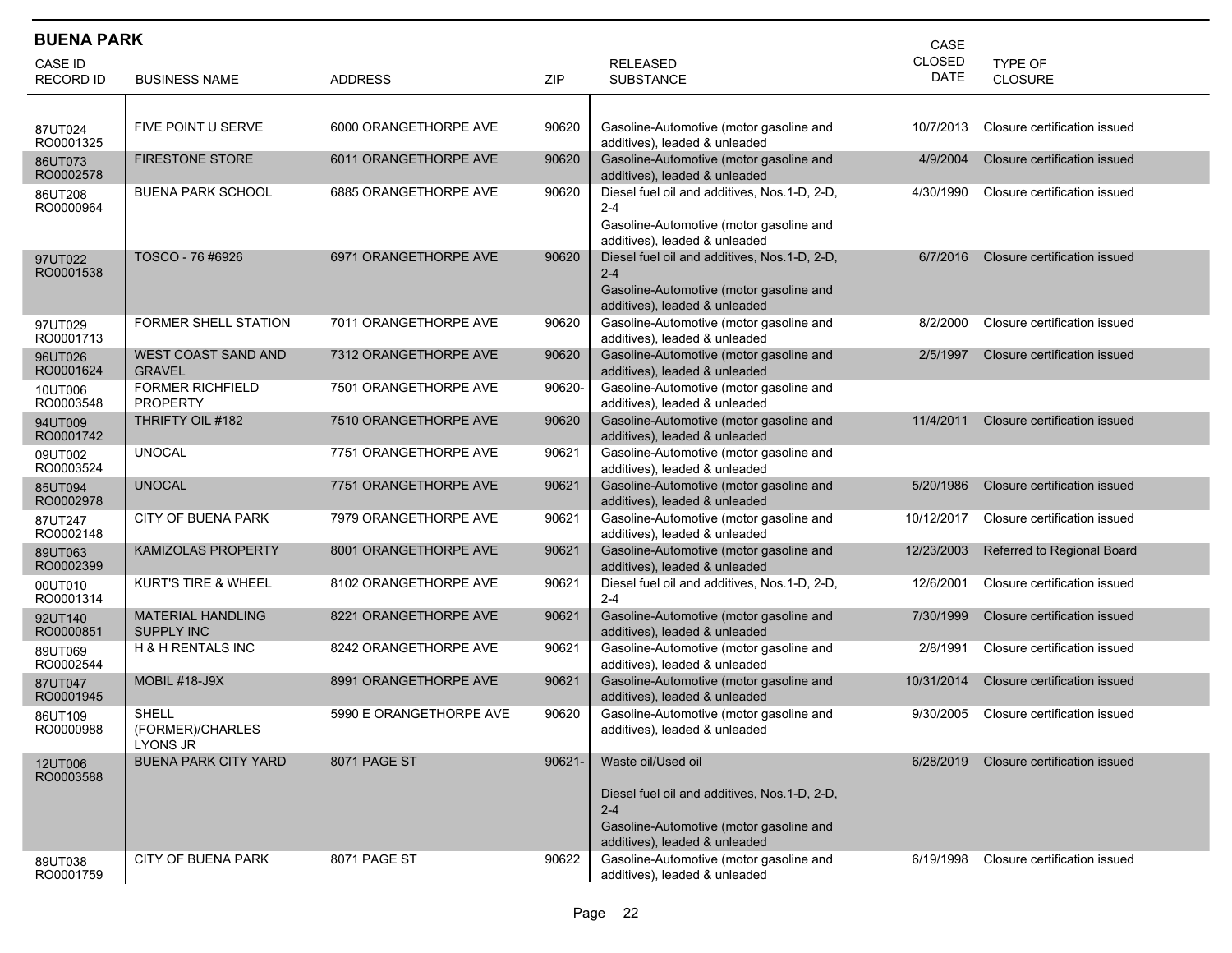## BUENA PARK

| CASE ID<br>RECORD ID | BUSINESS NAME | ADDRESS | ZIP | RELEASED SUBSTANCE | CASE CLOSED DATE | TYPE OF CLOSURE |
|---|---|---|---|---|---|---|
| 87UT024<br>RO0001325 | FIVE POINT U SERVE | 6000 ORANGETHORPE AVE | 90620 | Gasoline-Automotive (motor gasoline and additives), leaded & unleaded | 10/7/2013 | Closure certification issued |
| 86UT073<br>RO0002578 | FIRESTONE STORE | 6011 ORANGETHORPE AVE | 90620 | Gasoline-Automotive (motor gasoline and additives), leaded & unleaded | 4/9/2004 | Closure certification issued |
| 86UT208<br>RO0000964 | BUENA PARK SCHOOL | 6885 ORANGETHORPE AVE | 90620 | Diesel fuel oil and additives, Nos.1-D, 2-D, 2-4<br>Gasoline-Automotive (motor gasoline and additives), leaded & unleaded | 4/30/1990 | Closure certification issued |
| 97UT022<br>RO0001538 | TOSCO - 76 #6926 | 6971 ORANGETHORPE AVE | 90620 | Diesel fuel oil and additives, Nos.1-D, 2-D, 2-4<br>Gasoline-Automotive (motor gasoline and additives), leaded & unleaded | 6/7/2016 | Closure certification issued |
| 97UT029<br>RO0001713 | FORMER SHELL STATION | 7011 ORANGETHORPE AVE | 90620 | Gasoline-Automotive (motor gasoline and additives), leaded & unleaded | 8/2/2000 | Closure certification issued |
| 96UT026<br>RO0001624 | WEST COAST SAND AND GRAVEL | 7312 ORANGETHORPE AVE | 90620 | Gasoline-Automotive (motor gasoline and additives), leaded & unleaded | 2/5/1997 | Closure certification issued |
| 10UT006<br>RO0003548 | FORMER RICHFIELD PROPERTY | 7501 ORANGETHORPE AVE | 90620- | Gasoline-Automotive (motor gasoline and additives), leaded & unleaded | | |
| 94UT009<br>RO0001742 | THRIFTY OIL #182 | 7510 ORANGETHORPE AVE | 90620 | Gasoline-Automotive (motor gasoline and additives), leaded & unleaded | 11/4/2011 | Closure certification issued |
| 09UT002<br>RO0003524 | UNOCAL | 7751 ORANGETHORPE AVE | 90621 | Gasoline-Automotive (motor gasoline and additives), leaded & unleaded | | |
| 85UT094<br>RO0002978 | UNOCAL | 7751 ORANGETHORPE AVE | 90621 | Gasoline-Automotive (motor gasoline and additives), leaded & unleaded | 5/20/1986 | Closure certification issued |
| 87UT247<br>RO0002148 | CITY OF BUENA PARK | 7979 ORANGETHORPE AVE | 90621 | Gasoline-Automotive (motor gasoline and additives), leaded & unleaded | 10/12/2017 | Closure certification issued |
| 89UT063<br>RO0002399 | KAMIZOLAS PROPERTY | 8001 ORANGETHORPE AVE | 90621 | Gasoline-Automotive (motor gasoline and additives), leaded & unleaded | 12/23/2003 | Referred to Regional Board |
| 00UT010<br>RO0001314 | KURT'S TIRE & WHEEL | 8102 ORANGETHORPE AVE | 90621 | Diesel fuel oil and additives, Nos.1-D, 2-D, 2-4 | 12/6/2001 | Closure certification issued |
| 92UT140<br>RO0000851 | MATERIAL HANDLING SUPPLY INC | 8221 ORANGETHORPE AVE | 90621 | Gasoline-Automotive (motor gasoline and additives), leaded & unleaded | 7/30/1999 | Closure certification issued |
| 89UT069<br>RO0002544 | H & H RENTALS INC | 8242 ORANGETHORPE AVE | 90621 | Gasoline-Automotive (motor gasoline and additives), leaded & unleaded | 2/8/1991 | Closure certification issued |
| 87UT047<br>RO0001945 | MOBIL #18-J9X | 8991 ORANGETHORPE AVE | 90621 | Gasoline-Automotive (motor gasoline and additives), leaded & unleaded | 10/31/2014 | Closure certification issued |
| 86UT109<br>RO0000988 | SHELL (FORMER)/CHARLES LYONS JR | 5990 E ORANGETHORPE AVE | 90620 | Gasoline-Automotive (motor gasoline and additives), leaded & unleaded | 9/30/2005 | Closure certification issued |
| 12UT006<br>RO0003588 | BUENA PARK CITY YARD | 8071 PAGE ST | 90621- | Waste oil/Used oil<br>Diesel fuel oil and additives, Nos.1-D, 2-D, 2-4<br>Gasoline-Automotive (motor gasoline and additives), leaded & unleaded | 6/28/2019 | Closure certification issued |
| 89UT038<br>RO0001759 | CITY OF BUENA PARK | 8071 PAGE ST | 90622 | Gasoline-Automotive (motor gasoline and additives), leaded & unleaded | 6/19/1998 | Closure certification issued |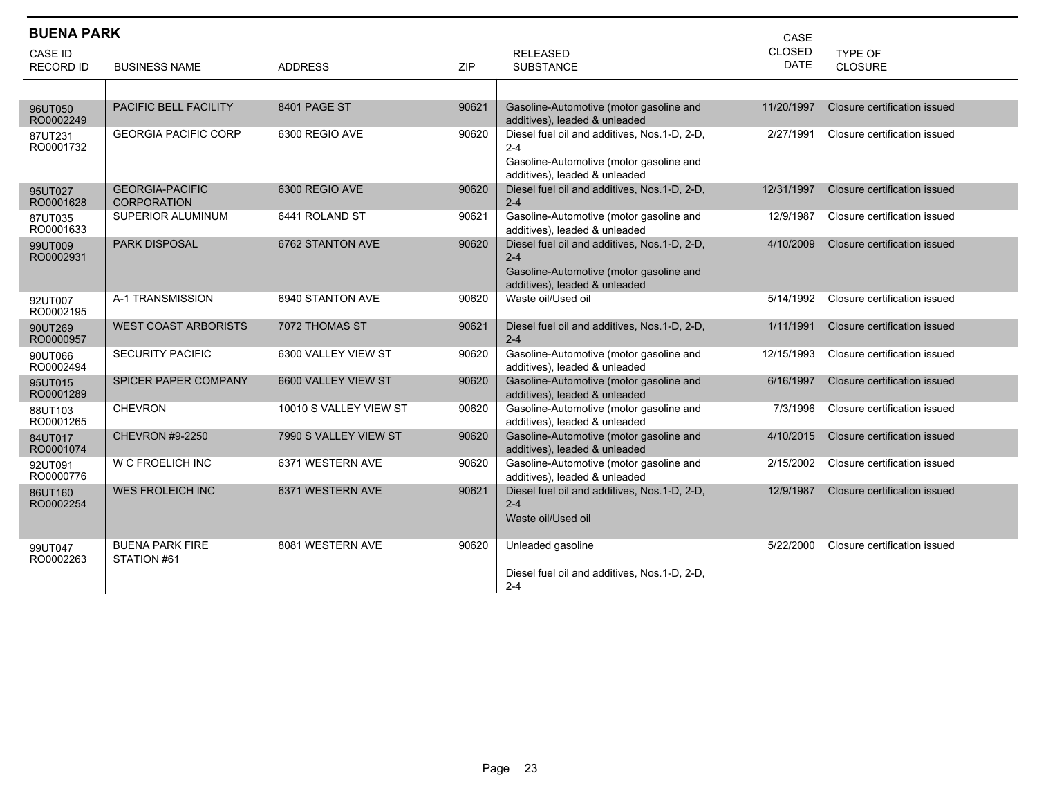## BUENA PARK

| CASE ID<br>RECORD ID | BUSINESS NAME | ADDRESS | ZIP | RELEASED SUBSTANCE | CASE CLOSED DATE | TYPE OF CLOSURE |
|---|---|---|---|---|---|---|
| 96UT050<br>RO0002249 | PACIFIC BELL FACILITY | 8401 PAGE ST | 90621 | Gasoline-Automotive (motor gasoline and additives), leaded & unleaded | 11/20/1997 | Closure certification issued |
| 87UT231<br>RO0001732 | GEORGIA PACIFIC CORP | 6300 REGIO AVE | 90620 | Diesel fuel oil and additives, Nos.1-D, 2-D, 2-4<br>Gasoline-Automotive (motor gasoline and additives), leaded & unleaded | 2/27/1991 | Closure certification issued |
| 95UT027<br>RO0001628 | GEORGIA-PACIFIC CORPORATION | 6300 REGIO AVE | 90620 | Diesel fuel oil and additives, Nos.1-D, 2-D, 2-4 | 12/31/1997 | Closure certification issued |
| 87UT035<br>RO0001633 | SUPERIOR ALUMINUM | 6441 ROLAND ST | 90621 | Gasoline-Automotive (motor gasoline and additives), leaded & unleaded | 12/9/1987 | Closure certification issued |
| 99UT009<br>RO0002931 | PARK DISPOSAL | 6762 STANTON AVE | 90620 | Diesel fuel oil and additives, Nos.1-D, 2-D, 2-4<br>Gasoline-Automotive (motor gasoline and additives), leaded & unleaded | 4/10/2009 | Closure certification issued |
| 92UT007<br>RO0002195 | A-1 TRANSMISSION | 6940 STANTON AVE | 90620 | Waste oil/Used oil | 5/14/1992 | Closure certification issued |
| 90UT269<br>RO0000957 | WEST COAST ARBORISTS | 7072 THOMAS ST | 90621 | Diesel fuel oil and additives, Nos.1-D, 2-D, 2-4 | 1/11/1991 | Closure certification issued |
| 90UT066<br>RO0002494 | SECURITY PACIFIC | 6300 VALLEY VIEW ST | 90620 | Gasoline-Automotive (motor gasoline and additives), leaded & unleaded | 12/15/1993 | Closure certification issued |
| 95UT015<br>RO0001289 | SPICER PAPER COMPANY | 6600 VALLEY VIEW ST | 90620 | Gasoline-Automotive (motor gasoline and additives), leaded & unleaded | 6/16/1997 | Closure certification issued |
| 88UT103<br>RO0001265 | CHEVRON | 10010 S VALLEY VIEW ST | 90620 | Gasoline-Automotive (motor gasoline and additives), leaded & unleaded | 7/3/1996 | Closure certification issued |
| 84UT017<br>RO0001074 | CHEVRON #9-2250 | 7990 S VALLEY VIEW ST | 90620 | Gasoline-Automotive (motor gasoline and additives), leaded & unleaded | 4/10/2015 | Closure certification issued |
| 92UT091<br>RO0000776 | W C FROELICH INC | 6371 WESTERN AVE | 90620 | Gasoline-Automotive (motor gasoline and additives), leaded & unleaded | 2/15/2002 | Closure certification issued |
| 86UT160<br>RO0002254 | WES FROLEICH INC | 6371 WESTERN AVE | 90621 | Diesel fuel oil and additives, Nos.1-D, 2-D, 2-4<br>Waste oil/Used oil | 12/9/1987 | Closure certification issued |
| 99UT047<br>RO0002263 | BUENA PARK FIRE STATION #61 | 8081 WESTERN AVE | 90620 | Unleaded gasoline<br>Diesel fuel oil and additives, Nos.1-D, 2-D, 2-4 | 5/22/2000 | Closure certification issued |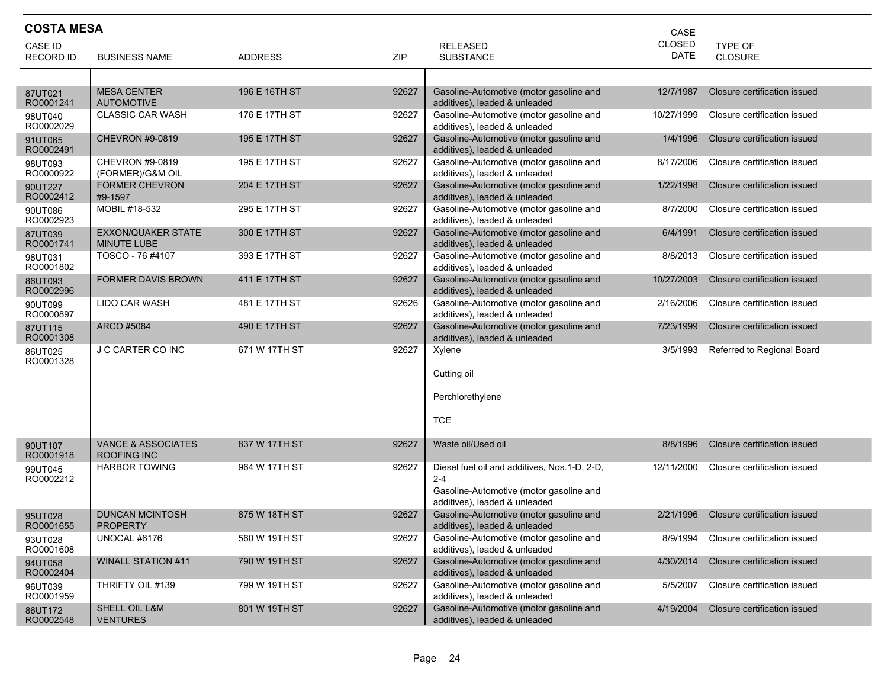## COSTA MESA

| CASE ID<br>RECORD ID | BUSINESS NAME | ADDRESS | ZIP | RELEASED SUBSTANCE | CASE CLOSED DATE | TYPE OF CLOSURE |
|---|---|---|---|---|---|---|
| 87UT021<br>RO0001241 | MESA CENTER AUTOMOTIVE | 196 E 16TH ST | 92627 | Gasoline-Automotive (motor gasoline and additives), leaded & unleaded | 12/7/1987 | Closure certification issued |
| 98UT040<br>RO0002029 | CLASSIC CAR WASH | 176 E 17TH ST | 92627 | Gasoline-Automotive (motor gasoline and additives), leaded & unleaded | 10/27/1999 | Closure certification issued |
| 91UT065<br>RO0002491 | CHEVRON #9-0819 | 195 E 17TH ST | 92627 | Gasoline-Automotive (motor gasoline and additives), leaded & unleaded | 1/4/1996 | Closure certification issued |
| 98UT093<br>RO0000922 | CHEVRON #9-0819 (FORMER)/G&M OIL | 195 E 17TH ST | 92627 | Gasoline-Automotive (motor gasoline and additives), leaded & unleaded | 8/17/2006 | Closure certification issued |
| 90UT227<br>RO0002412 | FORMER CHEVRON #9-1597 | 204 E 17TH ST | 92627 | Gasoline-Automotive (motor gasoline and additives), leaded & unleaded | 1/22/1998 | Closure certification issued |
| 90UT086<br>RO0002923 | MOBIL #18-532 | 295 E 17TH ST | 92627 | Gasoline-Automotive (motor gasoline and additives), leaded & unleaded | 8/7/2000 | Closure certification issued |
| 87UT039<br>RO0001741 | EXXON/QUAKER STATE MINUTE LUBE | 300 E 17TH ST | 92627 | Gasoline-Automotive (motor gasoline and additives), leaded & unleaded | 6/4/1991 | Closure certification issued |
| 98UT031<br>RO0001802 | TOSCO - 76 #4107 | 393 E 17TH ST | 92627 | Gasoline-Automotive (motor gasoline and additives), leaded & unleaded | 8/8/2013 | Closure certification issued |
| 86UT093<br>RO0002996 | FORMER DAVIS BROWN | 411 E 17TH ST | 92627 | Gasoline-Automotive (motor gasoline and additives), leaded & unleaded | 10/27/2003 | Closure certification issued |
| 90UT099<br>RO0000897 | LIDO CAR WASH | 481 E 17TH ST | 92626 | Gasoline-Automotive (motor gasoline and additives), leaded & unleaded | 2/16/2006 | Closure certification issued |
| 87UT115<br>RO0001308 | ARCO #5084 | 490 E 17TH ST | 92627 | Gasoline-Automotive (motor gasoline and additives), leaded & unleaded | 7/23/1999 | Closure certification issued |
| 86UT025<br>RO0001328 | J C CARTER CO INC | 671 W 17TH ST | 92627 | Xylene<br>Cutting oil<br>Perchlorethylene<br>TCE | 3/5/1993 | Referred to Regional Board |
| 90UT107<br>RO0001918 | VANCE & ASSOCIATES ROOFING INC | 837 W 17TH ST | 92627 | Waste oil/Used oil | 8/8/1996 | Closure certification issued |
| 99UT045<br>RO0002212 | HARBOR TOWING | 964 W 17TH ST | 92627 | Diesel fuel oil and additives, Nos.1-D, 2-D, 2-4<br>Gasoline-Automotive (motor gasoline and additives), leaded & unleaded | 12/11/2000 | Closure certification issued |
| 95UT028<br>RO0001655 | DUNCAN MCINTOSH PROPERTY | 875 W 18TH ST | 92627 | Gasoline-Automotive (motor gasoline and additives), leaded & unleaded | 2/21/1996 | Closure certification issued |
| 93UT028<br>RO0001608 | UNOCAL #6176 | 560 W 19TH ST | 92627 | Gasoline-Automotive (motor gasoline and additives), leaded & unleaded | 8/9/1994 | Closure certification issued |
| 94UT058<br>RO0002404 | WINALL STATION #11 | 790 W 19TH ST | 92627 | Gasoline-Automotive (motor gasoline and additives), leaded & unleaded | 4/30/2014 | Closure certification issued |
| 96UT039<br>RO0001959 | THRIFTY OIL #139 | 799 W 19TH ST | 92627 | Gasoline-Automotive (motor gasoline and additives), leaded & unleaded | 5/5/2007 | Closure certification issued |
| 86UT172<br>RO0002548 | SHELL OIL L&M VENTURES | 801 W 19TH ST | 92627 | Gasoline-Automotive (motor gasoline and additives), leaded & unleaded | 4/19/2004 | Closure certification issued |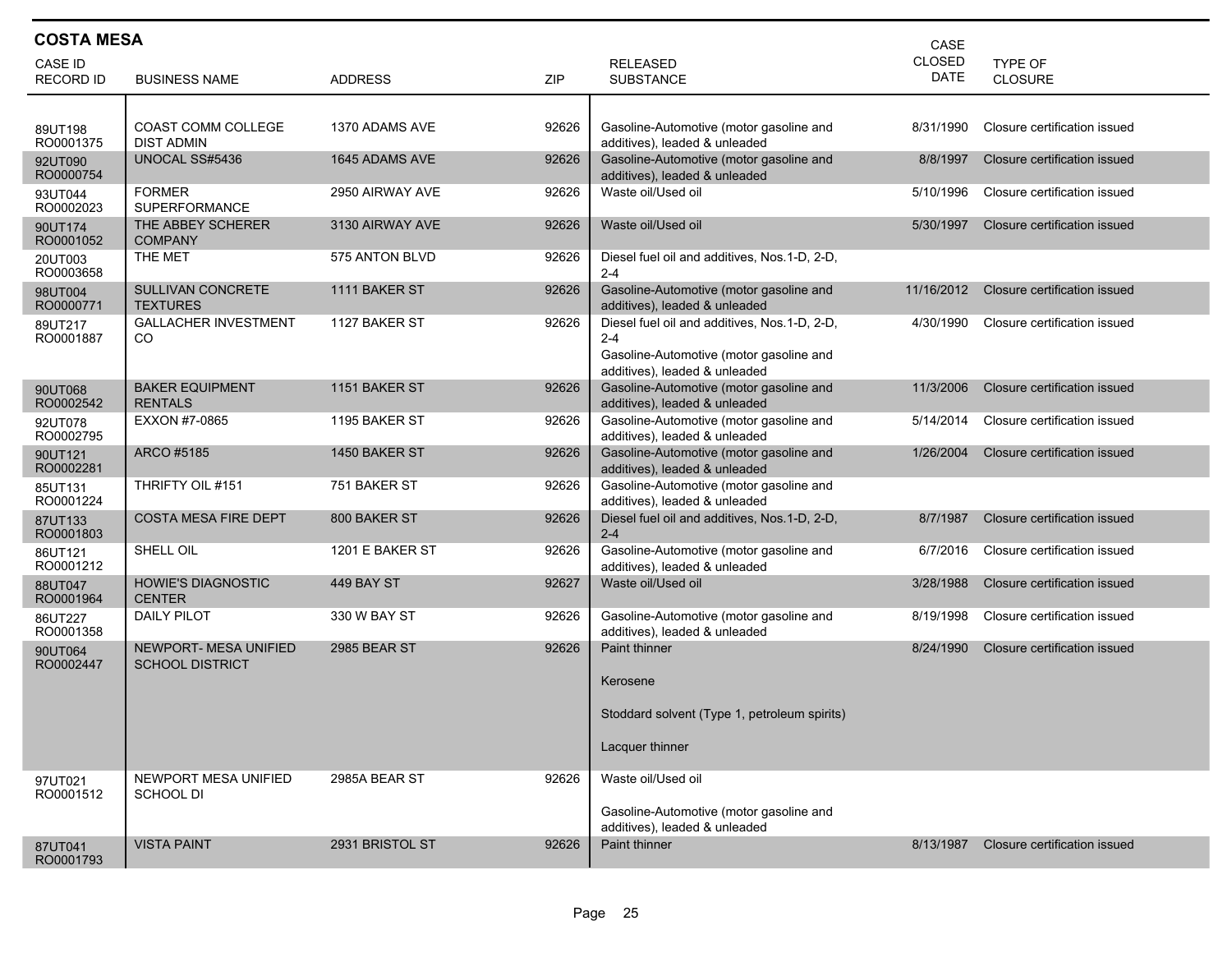## COSTA MESA

| CASE ID RECORD ID | BUSINESS NAME | ADDRESS | ZIP | RELEASED SUBSTANCE | CASE CLOSED DATE | TYPE OF CLOSURE |
|---|---|---|---|---|---|---|
| 89UT198 RO0001375 | COAST COMM COLLEGE DIST ADMIN | 1370 ADAMS AVE | 92626 | Gasoline-Automotive (motor gasoline and additives), leaded & unleaded | 8/31/1990 | Closure certification issued |
| 92UT090 RO0000754 | UNOCAL SS#5436 | 1645 ADAMS AVE | 92626 | Gasoline-Automotive (motor gasoline and additives), leaded & unleaded | 8/8/1997 | Closure certification issued |
| 93UT044 RO0002023 | FORMER SUPERFORMANCE | 2950 AIRWAY AVE | 92626 | Waste oil/Used oil | 5/10/1996 | Closure certification issued |
| 90UT174 RO0001052 | THE ABBEY SCHERER COMPANY | 3130 AIRWAY AVE | 92626 | Waste oil/Used oil | 5/30/1997 | Closure certification issued |
| 20UT003 RO0003658 | THE MET | 575 ANTON BLVD | 92626 | Diesel fuel oil and additives, Nos.1-D, 2-D, 2-4 | | |
| 98UT004 RO0000771 | SULLIVAN CONCRETE TEXTURES | 1111 BAKER ST | 92626 | Gasoline-Automotive (motor gasoline and additives), leaded & unleaded | 11/16/2012 | Closure certification issued |
| 89UT217 RO0001887 | GALLACHER INVESTMENT CO | 1127 BAKER ST | 92626 | Diesel fuel oil and additives, Nos.1-D, 2-D, 2-4<br>Gasoline-Automotive (motor gasoline and additives), leaded & unleaded | 4/30/1990 | Closure certification issued |
| 90UT068 RO0002542 | BAKER EQUIPMENT RENTALS | 1151 BAKER ST | 92626 | Gasoline-Automotive (motor gasoline and additives), leaded & unleaded | 11/3/2006 | Closure certification issued |
| 92UT078 RO0002795 | EXXON #7-0865 | 1195 BAKER ST | 92626 | Gasoline-Automotive (motor gasoline and additives), leaded & unleaded | 5/14/2014 | Closure certification issued |
| 90UT121 RO0002281 | ARCO #5185 | 1450 BAKER ST | 92626 | Gasoline-Automotive (motor gasoline and additives), leaded & unleaded | 1/26/2004 | Closure certification issued |
| 85UT131 RO0001224 | THRIFTY OIL #151 | 751 BAKER ST | 92626 | Gasoline-Automotive (motor gasoline and additives), leaded & unleaded | | |
| 87UT133 RO0001803 | COSTA MESA FIRE DEPT | 800 BAKER ST | 92626 | Diesel fuel oil and additives, Nos.1-D, 2-D, 2-4 | 8/7/1987 | Closure certification issued |
| 86UT121 RO0001212 | SHELL OIL | 1201 E BAKER ST | 92626 | Gasoline-Automotive (motor gasoline and additives), leaded & unleaded | 6/7/2016 | Closure certification issued |
| 88UT047 RO0001964 | HOWIE'S DIAGNOSTIC CENTER | 449 BAY ST | 92627 | Waste oil/Used oil | 3/28/1988 | Closure certification issued |
| 86UT227 RO0001358 | DAILY PILOT | 330 W BAY ST | 92626 | Gasoline-Automotive (motor gasoline and additives), leaded & unleaded | 8/19/1998 | Closure certification issued |
| 90UT064 RO0002447 | NEWPORT- MESA UNIFIED SCHOOL DISTRICT | 2985 BEAR ST | 92626 | Paint thinner<br>Kerosene<br>Stoddard solvent (Type 1, petroleum spirits)<br>Lacquer thinner | 8/24/1990 | Closure certification issued |
| 97UT021 RO0001512 | NEWPORT MESA UNIFIED SCHOOL DI | 2985A BEAR ST | 92626 | Waste oil/Used oil<br>Gasoline-Automotive (motor gasoline and additives), leaded & unleaded | | |
| 87UT041 RO0001793 | VISTA PAINT | 2931 BRISTOL ST | 92626 | Paint thinner | 8/13/1987 | Closure certification issued |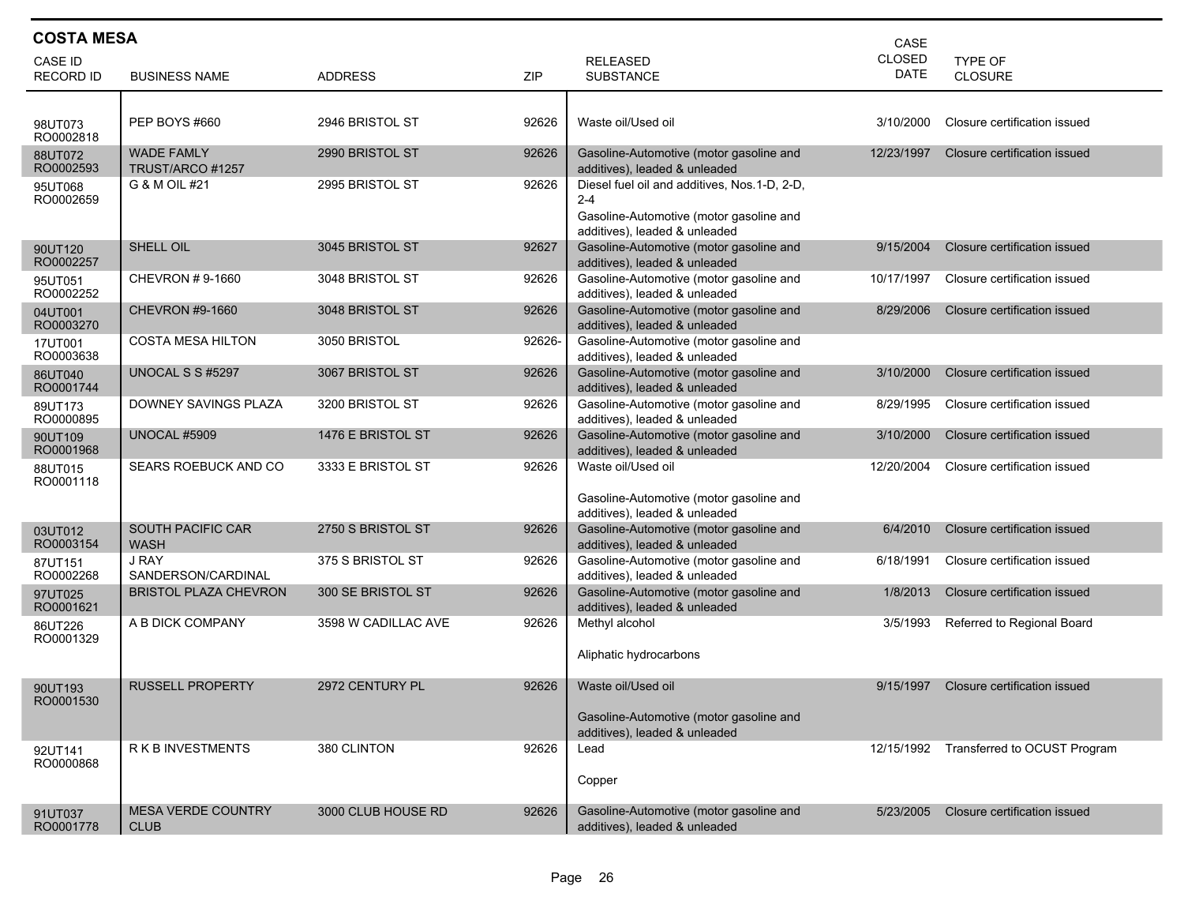## COSTA MESA

| CASE ID<br>RECORD ID | BUSINESS NAME | ADDRESS | ZIP | RELEASED SUBSTANCE | CASE CLOSED DATE | TYPE OF CLOSURE |
|---|---|---|---|---|---|---|
| 98UT073<br>RO0002818 | PEP BOYS #660 | 2946 BRISTOL ST | 92626 | Waste oil/Used oil | 3/10/2000 | Closure certification issued |
| 88UT072<br>RO0002593 | WADE FAMLY TRUST/ARCO #1257 | 2990 BRISTOL ST | 92626 | Gasoline-Automotive (motor gasoline and additives), leaded & unleaded | 12/23/1997 | Closure certification issued |
| 95UT068<br>RO0002659 | G & M OIL #21 | 2995 BRISTOL ST | 92626 | Diesel fuel oil and additives, Nos.1-D, 2-D, 2-4<br>Gasoline-Automotive (motor gasoline and additives), leaded & unleaded | | |
| 90UT120<br>RO0002257 | SHELL OIL | 3045 BRISTOL ST | 92627 | Gasoline-Automotive (motor gasoline and additives), leaded & unleaded | 9/15/2004 | Closure certification issued |
| 95UT051<br>RO0002252 | CHEVRON # 9-1660 | 3048 BRISTOL ST | 92626 | Gasoline-Automotive (motor gasoline and additives), leaded & unleaded | 10/17/1997 | Closure certification issued |
| 04UT001<br>RO0003270 | CHEVRON #9-1660 | 3048 BRISTOL ST | 92626 | Gasoline-Automotive (motor gasoline and additives), leaded & unleaded | 8/29/2006 | Closure certification issued |
| 17UT001<br>RO0003638 | COSTA MESA HILTON | 3050 BRISTOL | 92626- | Gasoline-Automotive (motor gasoline and additives), leaded & unleaded | | |
| 86UT040<br>RO0001744 | UNOCAL S S #5297 | 3067 BRISTOL ST | 92626 | Gasoline-Automotive (motor gasoline and additives), leaded & unleaded | 3/10/2000 | Closure certification issued |
| 89UT173<br>RO0000895 | DOWNEY SAVINGS PLAZA | 3200 BRISTOL ST | 92626 | Gasoline-Automotive (motor gasoline and additives), leaded & unleaded | 8/29/1995 | Closure certification issued |
| 90UT109<br>RO0001968 | UNOCAL #5909 | 1476 E BRISTOL ST | 92626 | Gasoline-Automotive (motor gasoline and additives), leaded & unleaded | 3/10/2000 | Closure certification issued |
| 88UT015<br>RO0001118 | SEARS ROEBUCK AND CO | 3333 E BRISTOL ST | 92626 | Waste oil/Used oil<br>Gasoline-Automotive (motor gasoline and additives), leaded & unleaded | 12/20/2004 | Closure certification issued |
| 03UT012<br>RO0003154 | SOUTH PACIFIC CAR WASH | 2750 S BRISTOL ST | 92626 | Gasoline-Automotive (motor gasoline and additives), leaded & unleaded | 6/4/2010 | Closure certification issued |
| 87UT151<br>RO0002268 | J RAY SANDERSON/CARDINAL | 375 S BRISTOL ST | 92626 | Gasoline-Automotive (motor gasoline and additives), leaded & unleaded | 6/18/1991 | Closure certification issued |
| 97UT025<br>RO0001621 | BRISTOL PLAZA CHEVRON | 300 SE BRISTOL ST | 92626 | Gasoline-Automotive (motor gasoline and additives), leaded & unleaded | 1/8/2013 | Closure certification issued |
| 86UT226<br>RO0001329 | A B DICK COMPANY | 3598 W CADILLAC AVE | 92626 | Methyl alcohol<br>Aliphatic hydrocarbons | 3/5/1993 | Referred to Regional Board |
| 90UT193<br>RO0001530 | RUSSELL PROPERTY | 2972 CENTURY PL | 92626 | Waste oil/Used oil<br>Gasoline-Automotive (motor gasoline and additives), leaded & unleaded | 9/15/1997 | Closure certification issued |
| 92UT141<br>RO0000868 | R K B INVESTMENTS | 380 CLINTON | 92626 | Lead<br>Copper | 12/15/1992 | Transferred to OCUST Program |
| 91UT037<br>RO0001778 | MESA VERDE COUNTRY CLUB | 3000 CLUB HOUSE RD | 92626 | Gasoline-Automotive (motor gasoline and additives), leaded & unleaded | 5/23/2005 | Closure certification issued |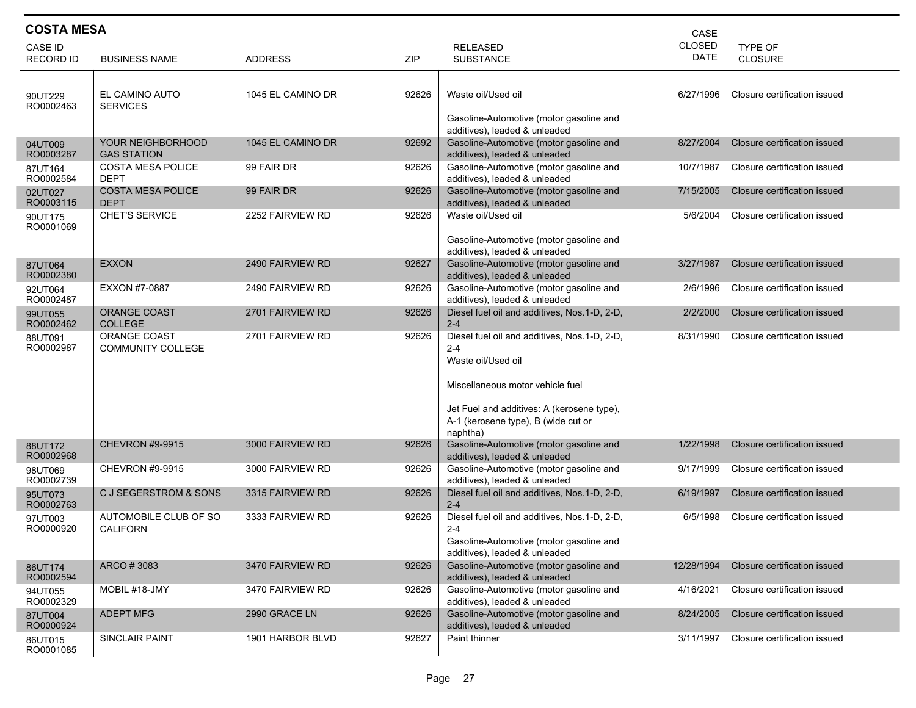## COSTA MESA

| CASE ID<br>RECORD ID | BUSINESS NAME | ADDRESS | ZIP | RELEASED SUBSTANCE | CASE CLOSED DATE | TYPE OF CLOSURE |
|---|---|---|---|---|---|---|
| 90UT229<br>RO0002463 | EL CAMINO AUTO SERVICES | 1045 EL CAMINO DR | 92626 | Waste oil/Used oil<br><br>Gasoline-Automotive (motor gasoline and additives), leaded & unleaded | 6/27/1996 | Closure certification issued |
| 04UT009<br>RO0003287 | YOUR NEIGHBORHOOD GAS STATION | 1045 EL CAMINO DR | 92692 | Gasoline-Automotive (motor gasoline and additives), leaded & unleaded | 8/27/2004 | Closure certification issued |
| 87UT164<br>RO0002584 | COSTA MESA POLICE DEPT | 99 FAIR DR | 92626 | Gasoline-Automotive (motor gasoline and additives), leaded & unleaded | 10/7/1987 | Closure certification issued |
| 02UT027<br>RO0003115 | COSTA MESA POLICE DEPT | 99 FAIR DR | 92626 | Gasoline-Automotive (motor gasoline and additives), leaded & unleaded | 7/15/2005 | Closure certification issued |
| 90UT175<br>RO0001069 | CHET'S SERVICE | 2252 FAIRVIEW RD | 92626 | Waste oil/Used oil<br><br>Gasoline-Automotive (motor gasoline and additives), leaded & unleaded | 5/6/2004 | Closure certification issued |
| 87UT064<br>RO0002380 | EXXON | 2490 FAIRVIEW RD | 92627 | Gasoline-Automotive (motor gasoline and additives), leaded & unleaded | 3/27/1987 | Closure certification issued |
| 92UT064<br>RO0002487 | EXXON #7-0887 | 2490 FAIRVIEW RD | 92626 | Gasoline-Automotive (motor gasoline and additives), leaded & unleaded | 2/6/1996 | Closure certification issued |
| 99UT055<br>RO0002462 | ORANGE COAST COLLEGE | 2701 FAIRVIEW RD | 92626 | Diesel fuel oil and additives, Nos.1-D, 2-D, 2-4 | 2/2/2000 | Closure certification issued |
| 88UT091<br>RO0002987 | ORANGE COAST COMMUNITY COLLEGE | 2701 FAIRVIEW RD | 92626 | Diesel fuel oil and additives, Nos.1-D, 2-D, 2-4<br>Waste oil/Used oil<br><br>Miscellaneous motor vehicle fuel<br><br>Jet Fuel and additives: A (kerosene type), A-1 (kerosene type), B (wide cut or naphtha) | 8/31/1990 | Closure certification issued |
| 88UT172<br>RO0002968 | CHEVRON #9-9915 | 3000 FAIRVIEW RD | 92626 | Gasoline-Automotive (motor gasoline and additives), leaded & unleaded | 1/22/1998 | Closure certification issued |
| 98UT069<br>RO0002739 | CHEVRON #9-9915 | 3000 FAIRVIEW RD | 92626 | Gasoline-Automotive (motor gasoline and additives), leaded & unleaded | 9/17/1999 | Closure certification issued |
| 95UT073<br>RO0002763 | C J SEGERSTROM & SONS | 3315 FAIRVIEW RD | 92626 | Diesel fuel oil and additives, Nos.1-D, 2-D, 2-4 | 6/19/1997 | Closure certification issued |
| 97UT003<br>RO0000920 | AUTOMOBILE CLUB OF SO CALIFORN | 3333 FAIRVIEW RD | 92626 | Diesel fuel oil and additives, Nos.1-D, 2-D, 2-4<br>Gasoline-Automotive (motor gasoline and additives), leaded & unleaded | 6/5/1998 | Closure certification issued |
| 86UT174<br>RO0002594 | ARCO # 3083 | 3470 FAIRVIEW RD | 92626 | Gasoline-Automotive (motor gasoline and additives), leaded & unleaded | 12/28/1994 | Closure certification issued |
| 94UT055<br>RO0002329 | MOBIL #18-JMY | 3470 FAIRVIEW RD | 92626 | Gasoline-Automotive (motor gasoline and additives), leaded & unleaded | 4/16/2021 | Closure certification issued |
| 87UT004<br>RO0000924 | ADEPT MFG | 2990 GRACE LN | 92626 | Gasoline-Automotive (motor gasoline and additives), leaded & unleaded | 8/24/2005 | Closure certification issued |
| 86UT015<br>RO0001085 | SINCLAIR PAINT | 1901 HARBOR BLVD | 92627 | Paint thinner | 3/11/1997 | Closure certification issued |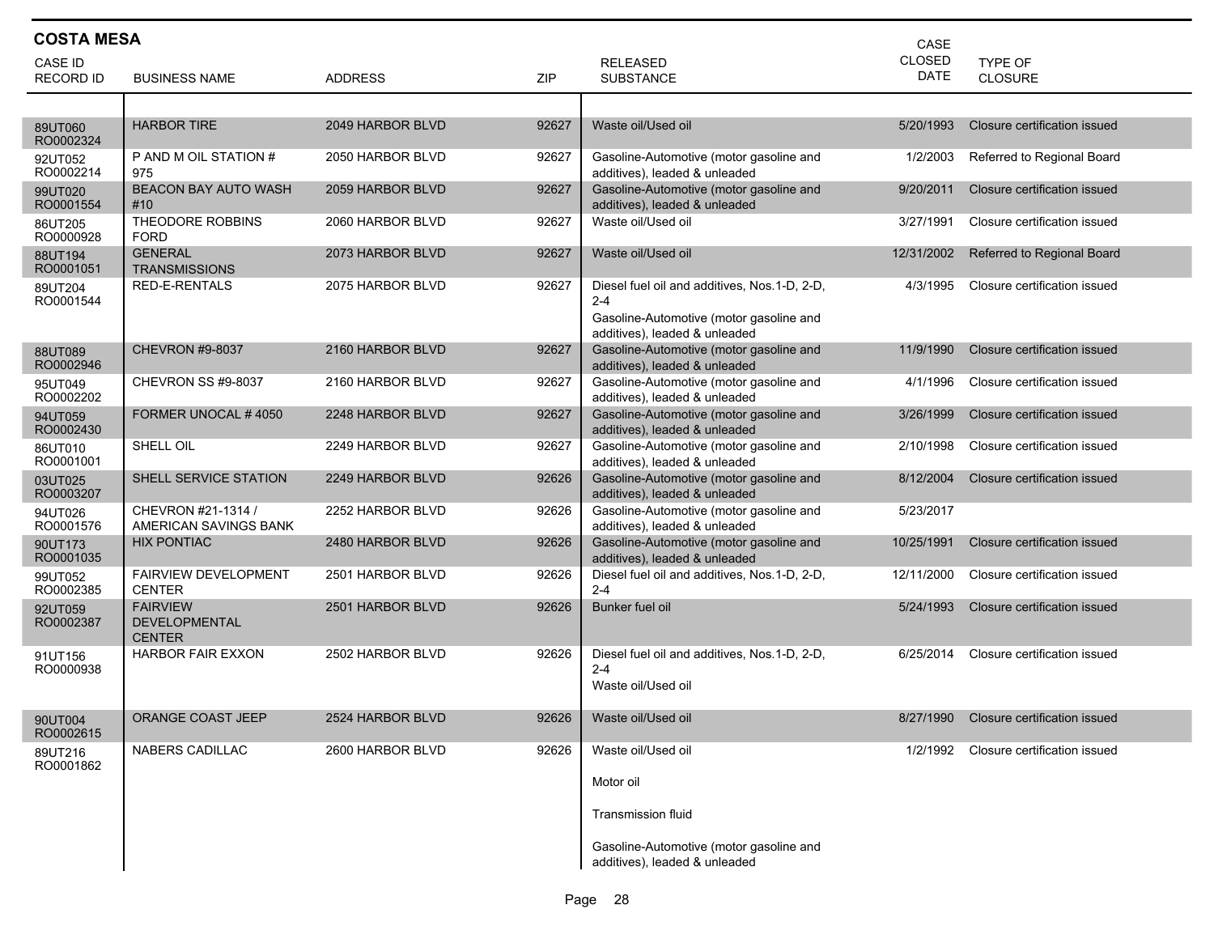## COSTA MESA

| CASE ID RECORD ID | BUSINESS NAME | ADDRESS | ZIP | RELEASED SUBSTANCE | CASE CLOSED DATE | TYPE OF CLOSURE |
|---|---|---|---|---|---|---|
| 89UT060 RO0002324 | HARBOR TIRE | 2049 HARBOR BLVD | 92627 | Waste oil/Used oil | 5/20/1993 | Closure certification issued |
| 92UT052 RO0002214 | P AND M OIL STATION # 975 | 2050 HARBOR BLVD | 92627 | Gasoline-Automotive (motor gasoline and additives), leaded & unleaded | 1/2/2003 | Referred to Regional Board |
| 99UT020 RO0001554 | BEACON BAY AUTO WASH #10 | 2059 HARBOR BLVD | 92627 | Gasoline-Automotive (motor gasoline and additives), leaded & unleaded | 9/20/2011 | Closure certification issued |
| 86UT205 RO0000928 | THEODORE ROBBINS FORD | 2060 HARBOR BLVD | 92627 | Waste oil/Used oil | 3/27/1991 | Closure certification issued |
| 88UT194 RO0001051 | GENERAL TRANSMISSIONS | 2073 HARBOR BLVD | 92627 | Waste oil/Used oil | 12/31/2002 | Referred to Regional Board |
| 89UT204 RO0001544 | RED-E-RENTALS | 2075 HARBOR BLVD | 92627 | Diesel fuel oil and additives, Nos.1-D, 2-D, 2-4<br>Gasoline-Automotive (motor gasoline and additives), leaded & unleaded | 4/3/1995 | Closure certification issued |
| 88UT089 RO0002946 | CHEVRON #9-8037 | 2160 HARBOR BLVD | 92627 | Gasoline-Automotive (motor gasoline and additives), leaded & unleaded | 11/9/1990 | Closure certification issued |
| 95UT049 RO0002202 | CHEVRON SS #9-8037 | 2160 HARBOR BLVD | 92627 | Gasoline-Automotive (motor gasoline and additives), leaded & unleaded | 4/1/1996 | Closure certification issued |
| 94UT059 RO0002430 | FORMER UNOCAL # 4050 | 2248 HARBOR BLVD | 92627 | Gasoline-Automotive (motor gasoline and additives), leaded & unleaded | 3/26/1999 | Closure certification issued |
| 86UT010 RO0001001 | SHELL OIL | 2249 HARBOR BLVD | 92627 | Gasoline-Automotive (motor gasoline and additives), leaded & unleaded | 2/10/1998 | Closure certification issued |
| 03UT025 RO0003207 | SHELL SERVICE STATION | 2249 HARBOR BLVD | 92626 | Gasoline-Automotive (motor gasoline and additives), leaded & unleaded | 8/12/2004 | Closure certification issued |
| 94UT026 RO0001576 | CHEVRON #21-1314 / AMERICAN SAVINGS BANK | 2252 HARBOR BLVD | 92626 | Gasoline-Automotive (motor gasoline and additives), leaded & unleaded | 5/23/2017 | |
| 90UT173 RO0001035 | HIX PONTIAC | 2480 HARBOR BLVD | 92626 | Gasoline-Automotive (motor gasoline and additives), leaded & unleaded | 10/25/1991 | Closure certification issued |
| 99UT052 RO0002385 | FAIRVIEW DEVELOPMENT CENTER | 2501 HARBOR BLVD | 92626 | Diesel fuel oil and additives, Nos.1-D, 2-D, 2-4 | 12/11/2000 | Closure certification issued |
| 92UT059 RO0002387 | FAIRVIEW DEVELOPMENTAL CENTER | 2501 HARBOR BLVD | 92626 | Bunker fuel oil | 5/24/1993 | Closure certification issued |
| 91UT156 RO0000938 | HARBOR FAIR EXXON | 2502 HARBOR BLVD | 92626 | Diesel fuel oil and additives, Nos.1-D, 2-D, 2-4<br>Waste oil/Used oil | 6/25/2014 | Closure certification issued |
| 90UT004 RO0002615 | ORANGE COAST JEEP | 2524 HARBOR BLVD | 92626 | Waste oil/Used oil | 8/27/1990 | Closure certification issued |
| 89UT216 RO0001862 | NABERS CADILLAC | 2600 HARBOR BLVD | 92626 | Waste oil/Used oil<br>Motor oil<br>Transmission fluid<br>Gasoline-Automotive (motor gasoline and additives), leaded & unleaded | 1/2/1992 | Closure certification issued |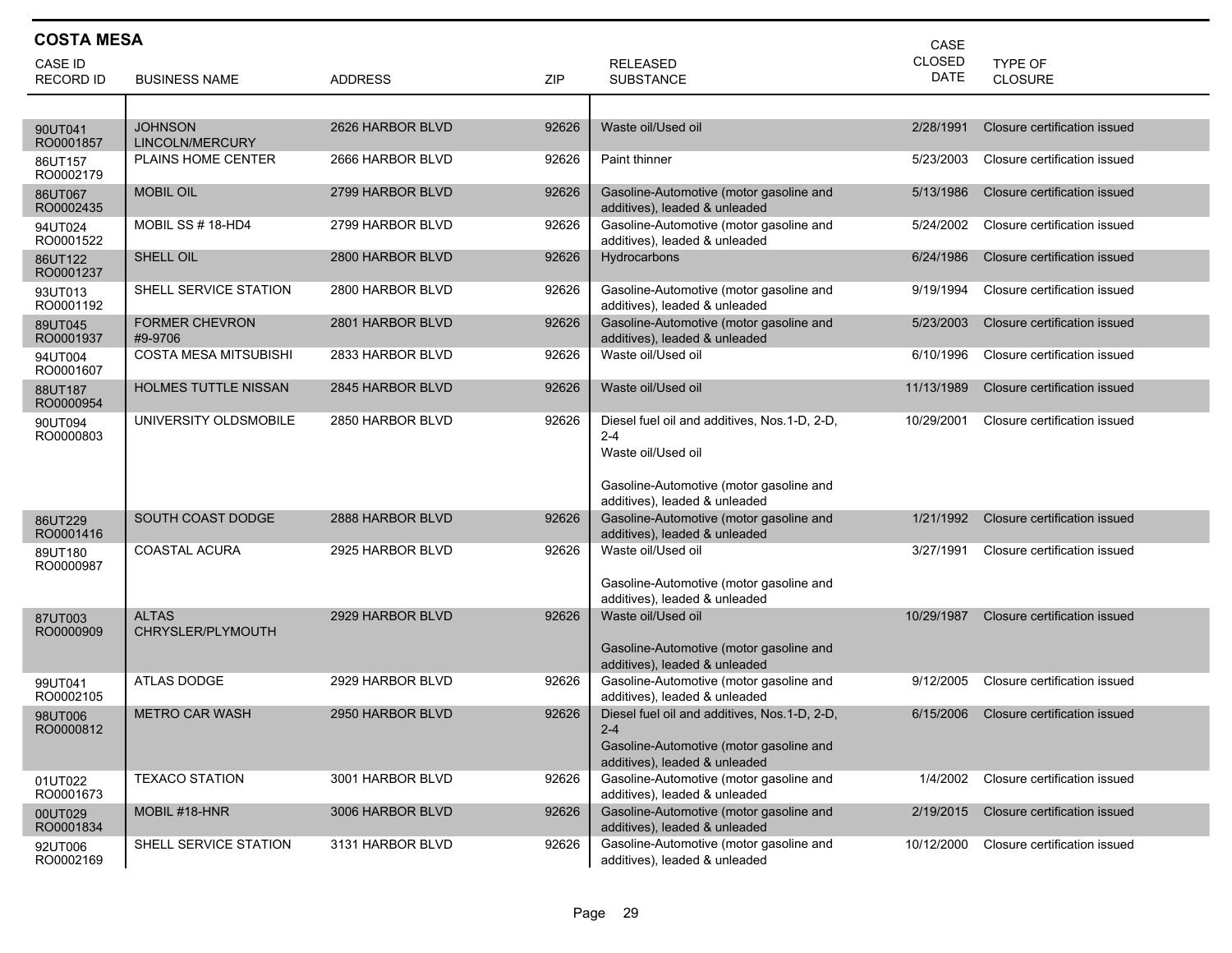## COSTA MESA

| CASE ID<br>RECORD ID | BUSINESS NAME | ADDRESS | ZIP | RELEASED SUBSTANCE | CASE CLOSED DATE | TYPE OF CLOSURE |
|---|---|---|---|---|---|---|
| 90UT041<br>RO0001857 | JOHNSON LINCOLN/MERCURY | 2626 HARBOR BLVD | 92626 | Waste oil/Used oil | 2/28/1991 | Closure certification issued |
| 86UT157<br>RO0002179 | PLAINS HOME CENTER | 2666 HARBOR BLVD | 92626 | Paint thinner | 5/23/2003 | Closure certification issued |
| 86UT067<br>RO0002435 | MOBIL OIL | 2799 HARBOR BLVD | 92626 | Gasoline-Automotive (motor gasoline and additives), leaded & unleaded | 5/13/1986 | Closure certification issued |
| 94UT024<br>RO0001522 | MOBIL SS # 18-HD4 | 2799 HARBOR BLVD | 92626 | Gasoline-Automotive (motor gasoline and additives), leaded & unleaded | 5/24/2002 | Closure certification issued |
| 86UT122<br>RO0001237 | SHELL OIL | 2800 HARBOR BLVD | 92626 | Hydrocarbons | 6/24/1986 | Closure certification issued |
| 93UT013<br>RO0001192 | SHELL SERVICE STATION | 2800 HARBOR BLVD | 92626 | Gasoline-Automotive (motor gasoline and additives), leaded & unleaded | 9/19/1994 | Closure certification issued |
| 89UT045<br>RO0001937 | FORMER CHEVRON #9-9706 | 2801 HARBOR BLVD | 92626 | Gasoline-Automotive (motor gasoline and additives), leaded & unleaded | 5/23/2003 | Closure certification issued |
| 94UT004<br>RO0001607 | COSTA MESA MITSUBISHI | 2833 HARBOR BLVD | 92626 | Waste oil/Used oil | 6/10/1996 | Closure certification issued |
| 88UT187<br>RO0000954 | HOLMES TUTTLE NISSAN | 2845 HARBOR BLVD | 92626 | Waste oil/Used oil | 11/13/1989 | Closure certification issued |
| 90UT094<br>RO0000803 | UNIVERSITY OLDSMOBILE | 2850 HARBOR BLVD | 92626 | Diesel fuel oil and additives, Nos.1-D, 2-D, 2-4<br>Waste oil/Used oil<br>Gasoline-Automotive (motor gasoline and additives), leaded & unleaded | 10/29/2001 | Closure certification issued |
| 86UT229<br>RO0001416 | SOUTH COAST DODGE | 2888 HARBOR BLVD | 92626 | Gasoline-Automotive (motor gasoline and additives), leaded & unleaded | 1/21/1992 | Closure certification issued |
| 89UT180<br>RO0000987 | COASTAL ACURA | 2925 HARBOR BLVD | 92626 | Waste oil/Used oil<br>Gasoline-Automotive (motor gasoline and additives), leaded & unleaded | 3/27/1991 | Closure certification issued |
| 87UT003<br>RO0000909 | ALTAS CHRYSLER/PLYMOUTH | 2929 HARBOR BLVD | 92626 | Waste oil/Used oil<br>Gasoline-Automotive (motor gasoline and additives), leaded & unleaded | 10/29/1987 | Closure certification issued |
| 99UT041<br>RO0002105 | ATLAS DODGE | 2929 HARBOR BLVD | 92626 | Gasoline-Automotive (motor gasoline and additives), leaded & unleaded | 9/12/2005 | Closure certification issued |
| 98UT006<br>RO0000812 | METRO CAR WASH | 2950 HARBOR BLVD | 92626 | Diesel fuel oil and additives, Nos.1-D, 2-D, 2-4<br>Gasoline-Automotive (motor gasoline and additives), leaded & unleaded | 6/15/2006 | Closure certification issued |
| 01UT022<br>RO0001673 | TEXACO STATION | 3001 HARBOR BLVD | 92626 | Gasoline-Automotive (motor gasoline and additives), leaded & unleaded | 1/4/2002 | Closure certification issued |
| 00UT029<br>RO0001834 | MOBIL #18-HNR | 3006 HARBOR BLVD | 92626 | Gasoline-Automotive (motor gasoline and additives), leaded & unleaded | 2/19/2015 | Closure certification issued |
| 92UT006<br>RO0002169 | SHELL SERVICE STATION | 3131 HARBOR BLVD | 92626 | Gasoline-Automotive (motor gasoline and additives), leaded & unleaded | 10/12/2000 | Closure certification issued |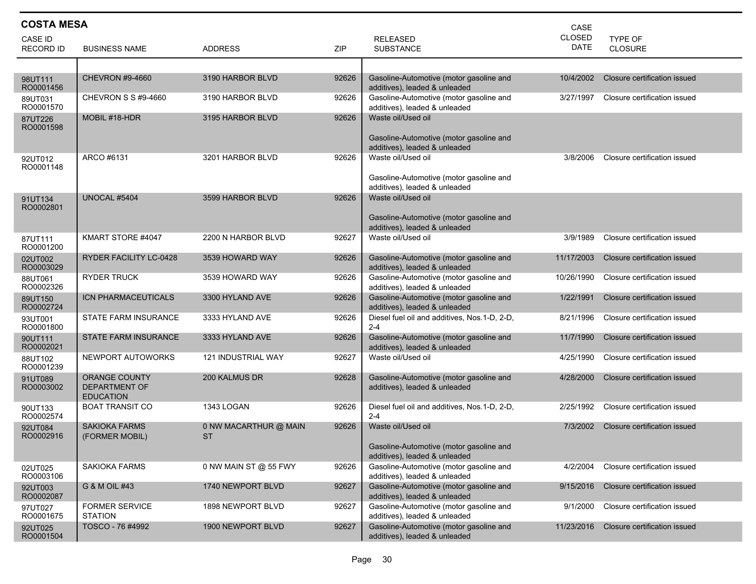## COSTA MESA

| CASE ID<br>RECORD ID | BUSINESS NAME | ADDRESS | ZIP | RELEASED SUBSTANCE | CASE CLOSED DATE | TYPE OF CLOSURE |
|---|---|---|---|---|---|---|
| 98UT111<br>RO0001456 | CHEVRON #9-4660 | 3190 HARBOR BLVD | 92626 | Gasoline-Automotive (motor gasoline and additives), leaded & unleaded | 10/4/2002 | Closure certification issued |
| 89UT031<br>RO0001570 | CHEVRON S S #9-4660 | 3190 HARBOR BLVD | 92626 | Gasoline-Automotive (motor gasoline and additives), leaded & unleaded | 3/27/1997 | Closure certification issued |
| 87UT226<br>RO0001598 | MOBIL #18-HDR | 3195 HARBOR BLVD | 92626 | Waste oil/Used oil<br><br>Gasoline-Automotive (motor gasoline and additives), leaded & unleaded | | |
| 92UT012<br>RO0001148 | ARCO #6131 | 3201 HARBOR BLVD | 92626 | Waste oil/Used oil<br><br>Gasoline-Automotive (motor gasoline and additives), leaded & unleaded | 3/8/2006 | Closure certification issued |
| 91UT134<br>RO0002801 | UNOCAL #5404 | 3599 HARBOR BLVD | 92626 | Waste oil/Used oil<br><br>Gasoline-Automotive (motor gasoline and additives), leaded & unleaded | | |
| 87UT111<br>RO0001200 | KMART STORE #4047 | 2200 N HARBOR BLVD | 92627 | Waste oil/Used oil | 3/9/1989 | Closure certification issued |
| 02UT002<br>RO0003029 | RYDER FACILITY LC-0428 | 3539 HOWARD WAY | 92626 | Gasoline-Automotive (motor gasoline and additives), leaded & unleaded | 11/17/2003 | Closure certification issued |
| 88UT061<br>RO0002326 | RYDER TRUCK | 3539 HOWARD WAY | 92626 | Gasoline-Automotive (motor gasoline and additives), leaded & unleaded | 10/26/1990 | Closure certification issued |
| 89UT150<br>RO0002724 | ICN PHARMACEUTICALS | 3300 HYLAND AVE | 92626 | Gasoline-Automotive (motor gasoline and additives), leaded & unleaded | 1/22/1991 | Closure certification issued |
| 93UT001<br>RO0001800 | STATE FARM INSURANCE | 3333 HYLAND AVE | 92626 | Diesel fuel oil and additives, Nos.1-D, 2-D, 2-4 | 8/21/1996 | Closure certification issued |
| 90UT111<br>RO0002021 | STATE FARM INSURANCE | 3333 HYLAND AVE | 92626 | Gasoline-Automotive (motor gasoline and additives), leaded & unleaded | 11/7/1990 | Closure certification issued |
| 88UT102<br>RO0001239 | NEWPORT AUTOWORKS | 121 INDUSTRIAL WAY | 92627 | Waste oil/Used oil | 4/25/1990 | Closure certification issued |
| 91UT089<br>RO0003002 | ORANGE COUNTY DEPARTMENT OF EDUCATION | 200 KALMUS DR | 92628 | Gasoline-Automotive (motor gasoline and additives), leaded & unleaded | 4/28/2000 | Closure certification issued |
| 90UT133<br>RO0002574 | BOAT TRANSIT CO | 1343 LOGAN | 92626 | Diesel fuel oil and additives, Nos.1-D, 2-D, 2-4 | 2/25/1992 | Closure certification issued |
| 92UT084<br>RO0002916 | SAKIOKA FARMS (FORMER MOBIL) | 0 NW MACARTHUR @ MAIN ST | 92626 | Waste oil/Used oil<br><br>Gasoline-Automotive (motor gasoline and additives), leaded & unleaded | 7/3/2002 | Closure certification issued |
| 02UT025<br>RO0003106 | SAKIOKA FARMS | 0 NW MAIN ST @ 55 FWY | 92626 | Gasoline-Automotive (motor gasoline and additives), leaded & unleaded | 4/2/2004 | Closure certification issued |
| 92UT003<br>RO0002087 | G & M OIL #43 | 1740 NEWPORT BLVD | 92627 | Gasoline-Automotive (motor gasoline and additives), leaded & unleaded | 9/15/2016 | Closure certification issued |
| 97UT027<br>RO0001675 | FORMER SERVICE STATION | 1898 NEWPORT BLVD | 92627 | Gasoline-Automotive (motor gasoline and additives), leaded & unleaded | 9/1/2000 | Closure certification issued |
| 92UT025<br>RO0001504 | TOSCO - 76 #4992 | 1900 NEWPORT BLVD | 92627 | Gasoline-Automotive (motor gasoline and additives), leaded & unleaded | 11/23/2016 | Closure certification issued |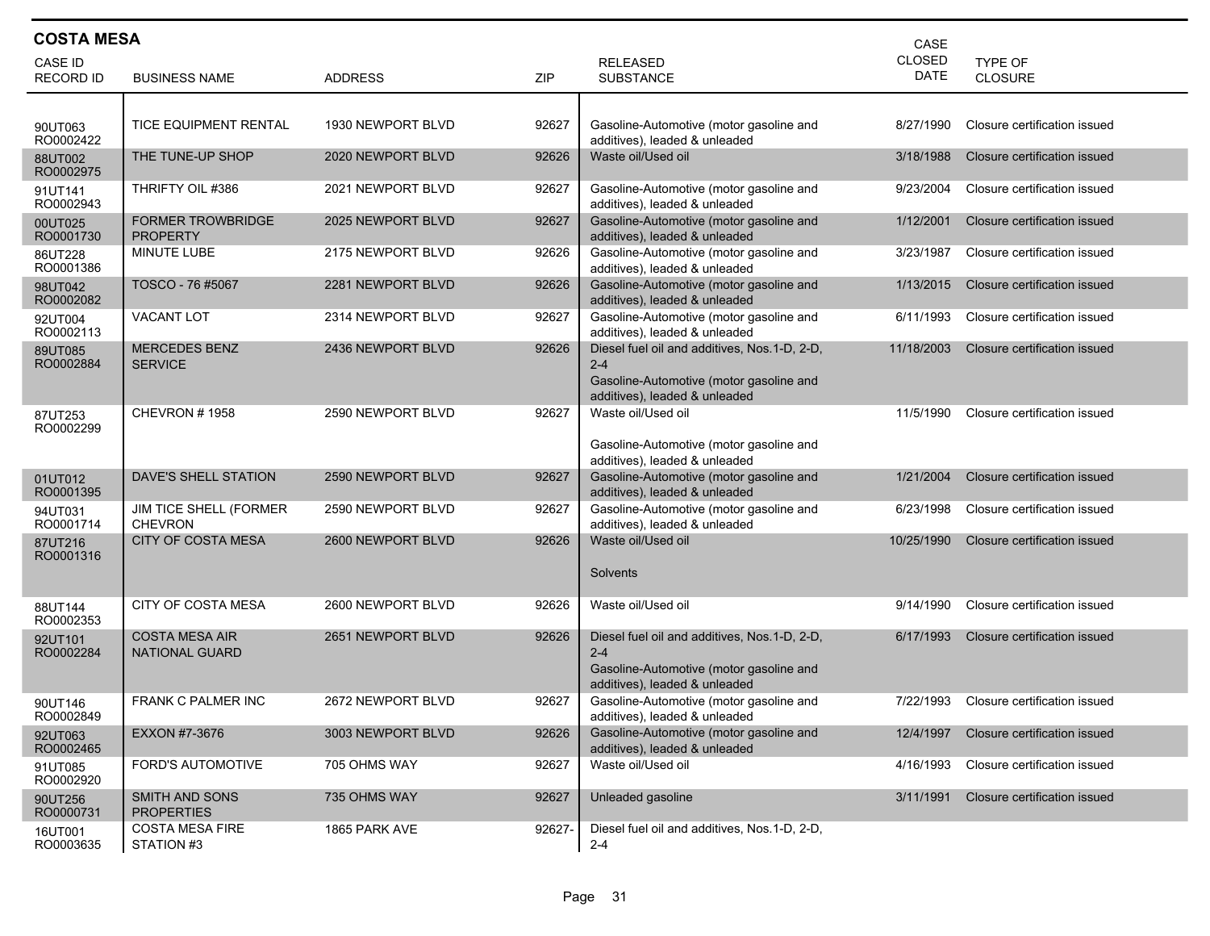## COSTA MESA

| CASE ID RECORD ID | BUSINESS NAME | ADDRESS | ZIP | RELEASED SUBSTANCE | CASE CLOSED DATE | TYPE OF CLOSURE |
|---|---|---|---|---|---|---|
| 90UT063 RO0002422 | TICE EQUIPMENT RENTAL | 1930 NEWPORT BLVD | 92627 | Gasoline-Automotive (motor gasoline and additives), leaded & unleaded | 8/27/1990 | Closure certification issued |
| 88UT002 RO0002975 | THE TUNE-UP SHOP | 2020 NEWPORT BLVD | 92626 | Waste oil/Used oil | 3/18/1988 | Closure certification issued |
| 91UT141 RO0002943 | THRIFTY OIL #386 | 2021 NEWPORT BLVD | 92627 | Gasoline-Automotive (motor gasoline and additives), leaded & unleaded | 9/23/2004 | Closure certification issued |
| 00UT025 RO0001730 | FORMER TROWBRIDGE PROPERTY | 2025 NEWPORT BLVD | 92627 | Gasoline-Automotive (motor gasoline and additives), leaded & unleaded | 1/12/2001 | Closure certification issued |
| 86UT228 RO0001386 | MINUTE LUBE | 2175 NEWPORT BLVD | 92626 | Gasoline-Automotive (motor gasoline and additives), leaded & unleaded | 3/23/1987 | Closure certification issued |
| 98UT042 RO0002082 | TOSCO - 76 #5067 | 2281 NEWPORT BLVD | 92626 | Gasoline-Automotive (motor gasoline and additives), leaded & unleaded | 1/13/2015 | Closure certification issued |
| 92UT004 RO0002113 | VACANT LOT | 2314 NEWPORT BLVD | 92627 | Gasoline-Automotive (motor gasoline and additives), leaded & unleaded | 6/11/1993 | Closure certification issued |
| 89UT085 RO0002884 | MERCEDES BENZ SERVICE | 2436 NEWPORT BLVD | 92626 | Diesel fuel oil and additives, Nos.1-D, 2-D, 2-4<br>Gasoline-Automotive (motor gasoline and additives), leaded & unleaded | 11/18/2003 | Closure certification issued |
| 87UT253 RO0002299 | CHEVRON # 1958 | 2590 NEWPORT BLVD | 92627 | Waste oil/Used oil<br>Gasoline-Automotive (motor gasoline and additives), leaded & unleaded | 11/5/1990 | Closure certification issued |
| 01UT012 RO0001395 | DAVE'S SHELL STATION | 2590 NEWPORT BLVD | 92627 | Gasoline-Automotive (motor gasoline and additives), leaded & unleaded | 1/21/2004 | Closure certification issued |
| 94UT031 RO0001714 | JIM TICE SHELL (FORMER CHEVRON | 2590 NEWPORT BLVD | 92627 | Gasoline-Automotive (motor gasoline and additives), leaded & unleaded | 6/23/1998 | Closure certification issued |
| 87UT216 RO0001316 | CITY OF COSTA MESA | 2600 NEWPORT BLVD | 92626 | Waste oil/Used oil<br>Solvents | 10/25/1990 | Closure certification issued |
| 88UT144 RO0002353 | CITY OF COSTA MESA | 2600 NEWPORT BLVD | 92626 | Waste oil/Used oil | 9/14/1990 | Closure certification issued |
| 92UT101 RO0002284 | COSTA MESA AIR NATIONAL GUARD | 2651 NEWPORT BLVD | 92626 | Diesel fuel oil and additives, Nos.1-D, 2-D, 2-4<br>Gasoline-Automotive (motor gasoline and additives), leaded & unleaded | 6/17/1993 | Closure certification issued |
| 90UT146 RO0002849 | FRANK C PALMER INC | 2672 NEWPORT BLVD | 92627 | Gasoline-Automotive (motor gasoline and additives), leaded & unleaded | 7/22/1993 | Closure certification issued |
| 92UT063 RO0002465 | EXXON #7-3676 | 3003 NEWPORT BLVD | 92626 | Gasoline-Automotive (motor gasoline and additives), leaded & unleaded | 12/4/1997 | Closure certification issued |
| 91UT085 RO0002920 | FORD'S AUTOMOTIVE | 705 OHMS WAY | 92627 | Waste oil/Used oil | 4/16/1993 | Closure certification issued |
| 90UT256 RO0000731 | SMITH AND SONS PROPERTIES | 735 OHMS WAY | 92627 | Unleaded gasoline | 3/11/1991 | Closure certification issued |
| 16UT001 RO0003635 | COSTA MESA FIRE STATION #3 | 1865 PARK AVE | 92627- | Diesel fuel oil and additives, Nos.1-D, 2-D, 2-4 | | |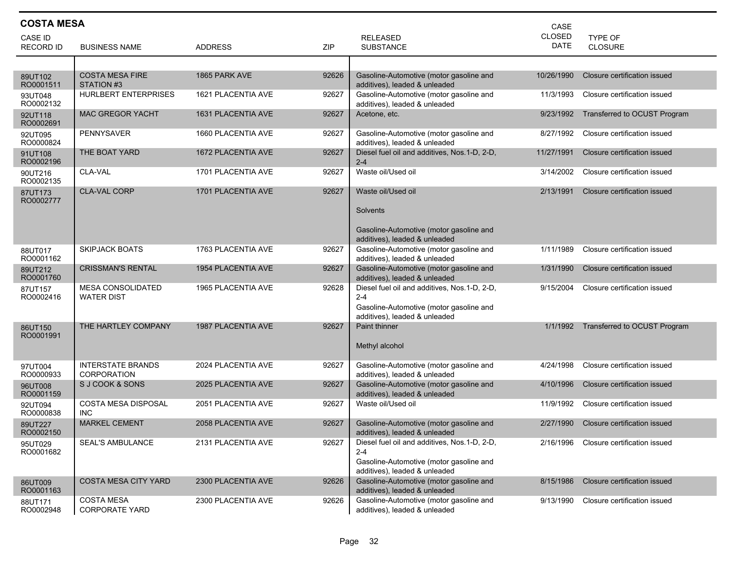## COSTA MESA

| CASE ID RECORD ID | BUSINESS NAME | ADDRESS | ZIP | RELEASED SUBSTANCE | CASE CLOSED DATE | TYPE OF CLOSURE |
|---|---|---|---|---|---|---|
| 89UT102 RO0001511 | COSTA MESA FIRE STATION #3 | 1865 PARK AVE | 92626 | Gasoline-Automotive (motor gasoline and additives), leaded & unleaded | 10/26/1990 | Closure certification issued |
| 93UT048 RO0002132 | HURLBERT ENTERPRISES | 1621 PLACENTIA AVE | 92627 | Gasoline-Automotive (motor gasoline and additives), leaded & unleaded | 11/3/1993 | Closure certification issued |
| 92UT118 RO0002691 | MAC GREGOR YACHT | 1631 PLACENTIA AVE | 92627 | Acetone, etc. | 9/23/1992 | Transferred to OCUST Program |
| 92UT095 RO0000824 | PENNYSAVER | 1660 PLACENTIA AVE | 92627 | Gasoline-Automotive (motor gasoline and additives), leaded & unleaded | 8/27/1992 | Closure certification issued |
| 91UT108 RO0002196 | THE BOAT YARD | 1672 PLACENTIA AVE | 92627 | Diesel fuel oil and additives, Nos.1-D, 2-D, 2-4 | 11/27/1991 | Closure certification issued |
| 90UT216 RO0002135 | CLA-VAL | 1701 PLACENTIA AVE | 92627 | Waste oil/Used oil | 3/14/2002 | Closure certification issued |
| 87UT173 RO0002777 | CLA-VAL CORP | 1701 PLACENTIA AVE | 92627 | Waste oil/Used oil<br>Solvents<br>Gasoline-Automotive (motor gasoline and additives), leaded & unleaded | 2/13/1991 | Closure certification issued |
| 88UT017 RO0001162 | SKIPJACK BOATS | 1763 PLACENTIA AVE | 92627 | Gasoline-Automotive (motor gasoline and additives), leaded & unleaded | 1/11/1989 | Closure certification issued |
| 89UT212 RO0001760 | CRISSMAN'S RENTAL | 1954 PLACENTIA AVE | 92627 | Gasoline-Automotive (motor gasoline and additives), leaded & unleaded | 1/31/1990 | Closure certification issued |
| 87UT157 RO0002416 | MESA CONSOLIDATED WATER DIST | 1965 PLACENTIA AVE | 92628 | Diesel fuel oil and additives, Nos.1-D, 2-D, 2-4<br>Gasoline-Automotive (motor gasoline and additives), leaded & unleaded | 9/15/2004 | Closure certification issued |
| 86UT150 RO0001991 | THE HARTLEY COMPANY | 1987 PLACENTIA AVE | 92627 | Paint thinner<br>Methyl alcohol | 1/1/1992 | Transferred to OCUST Program |
| 97UT004 RO0000933 | INTERSTATE BRANDS CORPORATION | 2024 PLACENTIA AVE | 92627 | Gasoline-Automotive (motor gasoline and additives), leaded & unleaded | 4/24/1998 | Closure certification issued |
| 96UT008 RO0001159 | S J COOK & SONS | 2025 PLACENTIA AVE | 92627 | Gasoline-Automotive (motor gasoline and additives), leaded & unleaded | 4/10/1996 | Closure certification issued |
| 92UT094 RO0000838 | COSTA MESA DISPOSAL INC | 2051 PLACENTIA AVE | 92627 | Waste oil/Used oil | 11/9/1992 | Closure certification issued |
| 89UT227 RO0002150 | MARKEL CEMENT | 2058 PLACENTIA AVE | 92627 | Gasoline-Automotive (motor gasoline and additives), leaded & unleaded | 2/27/1990 | Closure certification issued |
| 95UT029 RO0001682 | SEAL'S AMBULANCE | 2131 PLACENTIA AVE | 92627 | Diesel fuel oil and additives, Nos.1-D, 2-D, 2-4<br>Gasoline-Automotive (motor gasoline and additives), leaded & unleaded | 2/16/1996 | Closure certification issued |
| 86UT009 RO0001163 | COSTA MESA CITY YARD | 2300 PLACENTIA AVE | 92626 | Gasoline-Automotive (motor gasoline and additives), leaded & unleaded | 8/15/1986 | Closure certification issued |
| 88UT171 RO0002948 | COSTA MESA CORPORATE YARD | 2300 PLACENTIA AVE | 92626 | Gasoline-Automotive (motor gasoline and additives), leaded & unleaded | 9/13/1990 | Closure certification issued |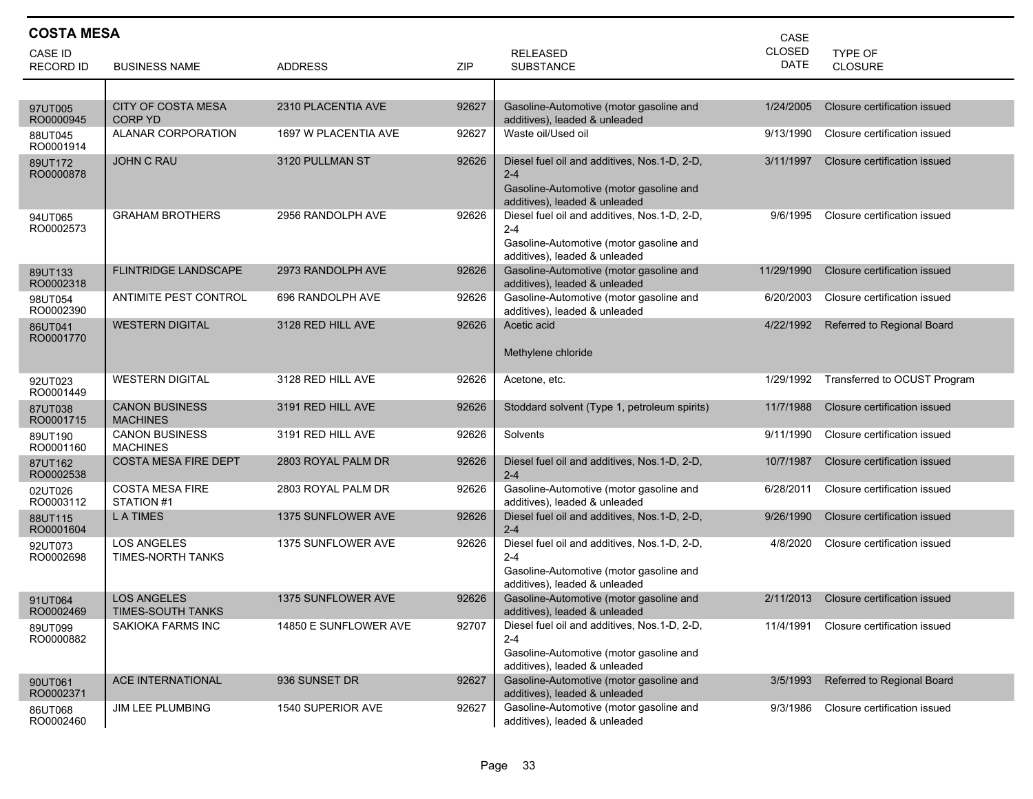## COSTA MESA

| CASE ID RECORD ID | BUSINESS NAME | ADDRESS | ZIP | RELEASED SUBSTANCE | CASE CLOSED DATE | TYPE OF CLOSURE |
|---|---|---|---|---|---|---|
| 97UT005 RO0000945 | CITY OF COSTA MESA CORP YD | 2310 PLACENTIA AVE | 92627 | Gasoline-Automotive (motor gasoline and additives), leaded & unleaded | 1/24/2005 | Closure certification issued |
| 88UT045 RO0001914 | ALANAR CORPORATION | 1697 W PLACENTIA AVE | 92627 | Waste oil/Used oil | 9/13/1990 | Closure certification issued |
| 89UT172 RO0000878 | JOHN C RAU | 3120 PULLMAN ST | 92626 | Diesel fuel oil and additives, Nos.1-D, 2-D, 2-4<br>Gasoline-Automotive (motor gasoline and additives), leaded & unleaded | 3/11/1997 | Closure certification issued |
| 94UT065 RO0002573 | GRAHAM BROTHERS | 2956 RANDOLPH AVE | 92626 | Diesel fuel oil and additives, Nos.1-D, 2-D, 2-4<br>Gasoline-Automotive (motor gasoline and additives), leaded & unleaded | 9/6/1995 | Closure certification issued |
| 89UT133 RO0002318 | FLINTRIDGE LANDSCAPE | 2973 RANDOLPH AVE | 92626 | Gasoline-Automotive (motor gasoline and additives), leaded & unleaded | 11/29/1990 | Closure certification issued |
| 98UT054 RO0002390 | ANTIMITE PEST CONTROL | 696 RANDOLPH AVE | 92626 | Gasoline-Automotive (motor gasoline and additives), leaded & unleaded | 6/20/2003 | Closure certification issued |
| 86UT041 RO0001770 | WESTERN DIGITAL | 3128 RED HILL AVE | 92626 | Acetic acid<br>Methylene chloride | 4/22/1992 | Referred to Regional Board |
| 92UT023 RO0001449 | WESTERN DIGITAL | 3128 RED HILL AVE | 92626 | Acetone, etc. | 1/29/1992 | Transferred to OCUST Program |
| 87UT038 RO0001715 | CANON BUSINESS MACHINES | 3191 RED HILL AVE | 92626 | Stoddard solvent (Type 1, petroleum spirits) | 11/7/1988 | Closure certification issued |
| 89UT190 RO0001160 | CANON BUSINESS MACHINES | 3191 RED HILL AVE | 92626 | Solvents | 9/11/1990 | Closure certification issued |
| 87UT162 RO0002538 | COSTA MESA FIRE DEPT | 2803 ROYAL PALM DR | 92626 | Diesel fuel oil and additives, Nos.1-D, 2-D, 2-4 | 10/7/1987 | Closure certification issued |
| 02UT026 RO0003112 | COSTA MESA FIRE STATION #1 | 2803 ROYAL PALM DR | 92626 | Gasoline-Automotive (motor gasoline and additives), leaded & unleaded | 6/28/2011 | Closure certification issued |
| 88UT115 RO0001604 | L A TIMES | 1375 SUNFLOWER AVE | 92626 | Diesel fuel oil and additives, Nos.1-D, 2-D, 2-4 | 9/26/1990 | Closure certification issued |
| 92UT073 RO0002698 | LOS ANGELES TIMES-NORTH TANKS | 1375 SUNFLOWER AVE | 92626 | Diesel fuel oil and additives, Nos.1-D, 2-D, 2-4<br>Gasoline-Automotive (motor gasoline and additives), leaded & unleaded | 4/8/2020 | Closure certification issued |
| 91UT064 RO0002469 | LOS ANGELES TIMES-SOUTH TANKS | 1375 SUNFLOWER AVE | 92626 | Gasoline-Automotive (motor gasoline and additives), leaded & unleaded | 2/11/2013 | Closure certification issued |
| 89UT099 RO0000882 | SAKIOKA FARMS INC | 14850 E SUNFLOWER AVE | 92707 | Diesel fuel oil and additives, Nos.1-D, 2-D, 2-4<br>Gasoline-Automotive (motor gasoline and additives), leaded & unleaded | 11/4/1991 | Closure certification issued |
| 90UT061 RO0002371 | ACE INTERNATIONAL | 936 SUNSET DR | 92627 | Gasoline-Automotive (motor gasoline and additives), leaded & unleaded | 3/5/1993 | Referred to Regional Board |
| 86UT068 RO0002460 | JIM LEE PLUMBING | 1540 SUPERIOR AVE | 92627 | Gasoline-Automotive (motor gasoline and additives), leaded & unleaded | 9/3/1986 | Closure certification issued |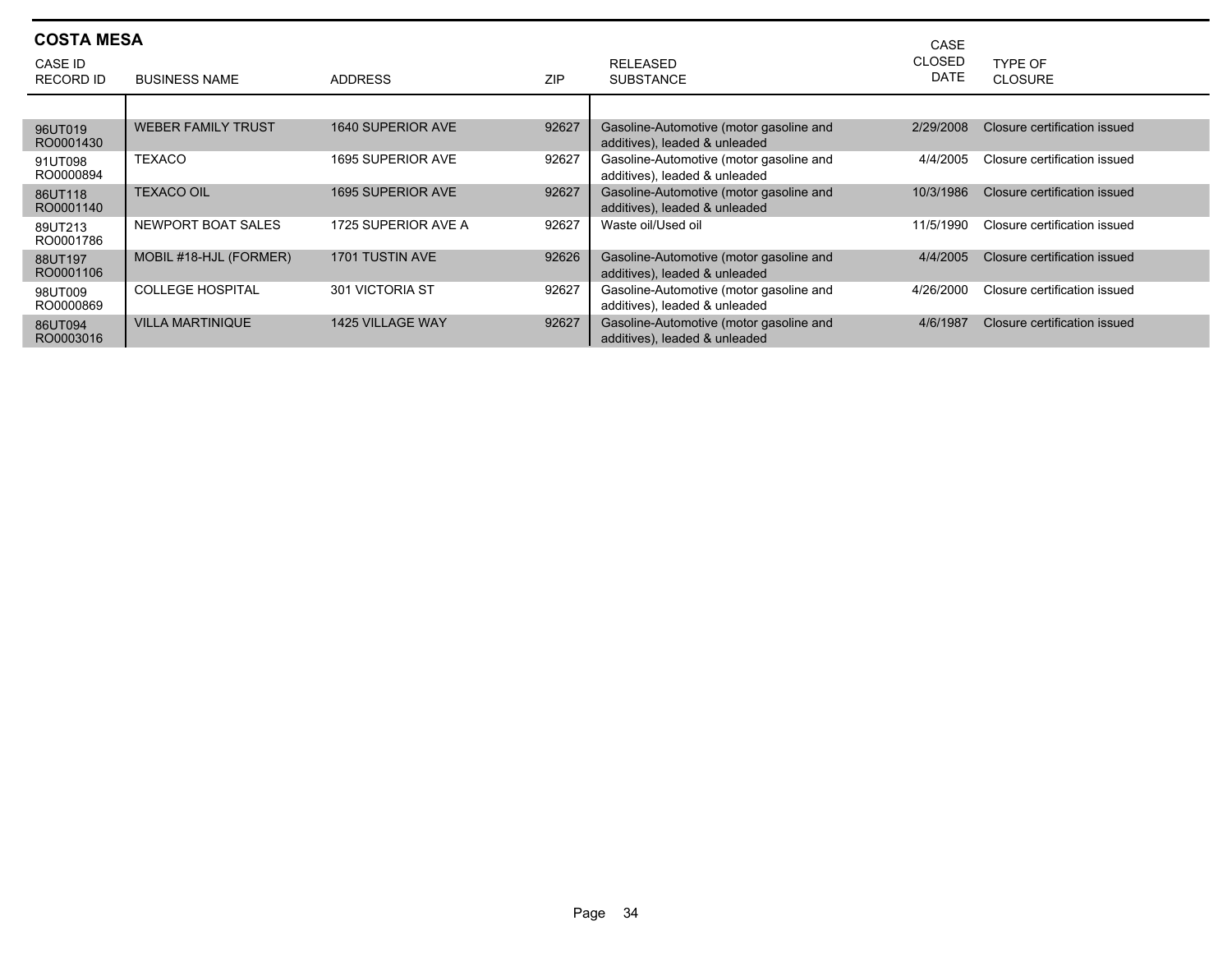## COSTA MESA

| CASE ID RECORD ID | BUSINESS NAME | ADDRESS | ZIP | RELEASED SUBSTANCE | CASE CLOSED DATE | TYPE OF CLOSURE |
|---|---|---|---|---|---|---|
| 96UT019 RO0001430 | WEBER FAMILY TRUST | 1640 SUPERIOR AVE | 92627 | Gasoline-Automotive (motor gasoline and additives), leaded & unleaded | 2/29/2008 | Closure certification issued |
| 91UT098 RO0000894 | TEXACO | 1695 SUPERIOR AVE | 92627 | Gasoline-Automotive (motor gasoline and additives), leaded & unleaded | 4/4/2005 | Closure certification issued |
| 86UT118 RO0001140 | TEXACO OIL | 1695 SUPERIOR AVE | 92627 | Gasoline-Automotive (motor gasoline and additives), leaded & unleaded | 10/3/1986 | Closure certification issued |
| 89UT213 RO0001786 | NEWPORT BOAT SALES | 1725 SUPERIOR AVE A | 92627 | Waste oil/Used oil | 11/5/1990 | Closure certification issued |
| 88UT197 RO0001106 | MOBIL #18-HJL (FORMER) | 1701 TUSTIN AVE | 92626 | Gasoline-Automotive (motor gasoline and additives), leaded & unleaded | 4/4/2005 | Closure certification issued |
| 98UT009 RO0000869 | COLLEGE HOSPITAL | 301 VICTORIA ST | 92627 | Gasoline-Automotive (motor gasoline and additives), leaded & unleaded | 4/26/2000 | Closure certification issued |
| 86UT094 RO0003016 | VILLA MARTINIQUE | 1425 VILLAGE WAY | 92627 | Gasoline-Automotive (motor gasoline and additives), leaded & unleaded | 4/6/1987 | Closure certification issued |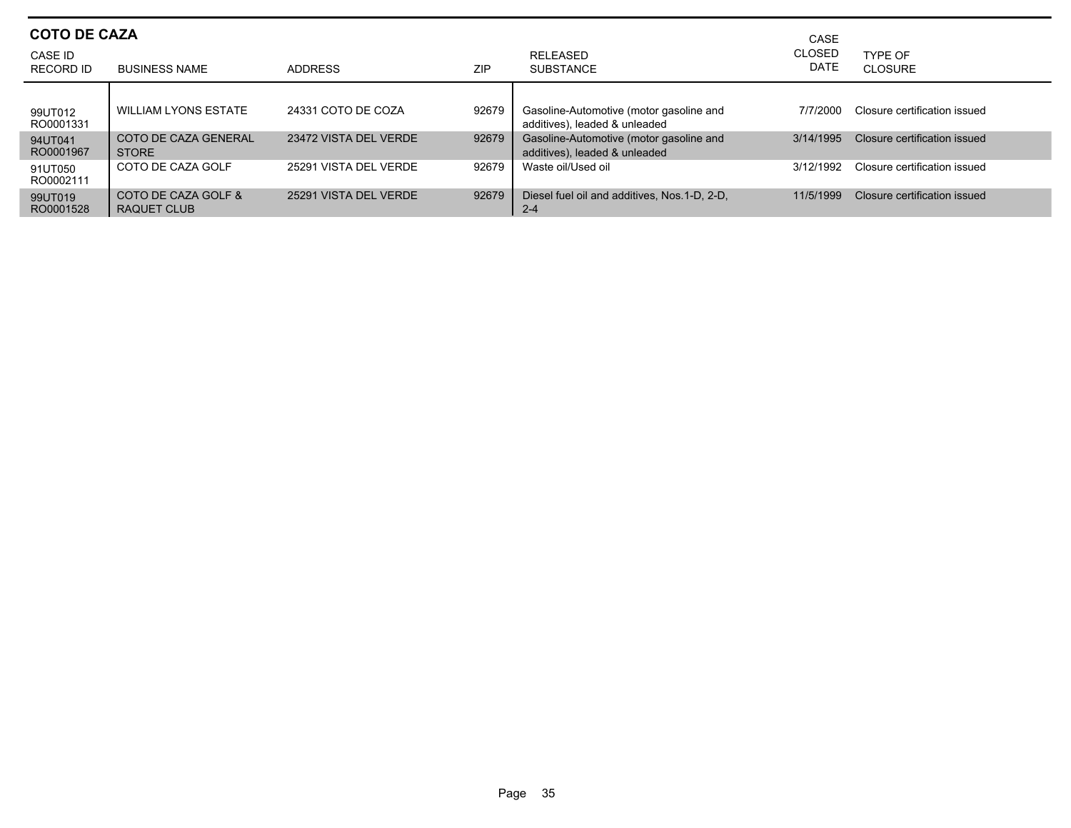## COTO DE CAZA

| CASE ID RECORD ID | BUSINESS NAME | ADDRESS | ZIP | RELEASED SUBSTANCE | CASE CLOSED DATE | TYPE OF CLOSURE |
|---|---|---|---|---|---|---|
| 99UT012 RO0001331 | WILLIAM LYONS ESTATE | 24331 COTO DE COZA | 92679 | Gasoline-Automotive (motor gasoline and additives), leaded & unleaded | 7/7/2000 | Closure certification issued |
| 94UT041 RO0001967 | COTO DE CAZA GENERAL STORE | 23472 VISTA DEL VERDE | 92679 | Gasoline-Automotive (motor gasoline and additives), leaded & unleaded | 3/14/1995 | Closure certification issued |
| 91UT050 RO0002111 | COTO DE CAZA GOLF | 25291 VISTA DEL VERDE | 92679 | Waste oil/Used oil | 3/12/1992 | Closure certification issued |
| 99UT019 RO0001528 | COTO DE CAZA GOLF & RAQUET CLUB | 25291 VISTA DEL VERDE | 92679 | Diesel fuel oil and additives, Nos.1-D, 2-D, 2-4 | 11/5/1999 | Closure certification issued |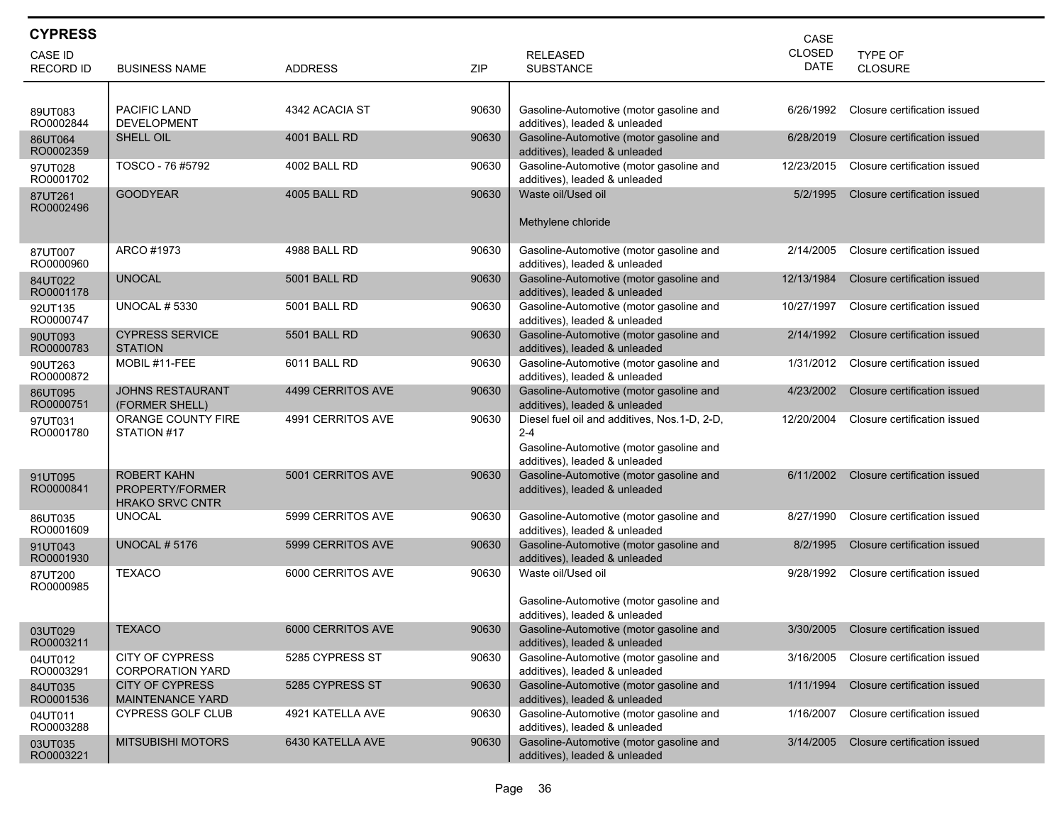## CYPRESS

| CASE ID<br>RECORD ID | BUSINESS NAME | ADDRESS | ZIP | RELEASED SUBSTANCE | CASE CLOSED DATE | TYPE OF CLOSURE |
|---|---|---|---|---|---|---|
| 89UT083<br>RO0002844 | PACIFIC LAND DEVELOPMENT | 4342 ACACIA ST | 90630 | Gasoline-Automotive (motor gasoline and additives), leaded & unleaded | 6/26/1992 | Closure certification issued |
| 86UT064<br>RO0002359 | SHELL OIL | 4001 BALL RD | 90630 | Gasoline-Automotive (motor gasoline and additives), leaded & unleaded | 6/28/2019 | Closure certification issued |
| 97UT028<br>RO0001702 | TOSCO - 76 #5792 | 4002 BALL RD | 90630 | Gasoline-Automotive (motor gasoline and additives), leaded & unleaded | 12/23/2015 | Closure certification issued |
| 87UT261<br>RO0002496 | GOODYEAR | 4005 BALL RD | 90630 | Waste oil/Used oil<br><br>Methylene chloride | 5/2/1995 | Closure certification issued |
| 87UT007<br>RO0000960 | ARCO #1973 | 4988 BALL RD | 90630 | Gasoline-Automotive (motor gasoline and additives), leaded & unleaded | 2/14/2005 | Closure certification issued |
| 84UT022<br>RO0001178 | UNOCAL | 5001 BALL RD | 90630 | Gasoline-Automotive (motor gasoline and additives), leaded & unleaded | 12/13/1984 | Closure certification issued |
| 92UT135<br>RO0000747 | UNOCAL # 5330 | 5001 BALL RD | 90630 | Gasoline-Automotive (motor gasoline and additives), leaded & unleaded | 10/27/1997 | Closure certification issued |
| 90UT093<br>RO0000783 | CYPRESS SERVICE STATION | 5501 BALL RD | 90630 | Gasoline-Automotive (motor gasoline and additives), leaded & unleaded | 2/14/1992 | Closure certification issued |
| 90UT263<br>RO0000872 | MOBIL #11-FEE | 6011 BALL RD | 90630 | Gasoline-Automotive (motor gasoline and additives), leaded & unleaded | 1/31/2012 | Closure certification issued |
| 86UT095<br>RO0000751 | JOHNS RESTAURANT (FORMER SHELL) | 4499 CERRITOS AVE | 90630 | Gasoline-Automotive (motor gasoline and additives), leaded & unleaded | 4/23/2002 | Closure certification issued |
| 97UT031<br>RO0001780 | ORANGE COUNTY FIRE STATION #17 | 4991 CERRITOS AVE | 90630 | Diesel fuel oil and additives, Nos.1-D, 2-D, 2-4<br>Gasoline-Automotive (motor gasoline and additives), leaded & unleaded | 12/20/2004 | Closure certification issued |
| 91UT095<br>RO0000841 | ROBERT KAHN PROPERTY/FORMER HRAKO SRVC CNTR | 5001 CERRITOS AVE | 90630 | Gasoline-Automotive (motor gasoline and additives), leaded & unleaded | 6/11/2002 | Closure certification issued |
| 86UT035<br>RO0001609 | UNOCAL | 5999 CERRITOS AVE | 90630 | Gasoline-Automotive (motor gasoline and additives), leaded & unleaded | 8/27/1990 | Closure certification issued |
| 91UT043<br>RO0001930 | UNOCAL # 5176 | 5999 CERRITOS AVE | 90630 | Gasoline-Automotive (motor gasoline and additives), leaded & unleaded | 8/2/1995 | Closure certification issued |
| 87UT200<br>RO0000985 | TEXACO | 6000 CERRITOS AVE | 90630 | Waste oil/Used oil<br><br>Gasoline-Automotive (motor gasoline and additives), leaded & unleaded | 9/28/1992 | Closure certification issued |
| 03UT029<br>RO0003211 | TEXACO | 6000 CERRITOS AVE | 90630 | Gasoline-Automotive (motor gasoline and additives), leaded & unleaded | 3/30/2005 | Closure certification issued |
| 04UT012<br>RO0003291 | CITY OF CYPRESS CORPORATION YARD | 5285 CYPRESS ST | 90630 | Gasoline-Automotive (motor gasoline and additives), leaded & unleaded | 3/16/2005 | Closure certification issued |
| 84UT035<br>RO0001536 | CITY OF CYPRESS MAINTENANCE YARD | 5285 CYPRESS ST | 90630 | Gasoline-Automotive (motor gasoline and additives), leaded & unleaded | 1/11/1994 | Closure certification issued |
| 04UT011<br>RO0003288 | CYPRESS GOLF CLUB | 4921 KATELLA AVE | 90630 | Gasoline-Automotive (motor gasoline and additives), leaded & unleaded | 1/16/2007 | Closure certification issued |
| 03UT035<br>RO0003221 | MITSUBISHI MOTORS | 6430 KATELLA AVE | 90630 | Gasoline-Automotive (motor gasoline and additives), leaded & unleaded | 3/14/2005 | Closure certification issued |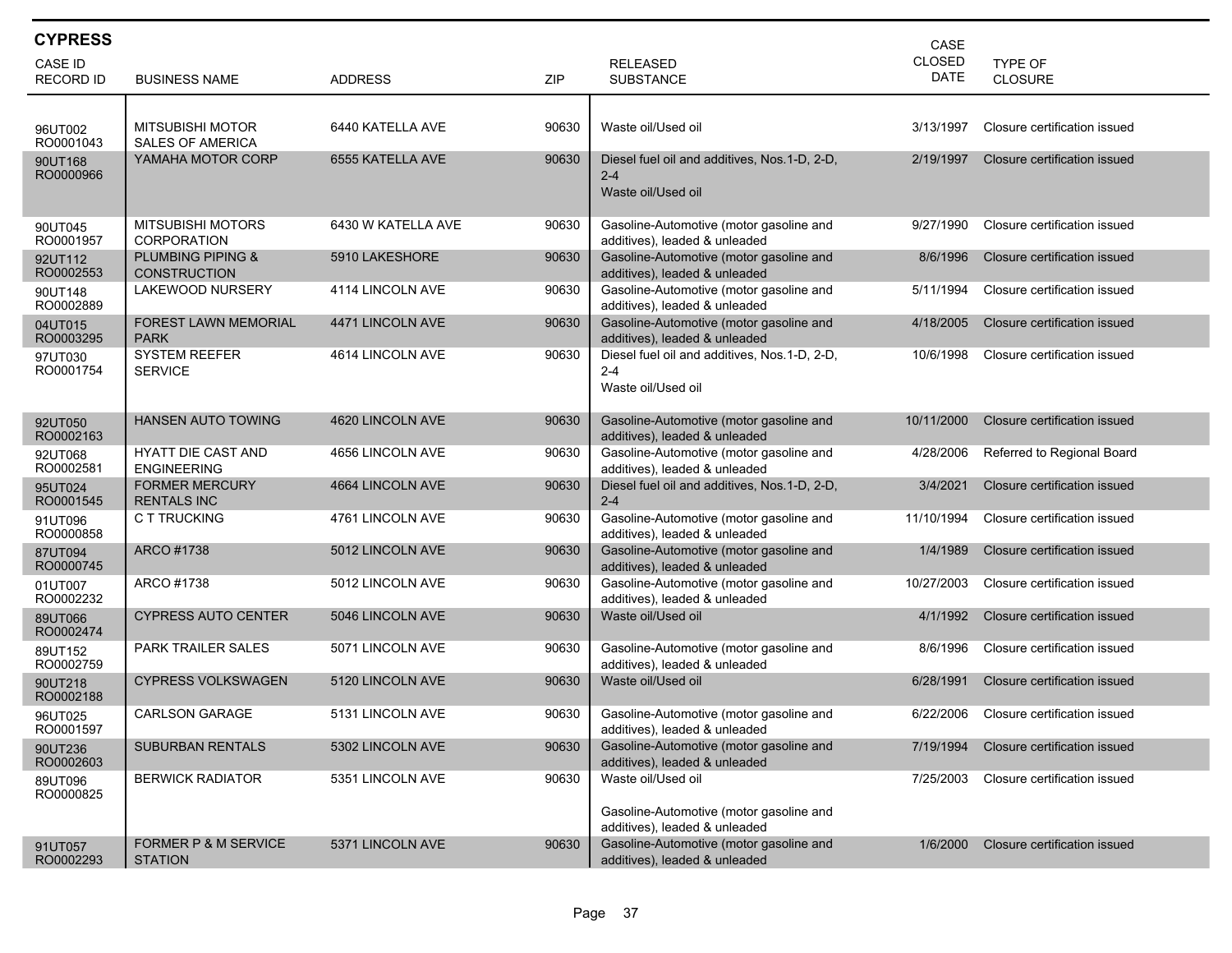## CYPRESS

| CASE ID RECORD ID | BUSINESS NAME | ADDRESS | ZIP | RELEASED SUBSTANCE | CASE CLOSED DATE | TYPE OF CLOSURE |
|---|---|---|---|---|---|---|
| 96UT002 RO0001043 | MITSUBISHI MOTOR SALES OF AMERICA | 6440 KATELLA AVE | 90630 | Waste oil/Used oil | 3/13/1997 | Closure certification issued |
| 90UT168 RO0000966 | YAMAHA MOTOR CORP | 6555 KATELLA AVE | 90630 | Diesel fuel oil and additives, Nos.1-D, 2-D, 2-4<br>Waste oil/Used oil | 2/19/1997 | Closure certification issued |
| 90UT045 RO0001957 | MITSUBISHI MOTORS CORPORATION | 6430 W KATELLA AVE | 90630 | Gasoline-Automotive (motor gasoline and additives), leaded & unleaded | 9/27/1990 | Closure certification issued |
| 92UT112 RO0002553 | PLUMBING PIPING & CONSTRUCTION | 5910 LAKESHORE | 90630 | Gasoline-Automotive (motor gasoline and additives), leaded & unleaded | 8/6/1996 | Closure certification issued |
| 90UT148 RO0002889 | LAKEWOOD NURSERY | 4114 LINCOLN AVE | 90630 | Gasoline-Automotive (motor gasoline and additives), leaded & unleaded | 5/11/1994 | Closure certification issued |
| 04UT015 RO0003295 | FOREST LAWN MEMORIAL PARK | 4471 LINCOLN AVE | 90630 | Gasoline-Automotive (motor gasoline and additives), leaded & unleaded | 4/18/2005 | Closure certification issued |
| 97UT030 RO0001754 | SYSTEM REEFER SERVICE | 4614 LINCOLN AVE | 90630 | Diesel fuel oil and additives, Nos.1-D, 2-D, 2-4<br>Waste oil/Used oil | 10/6/1998 | Closure certification issued |
| 92UT050 RO0002163 | HANSEN AUTO TOWING | 4620 LINCOLN AVE | 90630 | Gasoline-Automotive (motor gasoline and additives), leaded & unleaded | 10/11/2000 | Closure certification issued |
| 92UT068 RO0002581 | HYATT DIE CAST AND ENGINEERING | 4656 LINCOLN AVE | 90630 | Gasoline-Automotive (motor gasoline and additives), leaded & unleaded | 4/28/2006 | Referred to Regional Board |
| 95UT024 RO0001545 | FORMER MERCURY RENTALS INC | 4664 LINCOLN AVE | 90630 | Diesel fuel oil and additives, Nos.1-D, 2-D, 2-4 | 3/4/2021 | Closure certification issued |
| 91UT096 RO0000858 | C T TRUCKING | 4761 LINCOLN AVE | 90630 | Gasoline-Automotive (motor gasoline and additives), leaded & unleaded | 11/10/1994 | Closure certification issued |
| 87UT094 RO0000745 | ARCO #1738 | 5012 LINCOLN AVE | 90630 | Gasoline-Automotive (motor gasoline and additives), leaded & unleaded | 1/4/1989 | Closure certification issued |
| 01UT007 RO0002232 | ARCO #1738 | 5012 LINCOLN AVE | 90630 | Gasoline-Automotive (motor gasoline and additives), leaded & unleaded | 10/27/2003 | Closure certification issued |
| 89UT066 RO0002474 | CYPRESS AUTO CENTER | 5046 LINCOLN AVE | 90630 | Waste oil/Used oil | 4/1/1992 | Closure certification issued |
| 89UT152 RO0002759 | PARK TRAILER SALES | 5071 LINCOLN AVE | 90630 | Gasoline-Automotive (motor gasoline and additives), leaded & unleaded | 8/6/1996 | Closure certification issued |
| 90UT218 RO0002188 | CYPRESS VOLKSWAGEN | 5120 LINCOLN AVE | 90630 | Waste oil/Used oil | 6/28/1991 | Closure certification issued |
| 96UT025 RO0001597 | CARLSON GARAGE | 5131 LINCOLN AVE | 90630 | Gasoline-Automotive (motor gasoline and additives), leaded & unleaded | 6/22/2006 | Closure certification issued |
| 90UT236 RO0002603 | SUBURBAN RENTALS | 5302 LINCOLN AVE | 90630 | Gasoline-Automotive (motor gasoline and additives), leaded & unleaded | 7/19/1994 | Closure certification issued |
| 89UT096 RO0000825 | BERWICK RADIATOR | 5351 LINCOLN AVE | 90630 | Waste oil/Used oil<br>Gasoline-Automotive (motor gasoline and additives), leaded & unleaded | 7/25/2003 | Closure certification issued |
| 91UT057 RO0002293 | FORMER P & M SERVICE STATION | 5371 LINCOLN AVE | 90630 | Gasoline-Automotive (motor gasoline and additives), leaded & unleaded | 1/6/2000 | Closure certification issued |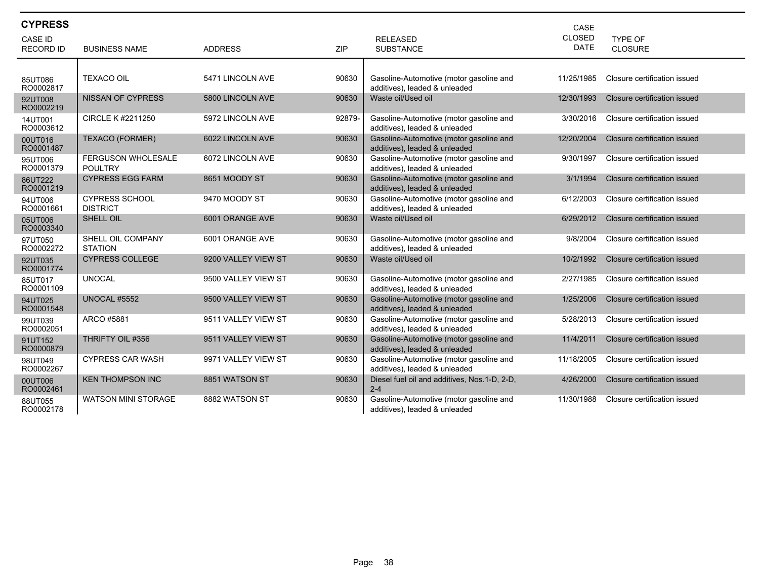## CYPRESS

| CASE ID<br>RECORD ID | BUSINESS NAME | ADDRESS | ZIP | RELEASED SUBSTANCE | CASE CLOSED DATE | TYPE OF CLOSURE |
|---|---|---|---|---|---|---|
| 85UT086<br>RO0002817 | TEXACO OIL | 5471 LINCOLN AVE | 90630 | Gasoline-Automotive (motor gasoline and additives), leaded & unleaded | 11/25/1985 | Closure certification issued |
| 92UT008<br>RO0002219 | NISSAN OF CYPRESS | 5800 LINCOLN AVE | 90630 | Waste oil/Used oil | 12/30/1993 | Closure certification issued |
| 14UT001<br>RO0003612 | CIRCLE K #2211250 | 5972 LINCOLN AVE | 92879- | Gasoline-Automotive (motor gasoline and additives), leaded & unleaded | 3/30/2016 | Closure certification issued |
| 00UT016<br>RO0001487 | TEXACO (FORMER) | 6022 LINCOLN AVE | 90630 | Gasoline-Automotive (motor gasoline and additives), leaded & unleaded | 12/20/2004 | Closure certification issued |
| 95UT006<br>RO0001379 | FERGUSON WHOLESALE POULTRY | 6072 LINCOLN AVE | 90630 | Gasoline-Automotive (motor gasoline and additives), leaded & unleaded | 9/30/1997 | Closure certification issued |
| 86UT222<br>RO0001219 | CYPRESS EGG FARM | 8651 MOODY ST | 90630 | Gasoline-Automotive (motor gasoline and additives), leaded & unleaded | 3/1/1994 | Closure certification issued |
| 94UT006<br>RO0001661 | CYPRESS SCHOOL DISTRICT | 9470 MOODY ST | 90630 | Gasoline-Automotive (motor gasoline and additives), leaded & unleaded | 6/12/2003 | Closure certification issued |
| 05UT006<br>RO0003340 | SHELL OIL | 6001 ORANGE AVE | 90630 | Waste oil/Used oil | 6/29/2012 | Closure certification issued |
| 97UT050<br>RO0002272 | SHELL OIL COMPANY STATION | 6001 ORANGE AVE | 90630 | Gasoline-Automotive (motor gasoline and additives), leaded & unleaded | 9/8/2004 | Closure certification issued |
| 92UT035<br>RO0001774 | CYPRESS COLLEGE | 9200 VALLEY VIEW ST | 90630 | Waste oil/Used oil | 10/2/1992 | Closure certification issued |
| 85UT017<br>RO0001109 | UNOCAL | 9500 VALLEY VIEW ST | 90630 | Gasoline-Automotive (motor gasoline and additives), leaded & unleaded | 2/27/1985 | Closure certification issued |
| 94UT025<br>RO0001548 | UNOCAL #5552 | 9500 VALLEY VIEW ST | 90630 | Gasoline-Automotive (motor gasoline and additives), leaded & unleaded | 1/25/2006 | Closure certification issued |
| 99UT039<br>RO0002051 | ARCO #5881 | 9511 VALLEY VIEW ST | 90630 | Gasoline-Automotive (motor gasoline and additives), leaded & unleaded | 5/28/2013 | Closure certification issued |
| 91UT152<br>RO0000879 | THRIFTY OIL #356 | 9511 VALLEY VIEW ST | 90630 | Gasoline-Automotive (motor gasoline and additives), leaded & unleaded | 11/4/2011 | Closure certification issued |
| 98UT049<br>RO0002267 | CYPRESS CAR WASH | 9971 VALLEY VIEW ST | 90630 | Gasoline-Automotive (motor gasoline and additives), leaded & unleaded | 11/18/2005 | Closure certification issued |
| 00UT006<br>RO0002461 | KEN THOMPSON INC | 8851 WATSON ST | 90630 | Diesel fuel oil and additives, Nos.1-D, 2-D, 2-4 | 4/26/2000 | Closure certification issued |
| 88UT055<br>RO0002178 | WATSON MINI STORAGE | 8882 WATSON ST | 90630 | Gasoline-Automotive (motor gasoline and additives), leaded & unleaded | 11/30/1988 | Closure certification issued |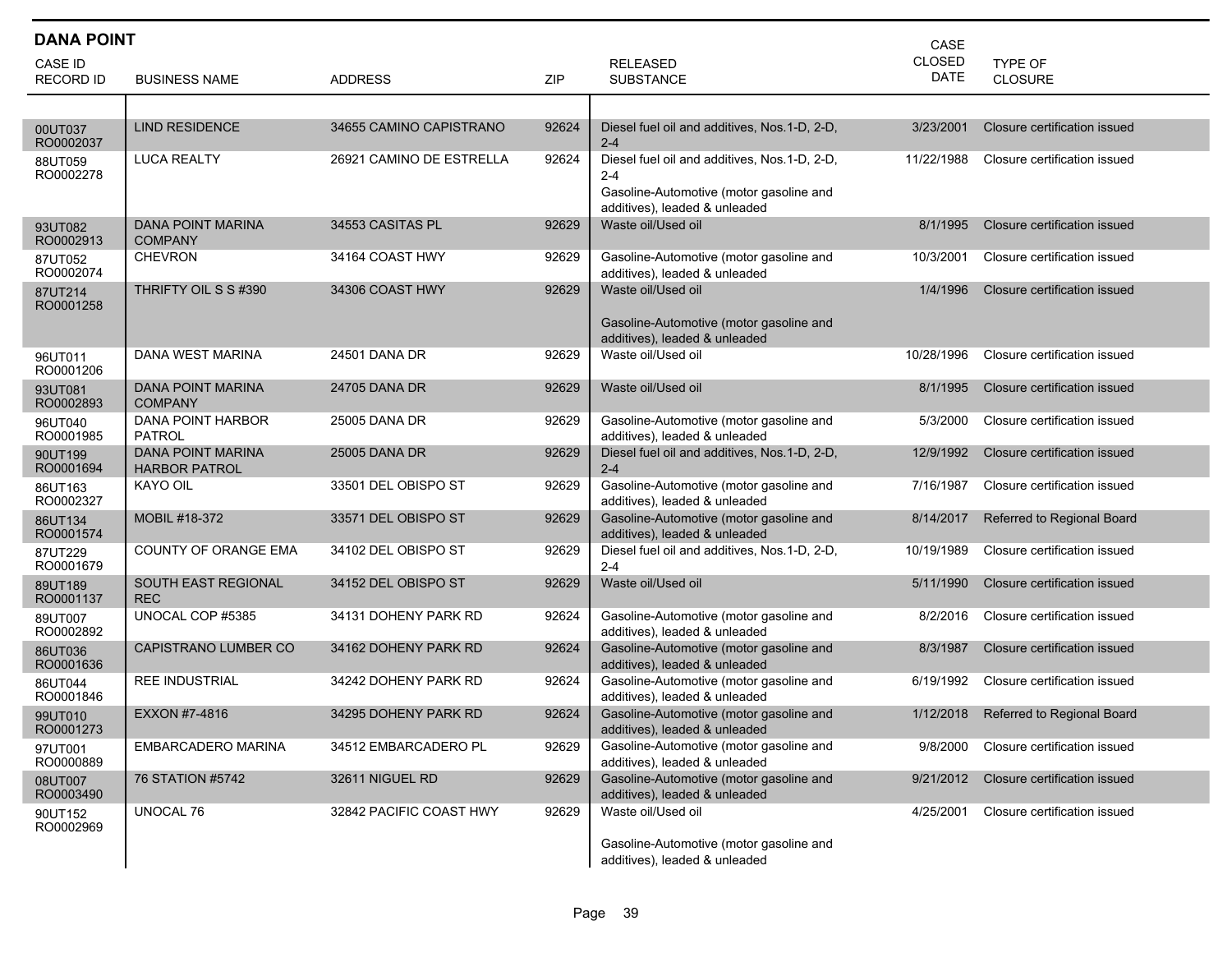## DANA POINT

| CASE ID<br>RECORD ID | BUSINESS NAME | ADDRESS | ZIP | RELEASED SUBSTANCE | CASE CLOSED DATE | TYPE OF CLOSURE |
|---|---|---|---|---|---|---|
| 00UT037<br>RO0002037 | LIND RESIDENCE | 34655 CAMINO CAPISTRANO | 92624 | Diesel fuel oil and additives, Nos.1-D, 2-D, 2-4 | 3/23/2001 | Closure certification issued |
| 88UT059<br>RO0002278 | LUCA REALTY | 26921 CAMINO DE ESTRELLA | 92624 | Diesel fuel oil and additives, Nos.1-D, 2-D, 2-4<br>Gasoline-Automotive (motor gasoline and additives), leaded & unleaded | 11/22/1988 | Closure certification issued |
| 93UT082<br>RO0002913 | DANA POINT MARINA COMPANY | 34553 CASITAS PL | 92629 | Waste oil/Used oil | 8/1/1995 | Closure certification issued |
| 87UT052<br>RO0002074 | CHEVRON | 34164 COAST HWY | 92629 | Gasoline-Automotive (motor gasoline and additives), leaded & unleaded | 10/3/2001 | Closure certification issued |
| 87UT214<br>RO0001258 | THRIFTY OIL S S #390 | 34306 COAST HWY | 92629 | Waste oil/Used oil<br>Gasoline-Automotive (motor gasoline and additives), leaded & unleaded | 1/4/1996 | Closure certification issued |
| 96UT011<br>RO0001206 | DANA WEST MARINA | 24501 DANA DR | 92629 | Waste oil/Used oil | 10/28/1996 | Closure certification issued |
| 93UT081<br>RO0002893 | DANA POINT MARINA COMPANY | 24705 DANA DR | 92629 | Waste oil/Used oil | 8/1/1995 | Closure certification issued |
| 96UT040<br>RO0001985 | DANA POINT HARBOR PATROL | 25005 DANA DR | 92629 | Gasoline-Automotive (motor gasoline and additives), leaded & unleaded | 5/3/2000 | Closure certification issued |
| 90UT199<br>RO0001694 | DANA POINT MARINA HARBOR PATROL | 25005 DANA DR | 92629 | Diesel fuel oil and additives, Nos.1-D, 2-D, 2-4 | 12/9/1992 | Closure certification issued |
| 86UT163<br>RO0002327 | KAYO OIL | 33501 DEL OBISPO ST | 92629 | Gasoline-Automotive (motor gasoline and additives), leaded & unleaded | 7/16/1987 | Closure certification issued |
| 86UT134<br>RO0001574 | MOBIL #18-372 | 33571 DEL OBISPO ST | 92629 | Gasoline-Automotive (motor gasoline and additives), leaded & unleaded | 8/14/2017 | Referred to Regional Board |
| 87UT229<br>RO0001679 | COUNTY OF ORANGE EMA | 34102 DEL OBISPO ST | 92629 | Diesel fuel oil and additives, Nos.1-D, 2-D, 2-4 | 10/19/1989 | Closure certification issued |
| 89UT189<br>RO0001137 | SOUTH EAST REGIONAL REC | 34152 DEL OBISPO ST | 92629 | Waste oil/Used oil | 5/11/1990 | Closure certification issued |
| 89UT007<br>RO0002892 | UNOCAL COP #5385 | 34131 DOHENY PARK RD | 92624 | Gasoline-Automotive (motor gasoline and additives), leaded & unleaded | 8/2/2016 | Closure certification issued |
| 86UT036<br>RO0001636 | CAPISTRANO LUMBER CO | 34162 DOHENY PARK RD | 92624 | Gasoline-Automotive (motor gasoline and additives), leaded & unleaded | 8/3/1987 | Closure certification issued |
| 86UT044<br>RO0001846 | REE INDUSTRIAL | 34242 DOHENY PARK RD | 92624 | Gasoline-Automotive (motor gasoline and additives), leaded & unleaded | 6/19/1992 | Closure certification issued |
| 99UT010<br>RO0001273 | EXXON #7-4816 | 34295 DOHENY PARK RD | 92624 | Gasoline-Automotive (motor gasoline and additives), leaded & unleaded | 1/12/2018 | Referred to Regional Board |
| 97UT001<br>RO0000889 | EMBARCADERO MARINA | 34512 EMBARCADERO PL | 92629 | Gasoline-Automotive (motor gasoline and additives), leaded & unleaded | 9/8/2000 | Closure certification issued |
| 08UT007<br>RO0003490 | 76 STATION #5742 | 32611 NIGUEL RD | 92629 | Gasoline-Automotive (motor gasoline and additives), leaded & unleaded | 9/21/2012 | Closure certification issued |
| 90UT152<br>RO0002969 | UNOCAL 76 | 32842 PACIFIC COAST HWY | 92629 | Waste oil/Used oil<br>Gasoline-Automotive (motor gasoline and additives), leaded & unleaded | 4/25/2001 | Closure certification issued |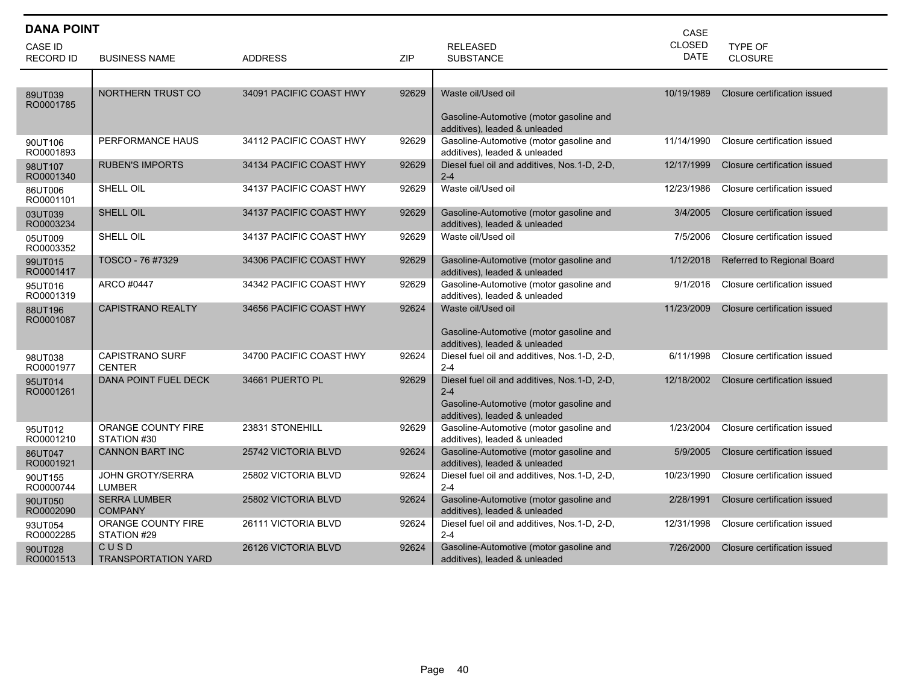## DANA POINT

| CASE ID<br>RECORD ID | BUSINESS NAME | ADDRESS | ZIP | RELEASED SUBSTANCE | CASE CLOSED DATE | TYPE OF CLOSURE |
|---|---|---|---|---|---|---|
| 89UT039<br>RO0001785 | NORTHERN TRUST CO | 34091 PACIFIC COAST HWY | 92629 | Waste oil/Used oil<br><br>Gasoline-Automotive (motor gasoline and additives), leaded & unleaded | 10/19/1989 | Closure certification issued |
| 90UT106<br>RO0001893 | PERFORMANCE HAUS | 34112 PACIFIC COAST HWY | 92629 | Gasoline-Automotive (motor gasoline and additives), leaded & unleaded | 11/14/1990 | Closure certification issued |
| 98UT107<br>RO0001340 | RUBEN'S IMPORTS | 34134 PACIFIC COAST HWY | 92629 | Diesel fuel oil and additives, Nos.1-D, 2-D, 2-4 | 12/17/1999 | Closure certification issued |
| 86UT006<br>RO0001101 | SHELL OIL | 34137 PACIFIC COAST HWY | 92629 | Waste oil/Used oil | 12/23/1986 | Closure certification issued |
| 03UT039<br>RO0003234 | SHELL OIL | 34137 PACIFIC COAST HWY | 92629 | Gasoline-Automotive (motor gasoline and additives), leaded & unleaded | 3/4/2005 | Closure certification issued |
| 05UT009<br>RO0003352 | SHELL OIL | 34137 PACIFIC COAST HWY | 92629 | Waste oil/Used oil | 7/5/2006 | Closure certification issued |
| 99UT015<br>RO0001417 | TOSCO - 76 #7329 | 34306 PACIFIC COAST HWY | 92629 | Gasoline-Automotive (motor gasoline and additives), leaded & unleaded | 1/12/2018 | Referred to Regional Board |
| 95UT016<br>RO0001319 | ARCO #0447 | 34342 PACIFIC COAST HWY | 92629 | Gasoline-Automotive (motor gasoline and additives), leaded & unleaded | 9/1/2016 | Closure certification issued |
| 88UT196<br>RO0001087 | CAPISTRANO REALTY | 34656 PACIFIC COAST HWY | 92624 | Waste oil/Used oil<br><br>Gasoline-Automotive (motor gasoline and additives), leaded & unleaded | 11/23/2009 | Closure certification issued |
| 98UT038<br>RO0001977 | CAPISTRANO SURF CENTER | 34700 PACIFIC COAST HWY | 92624 | Diesel fuel oil and additives, Nos.1-D, 2-D, 2-4 | 6/11/1998 | Closure certification issued |
| 95UT014<br>RO0001261 | DANA POINT FUEL DECK | 34661 PUERTO PL | 92629 | Diesel fuel oil and additives, Nos.1-D, 2-D, 2-4<br>Gasoline-Automotive (motor gasoline and additives), leaded & unleaded | 12/18/2002 | Closure certification issued |
| 95UT012<br>RO0001210 | ORANGE COUNTY FIRE STATION #30 | 23831 STONEHILL | 92629 | Gasoline-Automotive (motor gasoline and additives), leaded & unleaded | 1/23/2004 | Closure certification issued |
| 86UT047<br>RO0001921 | CANNON BART INC | 25742 VICTORIA BLVD | 92624 | Gasoline-Automotive (motor gasoline and additives), leaded & unleaded | 5/9/2005 | Closure certification issued |
| 90UT155<br>RO0000744 | JOHN GROTY/SERRA LUMBER | 25802 VICTORIA BLVD | 92624 | Diesel fuel oil and additives, Nos.1-D, 2-D, 2-4 | 10/23/1990 | Closure certification issued |
| 90UT050<br>RO0002090 | SERRA LUMBER COMPANY | 25802 VICTORIA BLVD | 92624 | Gasoline-Automotive (motor gasoline and additives), leaded & unleaded | 2/28/1991 | Closure certification issued |
| 93UT054<br>RO0002285 | ORANGE COUNTY FIRE STATION #29 | 26111 VICTORIA BLVD | 92624 | Diesel fuel oil and additives, Nos.1-D, 2-D, 2-4 | 12/31/1998 | Closure certification issued |
| 90UT028<br>RO0001513 | C U S D TRANSPORTATION YARD | 26126 VICTORIA BLVD | 92624 | Gasoline-Automotive (motor gasoline and additives), leaded & unleaded | 7/26/2000 | Closure certification issued |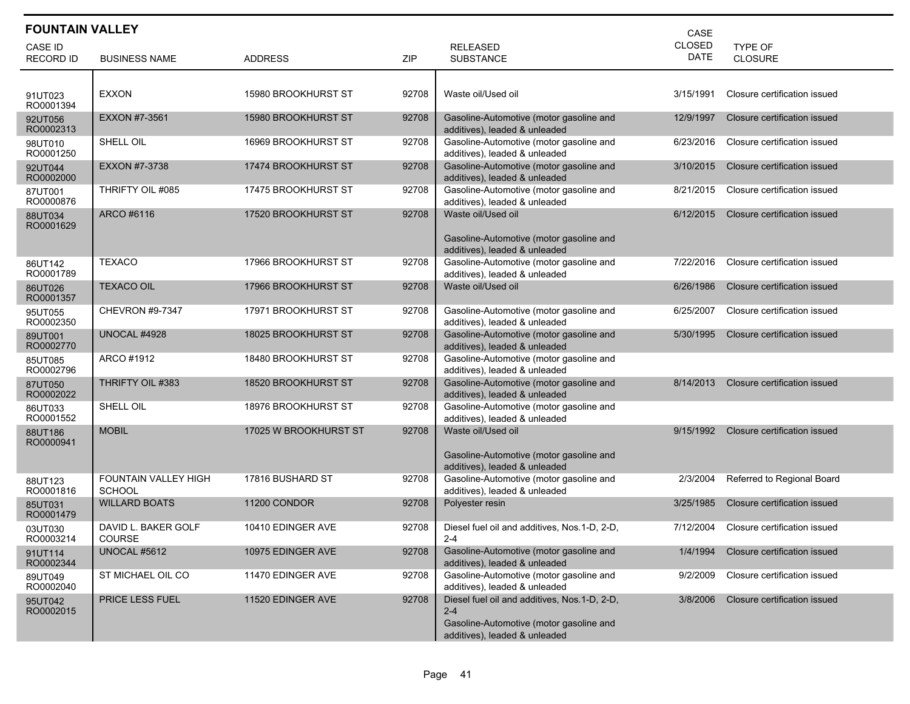## FOUNTAIN VALLEY

| CASE ID<br>RECORD ID | BUSINESS NAME | ADDRESS | ZIP | RELEASED SUBSTANCE | CASE CLOSED DATE | TYPE OF CLOSURE |
|---|---|---|---|---|---|---|
| 91UT023<br>RO0001394 | EXXON | 15980 BROOKHURST ST | 92708 | Waste oil/Used oil | 3/15/1991 | Closure certification issued |
| 92UT056<br>RO0002313 | EXXON #7-3561 | 15980 BROOKHURST ST | 92708 | Gasoline-Automotive (motor gasoline and additives), leaded & unleaded | 12/9/1997 | Closure certification issued |
| 98UT010<br>RO0001250 | SHELL OIL | 16969 BROOKHURST ST | 92708 | Gasoline-Automotive (motor gasoline and additives), leaded & unleaded | 6/23/2016 | Closure certification issued |
| 92UT044<br>RO0002000 | EXXON #7-3738 | 17474 BROOKHURST ST | 92708 | Gasoline-Automotive (motor gasoline and additives), leaded & unleaded | 3/10/2015 | Closure certification issued |
| 87UT001<br>RO0000876 | THRIFTY OIL #085 | 17475 BROOKHURST ST | 92708 | Gasoline-Automotive (motor gasoline and additives), leaded & unleaded | 8/21/2015 | Closure certification issued |
| 88UT034<br>RO0001629 | ARCO #6116 | 17520 BROOKHURST ST | 92708 | Waste oil/Used oil<br><br>Gasoline-Automotive (motor gasoline and additives), leaded & unleaded | 6/12/2015 | Closure certification issued |
| 86UT142<br>RO0001789 | TEXACO | 17966 BROOKHURST ST | 92708 | Gasoline-Automotive (motor gasoline and additives), leaded & unleaded | 7/22/2016 | Closure certification issued |
| 86UT026<br>RO0001357 | TEXACO OIL | 17966 BROOKHURST ST | 92708 | Waste oil/Used oil | 6/26/1986 | Closure certification issued |
| 95UT055<br>RO0002350 | CHEVRON #9-7347 | 17971 BROOKHURST ST | 92708 | Gasoline-Automotive (motor gasoline and additives), leaded & unleaded | 6/25/2007 | Closure certification issued |
| 89UT001<br>RO0002770 | UNOCAL #4928 | 18025 BROOKHURST ST | 92708 | Gasoline-Automotive (motor gasoline and additives), leaded & unleaded | 5/30/1995 | Closure certification issued |
| 85UT085<br>RO0002796 | ARCO #1912 | 18480 BROOKHURST ST | 92708 | Gasoline-Automotive (motor gasoline and additives), leaded & unleaded | | |
| 87UT050<br>RO0002022 | THRIFTY OIL #383 | 18520 BROOKHURST ST | 92708 | Gasoline-Automotive (motor gasoline and additives), leaded & unleaded | 8/14/2013 | Closure certification issued |
| 86UT033<br>RO0001552 | SHELL OIL | 18976 BROOKHURST ST | 92708 | Gasoline-Automotive (motor gasoline and additives), leaded & unleaded | | |
| 88UT186<br>RO0000941 | MOBIL | 17025 W BROOKHURST ST | 92708 | Waste oil/Used oil<br><br>Gasoline-Automotive (motor gasoline and additives), leaded & unleaded | 9/15/1992 | Closure certification issued |
| 88UT123<br>RO0001816 | FOUNTAIN VALLEY HIGH SCHOOL | 17816 BUSHARD ST | 92708 | Gasoline-Automotive (motor gasoline and additives), leaded & unleaded | 2/3/2004 | Referred to Regional Board |
| 85UT031<br>RO0001479 | WILLARD BOATS | 11200 CONDOR | 92708 | Polyester resin | 3/25/1985 | Closure certification issued |
| 03UT030<br>RO0003214 | DAVID L. BAKER GOLF COURSE | 10410 EDINGER AVE | 92708 | Diesel fuel oil and additives, Nos.1-D, 2-D, 2-4 | 7/12/2004 | Closure certification issued |
| 91UT114<br>RO0002344 | UNOCAL #5612 | 10975 EDINGER AVE | 92708 | Gasoline-Automotive (motor gasoline and additives), leaded & unleaded | 1/4/1994 | Closure certification issued |
| 89UT049<br>RO0002040 | ST MICHAEL OIL CO | 11470 EDINGER AVE | 92708 | Gasoline-Automotive (motor gasoline and additives), leaded & unleaded | 9/2/2009 | Closure certification issued |
| 95UT042<br>RO0002015 | PRICE LESS FUEL | 11520 EDINGER AVE | 92708 | Diesel fuel oil and additives, Nos.1-D, 2-D, 2-4<br>Gasoline-Automotive (motor gasoline and additives), leaded & unleaded | 3/8/2006 | Closure certification issued |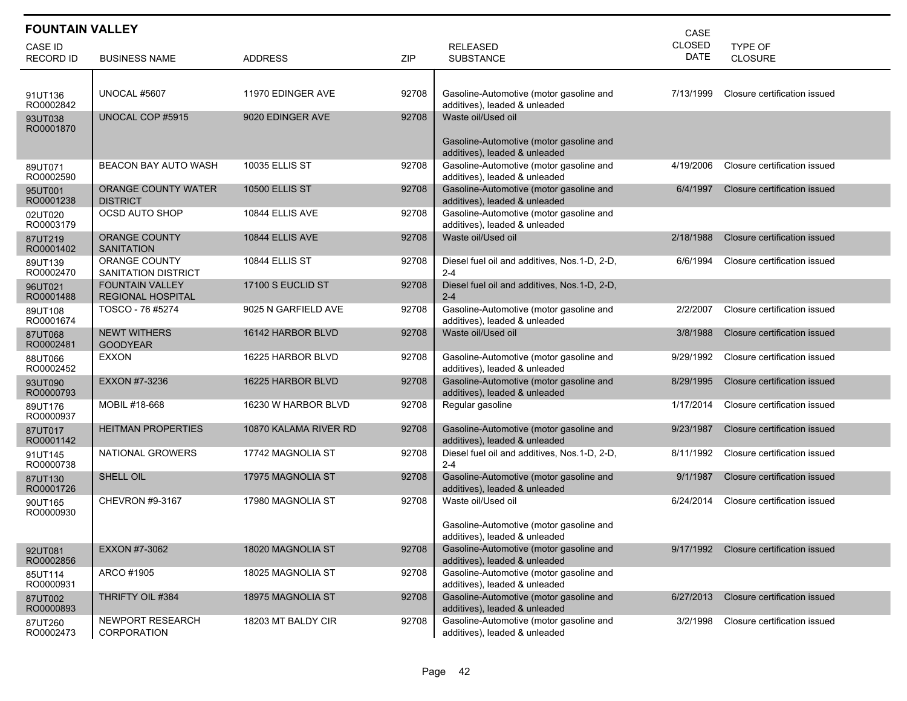## FOUNTAIN VALLEY

| CASE ID RECORD ID | BUSINESS NAME | ADDRESS | ZIP | RELEASED SUBSTANCE | CASE CLOSED DATE | TYPE OF CLOSURE |
|---|---|---|---|---|---|---|
| 91UT136 RO0002842 | UNOCAL #5607 | 11970 EDINGER AVE | 92708 | Gasoline-Automotive (motor gasoline and additives), leaded & unleaded | 7/13/1999 | Closure certification issued |
| 93UT038 RO0001870 | UNOCAL COP #5915 | 9020 EDINGER AVE | 92708 | Waste oil/Used oil<br><br>Gasoline-Automotive (motor gasoline and additives), leaded & unleaded | | |
| 89UT071 RO0002590 | BEACON BAY AUTO WASH | 10035 ELLIS ST | 92708 | Gasoline-Automotive (motor gasoline and additives), leaded & unleaded | 4/19/2006 | Closure certification issued |
| 95UT001 RO0001238 | ORANGE COUNTY WATER DISTRICT | 10500 ELLIS ST | 92708 | Gasoline-Automotive (motor gasoline and additives), leaded & unleaded | 6/4/1997 | Closure certification issued |
| 02UT020 RO0003179 | OCSD AUTO SHOP | 10844 ELLIS AVE | 92708 | Gasoline-Automotive (motor gasoline and additives), leaded & unleaded | | |
| 87UT219 RO0001402 | ORANGE COUNTY SANITATION | 10844 ELLIS AVE | 92708 | Waste oil/Used oil | 2/18/1988 | Closure certification issued |
| 89UT139 RO0002470 | ORANGE COUNTY SANITATION DISTRICT | 10844 ELLIS ST | 92708 | Diesel fuel oil and additives, Nos.1-D, 2-D, 2-4 | 6/6/1994 | Closure certification issued |
| 96UT021 RO0001488 | FOUNTAIN VALLEY REGIONAL HOSPITAL | 17100 S EUCLID ST | 92708 | Diesel fuel oil and additives, Nos.1-D, 2-D, 2-4 | | |
| 89UT108 RO0001674 | TOSCO - 76 #5274 | 9025 N GARFIELD AVE | 92708 | Gasoline-Automotive (motor gasoline and additives), leaded & unleaded | 2/2/2007 | Closure certification issued |
| 87UT068 RO0002481 | NEWT WITHERS GOODYEAR | 16142 HARBOR BLVD | 92708 | Waste oil/Used oil | 3/8/1988 | Closure certification issued |
| 88UT066 RO0002452 | EXXON | 16225 HARBOR BLVD | 92708 | Gasoline-Automotive (motor gasoline and additives), leaded & unleaded | 9/29/1992 | Closure certification issued |
| 93UT090 RO0000793 | EXXON #7-3236 | 16225 HARBOR BLVD | 92708 | Gasoline-Automotive (motor gasoline and additives), leaded & unleaded | 8/29/1995 | Closure certification issued |
| 89UT176 RO0000937 | MOBIL #18-668 | 16230 W HARBOR BLVD | 92708 | Regular gasoline | 1/17/2014 | Closure certification issued |
| 87UT017 RO0001142 | HEITMAN PROPERTIES | 10870 KALAMA RIVER RD | 92708 | Gasoline-Automotive (motor gasoline and additives), leaded & unleaded | 9/23/1987 | Closure certification issued |
| 91UT145 RO0000738 | NATIONAL GROWERS | 17742 MAGNOLIA ST | 92708 | Diesel fuel oil and additives, Nos.1-D, 2-D, 2-4 | 8/11/1992 | Closure certification issued |
| 87UT130 RO0001726 | SHELL OIL | 17975 MAGNOLIA ST | 92708 | Gasoline-Automotive (motor gasoline and additives), leaded & unleaded | 9/1/1987 | Closure certification issued |
| 90UT165 RO0000930 | CHEVRON #9-3167 | 17980 MAGNOLIA ST | 92708 | Waste oil/Used oil<br><br>Gasoline-Automotive (motor gasoline and additives), leaded & unleaded | 6/24/2014 | Closure certification issued |
| 92UT081 RO0002856 | EXXON #7-3062 | 18020 MAGNOLIA ST | 92708 | Gasoline-Automotive (motor gasoline and additives), leaded & unleaded | 9/17/1992 | Closure certification issued |
| 85UT114 RO0000931 | ARCO #1905 | 18025 MAGNOLIA ST | 92708 | Gasoline-Automotive (motor gasoline and additives), leaded & unleaded | | |
| 87UT002 RO0000893 | THRIFTY OIL #384 | 18975 MAGNOLIA ST | 92708 | Gasoline-Automotive (motor gasoline and additives), leaded & unleaded | 6/27/2013 | Closure certification issued |
| 87UT260 RO0002473 | NEWPORT RESEARCH CORPORATION | 18203 MT BALDY CIR | 92708 | Gasoline-Automotive (motor gasoline and additives), leaded & unleaded | 3/2/1998 | Closure certification issued |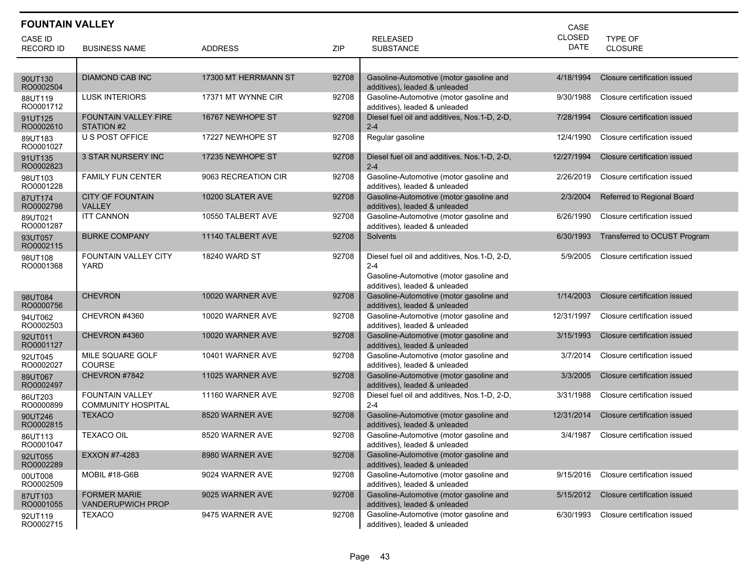## FOUNTAIN VALLEY

| CASE ID RECORD ID | BUSINESS NAME | ADDRESS | ZIP | RELEASED SUBSTANCE | CASE CLOSED DATE | TYPE OF CLOSURE |
|---|---|---|---|---|---|---|
| 90UT130 RO0002504 | DIAMOND CAB INC | 17300 MT HERRMANN ST | 92708 | Gasoline-Automotive (motor gasoline and additives), leaded & unleaded | 4/18/1994 | Closure certification issued |
| 88UT119 RO0001712 | LUSK INTERIORS | 17371 MT WYNNE CIR | 92708 | Gasoline-Automotive (motor gasoline and additives), leaded & unleaded | 9/30/1988 | Closure certification issued |
| 91UT125 RO0002610 | FOUNTAIN VALLEY FIRE STATION #2 | 16767 NEWHOPE ST | 92708 | Diesel fuel oil and additives, Nos.1-D, 2-D, 2-4 | 7/28/1994 | Closure certification issued |
| 89UT183 RO0001027 | U S POST OFFICE | 17227 NEWHOPE ST | 92708 | Regular gasoline | 12/4/1990 | Closure certification issued |
| 91UT135 RO0002823 | 3 STAR NURSERY INC | 17235 NEWHOPE ST | 92708 | Diesel fuel oil and additives, Nos.1-D, 2-D, 2-4 | 12/27/1994 | Closure certification issued |
| 98UT103 RO0001228 | FAMILY FUN CENTER | 9063 RECREATION CIR | 92708 | Gasoline-Automotive (motor gasoline and additives), leaded & unleaded | 2/26/2019 | Closure certification issued |
| 87UT174 RO0002798 | CITY OF FOUNTAIN VALLEY | 10200 SLATER AVE | 92708 | Gasoline-Automotive (motor gasoline and additives), leaded & unleaded | 2/3/2004 | Referred to Regional Board |
| 89UT021 RO0001287 | ITT CANNON | 10550 TALBERT AVE | 92708 | Gasoline-Automotive (motor gasoline and additives), leaded & unleaded | 6/26/1990 | Closure certification issued |
| 93UT057 RO0002115 | BURKE COMPANY | 11140 TALBERT AVE | 92708 | Solvents | 6/30/1993 | Transferred to OCUST Program |
| 98UT108 RO0001368 | FOUNTAIN VALLEY CITY YARD | 18240 WARD ST | 92708 | Diesel fuel oil and additives, Nos.1-D, 2-D, 2-4<br>Gasoline-Automotive (motor gasoline and additives), leaded & unleaded | 5/9/2005 | Closure certification issued |
| 98UT084 RO0000756 | CHEVRON | 10020 WARNER AVE | 92708 | Gasoline-Automotive (motor gasoline and additives), leaded & unleaded | 1/14/2003 | Closure certification issued |
| 94UT062 RO0002503 | CHEVRON #4360 | 10020 WARNER AVE | 92708 | Gasoline-Automotive (motor gasoline and additives), leaded & unleaded | 12/31/1997 | Closure certification issued |
| 92UT011 RO0001127 | CHEVRON #4360 | 10020 WARNER AVE | 92708 | Gasoline-Automotive (motor gasoline and additives), leaded & unleaded | 3/15/1993 | Closure certification issued |
| 92UT045 RO0002027 | MILE SQUARE GOLF COURSE | 10401 WARNER AVE | 92708 | Gasoline-Automotive (motor gasoline and additives), leaded & unleaded | 3/7/2014 | Closure certification issued |
| 89UT067 RO0002497 | CHEVRON #7842 | 11025 WARNER AVE | 92708 | Gasoline-Automotive (motor gasoline and additives), leaded & unleaded | 3/3/2005 | Closure certification issued |
| 86UT203 RO0000899 | FOUNTAIN VALLEY COMMUNITY HOSPITAL | 11160 WARNER AVE | 92708 | Diesel fuel oil and additives, Nos.1-D, 2-D, 2-4 | 3/31/1988 | Closure certification issued |
| 90UT246 RO0002815 | TEXACO | 8520 WARNER AVE | 92708 | Gasoline-Automotive (motor gasoline and additives), leaded & unleaded | 12/31/2014 | Closure certification issued |
| 86UT113 RO0001047 | TEXACO OIL | 8520 WARNER AVE | 92708 | Gasoline-Automotive (motor gasoline and additives), leaded & unleaded | 3/4/1987 | Closure certification issued |
| 92UT055 RO0002289 | EXXON #7-4283 | 8980 WARNER AVE | 92708 | Gasoline-Automotive (motor gasoline and additives), leaded & unleaded | | |
| 00UT008 RO0002509 | MOBIL #18-G6B | 9024 WARNER AVE | 92708 | Gasoline-Automotive (motor gasoline and additives), leaded & unleaded | 9/15/2016 | Closure certification issued |
| 87UT103 RO0001055 | FORMER MARIE VANDERUPWICH PROP | 9025 WARNER AVE | 92708 | Gasoline-Automotive (motor gasoline and additives), leaded & unleaded | 5/15/2012 | Closure certification issued |
| 92UT119 RO0002715 | TEXACO | 9475 WARNER AVE | 92708 | Gasoline-Automotive (motor gasoline and additives), leaded & unleaded | 6/30/1993 | Closure certification issued |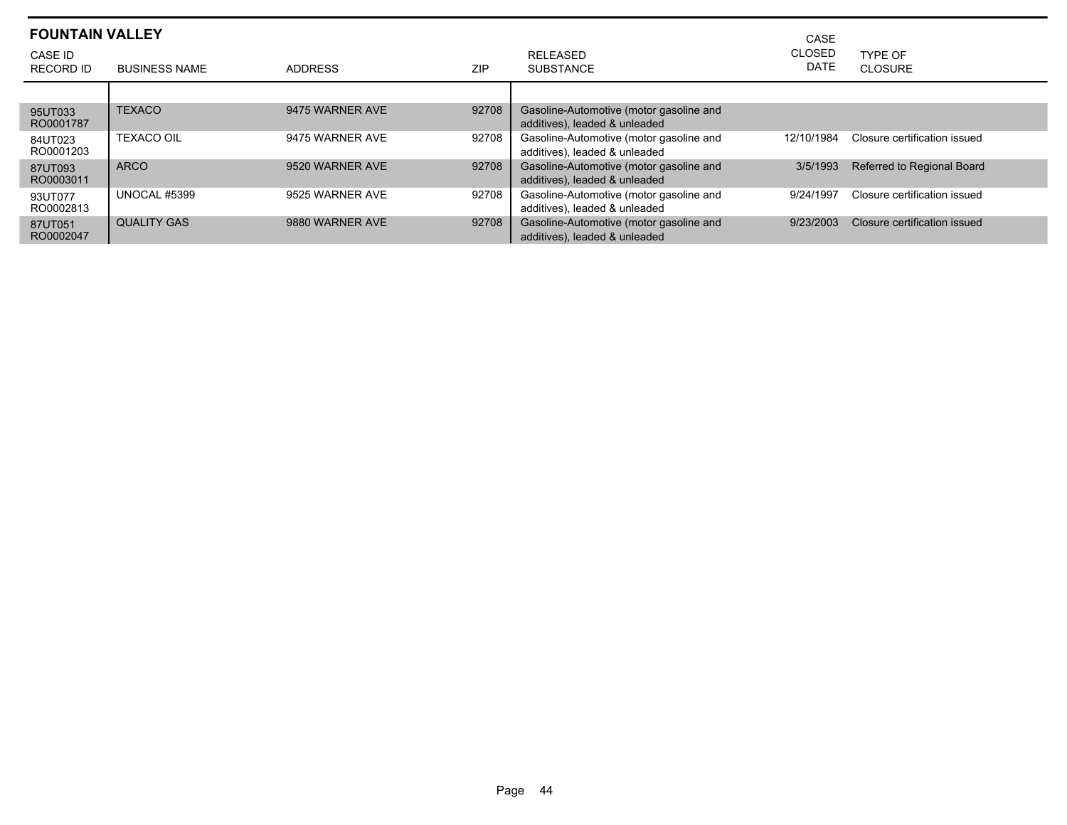## FOUNTAIN VALLEY

| CASE ID<br>RECORD ID | BUSINESS NAME | ADDRESS | ZIP | RELEASED SUBSTANCE | CASE CLOSED DATE | TYPE OF CLOSURE |
|---|---|---|---|---|---|---|
| 95UT033<br>RO0001787 | TEXACO | 9475 WARNER AVE | 92708 | Gasoline-Automotive (motor gasoline and additives), leaded & unleaded | | |
| 84UT023<br>RO0001203 | TEXACO OIL | 9475 WARNER AVE | 92708 | Gasoline-Automotive (motor gasoline and additives), leaded & unleaded | 12/10/1984 | Closure certification issued |
| 87UT093<br>RO0003011 | ARCO | 9520 WARNER AVE | 92708 | Gasoline-Automotive (motor gasoline and additives), leaded & unleaded | 3/5/1993 | Referred to Regional Board |
| 93UT077<br>RO0002813 | UNOCAL #5399 | 9525 WARNER AVE | 92708 | Gasoline-Automotive (motor gasoline and additives), leaded & unleaded | 9/24/1997 | Closure certification issued |
| 87UT051<br>RO0002047 | QUALITY GAS | 9880 WARNER AVE | 92708 | Gasoline-Automotive (motor gasoline and additives), leaded & unleaded | 9/23/2003 | Closure certification issued |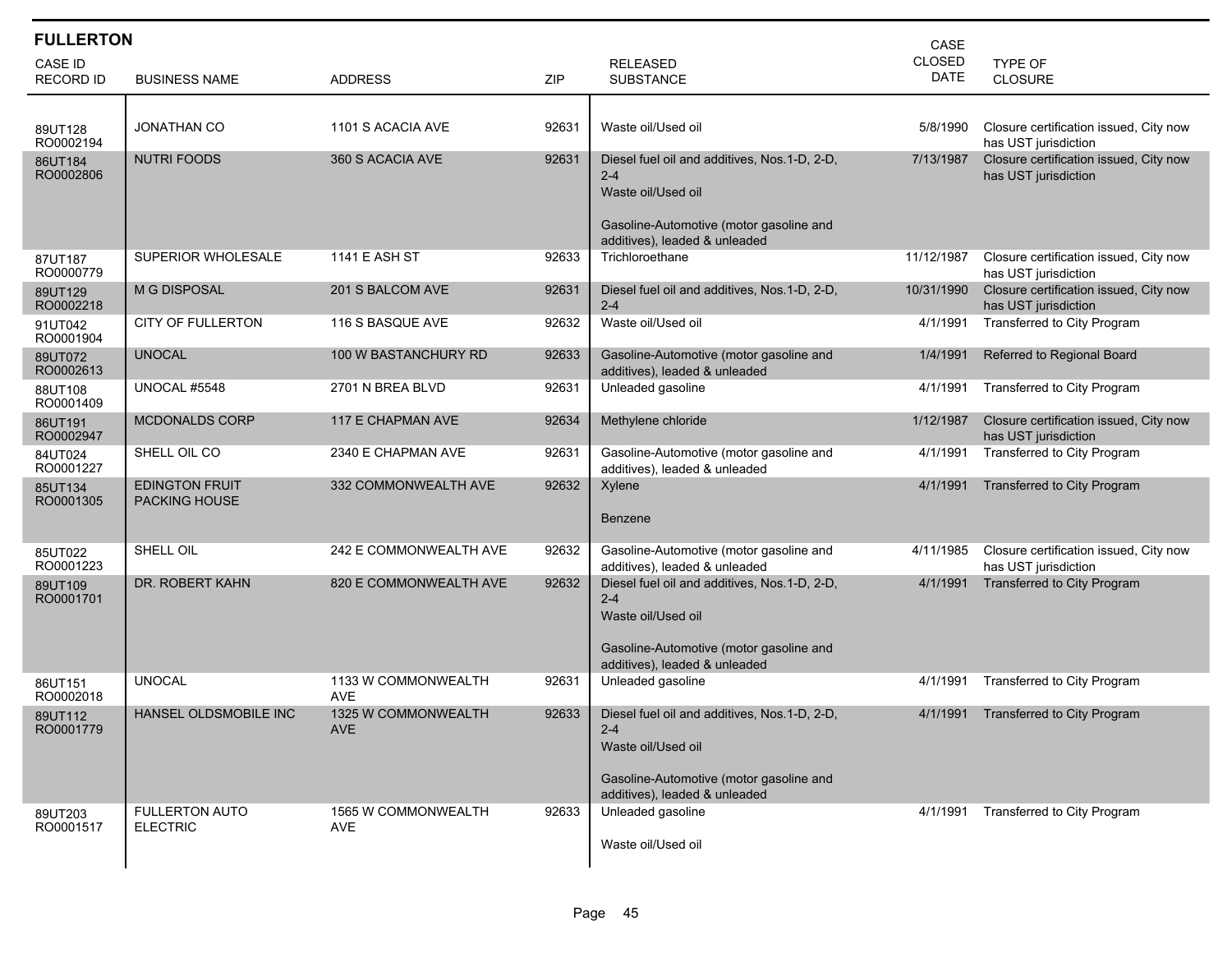## FULLERTON

| CASE ID RECORD ID | BUSINESS NAME | ADDRESS | ZIP | RELEASED SUBSTANCE | CASE CLOSED DATE | TYPE OF CLOSURE |
|---|---|---|---|---|---|---|
| 89UT128 RO0002194 | JONATHAN CO | 1101 S ACACIA AVE | 92631 | Waste oil/Used oil | 5/8/1990 | Closure certification issued, City now has UST jurisdiction |
| 86UT184 RO0002806 | NUTRI FOODS | 360 S ACACIA AVE | 92631 | Diesel fuel oil and additives, Nos.1-D, 2-D, 2-4<br>Waste oil/Used oil<br>Gasoline-Automotive (motor gasoline and additives), leaded & unleaded | 7/13/1987 | Closure certification issued, City now has UST jurisdiction |
| 87UT187 RO0000779 | SUPERIOR WHOLESALE | 1141 E ASH ST | 92633 | Trichloroethane | 11/12/1987 | Closure certification issued, City now has UST jurisdiction |
| 89UT129 RO0002218 | M G DISPOSAL | 201 S BALCOM AVE | 92631 | Diesel fuel oil and additives, Nos.1-D, 2-D, 2-4 | 10/31/1990 | Closure certification issued, City now has UST jurisdiction |
| 91UT042 RO0001904 | CITY OF FULLERTON | 116 S BASQUE AVE | 92632 | Waste oil/Used oil | 4/1/1991 | Transferred to City Program |
| 89UT072 RO0002613 | UNOCAL | 100 W BASTANCHURY RD | 92633 | Gasoline-Automotive (motor gasoline and additives), leaded & unleaded | 1/4/1991 | Referred to Regional Board |
| 88UT108 RO0001409 | UNOCAL #5548 | 2701 N BREA BLVD | 92631 | Unleaded gasoline | 4/1/1991 | Transferred to City Program |
| 86UT191 RO0002947 | MCDONALDS CORP | 117 E CHAPMAN AVE | 92634 | Methylene chloride | 1/12/1987 | Closure certification issued, City now has UST jurisdiction |
| 84UT024 RO0001227 | SHELL OIL CO | 2340 E CHAPMAN AVE | 92631 | Gasoline-Automotive (motor gasoline and additives), leaded & unleaded | 4/1/1991 | Transferred to City Program |
| 85UT134 RO0001305 | EDINGTON FRUIT PACKING HOUSE | 332 COMMONWEALTH AVE | 92632 | Xylene<br>Benzene | 4/1/1991 | Transferred to City Program |
| 85UT022 RO0001223 | SHELL OIL | 242 E COMMONWEALTH AVE | 92632 | Gasoline-Automotive (motor gasoline and additives), leaded & unleaded | 4/11/1985 | Closure certification issued, City now has UST jurisdiction |
| 89UT109 RO0001701 | DR. ROBERT KAHN | 820 E COMMONWEALTH AVE | 92632 | Diesel fuel oil and additives, Nos.1-D, 2-D, 2-4<br>Waste oil/Used oil<br>Gasoline-Automotive (motor gasoline and additives), leaded & unleaded | 4/1/1991 | Transferred to City Program |
| 86UT151 RO0002018 | UNOCAL | 1133 W COMMONWEALTH AVE | 92631 | Unleaded gasoline | 4/1/1991 | Transferred to City Program |
| 89UT112 RO0001779 | HANSEL OLDSMOBILE INC | 1325 W COMMONWEALTH AVE | 92633 | Diesel fuel oil and additives, Nos.1-D, 2-D, 2-4<br>Waste oil/Used oil<br>Gasoline-Automotive (motor gasoline and additives), leaded & unleaded | 4/1/1991 | Transferred to City Program |
| 89UT203 RO0001517 | FULLERTON AUTO ELECTRIC | 1565 W COMMONWEALTH AVE | 92633 | Unleaded gasoline<br>Waste oil/Used oil | 4/1/1991 | Transferred to City Program |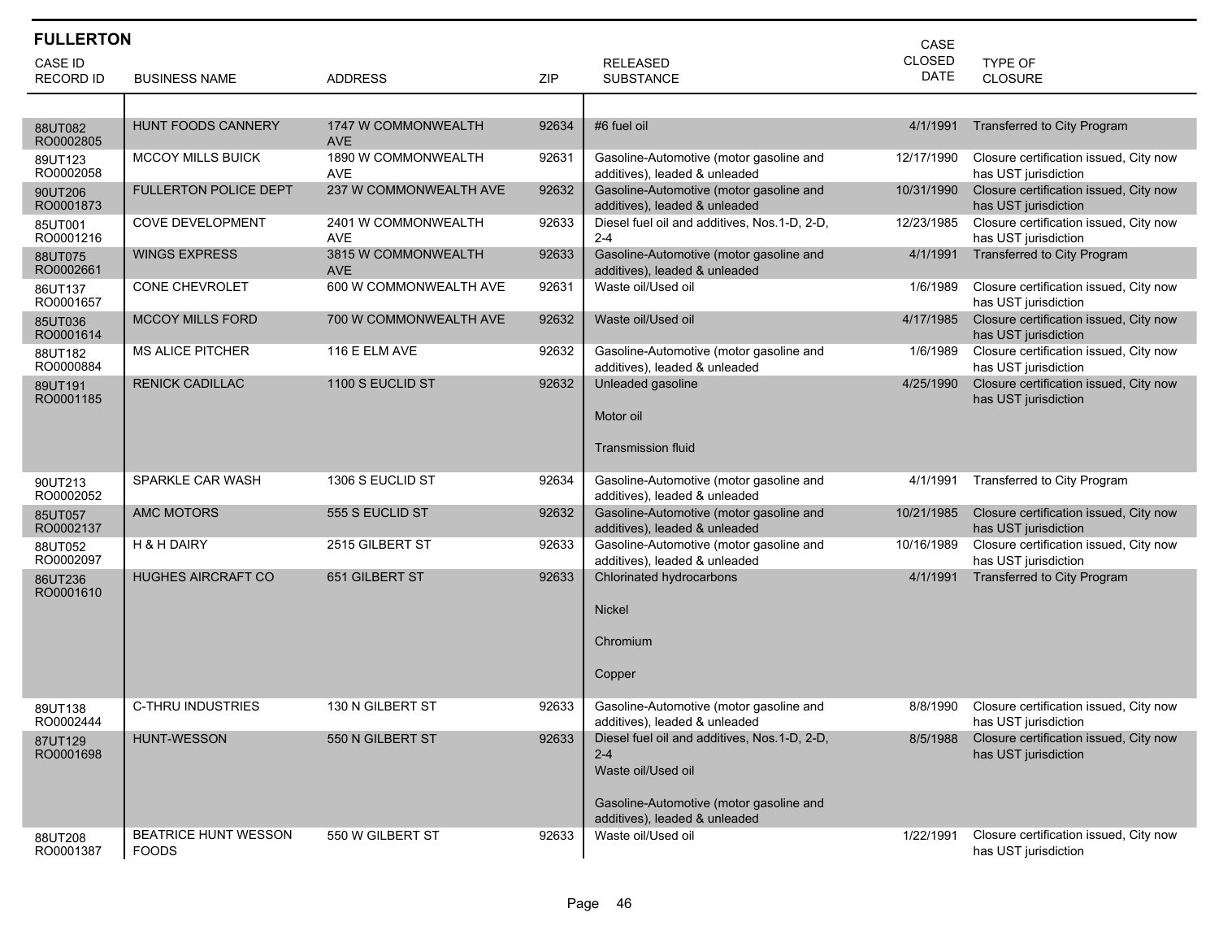## FULLERTON

| CASE ID RECORD ID | BUSINESS NAME | ADDRESS | ZIP | RELEASED SUBSTANCE | CASE CLOSED DATE | TYPE OF CLOSURE |
|---|---|---|---|---|---|---|
| 88UT082 RO0002805 | HUNT FOODS CANNERY | 1747 W COMMONWEALTH AVE | 92634 | #6 fuel oil | 4/1/1991 | Transferred to City Program |
| 89UT123 RO0002058 | MCCOY MILLS BUICK | 1890 W COMMONWEALTH AVE | 92631 | Gasoline-Automotive (motor gasoline and additives), leaded & unleaded | 12/17/1990 | Closure certification issued, City now has UST jurisdiction |
| 90UT206 RO0001873 | FULLERTON POLICE DEPT | 237 W COMMONWEALTH AVE | 92632 | Gasoline-Automotive (motor gasoline and additives), leaded & unleaded | 10/31/1990 | Closure certification issued, City now has UST jurisdiction |
| 85UT001 RO0001216 | COVE DEVELOPMENT | 2401 W COMMONWEALTH AVE | 92633 | Diesel fuel oil and additives, Nos.1-D, 2-D, 2-4 | 12/23/1985 | Closure certification issued, City now has UST jurisdiction |
| 88UT075 RO0002661 | WINGS EXPRESS | 3815 W COMMONWEALTH AVE | 92633 | Gasoline-Automotive (motor gasoline and additives), leaded & unleaded | 4/1/1991 | Transferred to City Program |
| 86UT137 RO0001657 | CONE CHEVROLET | 600 W COMMONWEALTH AVE | 92631 | Waste oil/Used oil | 1/6/1989 | Closure certification issued, City now has UST jurisdiction |
| 85UT036 RO0001614 | MCCOY MILLS FORD | 700 W COMMONWEALTH AVE | 92632 | Waste oil/Used oil | 4/17/1985 | Closure certification issued, City now has UST jurisdiction |
| 88UT182 RO0000884 | MS ALICE PITCHER | 116 E ELM AVE | 92632 | Gasoline-Automotive (motor gasoline and additives), leaded & unleaded | 1/6/1989 | Closure certification issued, City now has UST jurisdiction |
| 89UT191 RO0001185 | RENICK CADILLAC | 1100 S EUCLID ST | 92632 | Unleaded gasoline<br>Motor oil<br>Transmission fluid | 4/25/1990 | Closure certification issued, City now has UST jurisdiction |
| 90UT213 RO0002052 | SPARKLE CAR WASH | 1306 S EUCLID ST | 92634 | Gasoline-Automotive (motor gasoline and additives), leaded & unleaded | 4/1/1991 | Transferred to City Program |
| 85UT057 RO0002137 | AMC MOTORS | 555 S EUCLID ST | 92632 | Gasoline-Automotive (motor gasoline and additives), leaded & unleaded | 10/21/1985 | Closure certification issued, City now has UST jurisdiction |
| 88UT052 RO0002097 | H & H DAIRY | 2515 GILBERT ST | 92633 | Gasoline-Automotive (motor gasoline and additives), leaded & unleaded | 10/16/1989 | Closure certification issued, City now has UST jurisdiction |
| 86UT236 RO0001610 | HUGHES AIRCRAFT CO | 651 GILBERT ST | 92633 | Chlorinated hydrocarbons<br>Nickel<br>Chromium<br>Copper | 4/1/1991 | Transferred to City Program |
| 89UT138 RO0002444 | C-THRU INDUSTRIES | 130 N GILBERT ST | 92633 | Gasoline-Automotive (motor gasoline and additives), leaded & unleaded | 8/8/1990 | Closure certification issued, City now has UST jurisdiction |
| 87UT129 RO0001698 | HUNT-WESSON | 550 N GILBERT ST | 92633 | Diesel fuel oil and additives, Nos.1-D, 2-D, 2-4<br>Waste oil/Used oil<br>Gasoline-Automotive (motor gasoline and additives), leaded & unleaded | 8/5/1988 | Closure certification issued, City now has UST jurisdiction |
| 88UT208 RO0001387 | BEATRICE HUNT WESSON FOODS | 550 W GILBERT ST | 92633 | Waste oil/Used oil | 1/22/1991 | Closure certification issued, City now has UST jurisdiction |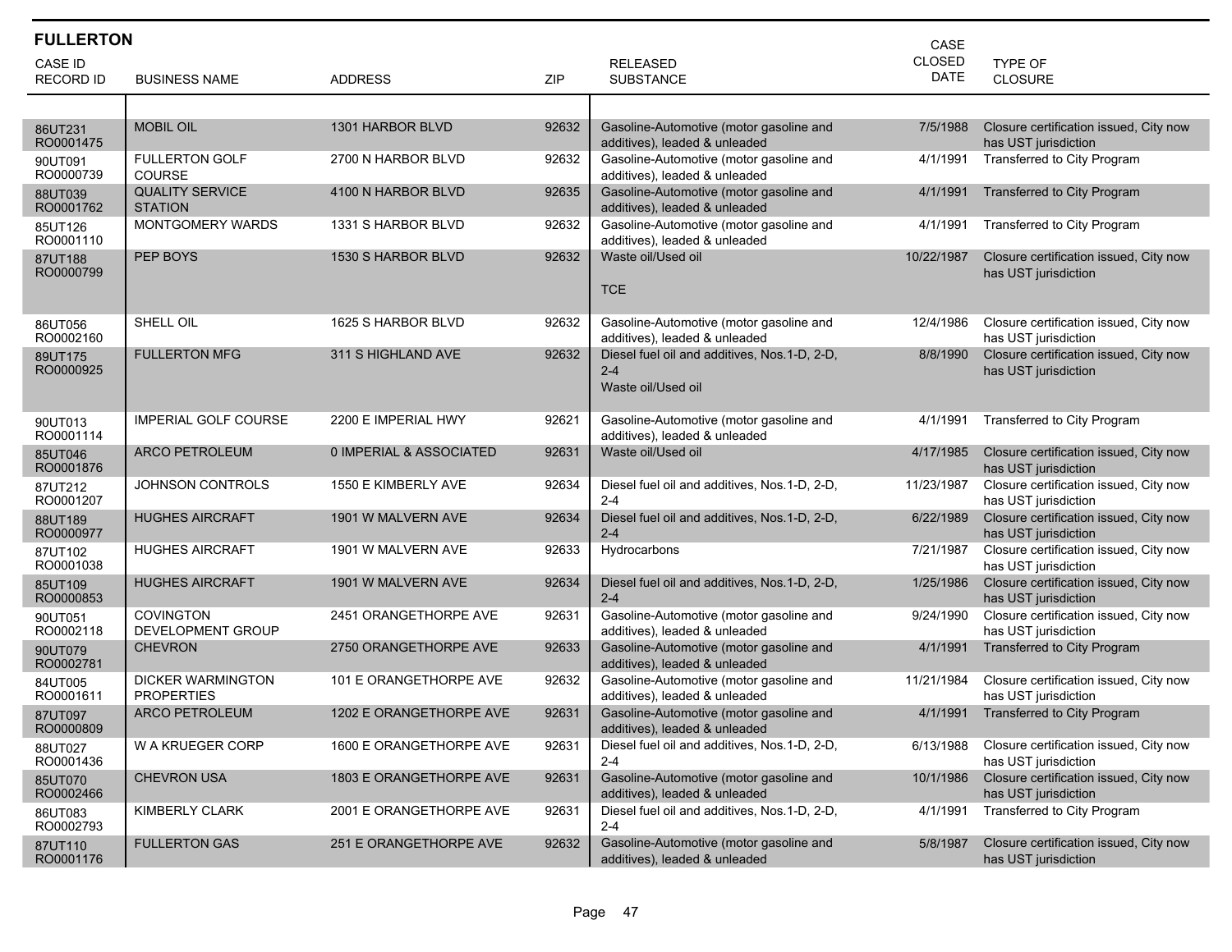## FULLERTON

| CASE ID<br>RECORD ID | BUSINESS NAME | ADDRESS | ZIP | RELEASED SUBSTANCE | CASE CLOSED DATE | TYPE OF CLOSURE |
|---|---|---|---|---|---|---|
| 86UT231<br>RO0001475 | MOBIL OIL | 1301 HARBOR BLVD | 92632 | Gasoline-Automotive (motor gasoline and additives), leaded & unleaded | 7/5/1988 | Closure certification issued, City now has UST jurisdiction |
| 90UT091<br>RO0000739 | FULLERTON GOLF COURSE | 2700 N HARBOR BLVD | 92632 | Gasoline-Automotive (motor gasoline and additives), leaded & unleaded | 4/1/1991 | Transferred to City Program |
| 88UT039<br>RO0001762 | QUALITY SERVICE STATION | 4100 N HARBOR BLVD | 92635 | Gasoline-Automotive (motor gasoline and additives), leaded & unleaded | 4/1/1991 | Transferred to City Program |
| 85UT126<br>RO0001110 | MONTGOMERY WARDS | 1331 S HARBOR BLVD | 92632 | Gasoline-Automotive (motor gasoline and additives), leaded & unleaded | 4/1/1991 | Transferred to City Program |
| 87UT188<br>RO0000799 | PEP BOYS | 1530 S HARBOR BLVD | 92632 | Waste oil/Used oil<br>TCE | 10/22/1987 | Closure certification issued, City now has UST jurisdiction |
| 86UT056<br>RO0002160 | SHELL OIL | 1625 S HARBOR BLVD | 92632 | Gasoline-Automotive (motor gasoline and additives), leaded & unleaded | 12/4/1986 | Closure certification issued, City now has UST jurisdiction |
| 89UT175<br>RO0000925 | FULLERTON MFG | 311 S HIGHLAND AVE | 92632 | Diesel fuel oil and additives, Nos.1-D, 2-D, 2-4<br>Waste oil/Used oil | 8/8/1990 | Closure certification issued, City now has UST jurisdiction |
| 90UT013<br>RO0001114 | IMPERIAL GOLF COURSE | 2200 E IMPERIAL HWY | 92621 | Gasoline-Automotive (motor gasoline and additives), leaded & unleaded | 4/1/1991 | Transferred to City Program |
| 85UT046<br>RO0001876 | ARCO PETROLEUM | 0 IMPERIAL & ASSOCIATED | 92631 | Waste oil/Used oil | 4/17/1985 | Closure certification issued, City now has UST jurisdiction |
| 87UT212<br>RO0001207 | JOHNSON CONTROLS | 1550 E KIMBERLY AVE | 92634 | Diesel fuel oil and additives, Nos.1-D, 2-D, 2-4 | 11/23/1987 | Closure certification issued, City now has UST jurisdiction |
| 88UT189<br>RO0000977 | HUGHES AIRCRAFT | 1901 W MALVERN AVE | 92634 | Diesel fuel oil and additives, Nos.1-D, 2-D, 2-4 | 6/22/1989 | Closure certification issued, City now has UST jurisdiction |
| 87UT102<br>RO0001038 | HUGHES AIRCRAFT | 1901 W MALVERN AVE | 92633 | Hydrocarbons | 7/21/1987 | Closure certification issued, City now has UST jurisdiction |
| 85UT109<br>RO0000853 | HUGHES AIRCRAFT | 1901 W MALVERN AVE | 92634 | Diesel fuel oil and additives, Nos.1-D, 2-D, 2-4 | 1/25/1986 | Closure certification issued, City now has UST jurisdiction |
| 90UT051<br>RO0002118 | COVINGTON DEVELOPMENT GROUP | 2451 ORANGETHORPE AVE | 92631 | Gasoline-Automotive (motor gasoline and additives), leaded & unleaded | 9/24/1990 | Closure certification issued, City now has UST jurisdiction |
| 90UT079<br>RO0002781 | CHEVRON | 2750 ORANGETHORPE AVE | 92633 | Gasoline-Automotive (motor gasoline and additives), leaded & unleaded | 4/1/1991 | Transferred to City Program |
| 84UT005<br>RO0001611 | DICKER WARMINGTON PROPERTIES | 101 E ORANGETHORPE AVE | 92632 | Gasoline-Automotive (motor gasoline and additives), leaded & unleaded | 11/21/1984 | Closure certification issued, City now has UST jurisdiction |
| 87UT097<br>RO0000809 | ARCO PETROLEUM | 1202 E ORANGETHORPE AVE | 92631 | Gasoline-Automotive (motor gasoline and additives), leaded & unleaded | 4/1/1991 | Transferred to City Program |
| 88UT027<br>RO0001436 | W A KRUEGER CORP | 1600 E ORANGETHORPE AVE | 92631 | Diesel fuel oil and additives, Nos.1-D, 2-D, 2-4 | 6/13/1988 | Closure certification issued, City now has UST jurisdiction |
| 85UT070<br>RO0002466 | CHEVRON USA | 1803 E ORANGETHORPE AVE | 92631 | Gasoline-Automotive (motor gasoline and additives), leaded & unleaded | 10/1/1986 | Closure certification issued, City now has UST jurisdiction |
| 86UT083<br>RO0002793 | KIMBERLY CLARK | 2001 E ORANGETHORPE AVE | 92631 | Diesel fuel oil and additives, Nos.1-D, 2-D, 2-4 | 4/1/1991 | Transferred to City Program |
| 87UT110<br>RO0001176 | FULLERTON GAS | 251 E ORANGETHORPE AVE | 92632 | Gasoline-Automotive (motor gasoline and additives), leaded & unleaded | 5/8/1987 | Closure certification issued, City now has UST jurisdiction |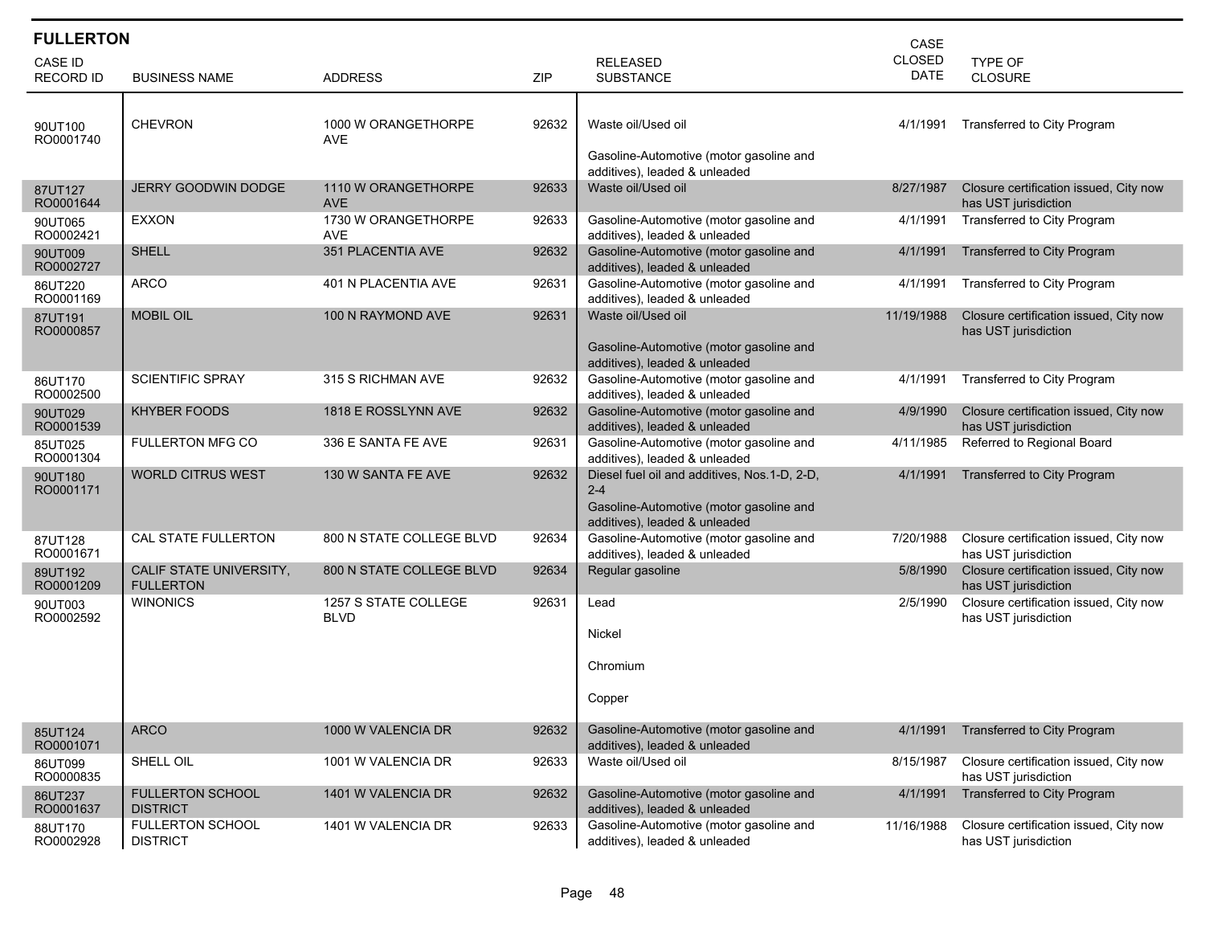## FULLERTON

| CASE ID RECORD ID | BUSINESS NAME | ADDRESS | ZIP | RELEASED SUBSTANCE | CASE CLOSED DATE | TYPE OF CLOSURE |
|---|---|---|---|---|---|---|
| 90UT100 RO0001740 | CHEVRON | 1000 W ORANGETHORPE AVE | 92632 | Waste oil/Used oil<br>Gasoline-Automotive (motor gasoline and additives), leaded & unleaded | 4/1/1991 | Transferred to City Program |
| 87UT127 RO0001644 | JERRY GOODWIN DODGE | 1110 W ORANGETHORPE AVE | 92633 | Waste oil/Used oil | 8/27/1987 | Closure certification issued, City now has UST jurisdiction |
| 90UT065 RO0002421 | EXXON | 1730 W ORANGETHORPE AVE | 92633 | Gasoline-Automotive (motor gasoline and additives), leaded & unleaded | 4/1/1991 | Transferred to City Program |
| 90UT009 RO0002727 | SHELL | 351 PLACENTIA AVE | 92632 | Gasoline-Automotive (motor gasoline and additives), leaded & unleaded | 4/1/1991 | Transferred to City Program |
| 86UT220 RO0001169 | ARCO | 401 N PLACENTIA AVE | 92631 | Gasoline-Automotive (motor gasoline and additives), leaded & unleaded | 4/1/1991 | Transferred to City Program |
| 87UT191 RO0000857 | MOBIL OIL | 100 N RAYMOND AVE | 92631 | Waste oil/Used oil<br>Gasoline-Automotive (motor gasoline and additives), leaded & unleaded | 11/19/1988 | Closure certification issued, City now has UST jurisdiction |
| 86UT170 RO0002500 | SCIENTIFIC SPRAY | 315 S RICHMAN AVE | 92632 | Gasoline-Automotive (motor gasoline and additives), leaded & unleaded | 4/1/1991 | Transferred to City Program |
| 90UT029 RO0001539 | KHYBER FOODS | 1818 E ROSSLYNN AVE | 92632 | Gasoline-Automotive (motor gasoline and additives), leaded & unleaded | 4/9/1990 | Closure certification issued, City now has UST jurisdiction |
| 85UT025 RO0001304 | FULLERTON MFG CO | 336 E SANTA FE AVE | 92631 | Gasoline-Automotive (motor gasoline and additives), leaded & unleaded | 4/11/1985 | Referred to Regional Board |
| 90UT180 RO0001171 | WORLD CITRUS WEST | 130 W SANTA FE AVE | 92632 | Diesel fuel oil and additives, Nos.1-D, 2-D, 2-4<br>Gasoline-Automotive (motor gasoline and additives), leaded & unleaded | 4/1/1991 | Transferred to City Program |
| 87UT128 RO0001671 | CAL STATE FULLERTON | 800 N STATE COLLEGE BLVD | 92634 | Gasoline-Automotive (motor gasoline and additives), leaded & unleaded | 7/20/1988 | Closure certification issued, City now has UST jurisdiction |
| 89UT192 RO0001209 | CALIF STATE UNIVERSITY, FULLERTON | 800 N STATE COLLEGE BLVD | 92634 | Regular gasoline | 5/8/1990 | Closure certification issued, City now has UST jurisdiction |
| 90UT003 RO0002592 | WINONICS | 1257 S STATE COLLEGE BLVD | 92631 | Lead<br>Nickel<br>Chromium<br>Copper | 2/5/1990 | Closure certification issued, City now has UST jurisdiction |
| 85UT124 RO0001071 | ARCO | 1000 W VALENCIA DR | 92632 | Gasoline-Automotive (motor gasoline and additives), leaded & unleaded | 4/1/1991 | Transferred to City Program |
| 86UT099 RO0000835 | SHELL OIL | 1001 W VALENCIA DR | 92633 | Waste oil/Used oil | 8/15/1987 | Closure certification issued, City now has UST jurisdiction |
| 86UT237 RO0001637 | FULLERTON SCHOOL DISTRICT | 1401 W VALENCIA DR | 92632 | Gasoline-Automotive (motor gasoline and additives), leaded & unleaded | 4/1/1991 | Transferred to City Program |
| 88UT170 RO0002928 | FULLERTON SCHOOL DISTRICT | 1401 W VALENCIA DR | 92633 | Gasoline-Automotive (motor gasoline and additives), leaded & unleaded | 11/16/1988 | Closure certification issued, City now has UST jurisdiction |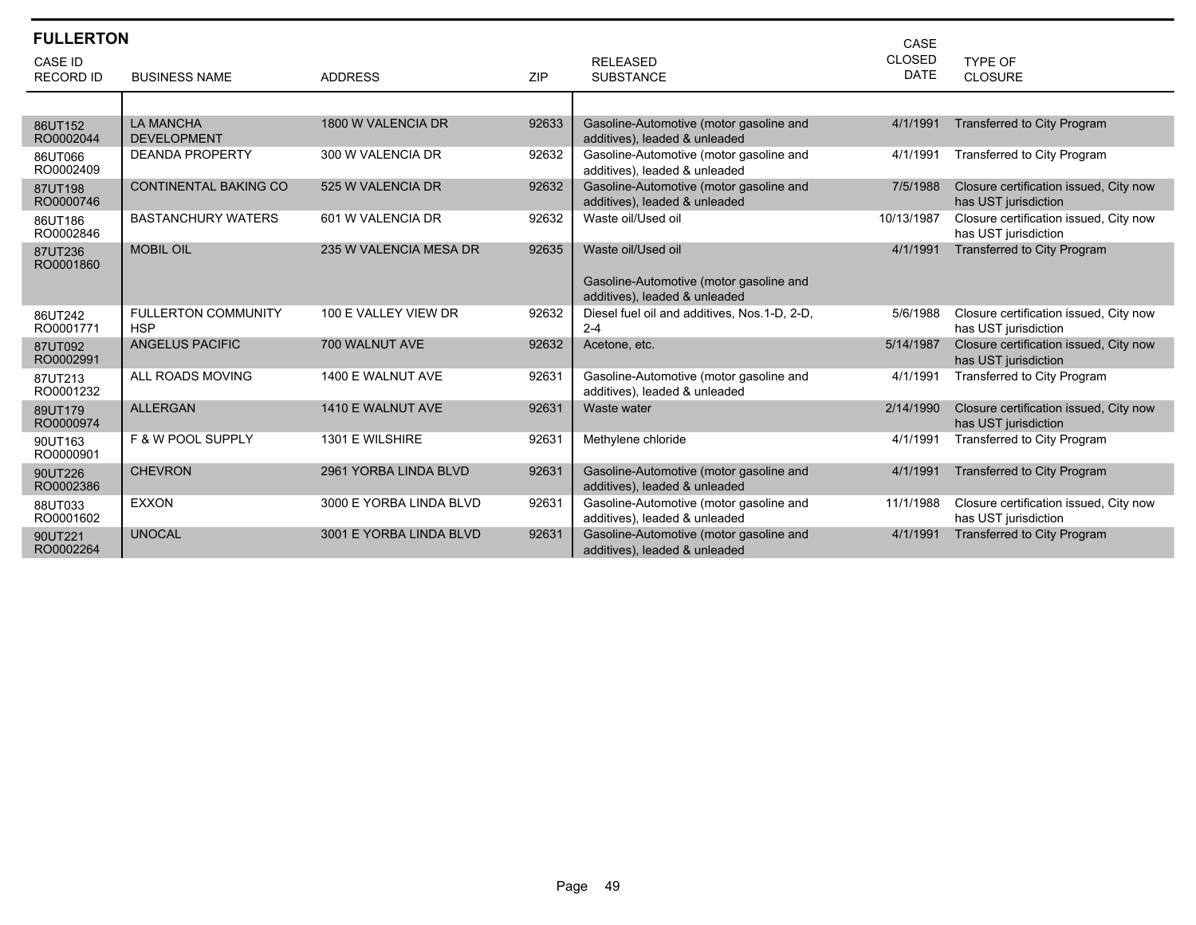## FULLERTON

| CASE ID RECORD ID | BUSINESS NAME | ADDRESS | ZIP | RELEASED SUBSTANCE | CASE CLOSED DATE | TYPE OF CLOSURE |
|---|---|---|---|---|---|---|
| 86UT152 RO0002044 | LA MANCHA DEVELOPMENT | 1800 W VALENCIA DR | 92633 | Gasoline-Automotive (motor gasoline and additives), leaded & unleaded | 4/1/1991 | Transferred to City Program |
| 86UT066 RO0002409 | DEANDA PROPERTY | 300 W VALENCIA DR | 92632 | Gasoline-Automotive (motor gasoline and additives), leaded & unleaded | 4/1/1991 | Transferred to City Program |
| 87UT198 RO0000746 | CONTINENTAL BAKING CO | 525 W VALENCIA DR | 92632 | Gasoline-Automotive (motor gasoline and additives), leaded & unleaded | 7/5/1988 | Closure certification issued, City now has UST jurisdiction |
| 86UT186 RO0002846 | BASTANCHURY WATERS | 601 W VALENCIA DR | 92632 | Waste oil/Used oil | 10/13/1987 | Closure certification issued, City now has UST jurisdiction |
| 87UT236 RO0001860 | MOBIL OIL | 235 W VALENCIA MESA DR | 92635 | Waste oil/Used oil<br><br>Gasoline-Automotive (motor gasoline and additives), leaded & unleaded | 4/1/1991 | Transferred to City Program |
| 86UT242 RO0001771 | FULLERTON COMMUNITY HSP | 100 E VALLEY VIEW DR | 92632 | Diesel fuel oil and additives, Nos.1-D, 2-D, 2-4 | 5/6/1988 | Closure certification issued, City now has UST jurisdiction |
| 87UT092 RO0002991 | ANGELUS PACIFIC | 700 WALNUT AVE | 92632 | Acetone, etc. | 5/14/1987 | Closure certification issued, City now has UST jurisdiction |
| 87UT213 RO0001232 | ALL ROADS MOVING | 1400 E WALNUT AVE | 92631 | Gasoline-Automotive (motor gasoline and additives), leaded & unleaded | 4/1/1991 | Transferred to City Program |
| 89UT179 RO0000974 | ALLERGAN | 1410 E WALNUT AVE | 92631 | Waste water | 2/14/1990 | Closure certification issued, City now has UST jurisdiction |
| 90UT163 RO0000901 | F & W POOL SUPPLY | 1301 E WILSHIRE | 92631 | Methylene chloride | 4/1/1991 | Transferred to City Program |
| 90UT226 RO0002386 | CHEVRON | 2961 YORBA LINDA BLVD | 92631 | Gasoline-Automotive (motor gasoline and additives), leaded & unleaded | 4/1/1991 | Transferred to City Program |
| 88UT033 RO0001602 | EXXON | 3000 E YORBA LINDA BLVD | 92631 | Gasoline-Automotive (motor gasoline and additives), leaded & unleaded | 11/1/1988 | Closure certification issued, City now has UST jurisdiction |
| 90UT221 RO0002264 | UNOCAL | 3001 E YORBA LINDA BLVD | 92631 | Gasoline-Automotive (motor gasoline and additives), leaded & unleaded | 4/1/1991 | Transferred to City Program |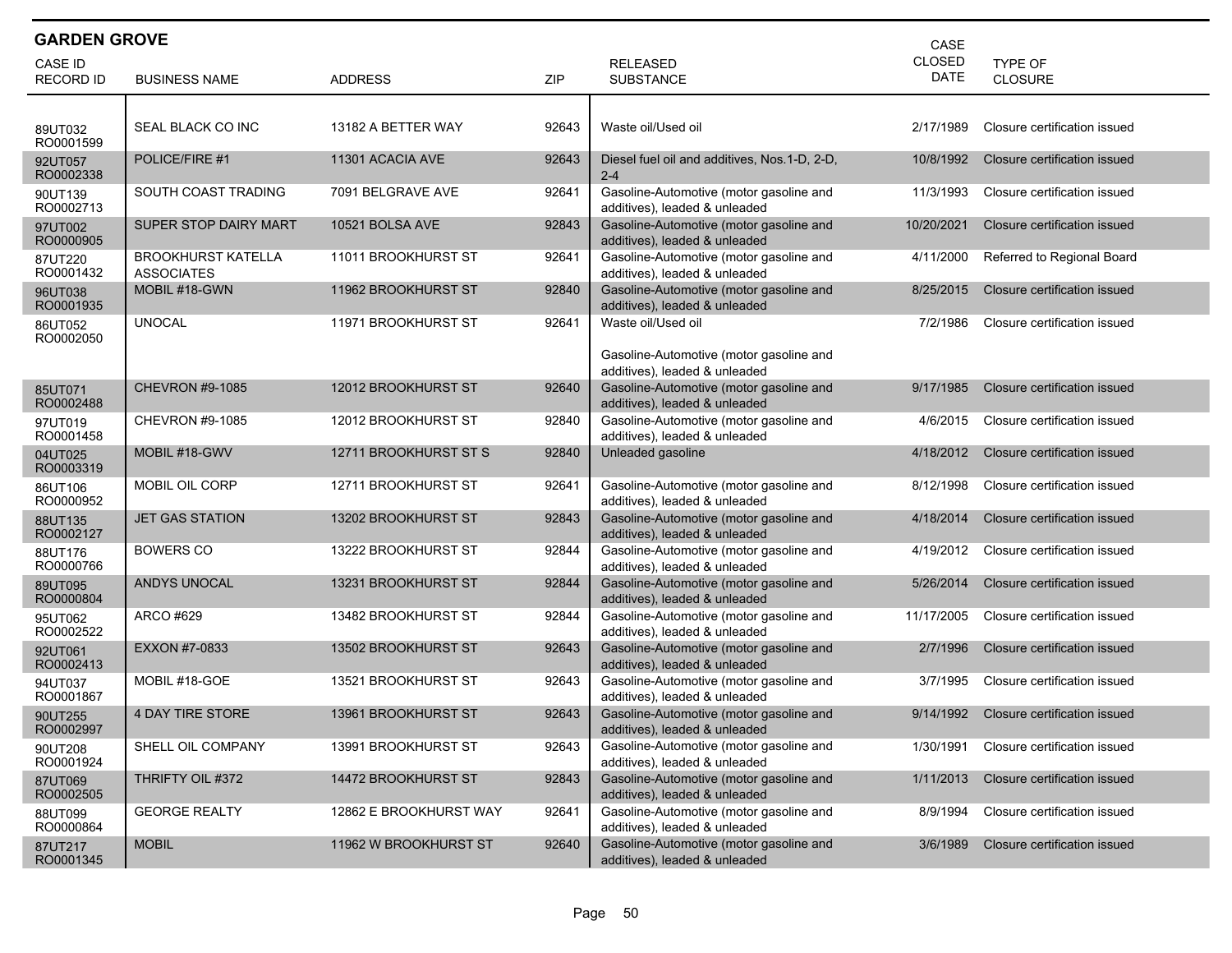## GARDEN GROVE

| CASE ID<br>RECORD ID | BUSINESS NAME | ADDRESS | ZIP | RELEASED SUBSTANCE | CASE CLOSED DATE | TYPE OF CLOSURE |
|---|---|---|---|---|---|---|
| 89UT032<br>RO0001599 | SEAL BLACK CO INC | 13182 A BETTER WAY | 92643 | Waste oil/Used oil | 2/17/1989 | Closure certification issued |
| 92UT057<br>RO0002338 | POLICE/FIRE #1 | 11301 ACACIA AVE | 92643 | Diesel fuel oil and additives, Nos.1-D, 2-D, 2-4 | 10/8/1992 | Closure certification issued |
| 90UT139<br>RO0002713 | SOUTH COAST TRADING | 7091 BELGRAVE AVE | 92641 | Gasoline-Automotive (motor gasoline and additives), leaded & unleaded | 11/3/1993 | Closure certification issued |
| 97UT002<br>RO0000905 | SUPER STOP DAIRY MART | 10521 BOLSA AVE | 92843 | Gasoline-Automotive (motor gasoline and additives), leaded & unleaded | 10/20/2021 | Closure certification issued |
| 87UT220<br>RO0001432 | BROOKHURST KATELLA ASSOCIATES | 11011 BROOKHURST ST | 92641 | Gasoline-Automotive (motor gasoline and additives), leaded & unleaded | 4/11/2000 | Referred to Regional Board |
| 96UT038<br>RO0001935 | MOBIL #18-GWN | 11962 BROOKHURST ST | 92840 | Gasoline-Automotive (motor gasoline and additives), leaded & unleaded | 8/25/2015 | Closure certification issued |
| 86UT052<br>RO0002050 | UNOCAL | 11971 BROOKHURST ST | 92641 | Waste oil/Used oil<br><br>Gasoline-Automotive (motor gasoline and additives), leaded & unleaded | 7/2/1986 | Closure certification issued |
| 85UT071<br>RO0002488 | CHEVRON #9-1085 | 12012 BROOKHURST ST | 92640 | Gasoline-Automotive (motor gasoline and additives), leaded & unleaded | 9/17/1985 | Closure certification issued |
| 97UT019<br>RO0001458 | CHEVRON #9-1085 | 12012 BROOKHURST ST | 92840 | Gasoline-Automotive (motor gasoline and additives), leaded & unleaded | 4/6/2015 | Closure certification issued |
| 04UT025<br>RO0003319 | MOBIL #18-GWV | 12711 BROOKHURST ST S | 92840 | Unleaded gasoline | 4/18/2012 | Closure certification issued |
| 86UT106<br>RO0000952 | MOBIL OIL CORP | 12711 BROOKHURST ST | 92641 | Gasoline-Automotive (motor gasoline and additives), leaded & unleaded | 8/12/1998 | Closure certification issued |
| 88UT135<br>RO0002127 | JET GAS STATION | 13202 BROOKHURST ST | 92843 | Gasoline-Automotive (motor gasoline and additives), leaded & unleaded | 4/18/2014 | Closure certification issued |
| 88UT176<br>RO0000766 | BOWERS CO | 13222 BROOKHURST ST | 92844 | Gasoline-Automotive (motor gasoline and additives), leaded & unleaded | 4/19/2012 | Closure certification issued |
| 89UT095<br>RO0000804 | ANDYS UNOCAL | 13231 BROOKHURST ST | 92844 | Gasoline-Automotive (motor gasoline and additives), leaded & unleaded | 5/26/2014 | Closure certification issued |
| 95UT062<br>RO0002522 | ARCO #629 | 13482 BROOKHURST ST | 92844 | Gasoline-Automotive (motor gasoline and additives), leaded & unleaded | 11/17/2005 | Closure certification issued |
| 92UT061<br>RO0002413 | EXXON #7-0833 | 13502 BROOKHURST ST | 92643 | Gasoline-Automotive (motor gasoline and additives), leaded & unleaded | 2/7/1996 | Closure certification issued |
| 94UT037<br>RO0001867 | MOBIL #18-GOE | 13521 BROOKHURST ST | 92643 | Gasoline-Automotive (motor gasoline and additives), leaded & unleaded | 3/7/1995 | Closure certification issued |
| 90UT255<br>RO0002997 | 4 DAY TIRE STORE | 13961 BROOKHURST ST | 92643 | Gasoline-Automotive (motor gasoline and additives), leaded & unleaded | 9/14/1992 | Closure certification issued |
| 90UT208<br>RO0001924 | SHELL OIL COMPANY | 13991 BROOKHURST ST | 92643 | Gasoline-Automotive (motor gasoline and additives), leaded & unleaded | 1/30/1991 | Closure certification issued |
| 87UT069<br>RO0002505 | THRIFTY OIL #372 | 14472 BROOKHURST ST | 92843 | Gasoline-Automotive (motor gasoline and additives), leaded & unleaded | 1/11/2013 | Closure certification issued |
| 88UT099<br>RO0000864 | GEORGE REALTY | 12862 E BROOKHURST WAY | 92641 | Gasoline-Automotive (motor gasoline and additives), leaded & unleaded | 8/9/1994 | Closure certification issued |
| 87UT217<br>RO0001345 | MOBIL | 11962 W BROOKHURST ST | 92640 | Gasoline-Automotive (motor gasoline and additives), leaded & unleaded | 3/6/1989 | Closure certification issued |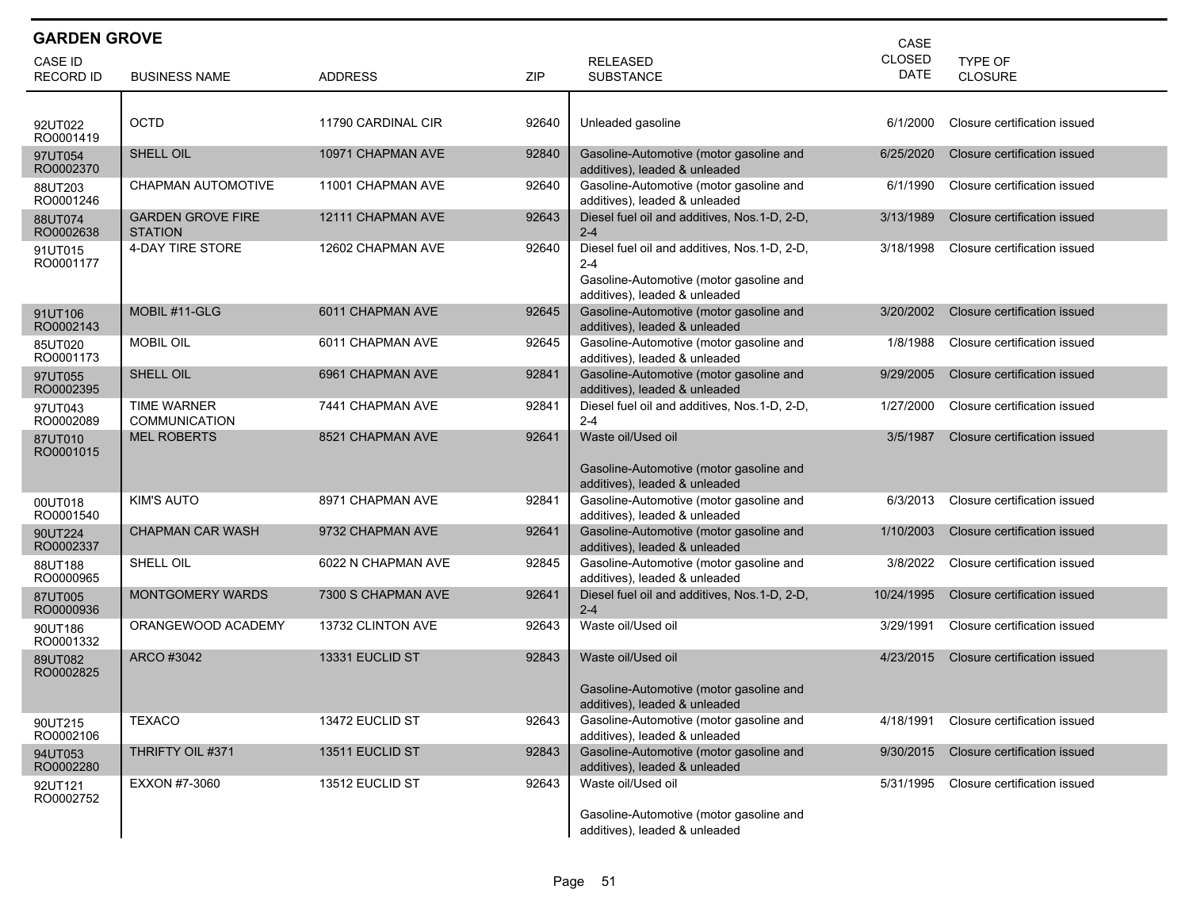## GARDEN GROVE

| CASE ID RECORD ID | BUSINESS NAME | ADDRESS | ZIP | RELEASED SUBSTANCE | CASE CLOSED DATE | TYPE OF CLOSURE |
|---|---|---|---|---|---|---|
| 92UT022 RO0001419 | OCTD | 11790 CARDINAL CIR | 92640 | Unleaded gasoline | 6/1/2000 | Closure certification issued |
| 97UT054 RO0002370 | SHELL OIL | 10971 CHAPMAN AVE | 92840 | Gasoline-Automotive (motor gasoline and additives), leaded & unleaded | 6/25/2020 | Closure certification issued |
| 88UT203 RO0001246 | CHAPMAN AUTOMOTIVE | 11001 CHAPMAN AVE | 92640 | Gasoline-Automotive (motor gasoline and additives), leaded & unleaded | 6/1/1990 | Closure certification issued |
| 88UT074 RO0002638 | GARDEN GROVE FIRE STATION | 12111 CHAPMAN AVE | 92643 | Diesel fuel oil and additives, Nos.1-D, 2-D, 2-4 | 3/13/1989 | Closure certification issued |
| 91UT015 RO0001177 | 4-DAY TIRE STORE | 12602 CHAPMAN AVE | 92640 | Diesel fuel oil and additives, Nos.1-D, 2-D, 2-4<br>Gasoline-Automotive (motor gasoline and additives), leaded & unleaded | 3/18/1998 | Closure certification issued |
| 91UT106 RO0002143 | MOBIL #11-GLG | 6011 CHAPMAN AVE | 92645 | Gasoline-Automotive (motor gasoline and additives), leaded & unleaded | 3/20/2002 | Closure certification issued |
| 85UT020 RO0001173 | MOBIL OIL | 6011 CHAPMAN AVE | 92645 | Gasoline-Automotive (motor gasoline and additives), leaded & unleaded | 1/8/1988 | Closure certification issued |
| 97UT055 RO0002395 | SHELL OIL | 6961 CHAPMAN AVE | 92841 | Gasoline-Automotive (motor gasoline and additives), leaded & unleaded | 9/29/2005 | Closure certification issued |
| 97UT043 RO0002089 | TIME WARNER COMMUNICATION | 7441 CHAPMAN AVE | 92841 | Diesel fuel oil and additives, Nos.1-D, 2-D, 2-4 | 1/27/2000 | Closure certification issued |
| 87UT010 RO0001015 | MEL ROBERTS | 8521 CHAPMAN AVE | 92641 | Waste oil/Used oil<br>Gasoline-Automotive (motor gasoline and additives), leaded & unleaded | 3/5/1987 | Closure certification issued |
| 00UT018 RO0001540 | KIM'S AUTO | 8971 CHAPMAN AVE | 92841 | Gasoline-Automotive (motor gasoline and additives), leaded & unleaded | 6/3/2013 | Closure certification issued |
| 90UT224 RO0002337 | CHAPMAN CAR WASH | 9732 CHAPMAN AVE | 92641 | Gasoline-Automotive (motor gasoline and additives), leaded & unleaded | 1/10/2003 | Closure certification issued |
| 88UT188 RO0000965 | SHELL OIL | 6022 N CHAPMAN AVE | 92845 | Gasoline-Automotive (motor gasoline and additives), leaded & unleaded | 3/8/2022 | Closure certification issued |
| 87UT005 RO0000936 | MONTGOMERY WARDS | 7300 S CHAPMAN AVE | 92641 | Diesel fuel oil and additives, Nos.1-D, 2-D, 2-4 | 10/24/1995 | Closure certification issued |
| 90UT186 RO0001332 | ORANGEWOOD ACADEMY | 13732 CLINTON AVE | 92643 | Waste oil/Used oil | 3/29/1991 | Closure certification issued |
| 89UT082 RO0002825 | ARCO #3042 | 13331 EUCLID ST | 92843 | Waste oil/Used oil<br>Gasoline-Automotive (motor gasoline and additives), leaded & unleaded | 4/23/2015 | Closure certification issued |
| 90UT215 RO0002106 | TEXACO | 13472 EUCLID ST | 92643 | Gasoline-Automotive (motor gasoline and additives), leaded & unleaded | 4/18/1991 | Closure certification issued |
| 94UT053 RO0002280 | THRIFTY OIL #371 | 13511 EUCLID ST | 92843 | Gasoline-Automotive (motor gasoline and additives), leaded & unleaded | 9/30/2015 | Closure certification issued |
| 92UT121 RO0002752 | EXXON #7-3060 | 13512 EUCLID ST | 92643 | Waste oil/Used oil<br>Gasoline-Automotive (motor gasoline and additives), leaded & unleaded | 5/31/1995 | Closure certification issued |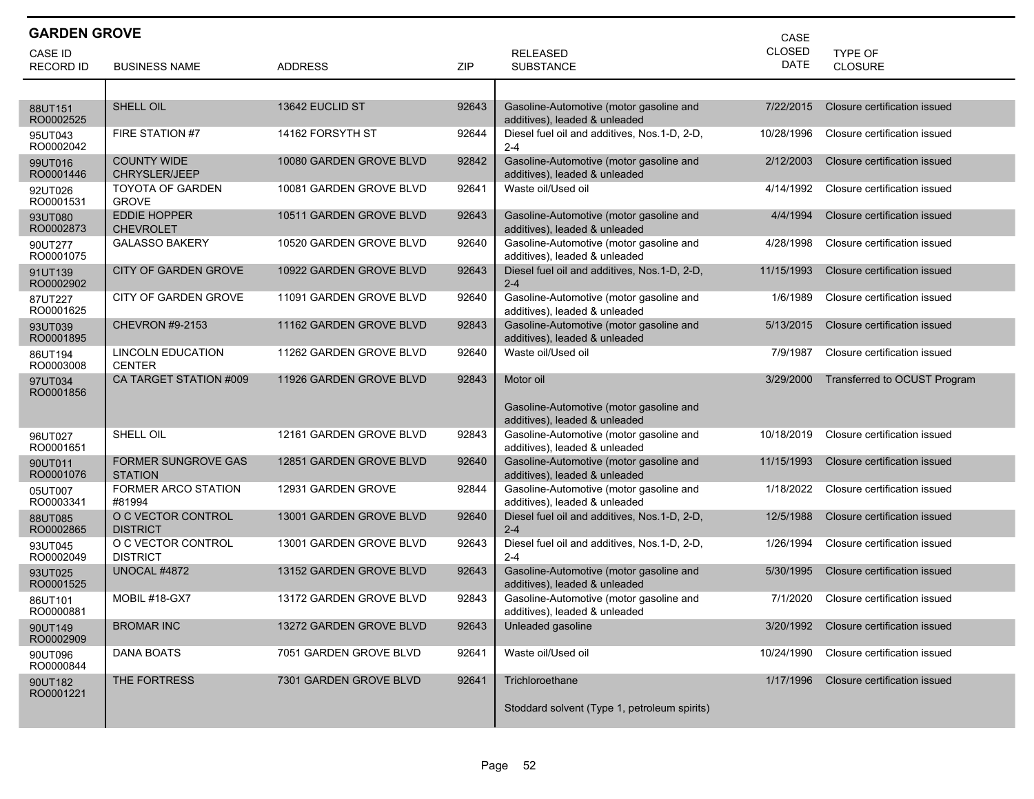## GARDEN GROVE

| CASE ID RECORD ID | BUSINESS NAME | ADDRESS | ZIP | RELEASED SUBSTANCE | CASE CLOSED DATE | TYPE OF CLOSURE |
|---|---|---|---|---|---|---|
| 88UT151 RO0002525 | SHELL OIL | 13642 EUCLID ST | 92643 | Gasoline-Automotive (motor gasoline and additives), leaded & unleaded | 7/22/2015 | Closure certification issued |
| 95UT043 RO0002042 | FIRE STATION #7 | 14162 FORSYTH ST | 92644 | Diesel fuel oil and additives, Nos.1-D, 2-D, 2-4 | 10/28/1996 | Closure certification issued |
| 99UT016 RO0001446 | COUNTY WIDE CHRYSLER/JEEP | 10080 GARDEN GROVE BLVD | 92842 | Gasoline-Automotive (motor gasoline and additives), leaded & unleaded | 2/12/2003 | Closure certification issued |
| 92UT026 RO0001531 | TOYOTA OF GARDEN GROVE | 10081 GARDEN GROVE BLVD | 92641 | Waste oil/Used oil | 4/14/1992 | Closure certification issued |
| 93UT080 RO0002873 | EDDIE HOPPER CHEVROLET | 10511 GARDEN GROVE BLVD | 92643 | Gasoline-Automotive (motor gasoline and additives), leaded & unleaded | 4/4/1994 | Closure certification issued |
| 90UT277 RO0001075 | GALASSO BAKERY | 10520 GARDEN GROVE BLVD | 92640 | Gasoline-Automotive (motor gasoline and additives), leaded & unleaded | 4/28/1998 | Closure certification issued |
| 91UT139 RO0002902 | CITY OF GARDEN GROVE | 10922 GARDEN GROVE BLVD | 92643 | Diesel fuel oil and additives, Nos.1-D, 2-D, 2-4 | 11/15/1993 | Closure certification issued |
| 87UT227 RO0001625 | CITY OF GARDEN GROVE | 11091 GARDEN GROVE BLVD | 92640 | Gasoline-Automotive (motor gasoline and additives), leaded & unleaded | 1/6/1989 | Closure certification issued |
| 93UT039 RO0001895 | CHEVRON #9-2153 | 11162 GARDEN GROVE BLVD | 92843 | Gasoline-Automotive (motor gasoline and additives), leaded & unleaded | 5/13/2015 | Closure certification issued |
| 86UT194 RO0003008 | LINCOLN EDUCATION CENTER | 11262 GARDEN GROVE BLVD | 92640 | Waste oil/Used oil | 7/9/1987 | Closure certification issued |
| 97UT034 RO0001856 | CA TARGET STATION #009 | 11926 GARDEN GROVE BLVD | 92843 | Motor oil<br><br>Gasoline-Automotive (motor gasoline and additives), leaded & unleaded | 3/29/2000 | Transferred to OCUST Program |
| 96UT027 RO0001651 | SHELL OIL | 12161 GARDEN GROVE BLVD | 92843 | Gasoline-Automotive (motor gasoline and additives), leaded & unleaded | 10/18/2019 | Closure certification issued |
| 90UT011 RO0001076 | FORMER SUNGROVE GAS STATION | 12851 GARDEN GROVE BLVD | 92640 | Gasoline-Automotive (motor gasoline and additives), leaded & unleaded | 11/15/1993 | Closure certification issued |
| 05UT007 RO0003341 | FORMER ARCO STATION #81994 | 12931 GARDEN GROVE | 92844 | Gasoline-Automotive (motor gasoline and additives), leaded & unleaded | 1/18/2022 | Closure certification issued |
| 88UT085 RO0002865 | O C VECTOR CONTROL DISTRICT | 13001 GARDEN GROVE BLVD | 92640 | Diesel fuel oil and additives, Nos.1-D, 2-D, 2-4 | 12/5/1988 | Closure certification issued |
| 93UT045 RO0002049 | O C VECTOR CONTROL DISTRICT | 13001 GARDEN GROVE BLVD | 92643 | Diesel fuel oil and additives, Nos.1-D, 2-D, 2-4 | 1/26/1994 | Closure certification issued |
| 93UT025 RO0001525 | UNOCAL #4872 | 13152 GARDEN GROVE BLVD | 92643 | Gasoline-Automotive (motor gasoline and additives), leaded & unleaded | 5/30/1995 | Closure certification issued |
| 86UT101 RO0000881 | MOBIL #18-GX7 | 13172 GARDEN GROVE BLVD | 92843 | Gasoline-Automotive (motor gasoline and additives), leaded & unleaded | 7/1/2020 | Closure certification issued |
| 90UT149 RO0002909 | BROMAR INC | 13272 GARDEN GROVE BLVD | 92643 | Unleaded gasoline | 3/20/1992 | Closure certification issued |
| 90UT096 RO0000844 | DANA BOATS | 7051 GARDEN GROVE BLVD | 92641 | Waste oil/Used oil | 10/24/1990 | Closure certification issued |
| 90UT182 RO0001221 | THE FORTRESS | 7301 GARDEN GROVE BLVD | 92641 | Trichloroethane<br><br>Stoddard solvent (Type 1, petroleum spirits) | 1/17/1996 | Closure certification issued |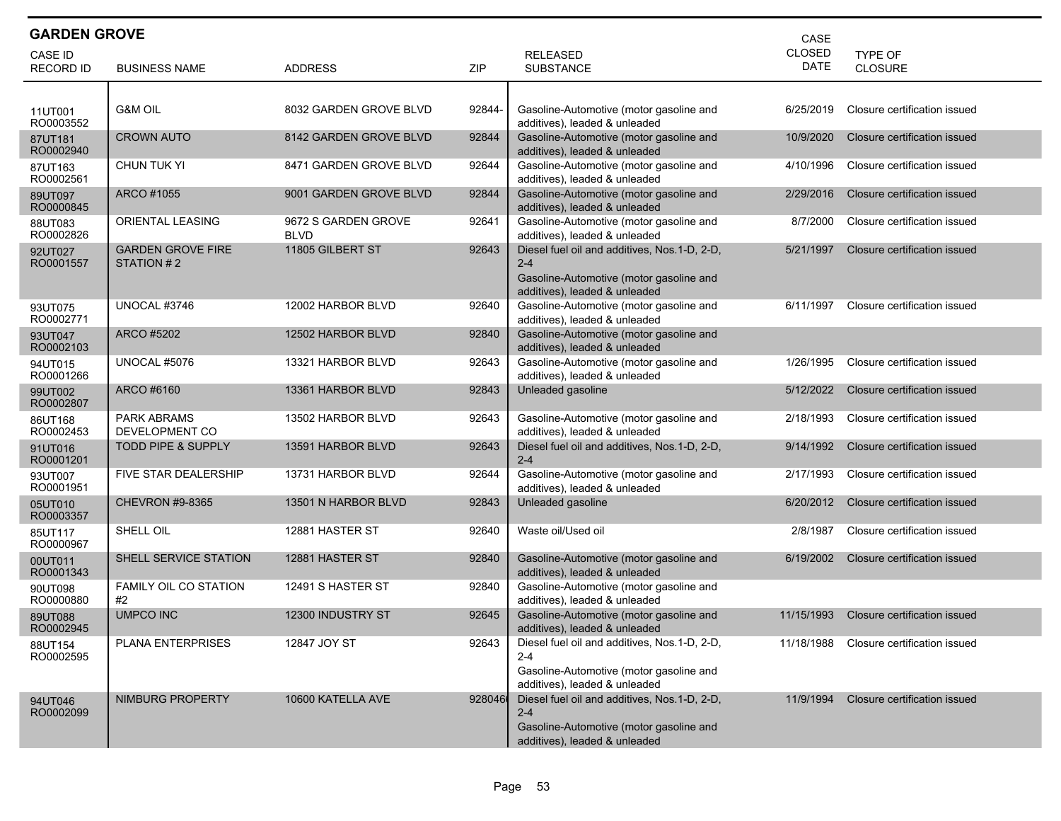## GARDEN GROVE

| CASE ID<br>RECORD ID | BUSINESS NAME | ADDRESS | ZIP | RELEASED SUBSTANCE | CASE CLOSED DATE | TYPE OF CLOSURE |
|---|---|---|---|---|---|---|
| 11UT001<br>RO0003552 | G&M OIL | 8032 GARDEN GROVE BLVD | 92844- | Gasoline-Automotive (motor gasoline and additives), leaded & unleaded | 6/25/2019 | Closure certification issued |
| 87UT181<br>RO0002940 | CROWN AUTO | 8142 GARDEN GROVE BLVD | 92844 | Gasoline-Automotive (motor gasoline and additives), leaded & unleaded | 10/9/2020 | Closure certification issued |
| 87UT163<br>RO0002561 | CHUN TUK YI | 8471 GARDEN GROVE BLVD | 92644 | Gasoline-Automotive (motor gasoline and additives), leaded & unleaded | 4/10/1996 | Closure certification issued |
| 89UT097<br>RO0000845 | ARCO #1055 | 9001 GARDEN GROVE BLVD | 92844 | Gasoline-Automotive (motor gasoline and additives), leaded & unleaded | 2/29/2016 | Closure certification issued |
| 88UT083<br>RO0002826 | ORIENTAL LEASING | 9672 S GARDEN GROVE BLVD | 92641 | Gasoline-Automotive (motor gasoline and additives), leaded & unleaded | 8/7/2000 | Closure certification issued |
| 92UT027<br>RO0001557 | GARDEN GROVE FIRE STATION # 2 | 11805 GILBERT ST | 92643 | Diesel fuel oil and additives, Nos.1-D, 2-D, 2-4<br>Gasoline-Automotive (motor gasoline and additives), leaded & unleaded | 5/21/1997 | Closure certification issued |
| 93UT075<br>RO0002771 | UNOCAL #3746 | 12002 HARBOR BLVD | 92640 | Gasoline-Automotive (motor gasoline and additives), leaded & unleaded | 6/11/1997 | Closure certification issued |
| 93UT047<br>RO0002103 | ARCO #5202 | 12502 HARBOR BLVD | 92840 | Gasoline-Automotive (motor gasoline and additives), leaded & unleaded | | |
| 94UT015<br>RO0001266 | UNOCAL #5076 | 13321 HARBOR BLVD | 92643 | Gasoline-Automotive (motor gasoline and additives), leaded & unleaded | 1/26/1995 | Closure certification issued |
| 99UT002<br>RO0002807 | ARCO #6160 | 13361 HARBOR BLVD | 92843 | Unleaded gasoline | 5/12/2022 | Closure certification issued |
| 86UT168<br>RO0002453 | PARK ABRAMS DEVELOPMENT CO | 13502 HARBOR BLVD | 92643 | Gasoline-Automotive (motor gasoline and additives), leaded & unleaded | 2/18/1993 | Closure certification issued |
| 91UT016<br>RO0001201 | TODD PIPE & SUPPLY | 13591 HARBOR BLVD | 92643 | Diesel fuel oil and additives, Nos.1-D, 2-D, 2-4 | 9/14/1992 | Closure certification issued |
| 93UT007<br>RO0001951 | FIVE STAR DEALERSHIP | 13731 HARBOR BLVD | 92644 | Gasoline-Automotive (motor gasoline and additives), leaded & unleaded | 2/17/1993 | Closure certification issued |
| 05UT010<br>RO0003357 | CHEVRON #9-8365 | 13501 N HARBOR BLVD | 92843 | Unleaded gasoline | 6/20/2012 | Closure certification issued |
| 85UT117<br>RO0000967 | SHELL OIL | 12881 HASTER ST | 92640 | Waste oil/Used oil | 2/8/1987 | Closure certification issued |
| 00UT011<br>RO0001343 | SHELL SERVICE STATION | 12881 HASTER ST | 92840 | Gasoline-Automotive (motor gasoline and additives), leaded & unleaded | 6/19/2002 | Closure certification issued |
| 90UT098<br>RO0000880 | FAMILY OIL CO STATION #2 | 12491 S HASTER ST | 92840 | Gasoline-Automotive (motor gasoline and additives), leaded & unleaded | | |
| 89UT088<br>RO0002945 | UMPCO INC | 12300 INDUSTRY ST | 92645 | Gasoline-Automotive (motor gasoline and additives), leaded & unleaded | 11/15/1993 | Closure certification issued |
| 88UT154<br>RO0002595 | PLANA ENTERPRISES | 12847 JOY ST | 92643 | Diesel fuel oil and additives, Nos.1-D, 2-D, 2-4<br>Gasoline-Automotive (motor gasoline and additives), leaded & unleaded | 11/18/1988 | Closure certification issued |
| 94UT046<br>RO0002099 | NIMBURG PROPERTY | 10600 KATELLA AVE | 928046 | Diesel fuel oil and additives, Nos.1-D, 2-D, 2-4<br>Gasoline-Automotive (motor gasoline and additives), leaded & unleaded | 11/9/1994 | Closure certification issued |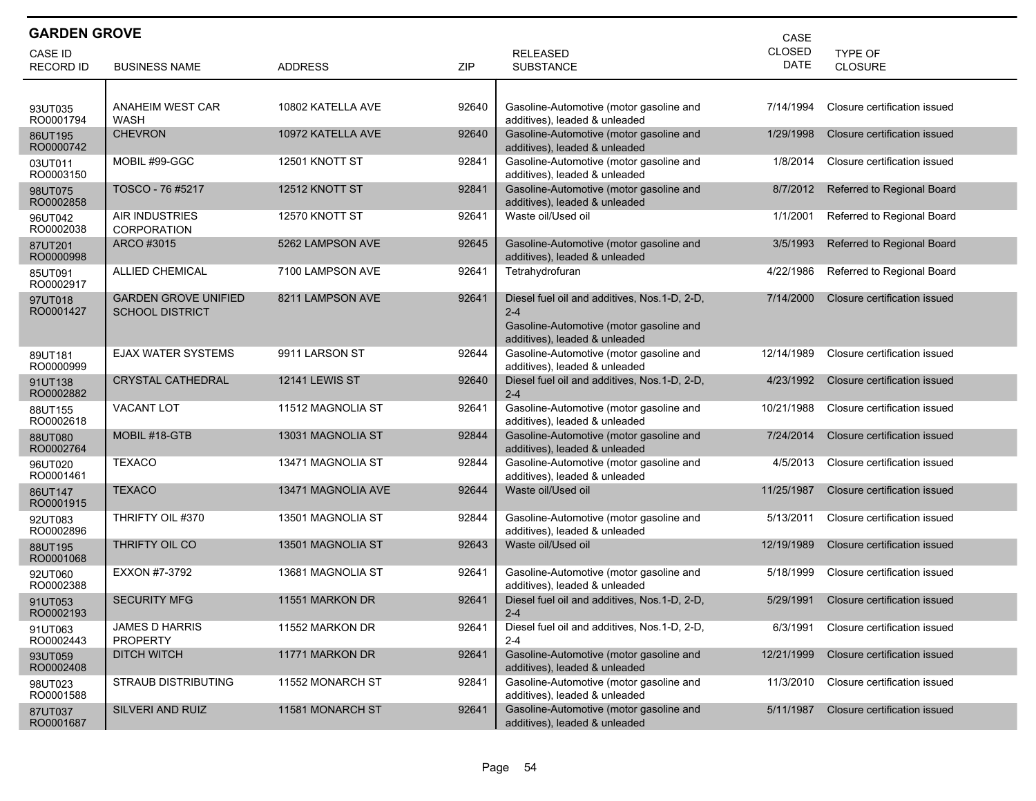## GARDEN GROVE

| CASE ID<br>RECORD ID | BUSINESS NAME | ADDRESS | ZIP | RELEASED SUBSTANCE | CASE CLOSED DATE | TYPE OF CLOSURE |
|---|---|---|---|---|---|---|
| 93UT035<br>RO0001794 | ANAHEIM WEST CAR WASH | 10802 KATELLA AVE | 92640 | Gasoline-Automotive (motor gasoline and additives), leaded & unleaded | 7/14/1994 | Closure certification issued |
| 86UT195<br>RO0000742 | CHEVRON | 10972 KATELLA AVE | 92640 | Gasoline-Automotive (motor gasoline and additives), leaded & unleaded | 1/29/1998 | Closure certification issued |
| 03UT011<br>RO0003150 | MOBIL #99-GGC | 12501 KNOTT ST | 92841 | Gasoline-Automotive (motor gasoline and additives), leaded & unleaded | 1/8/2014 | Closure certification issued |
| 98UT075<br>RO0002858 | TOSCO - 76 #5217 | 12512 KNOTT ST | 92841 | Gasoline-Automotive (motor gasoline and additives), leaded & unleaded | 8/7/2012 | Referred to Regional Board |
| 96UT042<br>RO0002038 | AIR INDUSTRIES CORPORATION | 12570 KNOTT ST | 92641 | Waste oil/Used oil | 1/1/2001 | Referred to Regional Board |
| 87UT201<br>RO0000998 | ARCO #3015 | 5262 LAMPSON AVE | 92645 | Gasoline-Automotive (motor gasoline and additives), leaded & unleaded | 3/5/1993 | Referred to Regional Board |
| 85UT091<br>RO0002917 | ALLIED CHEMICAL | 7100 LAMPSON AVE | 92641 | Tetrahydrofuran | 4/22/1986 | Referred to Regional Board |
| 97UT018<br>RO0001427 | GARDEN GROVE UNIFIED SCHOOL DISTRICT | 8211 LAMPSON AVE | 92641 | Diesel fuel oil and additives, Nos.1-D, 2-D, 2-4<br>Gasoline-Automotive (motor gasoline and additives), leaded & unleaded | 7/14/2000 | Closure certification issued |
| 89UT181<br>RO0000999 | EJAX WATER SYSTEMS | 9911 LARSON ST | 92644 | Gasoline-Automotive (motor gasoline and additives), leaded & unleaded | 12/14/1989 | Closure certification issued |
| 91UT138<br>RO0002882 | CRYSTAL CATHEDRAL | 12141 LEWIS ST | 92640 | Diesel fuel oil and additives, Nos.1-D, 2-D, 2-4 | 4/23/1992 | Closure certification issued |
| 88UT155<br>RO0002618 | VACANT LOT | 11512 MAGNOLIA ST | 92641 | Gasoline-Automotive (motor gasoline and additives), leaded & unleaded | 10/21/1988 | Closure certification issued |
| 88UT080<br>RO0002764 | MOBIL #18-GTB | 13031 MAGNOLIA ST | 92844 | Gasoline-Automotive (motor gasoline and additives), leaded & unleaded | 7/24/2014 | Closure certification issued |
| 96UT020<br>RO0001461 | TEXACO | 13471 MAGNOLIA ST | 92844 | Gasoline-Automotive (motor gasoline and additives), leaded & unleaded | 4/5/2013 | Closure certification issued |
| 86UT147<br>RO0001915 | TEXACO | 13471 MAGNOLIA AVE | 92644 | Waste oil/Used oil | 11/25/1987 | Closure certification issued |
| 92UT083<br>RO0002896 | THRIFTY OIL #370 | 13501 MAGNOLIA ST | 92844 | Gasoline-Automotive (motor gasoline and additives), leaded & unleaded | 5/13/2011 | Closure certification issued |
| 88UT195<br>RO0001068 | THRIFTY OIL CO | 13501 MAGNOLIA ST | 92643 | Waste oil/Used oil | 12/19/1989 | Closure certification issued |
| 92UT060<br>RO0002388 | EXXON #7-3792 | 13681 MAGNOLIA ST | 92641 | Gasoline-Automotive (motor gasoline and additives), leaded & unleaded | 5/18/1999 | Closure certification issued |
| 91UT053<br>RO0002193 | SECURITY MFG | 11551 MARKON DR | 92641 | Diesel fuel oil and additives, Nos.1-D, 2-D, 2-4 | 5/29/1991 | Closure certification issued |
| 91UT063<br>RO0002443 | JAMES D HARRIS PROPERTY | 11552 MARKON DR | 92641 | Diesel fuel oil and additives, Nos.1-D, 2-D, 2-4 | 6/3/1991 | Closure certification issued |
| 93UT059<br>RO0002408 | DITCH WITCH | 11771 MARKON DR | 92641 | Gasoline-Automotive (motor gasoline and additives), leaded & unleaded | 12/21/1999 | Closure certification issued |
| 98UT023<br>RO0001588 | STRAUB DISTRIBUTING | 11552 MONARCH ST | 92841 | Gasoline-Automotive (motor gasoline and additives), leaded & unleaded | 11/3/2010 | Closure certification issued |
| 87UT037<br>RO0001687 | SILVERI AND RUIZ | 11581 MONARCH ST | 92641 | Gasoline-Automotive (motor gasoline and additives), leaded & unleaded | 5/11/1987 | Closure certification issued |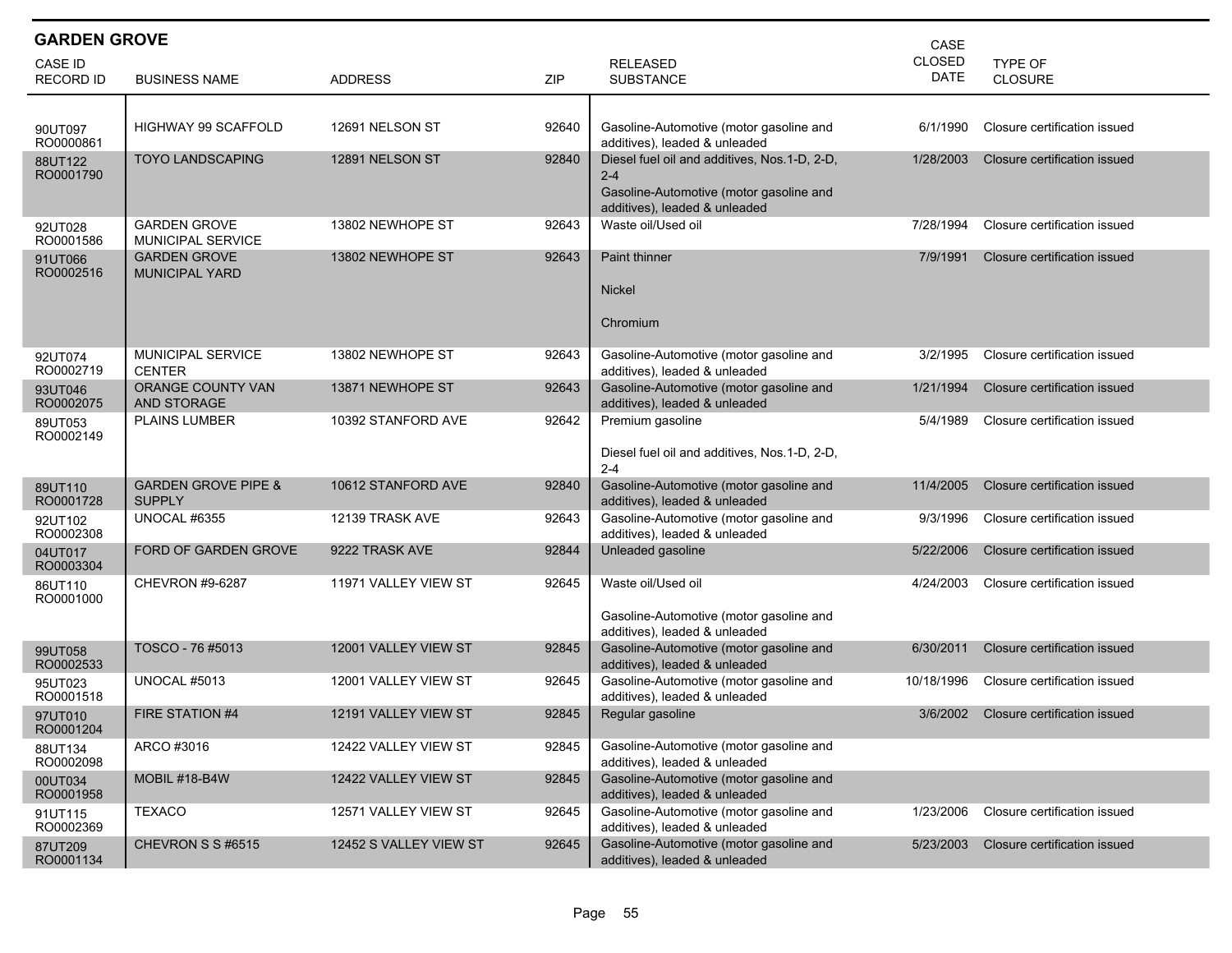## GARDEN GROVE

| CASE ID<br>RECORD ID | BUSINESS NAME | ADDRESS | ZIP | RELEASED SUBSTANCE | CASE CLOSED DATE | TYPE OF CLOSURE |
|---|---|---|---|---|---|---|
| 90UT097<br>RO0000861 | HIGHWAY 99 SCAFFOLD | 12691 NELSON ST | 92640 | Gasoline-Automotive (motor gasoline and additives), leaded & unleaded | 6/1/1990 | Closure certification issued |
| 88UT122<br>RO0001790 | TOYO LANDSCAPING | 12891 NELSON ST | 92840 | Diesel fuel oil and additives, Nos.1-D, 2-D, 2-4<br>Gasoline-Automotive (motor gasoline and additives), leaded & unleaded | 1/28/2003 | Closure certification issued |
| 92UT028<br>RO0001586 | GARDEN GROVE MUNICIPAL SERVICE | 13802 NEWHOPE ST | 92643 | Waste oil/Used oil | 7/28/1994 | Closure certification issued |
| 91UT066<br>RO0002516 | GARDEN GROVE MUNICIPAL YARD | 13802 NEWHOPE ST | 92643 | Paint thinner<br>Nickel<br>Chromium | 7/9/1991 | Closure certification issued |
| 92UT074<br>RO0002719 | MUNICIPAL SERVICE CENTER | 13802 NEWHOPE ST | 92643 | Gasoline-Automotive (motor gasoline and additives), leaded & unleaded | 3/2/1995 | Closure certification issued |
| 93UT046<br>RO0002075 | ORANGE COUNTY VAN AND STORAGE | 13871 NEWHOPE ST | 92643 | Gasoline-Automotive (motor gasoline and additives), leaded & unleaded | 1/21/1994 | Closure certification issued |
| 89UT053<br>RO0002149 | PLAINS LUMBER | 10392 STANFORD AVE | 92642 | Premium gasoline<br>Diesel fuel oil and additives, Nos.1-D, 2-D, 2-4 | 5/4/1989 | Closure certification issued |
| 89UT110<br>RO0001728 | GARDEN GROVE PIPE & SUPPLY | 10612 STANFORD AVE | 92840 | Gasoline-Automotive (motor gasoline and additives), leaded & unleaded | 11/4/2005 | Closure certification issued |
| 92UT102<br>RO0002308 | UNOCAL #6355 | 12139 TRASK AVE | 92643 | Gasoline-Automotive (motor gasoline and additives), leaded & unleaded | 9/3/1996 | Closure certification issued |
| 04UT017<br>RO0003304 | FORD OF GARDEN GROVE | 9222 TRASK AVE | 92844 | Unleaded gasoline | 5/22/2006 | Closure certification issued |
| 86UT110<br>RO0001000 | CHEVRON #9-6287 | 11971 VALLEY VIEW ST | 92645 | Waste oil/Used oil<br>Gasoline-Automotive (motor gasoline and additives), leaded & unleaded | 4/24/2003 | Closure certification issued |
| 99UT058<br>RO0002533 | TOSCO - 76 #5013 | 12001 VALLEY VIEW ST | 92845 | Gasoline-Automotive (motor gasoline and additives), leaded & unleaded | 6/30/2011 | Closure certification issued |
| 95UT023<br>RO0001518 | UNOCAL #5013 | 12001 VALLEY VIEW ST | 92645 | Gasoline-Automotive (motor gasoline and additives), leaded & unleaded | 10/18/1996 | Closure certification issued |
| 97UT010<br>RO0001204 | FIRE STATION #4 | 12191 VALLEY VIEW ST | 92845 | Regular gasoline | 3/6/2002 | Closure certification issued |
| 88UT134<br>RO0002098 | ARCO #3016 | 12422 VALLEY VIEW ST | 92845 | Gasoline-Automotive (motor gasoline and additives), leaded & unleaded | | |
| 00UT034<br>RO0001958 | MOBIL #18-B4W | 12422 VALLEY VIEW ST | 92845 | Gasoline-Automotive (motor gasoline and additives), leaded & unleaded | | |
| 91UT115<br>RO0002369 | TEXACO | 12571 VALLEY VIEW ST | 92645 | Gasoline-Automotive (motor gasoline and additives), leaded & unleaded | 1/23/2006 | Closure certification issued |
| 87UT209<br>RO0001134 | CHEVRON S S #6515 | 12452 S VALLEY VIEW ST | 92645 | Gasoline-Automotive (motor gasoline and additives), leaded & unleaded | 5/23/2003 | Closure certification issued |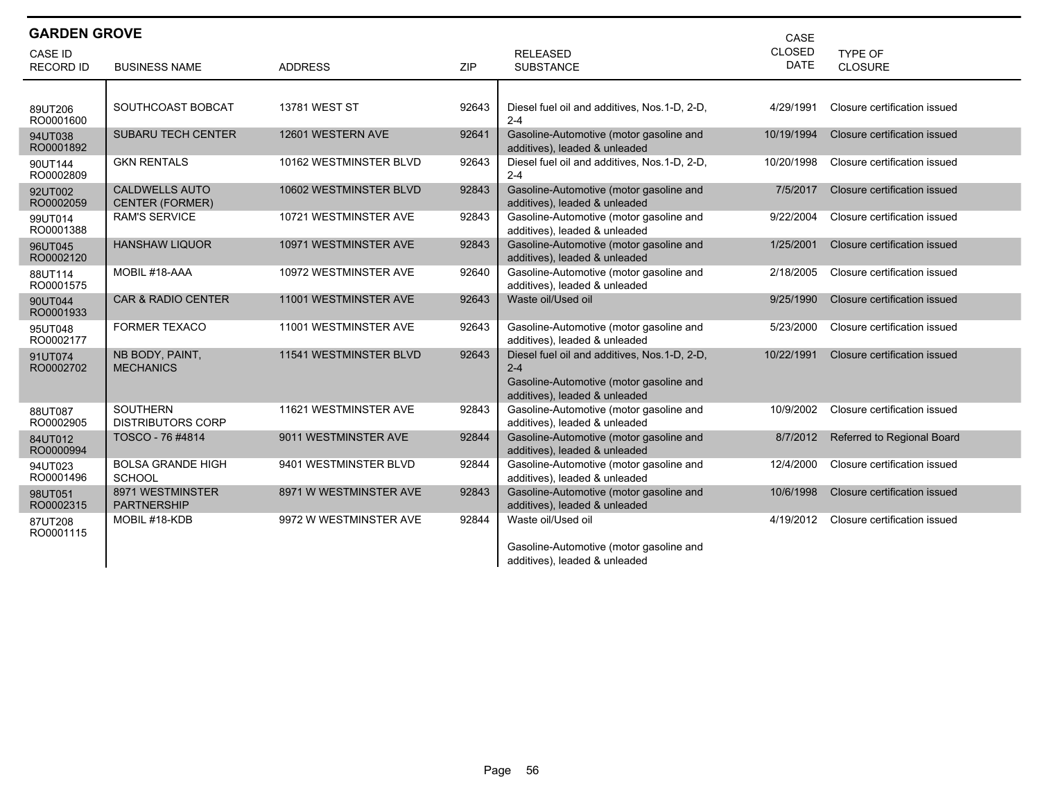## GARDEN GROVE

| CASE ID RECORD ID | BUSINESS NAME | ADDRESS | ZIP | RELEASED SUBSTANCE | CASE CLOSED DATE | TYPE OF CLOSURE |
|---|---|---|---|---|---|---|
| 89UT206 RO0001600 | SOUTHCOAST BOBCAT | 13781 WEST ST | 92643 | Diesel fuel oil and additives, Nos.1-D, 2-D, 2-4 | 4/29/1991 | Closure certification issued |
| 94UT038 RO0001892 | SUBARU TECH CENTER | 12601 WESTERN AVE | 92641 | Gasoline-Automotive (motor gasoline and additives), leaded & unleaded | 10/19/1994 | Closure certification issued |
| 90UT144 RO0002809 | GKN RENTALS | 10162 WESTMINSTER BLVD | 92643 | Diesel fuel oil and additives, Nos.1-D, 2-D, 2-4 | 10/20/1998 | Closure certification issued |
| 92UT002 RO0002059 | CALDWELLS AUTO CENTER (FORMER) | 10602 WESTMINSTER BLVD | 92843 | Gasoline-Automotive (motor gasoline and additives), leaded & unleaded | 7/5/2017 | Closure certification issued |
| 99UT014 RO0001388 | RAM'S SERVICE | 10721 WESTMINSTER AVE | 92843 | Gasoline-Automotive (motor gasoline and additives), leaded & unleaded | 9/22/2004 | Closure certification issued |
| 96UT045 RO0002120 | HANSHAW LIQUOR | 10971 WESTMINSTER AVE | 92843 | Gasoline-Automotive (motor gasoline and additives), leaded & unleaded | 1/25/2001 | Closure certification issued |
| 88UT114 RO0001575 | MOBIL #18-AAA | 10972 WESTMINSTER AVE | 92640 | Gasoline-Automotive (motor gasoline and additives), leaded & unleaded | 2/18/2005 | Closure certification issued |
| 90UT044 RO0001933 | CAR & RADIO CENTER | 11001 WESTMINSTER AVE | 92643 | Waste oil/Used oil | 9/25/1990 | Closure certification issued |
| 95UT048 RO0002177 | FORMER TEXACO | 11001 WESTMINSTER AVE | 92643 | Gasoline-Automotive (motor gasoline and additives), leaded & unleaded | 5/23/2000 | Closure certification issued |
| 91UT074 RO0002702 | NB BODY, PAINT, MECHANICS | 11541 WESTMINSTER BLVD | 92643 | Diesel fuel oil and additives, Nos.1-D, 2-D, 2-4<br>Gasoline-Automotive (motor gasoline and additives), leaded & unleaded | 10/22/1991 | Closure certification issued |
| 88UT087 RO0002905 | SOUTHERN DISTRIBUTORS CORP | 11621 WESTMINSTER AVE | 92843 | Gasoline-Automotive (motor gasoline and additives), leaded & unleaded | 10/9/2002 | Closure certification issued |
| 84UT012 RO0000994 | TOSCO - 76 #4814 | 9011 WESTMINSTER AVE | 92844 | Gasoline-Automotive (motor gasoline and additives), leaded & unleaded | 8/7/2012 | Referred to Regional Board |
| 94UT023 RO0001496 | BOLSA GRANDE HIGH SCHOOL | 9401 WESTMINSTER BLVD | 92844 | Gasoline-Automotive (motor gasoline and additives), leaded & unleaded | 12/4/2000 | Closure certification issued |
| 98UT051 RO0002315 | 8971 WESTMINSTER PARTNERSHIP | 8971 W WESTMINSTER AVE | 92843 | Gasoline-Automotive (motor gasoline and additives), leaded & unleaded | 10/6/1998 | Closure certification issued |
| 87UT208 RO0001115 | MOBIL #18-KDB | 9972 W WESTMINSTER AVE | 92844 | Waste oil/Used oil<br>Gasoline-Automotive (motor gasoline and additives), leaded & unleaded | 4/19/2012 | Closure certification issued |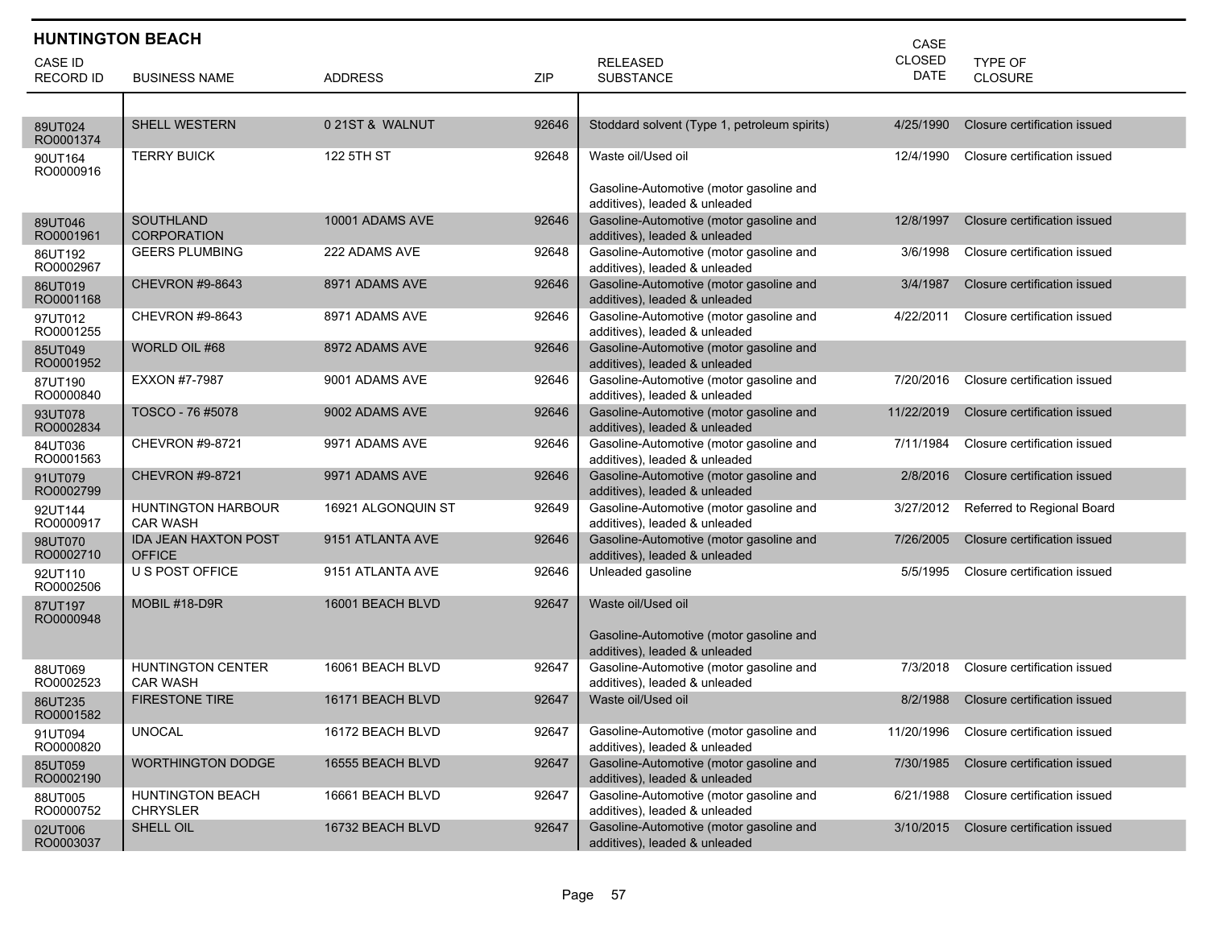## HUNTINGTON BEACH

| CASE ID RECORD ID | BUSINESS NAME | ADDRESS | ZIP | RELEASED SUBSTANCE | CASE CLOSED DATE | TYPE OF CLOSURE |
|---|---|---|---|---|---|---|
| 89UT024 RO0001374 | SHELL WESTERN | 0 21ST & WALNUT | 92646 | Stoddard solvent (Type 1, petroleum spirits) | 4/25/1990 | Closure certification issued |
| 90UT164 RO0000916 | TERRY BUICK | 122 5TH ST | 92648 | Waste oil/Used oil<br><br>Gasoline-Automotive (motor gasoline and additives), leaded & unleaded | 12/4/1990 | Closure certification issued |
| 89UT046 RO0001961 | SOUTHLAND CORPORATION | 10001 ADAMS AVE | 92646 | Gasoline-Automotive (motor gasoline and additives), leaded & unleaded | 12/8/1997 | Closure certification issued |
| 86UT192 RO0002967 | GEERS PLUMBING | 222 ADAMS AVE | 92648 | Gasoline-Automotive (motor gasoline and additives), leaded & unleaded | 3/6/1998 | Closure certification issued |
| 86UT019 RO0001168 | CHEVRON #9-8643 | 8971 ADAMS AVE | 92646 | Gasoline-Automotive (motor gasoline and additives), leaded & unleaded | 3/4/1987 | Closure certification issued |
| 97UT012 RO0001255 | CHEVRON #9-8643 | 8971 ADAMS AVE | 92646 | Gasoline-Automotive (motor gasoline and additives), leaded & unleaded | 4/22/2011 | Closure certification issued |
| 85UT049 RO0001952 | WORLD OIL #68 | 8972 ADAMS AVE | 92646 | Gasoline-Automotive (motor gasoline and additives), leaded & unleaded | | |
| 87UT190 RO0000840 | EXXON #7-7987 | 9001 ADAMS AVE | 92646 | Gasoline-Automotive (motor gasoline and additives), leaded & unleaded | 7/20/2016 | Closure certification issued |
| 93UT078 RO0002834 | TOSCO - 76 #5078 | 9002 ADAMS AVE | 92646 | Gasoline-Automotive (motor gasoline and additives), leaded & unleaded | 11/22/2019 | Closure certification issued |
| 84UT036 RO0001563 | CHEVRON #9-8721 | 9971 ADAMS AVE | 92646 | Gasoline-Automotive (motor gasoline and additives), leaded & unleaded | 7/11/1984 | Closure certification issued |
| 91UT079 RO0002799 | CHEVRON #9-8721 | 9971 ADAMS AVE | 92646 | Gasoline-Automotive (motor gasoline and additives), leaded & unleaded | 2/8/2016 | Closure certification issued |
| 92UT144 RO0000917 | HUNTINGTON HARBOUR CAR WASH | 16921 ALGONQUIN ST | 92649 | Gasoline-Automotive (motor gasoline and additives), leaded & unleaded | 3/27/2012 | Referred to Regional Board |
| 98UT070 RO0002710 | IDA JEAN HAXTON POST OFFICE | 9151 ATLANTA AVE | 92646 | Gasoline-Automotive (motor gasoline and additives), leaded & unleaded | 7/26/2005 | Closure certification issued |
| 92UT110 RO0002506 | U S POST OFFICE | 9151 ATLANTA AVE | 92646 | Unleaded gasoline | 5/5/1995 | Closure certification issued |
| 87UT197 RO0000948 | MOBIL #18-D9R | 16001 BEACH BLVD | 92647 | Waste oil/Used oil<br><br>Gasoline-Automotive (motor gasoline and additives), leaded & unleaded | | |
| 88UT069 RO0002523 | HUNTINGTON CENTER CAR WASH | 16061 BEACH BLVD | 92647 | Gasoline-Automotive (motor gasoline and additives), leaded & unleaded | 7/3/2018 | Closure certification issued |
| 86UT235 RO0001582 | FIRESTONE TIRE | 16171 BEACH BLVD | 92647 | Waste oil/Used oil | 8/2/1988 | Closure certification issued |
| 91UT094 RO0000820 | UNOCAL | 16172 BEACH BLVD | 92647 | Gasoline-Automotive (motor gasoline and additives), leaded & unleaded | 11/20/1996 | Closure certification issued |
| 85UT059 RO0002190 | WORTHINGTON DODGE | 16555 BEACH BLVD | 92647 | Gasoline-Automotive (motor gasoline and additives), leaded & unleaded | 7/30/1985 | Closure certification issued |
| 88UT005 RO0000752 | HUNTINGTON BEACH CHRYSLER | 16661 BEACH BLVD | 92647 | Gasoline-Automotive (motor gasoline and additives), leaded & unleaded | 6/21/1988 | Closure certification issued |
| 02UT006 RO0003037 | SHELL OIL | 16732 BEACH BLVD | 92647 | Gasoline-Automotive (motor gasoline and additives), leaded & unleaded | 3/10/2015 | Closure certification issued |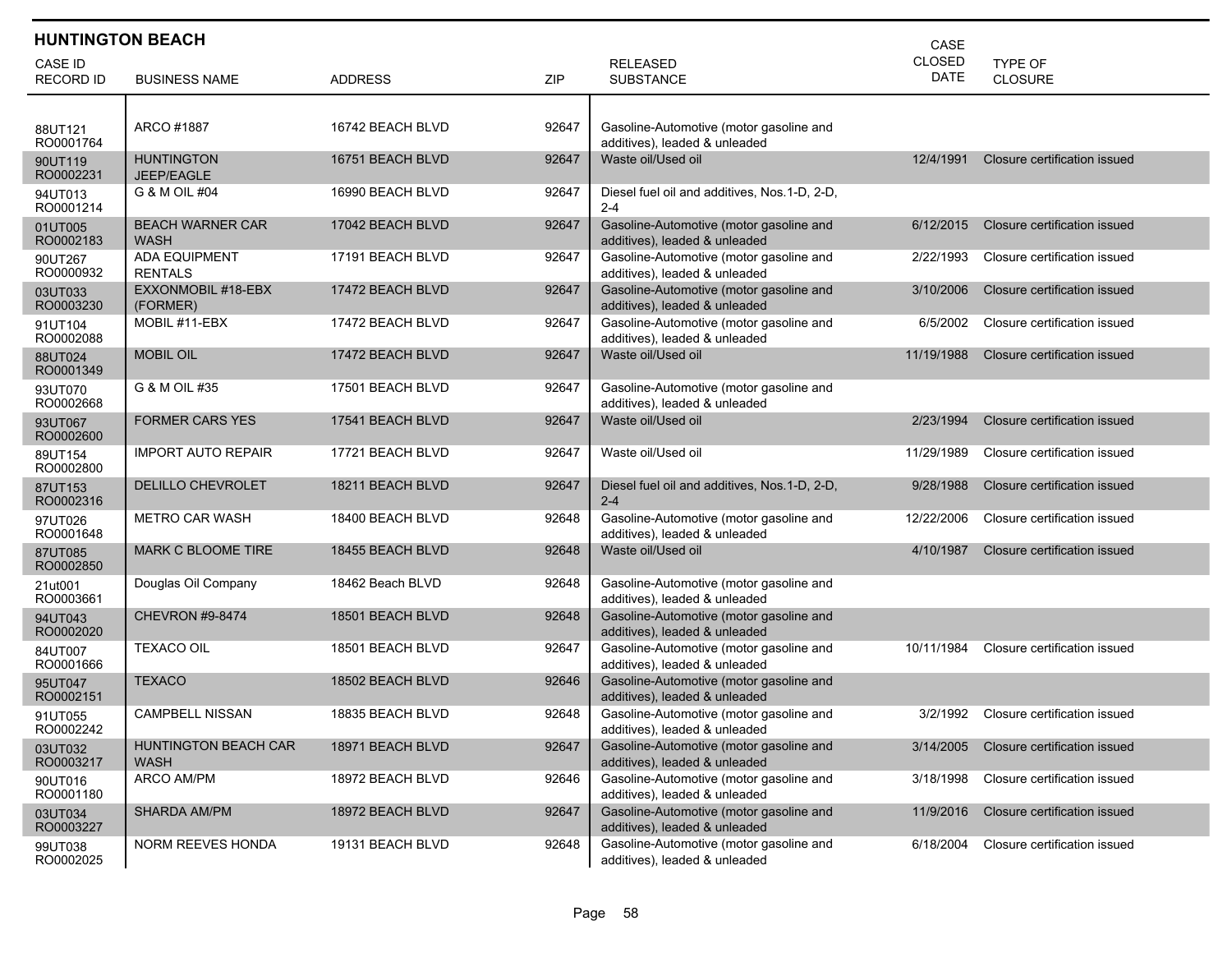## HUNTINGTON BEACH

| CASE ID RECORD ID | BUSINESS NAME | ADDRESS | ZIP | RELEASED SUBSTANCE | CASE CLOSED DATE | TYPE OF CLOSURE |
|---|---|---|---|---|---|---|
| 88UT121 RO0001764 | ARCO #1887 | 16742 BEACH BLVD | 92647 | Gasoline-Automotive (motor gasoline and additives), leaded & unleaded | | |
| 90UT119 RO0002231 | HUNTINGTON JEEP/EAGLE | 16751 BEACH BLVD | 92647 | Waste oil/Used oil | 12/4/1991 | Closure certification issued |
| 94UT013 RO0001214 | G & M OIL #04 | 16990 BEACH BLVD | 92647 | Diesel fuel oil and additives, Nos.1-D, 2-D, 2-4 | | |
| 01UT005 RO0002183 | BEACH WARNER CAR WASH | 17042 BEACH BLVD | 92647 | Gasoline-Automotive (motor gasoline and additives), leaded & unleaded | 6/12/2015 | Closure certification issued |
| 90UT267 RO0000932 | ADA EQUIPMENT RENTALS | 17191 BEACH BLVD | 92647 | Gasoline-Automotive (motor gasoline and additives), leaded & unleaded | 2/22/1993 | Closure certification issued |
| 03UT033 RO0003230 | EXXONMOBIL #18-EBX (FORMER) | 17472 BEACH BLVD | 92647 | Gasoline-Automotive (motor gasoline and additives), leaded & unleaded | 3/10/2006 | Closure certification issued |
| 91UT104 RO0002088 | MOBIL #11-EBX | 17472 BEACH BLVD | 92647 | Gasoline-Automotive (motor gasoline and additives), leaded & unleaded | 6/5/2002 | Closure certification issued |
| 88UT024 RO0001349 | MOBIL OIL | 17472 BEACH BLVD | 92647 | Waste oil/Used oil | 11/19/1988 | Closure certification issued |
| 93UT070 RO0002668 | G & M OIL #35 | 17501 BEACH BLVD | 92647 | Gasoline-Automotive (motor gasoline and additives), leaded & unleaded | | |
| 93UT067 RO0002600 | FORMER CARS YES | 17541 BEACH BLVD | 92647 | Waste oil/Used oil | 2/23/1994 | Closure certification issued |
| 89UT154 RO0002800 | IMPORT AUTO REPAIR | 17721 BEACH BLVD | 92647 | Waste oil/Used oil | 11/29/1989 | Closure certification issued |
| 87UT153 RO0002316 | DELILLO CHEVROLET | 18211 BEACH BLVD | 92647 | Diesel fuel oil and additives, Nos.1-D, 2-D, 2-4 | 9/28/1988 | Closure certification issued |
| 97UT026 RO0001648 | METRO CAR WASH | 18400 BEACH BLVD | 92648 | Gasoline-Automotive (motor gasoline and additives), leaded & unleaded | 12/22/2006 | Closure certification issued |
| 87UT085 RO0002850 | MARK C BLOOME TIRE | 18455 BEACH BLVD | 92648 | Waste oil/Used oil | 4/10/1987 | Closure certification issued |
| 21ut001 RO0003661 | Douglas Oil Company | 18462 Beach BLVD | 92648 | Gasoline-Automotive (motor gasoline and additives), leaded & unleaded | | |
| 94UT043 RO0002020 | CHEVRON #9-8474 | 18501 BEACH BLVD | 92648 | Gasoline-Automotive (motor gasoline and additives), leaded & unleaded | | |
| 84UT007 RO0001666 | TEXACO OIL | 18501 BEACH BLVD | 92647 | Gasoline-Automotive (motor gasoline and additives), leaded & unleaded | 10/11/1984 | Closure certification issued |
| 95UT047 RO0002151 | TEXACO | 18502 BEACH BLVD | 92646 | Gasoline-Automotive (motor gasoline and additives), leaded & unleaded | | |
| 91UT055 RO0002242 | CAMPBELL NISSAN | 18835 BEACH BLVD | 92648 | Gasoline-Automotive (motor gasoline and additives), leaded & unleaded | 3/2/1992 | Closure certification issued |
| 03UT032 RO0003217 | HUNTINGTON BEACH CAR WASH | 18971 BEACH BLVD | 92647 | Gasoline-Automotive (motor gasoline and additives), leaded & unleaded | 3/14/2005 | Closure certification issued |
| 90UT016 RO0001180 | ARCO AM/PM | 18972 BEACH BLVD | 92646 | Gasoline-Automotive (motor gasoline and additives), leaded & unleaded | 3/18/1998 | Closure certification issued |
| 03UT034 RO0003227 | SHARDA AM/PM | 18972 BEACH BLVD | 92647 | Gasoline-Automotive (motor gasoline and additives), leaded & unleaded | 11/9/2016 | Closure certification issued |
| 99UT038 RO0002025 | NORM REEVES HONDA | 19131 BEACH BLVD | 92648 | Gasoline-Automotive (motor gasoline and additives), leaded & unleaded | 6/18/2004 | Closure certification issued |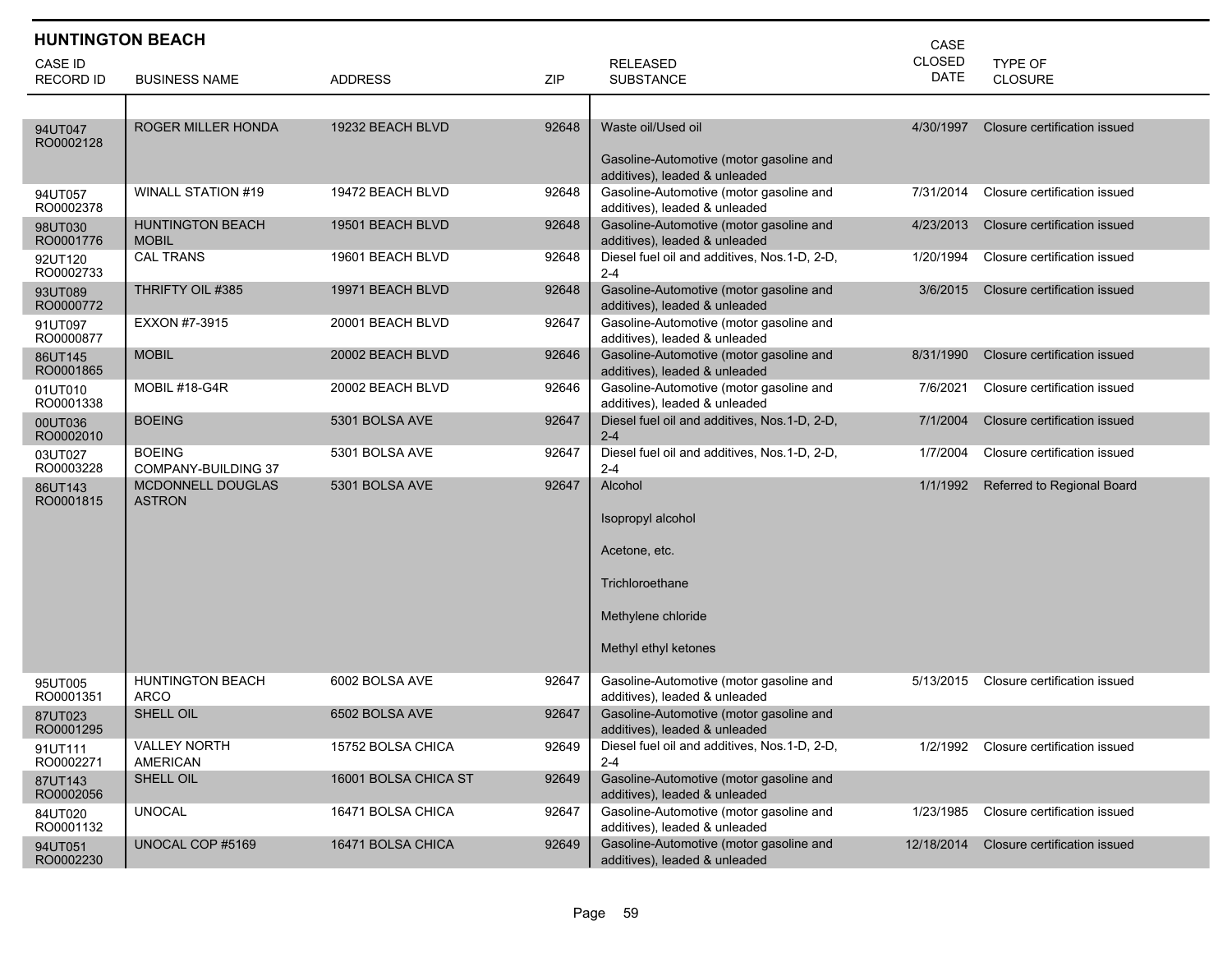## HUNTINGTON BEACH

| CASE ID RECORD ID | BUSINESS NAME | ADDRESS | ZIP | RELEASED SUBSTANCE | CASE CLOSED DATE | TYPE OF CLOSURE |
|---|---|---|---|---|---|---|
| 94UT047 RO0002128 | ROGER MILLER HONDA | 19232 BEACH BLVD | 92648 | Waste oil/Used oil<br><br>Gasoline-Automotive (motor gasoline and additives), leaded & unleaded | 4/30/1997 | Closure certification issued |
| 94UT057 RO0002378 | WINALL STATION #19 | 19472 BEACH BLVD | 92648 | Gasoline-Automotive (motor gasoline and additives), leaded & unleaded | 7/31/2014 | Closure certification issued |
| 98UT030 RO0001776 | HUNTINGTON BEACH MOBIL | 19501 BEACH BLVD | 92648 | Gasoline-Automotive (motor gasoline and additives), leaded & unleaded | 4/23/2013 | Closure certification issued |
| 92UT120 RO0002733 | CAL TRANS | 19601 BEACH BLVD | 92648 | Diesel fuel oil and additives, Nos.1-D, 2-D, 2-4 | 1/20/1994 | Closure certification issued |
| 93UT089 RO0000772 | THRIFTY OIL #385 | 19971 BEACH BLVD | 92648 | Gasoline-Automotive (motor gasoline and additives), leaded & unleaded | 3/6/2015 | Closure certification issued |
| 91UT097 RO0000877 | EXXON #7-3915 | 20001 BEACH BLVD | 92647 | Gasoline-Automotive (motor gasoline and additives), leaded & unleaded | | |
| 86UT145 RO0001865 | MOBIL | 20002 BEACH BLVD | 92646 | Gasoline-Automotive (motor gasoline and additives), leaded & unleaded | 8/31/1990 | Closure certification issued |
| 01UT010 RO0001338 | MOBIL #18-G4R | 20002 BEACH BLVD | 92646 | Gasoline-Automotive (motor gasoline and additives), leaded & unleaded | 7/6/2021 | Closure certification issued |
| 00UT036 RO0002010 | BOEING | 5301 BOLSA AVE | 92647 | Diesel fuel oil and additives, Nos.1-D, 2-D, 2-4 | 7/1/2004 | Closure certification issued |
| 03UT027 RO0003228 | BOEING COMPANY-BUILDING 37 | 5301 BOLSA AVE | 92647 | Diesel fuel oil and additives, Nos.1-D, 2-D, 2-4 | 1/7/2004 | Closure certification issued |
| 86UT143 RO0001815 | MCDONNELL DOUGLAS ASTRON | 5301 BOLSA AVE | 92647 | Alcohol<br><br>Isopropyl alcohol<br><br>Acetone, etc.<br><br>Trichloroethane<br><br>Methylene chloride<br><br>Methyl ethyl ketones | 1/1/1992 | Referred to Regional Board |
| 95UT005 RO0001351 | HUNTINGTON BEACH ARCO | 6002 BOLSA AVE | 92647 | Gasoline-Automotive (motor gasoline and additives), leaded & unleaded | 5/13/2015 | Closure certification issued |
| 87UT023 RO0001295 | SHELL OIL | 6502 BOLSA AVE | 92647 | Gasoline-Automotive (motor gasoline and additives), leaded & unleaded | | |
| 91UT111 RO0002271 | VALLEY NORTH AMERICAN | 15752 BOLSA CHICA | 92649 | Diesel fuel oil and additives, Nos.1-D, 2-D, 2-4 | 1/2/1992 | Closure certification issued |
| 87UT143 RO0002056 | SHELL OIL | 16001 BOLSA CHICA ST | 92649 | Gasoline-Automotive (motor gasoline and additives), leaded & unleaded | | |
| 84UT020 RO0001132 | UNOCAL | 16471 BOLSA CHICA | 92647 | Gasoline-Automotive (motor gasoline and additives), leaded & unleaded | 1/23/1985 | Closure certification issued |
| 94UT051 RO0002230 | UNOCAL COP #5169 | 16471 BOLSA CHICA | 92649 | Gasoline-Automotive (motor gasoline and additives), leaded & unleaded | 12/18/2014 | Closure certification issued |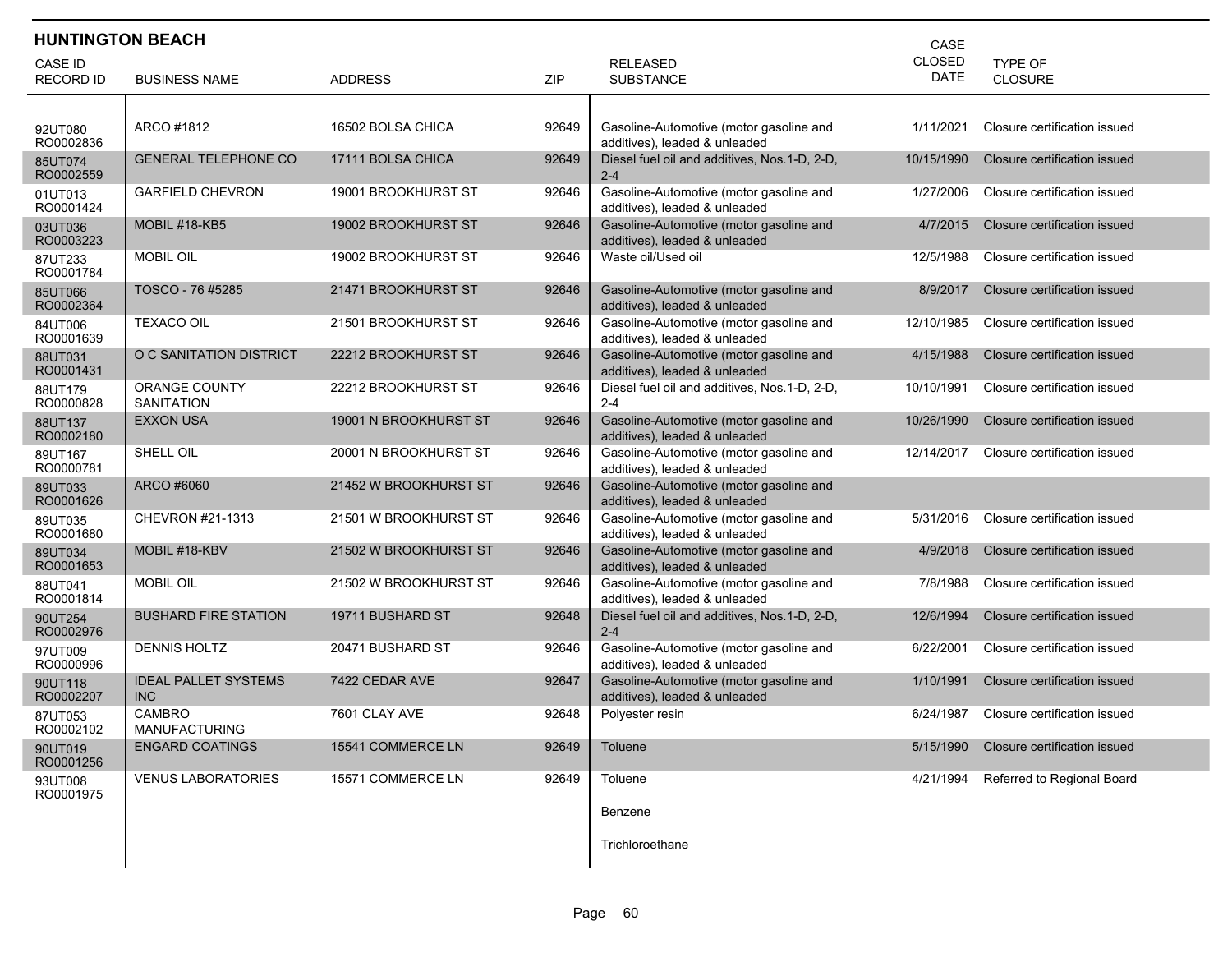## HUNTINGTON BEACH

| CASE ID RECORD ID | BUSINESS NAME | ADDRESS | ZIP | RELEASED SUBSTANCE | CASE CLOSED DATE | TYPE OF CLOSURE |
|---|---|---|---|---|---|---|
| 92UT080 RO0002836 | ARCO #1812 | 16502 BOLSA CHICA | 92649 | Gasoline-Automotive (motor gasoline and additives), leaded & unleaded | 1/11/2021 | Closure certification issued |
| 85UT074 RO0002559 | GENERAL TELEPHONE CO | 17111 BOLSA CHICA | 92649 | Diesel fuel oil and additives, Nos.1-D, 2-D, 2-4 | 10/15/1990 | Closure certification issued |
| 01UT013 RO0001424 | GARFIELD CHEVRON | 19001 BROOKHURST ST | 92646 | Gasoline-Automotive (motor gasoline and additives), leaded & unleaded | 1/27/2006 | Closure certification issued |
| 03UT036 RO0003223 | MOBIL #18-KB5 | 19002 BROOKHURST ST | 92646 | Gasoline-Automotive (motor gasoline and additives), leaded & unleaded | 4/7/2015 | Closure certification issued |
| 87UT233 RO0001784 | MOBIL OIL | 19002 BROOKHURST ST | 92646 | Waste oil/Used oil | 12/5/1988 | Closure certification issued |
| 85UT066 RO0002364 | TOSCO - 76 #5285 | 21471 BROOKHURST ST | 92646 | Gasoline-Automotive (motor gasoline and additives), leaded & unleaded | 8/9/2017 | Closure certification issued |
| 84UT006 RO0001639 | TEXACO OIL | 21501 BROOKHURST ST | 92646 | Gasoline-Automotive (motor gasoline and additives), leaded & unleaded | 12/10/1985 | Closure certification issued |
| 88UT031 RO0001431 | O C SANITATION DISTRICT | 22212 BROOKHURST ST | 92646 | Gasoline-Automotive (motor gasoline and additives), leaded & unleaded | 4/15/1988 | Closure certification issued |
| 88UT179 RO0000828 | ORANGE COUNTY SANITATION | 22212 BROOKHURST ST | 92646 | Diesel fuel oil and additives, Nos.1-D, 2-D, 2-4 | 10/10/1991 | Closure certification issued |
| 88UT137 RO0002180 | EXXON USA | 19001 N BROOKHURST ST | 92646 | Gasoline-Automotive (motor gasoline and additives), leaded & unleaded | 10/26/1990 | Closure certification issued |
| 89UT167 RO0000781 | SHELL OIL | 20001 N BROOKHURST ST | 92646 | Gasoline-Automotive (motor gasoline and additives), leaded & unleaded | 12/14/2017 | Closure certification issued |
| 89UT033 RO0001626 | ARCO #6060 | 21452 W BROOKHURST ST | 92646 | Gasoline-Automotive (motor gasoline and additives), leaded & unleaded | | |
| 89UT035 RO0001680 | CHEVRON #21-1313 | 21501 W BROOKHURST ST | 92646 | Gasoline-Automotive (motor gasoline and additives), leaded & unleaded | 5/31/2016 | Closure certification issued |
| 89UT034 RO0001653 | MOBIL #18-KBV | 21502 W BROOKHURST ST | 92646 | Gasoline-Automotive (motor gasoline and additives), leaded & unleaded | 4/9/2018 | Closure certification issued |
| 88UT041 RO0001814 | MOBIL OIL | 21502 W BROOKHURST ST | 92646 | Gasoline-Automotive (motor gasoline and additives), leaded & unleaded | 7/8/1988 | Closure certification issued |
| 90UT254 RO0002976 | BUSHARD FIRE STATION | 19711 BUSHARD ST | 92648 | Diesel fuel oil and additives, Nos.1-D, 2-D, 2-4 | 12/6/1994 | Closure certification issued |
| 97UT009 RO0000996 | DENNIS HOLTZ | 20471 BUSHARD ST | 92646 | Gasoline-Automotive (motor gasoline and additives), leaded & unleaded | 6/22/2001 | Closure certification issued |
| 90UT118 RO0002207 | IDEAL PALLET SYSTEMS INC | 7422 CEDAR AVE | 92647 | Gasoline-Automotive (motor gasoline and additives), leaded & unleaded | 1/10/1991 | Closure certification issued |
| 87UT053 RO0002102 | CAMBRO MANUFACTURING | 7601 CLAY AVE | 92648 | Polyester resin | 6/24/1987 | Closure certification issued |
| 90UT019 RO0001256 | ENGARD COATINGS | 15541 COMMERCE LN | 92649 | Toluene | 5/15/1990 | Closure certification issued |
| 93UT008 RO0001975 | VENUS LABORATORIES | 15571 COMMERCE LN | 92649 | Toluene<br>Benzene<br>Trichloroethane | 4/21/1994 | Referred to Regional Board |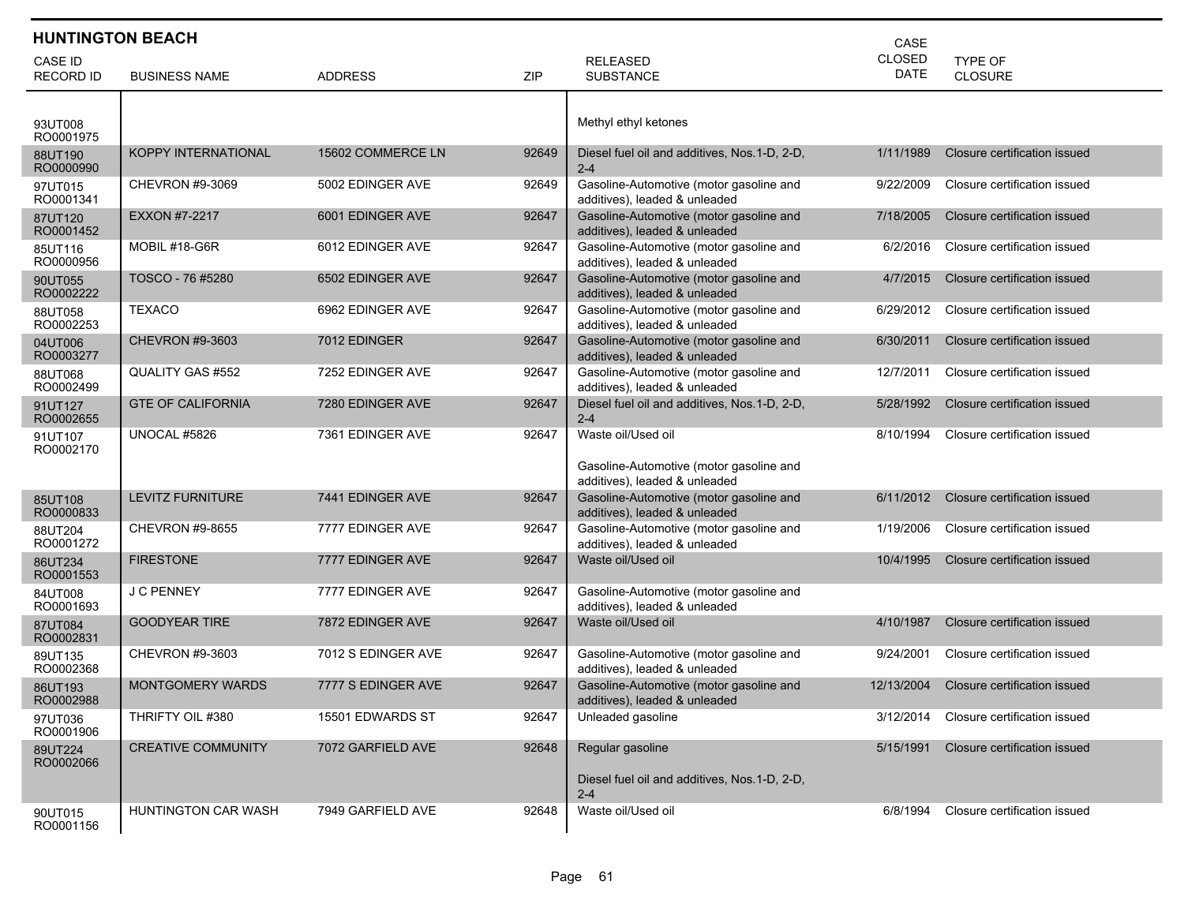## HUNTINGTON BEACH

| CASE ID RECORD ID | BUSINESS NAME | ADDRESS | ZIP | RELEASED SUBSTANCE | CASE CLOSED DATE | TYPE OF CLOSURE |
|---|---|---|---|---|---|---|
| 93UT008 RO0001975 | | | | Methyl ethyl ketones | | |
| 88UT190 RO0000990 | KOPPY INTERNATIONAL | 15602 COMMERCE LN | 92649 | Diesel fuel oil and additives, Nos.1-D, 2-D, 2-4 | 1/11/1989 | Closure certification issued |
| 97UT015 RO0001341 | CHEVRON #9-3069 | 5002 EDINGER AVE | 92649 | Gasoline-Automotive (motor gasoline and additives), leaded & unleaded | 9/22/2009 | Closure certification issued |
| 87UT120 RO0001452 | EXXON #7-2217 | 6001 EDINGER AVE | 92647 | Gasoline-Automotive (motor gasoline and additives), leaded & unleaded | 7/18/2005 | Closure certification issued |
| 85UT116 RO0000956 | MOBIL #18-G6R | 6012 EDINGER AVE | 92647 | Gasoline-Automotive (motor gasoline and additives), leaded & unleaded | 6/2/2016 | Closure certification issued |
| 90UT055 RO0002222 | TOSCO - 76 #5280 | 6502 EDINGER AVE | 92647 | Gasoline-Automotive (motor gasoline and additives), leaded & unleaded | 4/7/2015 | Closure certification issued |
| 88UT058 RO0002253 | TEXACO | 6962 EDINGER AVE | 92647 | Gasoline-Automotive (motor gasoline and additives), leaded & unleaded | 6/29/2012 | Closure certification issued |
| 04UT006 RO0003277 | CHEVRON #9-3603 | 7012 EDINGER | 92647 | Gasoline-Automotive (motor gasoline and additives), leaded & unleaded | 6/30/2011 | Closure certification issued |
| 88UT068 RO0002499 | QUALITY GAS #552 | 7252 EDINGER AVE | 92647 | Gasoline-Automotive (motor gasoline and additives), leaded & unleaded | 12/7/2011 | Closure certification issued |
| 91UT127 RO0002655 | GTE OF CALIFORNIA | 7280 EDINGER AVE | 92647 | Diesel fuel oil and additives, Nos.1-D, 2-D, 2-4 | 5/28/1992 | Closure certification issued |
| 91UT107 RO0002170 | UNOCAL #5826 | 7361 EDINGER AVE | 92647 | Waste oil/Used oil<br><br>Gasoline-Automotive (motor gasoline and additives), leaded & unleaded | 8/10/1994 | Closure certification issued |
| 85UT108 RO0000833 | LEVITZ FURNITURE | 7441 EDINGER AVE | 92647 | Gasoline-Automotive (motor gasoline and additives), leaded & unleaded | 6/11/2012 | Closure certification issued |
| 88UT204 RO0001272 | CHEVRON #9-8655 | 7777 EDINGER AVE | 92647 | Gasoline-Automotive (motor gasoline and additives), leaded & unleaded | 1/19/2006 | Closure certification issued |
| 86UT234 RO0001553 | FIRESTONE | 7777 EDINGER AVE | 92647 | Waste oil/Used oil | 10/4/1995 | Closure certification issued |
| 84UT008 RO0001693 | J C PENNEY | 7777 EDINGER AVE | 92647 | Gasoline-Automotive (motor gasoline and additives), leaded & unleaded | | |
| 87UT084 RO0002831 | GOODYEAR TIRE | 7872 EDINGER AVE | 92647 | Waste oil/Used oil | 4/10/1987 | Closure certification issued |
| 89UT135 RO0002368 | CHEVRON #9-3603 | 7012 S EDINGER AVE | 92647 | Gasoline-Automotive (motor gasoline and additives), leaded & unleaded | 9/24/2001 | Closure certification issued |
| 86UT193 RO0002988 | MONTGOMERY WARDS | 7777 S EDINGER AVE | 92647 | Gasoline-Automotive (motor gasoline and additives), leaded & unleaded | 12/13/2004 | Closure certification issued |
| 97UT036 RO0001906 | THRIFTY OIL #380 | 15501 EDWARDS ST | 92647 | Unleaded gasoline | 3/12/2014 | Closure certification issued |
| 89UT224 RO0002066 | CREATIVE COMMUNITY | 7072 GARFIELD AVE | 92648 | Regular gasoline<br><br>Diesel fuel oil and additives, Nos.1-D, 2-D, 2-4 | 5/15/1991 | Closure certification issued |
| 90UT015 RO0001156 | HUNTINGTON CAR WASH | 7949 GARFIELD AVE | 92648 | Waste oil/Used oil | 6/8/1994 | Closure certification issued |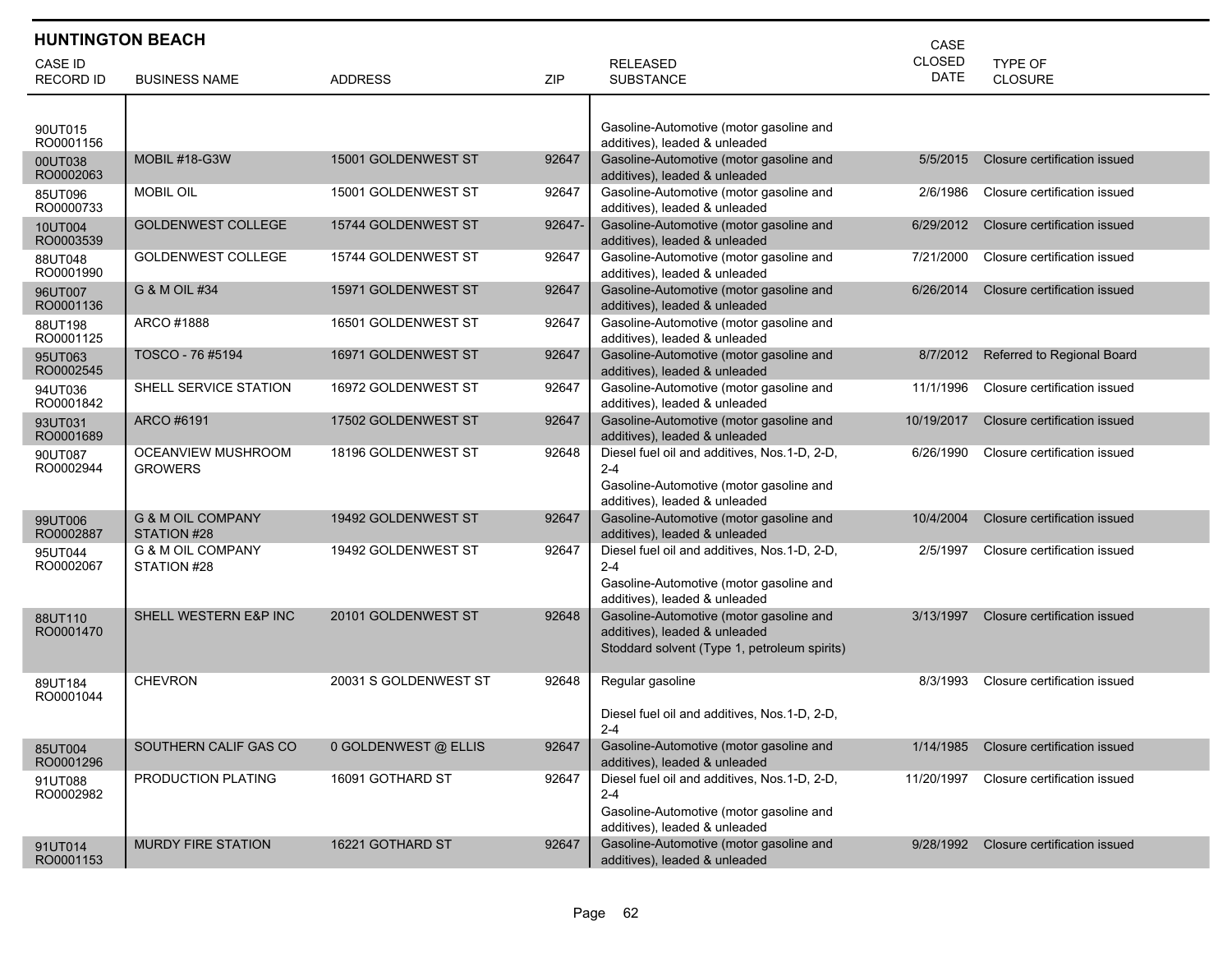## HUNTINGTON BEACH

| CASE ID RECORD ID | BUSINESS NAME | ADDRESS | ZIP | RELEASED SUBSTANCE | CASE CLOSED DATE | TYPE OF CLOSURE |
|---|---|---|---|---|---|---|
| 90UT015 RO0001156 | | | | Gasoline-Automotive (motor gasoline and additives), leaded & unleaded | | |
| 00UT038 RO0002063 | MOBIL #18-G3W | 15001 GOLDENWEST ST | 92647 | Gasoline-Automotive (motor gasoline and additives), leaded & unleaded | 5/5/2015 | Closure certification issued |
| 85UT096 RO0000733 | MOBIL OIL | 15001 GOLDENWEST ST | 92647 | Gasoline-Automotive (motor gasoline and additives), leaded & unleaded | 2/6/1986 | Closure certification issued |
| 10UT004 RO0003539 | GOLDENWEST COLLEGE | 15744 GOLDENWEST ST | 92647- | Gasoline-Automotive (motor gasoline and additives), leaded & unleaded | 6/29/2012 | Closure certification issued |
| 88UT048 RO0001990 | GOLDENWEST COLLEGE | 15744 GOLDENWEST ST | 92647 | Gasoline-Automotive (motor gasoline and additives), leaded & unleaded | 7/21/2000 | Closure certification issued |
| 96UT007 RO0001136 | G & M OIL #34 | 15971 GOLDENWEST ST | 92647 | Gasoline-Automotive (motor gasoline and additives), leaded & unleaded | 6/26/2014 | Closure certification issued |
| 88UT198 RO0001125 | ARCO #1888 | 16501 GOLDENWEST ST | 92647 | Gasoline-Automotive (motor gasoline and additives), leaded & unleaded | | |
| 95UT063 RO0002545 | TOSCO - 76 #5194 | 16971 GOLDENWEST ST | 92647 | Gasoline-Automotive (motor gasoline and additives), leaded & unleaded | 8/7/2012 | Referred to Regional Board |
| 94UT036 RO0001842 | SHELL SERVICE STATION | 16972 GOLDENWEST ST | 92647 | Gasoline-Automotive (motor gasoline and additives), leaded & unleaded | 11/1/1996 | Closure certification issued |
| 93UT031 RO0001689 | ARCO #6191 | 17502 GOLDENWEST ST | 92647 | Gasoline-Automotive (motor gasoline and additives), leaded & unleaded | 10/19/2017 | Closure certification issued |
| 90UT087 RO0002944 | OCEANVIEW MUSHROOM GROWERS | 18196 GOLDENWEST ST | 92648 | Diesel fuel oil and additives, Nos.1-D, 2-D, 2-4<br>Gasoline-Automotive (motor gasoline and additives), leaded & unleaded | 6/26/1990 | Closure certification issued |
| 99UT006 RO0002887 | G & M OIL COMPANY STATION #28 | 19492 GOLDENWEST ST | 92647 | Gasoline-Automotive (motor gasoline and additives), leaded & unleaded | 10/4/2004 | Closure certification issued |
| 95UT044 RO0002067 | G & M OIL COMPANY STATION #28 | 19492 GOLDENWEST ST | 92647 | Diesel fuel oil and additives, Nos.1-D, 2-D, 2-4<br>Gasoline-Automotive (motor gasoline and additives), leaded & unleaded | 2/5/1997 | Closure certification issued |
| 88UT110 RO0001470 | SHELL WESTERN E&P INC | 20101 GOLDENWEST ST | 92648 | Gasoline-Automotive (motor gasoline and additives), leaded & unleaded<br>Stoddard solvent (Type 1, petroleum spirits) | 3/13/1997 | Closure certification issued |
| 89UT184 RO0001044 | CHEVRON | 20031 S GOLDENWEST ST | 92648 | Regular gasoline<br>Diesel fuel oil and additives, Nos.1-D, 2-D, 2-4 | 8/3/1993 | Closure certification issued |
| 85UT004 RO0001296 | SOUTHERN CALIF GAS CO | 0 GOLDENWEST @ ELLIS | 92647 | Gasoline-Automotive (motor gasoline and additives), leaded & unleaded | 1/14/1985 | Closure certification issued |
| 91UT088 RO0002982 | PRODUCTION PLATING | 16091 GOTHARD ST | 92647 | Diesel fuel oil and additives, Nos.1-D, 2-D, 2-4<br>Gasoline-Automotive (motor gasoline and additives), leaded & unleaded | 11/20/1997 | Closure certification issued |
| 91UT014 RO0001153 | MURDY FIRE STATION | 16221 GOTHARD ST | 92647 | Gasoline-Automotive (motor gasoline and additives), leaded & unleaded | 9/28/1992 | Closure certification issued |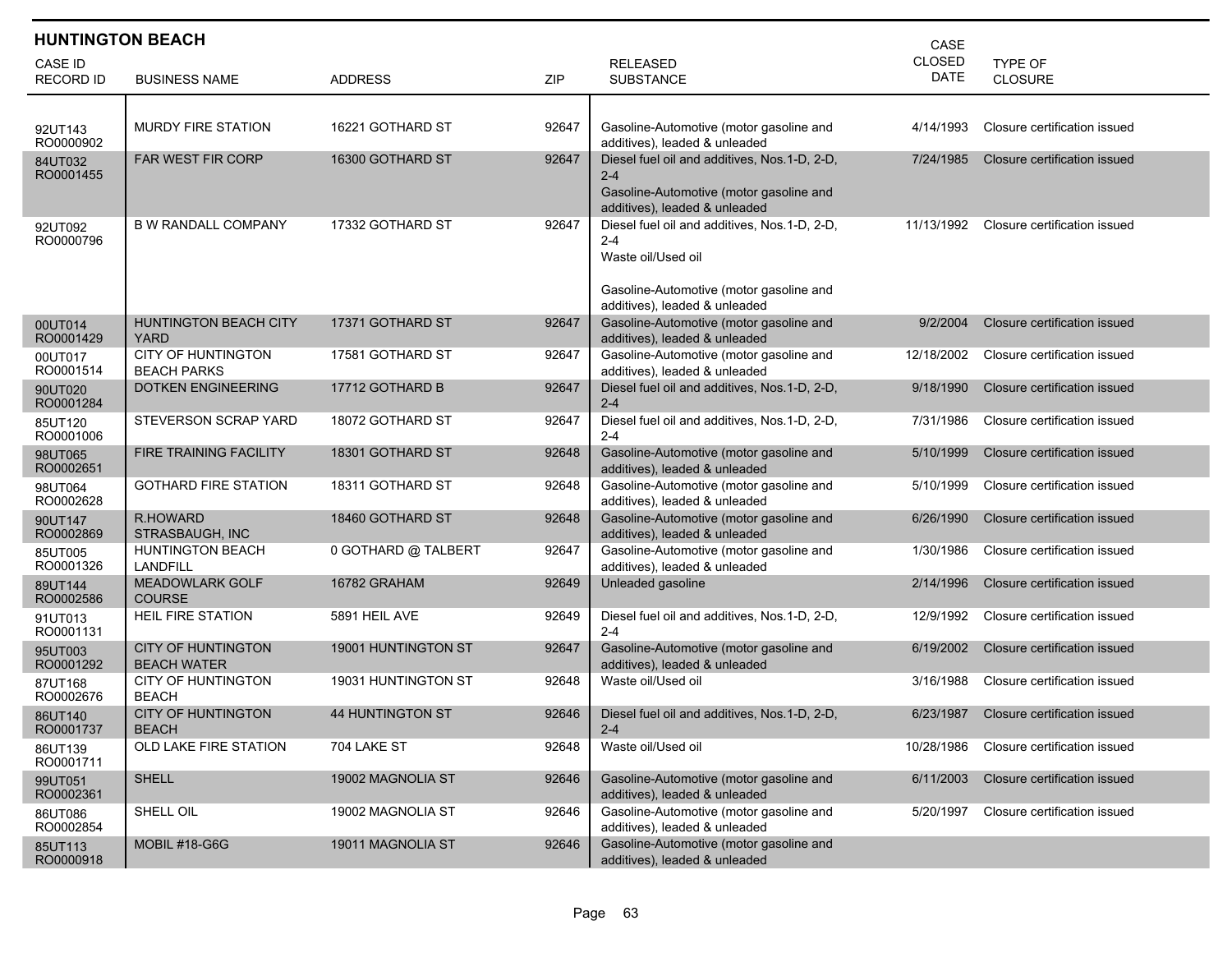## HUNTINGTON BEACH

| CASE ID RECORD ID | BUSINESS NAME | ADDRESS | ZIP | RELEASED SUBSTANCE | CASE CLOSED DATE | TYPE OF CLOSURE |
|---|---|---|---|---|---|---|
| 92UT143 RO0000902 | MURDY FIRE STATION | 16221 GOTHARD ST | 92647 | Gasoline-Automotive (motor gasoline and additives), leaded & unleaded | 4/14/1993 | Closure certification issued |
| 84UT032 RO0001455 | FAR WEST FIR CORP | 16300 GOTHARD ST | 92647 | Diesel fuel oil and additives, Nos.1-D, 2-D, 2-4<br>Gasoline-Automotive (motor gasoline and additives), leaded & unleaded | 7/24/1985 | Closure certification issued |
| 92UT092 RO0000796 | B W RANDALL COMPANY | 17332 GOTHARD ST | 92647 | Diesel fuel oil and additives, Nos.1-D, 2-D, 2-4<br>Waste oil/Used oil<br>Gasoline-Automotive (motor gasoline and additives), leaded & unleaded | 11/13/1992 | Closure certification issued |
| 00UT014 RO0001429 | HUNTINGTON BEACH CITY YARD | 17371 GOTHARD ST | 92647 | Gasoline-Automotive (motor gasoline and additives), leaded & unleaded | 9/2/2004 | Closure certification issued |
| 00UT017 RO0001514 | CITY OF HUNTINGTON BEACH PARKS | 17581 GOTHARD ST | 92647 | Gasoline-Automotive (motor gasoline and additives), leaded & unleaded | 12/18/2002 | Closure certification issued |
| 90UT020 RO0001284 | DOTKEN ENGINEERING | 17712 GOTHARD B | 92647 | Diesel fuel oil and additives, Nos.1-D, 2-D, 2-4 | 9/18/1990 | Closure certification issued |
| 85UT120 RO0001006 | STEVERSON SCRAP YARD | 18072 GOTHARD ST | 92647 | Diesel fuel oil and additives, Nos.1-D, 2-D, 2-4 | 7/31/1986 | Closure certification issued |
| 98UT065 RO0002651 | FIRE TRAINING FACILITY | 18301 GOTHARD ST | 92648 | Gasoline-Automotive (motor gasoline and additives), leaded & unleaded | 5/10/1999 | Closure certification issued |
| 98UT064 RO0002628 | GOTHARD FIRE STATION | 18311 GOTHARD ST | 92648 | Gasoline-Automotive (motor gasoline and additives), leaded & unleaded | 5/10/1999 | Closure certification issued |
| 90UT147 RO0002869 | R.HOWARD STRASBAUGH, INC | 18460 GOTHARD ST | 92648 | Gasoline-Automotive (motor gasoline and additives), leaded & unleaded | 6/26/1990 | Closure certification issued |
| 85UT005 RO0001326 | HUNTINGTON BEACH LANDFILL | 0 GOTHARD @ TALBERT | 92647 | Gasoline-Automotive (motor gasoline and additives), leaded & unleaded | 1/30/1986 | Closure certification issued |
| 89UT144 RO0002586 | MEADOWLARK GOLF COURSE | 16782 GRAHAM | 92649 | Unleaded gasoline | 2/14/1996 | Closure certification issued |
| 91UT013 RO0001131 | HEIL FIRE STATION | 5891 HEIL AVE | 92649 | Diesel fuel oil and additives, Nos.1-D, 2-D, 2-4 | 12/9/1992 | Closure certification issued |
| 95UT003 RO0001292 | CITY OF HUNTINGTON BEACH WATER | 19001 HUNTINGTON ST | 92647 | Gasoline-Automotive (motor gasoline and additives), leaded & unleaded | 6/19/2002 | Closure certification issued |
| 87UT168 RO0002676 | CITY OF HUNTINGTON BEACH | 19031 HUNTINGTON ST | 92648 | Waste oil/Used oil | 3/16/1988 | Closure certification issued |
| 86UT140 RO0001737 | CITY OF HUNTINGTON BEACH | 44 HUNTINGTON ST | 92646 | Diesel fuel oil and additives, Nos.1-D, 2-D, 2-4 | 6/23/1987 | Closure certification issued |
| 86UT139 RO0001711 | OLD LAKE FIRE STATION | 704 LAKE ST | 92648 | Waste oil/Used oil | 10/28/1986 | Closure certification issued |
| 99UT051 RO0002361 | SHELL | 19002 MAGNOLIA ST | 92646 | Gasoline-Automotive (motor gasoline and additives), leaded & unleaded | 6/11/2003 | Closure certification issued |
| 86UT086 RO0002854 | SHELL OIL | 19002 MAGNOLIA ST | 92646 | Gasoline-Automotive (motor gasoline and additives), leaded & unleaded | 5/20/1997 | Closure certification issued |
| 85UT113 RO0000918 | MOBIL #18-G6G | 19011 MAGNOLIA ST | 92646 | Gasoline-Automotive (motor gasoline and additives), leaded & unleaded | | |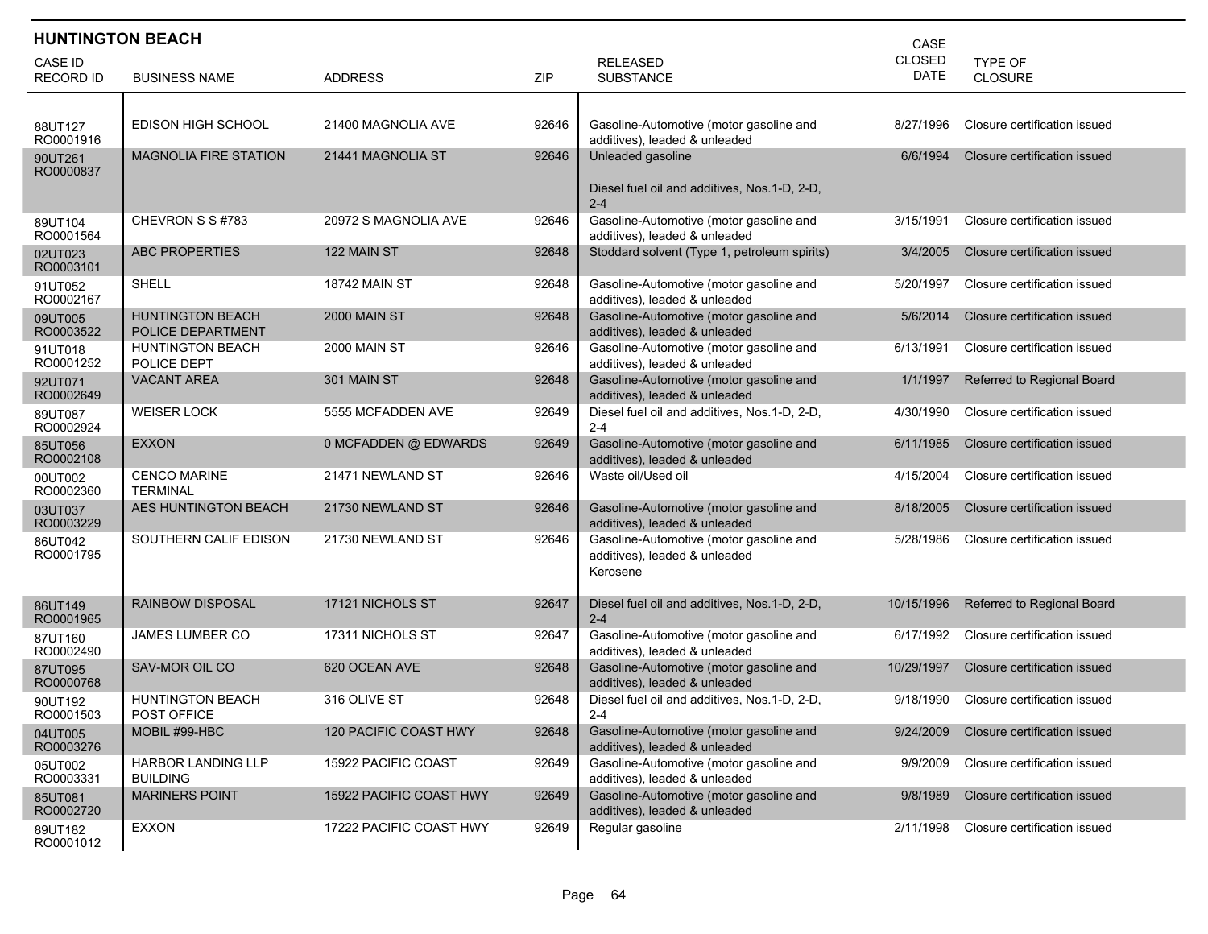## HUNTINGTON BEACH

| CASE ID RECORD ID | BUSINESS NAME | ADDRESS | ZIP | RELEASED SUBSTANCE | CASE CLOSED DATE | TYPE OF CLOSURE |
|---|---|---|---|---|---|---|
| 88UT127 RO0001916 | EDISON HIGH SCHOOL | 21400 MAGNOLIA AVE | 92646 | Gasoline-Automotive (motor gasoline and additives), leaded & unleaded | 8/27/1996 | Closure certification issued |
| 90UT261 RO0000837 | MAGNOLIA FIRE STATION | 21441 MAGNOLIA ST | 92646 | Unleaded gasoline<br><br>Diesel fuel oil and additives, Nos.1-D, 2-D, 2-4 | 6/6/1994 | Closure certification issued |
| 89UT104 RO0001564 | CHEVRON S S #783 | 20972 S MAGNOLIA AVE | 92646 | Gasoline-Automotive (motor gasoline and additives), leaded & unleaded | 3/15/1991 | Closure certification issued |
| 02UT023 RO0003101 | ABC PROPERTIES | 122 MAIN ST | 92648 | Stoddard solvent (Type 1, petroleum spirits) | 3/4/2005 | Closure certification issued |
| 91UT052 RO0002167 | SHELL | 18742 MAIN ST | 92648 | Gasoline-Automotive (motor gasoline and additives), leaded & unleaded | 5/20/1997 | Closure certification issued |
| 09UT005 RO0003522 | HUNTINGTON BEACH POLICE DEPARTMENT | 2000 MAIN ST | 92648 | Gasoline-Automotive (motor gasoline and additives), leaded & unleaded | 5/6/2014 | Closure certification issued |
| 91UT018 RO0001252 | HUNTINGTON BEACH POLICE DEPT | 2000 MAIN ST | 92646 | Gasoline-Automotive (motor gasoline and additives), leaded & unleaded | 6/13/1991 | Closure certification issued |
| 92UT071 RO0002649 | VACANT AREA | 301 MAIN ST | 92648 | Gasoline-Automotive (motor gasoline and additives), leaded & unleaded | 1/1/1997 | Referred to Regional Board |
| 89UT087 RO0002924 | WEISER LOCK | 5555 MCFADDEN AVE | 92649 | Diesel fuel oil and additives, Nos.1-D, 2-D, 2-4 | 4/30/1990 | Closure certification issued |
| 85UT056 RO0002108 | EXXON | 0 MCFADDEN @ EDWARDS | 92649 | Gasoline-Automotive (motor gasoline and additives), leaded & unleaded | 6/11/1985 | Closure certification issued |
| 00UT002 RO0002360 | CENCO MARINE TERMINAL | 21471 NEWLAND ST | 92646 | Waste oil/Used oil | 4/15/2004 | Closure certification issued |
| 03UT037 RO0003229 | AES HUNTINGTON BEACH | 21730 NEWLAND ST | 92646 | Gasoline-Automotive (motor gasoline and additives), leaded & unleaded | 8/18/2005 | Closure certification issued |
| 86UT042 RO0001795 | SOUTHERN CALIF EDISON | 21730 NEWLAND ST | 92646 | Gasoline-Automotive (motor gasoline and additives), leaded & unleaded<br>Kerosene | 5/28/1986 | Closure certification issued |
| 86UT149 RO0001965 | RAINBOW DISPOSAL | 17121 NICHOLS ST | 92647 | Diesel fuel oil and additives, Nos.1-D, 2-D, 2-4 | 10/15/1996 | Referred to Regional Board |
| 87UT160 RO0002490 | JAMES LUMBER CO | 17311 NICHOLS ST | 92647 | Gasoline-Automotive (motor gasoline and additives), leaded & unleaded | 6/17/1992 | Closure certification issued |
| 87UT095 RO0000768 | SAV-MOR OIL CO | 620 OCEAN AVE | 92648 | Gasoline-Automotive (motor gasoline and additives), leaded & unleaded | 10/29/1997 | Closure certification issued |
| 90UT192 RO0001503 | HUNTINGTON BEACH POST OFFICE | 316 OLIVE ST | 92648 | Diesel fuel oil and additives, Nos.1-D, 2-D, 2-4 | 9/18/1990 | Closure certification issued |
| 04UT005 RO0003276 | MOBIL #99-HBC | 120 PACIFIC COAST HWY | 92648 | Gasoline-Automotive (motor gasoline and additives), leaded & unleaded | 9/24/2009 | Closure certification issued |
| 05UT002 RO0003331 | HARBOR LANDING LLP BUILDING | 15922 PACIFIC COAST | 92649 | Gasoline-Automotive (motor gasoline and additives), leaded & unleaded | 9/9/2009 | Closure certification issued |
| 85UT081 RO0002720 | MARINERS POINT | 15922 PACIFIC COAST HWY | 92649 | Gasoline-Automotive (motor gasoline and additives), leaded & unleaded | 9/8/1989 | Closure certification issued |
| 89UT182 RO0001012 | EXXON | 17222 PACIFIC COAST HWY | 92649 | Regular gasoline | 2/11/1998 | Closure certification issued |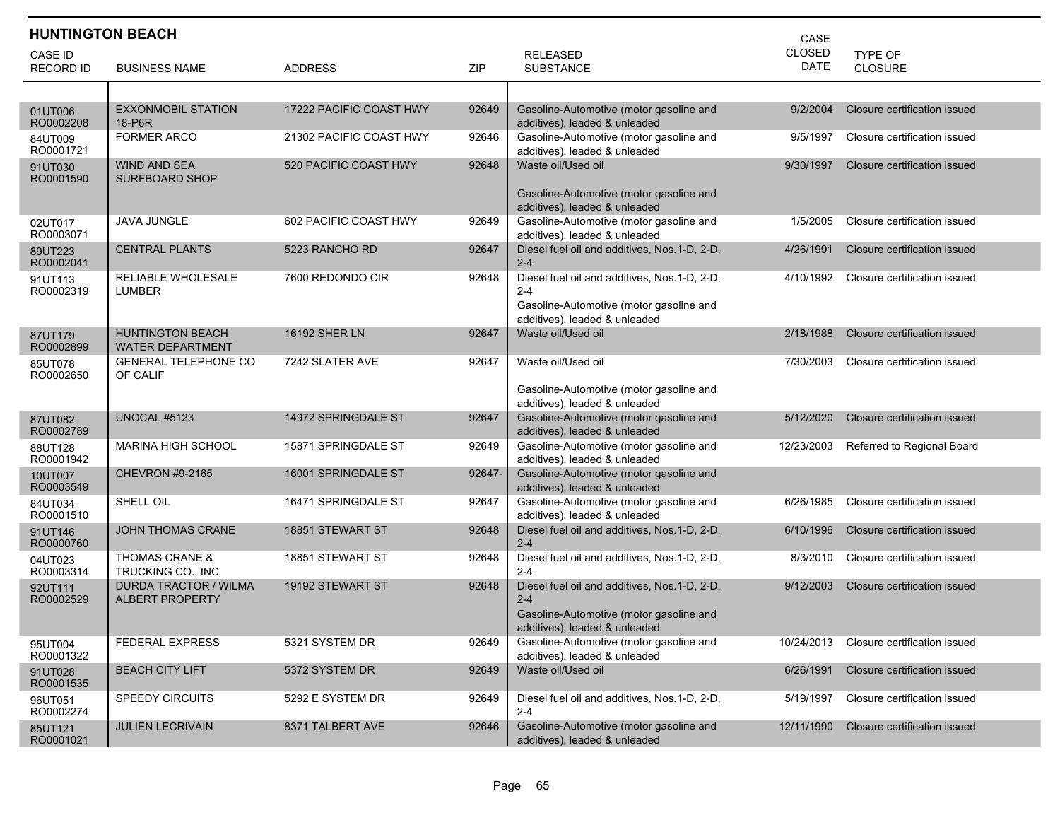## HUNTINGTON BEACH

| CASE ID RECORD ID | BUSINESS NAME | ADDRESS | ZIP | RELEASED SUBSTANCE | CASE CLOSED DATE | TYPE OF CLOSURE |
|---|---|---|---|---|---|---|
| 01UT006 RO0002208 | EXXONMOBIL STATION 18-P6R | 17222 PACIFIC COAST HWY | 92649 | Gasoline-Automotive (motor gasoline and additives), leaded & unleaded | 9/2/2004 | Closure certification issued |
| 84UT009 RO0001721 | FORMER ARCO | 21302 PACIFIC COAST HWY | 92646 | Gasoline-Automotive (motor gasoline and additives), leaded & unleaded | 9/5/1997 | Closure certification issued |
| 91UT030 RO0001590 | WIND AND SEA SURFBOARD SHOP | 520 PACIFIC COAST HWY | 92648 | Waste oil/Used oil<br>Gasoline-Automotive (motor gasoline and additives), leaded & unleaded | 9/30/1997 | Closure certification issued |
| 02UT017 RO0003071 | JAVA JUNGLE | 602 PACIFIC COAST HWY | 92649 | Gasoline-Automotive (motor gasoline and additives), leaded & unleaded | 1/5/2005 | Closure certification issued |
| 89UT223 RO0002041 | CENTRAL PLANTS | 5223 RANCHO RD | 92647 | Diesel fuel oil and additives, Nos.1-D, 2-D, 2-4 | 4/26/1991 | Closure certification issued |
| 91UT113 RO0002319 | RELIABLE WHOLESALE LUMBER | 7600 REDONDO CIR | 92648 | Diesel fuel oil and additives, Nos.1-D, 2-D, 2-4<br>Gasoline-Automotive (motor gasoline and additives), leaded & unleaded | 4/10/1992 | Closure certification issued |
| 87UT179 RO0002899 | HUNTINGTON BEACH WATER DEPARTMENT | 16192 SHER LN | 92647 | Waste oil/Used oil | 2/18/1988 | Closure certification issued |
| 85UT078 RO0002650 | GENERAL TELEPHONE CO OF CALIF | 7242 SLATER AVE | 92647 | Waste oil/Used oil<br>Gasoline-Automotive (motor gasoline and additives), leaded & unleaded | 7/30/2003 | Closure certification issued |
| 87UT082 RO0002789 | UNOCAL #5123 | 14972 SPRINGDALE ST | 92647 | Gasoline-Automotive (motor gasoline and additives), leaded & unleaded | 5/12/2020 | Closure certification issued |
| 88UT128 RO0001942 | MARINA HIGH SCHOOL | 15871 SPRINGDALE ST | 92649 | Gasoline-Automotive (motor gasoline and additives), leaded & unleaded | 12/23/2003 | Referred to Regional Board |
| 10UT007 RO0003549 | CHEVRON #9-2165 | 16001 SPRINGDALE ST | 92647- | Gasoline-Automotive (motor gasoline and additives), leaded & unleaded | | |
| 84UT034 RO0001510 | SHELL OIL | 16471 SPRINGDALE ST | 92647 | Gasoline-Automotive (motor gasoline and additives), leaded & unleaded | 6/26/1985 | Closure certification issued |
| 91UT146 RO0000760 | JOHN THOMAS CRANE | 18851 STEWART ST | 92648 | Diesel fuel oil and additives, Nos.1-D, 2-D, 2-4 | 6/10/1996 | Closure certification issued |
| 04UT023 RO0003314 | THOMAS CRANE & TRUCKING CO., INC | 18851 STEWART ST | 92648 | Diesel fuel oil and additives, Nos.1-D, 2-D, 2-4 | 8/3/2010 | Closure certification issued |
| 92UT111 RO0002529 | DURDA TRACTOR / WILMA ALBERT PROPERTY | 19192 STEWART ST | 92648 | Diesel fuel oil and additives, Nos.1-D, 2-D, 2-4<br>Gasoline-Automotive (motor gasoline and additives), leaded & unleaded | 9/12/2003 | Closure certification issued |
| 95UT004 RO0001322 | FEDERAL EXPRESS | 5321 SYSTEM DR | 92649 | Gasoline-Automotive (motor gasoline and additives), leaded & unleaded | 10/24/2013 | Closure certification issued |
| 91UT028 RO0001535 | BEACH CITY LIFT | 5372 SYSTEM DR | 92649 | Waste oil/Used oil | 6/26/1991 | Closure certification issued |
| 96UT051 RO0002274 | SPEEDY CIRCUITS | 5292 E SYSTEM DR | 92649 | Diesel fuel oil and additives, Nos.1-D, 2-D, 2-4 | 5/19/1997 | Closure certification issued |
| 85UT121 RO0001021 | JULIEN LECRIVAIN | 8371 TALBERT AVE | 92646 | Gasoline-Automotive (motor gasoline and additives), leaded & unleaded | 12/11/1990 | Closure certification issued |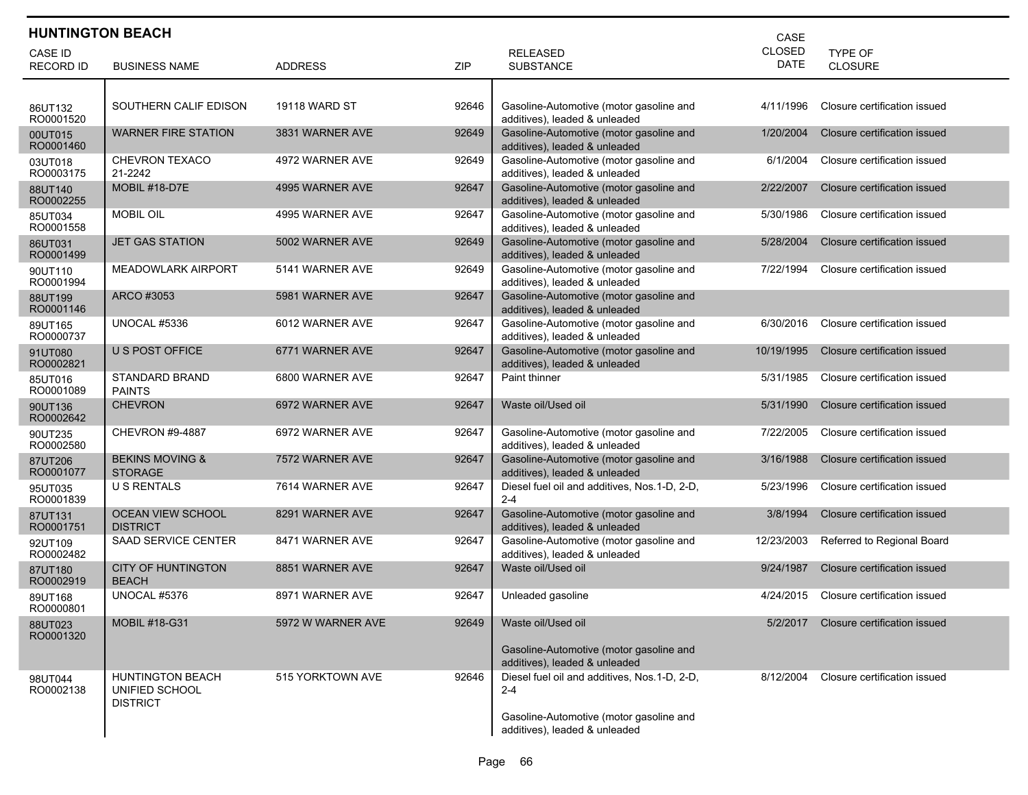## HUNTINGTON BEACH

| CASE ID RECORD ID | BUSINESS NAME | ADDRESS | ZIP | RELEASED SUBSTANCE | CASE CLOSED DATE | TYPE OF CLOSURE |
|---|---|---|---|---|---|---|
| 86UT132 RO0001520 | SOUTHERN CALIF EDISON | 19118 WARD ST | 92646 | Gasoline-Automotive (motor gasoline and additives), leaded & unleaded | 4/11/1996 | Closure certification issued |
| 00UT015 RO0001460 | WARNER FIRE STATION | 3831 WARNER AVE | 92649 | Gasoline-Automotive (motor gasoline and additives), leaded & unleaded | 1/20/2004 | Closure certification issued |
| 03UT018 RO0003175 | CHEVRON TEXACO 21-2242 | 4972 WARNER AVE | 92649 | Gasoline-Automotive (motor gasoline and additives), leaded & unleaded | 6/1/2004 | Closure certification issued |
| 88UT140 RO0002255 | MOBIL #18-D7E | 4995 WARNER AVE | 92647 | Gasoline-Automotive (motor gasoline and additives), leaded & unleaded | 2/22/2007 | Closure certification issued |
| 85UT034 RO0001558 | MOBIL OIL | 4995 WARNER AVE | 92647 | Gasoline-Automotive (motor gasoline and additives), leaded & unleaded | 5/30/1986 | Closure certification issued |
| 86UT031 RO0001499 | JET GAS STATION | 5002 WARNER AVE | 92649 | Gasoline-Automotive (motor gasoline and additives), leaded & unleaded | 5/28/2004 | Closure certification issued |
| 90UT110 RO0001994 | MEADOWLARK AIRPORT | 5141 WARNER AVE | 92649 | Gasoline-Automotive (motor gasoline and additives), leaded & unleaded | 7/22/1994 | Closure certification issued |
| 88UT199 RO0001146 | ARCO #3053 | 5981 WARNER AVE | 92647 | Gasoline-Automotive (motor gasoline and additives), leaded & unleaded | | |
| 89UT165 RO0000737 | UNOCAL #5336 | 6012 WARNER AVE | 92647 | Gasoline-Automotive (motor gasoline and additives), leaded & unleaded | 6/30/2016 | Closure certification issued |
| 91UT080 RO0002821 | U S POST OFFICE | 6771 WARNER AVE | 92647 | Gasoline-Automotive (motor gasoline and additives), leaded & unleaded | 10/19/1995 | Closure certification issued |
| 85UT016 RO0001089 | STANDARD BRAND PAINTS | 6800 WARNER AVE | 92647 | Paint thinner | 5/31/1985 | Closure certification issued |
| 90UT136 RO0002642 | CHEVRON | 6972 WARNER AVE | 92647 | Waste oil/Used oil | 5/31/1990 | Closure certification issued |
| 90UT235 RO0002580 | CHEVRON #9-4887 | 6972 WARNER AVE | 92647 | Gasoline-Automotive (motor gasoline and additives), leaded & unleaded | 7/22/2005 | Closure certification issued |
| 87UT206 RO0001077 | BEKINS MOVING & STORAGE | 7572 WARNER AVE | 92647 | Gasoline-Automotive (motor gasoline and additives), leaded & unleaded | 3/16/1988 | Closure certification issued |
| 95UT035 RO0001839 | U S RENTALS | 7614 WARNER AVE | 92647 | Diesel fuel oil and additives, Nos.1-D, 2-D, 2-4 | 5/23/1996 | Closure certification issued |
| 87UT131 RO0001751 | OCEAN VIEW SCHOOL DISTRICT | 8291 WARNER AVE | 92647 | Gasoline-Automotive (motor gasoline and additives), leaded & unleaded | 3/8/1994 | Closure certification issued |
| 92UT109 RO0002482 | SAAD SERVICE CENTER | 8471 WARNER AVE | 92647 | Gasoline-Automotive (motor gasoline and additives), leaded & unleaded | 12/23/2003 | Referred to Regional Board |
| 87UT180 RO0002919 | CITY OF HUNTINGTON BEACH | 8851 WARNER AVE | 92647 | Waste oil/Used oil | 9/24/1987 | Closure certification issued |
| 89UT168 RO0000801 | UNOCAL #5376 | 8971 WARNER AVE | 92647 | Unleaded gasoline | 4/24/2015 | Closure certification issued |
| 88UT023 RO0001320 | MOBIL #18-G31 | 5972 W WARNER AVE | 92649 | Waste oil/Used oil<br><br>Gasoline-Automotive (motor gasoline and additives), leaded & unleaded | 5/2/2017 | Closure certification issued |
| 98UT044 RO0002138 | HUNTINGTON BEACH UNIFIED SCHOOL DISTRICT | 515 YORKTOWN AVE | 92646 | Diesel fuel oil and additives, Nos.1-D, 2-D, 2-4<br><br>Gasoline-Automotive (motor gasoline and additives), leaded & unleaded | 8/12/2004 | Closure certification issued |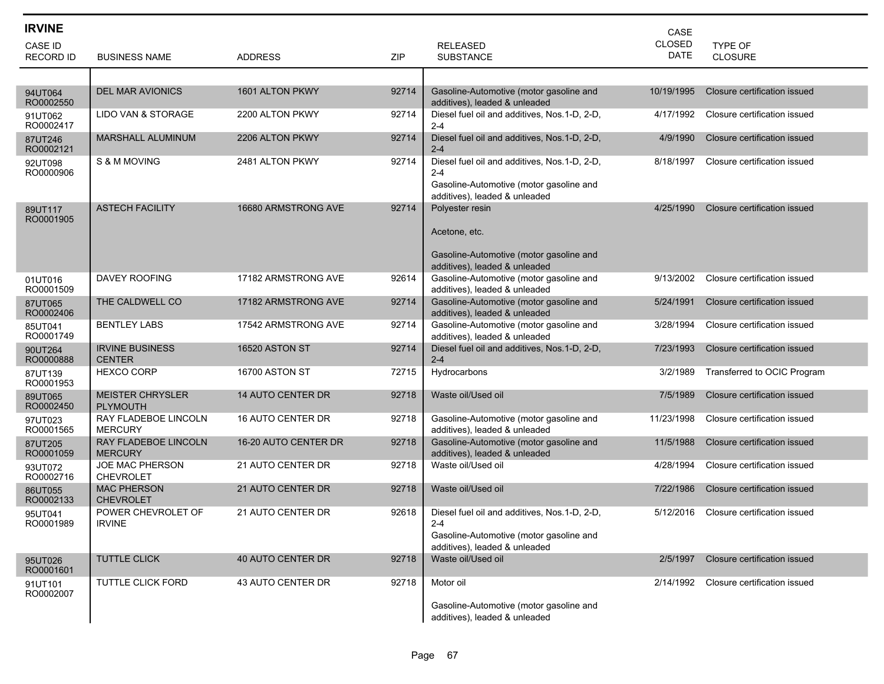## IRVINE

| CASE ID RECORD ID | BUSINESS NAME | ADDRESS | ZIP | RELEASED SUBSTANCE | CASE CLOSED DATE | TYPE OF CLOSURE |
|---|---|---|---|---|---|---|
| 94UT064 RO0002550 | DEL MAR AVIONICS | 1601 ALTON PKWY | 92714 | Gasoline-Automotive (motor gasoline and additives), leaded & unleaded | 10/19/1995 | Closure certification issued |
| 91UT062 RO0002417 | LIDO VAN & STORAGE | 2200 ALTON PKWY | 92714 | Diesel fuel oil and additives, Nos.1-D, 2-D, 2-4 | 4/17/1992 | Closure certification issued |
| 87UT246 RO0002121 | MARSHALL ALUMINUM | 2206 ALTON PKWY | 92714 | Diesel fuel oil and additives, Nos.1-D, 2-D, 2-4 | 4/9/1990 | Closure certification issued |
| 92UT098 RO0000906 | S & M MOVING | 2481 ALTON PKWY | 92714 | Diesel fuel oil and additives, Nos.1-D, 2-D, 2-4<br>Gasoline-Automotive (motor gasoline and additives), leaded & unleaded | 8/18/1997 | Closure certification issued |
| 89UT117 RO0001905 | ASTECH FACILITY | 16680 ARMSTRONG AVE | 92714 | Polyester resin<br>Acetone, etc.<br>Gasoline-Automotive (motor gasoline and additives), leaded & unleaded | 4/25/1990 | Closure certification issued |
| 01UT016 RO0001509 | DAVEY ROOFING | 17182 ARMSTRONG AVE | 92614 | Gasoline-Automotive (motor gasoline and additives), leaded & unleaded | 9/13/2002 | Closure certification issued |
| 87UT065 RO0002406 | THE CALDWELL CO | 17182 ARMSTRONG AVE | 92714 | Gasoline-Automotive (motor gasoline and additives), leaded & unleaded | 5/24/1991 | Closure certification issued |
| 85UT041 RO0001749 | BENTLEY LABS | 17542 ARMSTRONG AVE | 92714 | Gasoline-Automotive (motor gasoline and additives), leaded & unleaded | 3/28/1994 | Closure certification issued |
| 90UT264 RO0000888 | IRVINE BUSINESS CENTER | 16520 ASTON ST | 92714 | Diesel fuel oil and additives, Nos.1-D, 2-D, 2-4 | 7/23/1993 | Closure certification issued |
| 87UT139 RO0001953 | HEXCO CORP | 16700 ASTON ST | 72715 | Hydrocarbons | 3/2/1989 | Transferred to OCIC Program |
| 89UT065 RO0002450 | MEISTER CHRYSLER PLYMOUTH | 14 AUTO CENTER DR | 92718 | Waste oil/Used oil | 7/5/1989 | Closure certification issued |
| 97UT023 RO0001565 | RAY FLADEBOE LINCOLN MERCURY | 16 AUTO CENTER DR | 92718 | Gasoline-Automotive (motor gasoline and additives), leaded & unleaded | 11/23/1998 | Closure certification issued |
| 87UT205 RO0001059 | RAY FLADEBOE LINCOLN MERCURY | 16-20 AUTO CENTER DR | 92718 | Gasoline-Automotive (motor gasoline and additives), leaded & unleaded | 11/5/1988 | Closure certification issued |
| 93UT072 RO0002716 | JOE MAC PHERSON CHEVROLET | 21 AUTO CENTER DR | 92718 | Waste oil/Used oil | 4/28/1994 | Closure certification issued |
| 86UT055 RO0002133 | MAC PHERSON CHEVROLET | 21 AUTO CENTER DR | 92718 | Waste oil/Used oil | 7/22/1986 | Closure certification issued |
| 95UT041 RO0001989 | POWER CHEVROLET OF IRVINE | 21 AUTO CENTER DR | 92618 | Diesel fuel oil and additives, Nos.1-D, 2-D, 2-4<br>Gasoline-Automotive (motor gasoline and additives), leaded & unleaded | 5/12/2016 | Closure certification issued |
| 95UT026 RO0001601 | TUTTLE CLICK | 40 AUTO CENTER DR | 92718 | Waste oil/Used oil | 2/5/1997 | Closure certification issued |
| 91UT101 RO0002007 | TUTTLE CLICK FORD | 43 AUTO CENTER DR | 92718 | Motor oil<br>Gasoline-Automotive (motor gasoline and additives), leaded & unleaded | 2/14/1992 | Closure certification issued |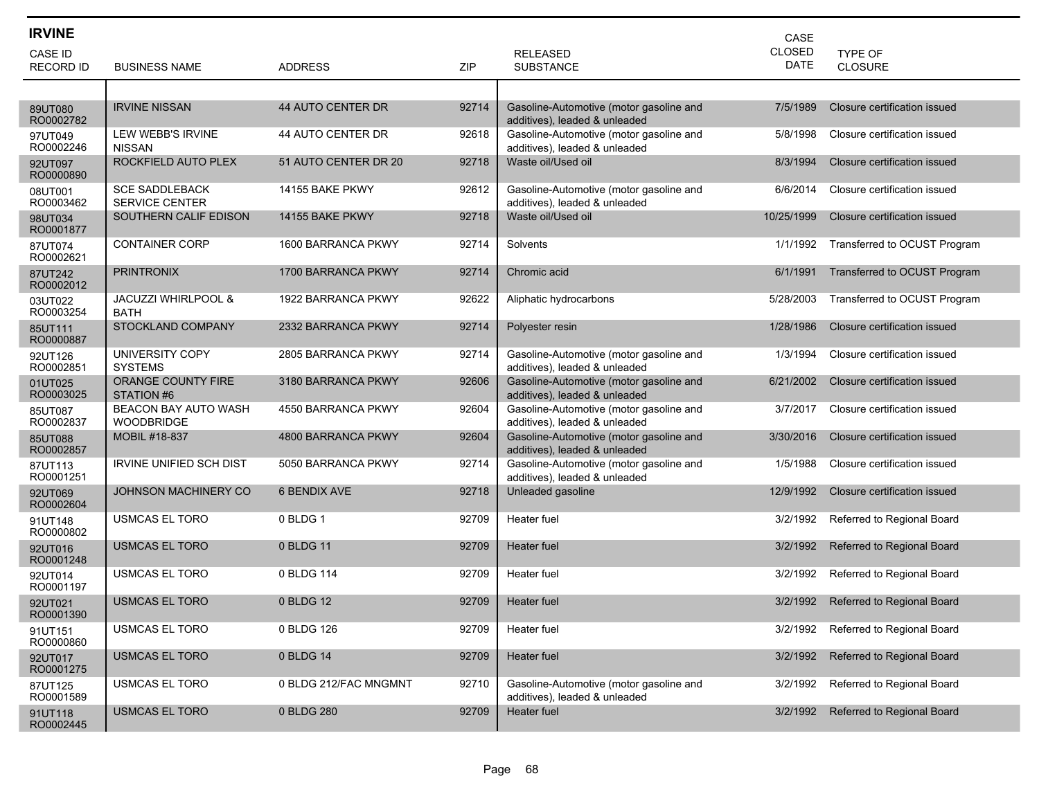## IRVINE

| CASE ID RECORD ID | BUSINESS NAME | ADDRESS | ZIP | RELEASED SUBSTANCE | CASE CLOSED DATE | TYPE OF CLOSURE |
|---|---|---|---|---|---|---|
| 89UT080 RO0002782 | IRVINE NISSAN | 44 AUTO CENTER DR | 92714 | Gasoline-Automotive (motor gasoline and additives), leaded & unleaded | 7/5/1989 | Closure certification issued |
| 97UT049 RO0002246 | LEW WEBB'S IRVINE NISSAN | 44 AUTO CENTER DR | 92618 | Gasoline-Automotive (motor gasoline and additives), leaded & unleaded | 5/8/1998 | Closure certification issued |
| 92UT097 RO0000890 | ROCKFIELD AUTO PLEX | 51 AUTO CENTER DR 20 | 92718 | Waste oil/Used oil | 8/3/1994 | Closure certification issued |
| 08UT001 RO0003462 | SCE SADDLEBACK SERVICE CENTER | 14155 BAKE PKWY | 92612 | Gasoline-Automotive (motor gasoline and additives), leaded & unleaded | 6/6/2014 | Closure certification issued |
| 98UT034 RO0001877 | SOUTHERN CALIF EDISON | 14155 BAKE PKWY | 92718 | Waste oil/Used oil | 10/25/1999 | Closure certification issued |
| 87UT074 RO0002621 | CONTAINER CORP | 1600 BARRANCA PKWY | 92714 | Solvents | 1/1/1992 | Transferred to OCUST Program |
| 87UT242 RO0002012 | PRINTRONIX | 1700 BARRANCA PKWY | 92714 | Chromic acid | 6/1/1991 | Transferred to OCUST Program |
| 03UT022 RO0003254 | JACUZZI WHIRLPOOL & BATH | 1922 BARRANCA PKWY | 92622 | Aliphatic hydrocarbons | 5/28/2003 | Transferred to OCUST Program |
| 85UT111 RO0000887 | STOCKLAND COMPANY | 2332 BARRANCA PKWY | 92714 | Polyester resin | 1/28/1986 | Closure certification issued |
| 92UT126 RO0002851 | UNIVERSITY COPY SYSTEMS | 2805 BARRANCA PKWY | 92714 | Gasoline-Automotive (motor gasoline and additives), leaded & unleaded | 1/3/1994 | Closure certification issued |
| 01UT025 RO0003025 | ORANGE COUNTY FIRE STATION #6 | 3180 BARRANCA PKWY | 92606 | Gasoline-Automotive (motor gasoline and additives), leaded & unleaded | 6/21/2002 | Closure certification issued |
| 85UT087 RO0002837 | BEACON BAY AUTO WASH WOODBRIDGE | 4550 BARRANCA PKWY | 92604 | Gasoline-Automotive (motor gasoline and additives), leaded & unleaded | 3/7/2017 | Closure certification issued |
| 85UT088 RO0002857 | MOBIL #18-837 | 4800 BARRANCA PKWY | 92604 | Gasoline-Automotive (motor gasoline and additives), leaded & unleaded | 3/30/2016 | Closure certification issued |
| 87UT113 RO0001251 | IRVINE UNIFIED SCH DIST | 5050 BARRANCA PKWY | 92714 | Gasoline-Automotive (motor gasoline and additives), leaded & unleaded | 1/5/1988 | Closure certification issued |
| 92UT069 RO0002604 | JOHNSON MACHINERY CO | 6 BENDIX AVE | 92718 | Unleaded gasoline | 12/9/1992 | Closure certification issued |
| 91UT148 RO0000802 | USMCAS EL TORO | 0 BLDG 1 | 92709 | Heater fuel | 3/2/1992 | Referred to Regional Board |
| 92UT016 RO0001248 | USMCAS EL TORO | 0 BLDG 11 | 92709 | Heater fuel | 3/2/1992 | Referred to Regional Board |
| 92UT014 RO0001197 | USMCAS EL TORO | 0 BLDG 114 | 92709 | Heater fuel | 3/2/1992 | Referred to Regional Board |
| 92UT021 RO0001390 | USMCAS EL TORO | 0 BLDG 12 | 92709 | Heater fuel | 3/2/1992 | Referred to Regional Board |
| 91UT151 RO0000860 | USMCAS EL TORO | 0 BLDG 126 | 92709 | Heater fuel | 3/2/1992 | Referred to Regional Board |
| 92UT017 RO0001275 | USMCAS EL TORO | 0 BLDG 14 | 92709 | Heater fuel | 3/2/1992 | Referred to Regional Board |
| 87UT125 RO0001589 | USMCAS EL TORO | 0 BLDG 212/FAC MNGMNT | 92710 | Gasoline-Automotive (motor gasoline and additives), leaded & unleaded | 3/2/1992 | Referred to Regional Board |
| 91UT118 RO0002445 | USMCAS EL TORO | 0 BLDG 280 | 92709 | Heater fuel | 3/2/1992 | Referred to Regional Board |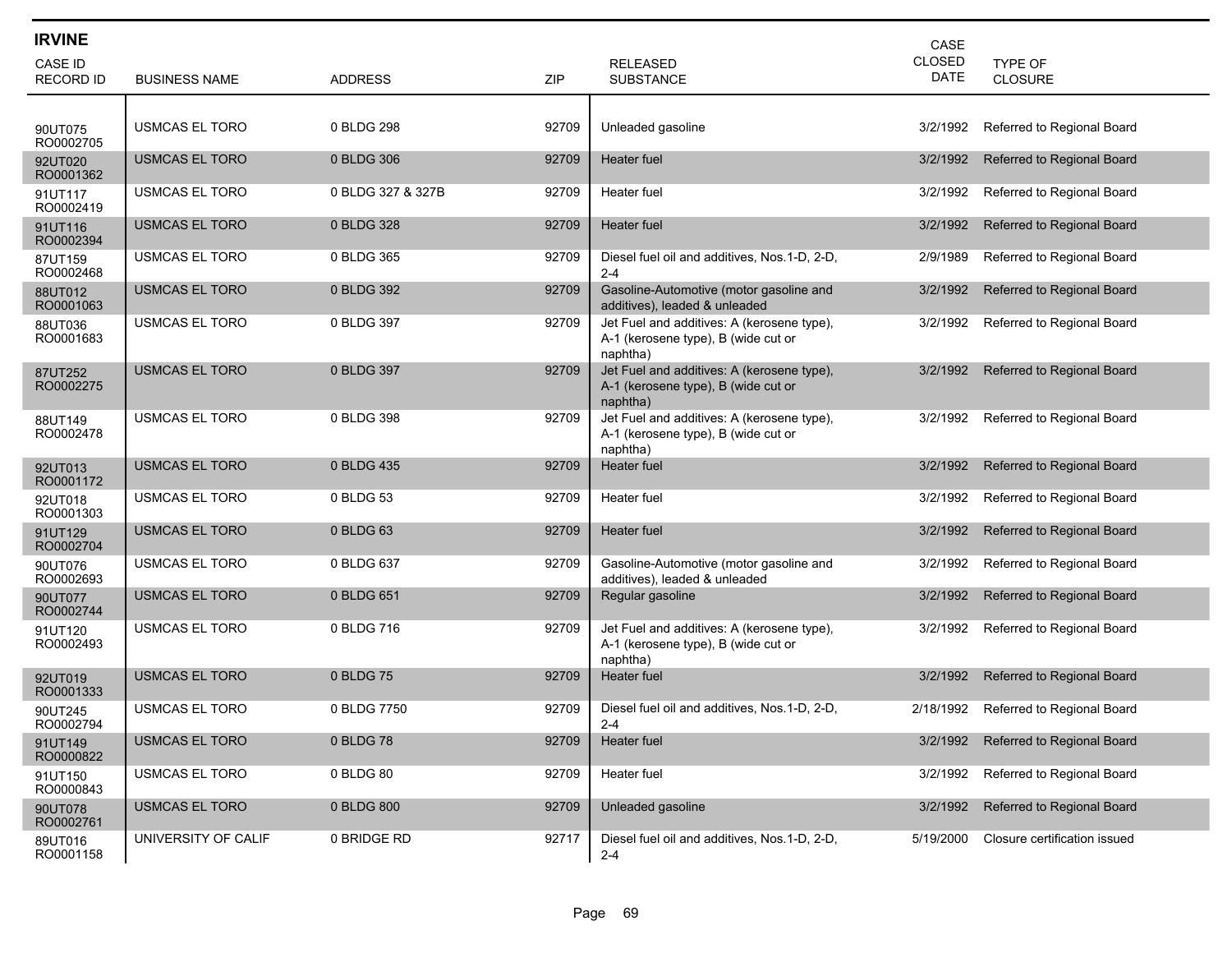## IRVINE

| CASE ID<br>RECORD ID | BUSINESS NAME | ADDRESS | ZIP | RELEASED SUBSTANCE | CASE CLOSED DATE | TYPE OF CLOSURE |
|---|---|---|---|---|---|---|
| 90UT075<br>RO0002705 | USMCAS EL TORO | 0 BLDG 298 | 92709 | Unleaded gasoline | 3/2/1992 | Referred to Regional Board |
| 92UT020<br>RO0001362 | USMCAS EL TORO | 0 BLDG 306 | 92709 | Heater fuel | 3/2/1992 | Referred to Regional Board |
| 91UT117<br>RO0002419 | USMCAS EL TORO | 0 BLDG 327 & 327B | 92709 | Heater fuel | 3/2/1992 | Referred to Regional Board |
| 91UT116<br>RO0002394 | USMCAS EL TORO | 0 BLDG 328 | 92709 | Heater fuel | 3/2/1992 | Referred to Regional Board |
| 87UT159<br>RO0002468 | USMCAS EL TORO | 0 BLDG 365 | 92709 | Diesel fuel oil and additives, Nos.1-D, 2-D, 2-4 | 2/9/1989 | Referred to Regional Board |
| 88UT012<br>RO0001063 | USMCAS EL TORO | 0 BLDG 392 | 92709 | Gasoline-Automotive (motor gasoline and additives), leaded & unleaded | 3/2/1992 | Referred to Regional Board |
| 88UT036<br>RO0001683 | USMCAS EL TORO | 0 BLDG 397 | 92709 | Jet Fuel and additives: A (kerosene type), A-1 (kerosene type), B (wide cut or naphtha) | 3/2/1992 | Referred to Regional Board |
| 87UT252<br>RO0002275 | USMCAS EL TORO | 0 BLDG 397 | 92709 | Jet Fuel and additives: A (kerosene type), A-1 (kerosene type), B (wide cut or naphtha) | 3/2/1992 | Referred to Regional Board |
| 88UT149<br>RO0002478 | USMCAS EL TORO | 0 BLDG 398 | 92709 | Jet Fuel and additives: A (kerosene type), A-1 (kerosene type), B (wide cut or naphtha) | 3/2/1992 | Referred to Regional Board |
| 92UT013<br>RO0001172 | USMCAS EL TORO | 0 BLDG 435 | 92709 | Heater fuel | 3/2/1992 | Referred to Regional Board |
| 92UT018<br>RO0001303 | USMCAS EL TORO | 0 BLDG 53 | 92709 | Heater fuel | 3/2/1992 | Referred to Regional Board |
| 91UT129<br>RO0002704 | USMCAS EL TORO | 0 BLDG 63 | 92709 | Heater fuel | 3/2/1992 | Referred to Regional Board |
| 90UT076<br>RO0002693 | USMCAS EL TORO | 0 BLDG 637 | 92709 | Gasoline-Automotive (motor gasoline and additives), leaded & unleaded | 3/2/1992 | Referred to Regional Board |
| 90UT077<br>RO0002744 | USMCAS EL TORO | 0 BLDG 651 | 92709 | Regular gasoline | 3/2/1992 | Referred to Regional Board |
| 91UT120<br>RO0002493 | USMCAS EL TORO | 0 BLDG 716 | 92709 | Jet Fuel and additives: A (kerosene type), A-1 (kerosene type), B (wide cut or naphtha) | 3/2/1992 | Referred to Regional Board |
| 92UT019<br>RO0001333 | USMCAS EL TORO | 0 BLDG 75 | 92709 | Heater fuel | 3/2/1992 | Referred to Regional Board |
| 90UT245<br>RO0002794 | USMCAS EL TORO | 0 BLDG 7750 | 92709 | Diesel fuel oil and additives, Nos.1-D, 2-D, 2-4 | 2/18/1992 | Referred to Regional Board |
| 91UT149<br>RO0000822 | USMCAS EL TORO | 0 BLDG 78 | 92709 | Heater fuel | 3/2/1992 | Referred to Regional Board |
| 91UT150<br>RO0000843 | USMCAS EL TORO | 0 BLDG 80 | 92709 | Heater fuel | 3/2/1992 | Referred to Regional Board |
| 90UT078<br>RO0002761 | USMCAS EL TORO | 0 BLDG 800 | 92709 | Unleaded gasoline | 3/2/1992 | Referred to Regional Board |
| 89UT016<br>RO0001158 | UNIVERSITY OF CALIF | 0 BRIDGE RD | 92717 | Diesel fuel oil and additives, Nos.1-D, 2-D, 2-4 | 5/19/2000 | Closure certification issued |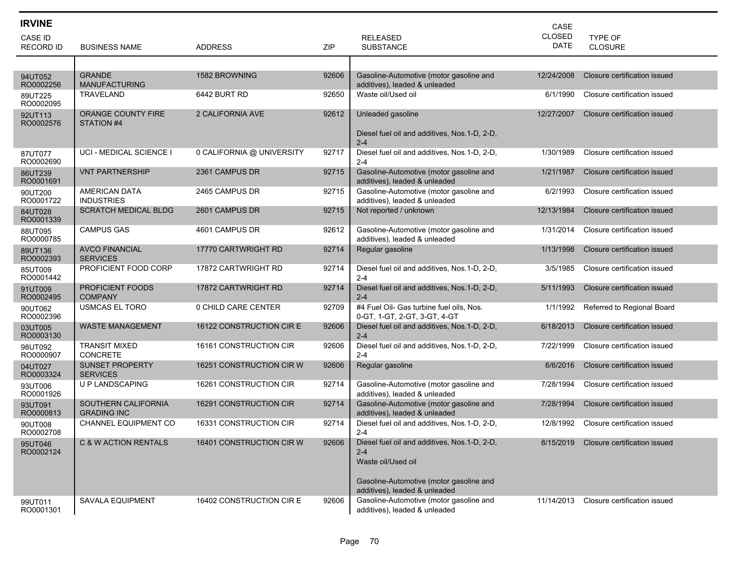## IRVINE

| CASE ID RECORD ID | BUSINESS NAME | ADDRESS | ZIP | RELEASED SUBSTANCE | CASE CLOSED DATE | TYPE OF CLOSURE |
|---|---|---|---|---|---|---|
| 94UT052 RO0002256 | GRANDE MANUFACTURING | 1582 BROWNING | 92606 | Gasoline-Automotive (motor gasoline and additives), leaded & unleaded | 12/24/2008 | Closure certification issued |
| 89UT225 RO0002095 | TRAVELAND | 6442 BURT RD | 92650 | Waste oil/Used oil | 6/1/1990 | Closure certification issued |
| 92UT113 RO0002576 | ORANGE COUNTY FIRE STATION #4 | 2 CALIFORNIA AVE | 92612 | Unleaded gasoline<br><br>Diesel fuel oil and additives, Nos.1-D, 2-D, 2-4 | 12/27/2007 | Closure certification issued |
| 87UT077 RO0002690 | UCI - MEDICAL SCIENCE I | 0 CALIFORNIA @ UNIVERSITY | 92717 | Diesel fuel oil and additives, Nos.1-D, 2-D, 2-4 | 1/30/1989 | Closure certification issued |
| 86UT239 RO0001691 | VNT PARTNERSHIP | 2361 CAMPUS DR | 92715 | Gasoline-Automotive (motor gasoline and additives), leaded & unleaded | 1/21/1987 | Closure certification issued |
| 90UT200 RO0001722 | AMERICAN DATA INDUSTRIES | 2465 CAMPUS DR | 92715 | Gasoline-Automotive (motor gasoline and additives), leaded & unleaded | 6/2/1993 | Closure certification issued |
| 84UT028 RO0001339 | SCRATCH MEDICAL BLDG | 2601 CAMPUS DR | 92715 | Not reported / unknown | 12/13/1984 | Closure certification issued |
| 88UT095 RO0000785 | CAMPUS GAS | 4601 CAMPUS DR | 92612 | Gasoline-Automotive (motor gasoline and additives), leaded & unleaded | 1/31/2014 | Closure certification issued |
| 89UT136 RO0002393 | AVCO FINANCIAL SERVICES | 17770 CARTWRIGHT RD | 92714 | Regular gasoline | 1/13/1998 | Closure certification issued |
| 85UT009 RO0001442 | PROFICIENT FOOD CORP | 17872 CARTWRIGHT RD | 92714 | Diesel fuel oil and additives, Nos.1-D, 2-D, 2-4 | 3/5/1985 | Closure certification issued |
| 91UT009 RO0002495 | PROFICIENT FOODS COMPANY | 17872 CARTWRIGHT RD | 92714 | Diesel fuel oil and additives, Nos.1-D, 2-D, 2-4 | 5/11/1993 | Closure certification issued |
| 90UT062 RO0002396 | USMCAS EL TORO | 0 CHILD CARE CENTER | 92709 | #4 Fuel Oil- Gas turbine fuel oils, Nos. 0-GT, 1-GT, 2-GT, 3-GT, 4-GT | 1/1/1992 | Referred to Regional Board |
| 03UT005 RO0003130 | WASTE MANAGEMENT | 16122 CONSTRUCTION CIR E | 92606 | Diesel fuel oil and additives, Nos.1-D, 2-D, 2-4 | 6/18/2013 | Closure certification issued |
| 98UT092 RO0000907 | TRANSIT MIXED CONCRETE | 16161 CONSTRUCTION CIR | 92606 | Diesel fuel oil and additives, Nos.1-D, 2-D, 2-4 | 7/22/1999 | Closure certification issued |
| 04UT027 RO0003324 | SUNSET PROPERTY SERVICES | 16251 CONSTRUCTION CIR W | 92606 | Regular gasoline | 6/6/2016 | Closure certification issued |
| 93UT006 RO0001926 | U P LANDSCAPING | 16261 CONSTRUCTION CIR | 92714 | Gasoline-Automotive (motor gasoline and additives), leaded & unleaded | 7/28/1994 | Closure certification issued |
| 93UT091 RO0000813 | SOUTHERN CALIFORNIA GRADING INC | 16291 CONSTRUCTION CIR | 92714 | Gasoline-Automotive (motor gasoline and additives), leaded & unleaded | 7/28/1994 | Closure certification issued |
| 90UT008 RO0002708 | CHANNEL EQUIPMENT CO | 16331 CONSTRUCTION CIR | 92714 | Diesel fuel oil and additives, Nos.1-D, 2-D, 2-4 | 12/8/1992 | Closure certification issued |
| 95UT046 RO0002124 | C & W ACTION RENTALS | 16401 CONSTRUCTION CIR W | 92606 | Diesel fuel oil and additives, Nos.1-D, 2-D, 2-4<br>Waste oil/Used oil<br><br>Gasoline-Automotive (motor gasoline and additives), leaded & unleaded | 8/15/2019 | Closure certification issued |
| 99UT011 RO0001301 | SAVALA EQUIPMENT | 16402 CONSTRUCTION CIR E | 92606 | Gasoline-Automotive (motor gasoline and additives), leaded & unleaded | 11/14/2013 | Closure certification issued |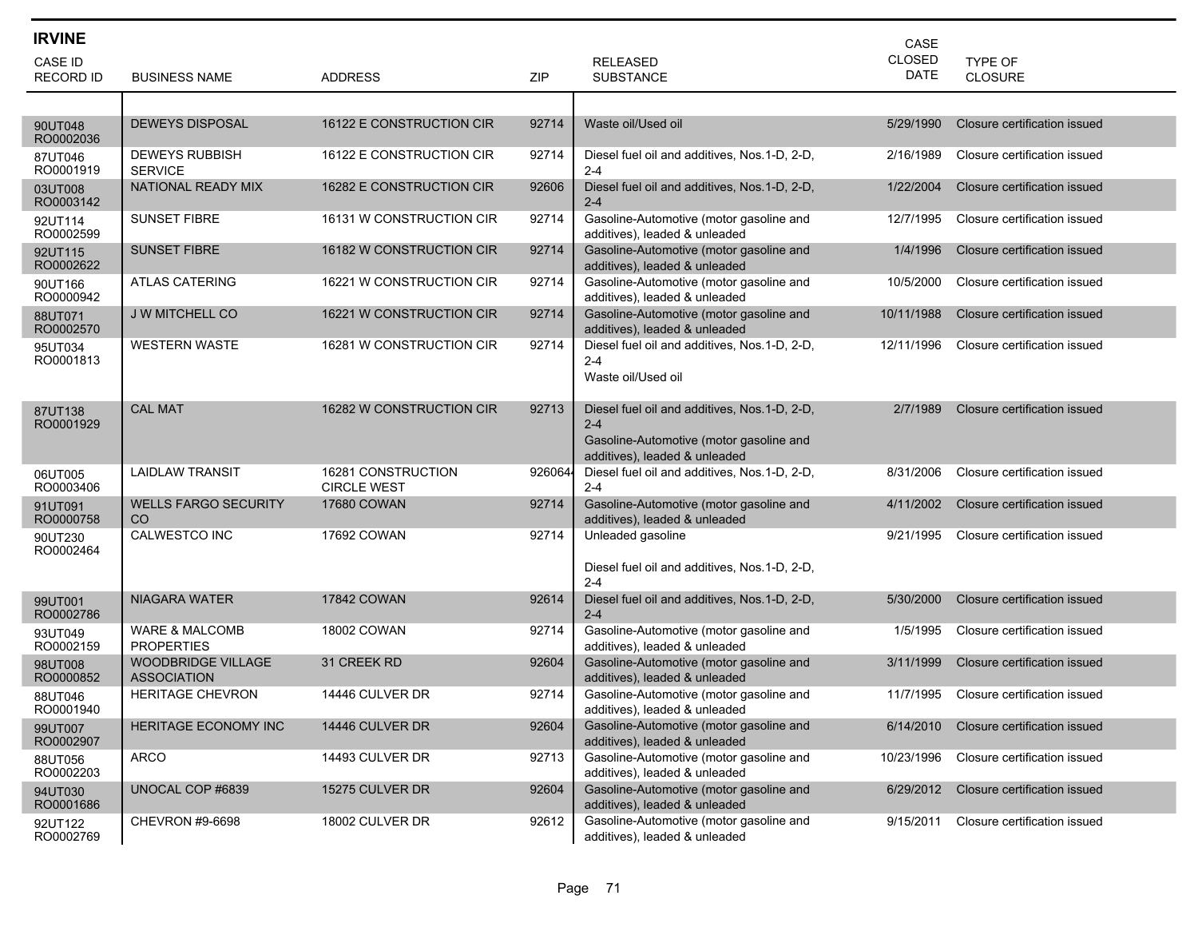## IRVINE

| CASE ID RECORD ID | BUSINESS NAME | ADDRESS | ZIP | RELEASED SUBSTANCE | CASE CLOSED DATE | TYPE OF CLOSURE |
|---|---|---|---|---|---|---|
| 90UT048 RO0002036 | DEWEYS DISPOSAL | 16122 E CONSTRUCTION CIR | 92714 | Waste oil/Used oil | 5/29/1990 | Closure certification issued |
| 87UT046 RO0001919 | DEWEYS RUBBISH SERVICE | 16122 E CONSTRUCTION CIR | 92714 | Diesel fuel oil and additives, Nos.1-D, 2-D, 2-4 | 2/16/1989 | Closure certification issued |
| 03UT008 RO0003142 | NATIONAL READY MIX | 16282 E CONSTRUCTION CIR | 92606 | Diesel fuel oil and additives, Nos.1-D, 2-D, 2-4 | 1/22/2004 | Closure certification issued |
| 92UT114 RO0002599 | SUNSET FIBRE | 16131 W CONSTRUCTION CIR | 92714 | Gasoline-Automotive (motor gasoline and additives), leaded & unleaded | 12/7/1995 | Closure certification issued |
| 92UT115 RO0002622 | SUNSET FIBRE | 16182 W CONSTRUCTION CIR | 92714 | Gasoline-Automotive (motor gasoline and additives), leaded & unleaded | 1/4/1996 | Closure certification issued |
| 90UT166 RO0000942 | ATLAS CATERING | 16221 W CONSTRUCTION CIR | 92714 | Gasoline-Automotive (motor gasoline and additives), leaded & unleaded | 10/5/2000 | Closure certification issued |
| 88UT071 RO0002570 | J W MITCHELL CO | 16221 W CONSTRUCTION CIR | 92714 | Gasoline-Automotive (motor gasoline and additives), leaded & unleaded | 10/11/1988 | Closure certification issued |
| 95UT034 RO0001813 | WESTERN WASTE | 16281 W CONSTRUCTION CIR | 92714 | Diesel fuel oil and additives, Nos.1-D, 2-D, 2-4<br>Waste oil/Used oil | 12/11/1996 | Closure certification issued |
| 87UT138 RO0001929 | CAL MAT | 16282 W CONSTRUCTION CIR | 92713 | Diesel fuel oil and additives, Nos.1-D, 2-D, 2-4<br>Gasoline-Automotive (motor gasoline and additives), leaded & unleaded | 2/7/1989 | Closure certification issued |
| 06UT005 RO0003406 | LAIDLAW TRANSIT | 16281 CONSTRUCTION CIRCLE WEST | 926064 | Diesel fuel oil and additives, Nos.1-D, 2-D, 2-4 | 8/31/2006 | Closure certification issued |
| 91UT091 RO0000758 | WELLS FARGO SECURITY CO | 17680 COWAN | 92714 | Gasoline-Automotive (motor gasoline and additives), leaded & unleaded | 4/11/2002 | Closure certification issued |
| 90UT230 RO0002464 | CALWESTCO INC | 17692 COWAN | 92714 | Unleaded gasoline<br>Diesel fuel oil and additives, Nos.1-D, 2-D, 2-4 | 9/21/1995 | Closure certification issued |
| 99UT001 RO0002786 | NIAGARA WATER | 17842 COWAN | 92614 | Diesel fuel oil and additives, Nos.1-D, 2-D, 2-4 | 5/30/2000 | Closure certification issued |
| 93UT049 RO0002159 | WARE & MALCOMB PROPERTIES | 18002 COWAN | 92714 | Gasoline-Automotive (motor gasoline and additives), leaded & unleaded | 1/5/1995 | Closure certification issued |
| 98UT008 RO0000852 | WOODBRIDGE VILLAGE ASSOCIATION | 31 CREEK RD | 92604 | Gasoline-Automotive (motor gasoline and additives), leaded & unleaded | 3/11/1999 | Closure certification issued |
| 88UT046 RO0001940 | HERITAGE CHEVRON | 14446 CULVER DR | 92714 | Gasoline-Automotive (motor gasoline and additives), leaded & unleaded | 11/7/1995 | Closure certification issued |
| 99UT007 RO0002907 | HERITAGE ECONOMY INC | 14446 CULVER DR | 92604 | Gasoline-Automotive (motor gasoline and additives), leaded & unleaded | 6/14/2010 | Closure certification issued |
| 88UT056 RO0002203 | ARCO | 14493 CULVER DR | 92713 | Gasoline-Automotive (motor gasoline and additives), leaded & unleaded | 10/23/1996 | Closure certification issued |
| 94UT030 RO0001686 | UNOCAL COP #6839 | 15275 CULVER DR | 92604 | Gasoline-Automotive (motor gasoline and additives), leaded & unleaded | 6/29/2012 | Closure certification issued |
| 92UT122 RO0002769 | CHEVRON #9-6698 | 18002 CULVER DR | 92612 | Gasoline-Automotive (motor gasoline and additives), leaded & unleaded | 9/15/2011 | Closure certification issued |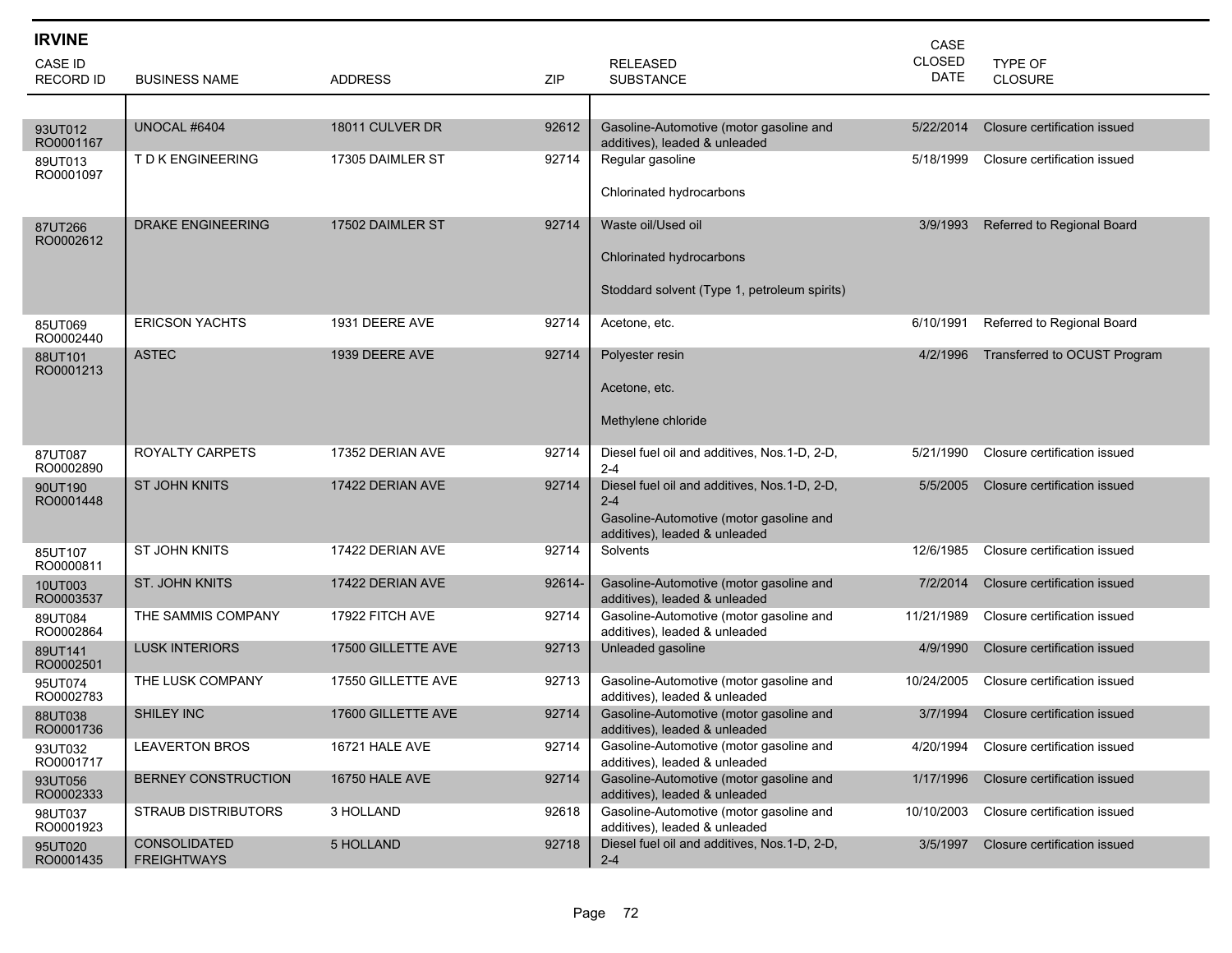## IRVINE

| CASE ID RECORD ID | BUSINESS NAME | ADDRESS | ZIP | RELEASED SUBSTANCE | CASE CLOSED DATE | TYPE OF CLOSURE |
|---|---|---|---|---|---|---|
| 93UT012 RO0001167 | UNOCAL #6404 | 18011 CULVER DR | 92612 | Gasoline-Automotive (motor gasoline and additives), leaded & unleaded | 5/22/2014 | Closure certification issued |
| 89UT013 RO0001097 | T D K ENGINEERING | 17305 DAIMLER ST | 92714 | Regular gasoline<br><br>Chlorinated hydrocarbons | 5/18/1999 | Closure certification issued |
| 87UT266 RO0002612 | DRAKE ENGINEERING | 17502 DAIMLER ST | 92714 | Waste oil/Used oil<br><br>Chlorinated hydrocarbons<br><br>Stoddard solvent (Type 1, petroleum spirits) | 3/9/1993 | Referred to Regional Board |
| 85UT069 RO0002440 | ERICSON YACHTS | 1931 DEERE AVE | 92714 | Acetone, etc. | 6/10/1991 | Referred to Regional Board |
| 88UT101 RO0001213 | ASTEC | 1939 DEERE AVE | 92714 | Polyester resin<br><br>Acetone, etc.<br><br>Methylene chloride | 4/2/1996 | Transferred to OCUST Program |
| 87UT087 RO0002890 | ROYALTY CARPETS | 17352 DERIAN AVE | 92714 | Diesel fuel oil and additives, Nos.1-D, 2-D, 2-4 | 5/21/1990 | Closure certification issued |
| 90UT190 RO0001448 | ST JOHN KNITS | 17422 DERIAN AVE | 92714 | Diesel fuel oil and additives, Nos.1-D, 2-D, 2-4<br>Gasoline-Automotive (motor gasoline and additives), leaded & unleaded | 5/5/2005 | Closure certification issued |
| 85UT107 RO0000811 | ST JOHN KNITS | 17422 DERIAN AVE | 92714 | Solvents | 12/6/1985 | Closure certification issued |
| 10UT003 RO0003537 | ST. JOHN KNITS | 17422 DERIAN AVE | 92614- | Gasoline-Automotive (motor gasoline and additives), leaded & unleaded | 7/2/2014 | Closure certification issued |
| 89UT084 RO0002864 | THE SAMMIS COMPANY | 17922 FITCH AVE | 92714 | Gasoline-Automotive (motor gasoline and additives), leaded & unleaded | 11/21/1989 | Closure certification issued |
| 89UT141 RO0002501 | LUSK INTERIORS | 17500 GILLETTE AVE | 92713 | Unleaded gasoline | 4/9/1990 | Closure certification issued |
| 95UT074 RO0002783 | THE LUSK COMPANY | 17550 GILLETTE AVE | 92713 | Gasoline-Automotive (motor gasoline and additives), leaded & unleaded | 10/24/2005 | Closure certification issued |
| 88UT038 RO0001736 | SHILEY INC | 17600 GILLETTE AVE | 92714 | Gasoline-Automotive (motor gasoline and additives), leaded & unleaded | 3/7/1994 | Closure certification issued |
| 93UT032 RO0001717 | LEAVERTON BROS | 16721 HALE AVE | 92714 | Gasoline-Automotive (motor gasoline and additives), leaded & unleaded | 4/20/1994 | Closure certification issued |
| 93UT056 RO0002333 | BERNEY CONSTRUCTION | 16750 HALE AVE | 92714 | Gasoline-Automotive (motor gasoline and additives), leaded & unleaded | 1/17/1996 | Closure certification issued |
| 98UT037 RO0001923 | STRAUB DISTRIBUTORS | 3 HOLLAND | 92618 | Gasoline-Automotive (motor gasoline and additives), leaded & unleaded | 10/10/2003 | Closure certification issued |
| 95UT020 RO0001435 | CONSOLIDATED FREIGHTWAYS | 5 HOLLAND | 92718 | Diesel fuel oil and additives, Nos.1-D, 2-D, 2-4 | 3/5/1997 | Closure certification issued |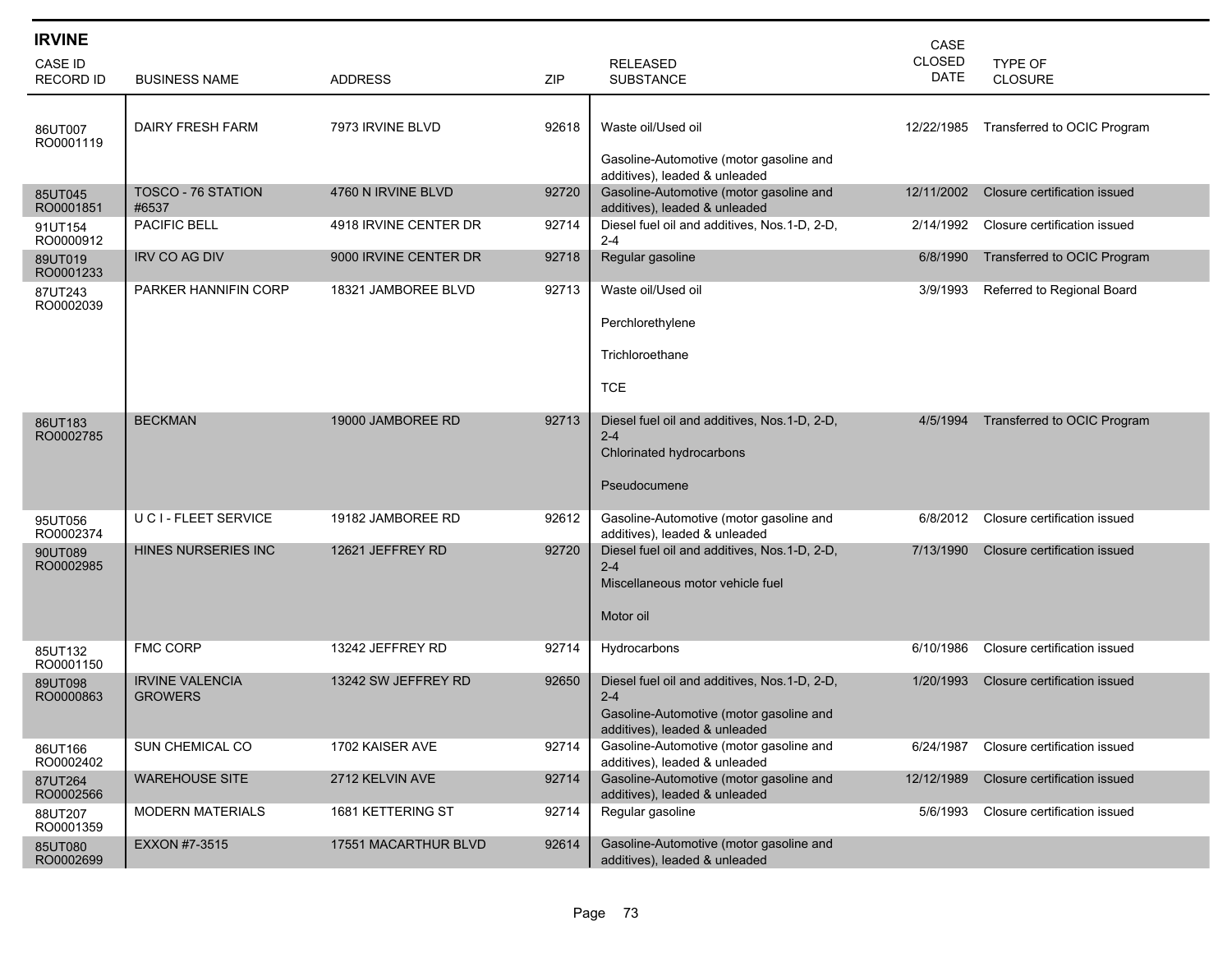## IRVINE

| CASE ID RECORD ID | BUSINESS NAME | ADDRESS | ZIP | RELEASED SUBSTANCE | CASE CLOSED DATE | TYPE OF CLOSURE |
|---|---|---|---|---|---|---|
| 86UT007 RO0001119 | DAIRY FRESH FARM | 7973 IRVINE BLVD | 92618 | Waste oil/Used oil<br><br>Gasoline-Automotive (motor gasoline and additives), leaded & unleaded | 12/22/1985 | Transferred to OCIC Program |
| 85UT045 RO0001851 | TOSCO - 76 STATION #6537 | 4760 N IRVINE BLVD | 92720 | Gasoline-Automotive (motor gasoline and additives), leaded & unleaded | 12/11/2002 | Closure certification issued |
| 91UT154 RO0000912 | PACIFIC BELL | 4918 IRVINE CENTER DR | 92714 | Diesel fuel oil and additives, Nos.1-D, 2-D, 2-4 | 2/14/1992 | Closure certification issued |
| 89UT019 RO0001233 | IRV CO AG DIV | 9000 IRVINE CENTER DR | 92718 | Regular gasoline | 6/8/1990 | Transferred to OCIC Program |
| 87UT243 RO0002039 | PARKER HANNIFIN CORP | 18321 JAMBOREE BLVD | 92713 | Waste oil/Used oil<br><br>Perchlorethylene<br><br>Trichloroethane<br><br>TCE | 3/9/1993 | Referred to Regional Board |
| 86UT183 RO0002785 | BECKMAN | 19000 JAMBOREE RD | 92713 | Diesel fuel oil and additives, Nos.1-D, 2-D, 2-4<br>Chlorinated hydrocarbons<br><br>Pseudocumene | 4/5/1994 | Transferred to OCIC Program |
| 95UT056 RO0002374 | U C I - FLEET SERVICE | 19182 JAMBOREE RD | 92612 | Gasoline-Automotive (motor gasoline and additives), leaded & unleaded | 6/8/2012 | Closure certification issued |
| 90UT089 RO0002985 | HINES NURSERIES INC | 12621 JEFFREY RD | 92720 | Diesel fuel oil and additives, Nos.1-D, 2-D, 2-4<br>Miscellaneous motor vehicle fuel<br><br>Motor oil | 7/13/1990 | Closure certification issued |
| 85UT132 RO0001150 | FMC CORP | 13242 JEFFREY RD | 92714 | Hydrocarbons | 6/10/1986 | Closure certification issued |
| 89UT098 RO0000863 | IRVINE VALENCIA GROWERS | 13242 SW JEFFREY RD | 92650 | Diesel fuel oil and additives, Nos.1-D, 2-D, 2-4<br>Gasoline-Automotive (motor gasoline and additives), leaded & unleaded | 1/20/1993 | Closure certification issued |
| 86UT166 RO0002402 | SUN CHEMICAL CO | 1702 KAISER AVE | 92714 | Gasoline-Automotive (motor gasoline and additives), leaded & unleaded | 6/24/1987 | Closure certification issued |
| 87UT264 RO0002566 | WAREHOUSE SITE | 2712 KELVIN AVE | 92714 | Gasoline-Automotive (motor gasoline and additives), leaded & unleaded | 12/12/1989 | Closure certification issued |
| 88UT207 RO0001359 | MODERN MATERIALS | 1681 KETTERING ST | 92714 | Regular gasoline | 5/6/1993 | Closure certification issued |
| 85UT080 RO0002699 | EXXON #7-3515 | 17551 MACARTHUR BLVD | 92614 | Gasoline-Automotive (motor gasoline and additives), leaded & unleaded | | |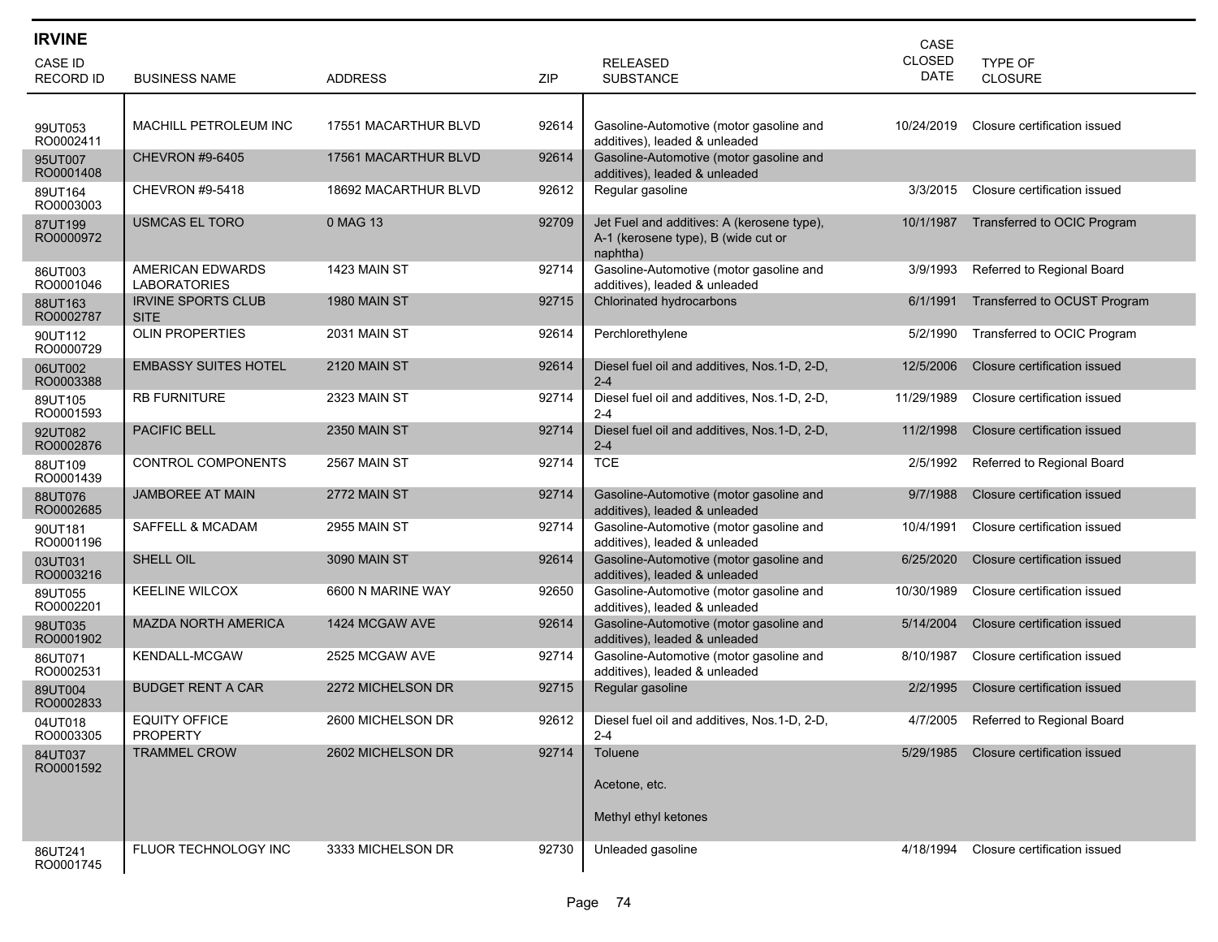## IRVINE

| CASE ID RECORD ID | BUSINESS NAME | ADDRESS | ZIP | RELEASED SUBSTANCE | CASE CLOSED DATE | TYPE OF CLOSURE |
|---|---|---|---|---|---|---|
| 99UT053 RO0002411 | MACHILL PETROLEUM INC | 17551 MACARTHUR BLVD | 92614 | Gasoline-Automotive (motor gasoline and additives), leaded & unleaded | 10/24/2019 | Closure certification issued |
| 95UT007 RO0001408 | CHEVRON #9-6405 | 17561 MACARTHUR BLVD | 92614 | Gasoline-Automotive (motor gasoline and additives), leaded & unleaded | | |
| 89UT164 RO0003003 | CHEVRON #9-5418 | 18692 MACARTHUR BLVD | 92612 | Regular gasoline | 3/3/2015 | Closure certification issued |
| 87UT199 RO0000972 | USMCAS EL TORO | 0 MAG 13 | 92709 | Jet Fuel and additives: A (kerosene type), A-1 (kerosene type), B (wide cut or naphtha) | 10/1/1987 | Transferred to OCIC Program |
| 86UT003 RO0001046 | AMERICAN EDWARDS LABORATORIES | 1423 MAIN ST | 92714 | Gasoline-Automotive (motor gasoline and additives), leaded & unleaded | 3/9/1993 | Referred to Regional Board |
| 88UT163 RO0002787 | IRVINE SPORTS CLUB SITE | 1980 MAIN ST | 92715 | Chlorinated hydrocarbons | 6/1/1991 | Transferred to OCUST Program |
| 90UT112 RO0000729 | OLIN PROPERTIES | 2031 MAIN ST | 92614 | Perchlorethylene | 5/2/1990 | Transferred to OCIC Program |
| 06UT002 RO0003388 | EMBASSY SUITES HOTEL | 2120 MAIN ST | 92614 | Diesel fuel oil and additives, Nos.1-D, 2-D, 2-4 | 12/5/2006 | Closure certification issued |
| 89UT105 RO0001593 | RB FURNITURE | 2323 MAIN ST | 92714 | Diesel fuel oil and additives, Nos.1-D, 2-D, 2-4 | 11/29/1989 | Closure certification issued |
| 92UT082 RO0002876 | PACIFIC BELL | 2350 MAIN ST | 92714 | Diesel fuel oil and additives, Nos.1-D, 2-D, 2-4 | 11/2/1998 | Closure certification issued |
| 88UT109 RO0001439 | CONTROL COMPONENTS | 2567 MAIN ST | 92714 | TCE | 2/5/1992 | Referred to Regional Board |
| 88UT076 RO0002685 | JAMBOREE AT MAIN | 2772 MAIN ST | 92714 | Gasoline-Automotive (motor gasoline and additives), leaded & unleaded | 9/7/1988 | Closure certification issued |
| 90UT181 RO0001196 | SAFFELL & MCADAM | 2955 MAIN ST | 92714 | Gasoline-Automotive (motor gasoline and additives), leaded & unleaded | 10/4/1991 | Closure certification issued |
| 03UT031 RO0003216 | SHELL OIL | 3090 MAIN ST | 92614 | Gasoline-Automotive (motor gasoline and additives), leaded & unleaded | 6/25/2020 | Closure certification issued |
| 89UT055 RO0002201 | KEELINE WILCOX | 6600 N MARINE WAY | 92650 | Gasoline-Automotive (motor gasoline and additives), leaded & unleaded | 10/30/1989 | Closure certification issued |
| 98UT035 RO0001902 | MAZDA NORTH AMERICA | 1424 MCGAW AVE | 92614 | Gasoline-Automotive (motor gasoline and additives), leaded & unleaded | 5/14/2004 | Closure certification issued |
| 86UT071 RO0002531 | KENDALL-MCGAW | 2525 MCGAW AVE | 92714 | Gasoline-Automotive (motor gasoline and additives), leaded & unleaded | 8/10/1987 | Closure certification issued |
| 89UT004 RO0002833 | BUDGET RENT A CAR | 2272 MICHELSON DR | 92715 | Regular gasoline | 2/2/1995 | Closure certification issued |
| 04UT018 RO0003305 | EQUITY OFFICE PROPERTY | 2600 MICHELSON DR | 92612 | Diesel fuel oil and additives, Nos.1-D, 2-D, 2-4 | 4/7/2005 | Referred to Regional Board |
| 84UT037 RO0001592 | TRAMMEL CROW | 2602 MICHELSON DR | 92714 | Toluene<br>Acetone, etc.<br>Methyl ethyl ketones | 5/29/1985 | Closure certification issued |
| 86UT241 RO0001745 | FLUOR TECHNOLOGY INC | 3333 MICHELSON DR | 92730 | Unleaded gasoline | 4/18/1994 | Closure certification issued |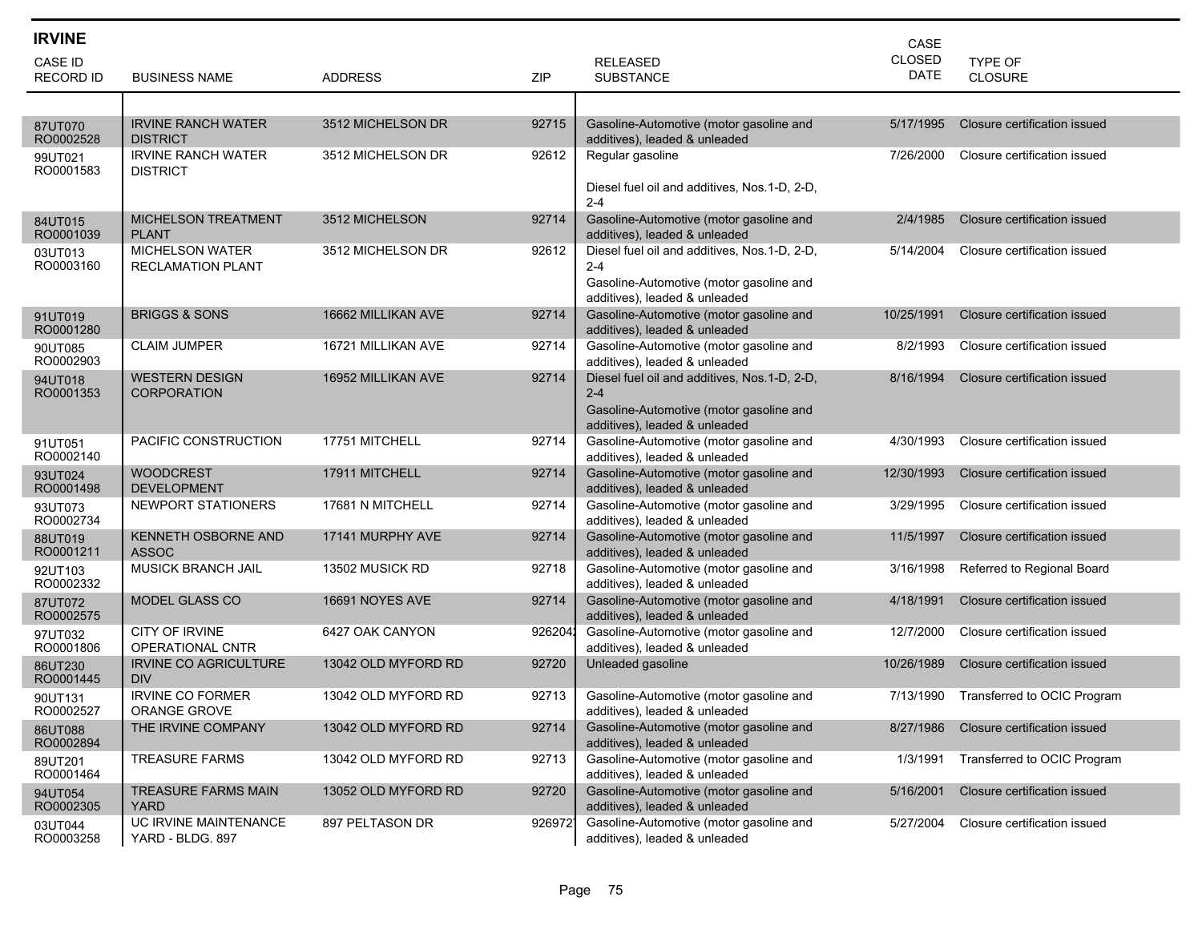## IRVINE

| CASE ID RECORD ID | BUSINESS NAME | ADDRESS | ZIP | RELEASED SUBSTANCE | CASE CLOSED DATE | TYPE OF CLOSURE |
|---|---|---|---|---|---|---|
| 87UT070 RO0002528 | IRVINE RANCH WATER DISTRICT | 3512 MICHELSON DR | 92715 | Gasoline-Automotive (motor gasoline and additives), leaded & unleaded | 5/17/1995 | Closure certification issued |
| 99UT021 RO0001583 | IRVINE RANCH WATER DISTRICT | 3512 MICHELSON DR | 92612 | Regular gasoline<br>Diesel fuel oil and additives, Nos.1-D, 2-D, 2-4 | 7/26/2000 | Closure certification issued |
| 84UT015 RO0001039 | MICHELSON TREATMENT PLANT | 3512 MICHELSON | 92714 | Gasoline-Automotive (motor gasoline and additives), leaded & unleaded | 2/4/1985 | Closure certification issued |
| 03UT013 RO0003160 | MICHELSON WATER RECLAMATION PLANT | 3512 MICHELSON DR | 92612 | Diesel fuel oil and additives, Nos.1-D, 2-D, 2-4<br>Gasoline-Automotive (motor gasoline and additives), leaded & unleaded | 5/14/2004 | Closure certification issued |
| 91UT019 RO0001280 | BRIGGS & SONS | 16662 MILLIKAN AVE | 92714 | Gasoline-Automotive (motor gasoline and additives), leaded & unleaded | 10/25/1991 | Closure certification issued |
| 90UT085 RO0002903 | CLAIM JUMPER | 16721 MILLIKAN AVE | 92714 | Gasoline-Automotive (motor gasoline and additives), leaded & unleaded | 8/2/1993 | Closure certification issued |
| 94UT018 RO0001353 | WESTERN DESIGN CORPORATION | 16952 MILLIKAN AVE | 92714 | Diesel fuel oil and additives, Nos.1-D, 2-D, 2-4<br>Gasoline-Automotive (motor gasoline and additives), leaded & unleaded | 8/16/1994 | Closure certification issued |
| 91UT051 RO0002140 | PACIFIC CONSTRUCTION | 17751 MITCHELL | 92714 | Gasoline-Automotive (motor gasoline and additives), leaded & unleaded | 4/30/1993 | Closure certification issued |
| 93UT024 RO0001498 | WOODCREST DEVELOPMENT | 17911 MITCHELL | 92714 | Gasoline-Automotive (motor gasoline and additives), leaded & unleaded | 12/30/1993 | Closure certification issued |
| 93UT073 RO0002734 | NEWPORT STATIONERS | 17681 N MITCHELL | 92714 | Gasoline-Automotive (motor gasoline and additives), leaded & unleaded | 3/29/1995 | Closure certification issued |
| 88UT019 RO0001211 | KENNETH OSBORNE AND ASSOC | 17141 MURPHY AVE | 92714 | Gasoline-Automotive (motor gasoline and additives), leaded & unleaded | 11/5/1997 | Closure certification issued |
| 92UT103 RO0002332 | MUSICK BRANCH JAIL | 13502 MUSICK RD | 92718 | Gasoline-Automotive (motor gasoline and additives), leaded & unleaded | 3/16/1998 | Referred to Regional Board |
| 87UT072 RO0002575 | MODEL GLASS CO | 16691 NOYES AVE | 92714 | Gasoline-Automotive (motor gasoline and additives), leaded & unleaded | 4/18/1991 | Closure certification issued |
| 97UT032 RO0001806 | CITY OF IRVINE OPERATIONAL CNTR | 6427 OAK CANYON | 926204 | Gasoline-Automotive (motor gasoline and additives), leaded & unleaded | 12/7/2000 | Closure certification issued |
| 86UT230 RO0001445 | IRVINE CO AGRICULTURE DIV | 13042 OLD MYFORD RD | 92720 | Unleaded gasoline | 10/26/1989 | Closure certification issued |
| 90UT131 RO0002527 | IRVINE CO FORMER ORANGE GROVE | 13042 OLD MYFORD RD | 92713 | Gasoline-Automotive (motor gasoline and additives), leaded & unleaded | 7/13/1990 | Transferred to OCIC Program |
| 86UT088 RO0002894 | THE IRVINE COMPANY | 13042 OLD MYFORD RD | 92714 | Gasoline-Automotive (motor gasoline and additives), leaded & unleaded | 8/27/1986 | Closure certification issued |
| 89UT201 RO0001464 | TREASURE FARMS | 13042 OLD MYFORD RD | 92713 | Gasoline-Automotive (motor gasoline and additives), leaded & unleaded | 1/3/1991 | Transferred to OCIC Program |
| 94UT054 RO0002305 | TREASURE FARMS MAIN YARD | 13052 OLD MYFORD RD | 92720 | Gasoline-Automotive (motor gasoline and additives), leaded & unleaded | 5/16/2001 | Closure certification issued |
| 03UT044 RO0003258 | UC IRVINE MAINTENANCE YARD - BLDG. 897 | 897 PELTASON DR | 926972 | Gasoline-Automotive (motor gasoline and additives), leaded & unleaded | 5/27/2004 | Closure certification issued |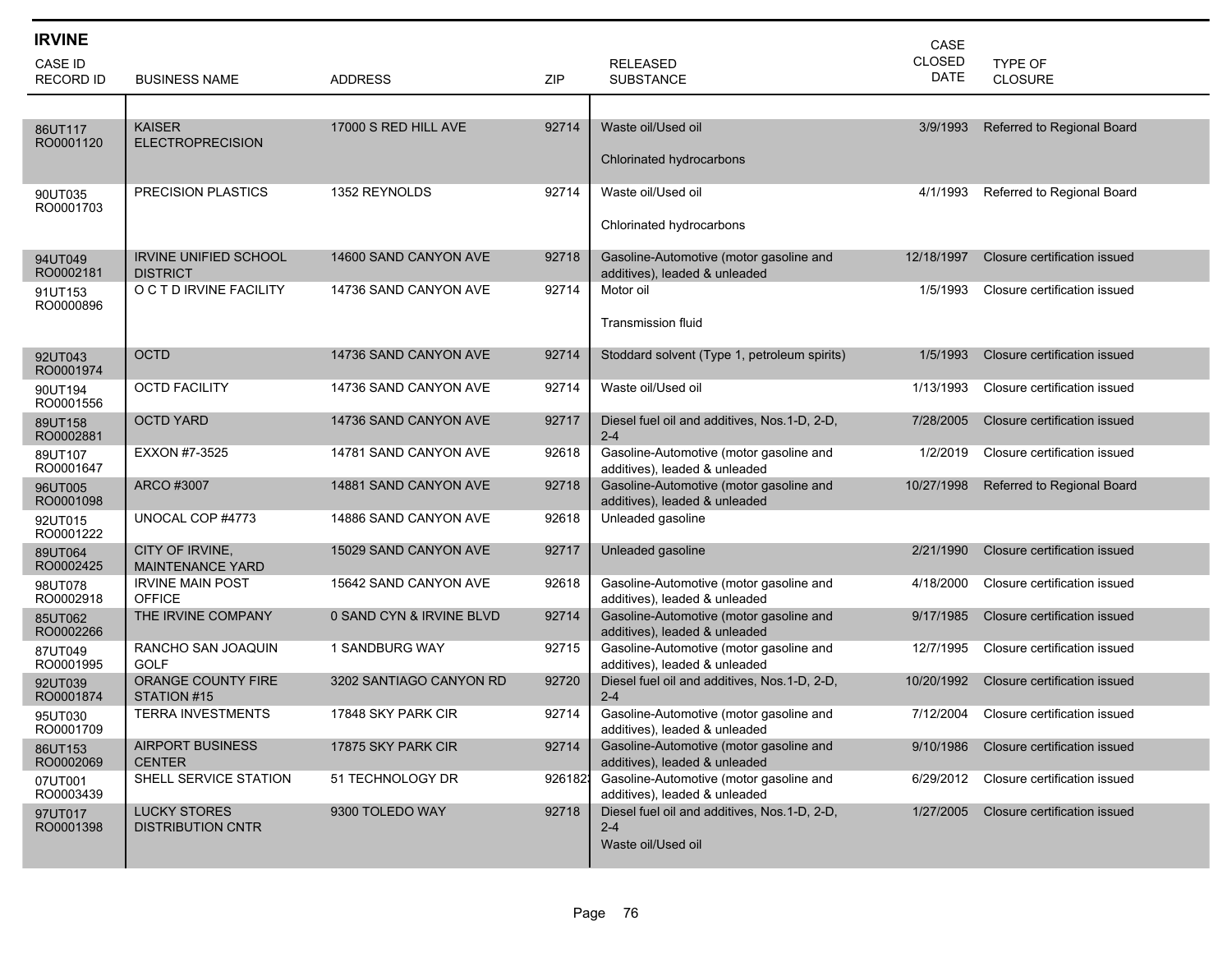## IRVINE

| CASE ID RECORD ID | BUSINESS NAME | ADDRESS | ZIP | RELEASED SUBSTANCE | CASE CLOSED DATE | TYPE OF CLOSURE |
|---|---|---|---|---|---|---|
| 86UT117 RO0001120 | KAISER ELECTROPRECISION | 17000 S RED HILL AVE | 92714 | Waste oil/Used oil<br>Chlorinated hydrocarbons | 3/9/1993 | Referred to Regional Board |
| 90UT035 RO0001703 | PRECISION PLASTICS | 1352 REYNOLDS | 92714 | Waste oil/Used oil<br>Chlorinated hydrocarbons | 4/1/1993 | Referred to Regional Board |
| 94UT049 RO0002181 | IRVINE UNIFIED SCHOOL DISTRICT | 14600 SAND CANYON AVE | 92718 | Gasoline-Automotive (motor gasoline and additives), leaded & unleaded | 12/18/1997 | Closure certification issued |
| 91UT153 RO0000896 | O C T D IRVINE FACILITY | 14736 SAND CANYON AVE | 92714 | Motor oil<br>Transmission fluid | 1/5/1993 | Closure certification issued |
| 92UT043 RO0001974 | OCTD | 14736 SAND CANYON AVE | 92714 | Stoddard solvent (Type 1, petroleum spirits) | 1/5/1993 | Closure certification issued |
| 90UT194 RO0001556 | OCTD FACILITY | 14736 SAND CANYON AVE | 92714 | Waste oil/Used oil | 1/13/1993 | Closure certification issued |
| 89UT158 RO0002881 | OCTD YARD | 14736 SAND CANYON AVE | 92717 | Diesel fuel oil and additives, Nos.1-D, 2-D, 2-4 | 7/28/2005 | Closure certification issued |
| 89UT107 RO0001647 | EXXON #7-3525 | 14781 SAND CANYON AVE | 92618 | Gasoline-Automotive (motor gasoline and additives), leaded & unleaded | 1/2/2019 | Closure certification issued |
| 96UT005 RO0001098 | ARCO #3007 | 14881 SAND CANYON AVE | 92718 | Gasoline-Automotive (motor gasoline and additives), leaded & unleaded | 10/27/1998 | Referred to Regional Board |
| 92UT015 RO0001222 | UNOCAL COP #4773 | 14886 SAND CANYON AVE | 92618 | Unleaded gasoline | | |
| 89UT064 RO0002425 | CITY OF IRVINE, MAINTENANCE YARD | 15029 SAND CANYON AVE | 92717 | Unleaded gasoline | 2/21/1990 | Closure certification issued |
| 98UT078 RO0002918 | IRVINE MAIN POST OFFICE | 15642 SAND CANYON AVE | 92618 | Gasoline-Automotive (motor gasoline and additives), leaded & unleaded | 4/18/2000 | Closure certification issued |
| 85UT062 RO0002266 | THE IRVINE COMPANY | 0 SAND CYN & IRVINE BLVD | 92714 | Gasoline-Automotive (motor gasoline and additives), leaded & unleaded | 9/17/1985 | Closure certification issued |
| 87UT049 RO0001995 | RANCHO SAN JOAQUIN GOLF | 1 SANDBURG WAY | 92715 | Gasoline-Automotive (motor gasoline and additives), leaded & unleaded | 12/7/1995 | Closure certification issued |
| 92UT039 RO0001874 | ORANGE COUNTY FIRE STATION #15 | 3202 SANTIAGO CANYON RD | 92720 | Diesel fuel oil and additives, Nos.1-D, 2-D, 2-4 | 10/20/1992 | Closure certification issued |
| 95UT030 RO0001709 | TERRA INVESTMENTS | 17848 SKY PARK CIR | 92714 | Gasoline-Automotive (motor gasoline and additives), leaded & unleaded | 7/12/2004 | Closure certification issued |
| 86UT153 RO0002069 | AIRPORT BUSINESS CENTER | 17875 SKY PARK CIR | 92714 | Gasoline-Automotive (motor gasoline and additives), leaded & unleaded | 9/10/1986 | Closure certification issued |
| 07UT001 RO0003439 | SHELL SERVICE STATION | 51 TECHNOLOGY DR | 926182 | Gasoline-Automotive (motor gasoline and additives), leaded & unleaded | 6/29/2012 | Closure certification issued |
| 97UT017 RO0001398 | LUCKY STORES DISTRIBUTION CNTR | 9300 TOLEDO WAY | 92718 | Diesel fuel oil and additives, Nos.1-D, 2-D, 2-4<br>Waste oil/Used oil | 1/27/2005 | Closure certification issued |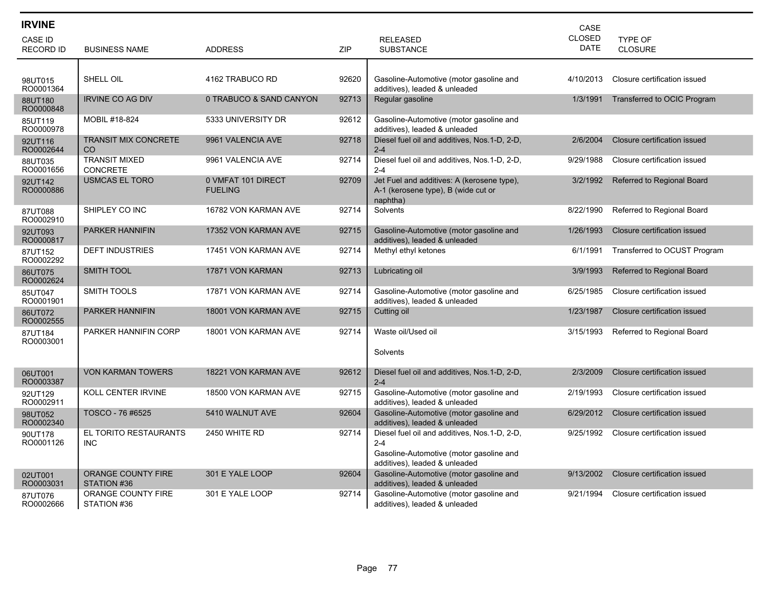## IRVINE

| CASE ID RECORD ID | BUSINESS NAME | ADDRESS | ZIP | RELEASED SUBSTANCE | CASE CLOSED DATE | TYPE OF CLOSURE |
|---|---|---|---|---|---|---|
| 98UT015 RO0001364 | SHELL OIL | 4162 TRABUCO RD | 92620 | Gasoline-Automotive (motor gasoline and additives), leaded & unleaded | 4/10/2013 | Closure certification issued |
| 88UT180 RO0000848 | IRVINE CO AG DIV | 0 TRABUCO & SAND CANYON | 92713 | Regular gasoline | 1/3/1991 | Transferred to OCIC Program |
| 85UT119 RO0000978 | MOBIL #18-824 | 5333 UNIVERSITY DR | 92612 | Gasoline-Automotive (motor gasoline and additives), leaded & unleaded | | |
| 92UT116 RO0002644 | TRANSIT MIX CONCRETE CO | 9961 VALENCIA AVE | 92718 | Diesel fuel oil and additives, Nos.1-D, 2-D, 2-4 | 2/6/2004 | Closure certification issued |
| 88UT035 RO0001656 | TRANSIT MIXED CONCRETE | 9961 VALENCIA AVE | 92714 | Diesel fuel oil and additives, Nos.1-D, 2-D, 2-4 | 9/29/1988 | Closure certification issued |
| 92UT142 RO0000886 | USMCAS EL TORO | 0 VMFAT 101 DIRECT FUELING | 92709 | Jet Fuel and additives: A (kerosene type), A-1 (kerosene type), B (wide cut or naphtha) | 3/2/1992 | Referred to Regional Board |
| 87UT088 RO0002910 | SHIPLEY CO INC | 16782 VON KARMAN AVE | 92714 | Solvents | 8/22/1990 | Referred to Regional Board |
| 92UT093 RO0000817 | PARKER HANNIFIN | 17352 VON KARMAN AVE | 92715 | Gasoline-Automotive (motor gasoline and additives), leaded & unleaded | 1/26/1993 | Closure certification issued |
| 87UT152 RO0002292 | DEFT INDUSTRIES | 17451 VON KARMAN AVE | 92714 | Methyl ethyl ketones | 6/1/1991 | Transferred to OCUST Program |
| 86UT075 RO0002624 | SMITH TOOL | 17871 VON KARMAN | 92713 | Lubricating oil | 3/9/1993 | Referred to Regional Board |
| 85UT047 RO0001901 | SMITH TOOLS | 17871 VON KARMAN AVE | 92714 | Gasoline-Automotive (motor gasoline and additives), leaded & unleaded | 6/25/1985 | Closure certification issued |
| 86UT072 RO0002555 | PARKER HANNIFIN | 18001 VON KARMAN AVE | 92715 | Cutting oil | 1/23/1987 | Closure certification issued |
| 87UT184 RO0003001 | PARKER HANNIFIN CORP | 18001 VON KARMAN AVE | 92714 | Waste oil/Used oil<br>Solvents | 3/15/1993 | Referred to Regional Board |
| 06UT001 RO0003387 | VON KARMAN TOWERS | 18221 VON KARMAN AVE | 92612 | Diesel fuel oil and additives, Nos.1-D, 2-D, 2-4 | 2/3/2009 | Closure certification issued |
| 92UT129 RO0002911 | KOLL CENTER IRVINE | 18500 VON KARMAN AVE | 92715 | Gasoline-Automotive (motor gasoline and additives), leaded & unleaded | 2/19/1993 | Closure certification issued |
| 98UT052 RO0002340 | TOSCO - 76 #6525 | 5410 WALNUT AVE | 92604 | Gasoline-Automotive (motor gasoline and additives), leaded & unleaded | 6/29/2012 | Closure certification issued |
| 90UT178 RO0001126 | EL TORITO RESTAURANTS INC | 2450 WHITE RD | 92714 | Diesel fuel oil and additives, Nos.1-D, 2-D, 2-4<br>Gasoline-Automotive (motor gasoline and additives), leaded & unleaded | 9/25/1992 | Closure certification issued |
| 02UT001 RO0003031 | ORANGE COUNTY FIRE STATION #36 | 301 E YALE LOOP | 92604 | Gasoline-Automotive (motor gasoline and additives), leaded & unleaded | 9/13/2002 | Closure certification issued |
| 87UT076 RO0002666 | ORANGE COUNTY FIRE STATION #36 | 301 E YALE LOOP | 92714 | Gasoline-Automotive (motor gasoline and additives), leaded & unleaded | 9/21/1994 | Closure certification issued |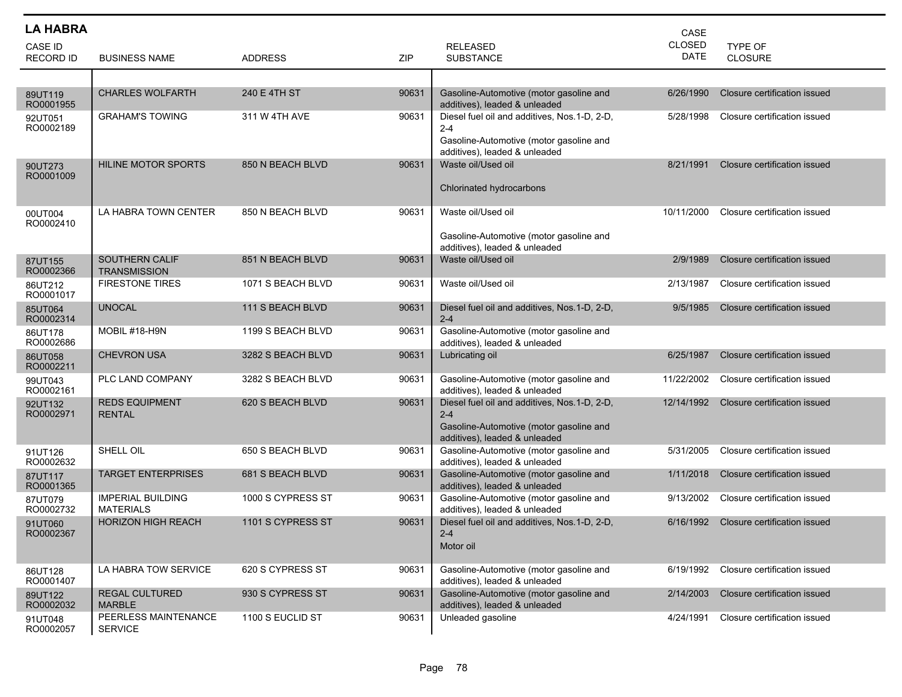## LA HABRA

| CASE ID<br>RECORD ID | BUSINESS NAME | ADDRESS | ZIP | RELEASED SUBSTANCE | CASE CLOSED DATE | TYPE OF CLOSURE |
|---|---|---|---|---|---|---|
| 89UT119<br>RO0001955 | CHARLES WOLFARTH | 240 E 4TH ST | 90631 | Gasoline-Automotive (motor gasoline and additives), leaded & unleaded | 6/26/1990 | Closure certification issued |
| 92UT051<br>RO0002189 | GRAHAM'S TOWING | 311 W 4TH AVE | 90631 | Diesel fuel oil and additives, Nos.1-D, 2-D, 2-4<br>Gasoline-Automotive (motor gasoline and additives), leaded & unleaded | 5/28/1998 | Closure certification issued |
| 90UT273<br>RO0001009 | HILINE MOTOR SPORTS | 850 N BEACH BLVD | 90631 | Waste oil/Used oil<br>Chlorinated hydrocarbons | 8/21/1991 | Closure certification issued |
| 00UT004<br>RO0002410 | LA HABRA TOWN CENTER | 850 N BEACH BLVD | 90631 | Waste oil/Used oil<br>Gasoline-Automotive (motor gasoline and additives), leaded & unleaded | 10/11/2000 | Closure certification issued |
| 87UT155<br>RO0002366 | SOUTHERN CALIF TRANSMISSION | 851 N BEACH BLVD | 90631 | Waste oil/Used oil | 2/9/1989 | Closure certification issued |
| 86UT212<br>RO0001017 | FIRESTONE TIRES | 1071 S BEACH BLVD | 90631 | Waste oil/Used oil | 2/13/1987 | Closure certification issued |
| 85UT064<br>RO0002314 | UNOCAL | 111 S BEACH BLVD | 90631 | Diesel fuel oil and additives, Nos.1-D, 2-D, 2-4 | 9/5/1985 | Closure certification issued |
| 86UT178<br>RO0002686 | MOBIL #18-H9N | 1199 S BEACH BLVD | 90631 | Gasoline-Automotive (motor gasoline and additives), leaded & unleaded | | |
| 86UT058<br>RO0002211 | CHEVRON USA | 3282 S BEACH BLVD | 90631 | Lubricating oil | 6/25/1987 | Closure certification issued |
| 99UT043<br>RO0002161 | PLC LAND COMPANY | 3282 S BEACH BLVD | 90631 | Gasoline-Automotive (motor gasoline and additives), leaded & unleaded | 11/22/2002 | Closure certification issued |
| 92UT132<br>RO0002971 | REDS EQUIPMENT RENTAL | 620 S BEACH BLVD | 90631 | Diesel fuel oil and additives, Nos.1-D, 2-D, 2-4<br>Gasoline-Automotive (motor gasoline and additives), leaded & unleaded | 12/14/1992 | Closure certification issued |
| 91UT126<br>RO0002632 | SHELL OIL | 650 S BEACH BLVD | 90631 | Gasoline-Automotive (motor gasoline and additives), leaded & unleaded | 5/31/2005 | Closure certification issued |
| 87UT117<br>RO0001365 | TARGET ENTERPRISES | 681 S BEACH BLVD | 90631 | Gasoline-Automotive (motor gasoline and additives), leaded & unleaded | 1/11/2018 | Closure certification issued |
| 87UT079<br>RO0002732 | IMPERIAL BUILDING MATERIALS | 1000 S CYPRESS ST | 90631 | Gasoline-Automotive (motor gasoline and additives), leaded & unleaded | 9/13/2002 | Closure certification issued |
| 91UT060<br>RO0002367 | HORIZON HIGH REACH | 1101 S CYPRESS ST | 90631 | Diesel fuel oil and additives, Nos.1-D, 2-D, 2-4<br>Motor oil | 6/16/1992 | Closure certification issued |
| 86UT128<br>RO0001407 | LA HABRA TOW SERVICE | 620 S CYPRESS ST | 90631 | Gasoline-Automotive (motor gasoline and additives), leaded & unleaded | 6/19/1992 | Closure certification issued |
| 89UT122<br>RO0002032 | REGAL CULTURED MARBLE | 930 S CYPRESS ST | 90631 | Gasoline-Automotive (motor gasoline and additives), leaded & unleaded | 2/14/2003 | Closure certification issued |
| 91UT048<br>RO0002057 | PEERLESS MAINTENANCE SERVICE | 1100 S EUCLID ST | 90631 | Unleaded gasoline | 4/24/1991 | Closure certification issued |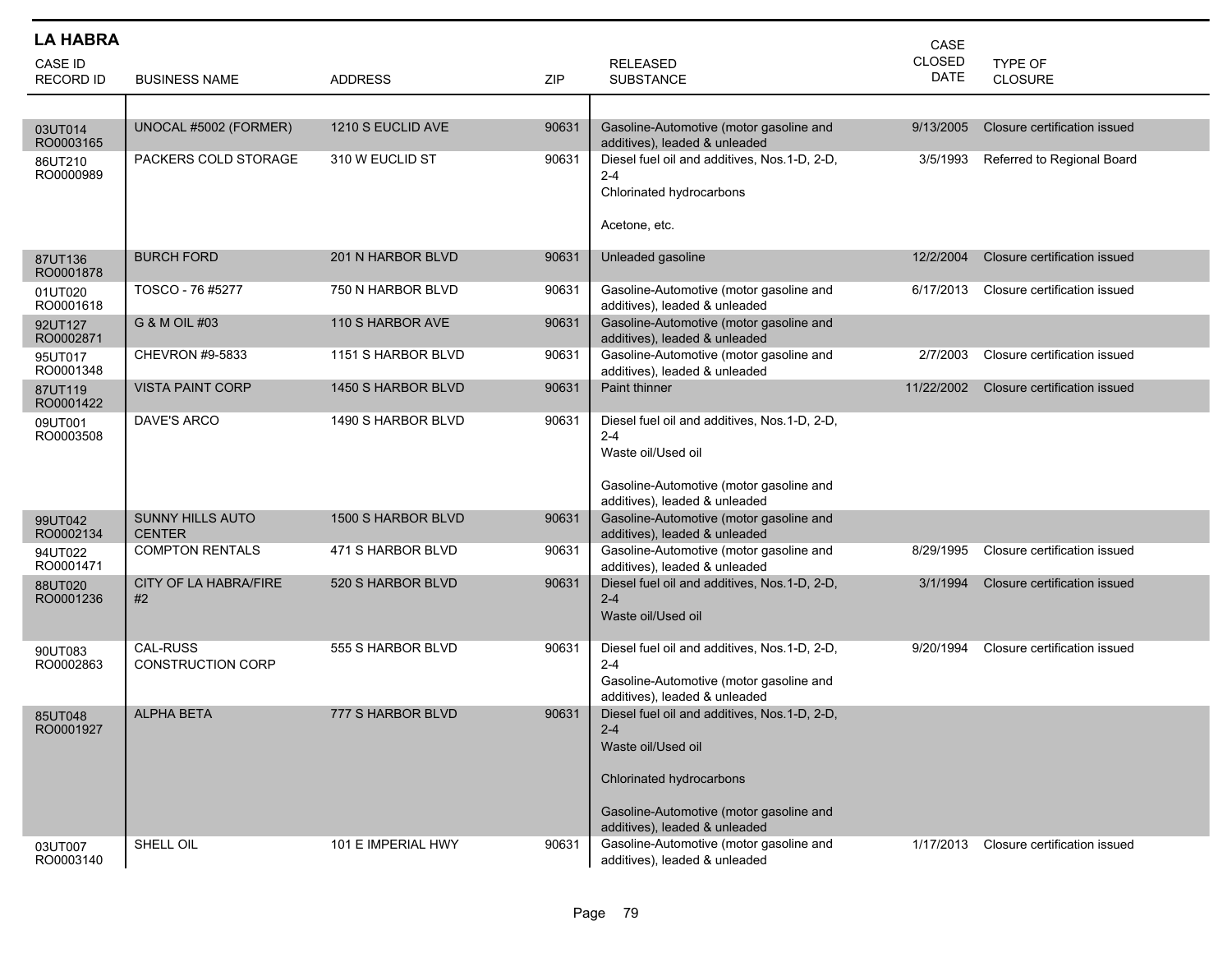## LA HABRA

| CASE ID<br>RECORD ID | BUSINESS NAME | ADDRESS | ZIP | RELEASED SUBSTANCE | CASE CLOSED DATE | TYPE OF CLOSURE |
|---|---|---|---|---|---|---|
| 03UT014<br>RO0003165 | UNOCAL #5002 (FORMER) | 1210 S EUCLID AVE | 90631 | Gasoline-Automotive (motor gasoline and additives), leaded & unleaded | 9/13/2005 | Closure certification issued |
| 86UT210<br>RO0000989 | PACKERS COLD STORAGE | 310 W EUCLID ST | 90631 | Diesel fuel oil and additives, Nos.1-D, 2-D, 2-4<br>Chlorinated hydrocarbons<br>Acetone, etc. | 3/5/1993 | Referred to Regional Board |
| 87UT136<br>RO0001878 | BURCH FORD | 201 N HARBOR BLVD | 90631 | Unleaded gasoline | 12/2/2004 | Closure certification issued |
| 01UT020<br>RO0001618 | TOSCO - 76 #5277 | 750 N HARBOR BLVD | 90631 | Gasoline-Automotive (motor gasoline and additives), leaded & unleaded | 6/17/2013 | Closure certification issued |
| 92UT127<br>RO0002871 | G & M OIL #03 | 110 S HARBOR AVE | 90631 | Gasoline-Automotive (motor gasoline and additives), leaded & unleaded | | |
| 95UT017<br>RO0001348 | CHEVRON #9-5833 | 1151 S HARBOR BLVD | 90631 | Gasoline-Automotive (motor gasoline and additives), leaded & unleaded | 2/7/2003 | Closure certification issued |
| 87UT119<br>RO0001422 | VISTA PAINT CORP | 1450 S HARBOR BLVD | 90631 | Paint thinner | 11/22/2002 | Closure certification issued |
| 09UT001<br>RO0003508 | DAVE'S ARCO | 1490 S HARBOR BLVD | 90631 | Diesel fuel oil and additives, Nos.1-D, 2-D, 2-4<br>Waste oil/Used oil<br>Gasoline-Automotive (motor gasoline and additives), leaded & unleaded | | |
| 99UT042<br>RO0002134 | SUNNY HILLS AUTO CENTER | 1500 S HARBOR BLVD | 90631 | Gasoline-Automotive (motor gasoline and additives), leaded & unleaded | | |
| 94UT022<br>RO0001471 | COMPTON RENTALS | 471 S HARBOR BLVD | 90631 | Gasoline-Automotive (motor gasoline and additives), leaded & unleaded | 8/29/1995 | Closure certification issued |
| 88UT020<br>RO0001236 | CITY OF LA HABRA/FIRE #2 | 520 S HARBOR BLVD | 90631 | Diesel fuel oil and additives, Nos.1-D, 2-D, 2-4<br>Waste oil/Used oil | 3/1/1994 | Closure certification issued |
| 90UT083<br>RO0002863 | CAL-RUSS CONSTRUCTION CORP | 555 S HARBOR BLVD | 90631 | Diesel fuel oil and additives, Nos.1-D, 2-D, 2-4<br>Gasoline-Automotive (motor gasoline and additives), leaded & unleaded | 9/20/1994 | Closure certification issued |
| 85UT048<br>RO0001927 | ALPHA BETA | 777 S HARBOR BLVD | 90631 | Diesel fuel oil and additives, Nos.1-D, 2-D, 2-4<br>Waste oil/Used oil<br>Chlorinated hydrocarbons<br>Gasoline-Automotive (motor gasoline and additives), leaded & unleaded | | |
| 03UT007<br>RO0003140 | SHELL OIL | 101 E IMPERIAL HWY | 90631 | Gasoline-Automotive (motor gasoline and additives), leaded & unleaded | 1/17/2013 | Closure certification issued |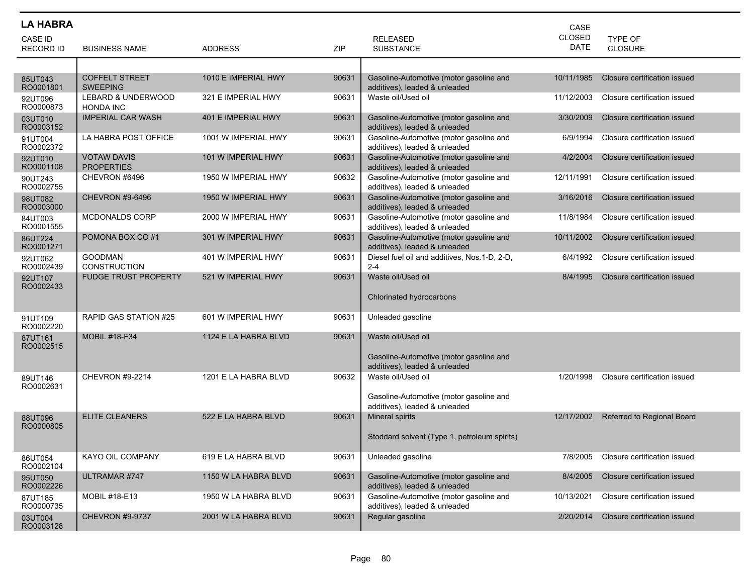## LA HABRA

| CASE ID RECORD ID | BUSINESS NAME | ADDRESS | ZIP | RELEASED SUBSTANCE | CASE CLOSED DATE | TYPE OF CLOSURE |
|---|---|---|---|---|---|---|
| 85UT043 RO0001801 | COFFELT STREET SWEEPING | 1010 E IMPERIAL HWY | 90631 | Gasoline-Automotive (motor gasoline and additives), leaded & unleaded | 10/11/1985 | Closure certification issued |
| 92UT096 RO0000873 | LEBARD & UNDERWOOD HONDA INC | 321 E IMPERIAL HWY | 90631 | Waste oil/Used oil | 11/12/2003 | Closure certification issued |
| 03UT010 RO0003152 | IMPERIAL CAR WASH | 401 E IMPERIAL HWY | 90631 | Gasoline-Automotive (motor gasoline and additives), leaded & unleaded | 3/30/2009 | Closure certification issued |
| 91UT004 RO0002372 | LA HABRA POST OFFICE | 1001 W IMPERIAL HWY | 90631 | Gasoline-Automotive (motor gasoline and additives), leaded & unleaded | 6/9/1994 | Closure certification issued |
| 92UT010 RO0001108 | VOTAW DAVIS PROPERTIES | 101 W IMPERIAL HWY | 90631 | Gasoline-Automotive (motor gasoline and additives), leaded & unleaded | 4/2/2004 | Closure certification issued |
| 90UT243 RO0002755 | CHEVRON #6496 | 1950 W IMPERIAL HWY | 90632 | Gasoline-Automotive (motor gasoline and additives), leaded & unleaded | 12/11/1991 | Closure certification issued |
| 98UT082 RO0003000 | CHEVRON #9-6496 | 1950 W IMPERIAL HWY | 90631 | Gasoline-Automotive (motor gasoline and additives), leaded & unleaded | 3/16/2016 | Closure certification issued |
| 84UT003 RO0001555 | MCDONALDS CORP | 2000 W IMPERIAL HWY | 90631 | Gasoline-Automotive (motor gasoline and additives), leaded & unleaded | 11/8/1984 | Closure certification issued |
| 86UT224 RO0001271 | POMONA BOX CO #1 | 301 W IMPERIAL HWY | 90631 | Gasoline-Automotive (motor gasoline and additives), leaded & unleaded | 10/11/2002 | Closure certification issued |
| 92UT062 RO0002439 | GOODMAN CONSTRUCTION | 401 W IMPERIAL HWY | 90631 | Diesel fuel oil and additives, Nos.1-D, 2-D, 2-4 | 6/4/1992 | Closure certification issued |
| 92UT107 RO0002433 | FUDGE TRUST PROPERTY | 521 W IMPERIAL HWY | 90631 | Waste oil/Used oil<br><br>Chlorinated hydrocarbons | 8/4/1995 | Closure certification issued |
| 91UT109 RO0002220 | RAPID GAS STATION #25 | 601 W IMPERIAL HWY | 90631 | Unleaded gasoline | | |
| 87UT161 RO0002515 | MOBIL #18-F34 | 1124 E LA HABRA BLVD | 90631 | Waste oil/Used oil<br><br>Gasoline-Automotive (motor gasoline and additives), leaded & unleaded | | |
| 89UT146 RO0002631 | CHEVRON #9-2214 | 1201 E LA HABRA BLVD | 90632 | Waste oil/Used oil<br><br>Gasoline-Automotive (motor gasoline and additives), leaded & unleaded | 1/20/1998 | Closure certification issued |
| 88UT096 RO0000805 | ELITE CLEANERS | 522 E LA HABRA BLVD | 90631 | Mineral spirits<br><br>Stoddard solvent (Type 1, petroleum spirits) | 12/17/2002 | Referred to Regional Board |
| 86UT054 RO0002104 | KAYO OIL COMPANY | 619 E LA HABRA BLVD | 90631 | Unleaded gasoline | 7/8/2005 | Closure certification issued |
| 95UT050 RO0002226 | ULTRAMAR #747 | 1150 W LA HABRA BLVD | 90631 | Gasoline-Automotive (motor gasoline and additives), leaded & unleaded | 8/4/2005 | Closure certification issued |
| 87UT185 RO0000735 | MOBIL #18-E13 | 1950 W LA HABRA BLVD | 90631 | Gasoline-Automotive (motor gasoline and additives), leaded & unleaded | 10/13/2021 | Closure certification issued |
| 03UT004 RO0003128 | CHEVRON #9-9737 | 2001 W LA HABRA BLVD | 90631 | Regular gasoline | 2/20/2014 | Closure certification issued |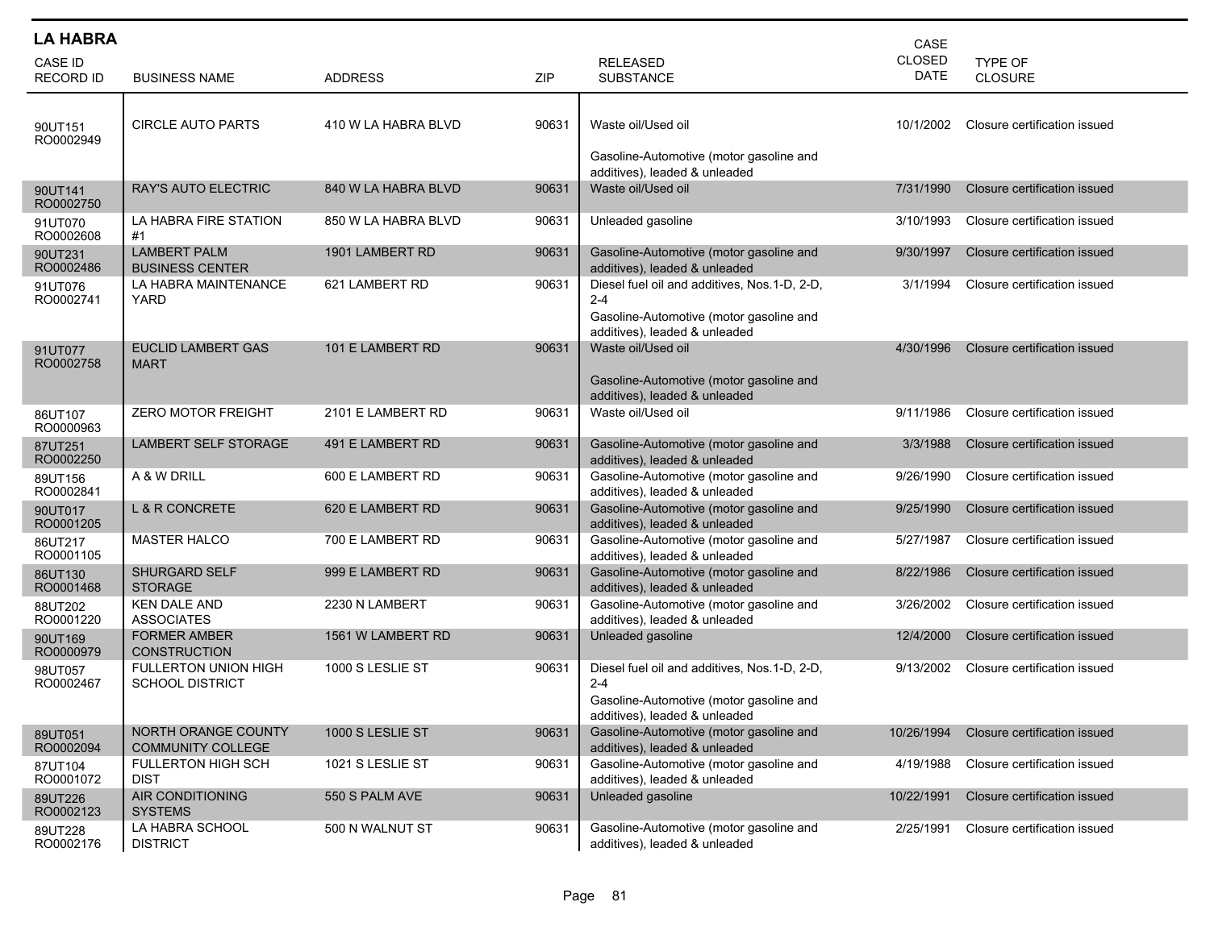## LA HABRA

| CASE ID<br>RECORD ID | BUSINESS NAME | ADDRESS | ZIP | RELEASED SUBSTANCE | CASE CLOSED DATE | TYPE OF CLOSURE |
|---|---|---|---|---|---|---|
| 90UT151<br>RO0002949 | CIRCLE AUTO PARTS | 410 W LA HABRA BLVD | 90631 | Waste oil/Used oil<br><br>Gasoline-Automotive (motor gasoline and additives), leaded & unleaded | 10/1/2002 | Closure certification issued |
| 90UT141<br>RO0002750 | RAY'S AUTO ELECTRIC | 840 W LA HABRA BLVD | 90631 | Waste oil/Used oil | 7/31/1990 | Closure certification issued |
| 91UT070<br>RO0002608 | LA HABRA FIRE STATION #1 | 850 W LA HABRA BLVD | 90631 | Unleaded gasoline | 3/10/1993 | Closure certification issued |
| 90UT231<br>RO0002486 | LAMBERT PALM BUSINESS CENTER | 1901 LAMBERT RD | 90631 | Gasoline-Automotive (motor gasoline and additives), leaded & unleaded | 9/30/1997 | Closure certification issued |
| 91UT076<br>RO0002741 | LA HABRA MAINTENANCE YARD | 621 LAMBERT RD | 90631 | Diesel fuel oil and additives, Nos.1-D, 2-D, 2-4<br>Gasoline-Automotive (motor gasoline and additives), leaded & unleaded | 3/1/1994 | Closure certification issued |
| 91UT077<br>RO0002758 | EUCLID LAMBERT GAS MART | 101 E LAMBERT RD | 90631 | Waste oil/Used oil<br><br>Gasoline-Automotive (motor gasoline and additives), leaded & unleaded | 4/30/1996 | Closure certification issued |
| 86UT107<br>RO0000963 | ZERO MOTOR FREIGHT | 2101 E LAMBERT RD | 90631 | Waste oil/Used oil | 9/11/1986 | Closure certification issued |
| 87UT251<br>RO0002250 | LAMBERT SELF STORAGE | 491 E LAMBERT RD | 90631 | Gasoline-Automotive (motor gasoline and additives), leaded & unleaded | 3/3/1988 | Closure certification issued |
| 89UT156<br>RO0002841 | A & W DRILL | 600 E LAMBERT RD | 90631 | Gasoline-Automotive (motor gasoline and additives), leaded & unleaded | 9/26/1990 | Closure certification issued |
| 90UT017<br>RO0001205 | L & R CONCRETE | 620 E LAMBERT RD | 90631 | Gasoline-Automotive (motor gasoline and additives), leaded & unleaded | 9/25/1990 | Closure certification issued |
| 86UT217<br>RO0001105 | MASTER HALCO | 700 E LAMBERT RD | 90631 | Gasoline-Automotive (motor gasoline and additives), leaded & unleaded | 5/27/1987 | Closure certification issued |
| 86UT130<br>RO0001468 | SHURGARD SELF STORAGE | 999 E LAMBERT RD | 90631 | Gasoline-Automotive (motor gasoline and additives), leaded & unleaded | 8/22/1986 | Closure certification issued |
| 88UT202<br>RO0001220 | KEN DALE AND ASSOCIATES | 2230 N LAMBERT | 90631 | Gasoline-Automotive (motor gasoline and additives), leaded & unleaded | 3/26/2002 | Closure certification issued |
| 90UT169<br>RO0000979 | FORMER AMBER CONSTRUCTION | 1561 W LAMBERT RD | 90631 | Unleaded gasoline | 12/4/2000 | Closure certification issued |
| 98UT057<br>RO0002467 | FULLERTON UNION HIGH SCHOOL DISTRICT | 1000 S LESLIE ST | 90631 | Diesel fuel oil and additives, Nos.1-D, 2-D, 2-4<br>Gasoline-Automotive (motor gasoline and additives), leaded & unleaded | 9/13/2002 | Closure certification issued |
| 89UT051<br>RO0002094 | NORTH ORANGE COUNTY COMMUNITY COLLEGE | 1000 S LESLIE ST | 90631 | Gasoline-Automotive (motor gasoline and additives), leaded & unleaded | 10/26/1994 | Closure certification issued |
| 87UT104<br>RO0001072 | FULLERTON HIGH SCH DIST | 1021 S LESLIE ST | 90631 | Gasoline-Automotive (motor gasoline and additives), leaded & unleaded | 4/19/1988 | Closure certification issued |
| 89UT226<br>RO0002123 | AIR CONDITIONING SYSTEMS | 550 S PALM AVE | 90631 | Unleaded gasoline | 10/22/1991 | Closure certification issued |
| 89UT228<br>RO0002176 | LA HABRA SCHOOL DISTRICT | 500 N WALNUT ST | 90631 | Gasoline-Automotive (motor gasoline and additives), leaded & unleaded | 2/25/1991 | Closure certification issued |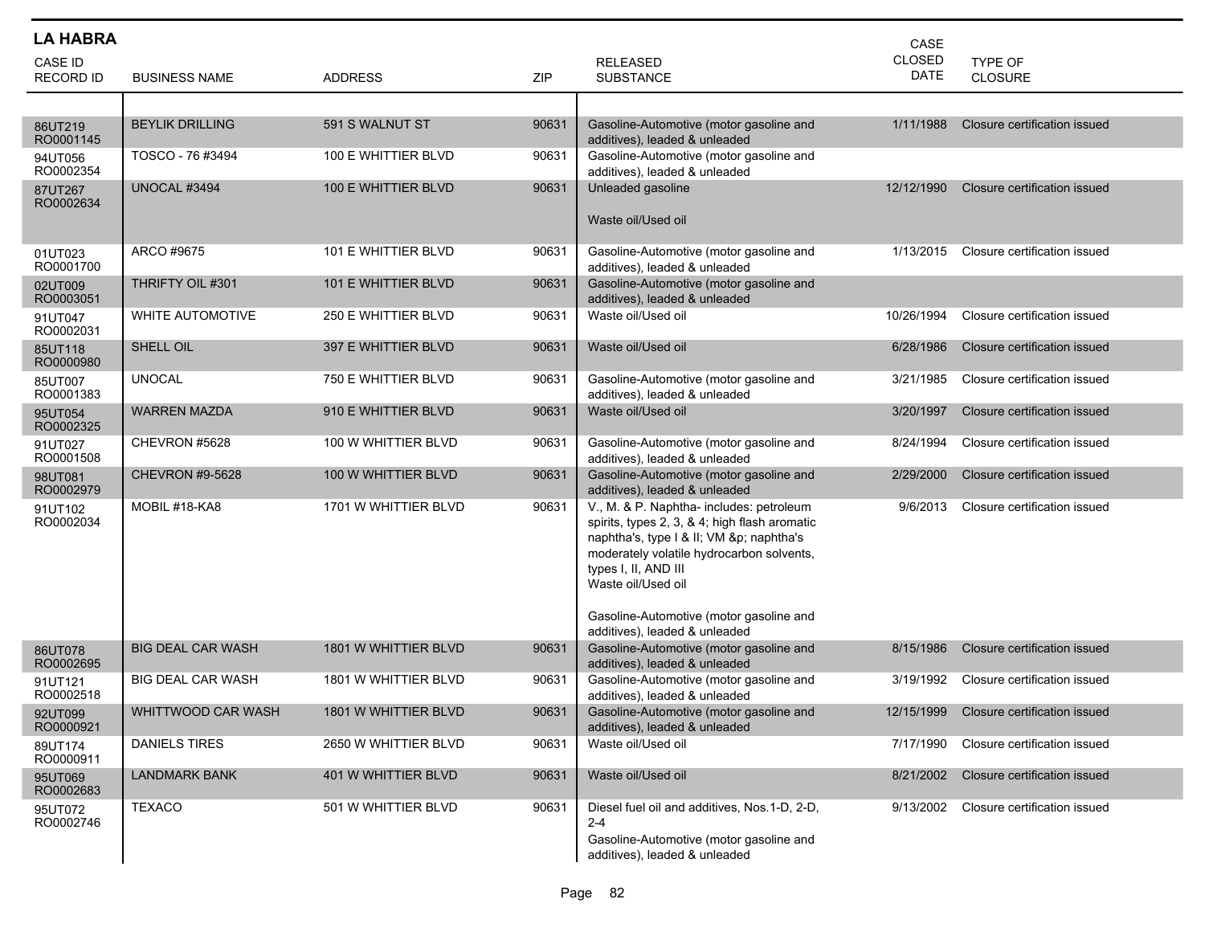## LA HABRA

| CASE ID RECORD ID | BUSINESS NAME | ADDRESS | ZIP | RELEASED SUBSTANCE | CASE CLOSED DATE | TYPE OF CLOSURE |
|---|---|---|---|---|---|---|
| 86UT219 RO0001145 | BEYLIK DRILLING | 591 S WALNUT ST | 90631 | Gasoline-Automotive (motor gasoline and additives), leaded & unleaded | 1/11/1988 | Closure certification issued |
| 94UT056 RO0002354 | TOSCO - 76 #3494 | 100 E WHITTIER BLVD | 90631 | Gasoline-Automotive (motor gasoline and additives), leaded & unleaded | | |
| 87UT267 RO0002634 | UNOCAL #3494 | 100 E WHITTIER BLVD | 90631 | Unleaded gasoline<br><br>Waste oil/Used oil | 12/12/1990 | Closure certification issued |
| 01UT023 RO0001700 | ARCO #9675 | 101 E WHITTIER BLVD | 90631 | Gasoline-Automotive (motor gasoline and additives), leaded & unleaded | 1/13/2015 | Closure certification issued |
| 02UT009 RO0003051 | THRIFTY OIL #301 | 101 E WHITTIER BLVD | 90631 | Gasoline-Automotive (motor gasoline and additives), leaded & unleaded | | |
| 91UT047 RO0002031 | WHITE AUTOMOTIVE | 250 E WHITTIER BLVD | 90631 | Waste oil/Used oil | 10/26/1994 | Closure certification issued |
| 85UT118 RO0000980 | SHELL OIL | 397 E WHITTIER BLVD | 90631 | Waste oil/Used oil | 6/28/1986 | Closure certification issued |
| 85UT007 RO0001383 | UNOCAL | 750 E WHITTIER BLVD | 90631 | Gasoline-Automotive (motor gasoline and additives), leaded & unleaded | 3/21/1985 | Closure certification issued |
| 95UT054 RO0002325 | WARREN MAZDA | 910 E WHITTIER BLVD | 90631 | Waste oil/Used oil | 3/20/1997 | Closure certification issued |
| 91UT027 RO0001508 | CHEVRON #5628 | 100 W WHITTIER BLVD | 90631 | Gasoline-Automotive (motor gasoline and additives), leaded & unleaded | 8/24/1994 | Closure certification issued |
| 98UT081 RO0002979 | CHEVRON #9-5628 | 100 W WHITTIER BLVD | 90631 | Gasoline-Automotive (motor gasoline and additives), leaded & unleaded | 2/29/2000 | Closure certification issued |
| 91UT102 RO0002034 | MOBIL #18-KA8 | 1701 W WHITTIER BLVD | 90631 | V., M. & P. Naphtha- includes: petroleum spirits, types 2, 3, & 4; high flash aromatic naphtha's, type I & II; VM &p; naphtha's moderately volatile hydrocarbon solvents, types I, II, AND III<br>Waste oil/Used oil<br><br>Gasoline-Automotive (motor gasoline and additives), leaded & unleaded | 9/6/2013 | Closure certification issued |
| 86UT078 RO0002695 | BIG DEAL CAR WASH | 1801 W WHITTIER BLVD | 90631 | Gasoline-Automotive (motor gasoline and additives), leaded & unleaded | 8/15/1986 | Closure certification issued |
| 91UT121 RO0002518 | BIG DEAL CAR WASH | 1801 W WHITTIER BLVD | 90631 | Gasoline-Automotive (motor gasoline and additives), leaded & unleaded | 3/19/1992 | Closure certification issued |
| 92UT099 RO0000921 | WHITTWOOD CAR WASH | 1801 W WHITTIER BLVD | 90631 | Gasoline-Automotive (motor gasoline and additives), leaded & unleaded | 12/15/1999 | Closure certification issued |
| 89UT174 RO0000911 | DANIELS TIRES | 2650 W WHITTIER BLVD | 90631 | Waste oil/Used oil | 7/17/1990 | Closure certification issued |
| 95UT069 RO0002683 | LANDMARK BANK | 401 W WHITTIER BLVD | 90631 | Waste oil/Used oil | 8/21/2002 | Closure certification issued |
| 95UT072 RO0002746 | TEXACO | 501 W WHITTIER BLVD | 90631 | Diesel fuel oil and additives, Nos.1-D, 2-D, 2-4<br>Gasoline-Automotive (motor gasoline and additives), leaded & unleaded | 9/13/2002 | Closure certification issued |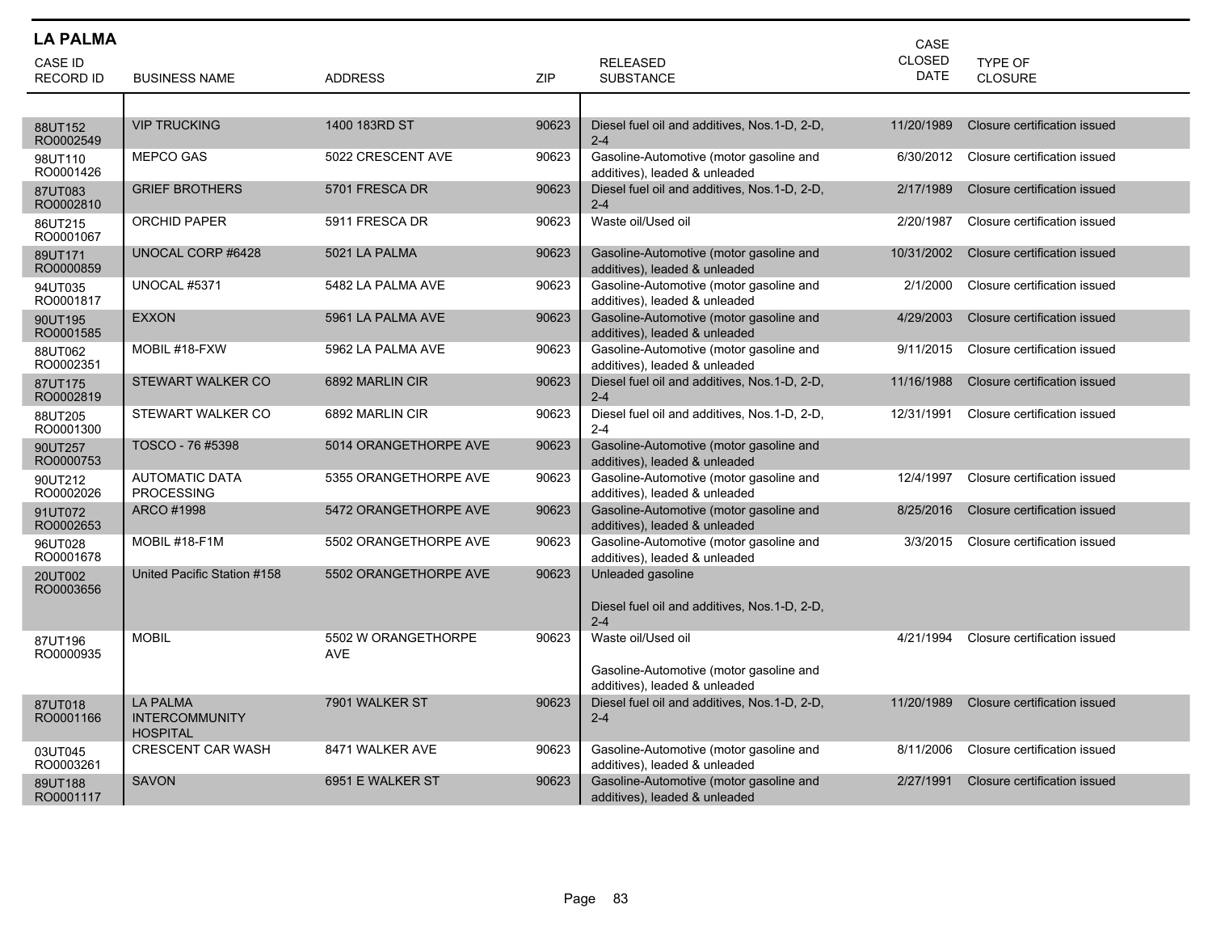## LA PALMA

| CASE ID<br>RECORD ID | BUSINESS NAME | ADDRESS | ZIP | RELEASED SUBSTANCE | CASE CLOSED DATE | TYPE OF CLOSURE |
|---|---|---|---|---|---|---|
| 88UT152<br>RO0002549 | VIP TRUCKING | 1400 183RD ST | 90623 | Diesel fuel oil and additives, Nos.1-D, 2-D, 2-4 | 11/20/1989 | Closure certification issued |
| 98UT110<br>RO0001426 | MEPCO GAS | 5022 CRESCENT AVE | 90623 | Gasoline-Automotive (motor gasoline and additives), leaded & unleaded | 6/30/2012 | Closure certification issued |
| 87UT083<br>RO0002810 | GRIEF BROTHERS | 5701 FRESCA DR | 90623 | Diesel fuel oil and additives, Nos.1-D, 2-D, 2-4 | 2/17/1989 | Closure certification issued |
| 86UT215<br>RO0001067 | ORCHID PAPER | 5911 FRESCA DR | 90623 | Waste oil/Used oil | 2/20/1987 | Closure certification issued |
| 89UT171<br>RO0000859 | UNOCAL CORP #6428 | 5021 LA PALMA | 90623 | Gasoline-Automotive (motor gasoline and additives), leaded & unleaded | 10/31/2002 | Closure certification issued |
| 94UT035<br>RO0001817 | UNOCAL #5371 | 5482 LA PALMA AVE | 90623 | Gasoline-Automotive (motor gasoline and additives), leaded & unleaded | 2/1/2000 | Closure certification issued |
| 90UT195<br>RO0001585 | EXXON | 5961 LA PALMA AVE | 90623 | Gasoline-Automotive (motor gasoline and additives), leaded & unleaded | 4/29/2003 | Closure certification issued |
| 88UT062<br>RO0002351 | MOBIL #18-FXW | 5962 LA PALMA AVE | 90623 | Gasoline-Automotive (motor gasoline and additives), leaded & unleaded | 9/11/2015 | Closure certification issued |
| 87UT175<br>RO0002819 | STEWART WALKER CO | 6892 MARLIN CIR | 90623 | Diesel fuel oil and additives, Nos.1-D, 2-D, 2-4 | 11/16/1988 | Closure certification issued |
| 88UT205<br>RO0001300 | STEWART WALKER CO | 6892 MARLIN CIR | 90623 | Diesel fuel oil and additives, Nos.1-D, 2-D, 2-4 | 12/31/1991 | Closure certification issued |
| 90UT257<br>RO0000753 | TOSCO - 76 #5398 | 5014 ORANGETHORPE AVE | 90623 | Gasoline-Automotive (motor gasoline and additives), leaded & unleaded | | |
| 90UT212<br>RO0002026 | AUTOMATIC DATA PROCESSING | 5355 ORANGETHORPE AVE | 90623 | Gasoline-Automotive (motor gasoline and additives), leaded & unleaded | 12/4/1997 | Closure certification issued |
| 91UT072<br>RO0002653 | ARCO #1998 | 5472 ORANGETHORPE AVE | 90623 | Gasoline-Automotive (motor gasoline and additives), leaded & unleaded | 8/25/2016 | Closure certification issued |
| 96UT028<br>RO0001678 | MOBIL #18-F1M | 5502 ORANGETHORPE AVE | 90623 | Gasoline-Automotive (motor gasoline and additives), leaded & unleaded | 3/3/2015 | Closure certification issued |
| 20UT002<br>RO0003656 | United Pacific Station #158 | 5502 ORANGETHORPE AVE | 90623 | Unleaded gasoline<br><br>Diesel fuel oil and additives, Nos.1-D, 2-D, 2-4 | | |
| 87UT196<br>RO0000935 | MOBIL | 5502 W ORANGETHORPE AVE | 90623 | Waste oil/Used oil<br><br>Gasoline-Automotive (motor gasoline and additives), leaded & unleaded | 4/21/1994 | Closure certification issued |
| 87UT018<br>RO0001166 | LA PALMA INTERCOMMUNITY HOSPITAL | 7901 WALKER ST | 90623 | Diesel fuel oil and additives, Nos.1-D, 2-D, 2-4 | 11/20/1989 | Closure certification issued |
| 03UT045<br>RO0003261 | CRESCENT CAR WASH | 8471 WALKER AVE | 90623 | Gasoline-Automotive (motor gasoline and additives), leaded & unleaded | 8/11/2006 | Closure certification issued |
| 89UT188<br>RO0001117 | SAVON | 6951 E WALKER ST | 90623 | Gasoline-Automotive (motor gasoline and additives), leaded & unleaded | 2/27/1991 | Closure certification issued |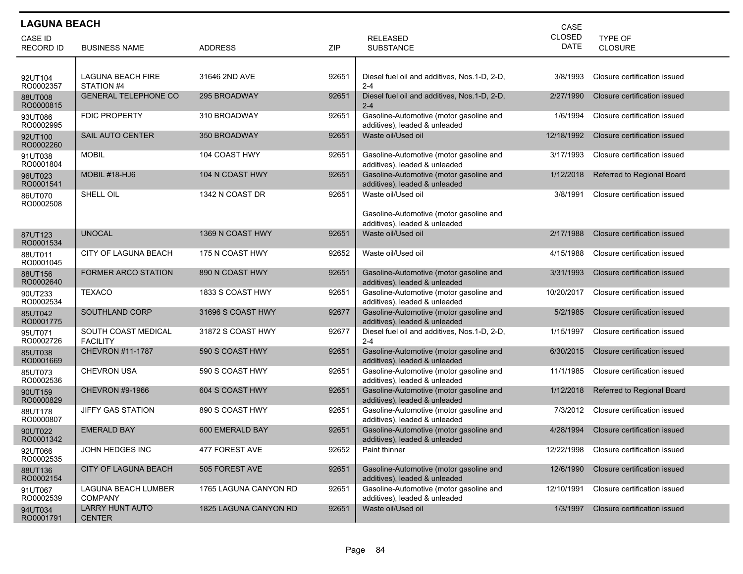## LAGUNA BEACH

| CASE ID RECORD ID | BUSINESS NAME | ADDRESS | ZIP | RELEASED SUBSTANCE | CASE CLOSED DATE | TYPE OF CLOSURE |
|---|---|---|---|---|---|---|
| 92UT104 RO0002357 | LAGUNA BEACH FIRE STATION #4 | 31646 2ND AVE | 92651 | Diesel fuel oil and additives, Nos.1-D, 2-D, 2-4 | 3/8/1993 | Closure certification issued |
| 88UT008 RO0000815 | GENERAL TELEPHONE CO | 295 BROADWAY | 92651 | Diesel fuel oil and additives, Nos.1-D, 2-D, 2-4 | 2/27/1990 | Closure certification issued |
| 93UT086 RO0002995 | FDIC PROPERTY | 310 BROADWAY | 92651 | Gasoline-Automotive (motor gasoline and additives), leaded & unleaded | 1/6/1994 | Closure certification issued |
| 92UT100 RO0002260 | SAIL AUTO CENTER | 350 BROADWAY | 92651 | Waste oil/Used oil | 12/18/1992 | Closure certification issued |
| 91UT038 RO0001804 | MOBIL | 104 COAST HWY | 92651 | Gasoline-Automotive (motor gasoline and additives), leaded & unleaded | 3/17/1993 | Closure certification issued |
| 96UT023 RO0001541 | MOBIL #18-HJ6 | 104 N COAST HWY | 92651 | Gasoline-Automotive (motor gasoline and additives), leaded & unleaded | 1/12/2018 | Referred to Regional Board |
| 86UT070 RO0002508 | SHELL OIL | 1342 N COAST DR | 92651 | Waste oil/Used oil<br><br>Gasoline-Automotive (motor gasoline and additives), leaded & unleaded | 3/8/1991 | Closure certification issued |
| 87UT123 RO0001534 | UNOCAL | 1369 N COAST HWY | 92651 | Waste oil/Used oil | 2/17/1988 | Closure certification issued |
| 88UT011 RO0001045 | CITY OF LAGUNA BEACH | 175 N COAST HWY | 92652 | Waste oil/Used oil | 4/15/1988 | Closure certification issued |
| 88UT156 RO0002640 | FORMER ARCO STATION | 890 N COAST HWY | 92651 | Gasoline-Automotive (motor gasoline and additives), leaded & unleaded | 3/31/1993 | Closure certification issued |
| 90UT233 RO0002534 | TEXACO | 1833 S COAST HWY | 92651 | Gasoline-Automotive (motor gasoline and additives), leaded & unleaded | 10/20/2017 | Closure certification issued |
| 85UT042 RO0001775 | SOUTHLAND CORP | 31696 S COAST HWY | 92677 | Gasoline-Automotive (motor gasoline and additives), leaded & unleaded | 5/2/1985 | Closure certification issued |
| 95UT071 RO0002726 | SOUTH COAST MEDICAL FACILITY | 31872 S COAST HWY | 92677 | Diesel fuel oil and additives, Nos.1-D, 2-D, 2-4 | 1/15/1997 | Closure certification issued |
| 85UT038 RO0001669 | CHEVRON #11-1787 | 590 S COAST HWY | 92651 | Gasoline-Automotive (motor gasoline and additives), leaded & unleaded | 6/30/2015 | Closure certification issued |
| 85UT073 RO0002536 | CHEVRON USA | 590 S COAST HWY | 92651 | Gasoline-Automotive (motor gasoline and additives), leaded & unleaded | 11/1/1985 | Closure certification issued |
| 90UT159 RO0000829 | CHEVRON #9-1966 | 604 S COAST HWY | 92651 | Gasoline-Automotive (motor gasoline and additives), leaded & unleaded | 1/12/2018 | Referred to Regional Board |
| 88UT178 RO0000807 | JIFFY GAS STATION | 890 S COAST HWY | 92651 | Gasoline-Automotive (motor gasoline and additives), leaded & unleaded | 7/3/2012 | Closure certification issued |
| 90UT022 RO0001342 | EMERALD BAY | 600 EMERALD BAY | 92651 | Gasoline-Automotive (motor gasoline and additives), leaded & unleaded | 4/28/1994 | Closure certification issued |
| 92UT066 RO0002535 | JOHN HEDGES INC | 477 FOREST AVE | 92652 | Paint thinner | 12/22/1998 | Closure certification issued |
| 88UT136 RO0002154 | CITY OF LAGUNA BEACH | 505 FOREST AVE | 92651 | Gasoline-Automotive (motor gasoline and additives), leaded & unleaded | 12/6/1990 | Closure certification issued |
| 91UT067 RO0002539 | LAGUNA BEACH LUMBER COMPANY | 1765 LAGUNA CANYON RD | 92651 | Gasoline-Automotive (motor gasoline and additives), leaded & unleaded | 12/10/1991 | Closure certification issued |
| 94UT034 RO0001791 | LARRY HUNT AUTO CENTER | 1825 LAGUNA CANYON RD | 92651 | Waste oil/Used oil | 1/3/1997 | Closure certification issued |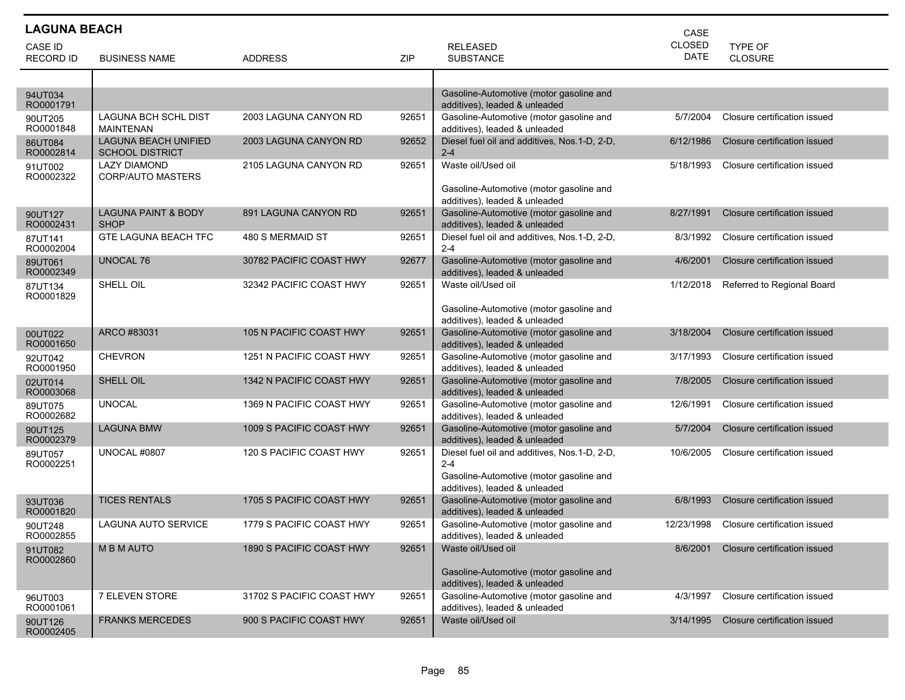## LAGUNA BEACH

| CASE ID RECORD ID | BUSINESS NAME | ADDRESS | ZIP | RELEASED SUBSTANCE | CASE CLOSED DATE | TYPE OF CLOSURE |
|---|---|---|---|---|---|---|
| 94UT034 RO0001791 | | | | Gasoline-Automotive (motor gasoline and additives), leaded & unleaded | | |
| 90UT205 RO0001848 | LAGUNA BCH SCHL DIST MAINTENAN | 2003 LAGUNA CANYON RD | 92651 | Gasoline-Automotive (motor gasoline and additives), leaded & unleaded | 5/7/2004 | Closure certification issued |
| 86UT084 RO0002814 | LAGUNA BEACH UNIFIED SCHOOL DISTRICT | 2003 LAGUNA CANYON RD | 92652 | Diesel fuel oil and additives, Nos.1-D, 2-D, 2-4 | 6/12/1986 | Closure certification issued |
| 91UT002 RO0002322 | LAZY DIAMOND CORP/AUTO MASTERS | 2105 LAGUNA CANYON RD | 92651 | Waste oil/Used oil<br><br>Gasoline-Automotive (motor gasoline and additives), leaded & unleaded | 5/18/1993 | Closure certification issued |
| 90UT127 RO0002431 | LAGUNA PAINT & BODY SHOP | 891 LAGUNA CANYON RD | 92651 | Gasoline-Automotive (motor gasoline and additives), leaded & unleaded | 8/27/1991 | Closure certification issued |
| 87UT141 RO0002004 | GTE LAGUNA BEACH TFC | 480 S MERMAID ST | 92651 | Diesel fuel oil and additives, Nos.1-D, 2-D, 2-4 | 8/3/1992 | Closure certification issued |
| 89UT061 RO0002349 | UNOCAL 76 | 30782 PACIFIC COAST HWY | 92677 | Gasoline-Automotive (motor gasoline and additives), leaded & unleaded | 4/6/2001 | Closure certification issued |
| 87UT134 RO0001829 | SHELL OIL | 32342 PACIFIC COAST HWY | 92651 | Waste oil/Used oil<br><br>Gasoline-Automotive (motor gasoline and additives), leaded & unleaded | 1/12/2018 | Referred to Regional Board |
| 00UT022 RO0001650 | ARCO #83031 | 105 N PACIFIC COAST HWY | 92651 | Gasoline-Automotive (motor gasoline and additives), leaded & unleaded | 3/18/2004 | Closure certification issued |
| 92UT042 RO0001950 | CHEVRON | 1251 N PACIFIC COAST HWY | 92651 | Gasoline-Automotive (motor gasoline and additives), leaded & unleaded | 3/17/1993 | Closure certification issued |
| 02UT014 RO0003068 | SHELL OIL | 1342 N PACIFIC COAST HWY | 92651 | Gasoline-Automotive (motor gasoline and additives), leaded & unleaded | 7/8/2005 | Closure certification issued |
| 89UT075 RO0002682 | UNOCAL | 1369 N PACIFIC COAST HWY | 92651 | Gasoline-Automotive (motor gasoline and additives), leaded & unleaded | 12/6/1991 | Closure certification issued |
| 90UT125 RO0002379 | LAGUNA BMW | 1009 S PACIFIC COAST HWY | 92651 | Gasoline-Automotive (motor gasoline and additives), leaded & unleaded | 5/7/2004 | Closure certification issued |
| 89UT057 RO0002251 | UNOCAL #0807 | 120 S PACIFIC COAST HWY | 92651 | Diesel fuel oil and additives, Nos.1-D, 2-D, 2-4<br>Gasoline-Automotive (motor gasoline and additives), leaded & unleaded | 10/6/2005 | Closure certification issued |
| 93UT036 RO0001820 | TICES RENTALS | 1705 S PACIFIC COAST HWY | 92651 | Gasoline-Automotive (motor gasoline and additives), leaded & unleaded | 6/8/1993 | Closure certification issued |
| 90UT248 RO0002855 | LAGUNA AUTO SERVICE | 1779 S PACIFIC COAST HWY | 92651 | Gasoline-Automotive (motor gasoline and additives), leaded & unleaded | 12/23/1998 | Closure certification issued |
| 91UT082 RO0002860 | M B M AUTO | 1890 S PACIFIC COAST HWY | 92651 | Waste oil/Used oil<br><br>Gasoline-Automotive (motor gasoline and additives), leaded & unleaded | 8/6/2001 | Closure certification issued |
| 96UT003 RO0001061 | 7 ELEVEN STORE | 31702 S PACIFIC COAST HWY | 92651 | Gasoline-Automotive (motor gasoline and additives), leaded & unleaded | 4/3/1997 | Closure certification issued |
| 90UT126 RO0002405 | FRANKS MERCEDES | 900 S PACIFIC COAST HWY | 92651 | Waste oil/Used oil | 3/14/1995 | Closure certification issued |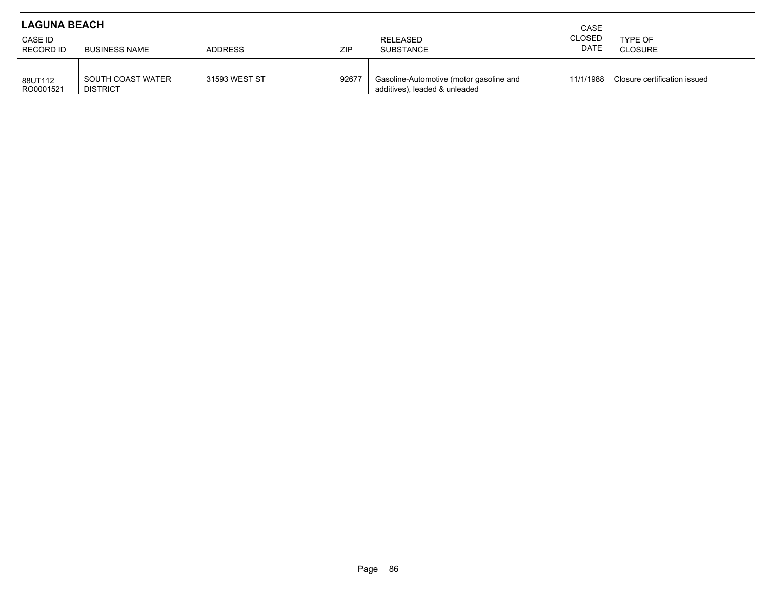## LAGUNA BEACH

| CASE ID<br>RECORD ID | BUSINESS NAME | ADDRESS | ZIP | RELEASED SUBSTANCE | CASE CLOSED DATE | TYPE OF CLOSURE |
|---|---|---|---|---|---|---|
| 88UT112<br>RO0001521 | SOUTH COAST WATER DISTRICT | 31593 WEST ST | 92677 | Gasoline-Automotive (motor gasoline and additives), leaded & unleaded | 11/1/1988 | Closure certification issued |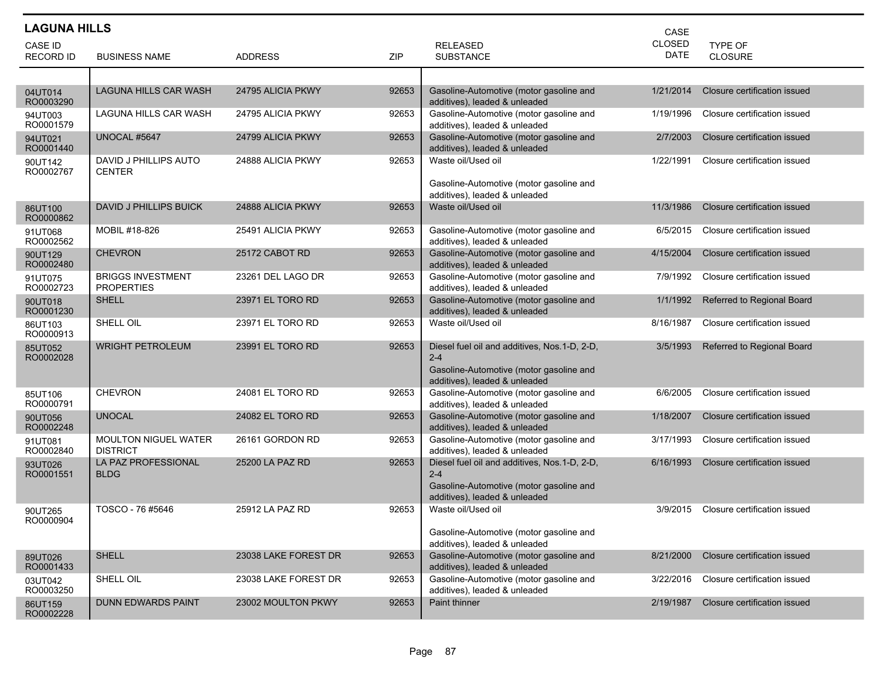## LAGUNA HILLS

| CASE ID RECORD ID | BUSINESS NAME | ADDRESS | ZIP | RELEASED SUBSTANCE | CASE CLOSED DATE | TYPE OF CLOSURE |
|---|---|---|---|---|---|---|
| 04UT014 RO0003290 | LAGUNA HILLS CAR WASH | 24795 ALICIA PKWY | 92653 | Gasoline-Automotive (motor gasoline and additives), leaded & unleaded | 1/21/2014 | Closure certification issued |
| 94UT003 RO0001579 | LAGUNA HILLS CAR WASH | 24795 ALICIA PKWY | 92653 | Gasoline-Automotive (motor gasoline and additives), leaded & unleaded | 1/19/1996 | Closure certification issued |
| 94UT021 RO0001440 | UNOCAL #5647 | 24799 ALICIA PKWY | 92653 | Gasoline-Automotive (motor gasoline and additives), leaded & unleaded | 2/7/2003 | Closure certification issued |
| 90UT142 RO0002767 | DAVID J PHILLIPS AUTO CENTER | 24888 ALICIA PKWY | 92653 | Waste oil/Used oil<br><br>Gasoline-Automotive (motor gasoline and additives), leaded & unleaded | 1/22/1991 | Closure certification issued |
| 86UT100 RO0000862 | DAVID J PHILLIPS BUICK | 24888 ALICIA PKWY | 92653 | Waste oil/Used oil | 11/3/1986 | Closure certification issued |
| 91UT068 RO0002562 | MOBIL #18-826 | 25491 ALICIA PKWY | 92653 | Gasoline-Automotive (motor gasoline and additives), leaded & unleaded | 6/5/2015 | Closure certification issued |
| 90UT129 RO0002480 | CHEVRON | 25172 CABOT RD | 92653 | Gasoline-Automotive (motor gasoline and additives), leaded & unleaded | 4/15/2004 | Closure certification issued |
| 91UT075 RO0002723 | BRIGGS INVESTMENT PROPERTIES | 23261 DEL LAGO DR | 92653 | Gasoline-Automotive (motor gasoline and additives), leaded & unleaded | 7/9/1992 | Closure certification issued |
| 90UT018 RO0001230 | SHELL | 23971 EL TORO RD | 92653 | Gasoline-Automotive (motor gasoline and additives), leaded & unleaded | 1/1/1992 | Referred to Regional Board |
| 86UT103 RO0000913 | SHELL OIL | 23971 EL TORO RD | 92653 | Waste oil/Used oil | 8/16/1987 | Closure certification issued |
| 85UT052 RO0002028 | WRIGHT PETROLEUM | 23991 EL TORO RD | 92653 | Diesel fuel oil and additives, Nos.1-D, 2-D, 2-4<br>Gasoline-Automotive (motor gasoline and additives), leaded & unleaded | 3/5/1993 | Referred to Regional Board |
| 85UT106 RO0000791 | CHEVRON | 24081 EL TORO RD | 92653 | Gasoline-Automotive (motor gasoline and additives), leaded & unleaded | 6/6/2005 | Closure certification issued |
| 90UT056 RO0002248 | UNOCAL | 24082 EL TORO RD | 92653 | Gasoline-Automotive (motor gasoline and additives), leaded & unleaded | 1/18/2007 | Closure certification issued |
| 91UT081 RO0002840 | MOULTON NIGUEL WATER DISTRICT | 26161 GORDON RD | 92653 | Gasoline-Automotive (motor gasoline and additives), leaded & unleaded | 3/17/1993 | Closure certification issued |
| 93UT026 RO0001551 | LA PAZ PROFESSIONAL BLDG | 25200 LA PAZ RD | 92653 | Diesel fuel oil and additives, Nos.1-D, 2-D, 2-4<br>Gasoline-Automotive (motor gasoline and additives), leaded & unleaded | 6/16/1993 | Closure certification issued |
| 90UT265 RO0000904 | TOSCO - 76 #5646 | 25912 LA PAZ RD | 92653 | Waste oil/Used oil<br><br>Gasoline-Automotive (motor gasoline and additives), leaded & unleaded | 3/9/2015 | Closure certification issued |
| 89UT026 RO0001433 | SHELL | 23038 LAKE FOREST DR | 92653 | Gasoline-Automotive (motor gasoline and additives), leaded & unleaded | 8/21/2000 | Closure certification issued |
| 03UT042 RO0003250 | SHELL OIL | 23038 LAKE FOREST DR | 92653 | Gasoline-Automotive (motor gasoline and additives), leaded & unleaded | 3/22/2016 | Closure certification issued |
| 86UT159 RO0002228 | DUNN EDWARDS PAINT | 23002 MOULTON PKWY | 92653 | Paint thinner | 2/19/1987 | Closure certification issued |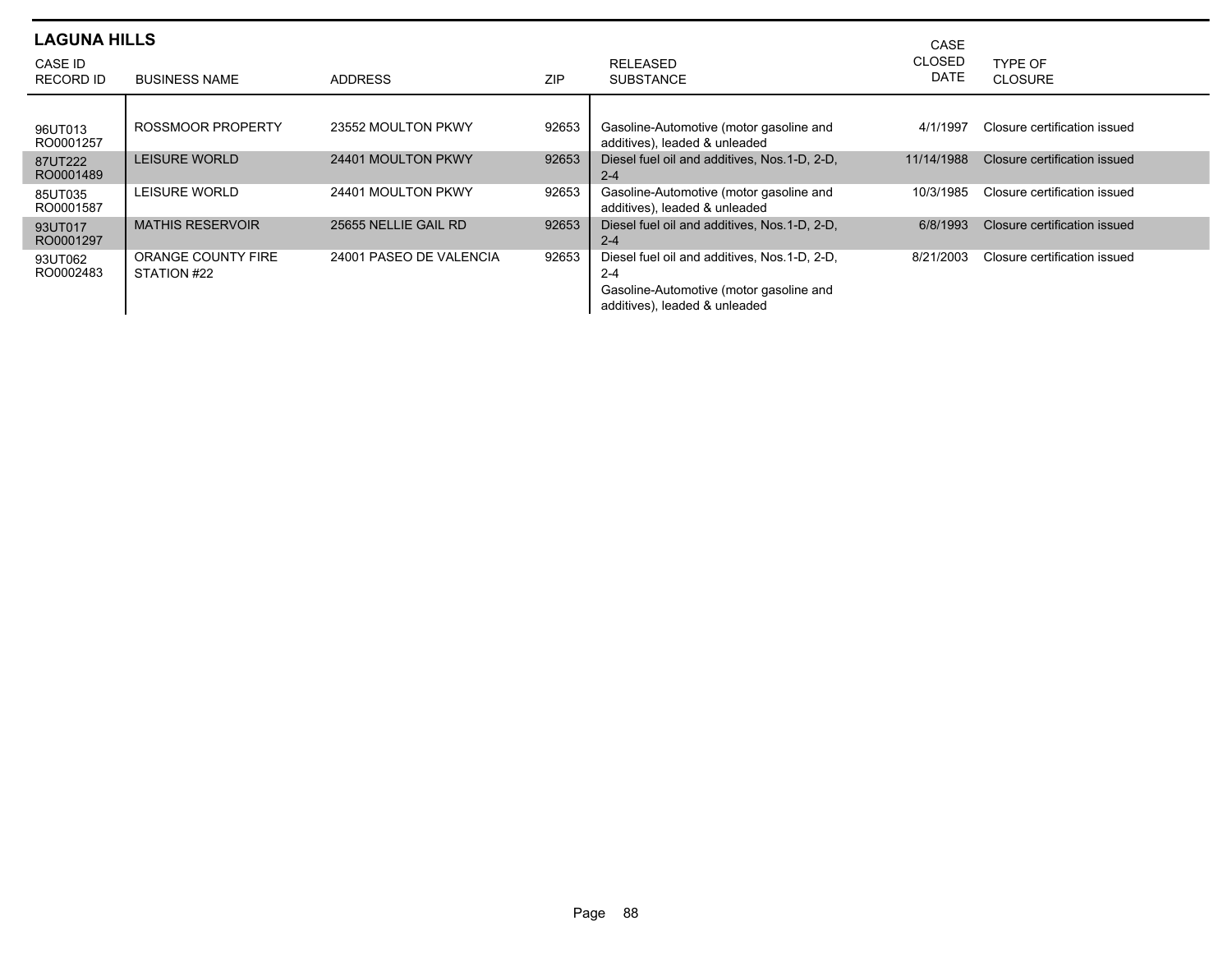## LAGUNA HILLS

| CASE ID<br>RECORD ID | BUSINESS NAME | ADDRESS | ZIP | RELEASED<br>SUBSTANCE | CASE<br>CLOSED<br>DATE | TYPE OF<br>CLOSURE |
|---|---|---|---|---|---|---|
| 96UT013<br>RO0001257 | ROSSMOOR PROPERTY | 23552 MOULTON PKWY | 92653 | Gasoline-Automotive (motor gasoline and additives), leaded & unleaded | 4/1/1997 | Closure certification issued |
| 87UT222<br>RO0001489 | LEISURE WORLD | 24401 MOULTON PKWY | 92653 | Diesel fuel oil and additives, Nos.1-D, 2-D, 2-4 | 11/14/1988 | Closure certification issued |
| 85UT035<br>RO0001587 | LEISURE WORLD | 24401 MOULTON PKWY | 92653 | Gasoline-Automotive (motor gasoline and additives), leaded & unleaded | 10/3/1985 | Closure certification issued |
| 93UT017<br>RO0001297 | MATHIS RESERVOIR | 25655 NELLIE GAIL RD | 92653 | Diesel fuel oil and additives, Nos.1-D, 2-D, 2-4 | 6/8/1993 | Closure certification issued |
| 93UT062<br>RO0002483 | ORANGE COUNTY FIRE STATION #22 | 24001 PASEO DE VALENCIA | 92653 | Diesel fuel oil and additives, Nos.1-D, 2-D, 2-4<br>Gasoline-Automotive (motor gasoline and additives), leaded & unleaded | 8/21/2003 | Closure certification issued |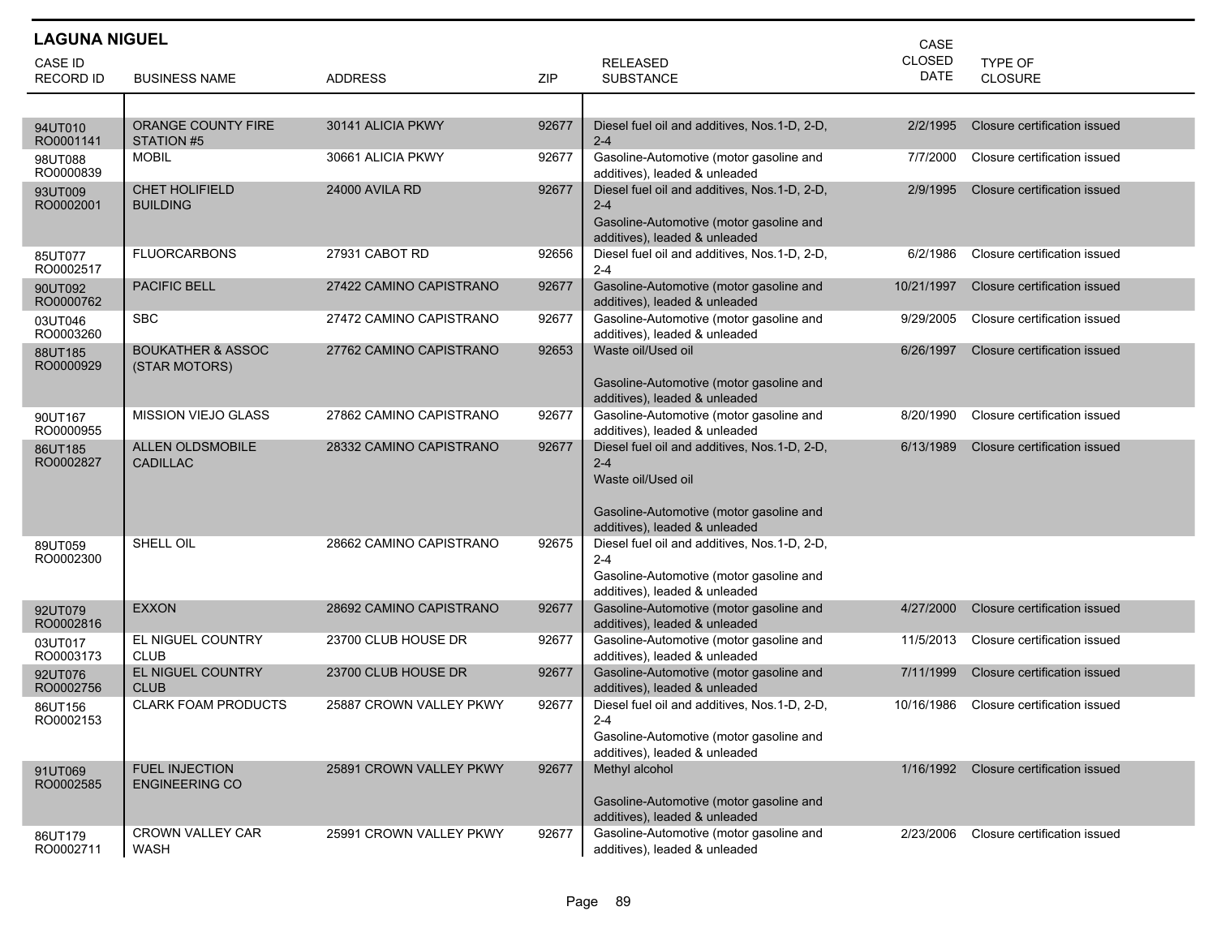## LAGUNA NIGUEL

| CASE ID RECORD ID | BUSINESS NAME | ADDRESS | ZIP | RELEASED SUBSTANCE | CASE CLOSED DATE | TYPE OF CLOSURE |
|---|---|---|---|---|---|---|
| 94UT010 RO0001141 | ORANGE COUNTY FIRE STATION #5 | 30141 ALICIA PKWY | 92677 | Diesel fuel oil and additives, Nos.1-D, 2-D, 2-4 | 2/2/1995 | Closure certification issued |
| 98UT088 RO0000839 | MOBIL | 30661 ALICIA PKWY | 92677 | Gasoline-Automotive (motor gasoline and additives), leaded & unleaded | 7/7/2000 | Closure certification issued |
| 93UT009 RO0002001 | CHET HOLIFIELD BUILDING | 24000 AVILA RD | 92677 | Diesel fuel oil and additives, Nos.1-D, 2-D, 2-4<br>Gasoline-Automotive (motor gasoline and additives), leaded & unleaded | 2/9/1995 | Closure certification issued |
| 85UT077 RO0002517 | FLUORCARBONS | 27931 CABOT RD | 92656 | Diesel fuel oil and additives, Nos.1-D, 2-D, 2-4 | 6/2/1986 | Closure certification issued |
| 90UT092 RO0000762 | PACIFIC BELL | 27422 CAMINO CAPISTRANO | 92677 | Gasoline-Automotive (motor gasoline and additives), leaded & unleaded | 10/21/1997 | Closure certification issued |
| 03UT046 RO0003260 | SBC | 27472 CAMINO CAPISTRANO | 92677 | Gasoline-Automotive (motor gasoline and additives), leaded & unleaded | 9/29/2005 | Closure certification issued |
| 88UT185 RO0000929 | BOUKATHER & ASSOC (STAR MOTORS) | 27762 CAMINO CAPISTRANO | 92653 | Waste oil/Used oil<br>Gasoline-Automotive (motor gasoline and additives), leaded & unleaded | 6/26/1997 | Closure certification issued |
| 90UT167 RO0000955 | MISSION VIEJO GLASS | 27862 CAMINO CAPISTRANO | 92677 | Gasoline-Automotive (motor gasoline and additives), leaded & unleaded | 8/20/1990 | Closure certification issued |
| 86UT185 RO0002827 | ALLEN OLDSMOBILE CADILLAC | 28332 CAMINO CAPISTRANO | 92677 | Diesel fuel oil and additives, Nos.1-D, 2-D, 2-4<br>Waste oil/Used oil<br>Gasoline-Automotive (motor gasoline and additives), leaded & unleaded | 6/13/1989 | Closure certification issued |
| 89UT059 RO0002300 | SHELL OIL | 28662 CAMINO CAPISTRANO | 92675 | Diesel fuel oil and additives, Nos.1-D, 2-D, 2-4<br>Gasoline-Automotive (motor gasoline and additives), leaded & unleaded | | |
| 92UT079 RO0002816 | EXXON | 28692 CAMINO CAPISTRANO | 92677 | Gasoline-Automotive (motor gasoline and additives), leaded & unleaded | 4/27/2000 | Closure certification issued |
| 03UT017 RO0003173 | EL NIGUEL COUNTRY CLUB | 23700 CLUB HOUSE DR | 92677 | Gasoline-Automotive (motor gasoline and additives), leaded & unleaded | 11/5/2013 | Closure certification issued |
| 92UT076 RO0002756 | EL NIGUEL COUNTRY CLUB | 23700 CLUB HOUSE DR | 92677 | Gasoline-Automotive (motor gasoline and additives), leaded & unleaded | 7/11/1999 | Closure certification issued |
| 86UT156 RO0002153 | CLARK FOAM PRODUCTS | 25887 CROWN VALLEY PKWY | 92677 | Diesel fuel oil and additives, Nos.1-D, 2-D, 2-4<br>Gasoline-Automotive (motor gasoline and additives), leaded & unleaded | 10/16/1986 | Closure certification issued |
| 91UT069 RO0002585 | FUEL INJECTION ENGINEERING CO | 25891 CROWN VALLEY PKWY | 92677 | Methyl alcohol<br>Gasoline-Automotive (motor gasoline and additives), leaded & unleaded | 1/16/1992 | Closure certification issued |
| 86UT179 RO0002711 | CROWN VALLEY CAR WASH | 25991 CROWN VALLEY PKWY | 92677 | Gasoline-Automotive (motor gasoline and additives), leaded & unleaded | 2/23/2006 | Closure certification issued |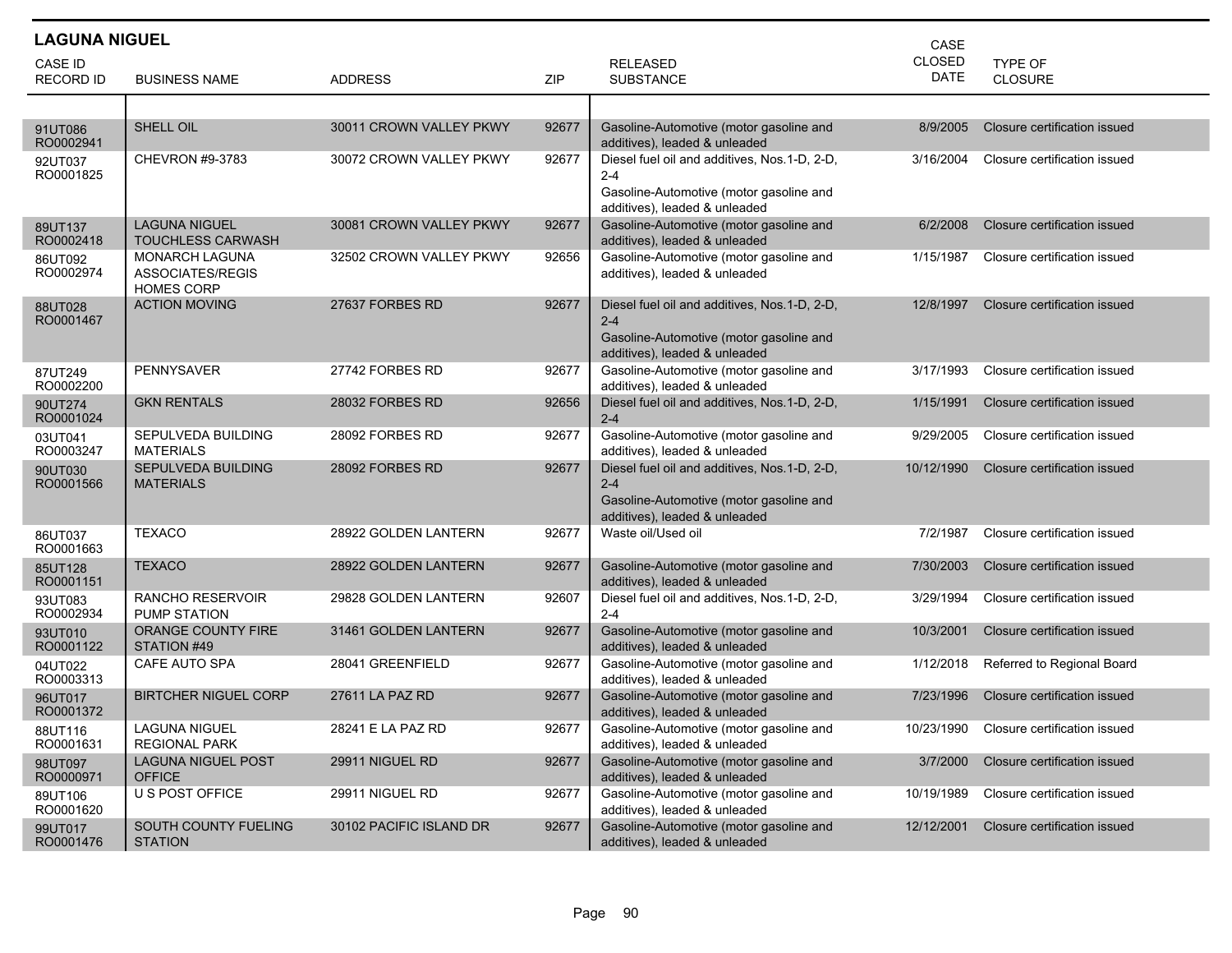## LAGUNA NIGUEL

| CASE ID RECORD ID | BUSINESS NAME | ADDRESS | ZIP | RELEASED SUBSTANCE | CASE CLOSED DATE | TYPE OF CLOSURE |
|---|---|---|---|---|---|---|
| 91UT086 RO0002941 | SHELL OIL | 30011 CROWN VALLEY PKWY | 92677 | Gasoline-Automotive (motor gasoline and additives), leaded & unleaded | 8/9/2005 | Closure certification issued |
| 92UT037 RO0001825 | CHEVRON #9-3783 | 30072 CROWN VALLEY PKWY | 92677 | Diesel fuel oil and additives, Nos.1-D, 2-D, 2-4<br>Gasoline-Automotive (motor gasoline and additives), leaded & unleaded | 3/16/2004 | Closure certification issued |
| 89UT137 RO0002418 | LAGUNA NIGUEL TOUCHLESS CARWASH | 30081 CROWN VALLEY PKWY | 92677 | Gasoline-Automotive (motor gasoline and additives), leaded & unleaded | 6/2/2008 | Closure certification issued |
| 86UT092 RO0002974 | MONARCH LAGUNA ASSOCIATES/REGIS HOMES CORP | 32502 CROWN VALLEY PKWY | 92656 | Gasoline-Automotive (motor gasoline and additives), leaded & unleaded | 1/15/1987 | Closure certification issued |
| 88UT028 RO0001467 | ACTION MOVING | 27637 FORBES RD | 92677 | Diesel fuel oil and additives, Nos.1-D, 2-D, 2-4<br>Gasoline-Automotive (motor gasoline and additives), leaded & unleaded | 12/8/1997 | Closure certification issued |
| 87UT249 RO0002200 | PENNYSAVER | 27742 FORBES RD | 92677 | Gasoline-Automotive (motor gasoline and additives), leaded & unleaded | 3/17/1993 | Closure certification issued |
| 90UT274 RO0001024 | GKN RENTALS | 28032 FORBES RD | 92656 | Diesel fuel oil and additives, Nos.1-D, 2-D, 2-4 | 1/15/1991 | Closure certification issued |
| 03UT041 RO0003247 | SEPULVEDA BUILDING MATERIALS | 28092 FORBES RD | 92677 | Gasoline-Automotive (motor gasoline and additives), leaded & unleaded | 9/29/2005 | Closure certification issued |
| 90UT030 RO0001566 | SEPULVEDA BUILDING MATERIALS | 28092 FORBES RD | 92677 | Diesel fuel oil and additives, Nos.1-D, 2-D, 2-4<br>Gasoline-Automotive (motor gasoline and additives), leaded & unleaded | 10/12/1990 | Closure certification issued |
| 86UT037 RO0001663 | TEXACO | 28922 GOLDEN LANTERN | 92677 | Waste oil/Used oil | 7/2/1987 | Closure certification issued |
| 85UT128 RO0001151 | TEXACO | 28922 GOLDEN LANTERN | 92677 | Gasoline-Automotive (motor gasoline and additives), leaded & unleaded | 7/30/2003 | Closure certification issued |
| 93UT083 RO0002934 | RANCHO RESERVOIR PUMP STATION | 29828 GOLDEN LANTERN | 92607 | Diesel fuel oil and additives, Nos.1-D, 2-D, 2-4 | 3/29/1994 | Closure certification issued |
| 93UT010 RO0001122 | ORANGE COUNTY FIRE STATION #49 | 31461 GOLDEN LANTERN | 92677 | Gasoline-Automotive (motor gasoline and additives), leaded & unleaded | 10/3/2001 | Closure certification issued |
| 04UT022 RO0003313 | CAFE AUTO SPA | 28041 GREENFIELD | 92677 | Gasoline-Automotive (motor gasoline and additives), leaded & unleaded | 1/12/2018 | Referred to Regional Board |
| 96UT017 RO0001372 | BIRTCHER NIGUEL CORP | 27611 LA PAZ RD | 92677 | Gasoline-Automotive (motor gasoline and additives), leaded & unleaded | 7/23/1996 | Closure certification issued |
| 88UT116 RO0001631 | LAGUNA NIGUEL REGIONAL PARK | 28241 E LA PAZ RD | 92677 | Gasoline-Automotive (motor gasoline and additives), leaded & unleaded | 10/23/1990 | Closure certification issued |
| 98UT097 RO0000971 | LAGUNA NIGUEL POST OFFICE | 29911 NIGUEL RD | 92677 | Gasoline-Automotive (motor gasoline and additives), leaded & unleaded | 3/7/2000 | Closure certification issued |
| 89UT106 RO0001620 | U S POST OFFICE | 29911 NIGUEL RD | 92677 | Gasoline-Automotive (motor gasoline and additives), leaded & unleaded | 10/19/1989 | Closure certification issued |
| 99UT017 RO0001476 | SOUTH COUNTY FUELING STATION | 30102 PACIFIC ISLAND DR | 92677 | Gasoline-Automotive (motor gasoline and additives), leaded & unleaded | 12/12/2001 | Closure certification issued |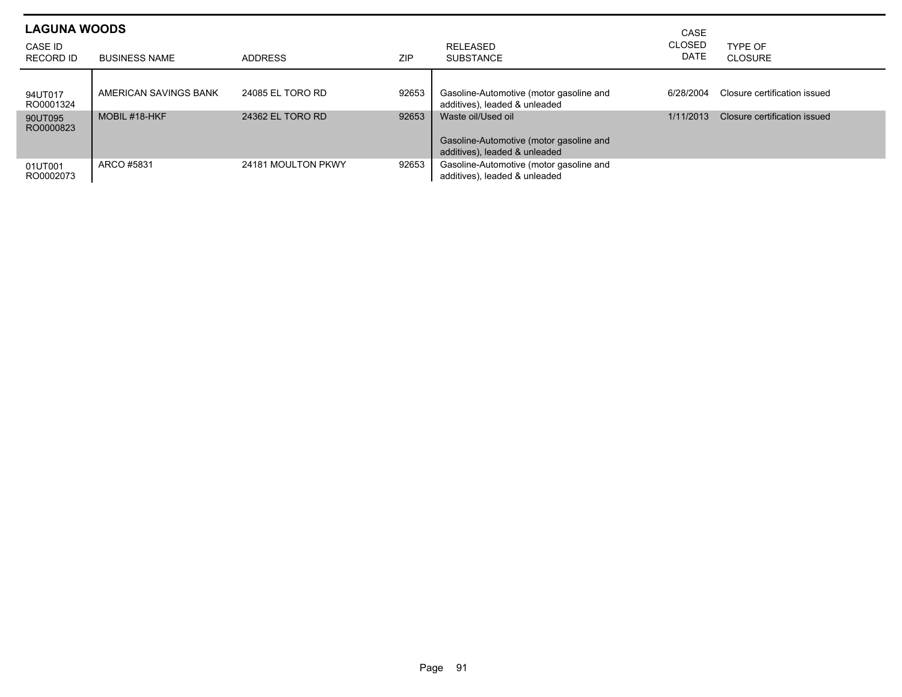## LAGUNA WOODS

| CASE ID RECORD ID | BUSINESS NAME | ADDRESS | ZIP | RELEASED SUBSTANCE | CASE CLOSED DATE | TYPE OF CLOSURE |
|---|---|---|---|---|---|---|
| 94UT017 RO0001324 | AMERICAN SAVINGS BANK | 24085 EL TORO RD | 92653 | Gasoline-Automotive (motor gasoline and additives), leaded & unleaded | 6/28/2004 | Closure certification issued |
| 90UT095 RO0000823 | MOBIL #18-HKF | 24362 EL TORO RD | 92653 | Waste oil/Used oil<br><br>Gasoline-Automotive (motor gasoline and additives), leaded & unleaded | 1/11/2013 | Closure certification issued |
| 01UT001 RO0002073 | ARCO #5831 | 24181 MOULTON PKWY | 92653 | Gasoline-Automotive (motor gasoline and additives), leaded & unleaded | | |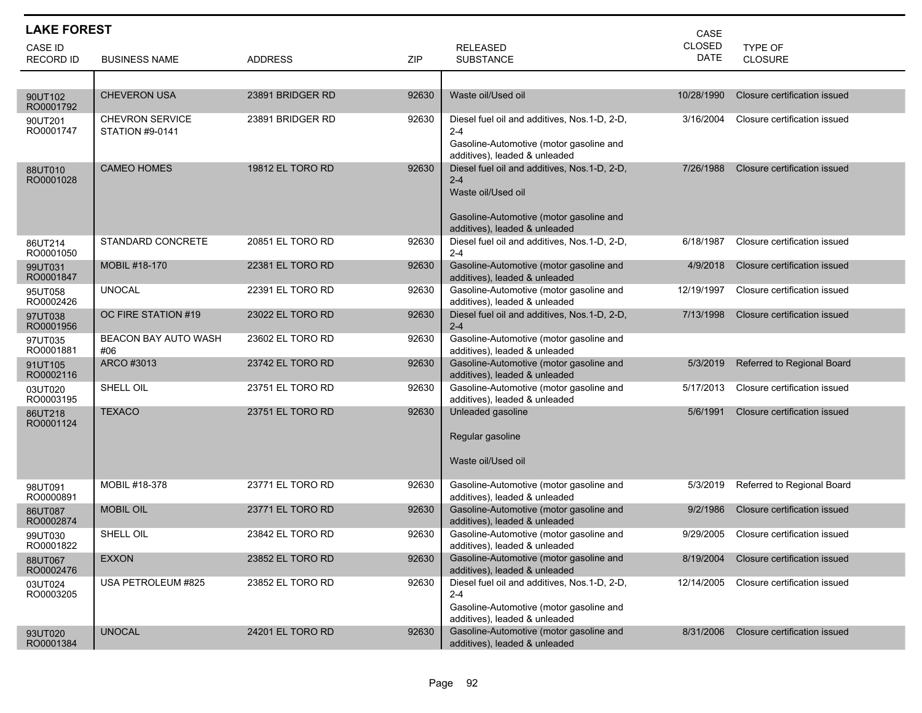## LAKE FOREST

| CASE ID RECORD ID | BUSINESS NAME | ADDRESS | ZIP | RELEASED SUBSTANCE | CASE CLOSED DATE | TYPE OF CLOSURE |
|---|---|---|---|---|---|---|
| 90UT102 RO0001792 | CHEVERON USA | 23891 BRIDGER RD | 92630 | Waste oil/Used oil | 10/28/1990 | Closure certification issued |
| 90UT201 RO0001747 | CHEVRON SERVICE STATION #9-0141 | 23891 BRIDGER RD | 92630 | Diesel fuel oil and additives, Nos.1-D, 2-D, 2-4<br>Gasoline-Automotive (motor gasoline and additives), leaded & unleaded | 3/16/2004 | Closure certification issued |
| 88UT010 RO0001028 | CAMEO HOMES | 19812 EL TORO RD | 92630 | Diesel fuel oil and additives, Nos.1-D, 2-D, 2-4<br>Waste oil/Used oil<br>Gasoline-Automotive (motor gasoline and additives), leaded & unleaded | 7/26/1988 | Closure certification issued |
| 86UT214 RO0001050 | STANDARD CONCRETE | 20851 EL TORO RD | 92630 | Diesel fuel oil and additives, Nos.1-D, 2-D, 2-4 | 6/18/1987 | Closure certification issued |
| 99UT031 RO0001847 | MOBIL #18-170 | 22381 EL TORO RD | 92630 | Gasoline-Automotive (motor gasoline and additives), leaded & unleaded | 4/9/2018 | Closure certification issued |
| 95UT058 RO0002426 | UNOCAL | 22391 EL TORO RD | 92630 | Gasoline-Automotive (motor gasoline and additives), leaded & unleaded | 12/19/1997 | Closure certification issued |
| 97UT038 RO0001956 | OC FIRE STATION #19 | 23022 EL TORO RD | 92630 | Diesel fuel oil and additives, Nos.1-D, 2-D, 2-4 | 7/13/1998 | Closure certification issued |
| 97UT035 RO0001881 | BEACON BAY AUTO WASH #06 | 23602 EL TORO RD | 92630 | Gasoline-Automotive (motor gasoline and additives), leaded & unleaded | | |
| 91UT105 RO0002116 | ARCO #3013 | 23742 EL TORO RD | 92630 | Gasoline-Automotive (motor gasoline and additives), leaded & unleaded | 5/3/2019 | Referred to Regional Board |
| 03UT020 RO0003195 | SHELL OIL | 23751 EL TORO RD | 92630 | Gasoline-Automotive (motor gasoline and additives), leaded & unleaded | 5/17/2013 | Closure certification issued |
| 86UT218 RO0001124 | TEXACO | 23751 EL TORO RD | 92630 | Unleaded gasoline<br>Regular gasoline<br>Waste oil/Used oil | 5/6/1991 | Closure certification issued |
| 98UT091 RO0000891 | MOBIL #18-378 | 23771 EL TORO RD | 92630 | Gasoline-Automotive (motor gasoline and additives), leaded & unleaded | 5/3/2019 | Referred to Regional Board |
| 86UT087 RO0002874 | MOBIL OIL | 23771 EL TORO RD | 92630 | Gasoline-Automotive (motor gasoline and additives), leaded & unleaded | 9/2/1986 | Closure certification issued |
| 99UT030 RO0001822 | SHELL OIL | 23842 EL TORO RD | 92630 | Gasoline-Automotive (motor gasoline and additives), leaded & unleaded | 9/29/2005 | Closure certification issued |
| 88UT067 RO0002476 | EXXON | 23852 EL TORO RD | 92630 | Gasoline-Automotive (motor gasoline and additives), leaded & unleaded | 8/19/2004 | Closure certification issued |
| 03UT024 RO0003205 | USA PETROLEUM #825 | 23852 EL TORO RD | 92630 | Diesel fuel oil and additives, Nos.1-D, 2-D, 2-4<br>Gasoline-Automotive (motor gasoline and additives), leaded & unleaded | 12/14/2005 | Closure certification issued |
| 93UT020 RO0001384 | UNOCAL | 24201 EL TORO RD | 92630 | Gasoline-Automotive (motor gasoline and additives), leaded & unleaded | 8/31/2006 | Closure certification issued |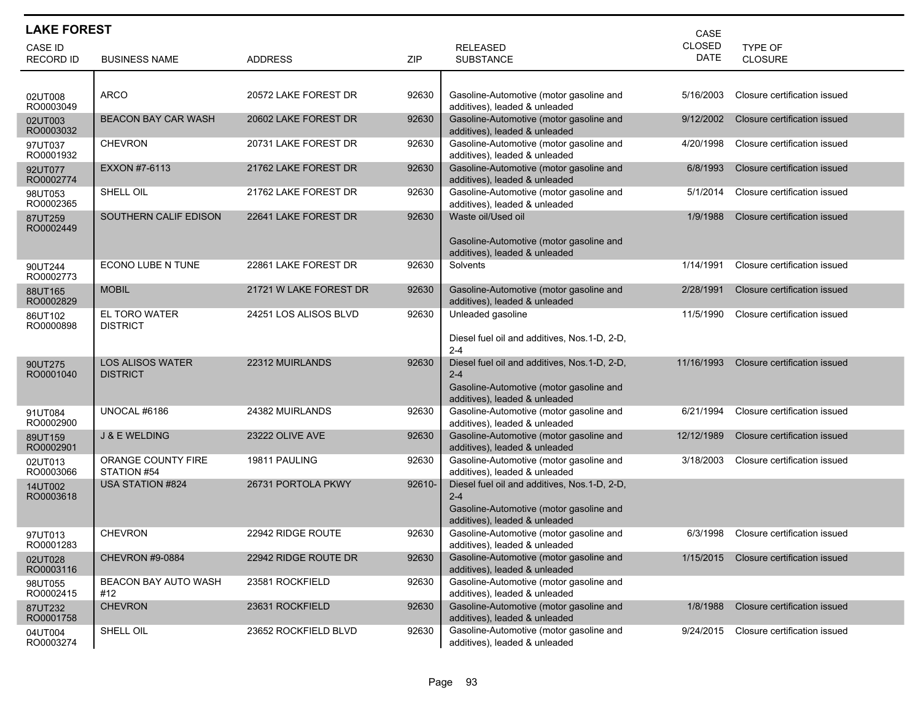## LAKE FOREST

| CASE ID<br>RECORD ID | BUSINESS NAME | ADDRESS | ZIP | RELEASED SUBSTANCE | CASE CLOSED DATE | TYPE OF CLOSURE |
|---|---|---|---|---|---|---|
| 02UT008<br>RO0003049 | ARCO | 20572 LAKE FOREST DR | 92630 | Gasoline-Automotive (motor gasoline and additives), leaded & unleaded | 5/16/2003 | Closure certification issued |
| 02UT003<br>RO0003032 | BEACON BAY CAR WASH | 20602 LAKE FOREST DR | 92630 | Gasoline-Automotive (motor gasoline and additives), leaded & unleaded | 9/12/2002 | Closure certification issued |
| 97UT037<br>RO0001932 | CHEVRON | 20731 LAKE FOREST DR | 92630 | Gasoline-Automotive (motor gasoline and additives), leaded & unleaded | 4/20/1998 | Closure certification issued |
| 92UT077<br>RO0002774 | EXXON #7-6113 | 21762 LAKE FOREST DR | 92630 | Gasoline-Automotive (motor gasoline and additives), leaded & unleaded | 6/8/1993 | Closure certification issued |
| 98UT053<br>RO0002365 | SHELL OIL | 21762 LAKE FOREST DR | 92630 | Gasoline-Automotive (motor gasoline and additives), leaded & unleaded | 5/1/2014 | Closure certification issued |
| 87UT259<br>RO0002449 | SOUTHERN CALIF EDISON | 22641 LAKE FOREST DR | 92630 | Waste oil/Used oil<br><br>Gasoline-Automotive (motor gasoline and additives), leaded & unleaded | 1/9/1988 | Closure certification issued |
| 90UT244<br>RO0002773 | ECONO LUBE N TUNE | 22861 LAKE FOREST DR | 92630 | Solvents | 1/14/1991 | Closure certification issued |
| 88UT165<br>RO0002829 | MOBIL | 21721 W LAKE FOREST DR | 92630 | Gasoline-Automotive (motor gasoline and additives), leaded & unleaded | 2/28/1991 | Closure certification issued |
| 86UT102<br>RO0000898 | EL TORO WATER DISTRICT | 24251 LOS ALISOS BLVD | 92630 | Unleaded gasoline<br><br>Diesel fuel oil and additives, Nos.1-D, 2-D, 2-4 | 11/5/1990 | Closure certification issued |
| 90UT275<br>RO0001040 | LOS ALISOS WATER DISTRICT | 22312 MUIRLANDS | 92630 | Diesel fuel oil and additives, Nos.1-D, 2-D, 2-4<br>Gasoline-Automotive (motor gasoline and additives), leaded & unleaded | 11/16/1993 | Closure certification issued |
| 91UT084<br>RO0002900 | UNOCAL #6186 | 24382 MUIRLANDS | 92630 | Gasoline-Automotive (motor gasoline and additives), leaded & unleaded | 6/21/1994 | Closure certification issued |
| 89UT159<br>RO0002901 | J & E WELDING | 23222 OLIVE AVE | 92630 | Gasoline-Automotive (motor gasoline and additives), leaded & unleaded | 12/12/1989 | Closure certification issued |
| 02UT013<br>RO0003066 | ORANGE COUNTY FIRE STATION #54 | 19811 PAULING | 92630 | Gasoline-Automotive (motor gasoline and additives), leaded & unleaded | 3/18/2003 | Closure certification issued |
| 14UT002<br>RO0003618 | USA STATION #824 | 26731 PORTOLA PKWY | 92610- | Diesel fuel oil and additives, Nos.1-D, 2-D, 2-4<br>Gasoline-Automotive (motor gasoline and additives), leaded & unleaded | | |
| 97UT013<br>RO0001283 | CHEVRON | 22942 RIDGE ROUTE | 92630 | Gasoline-Automotive (motor gasoline and additives), leaded & unleaded | 6/3/1998 | Closure certification issued |
| 02UT028<br>RO0003116 | CHEVRON #9-0884 | 22942 RIDGE ROUTE DR | 92630 | Gasoline-Automotive (motor gasoline and additives), leaded & unleaded | 1/15/2015 | Closure certification issued |
| 98UT055<br>RO0002415 | BEACON BAY AUTO WASH #12 | 23581 ROCKFIELD | 92630 | Gasoline-Automotive (motor gasoline and additives), leaded & unleaded | | |
| 87UT232<br>RO0001758 | CHEVRON | 23631 ROCKFIELD | 92630 | Gasoline-Automotive (motor gasoline and additives), leaded & unleaded | 1/8/1988 | Closure certification issued |
| 04UT004<br>RO0003274 | SHELL OIL | 23652 ROCKFIELD BLVD | 92630 | Gasoline-Automotive (motor gasoline and additives), leaded & unleaded | 9/24/2015 | Closure certification issued |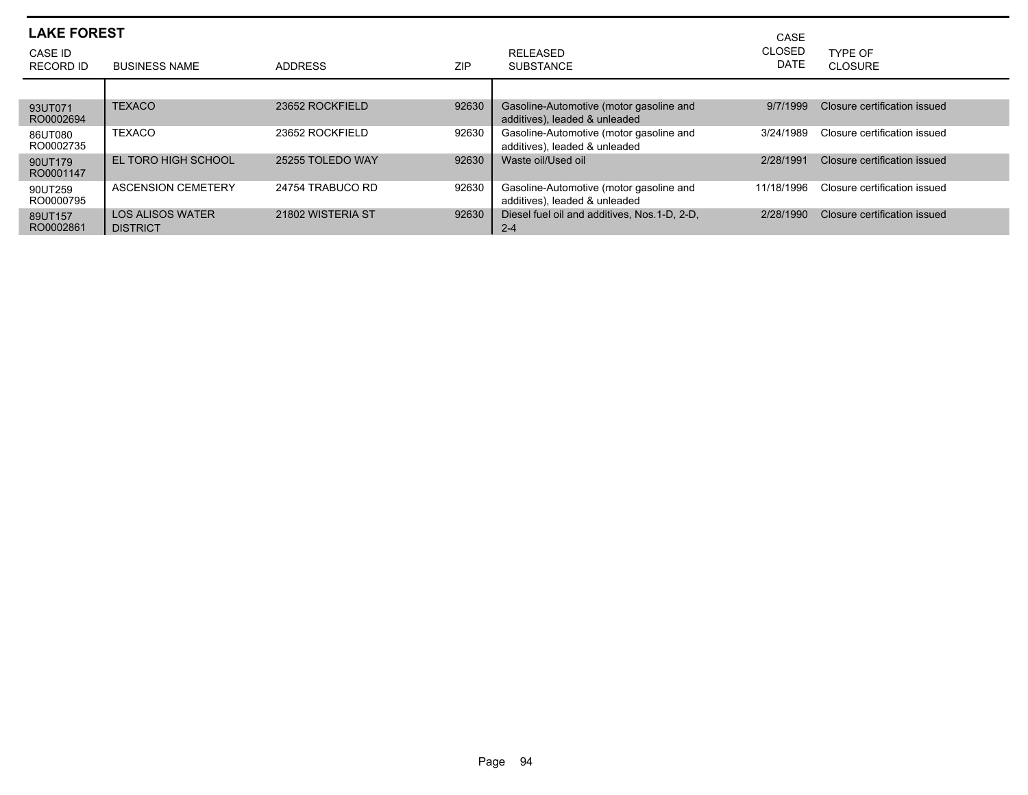## LAKE FOREST

| CASE ID RECORD ID | BUSINESS NAME | ADDRESS | ZIP | RELEASED SUBSTANCE | CASE CLOSED DATE | TYPE OF CLOSURE |
|---|---|---|---|---|---|---|
| 93UT071 RO0002694 | TEXACO | 23652 ROCKFIELD | 92630 | Gasoline-Automotive (motor gasoline and additives), leaded & unleaded | 9/7/1999 | Closure certification issued |
| 86UT080 RO0002735 | TEXACO | 23652 ROCKFIELD | 92630 | Gasoline-Automotive (motor gasoline and additives), leaded & unleaded | 3/24/1989 | Closure certification issued |
| 90UT179 RO0001147 | EL TORO HIGH SCHOOL | 25255 TOLEDO WAY | 92630 | Waste oil/Used oil | 2/28/1991 | Closure certification issued |
| 90UT259 RO0000795 | ASCENSION CEMETERY | 24754 TRABUCO RD | 92630 | Gasoline-Automotive (motor gasoline and additives), leaded & unleaded | 11/18/1996 | Closure certification issued |
| 89UT157 RO0002861 | LOS ALISOS WATER DISTRICT | 21802 WISTERIA ST | 92630 | Diesel fuel oil and additives, Nos.1-D, 2-D, 2-4 | 2/28/1990 | Closure certification issued |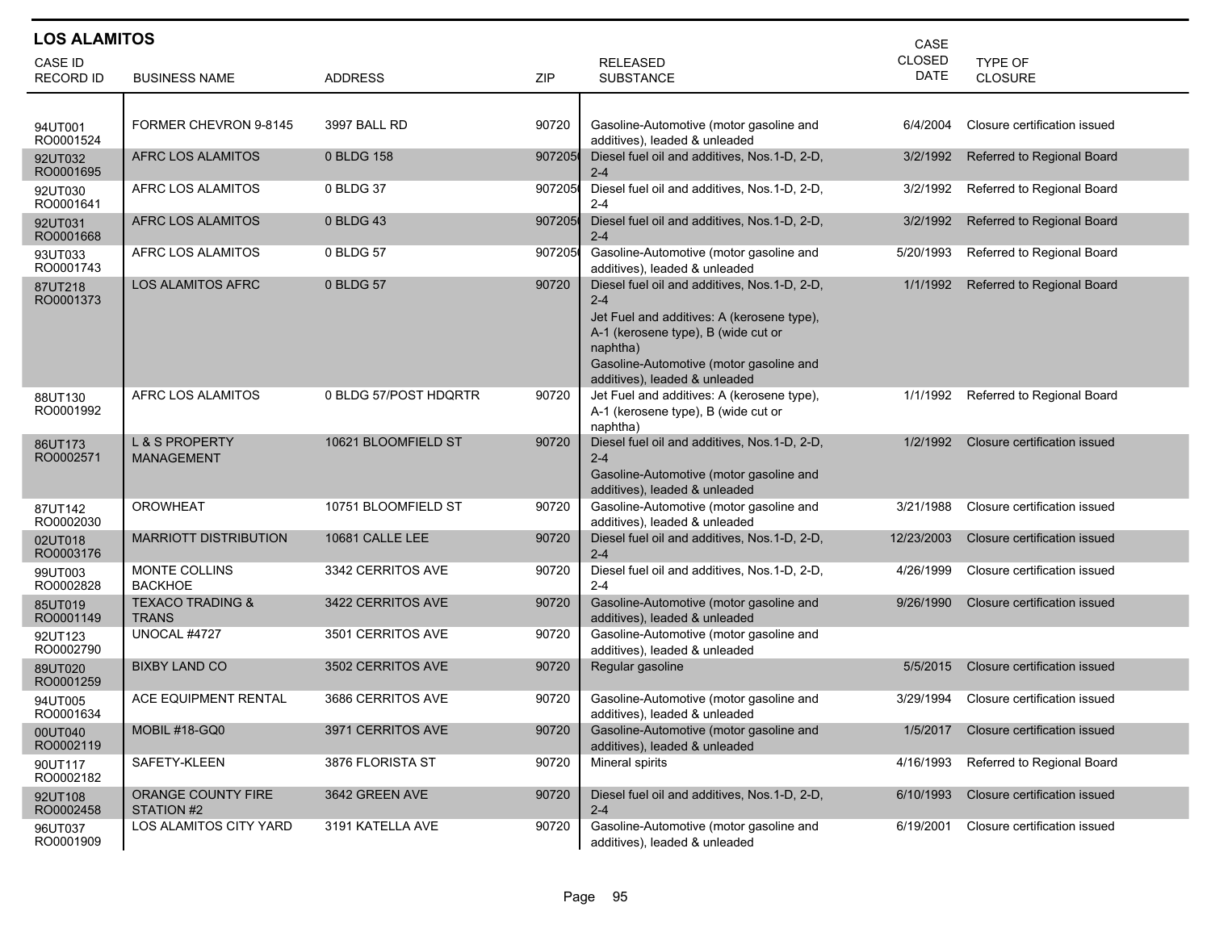## LOS ALAMITOS

| CASE ID<br>RECORD ID | BUSINESS NAME | ADDRESS | ZIP | RELEASED SUBSTANCE | CASE CLOSED DATE | TYPE OF CLOSURE |
|---|---|---|---|---|---|---|
| 94UT001<br>RO0001524 | FORMER CHEVRON 9-8145 | 3997 BALL RD | 90720 | Gasoline-Automotive (motor gasoline and additives), leaded & unleaded | 6/4/2004 | Closure certification issued |
| 92UT032<br>RO0001695 | AFRC LOS ALAMITOS | 0 BLDG 158 | 907205 | Diesel fuel oil and additives, Nos.1-D, 2-D, 2-4 | 3/2/1992 | Referred to Regional Board |
| 92UT030<br>RO0001641 | AFRC LOS ALAMITOS | 0 BLDG 37 | 907205 | Diesel fuel oil and additives, Nos.1-D, 2-D, 2-4 | 3/2/1992 | Referred to Regional Board |
| 92UT031<br>RO0001668 | AFRC LOS ALAMITOS | 0 BLDG 43 | 907205 | Diesel fuel oil and additives, Nos.1-D, 2-D, 2-4 | 3/2/1992 | Referred to Regional Board |
| 93UT033<br>RO0001743 | AFRC LOS ALAMITOS | 0 BLDG 57 | 907205 | Gasoline-Automotive (motor gasoline and additives), leaded & unleaded | 5/20/1993 | Referred to Regional Board |
| 87UT218<br>RO0001373 | LOS ALAMITOS AFRC | 0 BLDG 57 | 90720 | Diesel fuel oil and additives, Nos.1-D, 2-D, 2-4<br>Jet Fuel and additives: A (kerosene type), A-1 (kerosene type), B (wide cut or naphtha)<br>Gasoline-Automotive (motor gasoline and additives), leaded & unleaded | 1/1/1992 | Referred to Regional Board |
| 88UT130<br>RO0001992 | AFRC LOS ALAMITOS | 0 BLDG 57/POST HDQRTR | 90720 | Jet Fuel and additives: A (kerosene type), A-1 (kerosene type), B (wide cut or naphtha) | 1/1/1992 | Referred to Regional Board |
| 86UT173<br>RO0002571 | L & S PROPERTY MANAGEMENT | 10621 BLOOMFIELD ST | 90720 | Diesel fuel oil and additives, Nos.1-D, 2-D, 2-4<br>Gasoline-Automotive (motor gasoline and additives), leaded & unleaded | 1/2/1992 | Closure certification issued |
| 87UT142<br>RO0002030 | OROWHEAT | 10751 BLOOMFIELD ST | 90720 | Gasoline-Automotive (motor gasoline and additives), leaded & unleaded | 3/21/1988 | Closure certification issued |
| 02UT018<br>RO0003176 | MARRIOTT DISTRIBUTION | 10681 CALLE LEE | 90720 | Diesel fuel oil and additives, Nos.1-D, 2-D, 2-4 | 12/23/2003 | Closure certification issued |
| 99UT003<br>RO0002828 | MONTE COLLINS BACKHOE | 3342 CERRITOS AVE | 90720 | Diesel fuel oil and additives, Nos.1-D, 2-D, 2-4 | 4/26/1999 | Closure certification issued |
| 85UT019<br>RO0001149 | TEXACO TRADING & TRANS | 3422 CERRITOS AVE | 90720 | Gasoline-Automotive (motor gasoline and additives), leaded & unleaded | 9/26/1990 | Closure certification issued |
| 92UT123<br>RO0002790 | UNOCAL #4727 | 3501 CERRITOS AVE | 90720 | Gasoline-Automotive (motor gasoline and additives), leaded & unleaded | | |
| 89UT020<br>RO0001259 | BIXBY LAND CO | 3502 CERRITOS AVE | 90720 | Regular gasoline | 5/5/2015 | Closure certification issued |
| 94UT005<br>RO0001634 | ACE EQUIPMENT RENTAL | 3686 CERRITOS AVE | 90720 | Gasoline-Automotive (motor gasoline and additives), leaded & unleaded | 3/29/1994 | Closure certification issued |
| 00UT040<br>RO0002119 | MOBIL #18-GQ0 | 3971 CERRITOS AVE | 90720 | Gasoline-Automotive (motor gasoline and additives), leaded & unleaded | 1/5/2017 | Closure certification issued |
| 90UT117<br>RO0002182 | SAFETY-KLEEN | 3876 FLORISTA ST | 90720 | Mineral spirits | 4/16/1993 | Referred to Regional Board |
| 92UT108<br>RO0002458 | ORANGE COUNTY FIRE STATION #2 | 3642 GREEN AVE | 90720 | Diesel fuel oil and additives, Nos.1-D, 2-D, 2-4 | 6/10/1993 | Closure certification issued |
| 96UT037<br>RO0001909 | LOS ALAMITOS CITY YARD | 3191 KATELLA AVE | 90720 | Gasoline-Automotive (motor gasoline and additives), leaded & unleaded | 6/19/2001 | Closure certification issued |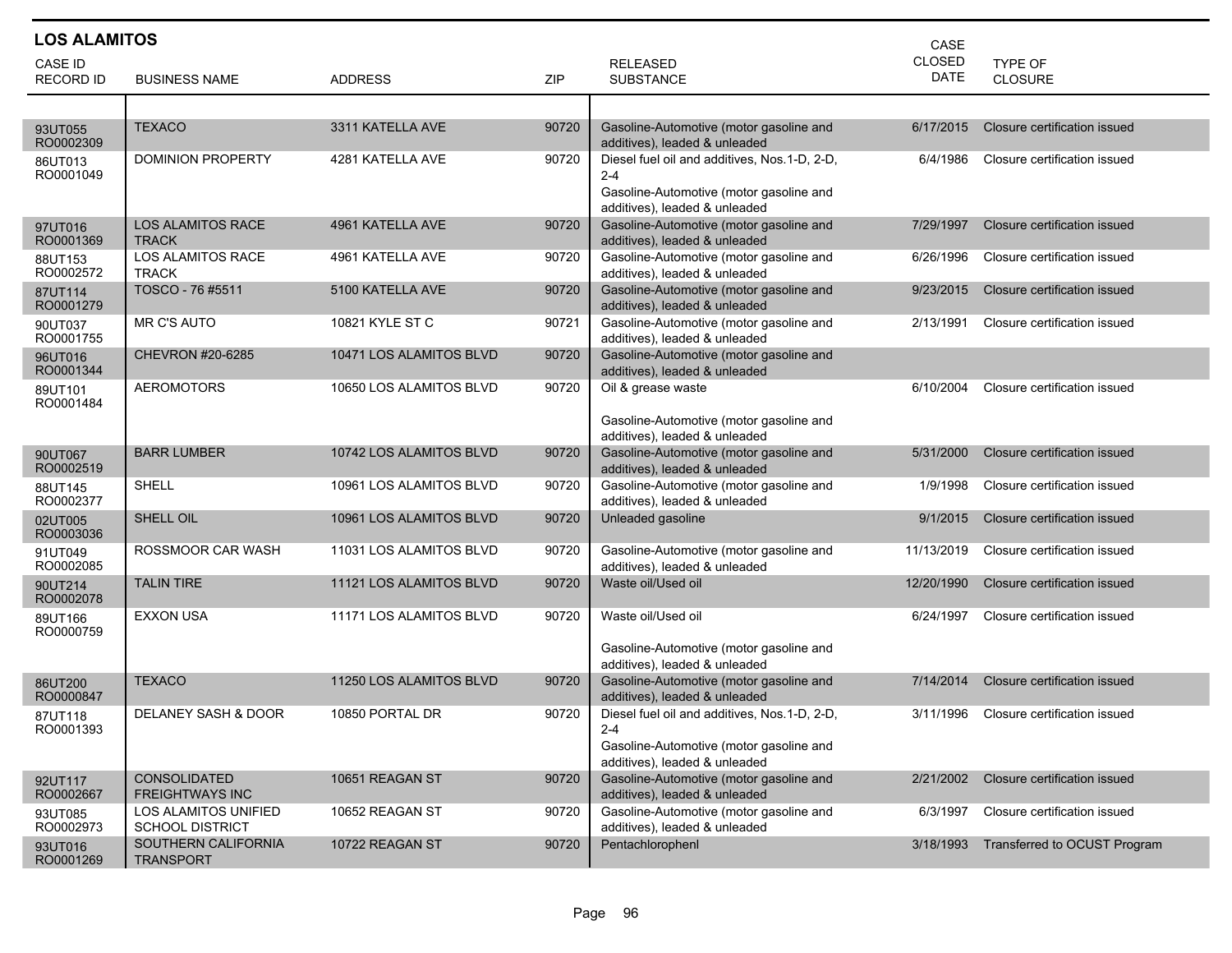## LOS ALAMITOS

| CASE ID RECORD ID | BUSINESS NAME | ADDRESS | ZIP | RELEASED SUBSTANCE | CASE CLOSED DATE | TYPE OF CLOSURE |
|---|---|---|---|---|---|---|
| 93UT055 RO0002309 | TEXACO | 3311 KATELLA AVE | 90720 | Gasoline-Automotive (motor gasoline and additives), leaded & unleaded | 6/17/2015 | Closure certification issued |
| 86UT013 RO0001049 | DOMINION PROPERTY | 4281 KATELLA AVE | 90720 | Diesel fuel oil and additives, Nos.1-D, 2-D, 2-4<br>Gasoline-Automotive (motor gasoline and additives), leaded & unleaded | 6/4/1986 | Closure certification issued |
| 97UT016 RO0001369 | LOS ALAMITOS RACE TRACK | 4961 KATELLA AVE | 90720 | Gasoline-Automotive (motor gasoline and additives), leaded & unleaded | 7/29/1997 | Closure certification issued |
| 88UT153 RO0002572 | LOS ALAMITOS RACE TRACK | 4961 KATELLA AVE | 90720 | Gasoline-Automotive (motor gasoline and additives), leaded & unleaded | 6/26/1996 | Closure certification issued |
| 87UT114 RO0001279 | TOSCO - 76 #5511 | 5100 KATELLA AVE | 90720 | Gasoline-Automotive (motor gasoline and additives), leaded & unleaded | 9/23/2015 | Closure certification issued |
| 90UT037 RO0001755 | MR C'S AUTO | 10821 KYLE ST C | 90721 | Gasoline-Automotive (motor gasoline and additives), leaded & unleaded | 2/13/1991 | Closure certification issued |
| 96UT016 RO0001344 | CHEVRON #20-6285 | 10471 LOS ALAMITOS BLVD | 90720 | Gasoline-Automotive (motor gasoline and additives), leaded & unleaded | | |
| 89UT101 RO0001484 | AEROMOTORS | 10650 LOS ALAMITOS BLVD | 90720 | Oil & grease waste<br>Gasoline-Automotive (motor gasoline and additives), leaded & unleaded | 6/10/2004 | Closure certification issued |
| 90UT067 RO0002519 | BARR LUMBER | 10742 LOS ALAMITOS BLVD | 90720 | Gasoline-Automotive (motor gasoline and additives), leaded & unleaded | 5/31/2000 | Closure certification issued |
| 88UT145 RO0002377 | SHELL | 10961 LOS ALAMITOS BLVD | 90720 | Gasoline-Automotive (motor gasoline and additives), leaded & unleaded | 1/9/1998 | Closure certification issued |
| 02UT005 RO0003036 | SHELL OIL | 10961 LOS ALAMITOS BLVD | 90720 | Unleaded gasoline | 9/1/2015 | Closure certification issued |
| 91UT049 RO0002085 | ROSSMOOR CAR WASH | 11031 LOS ALAMITOS BLVD | 90720 | Gasoline-Automotive (motor gasoline and additives), leaded & unleaded | 11/13/2019 | Closure certification issued |
| 90UT214 RO0002078 | TALIN TIRE | 11121 LOS ALAMITOS BLVD | 90720 | Waste oil/Used oil | 12/20/1990 | Closure certification issued |
| 89UT166 RO0000759 | EXXON USA | 11171 LOS ALAMITOS BLVD | 90720 | Waste oil/Used oil<br>Gasoline-Automotive (motor gasoline and additives), leaded & unleaded | 6/24/1997 | Closure certification issued |
| 86UT200 RO0000847 | TEXACO | 11250 LOS ALAMITOS BLVD | 90720 | Gasoline-Automotive (motor gasoline and additives), leaded & unleaded | 7/14/2014 | Closure certification issued |
| 87UT118 RO0001393 | DELANEY SASH & DOOR | 10850 PORTAL DR | 90720 | Diesel fuel oil and additives, Nos.1-D, 2-D, 2-4<br>Gasoline-Automotive (motor gasoline and additives), leaded & unleaded | 3/11/1996 | Closure certification issued |
| 92UT117 RO0002667 | CONSOLIDATED FREIGHTWAYS INC | 10651 REAGAN ST | 90720 | Gasoline-Automotive (motor gasoline and additives), leaded & unleaded | 2/21/2002 | Closure certification issued |
| 93UT085 RO0002973 | LOS ALAMITOS UNIFIED SCHOOL DISTRICT | 10652 REAGAN ST | 90720 | Gasoline-Automotive (motor gasoline and additives), leaded & unleaded | 6/3/1997 | Closure certification issued |
| 93UT016 RO0001269 | SOUTHERN CALIFORNIA TRANSPORT | 10722 REAGAN ST | 90720 | Pentachlorophenl | 3/18/1993 | Transferred to OCUST Program |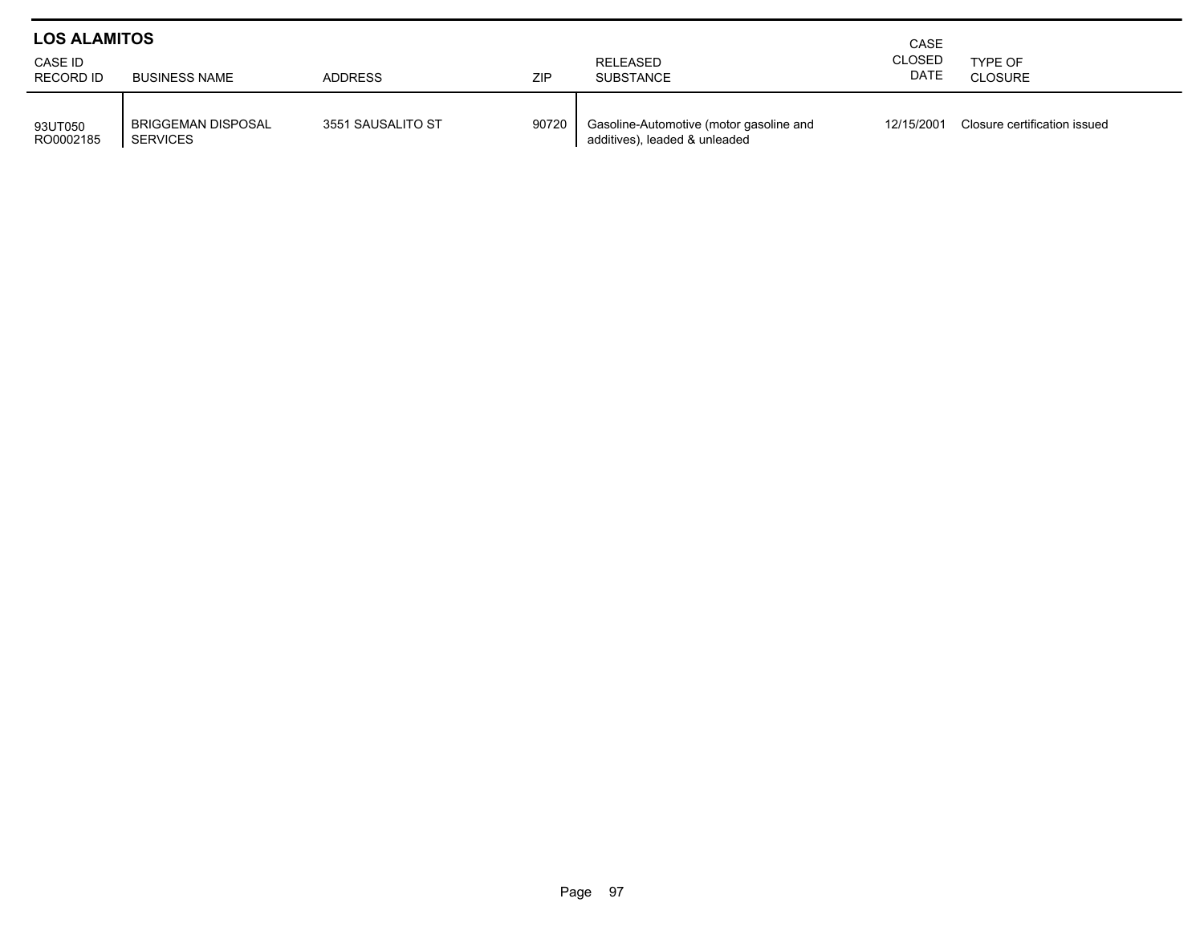## LOS ALAMITOS

| CASE ID<br>RECORD ID | BUSINESS NAME | ADDRESS | ZIP | RELEASED SUBSTANCE | CASE CLOSED DATE | TYPE OF CLOSURE |
|---|---|---|---|---|---|---|
| 93UT050<br>RO0002185 | BRIGGEMAN DISPOSAL SERVICES | 3551 SAUSALITO ST | 90720 | Gasoline-Automotive (motor gasoline and additives), leaded & unleaded | 12/15/2001 | Closure certification issued |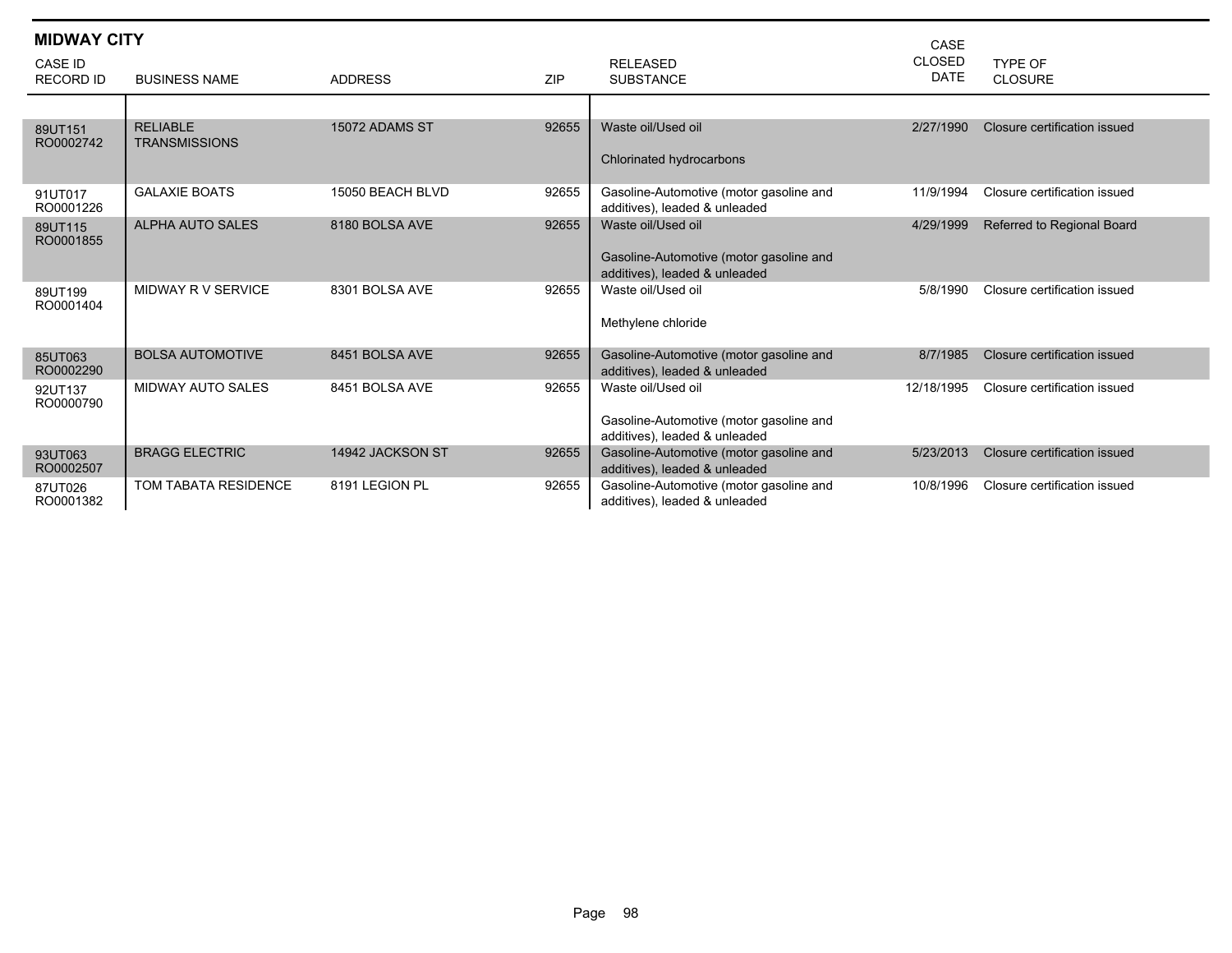## MIDWAY CITY

| CASE ID<br>RECORD ID | BUSINESS NAME | ADDRESS | ZIP | RELEASED SUBSTANCE | CASE CLOSED DATE | TYPE OF CLOSURE |
|---|---|---|---|---|---|---|
| 89UT151<br>RO0002742 | RELIABLE TRANSMISSIONS | 15072 ADAMS ST | 92655 | Waste oil/Used oil<br><br>Chlorinated hydrocarbons | 2/27/1990 | Closure certification issued |
| 91UT017<br>RO0001226 | GALAXIE BOATS | 15050 BEACH BLVD | 92655 | Gasoline-Automotive (motor gasoline and additives), leaded & unleaded | 11/9/1994 | Closure certification issued |
| 89UT115<br>RO0001855 | ALPHA AUTO SALES | 8180 BOLSA AVE | 92655 | Waste oil/Used oil<br><br>Gasoline-Automotive (motor gasoline and additives), leaded & unleaded | 4/29/1999 | Referred to Regional Board |
| 89UT199<br>RO0001404 | MIDWAY R V SERVICE | 8301 BOLSA AVE | 92655 | Waste oil/Used oil<br><br>Methylene chloride | 5/8/1990 | Closure certification issued |
| 85UT063<br>RO0002290 | BOLSA AUTOMOTIVE | 8451 BOLSA AVE | 92655 | Gasoline-Automotive (motor gasoline and additives), leaded & unleaded | 8/7/1985 | Closure certification issued |
| 92UT137<br>RO0000790 | MIDWAY AUTO SALES | 8451 BOLSA AVE | 92655 | Waste oil/Used oil<br><br>Gasoline-Automotive (motor gasoline and additives), leaded & unleaded | 12/18/1995 | Closure certification issued |
| 93UT063<br>RO0002507 | BRAGG ELECTRIC | 14942 JACKSON ST | 92655 | Gasoline-Automotive (motor gasoline and additives), leaded & unleaded | 5/23/2013 | Closure certification issued |
| 87UT026<br>RO0001382 | TOM TABATA RESIDENCE | 8191 LEGION PL | 92655 | Gasoline-Automotive (motor gasoline and additives), leaded & unleaded | 10/8/1996 | Closure certification issued |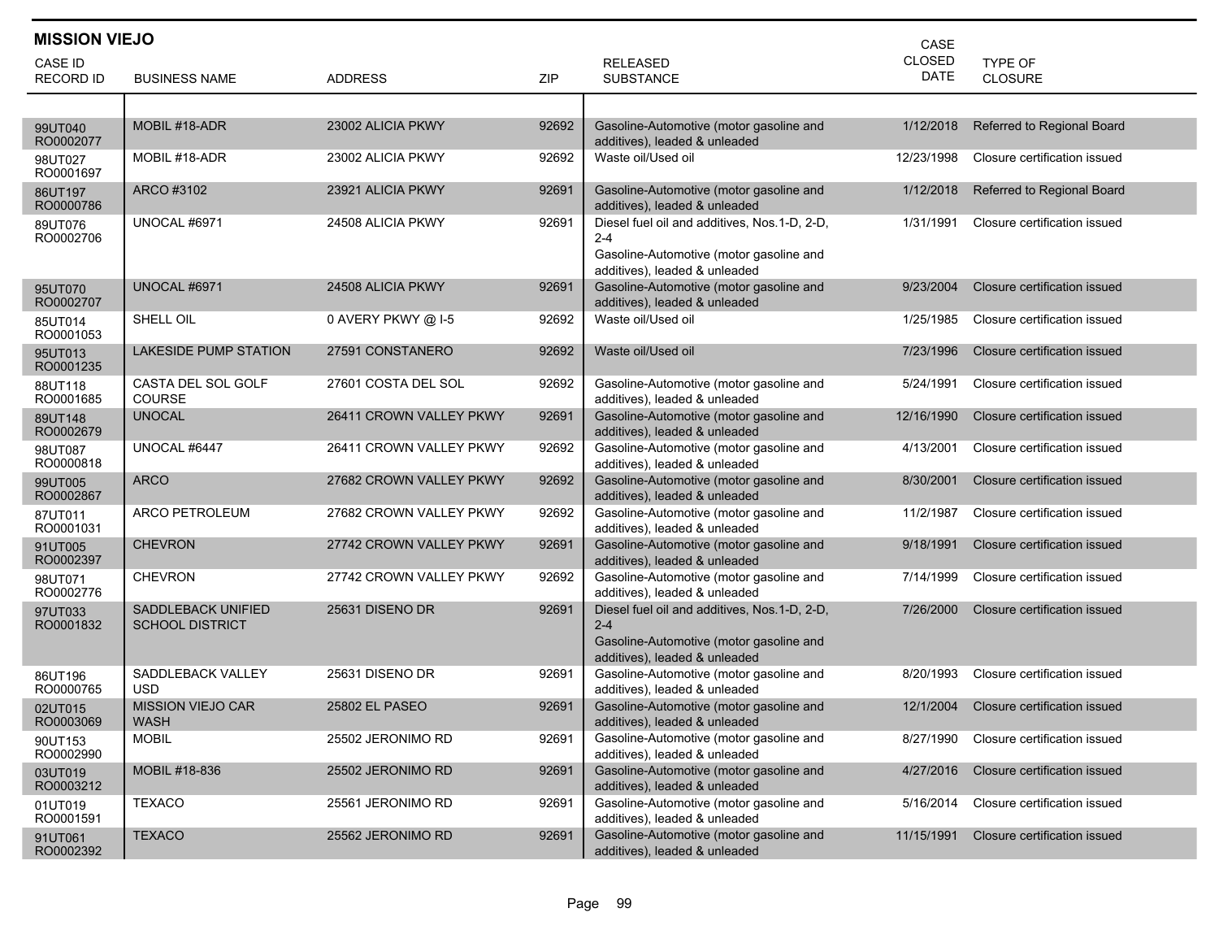## MISSION VIEJO

| CASE ID RECORD ID | BUSINESS NAME | ADDRESS | ZIP | RELEASED SUBSTANCE | CASE CLOSED DATE | TYPE OF CLOSURE |
|---|---|---|---|---|---|---|
| 99UT040 RO0002077 | MOBIL #18-ADR | 23002 ALICIA PKWY | 92692 | Gasoline-Automotive (motor gasoline and additives), leaded & unleaded | 1/12/2018 | Referred to Regional Board |
| 98UT027 RO0001697 | MOBIL #18-ADR | 23002 ALICIA PKWY | 92692 | Waste oil/Used oil | 12/23/1998 | Closure certification issued |
| 86UT197 RO0000786 | ARCO #3102 | 23921 ALICIA PKWY | 92691 | Gasoline-Automotive (motor gasoline and additives), leaded & unleaded | 1/12/2018 | Referred to Regional Board |
| 89UT076 RO0002706 | UNOCAL #6971 | 24508 ALICIA PKWY | 92691 | Diesel fuel oil and additives, Nos.1-D, 2-D, 2-4<br>Gasoline-Automotive (motor gasoline and additives), leaded & unleaded | 1/31/1991 | Closure certification issued |
| 95UT070 RO0002707 | UNOCAL #6971 | 24508 ALICIA PKWY | 92691 | Gasoline-Automotive (motor gasoline and additives), leaded & unleaded | 9/23/2004 | Closure certification issued |
| 85UT014 RO0001053 | SHELL OIL | 0 AVERY PKWY @ I-5 | 92692 | Waste oil/Used oil | 1/25/1985 | Closure certification issued |
| 95UT013 RO0001235 | LAKESIDE PUMP STATION | 27591 CONSTANERO | 92692 | Waste oil/Used oil | 7/23/1996 | Closure certification issued |
| 88UT118 RO0001685 | CASTA DEL SOL GOLF COURSE | 27601 COSTA DEL SOL | 92692 | Gasoline-Automotive (motor gasoline and additives), leaded & unleaded | 5/24/1991 | Closure certification issued |
| 89UT148 RO0002679 | UNOCAL | 26411 CROWN VALLEY PKWY | 92691 | Gasoline-Automotive (motor gasoline and additives), leaded & unleaded | 12/16/1990 | Closure certification issued |
| 98UT087 RO0000818 | UNOCAL #6447 | 26411 CROWN VALLEY PKWY | 92692 | Gasoline-Automotive (motor gasoline and additives), leaded & unleaded | 4/13/2001 | Closure certification issued |
| 99UT005 RO0002867 | ARCO | 27682 CROWN VALLEY PKWY | 92692 | Gasoline-Automotive (motor gasoline and additives), leaded & unleaded | 8/30/2001 | Closure certification issued |
| 87UT011 RO0001031 | ARCO PETROLEUM | 27682 CROWN VALLEY PKWY | 92692 | Gasoline-Automotive (motor gasoline and additives), leaded & unleaded | 11/2/1987 | Closure certification issued |
| 91UT005 RO0002397 | CHEVRON | 27742 CROWN VALLEY PKWY | 92691 | Gasoline-Automotive (motor gasoline and additives), leaded & unleaded | 9/18/1991 | Closure certification issued |
| 98UT071 RO0002776 | CHEVRON | 27742 CROWN VALLEY PKWY | 92692 | Gasoline-Automotive (motor gasoline and additives), leaded & unleaded | 7/14/1999 | Closure certification issued |
| 97UT033 RO0001832 | SADDLEBACK UNIFIED SCHOOL DISTRICT | 25631 DISENO DR | 92691 | Diesel fuel oil and additives, Nos.1-D, 2-D, 2-4<br>Gasoline-Automotive (motor gasoline and additives), leaded & unleaded | 7/26/2000 | Closure certification issued |
| 86UT196 RO0000765 | SADDLEBACK VALLEY USD | 25631 DISENO DR | 92691 | Gasoline-Automotive (motor gasoline and additives), leaded & unleaded | 8/20/1993 | Closure certification issued |
| 02UT015 RO0003069 | MISSION VIEJO CAR WASH | 25802 EL PASEO | 92691 | Gasoline-Automotive (motor gasoline and additives), leaded & unleaded | 12/1/2004 | Closure certification issued |
| 90UT153 RO0002990 | MOBIL | 25502 JERONIMO RD | 92691 | Gasoline-Automotive (motor gasoline and additives), leaded & unleaded | 8/27/1990 | Closure certification issued |
| 03UT019 RO0003212 | MOBIL #18-836 | 25502 JERONIMO RD | 92691 | Gasoline-Automotive (motor gasoline and additives), leaded & unleaded | 4/27/2016 | Closure certification issued |
| 01UT019 RO0001591 | TEXACO | 25561 JERONIMO RD | 92691 | Gasoline-Automotive (motor gasoline and additives), leaded & unleaded | 5/16/2014 | Closure certification issued |
| 91UT061 RO0002392 | TEXACO | 25562 JERONIMO RD | 92691 | Gasoline-Automotive (motor gasoline and additives), leaded & unleaded | 11/15/1991 | Closure certification issued |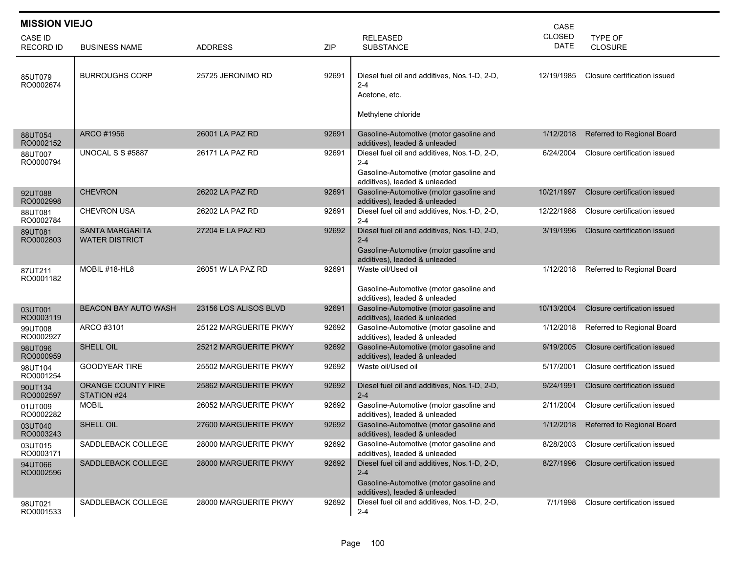## MISSION VIEJO

| CASE ID RECORD ID | BUSINESS NAME | ADDRESS | ZIP | RELEASED SUBSTANCE | CASE CLOSED DATE | TYPE OF CLOSURE |
|---|---|---|---|---|---|---|
| 85UT079 RO0002674 | BURROUGHS CORP | 25725 JERONIMO RD | 92691 | Diesel fuel oil and additives, Nos.1-D, 2-D, 2-4<br>Acetone, etc.<br>Methylene chloride | 12/19/1985 | Closure certification issued |
| 88UT054 RO0002152 | ARCO #1956 | 26001 LA PAZ RD | 92691 | Gasoline-Automotive (motor gasoline and additives), leaded & unleaded | 1/12/2018 | Referred to Regional Board |
| 88UT007 RO0000794 | UNOCAL S S #5887 | 26171 LA PAZ RD | 92691 | Diesel fuel oil and additives, Nos.1-D, 2-D, 2-4<br>Gasoline-Automotive (motor gasoline and additives), leaded & unleaded | 6/24/2004 | Closure certification issued |
| 92UT088 RO0002998 | CHEVRON | 26202 LA PAZ RD | 92691 | Gasoline-Automotive (motor gasoline and additives), leaded & unleaded | 10/21/1997 | Closure certification issued |
| 88UT081 RO0002784 | CHEVRON USA | 26202 LA PAZ RD | 92691 | Diesel fuel oil and additives, Nos.1-D, 2-D, 2-4 | 12/22/1988 | Closure certification issued |
| 89UT081 RO0002803 | SANTA MARGARITA WATER DISTRICT | 27204 E LA PAZ RD | 92692 | Diesel fuel oil and additives, Nos.1-D, 2-D, 2-4<br>Gasoline-Automotive (motor gasoline and additives), leaded & unleaded | 3/19/1996 | Closure certification issued |
| 87UT211 RO0001182 | MOBIL #18-HL8 | 26051 W LA PAZ RD | 92691 | Waste oil/Used oil<br>Gasoline-Automotive (motor gasoline and additives), leaded & unleaded | 1/12/2018 | Referred to Regional Board |
| 03UT001 RO0003119 | BEACON BAY AUTO WASH | 23156 LOS ALISOS BLVD | 92691 | Gasoline-Automotive (motor gasoline and additives), leaded & unleaded | 10/13/2004 | Closure certification issued |
| 99UT008 RO0002927 | ARCO #3101 | 25122 MARGUERITE PKWY | 92692 | Gasoline-Automotive (motor gasoline and additives), leaded & unleaded | 1/12/2018 | Referred to Regional Board |
| 98UT096 RO0000959 | SHELL OIL | 25212 MARGUERITE PKWY | 92692 | Gasoline-Automotive (motor gasoline and additives), leaded & unleaded | 9/19/2005 | Closure certification issued |
| 98UT104 RO0001254 | GOODYEAR TIRE | 25502 MARGUERITE PKWY | 92692 | Waste oil/Used oil | 5/17/2001 | Closure certification issued |
| 90UT134 RO0002597 | ORANGE COUNTY FIRE STATION #24 | 25862 MARGUERITE PKWY | 92692 | Diesel fuel oil and additives, Nos.1-D, 2-D, 2-4 | 9/24/1991 | Closure certification issued |
| 01UT009 RO0002282 | MOBIL | 26052 MARGUERITE PKWY | 92692 | Gasoline-Automotive (motor gasoline and additives), leaded & unleaded | 2/11/2004 | Closure certification issued |
| 03UT040 RO0003243 | SHELL OIL | 27600 MARGUERITE PKWY | 92692 | Gasoline-Automotive (motor gasoline and additives), leaded & unleaded | 1/12/2018 | Referred to Regional Board |
| 03UT015 RO0003171 | SADDLEBACK COLLEGE | 28000 MARGUERITE PKWY | 92692 | Gasoline-Automotive (motor gasoline and additives), leaded & unleaded | 8/28/2003 | Closure certification issued |
| 94UT066 RO0002596 | SADDLEBACK COLLEGE | 28000 MARGUERITE PKWY | 92692 | Diesel fuel oil and additives, Nos.1-D, 2-D, 2-4<br>Gasoline-Automotive (motor gasoline and additives), leaded & unleaded | 8/27/1996 | Closure certification issued |
| 98UT021 RO0001533 | SADDLEBACK COLLEGE | 28000 MARGUERITE PKWY | 92692 | Diesel fuel oil and additives, Nos.1-D, 2-D, 2-4 | 7/1/1998 | Closure certification issued |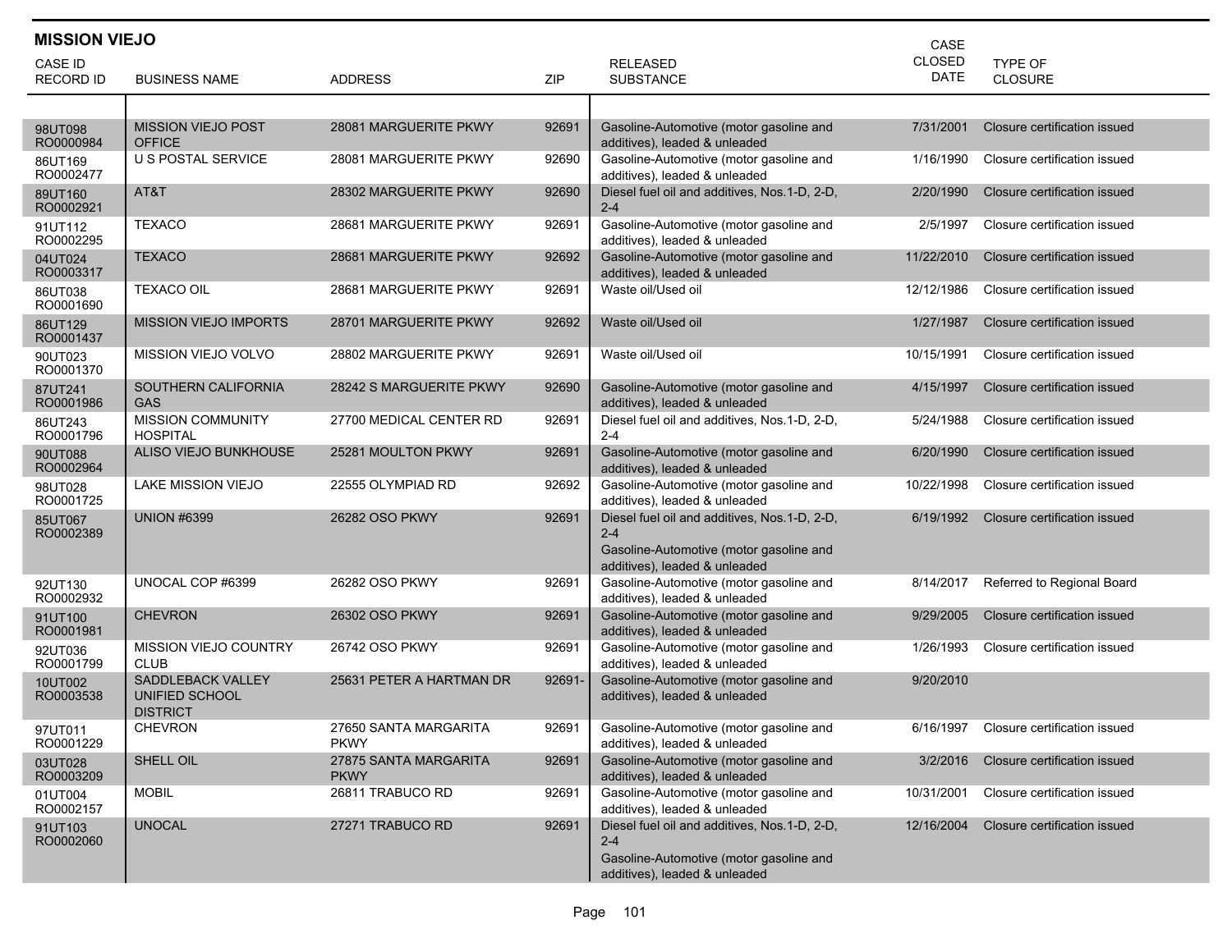## MISSION VIEJO

| CASE ID RECORD ID | BUSINESS NAME | ADDRESS | ZIP | RELEASED SUBSTANCE | CASE CLOSED DATE | TYPE OF CLOSURE |
|---|---|---|---|---|---|---|
| 98UT098 RO0000984 | MISSION VIEJO POST OFFICE | 28081 MARGUERITE PKWY | 92691 | Gasoline-Automotive (motor gasoline and additives), leaded & unleaded | 7/31/2001 | Closure certification issued |
| 86UT169 RO0002477 | U S POSTAL SERVICE | 28081 MARGUERITE PKWY | 92690 | Gasoline-Automotive (motor gasoline and additives), leaded & unleaded | 1/16/1990 | Closure certification issued |
| 89UT160 RO0002921 | AT&T | 28302 MARGUERITE PKWY | 92690 | Diesel fuel oil and additives, Nos.1-D, 2-D, 2-4 | 2/20/1990 | Closure certification issued |
| 91UT112 RO0002295 | TEXACO | 28681 MARGUERITE PKWY | 92691 | Gasoline-Automotive (motor gasoline and additives), leaded & unleaded | 2/5/1997 | Closure certification issued |
| 04UT024 RO0003317 | TEXACO | 28681 MARGUERITE PKWY | 92692 | Gasoline-Automotive (motor gasoline and additives), leaded & unleaded | 11/22/2010 | Closure certification issued |
| 86UT038 RO0001690 | TEXACO OIL | 28681 MARGUERITE PKWY | 92691 | Waste oil/Used oil | 12/12/1986 | Closure certification issued |
| 86UT129 RO0001437 | MISSION VIEJO IMPORTS | 28701 MARGUERITE PKWY | 92692 | Waste oil/Used oil | 1/27/1987 | Closure certification issued |
| 90UT023 RO0001370 | MISSION VIEJO VOLVO | 28802 MARGUERITE PKWY | 92691 | Waste oil/Used oil | 10/15/1991 | Closure certification issued |
| 87UT241 RO0001986 | SOUTHERN CALIFORNIA GAS | 28242 S MARGUERITE PKWY | 92690 | Gasoline-Automotive (motor gasoline and additives), leaded & unleaded | 4/15/1997 | Closure certification issued |
| 86UT243 RO0001796 | MISSION COMMUNITY HOSPITAL | 27700 MEDICAL CENTER RD | 92691 | Diesel fuel oil and additives, Nos.1-D, 2-D, 2-4 | 5/24/1988 | Closure certification issued |
| 90UT088 RO0002964 | ALISO VIEJO BUNKHOUSE | 25281 MOULTON PKWY | 92691 | Gasoline-Automotive (motor gasoline and additives), leaded & unleaded | 6/20/1990 | Closure certification issued |
| 98UT028 RO0001725 | LAKE MISSION VIEJO | 22555 OLYMPIAD RD | 92692 | Gasoline-Automotive (motor gasoline and additives), leaded & unleaded | 10/22/1998 | Closure certification issued |
| 85UT067 RO0002389 | UNION #6399 | 26282 OSO PKWY | 92691 | Diesel fuel oil and additives, Nos.1-D, 2-D, 2-4; Gasoline-Automotive (motor gasoline and additives), leaded & unleaded | 6/19/1992 | Closure certification issued |
| 92UT130 RO0002932 | UNOCAL COP #6399 | 26282 OSO PKWY | 92691 | Gasoline-Automotive (motor gasoline and additives), leaded & unleaded | 8/14/2017 | Referred to Regional Board |
| 91UT100 RO0001981 | CHEVRON | 26302 OSO PKWY | 92691 | Gasoline-Automotive (motor gasoline and additives), leaded & unleaded | 9/29/2005 | Closure certification issued |
| 92UT036 RO0001799 | MISSION VIEJO COUNTRY CLUB | 26742 OSO PKWY | 92691 | Gasoline-Automotive (motor gasoline and additives), leaded & unleaded | 1/26/1993 | Closure certification issued |
| 10UT002 RO0003538 | SADDLEBACK VALLEY UNIFIED SCHOOL DISTRICT | 25631 PETER A HARTMAN DR | 92691- | Gasoline-Automotive (motor gasoline and additives), leaded & unleaded | 9/20/2010 | |
| 97UT011 RO0001229 | CHEVRON | 27650 SANTA MARGARITA PKWY | 92691 | Gasoline-Automotive (motor gasoline and additives), leaded & unleaded | 6/16/1997 | Closure certification issued |
| 03UT028 RO0003209 | SHELL OIL | 27875 SANTA MARGARITA PKWY | 92691 | Gasoline-Automotive (motor gasoline and additives), leaded & unleaded | 3/2/2016 | Closure certification issued |
| 01UT004 RO0002157 | MOBIL | 26811 TRABUCO RD | 92691 | Gasoline-Automotive (motor gasoline and additives), leaded & unleaded | 10/31/2001 | Closure certification issued |
| 91UT103 RO0002060 | UNOCAL | 27271 TRABUCO RD | 92691 | Diesel fuel oil and additives, Nos.1-D, 2-D, 2-4; Gasoline-Automotive (motor gasoline and additives), leaded & unleaded | 12/16/2004 | Closure certification issued |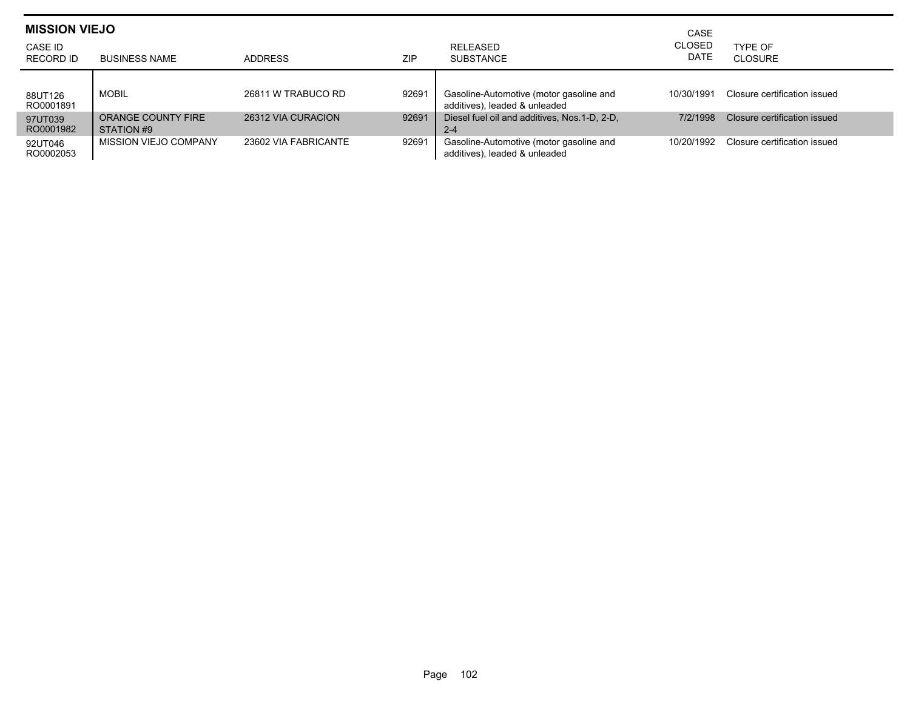## MISSION VIEJO

| CASE ID RECORD ID | BUSINESS NAME | ADDRESS | ZIP | RELEASED SUBSTANCE | CASE CLOSED DATE | TYPE OF CLOSURE |
|---|---|---|---|---|---|---|
| 88UT126 RO0001891 | MOBIL | 26811 W TRABUCO RD | 92691 | Gasoline-Automotive (motor gasoline and additives), leaded & unleaded | 10/30/1991 | Closure certification issued |
| 97UT039 RO0001982 | ORANGE COUNTY FIRE STATION #9 | 26312 VIA CURACION | 92691 | Diesel fuel oil and additives, Nos.1-D, 2-D, 2-4 | 7/2/1998 | Closure certification issued |
| 92UT046 RO0002053 | MISSION VIEJO COMPANY | 23602 VIA FABRICANTE | 92691 | Gasoline-Automotive (motor gasoline and additives), leaded & unleaded | 10/20/1992 | Closure certification issued |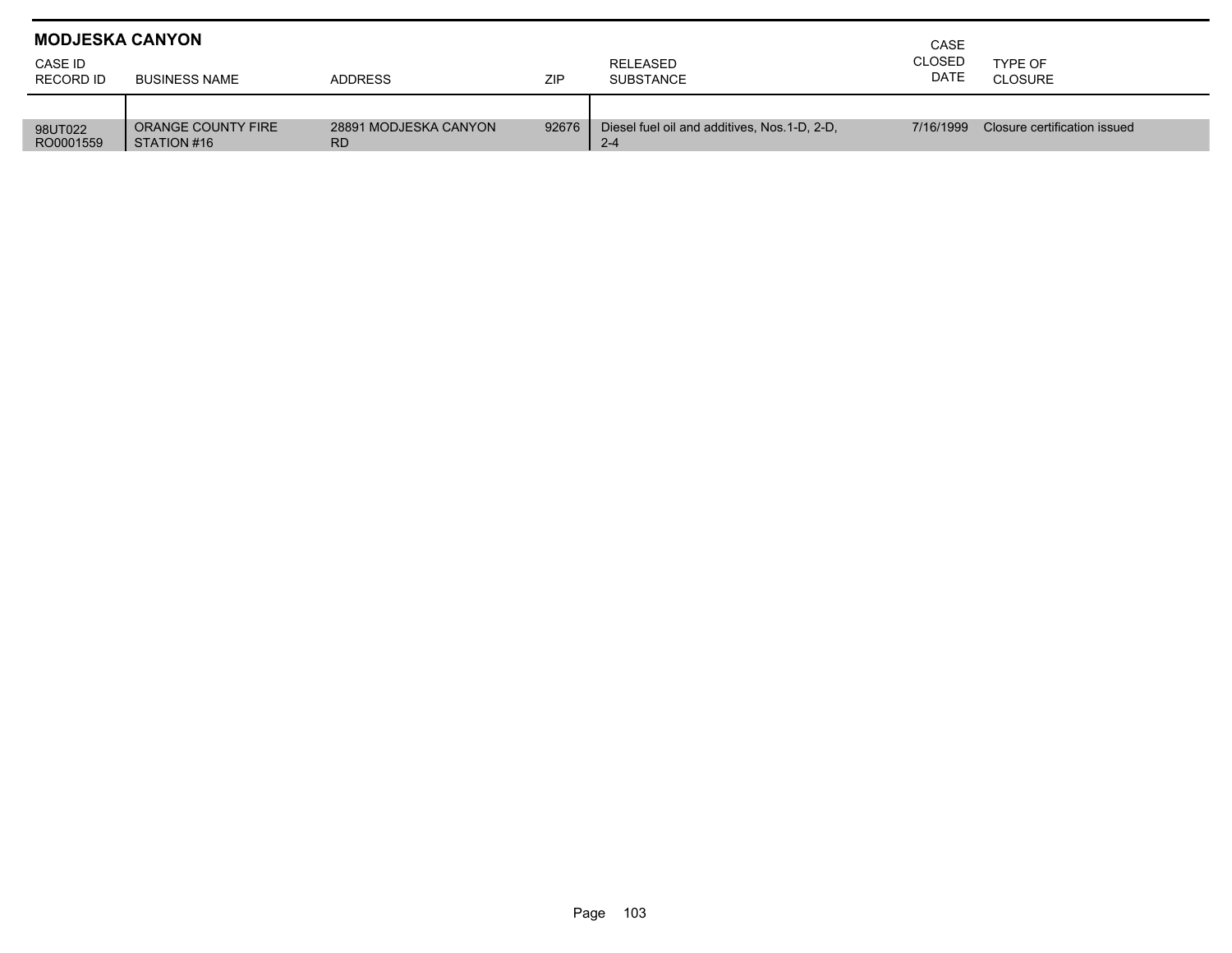## MODJESKA CANYON

| CASE ID<br>RECORD ID | BUSINESS NAME | ADDRESS | ZIP | RELEASED SUBSTANCE | CASE CLOSED DATE | TYPE OF CLOSURE |
|---|---|---|---|---|---|---|
| 98UT022<br>RO0001559 | ORANGE COUNTY FIRE STATION #16 | 28891 MODJESKA CANYON RD | 92676 | Diesel fuel oil and additives, Nos.1-D, 2-D, 2-4 | 7/16/1999 | Closure certification issued |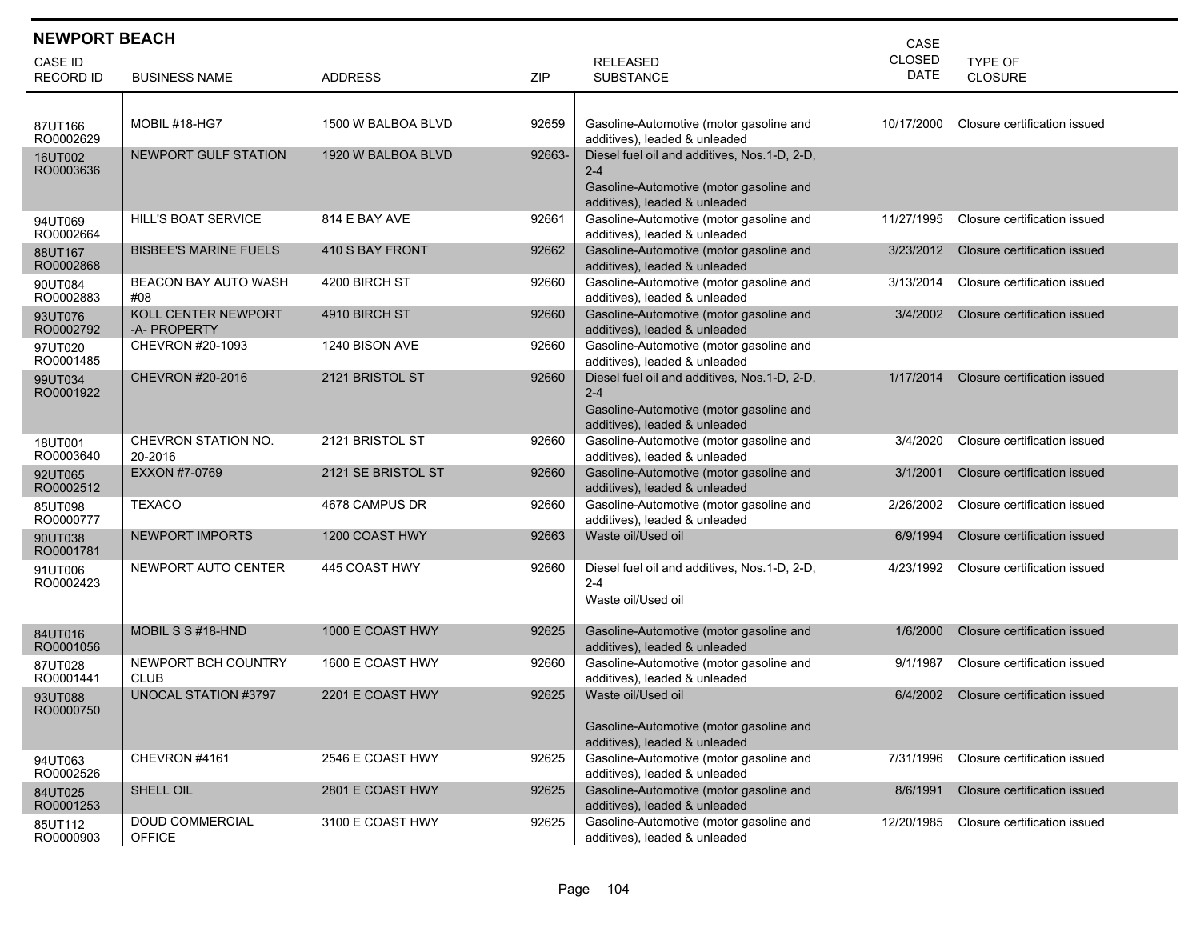## NEWPORT BEACH

| CASE ID RECORD ID | BUSINESS NAME | ADDRESS | ZIP | RELEASED SUBSTANCE | CASE CLOSED DATE | TYPE OF CLOSURE |
|---|---|---|---|---|---|---|
| 87UT166 RO0002629 | MOBIL #18-HG7 | 1500 W BALBOA BLVD | 92659 | Gasoline-Automotive (motor gasoline and additives), leaded & unleaded | 10/17/2000 | Closure certification issued |
| 16UT002 RO0003636 | NEWPORT GULF STATION | 1920 W BALBOA BLVD | 92663- | Diesel fuel oil and additives, Nos.1-D, 2-D, 2-4<br>Gasoline-Automotive (motor gasoline and additives), leaded & unleaded | | |
| 94UT069 RO0002664 | HILL'S BOAT SERVICE | 814 E BAY AVE | 92661 | Gasoline-Automotive (motor gasoline and additives), leaded & unleaded | 11/27/1995 | Closure certification issued |
| 88UT167 RO0002868 | BISBEE'S MARINE FUELS | 410 S BAY FRONT | 92662 | Gasoline-Automotive (motor gasoline and additives), leaded & unleaded | 3/23/2012 | Closure certification issued |
| 90UT084 RO0002883 | BEACON BAY AUTO WASH #08 | 4200 BIRCH ST | 92660 | Gasoline-Automotive (motor gasoline and additives), leaded & unleaded | 3/13/2014 | Closure certification issued |
| 93UT076 RO0002792 | KOLL CENTER NEWPORT -A- PROPERTY | 4910 BIRCH ST | 92660 | Gasoline-Automotive (motor gasoline and additives), leaded & unleaded | 3/4/2002 | Closure certification issued |
| 97UT020 RO0001485 | CHEVRON #20-1093 | 1240 BISON AVE | 92660 | Gasoline-Automotive (motor gasoline and additives), leaded & unleaded | | |
| 99UT034 RO0001922 | CHEVRON #20-2016 | 2121 BRISTOL ST | 92660 | Diesel fuel oil and additives, Nos.1-D, 2-D, 2-4<br>Gasoline-Automotive (motor gasoline and additives), leaded & unleaded | 1/17/2014 | Closure certification issued |
| 18UT001 RO0003640 | CHEVRON STATION NO. 20-2016 | 2121 BRISTOL ST | 92660 | Gasoline-Automotive (motor gasoline and additives), leaded & unleaded | 3/4/2020 | Closure certification issued |
| 92UT065 RO0002512 | EXXON #7-0769 | 2121 SE BRISTOL ST | 92660 | Gasoline-Automotive (motor gasoline and additives), leaded & unleaded | 3/1/2001 | Closure certification issued |
| 85UT098 RO0000777 | TEXACO | 4678 CAMPUS DR | 92660 | Gasoline-Automotive (motor gasoline and additives), leaded & unleaded | 2/26/2002 | Closure certification issued |
| 90UT038 RO0001781 | NEWPORT IMPORTS | 1200 COAST HWY | 92663 | Waste oil/Used oil | 6/9/1994 | Closure certification issued |
| 91UT006 RO0002423 | NEWPORT AUTO CENTER | 445 COAST HWY | 92660 | Diesel fuel oil and additives, Nos.1-D, 2-D, 2-4<br>Waste oil/Used oil | 4/23/1992 | Closure certification issued |
| 84UT016 RO0001056 | MOBIL S S #18-HND | 1000 E COAST HWY | 92625 | Gasoline-Automotive (motor gasoline and additives), leaded & unleaded | 1/6/2000 | Closure certification issued |
| 87UT028 RO0001441 | NEWPORT BCH COUNTRY CLUB | 1600 E COAST HWY | 92660 | Gasoline-Automotive (motor gasoline and additives), leaded & unleaded | 9/1/1987 | Closure certification issued |
| 93UT088 RO0000750 | UNOCAL STATION #3797 | 2201 E COAST HWY | 92625 | Waste oil/Used oil<br>Gasoline-Automotive (motor gasoline and additives), leaded & unleaded | 6/4/2002 | Closure certification issued |
| 94UT063 RO0002526 | CHEVRON #4161 | 2546 E COAST HWY | 92625 | Gasoline-Automotive (motor gasoline and additives), leaded & unleaded | 7/31/1996 | Closure certification issued |
| 84UT025 RO0001253 | SHELL OIL | 2801 E COAST HWY | 92625 | Gasoline-Automotive (motor gasoline and additives), leaded & unleaded | 8/6/1991 | Closure certification issued |
| 85UT112 RO0000903 | DOUD COMMERCIAL OFFICE | 3100 E COAST HWY | 92625 | Gasoline-Automotive (motor gasoline and additives), leaded & unleaded | 12/20/1985 | Closure certification issued |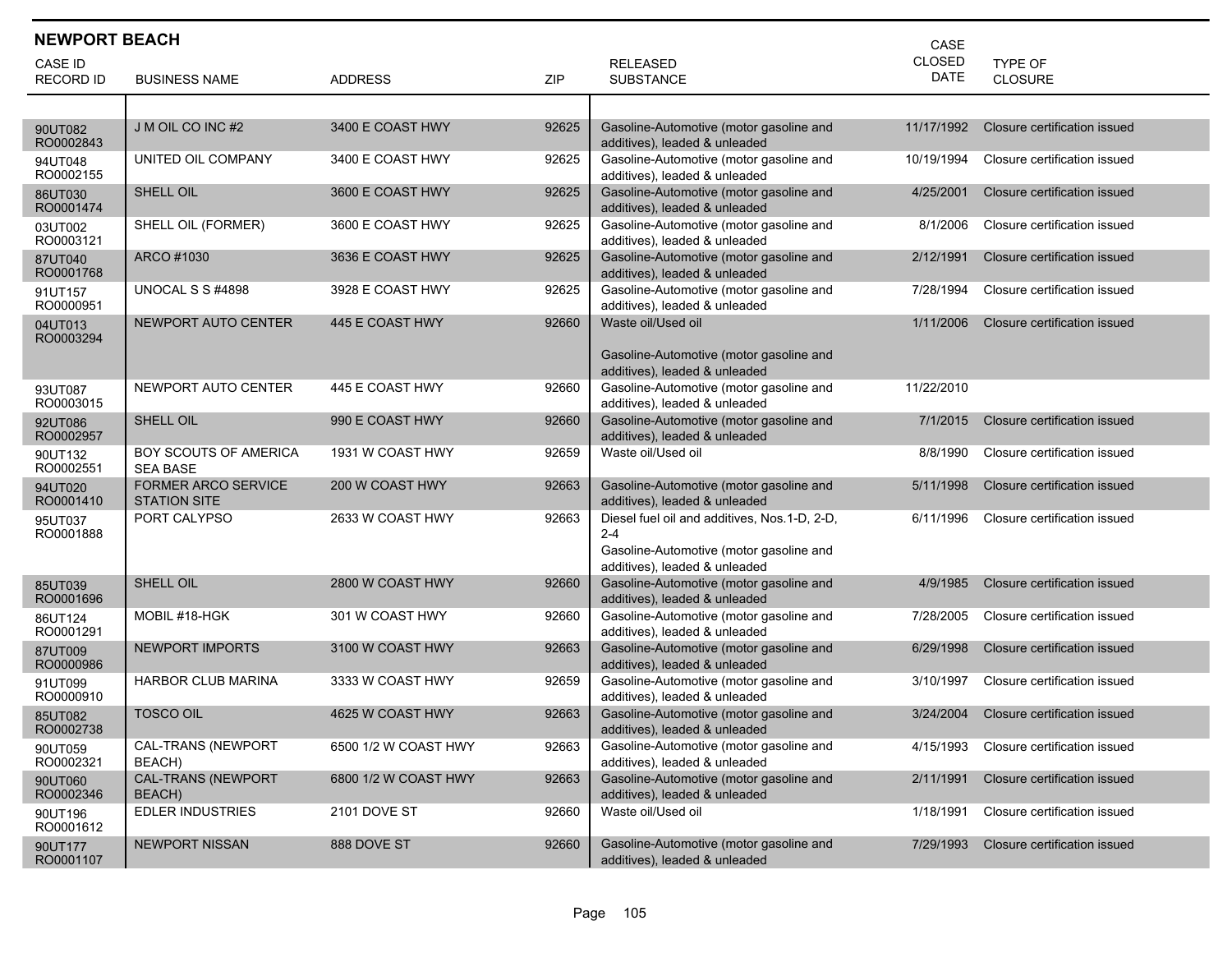## NEWPORT BEACH

| CASE ID RECORD ID | BUSINESS NAME | ADDRESS | ZIP | RELEASED SUBSTANCE | CASE CLOSED DATE | TYPE OF CLOSURE |
|---|---|---|---|---|---|---|
| 90UT082 RO0002843 | J M OIL CO INC #2 | 3400 E COAST HWY | 92625 | Gasoline-Automotive (motor gasoline and additives), leaded & unleaded | 11/17/1992 | Closure certification issued |
| 94UT048 RO0002155 | UNITED OIL COMPANY | 3400 E COAST HWY | 92625 | Gasoline-Automotive (motor gasoline and additives), leaded & unleaded | 10/19/1994 | Closure certification issued |
| 86UT030 RO0001474 | SHELL OIL | 3600 E COAST HWY | 92625 | Gasoline-Automotive (motor gasoline and additives), leaded & unleaded | 4/25/2001 | Closure certification issued |
| 03UT002 RO0003121 | SHELL OIL (FORMER) | 3600 E COAST HWY | 92625 | Gasoline-Automotive (motor gasoline and additives), leaded & unleaded | 8/1/2006 | Closure certification issued |
| 87UT040 RO0001768 | ARCO #1030 | 3636 E COAST HWY | 92625 | Gasoline-Automotive (motor gasoline and additives), leaded & unleaded | 2/12/1991 | Closure certification issued |
| 91UT157 RO0000951 | UNOCAL S S #4898 | 3928 E COAST HWY | 92625 | Gasoline-Automotive (motor gasoline and additives), leaded & unleaded | 7/28/1994 | Closure certification issued |
| 04UT013 RO0003294 | NEWPORT AUTO CENTER | 445 E COAST HWY | 92660 | Waste oil/Used oil<br><br>Gasoline-Automotive (motor gasoline and additives), leaded & unleaded | 1/11/2006 | Closure certification issued |
| 93UT087 RO0003015 | NEWPORT AUTO CENTER | 445 E COAST HWY | 92660 | Gasoline-Automotive (motor gasoline and additives), leaded & unleaded | 11/22/2010 | |
| 92UT086 RO0002957 | SHELL OIL | 990 E COAST HWY | 92660 | Gasoline-Automotive (motor gasoline and additives), leaded & unleaded | 7/1/2015 | Closure certification issued |
| 90UT132 RO0002551 | BOY SCOUTS OF AMERICA SEA BASE | 1931 W COAST HWY | 92659 | Waste oil/Used oil | 8/8/1990 | Closure certification issued |
| 94UT020 RO0001410 | FORMER ARCO SERVICE STATION SITE | 200 W COAST HWY | 92663 | Gasoline-Automotive (motor gasoline and additives), leaded & unleaded | 5/11/1998 | Closure certification issued |
| 95UT037 RO0001888 | PORT CALYPSO | 2633 W COAST HWY | 92663 | Diesel fuel oil and additives, Nos.1-D, 2-D, 2-4<br>Gasoline-Automotive (motor gasoline and additives), leaded & unleaded | 6/11/1996 | Closure certification issued |
| 85UT039 RO0001696 | SHELL OIL | 2800 W COAST HWY | 92660 | Gasoline-Automotive (motor gasoline and additives), leaded & unleaded | 4/9/1985 | Closure certification issued |
| 86UT124 RO0001291 | MOBIL #18-HGK | 301 W COAST HWY | 92660 | Gasoline-Automotive (motor gasoline and additives), leaded & unleaded | 7/28/2005 | Closure certification issued |
| 87UT009 RO0000986 | NEWPORT IMPORTS | 3100 W COAST HWY | 92663 | Gasoline-Automotive (motor gasoline and additives), leaded & unleaded | 6/29/1998 | Closure certification issued |
| 91UT099 RO0000910 | HARBOR CLUB MARINA | 3333 W COAST HWY | 92659 | Gasoline-Automotive (motor gasoline and additives), leaded & unleaded | 3/10/1997 | Closure certification issued |
| 85UT082 RO0002738 | TOSCO OIL | 4625 W COAST HWY | 92663 | Gasoline-Automotive (motor gasoline and additives), leaded & unleaded | 3/24/2004 | Closure certification issued |
| 90UT059 RO0002321 | CAL-TRANS (NEWPORT BEACH) | 6500 1/2 W COAST HWY | 92663 | Gasoline-Automotive (motor gasoline and additives), leaded & unleaded | 4/15/1993 | Closure certification issued |
| 90UT060 RO0002346 | CAL-TRANS (NEWPORT BEACH) | 6800 1/2 W COAST HWY | 92663 | Gasoline-Automotive (motor gasoline and additives), leaded & unleaded | 2/11/1991 | Closure certification issued |
| 90UT196 RO0001612 | EDLER INDUSTRIES | 2101 DOVE ST | 92660 | Waste oil/Used oil | 1/18/1991 | Closure certification issued |
| 90UT177 RO0001107 | NEWPORT NISSAN | 888 DOVE ST | 92660 | Gasoline-Automotive (motor gasoline and additives), leaded & unleaded | 7/29/1993 | Closure certification issued |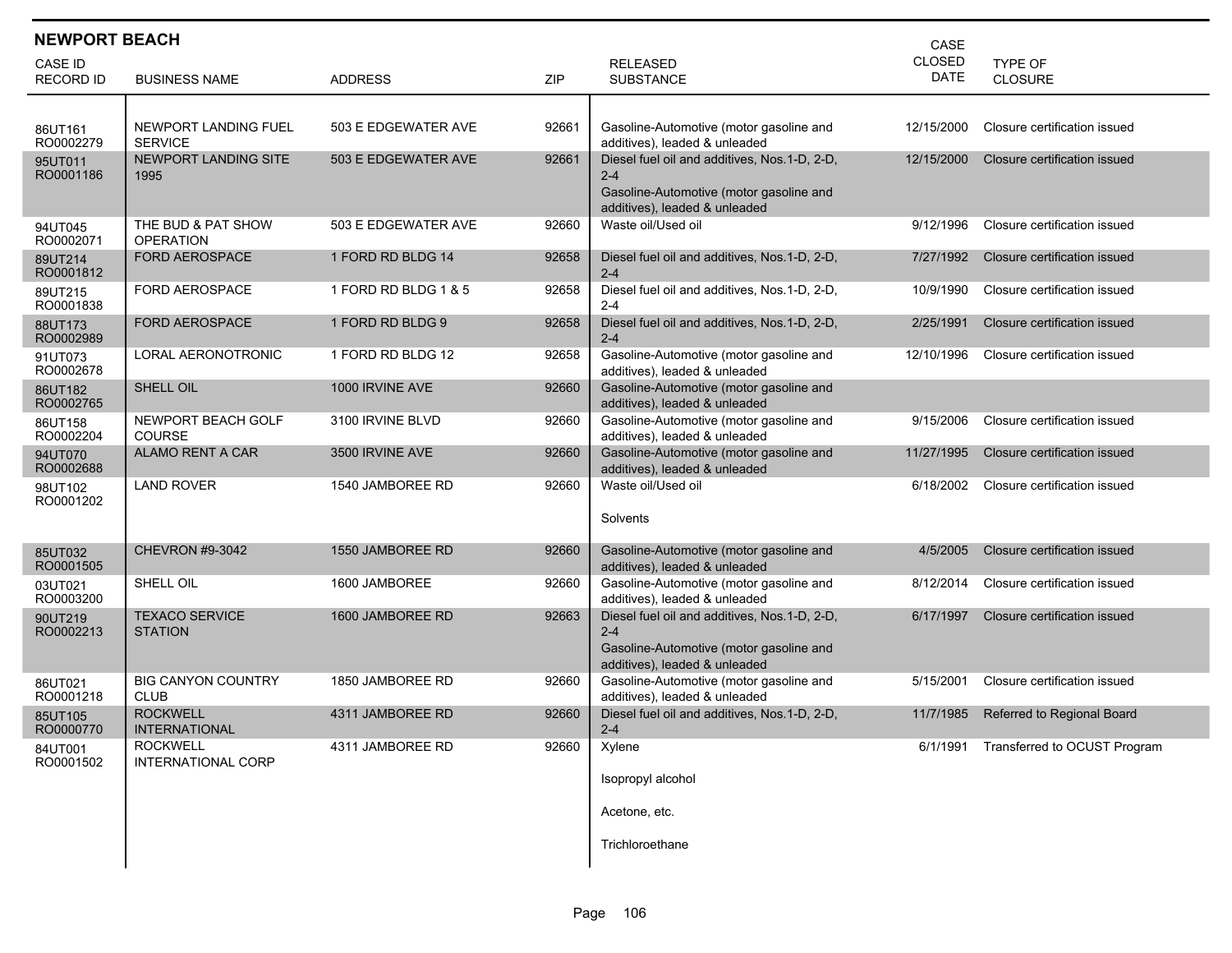## NEWPORT BEACH

| CASE ID<br>RECORD ID | BUSINESS NAME | ADDRESS | ZIP | RELEASED SUBSTANCE | CASE CLOSED DATE | TYPE OF CLOSURE |
|---|---|---|---|---|---|---|
| 86UT161<br>RO0002279 | NEWPORT LANDING FUEL SERVICE | 503 E EDGEWATER AVE | 92661 | Gasoline-Automotive (motor gasoline and additives), leaded & unleaded | 12/15/2000 | Closure certification issued |
| 95UT011<br>RO0001186 | NEWPORT LANDING SITE 1995 | 503 E EDGEWATER AVE | 92661 | Diesel fuel oil and additives, Nos.1-D, 2-D, 2-4<br>Gasoline-Automotive (motor gasoline and additives), leaded & unleaded | 12/15/2000 | Closure certification issued |
| 94UT045<br>RO0002071 | THE BUD & PAT SHOW OPERATION | 503 E EDGEWATER AVE | 92660 | Waste oil/Used oil | 9/12/1996 | Closure certification issued |
| 89UT214<br>RO0001812 | FORD AEROSPACE | 1 FORD RD BLDG 14 | 92658 | Diesel fuel oil and additives, Nos.1-D, 2-D, 2-4 | 7/27/1992 | Closure certification issued |
| 89UT215<br>RO0001838 | FORD AEROSPACE | 1 FORD RD BLDG 1 & 5 | 92658 | Diesel fuel oil and additives, Nos.1-D, 2-D, 2-4 | 10/9/1990 | Closure certification issued |
| 88UT173<br>RO0002989 | FORD AEROSPACE | 1 FORD RD BLDG 9 | 92658 | Diesel fuel oil and additives, Nos.1-D, 2-D, 2-4 | 2/25/1991 | Closure certification issued |
| 91UT073<br>RO0002678 | LORAL AERONOTRONIC | 1 FORD RD BLDG 12 | 92658 | Gasoline-Automotive (motor gasoline and additives), leaded & unleaded | 12/10/1996 | Closure certification issued |
| 86UT182<br>RO0002765 | SHELL OIL | 1000 IRVINE AVE | 92660 | Gasoline-Automotive (motor gasoline and additives), leaded & unleaded | | |
| 86UT158<br>RO0002204 | NEWPORT BEACH GOLF COURSE | 3100 IRVINE BLVD | 92660 | Gasoline-Automotive (motor gasoline and additives), leaded & unleaded | 9/15/2006 | Closure certification issued |
| 94UT070<br>RO0002688 | ALAMO RENT A CAR | 3500 IRVINE AVE | 92660 | Gasoline-Automotive (motor gasoline and additives), leaded & unleaded | 11/27/1995 | Closure certification issued |
| 98UT102<br>RO0001202 | LAND ROVER | 1540 JAMBOREE RD | 92660 | Waste oil/Used oil<br>Solvents | 6/18/2002 | Closure certification issued |
| 85UT032<br>RO0001505 | CHEVRON #9-3042 | 1550 JAMBOREE RD | 92660 | Gasoline-Automotive (motor gasoline and additives), leaded & unleaded | 4/5/2005 | Closure certification issued |
| 03UT021<br>RO0003200 | SHELL OIL | 1600 JAMBOREE | 92660 | Gasoline-Automotive (motor gasoline and additives), leaded & unleaded | 8/12/2014 | Closure certification issued |
| 90UT219<br>RO0002213 | TEXACO SERVICE STATION | 1600 JAMBOREE RD | 92663 | Diesel fuel oil and additives, Nos.1-D, 2-D, 2-4<br>Gasoline-Automotive (motor gasoline and additives), leaded & unleaded | 6/17/1997 | Closure certification issued |
| 86UT021<br>RO0001218 | BIG CANYON COUNTRY CLUB | 1850 JAMBOREE RD | 92660 | Gasoline-Automotive (motor gasoline and additives), leaded & unleaded | 5/15/2001 | Closure certification issued |
| 85UT105<br>RO0000770 | ROCKWELL INTERNATIONAL | 4311 JAMBOREE RD | 92660 | Diesel fuel oil and additives, Nos.1-D, 2-D, 2-4 | 11/7/1985 | Referred to Regional Board |
| 84UT001<br>RO0001502 | ROCKWELL INTERNATIONAL CORP | 4311 JAMBOREE RD | 92660 | Xylene<br>Isopropyl alcohol<br>Acetone, etc.<br>Trichloroethane | 6/1/1991 | Transferred to OCUST Program |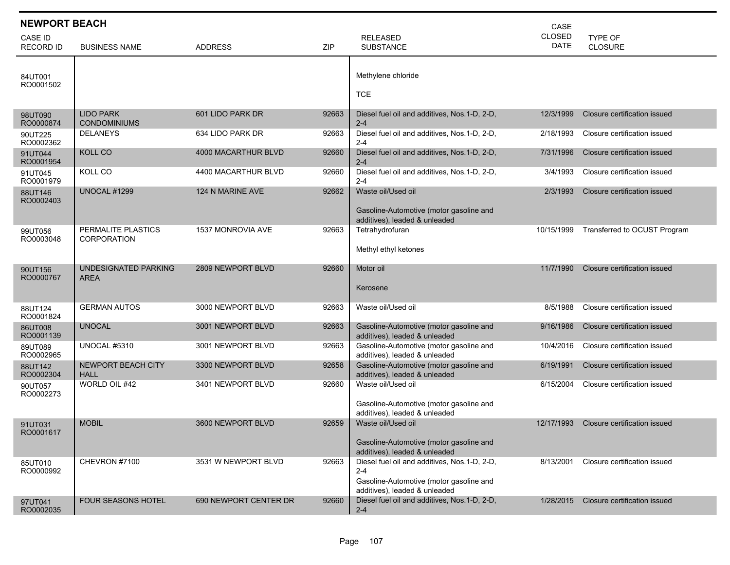## NEWPORT BEACH

| CASE ID<br>RECORD ID | BUSINESS NAME | ADDRESS | ZIP | RELEASED SUBSTANCE | CASE CLOSED DATE | TYPE OF CLOSURE |
|---|---|---|---|---|---|---|
| 84UT001<br>RO0001502 | | | | Methylene chloride<br><br>TCE | | |
| 98UT090<br>RO0000874 | LIDO PARK CONDOMINIUMS | 601 LIDO PARK DR | 92663 | Diesel fuel oil and additives, Nos.1-D, 2-D, 2-4 | 12/3/1999 | Closure certification issued |
| 90UT225<br>RO0002362 | DELANEYS | 634 LIDO PARK DR | 92663 | Diesel fuel oil and additives, Nos.1-D, 2-D, 2-4 | 2/18/1993 | Closure certification issued |
| 91UT044<br>RO0001954 | KOLL CO | 4000 MACARTHUR BLVD | 92660 | Diesel fuel oil and additives, Nos.1-D, 2-D, 2-4 | 7/31/1996 | Closure certification issued |
| 91UT045<br>RO0001979 | KOLL CO | 4400 MACARTHUR BLVD | 92660 | Diesel fuel oil and additives, Nos.1-D, 2-D, 2-4 | 3/4/1993 | Closure certification issued |
| 88UT146<br>RO0002403 | UNOCAL #1299 | 124 N MARINE AVE | 92662 | Waste oil/Used oil<br><br>Gasoline-Automotive (motor gasoline and additives), leaded & unleaded | 2/3/1993 | Closure certification issued |
| 99UT056<br>RO0003048 | PERMALITE PLASTICS CORPORATION | 1537 MONROVIA AVE | 92663 | Tetrahydrofuran<br><br>Methyl ethyl ketones | 10/15/1999 | Transferred to OCUST Program |
| 90UT156<br>RO0000767 | UNDESIGNATED PARKING AREA | 2809 NEWPORT BLVD | 92660 | Motor oil<br><br>Kerosene | 11/7/1990 | Closure certification issued |
| 88UT124<br>RO0001824 | GERMAN AUTOS | 3000 NEWPORT BLVD | 92663 | Waste oil/Used oil | 8/5/1988 | Closure certification issued |
| 86UT008<br>RO0001139 | UNOCAL | 3001 NEWPORT BLVD | 92663 | Gasoline-Automotive (motor gasoline and additives), leaded & unleaded | 9/16/1986 | Closure certification issued |
| 89UT089<br>RO0002965 | UNOCAL #5310 | 3001 NEWPORT BLVD | 92663 | Gasoline-Automotive (motor gasoline and additives), leaded & unleaded | 10/4/2016 | Closure certification issued |
| 88UT142<br>RO0002304 | NEWPORT BEACH CITY HALL | 3300 NEWPORT BLVD | 92658 | Gasoline-Automotive (motor gasoline and additives), leaded & unleaded | 6/19/1991 | Closure certification issued |
| 90UT057<br>RO0002273 | WORLD OIL #42 | 3401 NEWPORT BLVD | 92660 | Waste oil/Used oil<br><br>Gasoline-Automotive (motor gasoline and additives), leaded & unleaded | 6/15/2004 | Closure certification issued |
| 91UT031<br>RO0001617 | MOBIL | 3600 NEWPORT BLVD | 92659 | Waste oil/Used oil<br><br>Gasoline-Automotive (motor gasoline and additives), leaded & unleaded | 12/17/1993 | Closure certification issued |
| 85UT010<br>RO0000992 | CHEVRON #7100 | 3531 W NEWPORT BLVD | 92663 | Diesel fuel oil and additives, Nos.1-D, 2-D, 2-4<br>Gasoline-Automotive (motor gasoline and additives), leaded & unleaded | 8/13/2001 | Closure certification issued |
| 97UT041<br>RO0002035 | FOUR SEASONS HOTEL | 690 NEWPORT CENTER DR | 92660 | Diesel fuel oil and additives, Nos.1-D, 2-D, 2-4 | 1/28/2015 | Closure certification issued |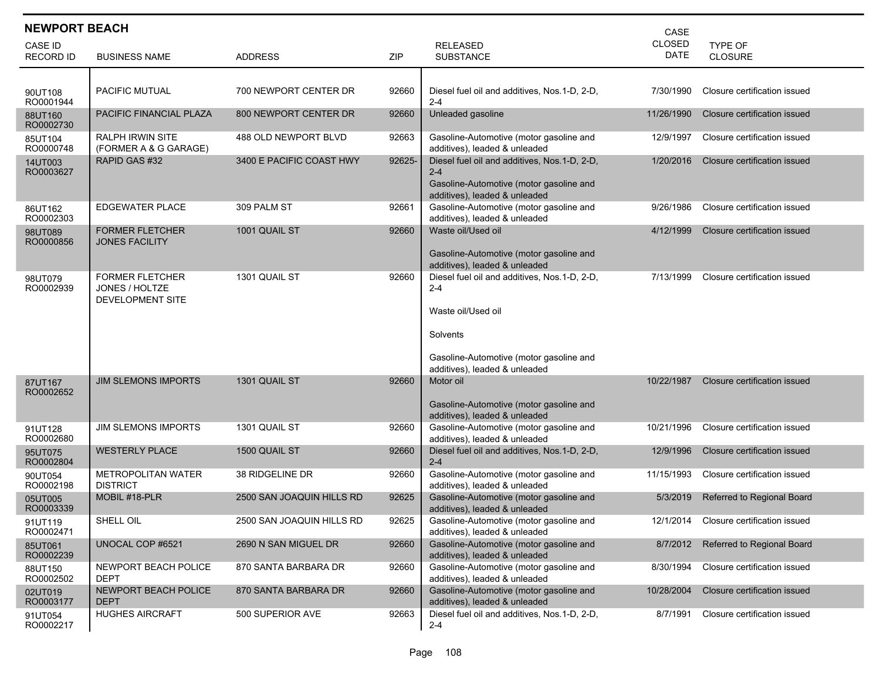## NEWPORT BEACH

| CASE ID RECORD ID | BUSINESS NAME | ADDRESS | ZIP | RELEASED SUBSTANCE | CASE CLOSED DATE | TYPE OF CLOSURE |
|---|---|---|---|---|---|---|
| 90UT108 RO0001944 | PACIFIC MUTUAL | 700 NEWPORT CENTER DR | 92660 | Diesel fuel oil and additives, Nos.1-D, 2-D, 2-4 | 7/30/1990 | Closure certification issued |
| 88UT160 RO0002730 | PACIFIC FINANCIAL PLAZA | 800 NEWPORT CENTER DR | 92660 | Unleaded gasoline | 11/26/1990 | Closure certification issued |
| 85UT104 RO0000748 | RALPH IRWIN SITE (FORMER A & G GARAGE) | 488 OLD NEWPORT BLVD | 92663 | Gasoline-Automotive (motor gasoline and additives), leaded & unleaded | 12/9/1997 | Closure certification issued |
| 14UT003 RO0003627 | RAPID GAS #32 | 3400 E PACIFIC COAST HWY | 92625- | Diesel fuel oil and additives, Nos.1-D, 2-D, 2-4<br>Gasoline-Automotive (motor gasoline and additives), leaded & unleaded | 1/20/2016 | Closure certification issued |
| 86UT162 RO0002303 | EDGEWATER PLACE | 309 PALM ST | 92661 | Gasoline-Automotive (motor gasoline and additives), leaded & unleaded | 9/26/1986 | Closure certification issued |
| 98UT089 RO0000856 | FORMER FLETCHER JONES FACILITY | 1001 QUAIL ST | 92660 | Waste oil/Used oil<br>Gasoline-Automotive (motor gasoline and additives), leaded & unleaded | 4/12/1999 | Closure certification issued |
| 98UT079 RO0002939 | FORMER FLETCHER JONES / HOLTZE DEVELOPMENT SITE | 1301 QUAIL ST | 92660 | Diesel fuel oil and additives, Nos.1-D, 2-D, 2-4<br>Waste oil/Used oil<br>Solvents<br>Gasoline-Automotive (motor gasoline and additives), leaded & unleaded | 7/13/1999 | Closure certification issued |
| 87UT167 RO0002652 | JIM SLEMONS IMPORTS | 1301 QUAIL ST | 92660 | Motor oil<br>Gasoline-Automotive (motor gasoline and additives), leaded & unleaded | 10/22/1987 | Closure certification issued |
| 91UT128 RO0002680 | JIM SLEMONS IMPORTS | 1301 QUAIL ST | 92660 | Gasoline-Automotive (motor gasoline and additives), leaded & unleaded | 10/21/1996 | Closure certification issued |
| 95UT075 RO0002804 | WESTERLY PLACE | 1500 QUAIL ST | 92660 | Diesel fuel oil and additives, Nos.1-D, 2-D, 2-4 | 12/9/1996 | Closure certification issued |
| 90UT054 RO0002198 | METROPOLITAN WATER DISTRICT | 38 RIDGELINE DR | 92660 | Gasoline-Automotive (motor gasoline and additives), leaded & unleaded | 11/15/1993 | Closure certification issued |
| 05UT005 RO0003339 | MOBIL #18-PLR | 2500 SAN JOAQUIN HILLS RD | 92625 | Gasoline-Automotive (motor gasoline and additives), leaded & unleaded | 5/3/2019 | Referred to Regional Board |
| 91UT119 RO0002471 | SHELL OIL | 2500 SAN JOAQUIN HILLS RD | 92625 | Gasoline-Automotive (motor gasoline and additives), leaded & unleaded | 12/1/2014 | Closure certification issued |
| 85UT061 RO0002239 | UNOCAL COP #6521 | 2690 N SAN MIGUEL DR | 92660 | Gasoline-Automotive (motor gasoline and additives), leaded & unleaded | 8/7/2012 | Referred to Regional Board |
| 88UT150 RO0002502 | NEWPORT BEACH POLICE DEPT | 870 SANTA BARBARA DR | 92660 | Gasoline-Automotive (motor gasoline and additives), leaded & unleaded | 8/30/1994 | Closure certification issued |
| 02UT019 RO0003177 | NEWPORT BEACH POLICE DEPT | 870 SANTA BARBARA DR | 92660 | Gasoline-Automotive (motor gasoline and additives), leaded & unleaded | 10/28/2004 | Closure certification issued |
| 91UT054 RO0002217 | HUGHES AIRCRAFT | 500 SUPERIOR AVE | 92663 | Diesel fuel oil and additives, Nos.1-D, 2-D, 2-4 | 8/7/1991 | Closure certification issued |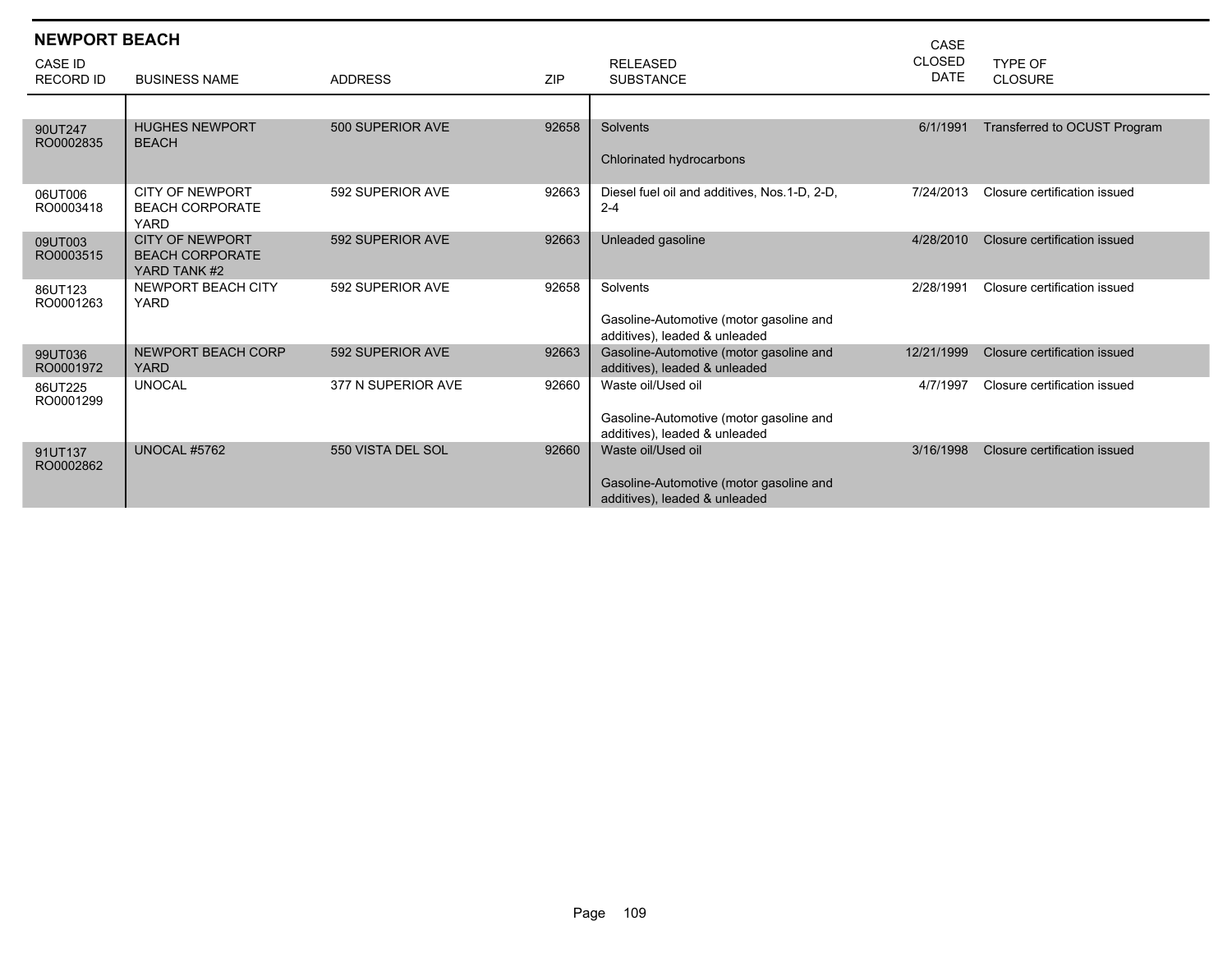## NEWPORT BEACH

| CASE ID RECORD ID | BUSINESS NAME | ADDRESS | ZIP | RELEASED SUBSTANCE | CASE CLOSED DATE | TYPE OF CLOSURE |
|---|---|---|---|---|---|---|
| 90UT247 RO0002835 | HUGHES NEWPORT BEACH | 500 SUPERIOR AVE | 92658 | Solvents<br><br>Chlorinated hydrocarbons | 6/1/1991 | Transferred to OCUST Program |
| 06UT006 RO0003418 | CITY OF NEWPORT BEACH CORPORATE YARD | 592 SUPERIOR AVE | 92663 | Diesel fuel oil and additives, Nos.1-D, 2-D, 2-4 | 7/24/2013 | Closure certification issued |
| 09UT003 RO0003515 | CITY OF NEWPORT BEACH CORPORATE YARD TANK #2 | 592 SUPERIOR AVE | 92663 | Unleaded gasoline | 4/28/2010 | Closure certification issued |
| 86UT123 RO0001263 | NEWPORT BEACH CITY YARD | 592 SUPERIOR AVE | 92658 | Solvents<br><br>Gasoline-Automotive (motor gasoline and additives), leaded & unleaded | 2/28/1991 | Closure certification issued |
| 99UT036 RO0001972 | NEWPORT BEACH CORP YARD | 592 SUPERIOR AVE | 92663 | Gasoline-Automotive (motor gasoline and additives), leaded & unleaded | 12/21/1999 | Closure certification issued |
| 86UT225 RO0001299 | UNOCAL | 377 N SUPERIOR AVE | 92660 | Waste oil/Used oil<br><br>Gasoline-Automotive (motor gasoline and additives), leaded & unleaded | 4/7/1997 | Closure certification issued |
| 91UT137 RO0002862 | UNOCAL #5762 | 550 VISTA DEL SOL | 92660 | Waste oil/Used oil<br><br>Gasoline-Automotive (motor gasoline and additives), leaded & unleaded | 3/16/1998 | Closure certification issued |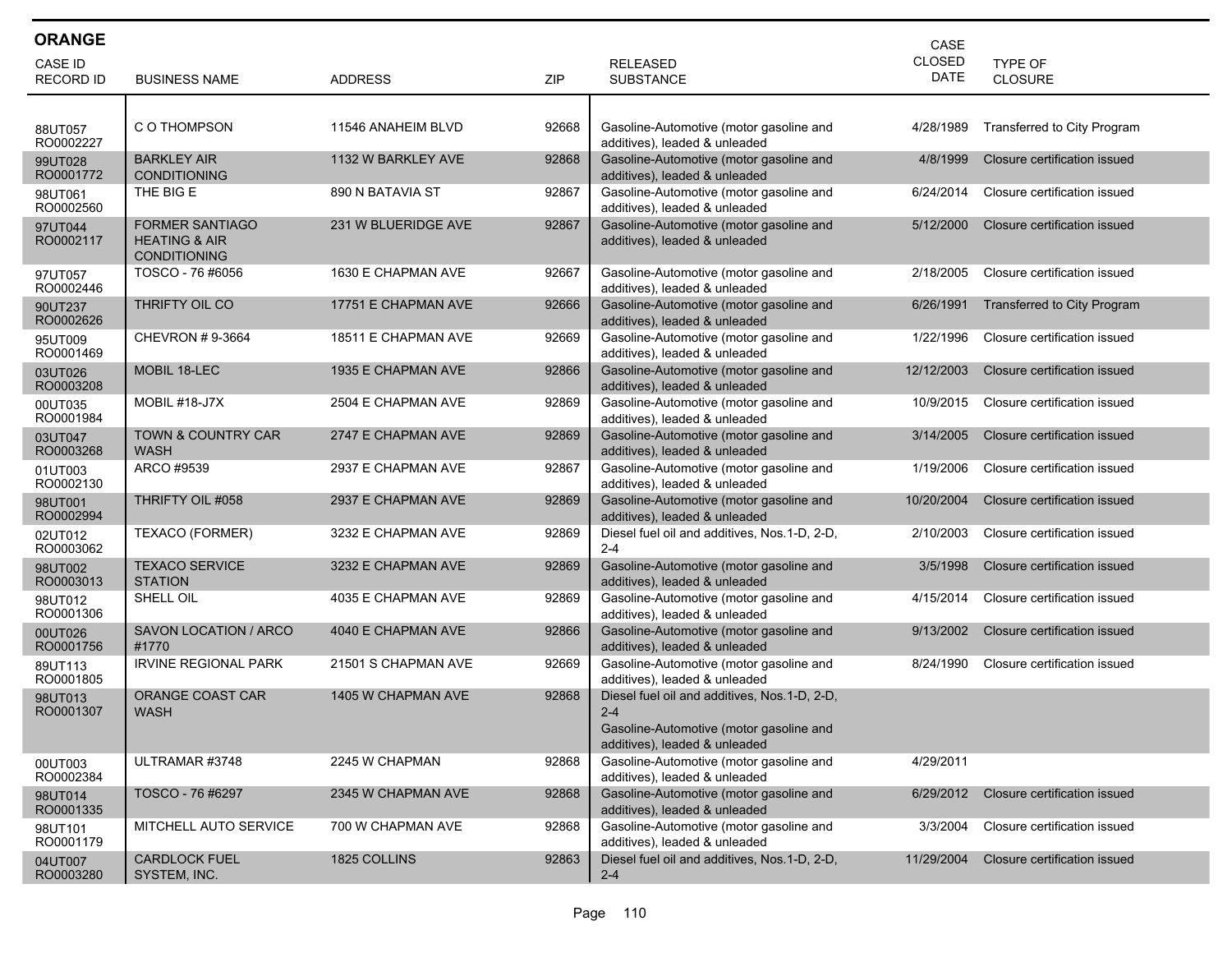## ORANGE

| CASE ID RECORD ID | BUSINESS NAME | ADDRESS | ZIP | RELEASED SUBSTANCE | CASE CLOSED DATE | TYPE OF CLOSURE |
|---|---|---|---|---|---|---|
| 88UT057 RO0002227 | C O THOMPSON | 11546 ANAHEIM BLVD | 92668 | Gasoline-Automotive (motor gasoline and additives), leaded & unleaded | 4/28/1989 | Transferred to City Program |
| 99UT028 RO0001772 | BARKLEY AIR CONDITIONING | 1132 W BARKLEY AVE | 92868 | Gasoline-Automotive (motor gasoline and additives), leaded & unleaded | 4/8/1999 | Closure certification issued |
| 98UT061 RO0002560 | THE BIG E | 890 N BATAVIA ST | 92867 | Gasoline-Automotive (motor gasoline and additives), leaded & unleaded | 6/24/2014 | Closure certification issued |
| 97UT044 RO0002117 | FORMER SANTIAGO HEATING & AIR CONDITIONING | 231 W BLUERIDGE AVE | 92867 | Gasoline-Automotive (motor gasoline and additives), leaded & unleaded | 5/12/2000 | Closure certification issued |
| 97UT057 RO0002446 | TOSCO - 76 #6056 | 1630 E CHAPMAN AVE | 92667 | Gasoline-Automotive (motor gasoline and additives), leaded & unleaded | 2/18/2005 | Closure certification issued |
| 90UT237 RO0002626 | THRIFTY OIL CO | 17751 E CHAPMAN AVE | 92666 | Gasoline-Automotive (motor gasoline and additives), leaded & unleaded | 6/26/1991 | Transferred to City Program |
| 95UT009 RO0001469 | CHEVRON # 9-3664 | 18511 E CHAPMAN AVE | 92669 | Gasoline-Automotive (motor gasoline and additives), leaded & unleaded | 1/22/1996 | Closure certification issued |
| 03UT026 RO0003208 | MOBIL 18-LEC | 1935 E CHAPMAN AVE | 92866 | Gasoline-Automotive (motor gasoline and additives), leaded & unleaded | 12/12/2003 | Closure certification issued |
| 00UT035 RO0001984 | MOBIL #18-J7X | 2504 E CHAPMAN AVE | 92869 | Gasoline-Automotive (motor gasoline and additives), leaded & unleaded | 10/9/2015 | Closure certification issued |
| 03UT047 RO0003268 | TOWN & COUNTRY CAR WASH | 2747 E CHAPMAN AVE | 92869 | Gasoline-Automotive (motor gasoline and additives), leaded & unleaded | 3/14/2005 | Closure certification issued |
| 01UT003 RO0002130 | ARCO #9539 | 2937 E CHAPMAN AVE | 92867 | Gasoline-Automotive (motor gasoline and additives), leaded & unleaded | 1/19/2006 | Closure certification issued |
| 98UT001 RO0002994 | THRIFTY OIL #058 | 2937 E CHAPMAN AVE | 92869 | Gasoline-Automotive (motor gasoline and additives), leaded & unleaded | 10/20/2004 | Closure certification issued |
| 02UT012 RO0003062 | TEXACO (FORMER) | 3232 E CHAPMAN AVE | 92869 | Diesel fuel oil and additives, Nos.1-D, 2-D, 2-4 | 2/10/2003 | Closure certification issued |
| 98UT002 RO0003013 | TEXACO SERVICE STATION | 3232 E CHAPMAN AVE | 92869 | Gasoline-Automotive (motor gasoline and additives), leaded & unleaded | 3/5/1998 | Closure certification issued |
| 98UT012 RO0001306 | SHELL OIL | 4035 E CHAPMAN AVE | 92869 | Gasoline-Automotive (motor gasoline and additives), leaded & unleaded | 4/15/2014 | Closure certification issued |
| 00UT026 RO0001756 | SAVON LOCATION / ARCO #1770 | 4040 E CHAPMAN AVE | 92866 | Gasoline-Automotive (motor gasoline and additives), leaded & unleaded | 9/13/2002 | Closure certification issued |
| 89UT113 RO0001805 | IRVINE REGIONAL PARK | 21501 S CHAPMAN AVE | 92669 | Gasoline-Automotive (motor gasoline and additives), leaded & unleaded | 8/24/1990 | Closure certification issued |
| 98UT013 RO0001307 | ORANGE COAST CAR WASH | 1405 W CHAPMAN AVE | 92868 | Diesel fuel oil and additives, Nos.1-D, 2-D, 2-4<br>Gasoline-Automotive (motor gasoline and additives), leaded & unleaded | | |
| 00UT003 RO0002384 | ULTRAMAR #3748 | 2245 W CHAPMAN | 92868 | Gasoline-Automotive (motor gasoline and additives), leaded & unleaded | 4/29/2011 | |
| 98UT014 RO0001335 | TOSCO - 76 #6297 | 2345 W CHAPMAN AVE | 92868 | Gasoline-Automotive (motor gasoline and additives), leaded & unleaded | 6/29/2012 | Closure certification issued |
| 98UT101 RO0001179 | MITCHELL AUTO SERVICE | 700 W CHAPMAN AVE | 92868 | Gasoline-Automotive (motor gasoline and additives), leaded & unleaded | 3/3/2004 | Closure certification issued |
| 04UT007 RO0003280 | CARDLOCK FUEL SYSTEM, INC. | 1825 COLLINS | 92863 | Diesel fuel oil and additives, Nos.1-D, 2-D, 2-4 | 11/29/2004 | Closure certification issued |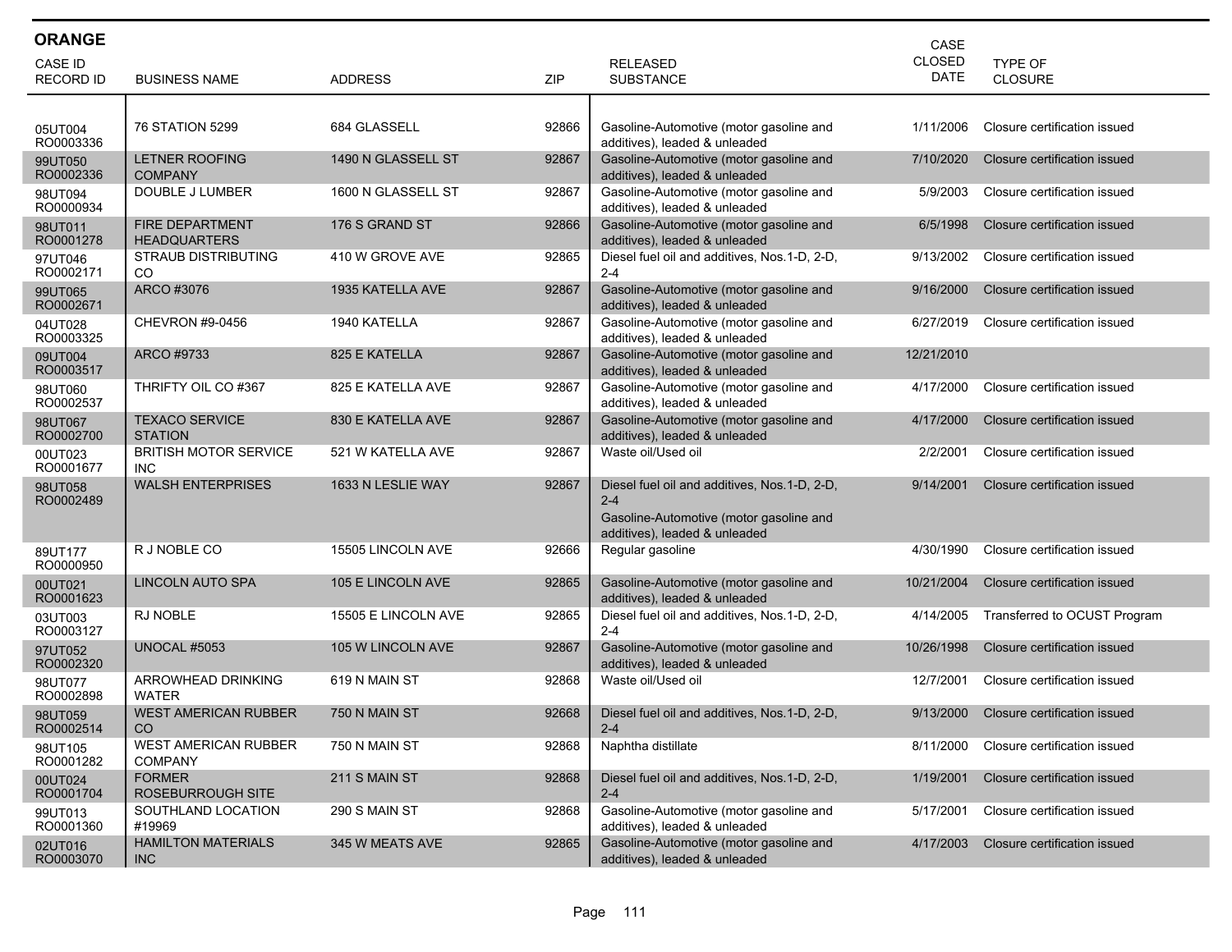## ORANGE

| CASE ID<br>RECORD ID | BUSINESS NAME | ADDRESS | ZIP | RELEASED SUBSTANCE | CASE CLOSED DATE | TYPE OF CLOSURE |
|---|---|---|---|---|---|---|
| 05UT004<br>RO0003336 | 76 STATION 5299 | 684 GLASSELL | 92866 | Gasoline-Automotive (motor gasoline and additives), leaded & unleaded | 1/11/2006 | Closure certification issued |
| 99UT050<br>RO0002336 | LETNER ROOFING COMPANY | 1490 N GLASSELL ST | 92867 | Gasoline-Automotive (motor gasoline and additives), leaded & unleaded | 7/10/2020 | Closure certification issued |
| 98UT094<br>RO0000934 | DOUBLE J LUMBER | 1600 N GLASSELL ST | 92867 | Gasoline-Automotive (motor gasoline and additives), leaded & unleaded | 5/9/2003 | Closure certification issued |
| 98UT011<br>RO0001278 | FIRE DEPARTMENT HEADQUARTERS | 176 S GRAND ST | 92866 | Gasoline-Automotive (motor gasoline and additives), leaded & unleaded | 6/5/1998 | Closure certification issued |
| 97UT046<br>RO0002171 | STRAUB DISTRIBUTING CO | 410 W GROVE AVE | 92865 | Diesel fuel oil and additives, Nos.1-D, 2-D, 2-4 | 9/13/2002 | Closure certification issued |
| 99UT065<br>RO0002671 | ARCO #3076 | 1935 KATELLA AVE | 92867 | Gasoline-Automotive (motor gasoline and additives), leaded & unleaded | 9/16/2000 | Closure certification issued |
| 04UT028<br>RO0003325 | CHEVRON #9-0456 | 1940 KATELLA | 92867 | Gasoline-Automotive (motor gasoline and additives), leaded & unleaded | 6/27/2019 | Closure certification issued |
| 09UT004<br>RO0003517 | ARCO #9733 | 825 E KATELLA | 92867 | Gasoline-Automotive (motor gasoline and additives), leaded & unleaded | 12/21/2010 | |
| 98UT060<br>RO0002537 | THRIFTY OIL CO #367 | 825 E KATELLA AVE | 92867 | Gasoline-Automotive (motor gasoline and additives), leaded & unleaded | 4/17/2000 | Closure certification issued |
| 98UT067<br>RO0002700 | TEXACO SERVICE STATION | 830 E KATELLA AVE | 92867 | Gasoline-Automotive (motor gasoline and additives), leaded & unleaded | 4/17/2000 | Closure certification issued |
| 00UT023<br>RO0001677 | BRITISH MOTOR SERVICE INC | 521 W KATELLA AVE | 92867 | Waste oil/Used oil | 2/2/2001 | Closure certification issued |
| 98UT058<br>RO0002489 | WALSH ENTERPRISES | 1633 N LESLIE WAY | 92867 | Diesel fuel oil and additives, Nos.1-D, 2-D, 2-4<br>Gasoline-Automotive (motor gasoline and additives), leaded & unleaded | 9/14/2001 | Closure certification issued |
| 89UT177<br>RO0000950 | R J NOBLE CO | 15505 LINCOLN AVE | 92666 | Regular gasoline | 4/30/1990 | Closure certification issued |
| 00UT021<br>RO0001623 | LINCOLN AUTO SPA | 105 E LINCOLN AVE | 92865 | Gasoline-Automotive (motor gasoline and additives), leaded & unleaded | 10/21/2004 | Closure certification issued |
| 03UT003<br>RO0003127 | RJ NOBLE | 15505 E LINCOLN AVE | 92865 | Diesel fuel oil and additives, Nos.1-D, 2-D, 2-4 | 4/14/2005 | Transferred to OCUST Program |
| 97UT052<br>RO0002320 | UNOCAL #5053 | 105 W LINCOLN AVE | 92867 | Gasoline-Automotive (motor gasoline and additives), leaded & unleaded | 10/26/1998 | Closure certification issued |
| 98UT077<br>RO0002898 | ARROWHEAD DRINKING WATER | 619 N MAIN ST | 92868 | Waste oil/Used oil | 12/7/2001 | Closure certification issued |
| 98UT059<br>RO0002514 | WEST AMERICAN RUBBER CO | 750 N MAIN ST | 92668 | Diesel fuel oil and additives, Nos.1-D, 2-D, 2-4 | 9/13/2000 | Closure certification issued |
| 98UT105<br>RO0001282 | WEST AMERICAN RUBBER COMPANY | 750 N MAIN ST | 92868 | Naphtha distillate | 8/11/2000 | Closure certification issued |
| 00UT024<br>RO0001704 | FORMER ROSEBURROUGH SITE | 211 S MAIN ST | 92868 | Diesel fuel oil and additives, Nos.1-D, 2-D, 2-4 | 1/19/2001 | Closure certification issued |
| 99UT013<br>RO0001360 | SOUTHLAND LOCATION #19969 | 290 S MAIN ST | 92868 | Gasoline-Automotive (motor gasoline and additives), leaded & unleaded | 5/17/2001 | Closure certification issued |
| 02UT016<br>RO0003070 | HAMILTON MATERIALS INC | 345 W MEATS AVE | 92865 | Gasoline-Automotive (motor gasoline and additives), leaded & unleaded | 4/17/2003 | Closure certification issued |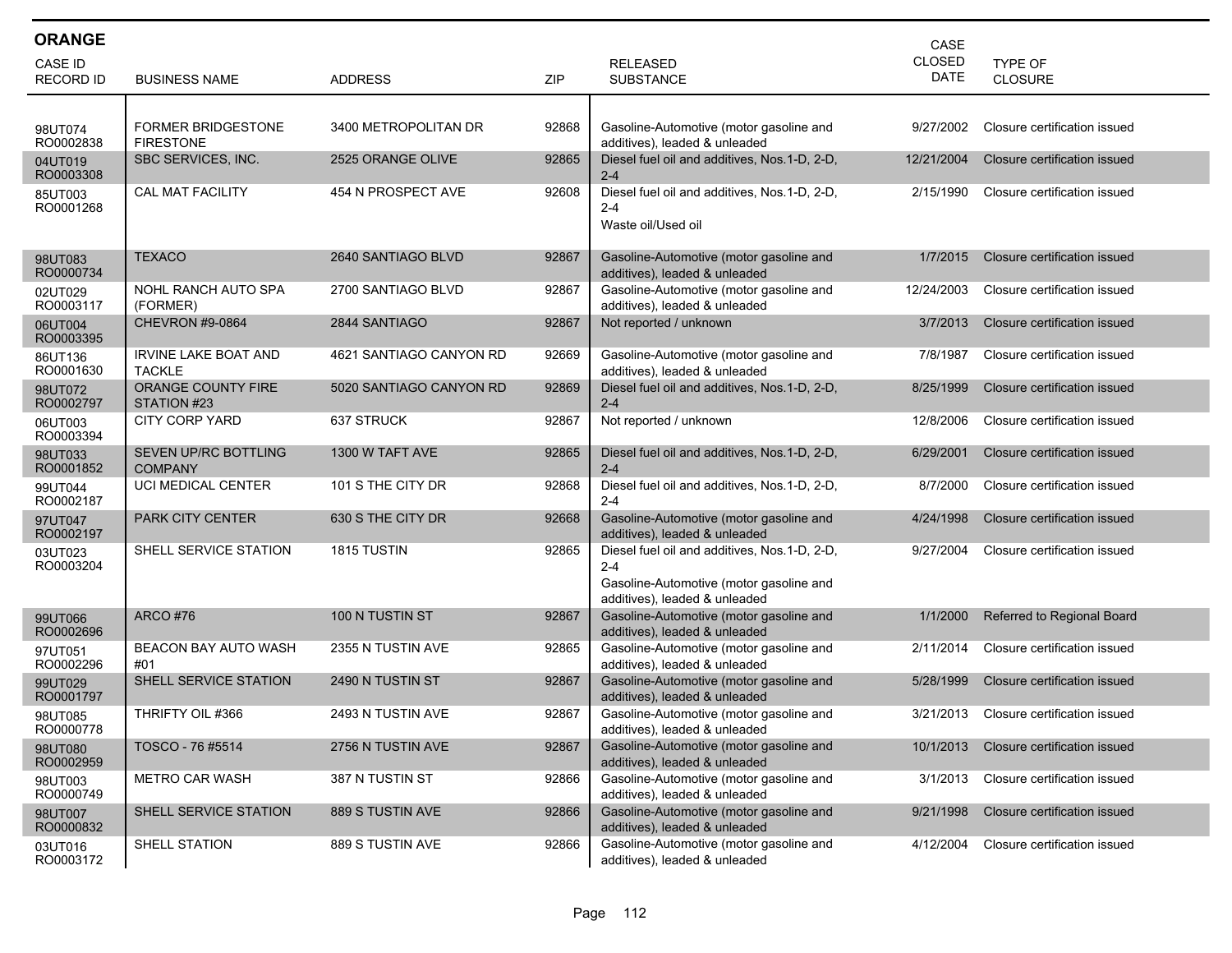## ORANGE

| CASE ID RECORD ID | BUSINESS NAME | ADDRESS | ZIP | RELEASED SUBSTANCE | CASE CLOSED DATE | TYPE OF CLOSURE |
|---|---|---|---|---|---|---|
| 98UT074 RO0002838 | FORMER BRIDGESTONE FIRESTONE | 3400 METROPOLITAN DR | 92868 | Gasoline-Automotive (motor gasoline and additives), leaded & unleaded | 9/27/2002 | Closure certification issued |
| 04UT019 RO0003308 | SBC SERVICES, INC. | 2525 ORANGE OLIVE | 92865 | Diesel fuel oil and additives, Nos.1-D, 2-D, 2-4 | 12/21/2004 | Closure certification issued |
| 85UT003 RO0001268 | CAL MAT FACILITY | 454 N PROSPECT AVE | 92608 | Diesel fuel oil and additives, Nos.1-D, 2-D, 2-4<br>Waste oil/Used oil | 2/15/1990 | Closure certification issued |
| 98UT083 RO0000734 | TEXACO | 2640 SANTIAGO BLVD | 92867 | Gasoline-Automotive (motor gasoline and additives), leaded & unleaded | 1/7/2015 | Closure certification issued |
| 02UT029 RO0003117 | NOHL RANCH AUTO SPA (FORMER) | 2700 SANTIAGO BLVD | 92867 | Gasoline-Automotive (motor gasoline and additives), leaded & unleaded | 12/24/2003 | Closure certification issued |
| 06UT004 RO0003395 | CHEVRON #9-0864 | 2844 SANTIAGO | 92867 | Not reported / unknown | 3/7/2013 | Closure certification issued |
| 86UT136 RO0001630 | IRVINE LAKE BOAT AND TACKLE | 4621 SANTIAGO CANYON RD | 92669 | Gasoline-Automotive (motor gasoline and additives), leaded & unleaded | 7/8/1987 | Closure certification issued |
| 98UT072 RO0002797 | ORANGE COUNTY FIRE STATION #23 | 5020 SANTIAGO CANYON RD | 92869 | Diesel fuel oil and additives, Nos.1-D, 2-D, 2-4 | 8/25/1999 | Closure certification issued |
| 06UT003 RO0003394 | CITY CORP YARD | 637 STRUCK | 92867 | Not reported / unknown | 12/8/2006 | Closure certification issued |
| 98UT033 RO0001852 | SEVEN UP/RC BOTTLING COMPANY | 1300 W TAFT AVE | 92865 | Diesel fuel oil and additives, Nos.1-D, 2-D, 2-4 | 6/29/2001 | Closure certification issued |
| 99UT044 RO0002187 | UCI MEDICAL CENTER | 101 S THE CITY DR | 92868 | Diesel fuel oil and additives, Nos.1-D, 2-D, 2-4 | 8/7/2000 | Closure certification issued |
| 97UT047 RO0002197 | PARK CITY CENTER | 630 S THE CITY DR | 92668 | Gasoline-Automotive (motor gasoline and additives), leaded & unleaded | 4/24/1998 | Closure certification issued |
| 03UT023 RO0003204 | SHELL SERVICE STATION | 1815 TUSTIN | 92865 | Diesel fuel oil and additives, Nos.1-D, 2-D, 2-4<br>Gasoline-Automotive (motor gasoline and additives), leaded & unleaded | 9/27/2004 | Closure certification issued |
| 99UT066 RO0002696 | ARCO #76 | 100 N TUSTIN ST | 92867 | Gasoline-Automotive (motor gasoline and additives), leaded & unleaded | 1/1/2000 | Referred to Regional Board |
| 97UT051 RO0002296 | BEACON BAY AUTO WASH #01 | 2355 N TUSTIN AVE | 92865 | Gasoline-Automotive (motor gasoline and additives), leaded & unleaded | 2/11/2014 | Closure certification issued |
| 99UT029 RO0001797 | SHELL SERVICE STATION | 2490 N TUSTIN ST | 92867 | Gasoline-Automotive (motor gasoline and additives), leaded & unleaded | 5/28/1999 | Closure certification issued |
| 98UT085 RO0000778 | THRIFTY OIL #366 | 2493 N TUSTIN AVE | 92867 | Gasoline-Automotive (motor gasoline and additives), leaded & unleaded | 3/21/2013 | Closure certification issued |
| 98UT080 RO0002959 | TOSCO - 76 #5514 | 2756 N TUSTIN AVE | 92867 | Gasoline-Automotive (motor gasoline and additives), leaded & unleaded | 10/1/2013 | Closure certification issued |
| 98UT003 RO0000749 | METRO CAR WASH | 387 N TUSTIN ST | 92866 | Gasoline-Automotive (motor gasoline and additives), leaded & unleaded | 3/1/2013 | Closure certification issued |
| 98UT007 RO0000832 | SHELL SERVICE STATION | 889 S TUSTIN AVE | 92866 | Gasoline-Automotive (motor gasoline and additives), leaded & unleaded | 9/21/1998 | Closure certification issued |
| 03UT016 RO0003172 | SHELL STATION | 889 S TUSTIN AVE | 92866 | Gasoline-Automotive (motor gasoline and additives), leaded & unleaded | 4/12/2004 | Closure certification issued |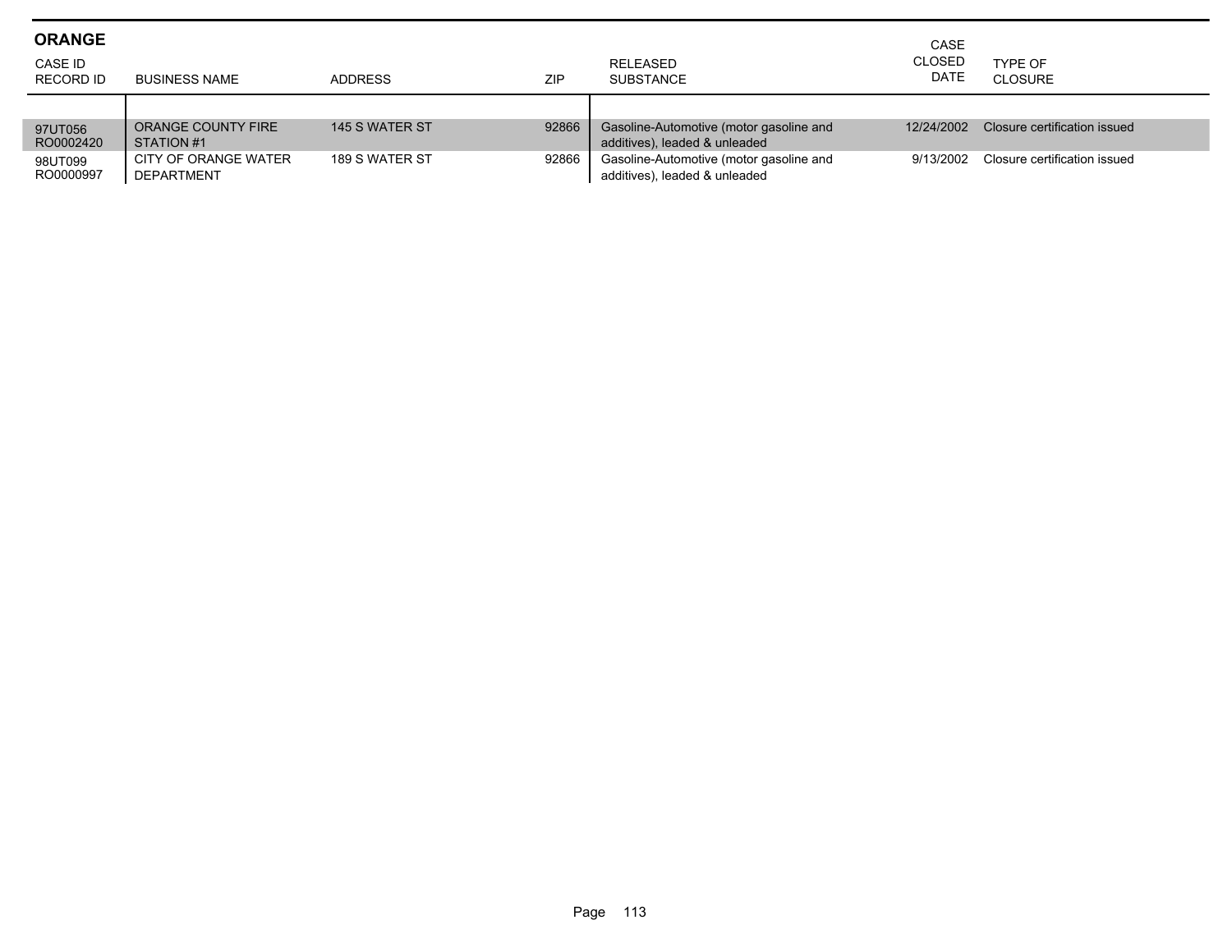## ORANGE

| CASE ID<br>RECORD ID | BUSINESS NAME | ADDRESS | ZIP | RELEASED SUBSTANCE | CASE CLOSED DATE | TYPE OF CLOSURE |
|---|---|---|---|---|---|---|
| 97UT056<br>RO0002420 | ORANGE COUNTY FIRE STATION #1 | 145 S WATER ST | 92866 | Gasoline-Automotive (motor gasoline and additives), leaded & unleaded | 12/24/2002 | Closure certification issued |
| 98UT099<br>RO0000997 | CITY OF ORANGE WATER DEPARTMENT | 189 S WATER ST | 92866 | Gasoline-Automotive (motor gasoline and additives), leaded & unleaded | 9/13/2002 | Closure certification issued |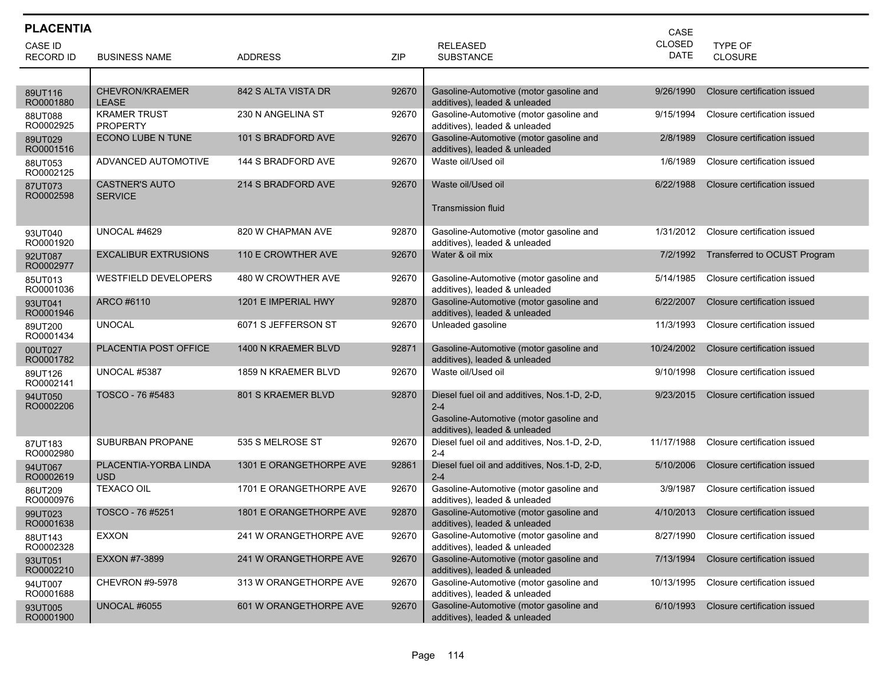## PLACENTIA

| CASE ID RECORD ID | BUSINESS NAME | ADDRESS | ZIP | RELEASED SUBSTANCE | CASE CLOSED DATE | TYPE OF CLOSURE |
|---|---|---|---|---|---|---|
| 89UT116 RO0001880 | CHEVRON/KRAEMER LEASE | 842 S ALTA VISTA DR | 92670 | Gasoline-Automotive (motor gasoline and additives), leaded & unleaded | 9/26/1990 | Closure certification issued |
| 88UT088 RO0002925 | KRAMER TRUST PROPERTY | 230 N ANGELINA ST | 92670 | Gasoline-Automotive (motor gasoline and additives), leaded & unleaded | 9/15/1994 | Closure certification issued |
| 89UT029 RO0001516 | ECONO LUBE N TUNE | 101 S BRADFORD AVE | 92670 | Gasoline-Automotive (motor gasoline and additives), leaded & unleaded | 2/8/1989 | Closure certification issued |
| 88UT053 RO0002125 | ADVANCED AUTOMOTIVE | 144 S BRADFORD AVE | 92670 | Waste oil/Used oil | 1/6/1989 | Closure certification issued |
| 87UT073 RO0002598 | CASTNER'S AUTO SERVICE | 214 S BRADFORD AVE | 92670 | Waste oil/Used oil<br>Transmission fluid | 6/22/1988 | Closure certification issued |
| 93UT040 RO0001920 | UNOCAL #4629 | 820 W CHAPMAN AVE | 92870 | Gasoline-Automotive (motor gasoline and additives), leaded & unleaded | 1/31/2012 | Closure certification issued |
| 92UT087 RO0002977 | EXCALIBUR EXTRUSIONS | 110 E CROWTHER AVE | 92670 | Water & oil mix | 7/2/1992 | Transferred to OCUST Program |
| 85UT013 RO0001036 | WESTFIELD DEVELOPERS | 480 W CROWTHER AVE | 92670 | Gasoline-Automotive (motor gasoline and additives), leaded & unleaded | 5/14/1985 | Closure certification issued |
| 93UT041 RO0001946 | ARCO #6110 | 1201 E IMPERIAL HWY | 92870 | Gasoline-Automotive (motor gasoline and additives), leaded & unleaded | 6/22/2007 | Closure certification issued |
| 89UT200 RO0001434 | UNOCAL | 6071 S JEFFERSON ST | 92670 | Unleaded gasoline | 11/3/1993 | Closure certification issued |
| 00UT027 RO0001782 | PLACENTIA POST OFFICE | 1400 N KRAEMER BLVD | 92871 | Gasoline-Automotive (motor gasoline and additives), leaded & unleaded | 10/24/2002 | Closure certification issued |
| 89UT126 RO0002141 | UNOCAL #5387 | 1859 N KRAEMER BLVD | 92670 | Waste oil/Used oil | 9/10/1998 | Closure certification issued |
| 94UT050 RO0002206 | TOSCO - 76 #5483 | 801 S KRAEMER BLVD | 92870 | Diesel fuel oil and additives, Nos.1-D, 2-D, 2-4<br>Gasoline-Automotive (motor gasoline and additives), leaded & unleaded | 9/23/2015 | Closure certification issued |
| 87UT183 RO0002980 | SUBURBAN PROPANE | 535 S MELROSE ST | 92670 | Diesel fuel oil and additives, Nos.1-D, 2-D, 2-4 | 11/17/1988 | Closure certification issued |
| 94UT067 RO0002619 | PLACENTIA-YORBA LINDA USD | 1301 E ORANGETHORPE AVE | 92861 | Diesel fuel oil and additives, Nos.1-D, 2-D, 2-4 | 5/10/2006 | Closure certification issued |
| 86UT209 RO0000976 | TEXACO OIL | 1701 E ORANGETHORPE AVE | 92670 | Gasoline-Automotive (motor gasoline and additives), leaded & unleaded | 3/9/1987 | Closure certification issued |
| 99UT023 RO0001638 | TOSCO - 76 #5251 | 1801 E ORANGETHORPE AVE | 92870 | Gasoline-Automotive (motor gasoline and additives), leaded & unleaded | 4/10/2013 | Closure certification issued |
| 88UT143 RO0002328 | EXXON | 241 W ORANGETHORPE AVE | 92670 | Gasoline-Automotive (motor gasoline and additives), leaded & unleaded | 8/27/1990 | Closure certification issued |
| 93UT051 RO0002210 | EXXON #7-3899 | 241 W ORANGETHORPE AVE | 92670 | Gasoline-Automotive (motor gasoline and additives), leaded & unleaded | 7/13/1994 | Closure certification issued |
| 94UT007 RO0001688 | CHEVRON #9-5978 | 313 W ORANGETHORPE AVE | 92670 | Gasoline-Automotive (motor gasoline and additives), leaded & unleaded | 10/13/1995 | Closure certification issued |
| 93UT005 RO0001900 | UNOCAL #6055 | 601 W ORANGETHORPE AVE | 92670 | Gasoline-Automotive (motor gasoline and additives), leaded & unleaded | 6/10/1993 | Closure certification issued |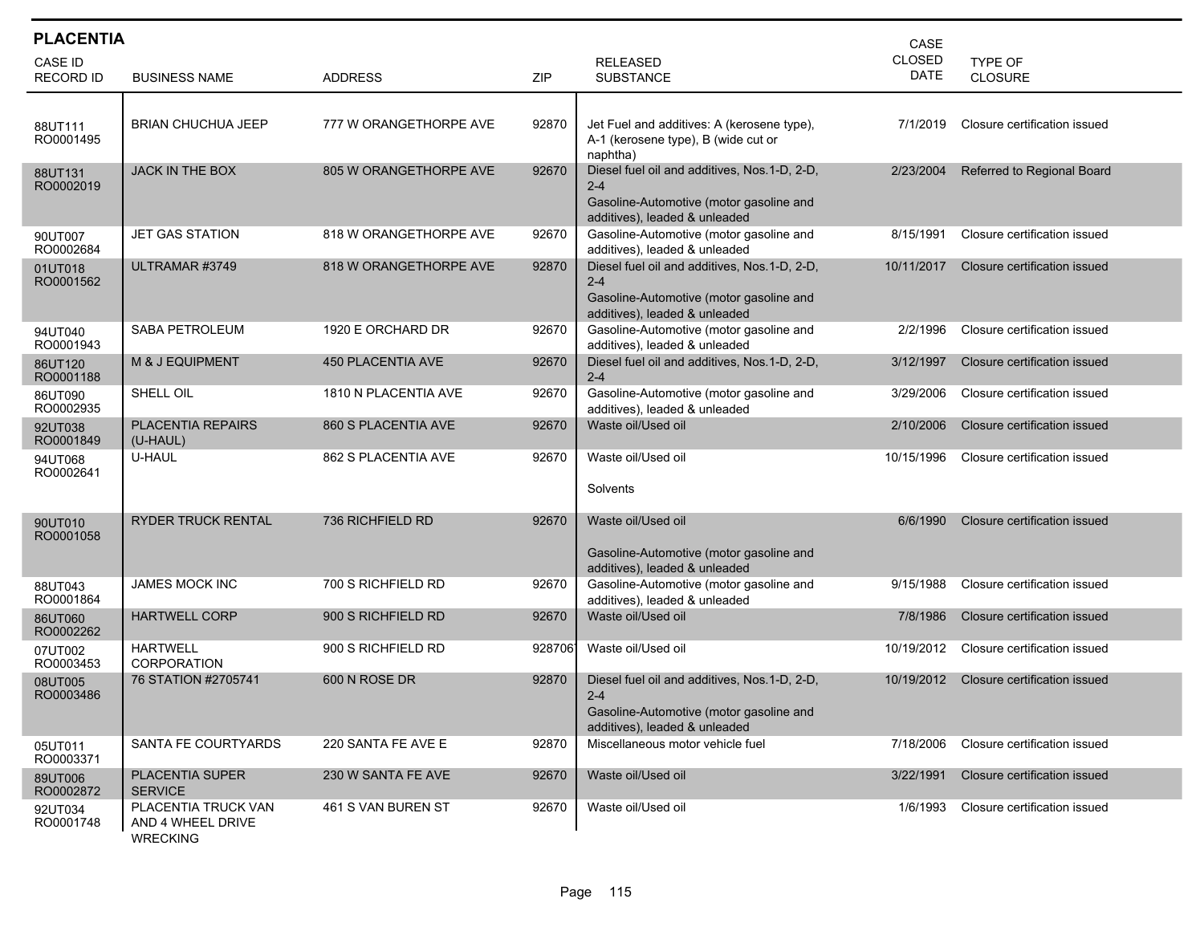## PLACENTIA

| CASE ID RECORD ID | BUSINESS NAME | ADDRESS | ZIP | RELEASED SUBSTANCE | CASE CLOSED DATE | TYPE OF CLOSURE |
|---|---|---|---|---|---|---|
| 88UT111 RO0001495 | BRIAN CHUCHUA JEEP | 777 W ORANGETHORPE AVE | 92870 | Jet Fuel and additives: A (kerosene type), A-1 (kerosene type), B (wide cut or naphtha) | 7/1/2019 | Closure certification issued |
| 88UT131 RO0002019 | JACK IN THE BOX | 805 W ORANGETHORPE AVE | 92670 | Diesel fuel oil and additives, Nos.1-D, 2-D, 2-4<br>Gasoline-Automotive (motor gasoline and additives), leaded & unleaded | 2/23/2004 | Referred to Regional Board |
| 90UT007 RO0002684 | JET GAS STATION | 818 W ORANGETHORPE AVE | 92670 | Gasoline-Automotive (motor gasoline and additives), leaded & unleaded | 8/15/1991 | Closure certification issued |
| 01UT018 RO0001562 | ULTRAMAR #3749 | 818 W ORANGETHORPE AVE | 92870 | Diesel fuel oil and additives, Nos.1-D, 2-D, 2-4<br>Gasoline-Automotive (motor gasoline and additives), leaded & unleaded | 10/11/2017 | Closure certification issued |
| 94UT040 RO0001943 | SABA PETROLEUM | 1920 E ORCHARD DR | 92670 | Gasoline-Automotive (motor gasoline and additives), leaded & unleaded | 2/2/1996 | Closure certification issued |
| 86UT120 RO0001188 | M & J EQUIPMENT | 450 PLACENTIA AVE | 92670 | Diesel fuel oil and additives, Nos.1-D, 2-D, 2-4 | 3/12/1997 | Closure certification issued |
| 86UT090 RO0002935 | SHELL OIL | 1810 N PLACENTIA AVE | 92670 | Gasoline-Automotive (motor gasoline and additives), leaded & unleaded | 3/29/2006 | Closure certification issued |
| 92UT038 RO0001849 | PLACENTIA REPAIRS (U-HAUL) | 860 S PLACENTIA AVE | 92670 | Waste oil/Used oil | 2/10/2006 | Closure certification issued |
| 94UT068 RO0002641 | U-HAUL | 862 S PLACENTIA AVE | 92670 | Waste oil/Used oil<br>Solvents | 10/15/1996 | Closure certification issued |
| 90UT010 RO0001058 | RYDER TRUCK RENTAL | 736 RICHFIELD RD | 92670 | Waste oil/Used oil<br>Gasoline-Automotive (motor gasoline and additives), leaded & unleaded | 6/6/1990 | Closure certification issued |
| 88UT043 RO0001864 | JAMES MOCK INC | 700 S RICHFIELD RD | 92670 | Gasoline-Automotive (motor gasoline and additives), leaded & unleaded | 9/15/1988 | Closure certification issued |
| 86UT060 RO0002262 | HARTWELL CORP | 900 S RICHFIELD RD | 92670 | Waste oil/Used oil | 7/8/1986 | Closure certification issued |
| 07UT002 RO0003453 | HARTWELL CORPORATION | 900 S RICHFIELD RD | 928706 | Waste oil/Used oil | 10/19/2012 | Closure certification issued |
| 08UT005 RO0003486 | 76 STATION #2705741 | 600 N ROSE DR | 92870 | Diesel fuel oil and additives, Nos.1-D, 2-D, 2-4<br>Gasoline-Automotive (motor gasoline and additives), leaded & unleaded | 10/19/2012 | Closure certification issued |
| 05UT011 RO0003371 | SANTA FE COURTYARDS | 220 SANTA FE AVE E | 92870 | Miscellaneous motor vehicle fuel | 7/18/2006 | Closure certification issued |
| 89UT006 RO0002872 | PLACENTIA SUPER SERVICE | 230 W SANTA FE AVE | 92670 | Waste oil/Used oil | 3/22/1991 | Closure certification issued |
| 92UT034 RO0001748 | PLACENTIA TRUCK VAN AND 4 WHEEL DRIVE WRECKING | 461 S VAN BUREN ST | 92670 | Waste oil/Used oil | 1/6/1993 | Closure certification issued |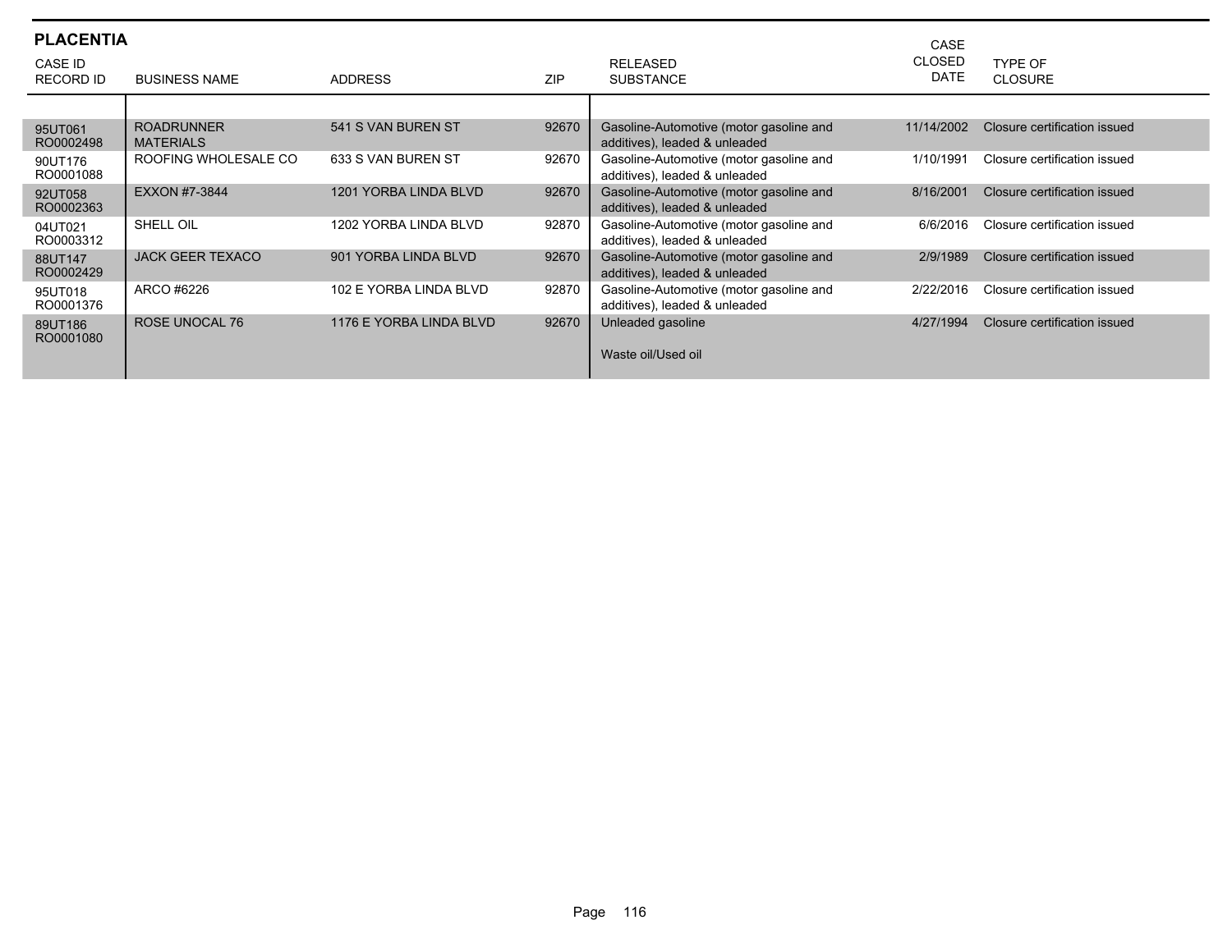## PLACENTIA

| CASE ID RECORD ID | BUSINESS NAME | ADDRESS | ZIP | RELEASED SUBSTANCE | CASE CLOSED DATE | TYPE OF CLOSURE |
|---|---|---|---|---|---|---|
| 95UT061 RO0002498 | ROADRUNNER MATERIALS | 541 S VAN BUREN ST | 92670 | Gasoline-Automotive (motor gasoline and additives), leaded & unleaded | 11/14/2002 | Closure certification issued |
| 90UT176 RO0001088 | ROOFING WHOLESALE CO | 633 S VAN BUREN ST | 92670 | Gasoline-Automotive (motor gasoline and additives), leaded & unleaded | 1/10/1991 | Closure certification issued |
| 92UT058 RO0002363 | EXXON #7-3844 | 1201 YORBA LINDA BLVD | 92670 | Gasoline-Automotive (motor gasoline and additives), leaded & unleaded | 8/16/2001 | Closure certification issued |
| 04UT021 RO0003312 | SHELL OIL | 1202 YORBA LINDA BLVD | 92870 | Gasoline-Automotive (motor gasoline and additives), leaded & unleaded | 6/6/2016 | Closure certification issued |
| 88UT147 RO0002429 | JACK GEER TEXACO | 901 YORBA LINDA BLVD | 92670 | Gasoline-Automotive (motor gasoline and additives), leaded & unleaded | 2/9/1989 | Closure certification issued |
| 95UT018 RO0001376 | ARCO #6226 | 102 E YORBA LINDA BLVD | 92870 | Gasoline-Automotive (motor gasoline and additives), leaded & unleaded | 2/22/2016 | Closure certification issued |
| 89UT186 RO0001080 | ROSE UNOCAL 76 | 1176 E YORBA LINDA BLVD | 92670 | Unleaded gasoline<br><br>Waste oil/Used oil | 4/27/1994 | Closure certification issued |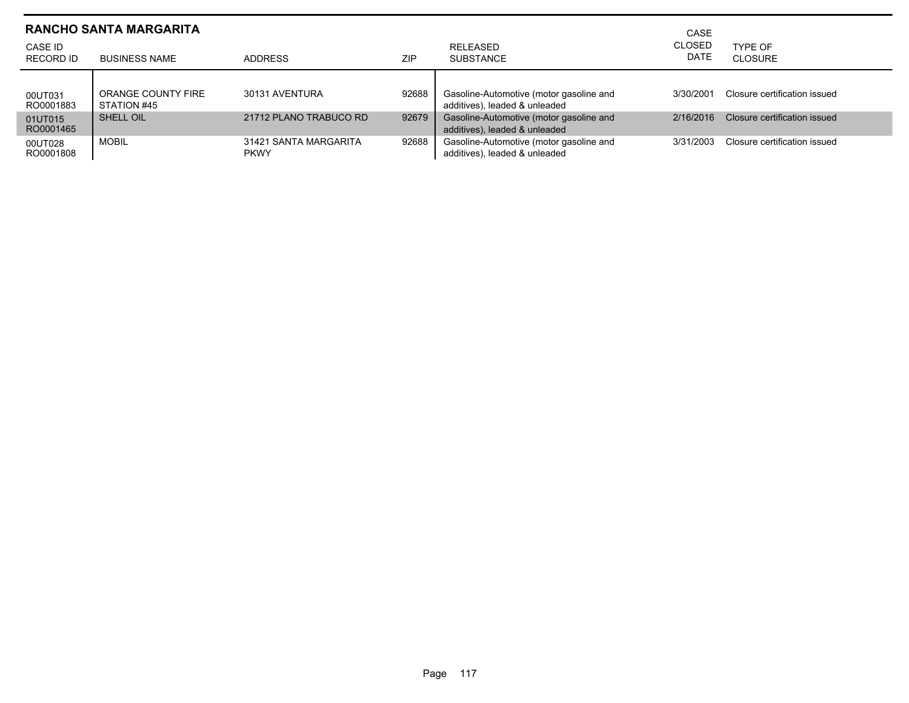## RANCHO SANTA MARGARITA

| CASE ID RECORD ID | BUSINESS NAME | ADDRESS | ZIP | RELEASED SUBSTANCE | CASE CLOSED DATE | TYPE OF CLOSURE |
|---|---|---|---|---|---|---|
| 00UT031 RO0001883 | ORANGE COUNTY FIRE STATION #45 | 30131 AVENTURA | 92688 | Gasoline-Automotive (motor gasoline and additives), leaded & unleaded | 3/30/2001 | Closure certification issued |
| 01UT015 RO0001465 | SHELL OIL | 21712 PLANO TRABUCO RD | 92679 | Gasoline-Automotive (motor gasoline and additives), leaded & unleaded | 2/16/2016 | Closure certification issued |
| 00UT028 RO0001808 | MOBIL | 31421 SANTA MARGARITA PKWY | 92688 | Gasoline-Automotive (motor gasoline and additives), leaded & unleaded | 3/31/2003 | Closure certification issued |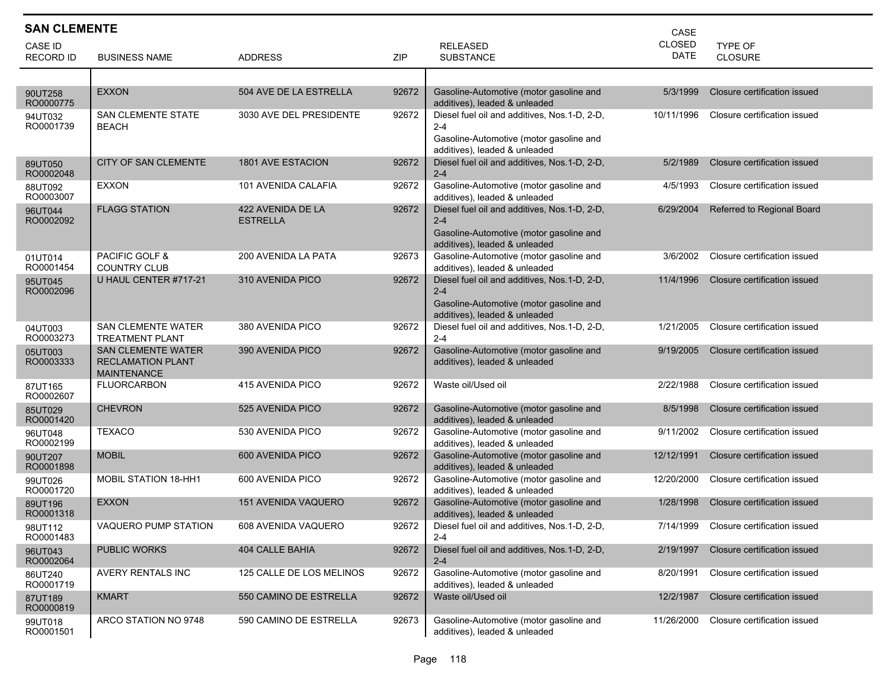## SAN CLEMENTE

| CASE ID RECORD ID | BUSINESS NAME | ADDRESS | ZIP | RELEASED SUBSTANCE | CASE CLOSED DATE | TYPE OF CLOSURE |
|---|---|---|---|---|---|---|
| 90UT258 RO0000775 | EXXON | 504 AVE DE LA ESTRELLA | 92672 | Gasoline-Automotive (motor gasoline and additives), leaded & unleaded | 5/3/1999 | Closure certification issued |
| 94UT032 RO0001739 | SAN CLEMENTE STATE BEACH | 3030 AVE DEL PRESIDENTE | 92672 | Diesel fuel oil and additives, Nos.1-D, 2-D, 2-4<br>Gasoline-Automotive (motor gasoline and additives), leaded & unleaded | 10/11/1996 | Closure certification issued |
| 89UT050 RO0002048 | CITY OF SAN CLEMENTE | 1801 AVE ESTACION | 92672 | Diesel fuel oil and additives, Nos.1-D, 2-D, 2-4 | 5/2/1989 | Closure certification issued |
| 88UT092 RO0003007 | EXXON | 101 AVENIDA CALAFIA | 92672 | Gasoline-Automotive (motor gasoline and additives), leaded & unleaded | 4/5/1993 | Closure certification issued |
| 96UT044 RO0002092 | FLAGG STATION | 422 AVENIDA DE LA ESTRELLA | 92672 | Diesel fuel oil and additives, Nos.1-D, 2-D, 2-4<br>Gasoline-Automotive (motor gasoline and additives), leaded & unleaded | 6/29/2004 | Referred to Regional Board |
| 01UT014 RO0001454 | PACIFIC GOLF & COUNTRY CLUB | 200 AVENIDA LA PATA | 92673 | Gasoline-Automotive (motor gasoline and additives), leaded & unleaded | 3/6/2002 | Closure certification issued |
| 95UT045 RO0002096 | U HAUL CENTER #717-21 | 310 AVENIDA PICO | 92672 | Diesel fuel oil and additives, Nos.1-D, 2-D, 2-4<br>Gasoline-Automotive (motor gasoline and additives), leaded & unleaded | 11/4/1996 | Closure certification issued |
| 04UT003 RO0003273 | SAN CLEMENTE WATER TREATMENT PLANT | 380 AVENIDA PICO | 92672 | Diesel fuel oil and additives, Nos.1-D, 2-D, 2-4 | 1/21/2005 | Closure certification issued |
| 05UT003 RO0003333 | SAN CLEMENTE WATER RECLAMATION PLANT MAINTENANCE | 390 AVENIDA PICO | 92672 | Gasoline-Automotive (motor gasoline and additives), leaded & unleaded | 9/19/2005 | Closure certification issued |
| 87UT165 RO0002607 | FLUORCARBON | 415 AVENIDA PICO | 92672 | Waste oil/Used oil | 2/22/1988 | Closure certification issued |
| 85UT029 RO0001420 | CHEVRON | 525 AVENIDA PICO | 92672 | Gasoline-Automotive (motor gasoline and additives), leaded & unleaded | 8/5/1998 | Closure certification issued |
| 96UT048 RO0002199 | TEXACO | 530 AVENIDA PICO | 92672 | Gasoline-Automotive (motor gasoline and additives), leaded & unleaded | 9/11/2002 | Closure certification issued |
| 90UT207 RO0001898 | MOBIL | 600 AVENIDA PICO | 92672 | Gasoline-Automotive (motor gasoline and additives), leaded & unleaded | 12/12/1991 | Closure certification issued |
| 99UT026 RO0001720 | MOBIL STATION 18-HH1 | 600 AVENIDA PICO | 92672 | Gasoline-Automotive (motor gasoline and additives), leaded & unleaded | 12/20/2000 | Closure certification issued |
| 89UT196 RO0001318 | EXXON | 151 AVENIDA VAQUERO | 92672 | Gasoline-Automotive (motor gasoline and additives), leaded & unleaded | 1/28/1998 | Closure certification issued |
| 98UT112 RO0001483 | VAQUERO PUMP STATION | 608 AVENIDA VAQUERO | 92672 | Diesel fuel oil and additives, Nos.1-D, 2-D, 2-4 | 7/14/1999 | Closure certification issued |
| 96UT043 RO0002064 | PUBLIC WORKS | 404 CALLE BAHIA | 92672 | Diesel fuel oil and additives, Nos.1-D, 2-D, 2-4 | 2/19/1997 | Closure certification issued |
| 86UT240 RO0001719 | AVERY RENTALS INC | 125 CALLE DE LOS MELINOS | 92672 | Gasoline-Automotive (motor gasoline and additives), leaded & unleaded | 8/20/1991 | Closure certification issued |
| 87UT189 RO0000819 | KMART | 550 CAMINO DE ESTRELLA | 92672 | Waste oil/Used oil | 12/2/1987 | Closure certification issued |
| 99UT018 RO0001501 | ARCO STATION NO 9748 | 590 CAMINO DE ESTRELLA | 92673 | Gasoline-Automotive (motor gasoline and additives), leaded & unleaded | 11/26/2000 | Closure certification issued |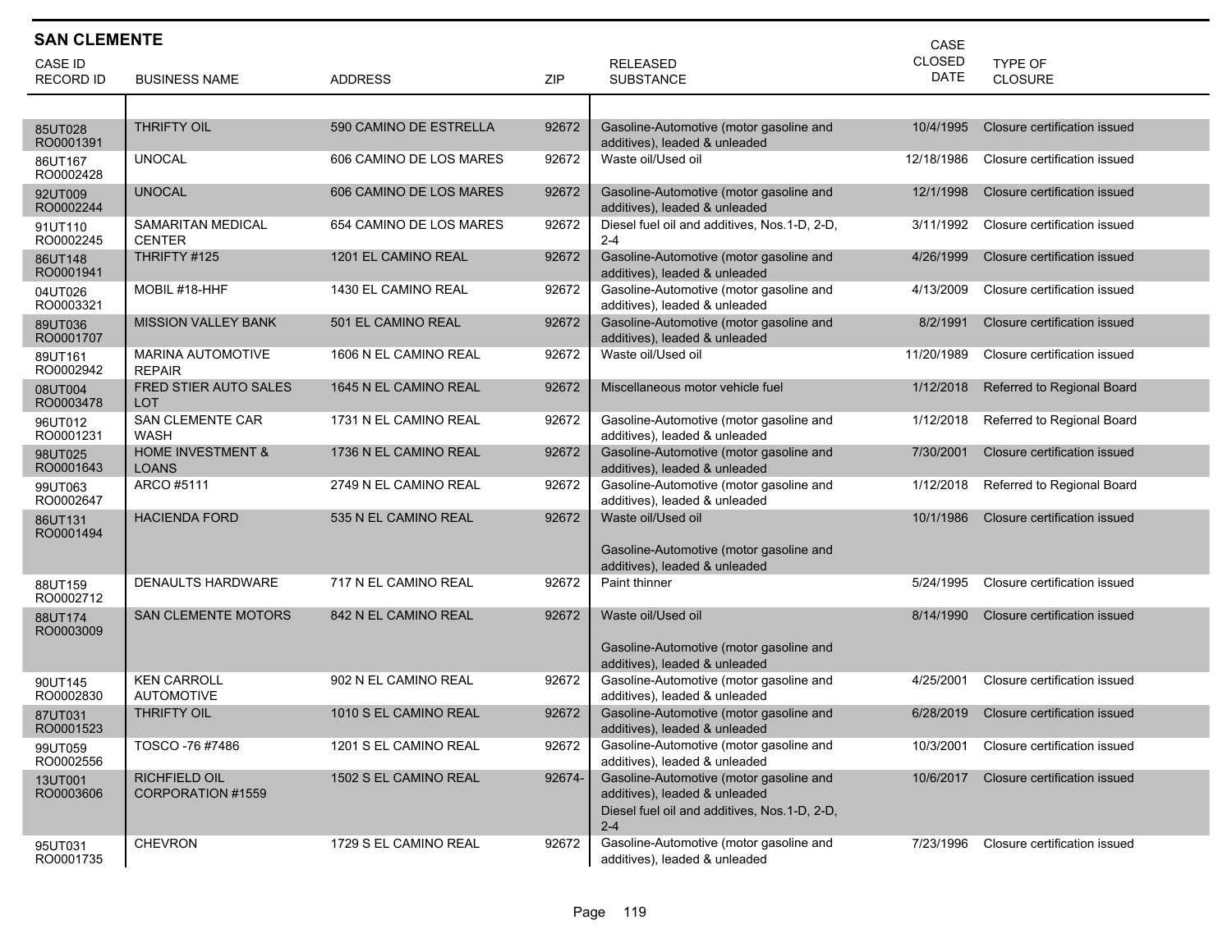## SAN CLEMENTE

| CASE ID RECORD ID | BUSINESS NAME | ADDRESS | ZIP | RELEASED SUBSTANCE | CASE CLOSED DATE | TYPE OF CLOSURE |
|---|---|---|---|---|---|---|
| 85UT028 RO0001391 | THRIFTY OIL | 590 CAMINO DE ESTRELLA | 92672 | Gasoline-Automotive (motor gasoline and additives), leaded & unleaded | 10/4/1995 | Closure certification issued |
| 86UT167 RO0002428 | UNOCAL | 606 CAMINO DE LOS MARES | 92672 | Waste oil/Used oil | 12/18/1986 | Closure certification issued |
| 92UT009 RO0002244 | UNOCAL | 606 CAMINO DE LOS MARES | 92672 | Gasoline-Automotive (motor gasoline and additives), leaded & unleaded | 12/1/1998 | Closure certification issued |
| 91UT110 RO0002245 | SAMARITAN MEDICAL CENTER | 654 CAMINO DE LOS MARES | 92672 | Diesel fuel oil and additives, Nos.1-D, 2-D, 2-4 | 3/11/1992 | Closure certification issued |
| 86UT148 RO0001941 | THRIFTY #125 | 1201 EL CAMINO REAL | 92672 | Gasoline-Automotive (motor gasoline and additives), leaded & unleaded | 4/26/1999 | Closure certification issued |
| 04UT026 RO0003321 | MOBIL #18-HHF | 1430 EL CAMINO REAL | 92672 | Gasoline-Automotive (motor gasoline and additives), leaded & unleaded | 4/13/2009 | Closure certification issued |
| 89UT036 RO0001707 | MISSION VALLEY BANK | 501 EL CAMINO REAL | 92672 | Gasoline-Automotive (motor gasoline and additives), leaded & unleaded | 8/2/1991 | Closure certification issued |
| 89UT161 RO0002942 | MARINA AUTOMOTIVE REPAIR | 1606 N EL CAMINO REAL | 92672 | Waste oil/Used oil | 11/20/1989 | Closure certification issued |
| 08UT004 RO0003478 | FRED STIER AUTO SALES LOT | 1645 N EL CAMINO REAL | 92672 | Miscellaneous motor vehicle fuel | 1/12/2018 | Referred to Regional Board |
| 96UT012 RO0001231 | SAN CLEMENTE CAR WASH | 1731 N EL CAMINO REAL | 92672 | Gasoline-Automotive (motor gasoline and additives), leaded & unleaded | 1/12/2018 | Referred to Regional Board |
| 98UT025 RO0001643 | HOME INVESTMENT & LOANS | 1736 N EL CAMINO REAL | 92672 | Gasoline-Automotive (motor gasoline and additives), leaded & unleaded | 7/30/2001 | Closure certification issued |
| 99UT063 RO0002647 | ARCO #5111 | 2749 N EL CAMINO REAL | 92672 | Gasoline-Automotive (motor gasoline and additives), leaded & unleaded | 1/12/2018 | Referred to Regional Board |
| 86UT131 RO0001494 | HACIENDA FORD | 535 N EL CAMINO REAL | 92672 | Waste oil/Used oil<br><br>Gasoline-Automotive (motor gasoline and additives), leaded & unleaded | 10/1/1986 | Closure certification issued |
| 88UT159 RO0002712 | DENAULTS HARDWARE | 717 N EL CAMINO REAL | 92672 | Paint thinner | 5/24/1995 | Closure certification issued |
| 88UT174 RO0003009 | SAN CLEMENTE MOTORS | 842 N EL CAMINO REAL | 92672 | Waste oil/Used oil<br><br>Gasoline-Automotive (motor gasoline and additives), leaded & unleaded | 8/14/1990 | Closure certification issued |
| 90UT145 RO0002830 | KEN CARROLL AUTOMOTIVE | 902 N EL CAMINO REAL | 92672 | Gasoline-Automotive (motor gasoline and additives), leaded & unleaded | 4/25/2001 | Closure certification issued |
| 87UT031 RO0001523 | THRIFTY OIL | 1010 S EL CAMINO REAL | 92672 | Gasoline-Automotive (motor gasoline and additives), leaded & unleaded | 6/28/2019 | Closure certification issued |
| 99UT059 RO0002556 | TOSCO -76 #7486 | 1201 S EL CAMINO REAL | 92672 | Gasoline-Automotive (motor gasoline and additives), leaded & unleaded | 10/3/2001 | Closure certification issued |
| 13UT001 RO0003606 | RICHFIELD OIL CORPORATION #1559 | 1502 S EL CAMINO REAL | 92674- | Gasoline-Automotive (motor gasoline and additives), leaded & unleaded<br>Diesel fuel oil and additives, Nos.1-D, 2-D, 2-4 | 10/6/2017 | Closure certification issued |
| 95UT031 RO0001735 | CHEVRON | 1729 S EL CAMINO REAL | 92672 | Gasoline-Automotive (motor gasoline and additives), leaded & unleaded | 7/23/1996 | Closure certification issued |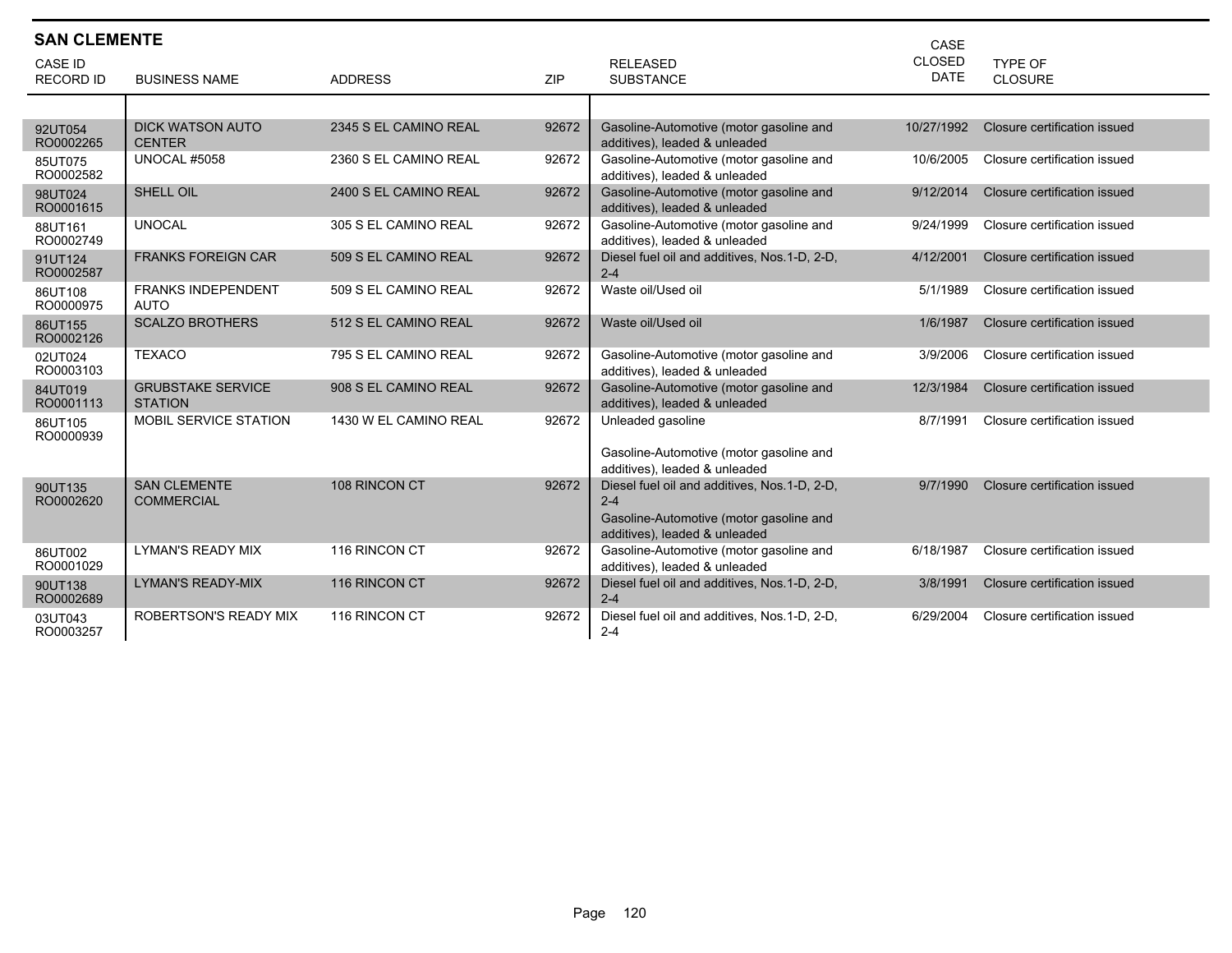## SAN CLEMENTE

| CASE ID RECORD ID | BUSINESS NAME | ADDRESS | ZIP | RELEASED SUBSTANCE | CASE CLOSED DATE | TYPE OF CLOSURE |
|---|---|---|---|---|---|---|
| 92UT054 RO0002265 | DICK WATSON AUTO CENTER | 2345 S EL CAMINO REAL | 92672 | Gasoline-Automotive (motor gasoline and additives), leaded & unleaded | 10/27/1992 | Closure certification issued |
| 85UT075 RO0002582 | UNOCAL #5058 | 2360 S EL CAMINO REAL | 92672 | Gasoline-Automotive (motor gasoline and additives), leaded & unleaded | 10/6/2005 | Closure certification issued |
| 98UT024 RO0001615 | SHELL OIL | 2400 S EL CAMINO REAL | 92672 | Gasoline-Automotive (motor gasoline and additives), leaded & unleaded | 9/12/2014 | Closure certification issued |
| 88UT161 RO0002749 | UNOCAL | 305 S EL CAMINO REAL | 92672 | Gasoline-Automotive (motor gasoline and additives), leaded & unleaded | 9/24/1999 | Closure certification issued |
| 91UT124 RO0002587 | FRANKS FOREIGN CAR | 509 S EL CAMINO REAL | 92672 | Diesel fuel oil and additives, Nos.1-D, 2-D, 2-4 | 4/12/2001 | Closure certification issued |
| 86UT108 RO0000975 | FRANKS INDEPENDENT AUTO | 509 S EL CAMINO REAL | 92672 | Waste oil/Used oil | 5/1/1989 | Closure certification issued |
| 86UT155 RO0002126 | SCALZO BROTHERS | 512 S EL CAMINO REAL | 92672 | Waste oil/Used oil | 1/6/1987 | Closure certification issued |
| 02UT024 RO0003103 | TEXACO | 795 S EL CAMINO REAL | 92672 | Gasoline-Automotive (motor gasoline and additives), leaded & unleaded | 3/9/2006 | Closure certification issued |
| 84UT019 RO0001113 | GRUBSTAKE SERVICE STATION | 908 S EL CAMINO REAL | 92672 | Gasoline-Automotive (motor gasoline and additives), leaded & unleaded | 12/3/1984 | Closure certification issued |
| 86UT105 RO0000939 | MOBIL SERVICE STATION | 1430 W EL CAMINO REAL | 92672 | Unleaded gasoline<br><br>Gasoline-Automotive (motor gasoline and additives), leaded & unleaded | 8/7/1991 | Closure certification issued |
| 90UT135 RO0002620 | SAN CLEMENTE COMMERCIAL | 108 RINCON CT | 92672 | Diesel fuel oil and additives, Nos.1-D, 2-D, 2-4<br>Gasoline-Automotive (motor gasoline and additives), leaded & unleaded | 9/7/1990 | Closure certification issued |
| 86UT002 RO0001029 | LYMAN'S READY MIX | 116 RINCON CT | 92672 | Gasoline-Automotive (motor gasoline and additives), leaded & unleaded | 6/18/1987 | Closure certification issued |
| 90UT138 RO0002689 | LYMAN'S READY-MIX | 116 RINCON CT | 92672 | Diesel fuel oil and additives, Nos.1-D, 2-D, 2-4 | 3/8/1991 | Closure certification issued |
| 03UT043 RO0003257 | ROBERTSON'S READY MIX | 116 RINCON CT | 92672 | Diesel fuel oil and additives, Nos.1-D, 2-D, 2-4 | 6/29/2004 | Closure certification issued |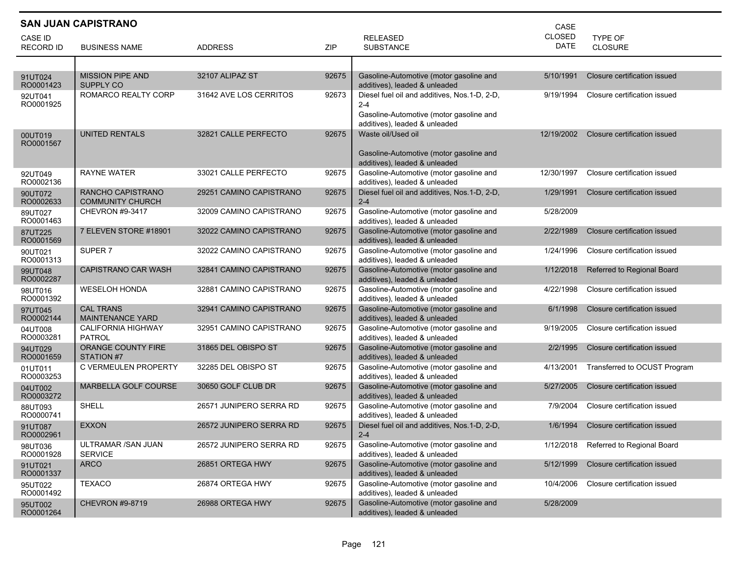## SAN JUAN CAPISTRANO

| CASE ID RECORD ID | BUSINESS NAME | ADDRESS | ZIP | RELEASED SUBSTANCE | CASE CLOSED DATE | TYPE OF CLOSURE |
|---|---|---|---|---|---|---|
| 91UT024 RO0001423 | MISSION PIPE AND SUPPLY CO | 32107 ALIPAZ ST | 92675 | Gasoline-Automotive (motor gasoline and additives), leaded & unleaded | 5/10/1991 | Closure certification issued |
| 92UT041 RO0001925 | ROMARCO REALTY CORP | 31642 AVE LOS CERRITOS | 92673 | Diesel fuel oil and additives, Nos.1-D, 2-D, 2-4<br>Gasoline-Automotive (motor gasoline and additives), leaded & unleaded | 9/19/1994 | Closure certification issued |
| 00UT019 RO0001567 | UNITED RENTALS | 32821 CALLE PERFECTO | 92675 | Waste oil/Used oil<br>Gasoline-Automotive (motor gasoline and additives), leaded & unleaded | 12/19/2002 | Closure certification issued |
| 92UT049 RO0002136 | RAYNE WATER | 33021 CALLE PERFECTO | 92675 | Gasoline-Automotive (motor gasoline and additives), leaded & unleaded | 12/30/1997 | Closure certification issued |
| 90UT072 RO0002633 | RANCHO CAPISTRANO COMMUNITY CHURCH | 29251 CAMINO CAPISTRANO | 92675 | Diesel fuel oil and additives, Nos.1-D, 2-D, 2-4 | 1/29/1991 | Closure certification issued |
| 89UT027 RO0001463 | CHEVRON #9-3417 | 32009 CAMINO CAPISTRANO | 92675 | Gasoline-Automotive (motor gasoline and additives), leaded & unleaded | 5/28/2009 | |
| 87UT225 RO0001569 | 7 ELEVEN STORE #18901 | 32022 CAMINO CAPISTRANO | 92675 | Gasoline-Automotive (motor gasoline and additives), leaded & unleaded | 2/22/1989 | Closure certification issued |
| 90UT021 RO0001313 | SUPER 7 | 32022 CAMINO CAPISTRANO | 92675 | Gasoline-Automotive (motor gasoline and additives), leaded & unleaded | 1/24/1996 | Closure certification issued |
| 99UT048 RO0002287 | CAPISTRANO CAR WASH | 32841 CAMINO CAPISTRANO | 92675 | Gasoline-Automotive (motor gasoline and additives), leaded & unleaded | 1/12/2018 | Referred to Regional Board |
| 98UT016 RO0001392 | WESELOH HONDA | 32881 CAMINO CAPISTRANO | 92675 | Gasoline-Automotive (motor gasoline and additives), leaded & unleaded | 4/22/1998 | Closure certification issued |
| 97UT045 RO0002144 | CAL TRANS MAINTENANCE YARD | 32941 CAMINO CAPISTRANO | 92675 | Gasoline-Automotive (motor gasoline and additives), leaded & unleaded | 6/1/1998 | Closure certification issued |
| 04UT008 RO0003281 | CALIFORNIA HIGHWAY PATROL | 32951 CAMINO CAPISTRANO | 92675 | Gasoline-Automotive (motor gasoline and additives), leaded & unleaded | 9/19/2005 | Closure certification issued |
| 94UT029 RO0001659 | ORANGE COUNTY FIRE STATION #7 | 31865 DEL OBISPO ST | 92675 | Gasoline-Automotive (motor gasoline and additives), leaded & unleaded | 2/2/1995 | Closure certification issued |
| 01UT011 RO0003253 | C VERMEULEN PROPERTY | 32285 DEL OBISPO ST | 92675 | Gasoline-Automotive (motor gasoline and additives), leaded & unleaded | 4/13/2001 | Transferred to OCUST Program |
| 04UT002 RO0003272 | MARBELLA GOLF COURSE | 30650 GOLF CLUB DR | 92675 | Gasoline-Automotive (motor gasoline and additives), leaded & unleaded | 5/27/2005 | Closure certification issued |
| 88UT093 RO0000741 | SHELL | 26571 JUNIPERO SERRA RD | 92675 | Gasoline-Automotive (motor gasoline and additives), leaded & unleaded | 7/9/2004 | Closure certification issued |
| 91UT087 RO0002961 | EXXON | 26572 JUNIPERO SERRA RD | 92675 | Diesel fuel oil and additives, Nos.1-D, 2-D, 2-4 | 1/6/1994 | Closure certification issued |
| 98UT036 RO0001928 | ULTRAMAR /SAN JUAN SERVICE | 26572 JUNIPERO SERRA RD | 92675 | Gasoline-Automotive (motor gasoline and additives), leaded & unleaded | 1/12/2018 | Referred to Regional Board |
| 91UT021 RO0001337 | ARCO | 26851 ORTEGA HWY | 92675 | Gasoline-Automotive (motor gasoline and additives), leaded & unleaded | 5/12/1999 | Closure certification issued |
| 95UT022 RO0001492 | TEXACO | 26874 ORTEGA HWY | 92675 | Gasoline-Automotive (motor gasoline and additives), leaded & unleaded | 10/4/2006 | Closure certification issued |
| 95UT002 RO0001264 | CHEVRON #9-8719 | 26988 ORTEGA HWY | 92675 | Gasoline-Automotive (motor gasoline and additives), leaded & unleaded | 5/28/2009 | |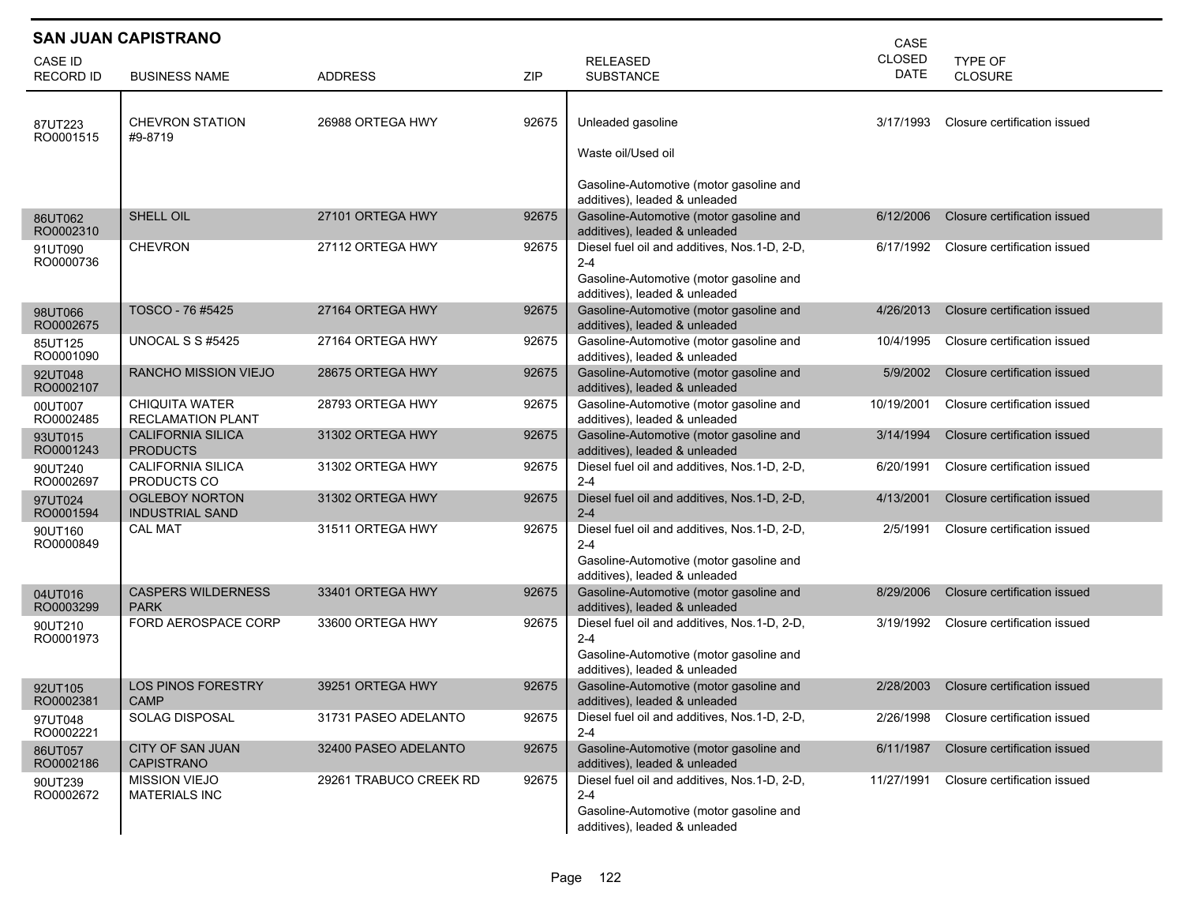## SAN JUAN CAPISTRANO

| CASE ID RECORD ID | BUSINESS NAME | ADDRESS | ZIP | RELEASED SUBSTANCE | CASE CLOSED DATE | TYPE OF CLOSURE |
|---|---|---|---|---|---|---|
| 87UT223 RO0001515 | CHEVRON STATION #9-8719 | 26988 ORTEGA HWY | 92675 | Unleaded gasoline<br>Waste oil/Used oil<br>Gasoline-Automotive (motor gasoline and additives), leaded & unleaded | 3/17/1993 | Closure certification issued |
| 86UT062 RO0002310 | SHELL OIL | 27101 ORTEGA HWY | 92675 | Gasoline-Automotive (motor gasoline and additives), leaded & unleaded | 6/12/2006 | Closure certification issued |
| 91UT090 RO0000736 | CHEVRON | 27112 ORTEGA HWY | 92675 | Diesel fuel oil and additives, Nos.1-D, 2-D, 2-4<br>Gasoline-Automotive (motor gasoline and additives), leaded & unleaded | 6/17/1992 | Closure certification issued |
| 98UT066 RO0002675 | TOSCO - 76 #5425 | 27164 ORTEGA HWY | 92675 | Gasoline-Automotive (motor gasoline and additives), leaded & unleaded | 4/26/2013 | Closure certification issued |
| 85UT125 RO0001090 | UNOCAL S S #5425 | 27164 ORTEGA HWY | 92675 | Gasoline-Automotive (motor gasoline and additives), leaded & unleaded | 10/4/1995 | Closure certification issued |
| 92UT048 RO0002107 | RANCHO MISSION VIEJO | 28675 ORTEGA HWY | 92675 | Gasoline-Automotive (motor gasoline and additives), leaded & unleaded | 5/9/2002 | Closure certification issued |
| 00UT007 RO0002485 | CHIQUITA WATER RECLAMATION PLANT | 28793 ORTEGA HWY | 92675 | Gasoline-Automotive (motor gasoline and additives), leaded & unleaded | 10/19/2001 | Closure certification issued |
| 93UT015 RO0001243 | CALIFORNIA SILICA PRODUCTS | 31302 ORTEGA HWY | 92675 | Gasoline-Automotive (motor gasoline and additives), leaded & unleaded | 3/14/1994 | Closure certification issued |
| 90UT240 RO0002697 | CALIFORNIA SILICA PRODUCTS CO | 31302 ORTEGA HWY | 92675 | Diesel fuel oil and additives, Nos.1-D, 2-D, 2-4 | 6/20/1991 | Closure certification issued |
| 97UT024 RO0001594 | OGLEBOY NORTON INDUSTRIAL SAND | 31302 ORTEGA HWY | 92675 | Diesel fuel oil and additives, Nos.1-D, 2-D, 2-4 | 4/13/2001 | Closure certification issued |
| 90UT160 RO0000849 | CAL MAT | 31511 ORTEGA HWY | 92675 | Diesel fuel oil and additives, Nos.1-D, 2-D, 2-4<br>Gasoline-Automotive (motor gasoline and additives), leaded & unleaded | 2/5/1991 | Closure certification issued |
| 04UT016 RO0003299 | CASPERS WILDERNESS PARK | 33401 ORTEGA HWY | 92675 | Gasoline-Automotive (motor gasoline and additives), leaded & unleaded | 8/29/2006 | Closure certification issued |
| 90UT210 RO0001973 | FORD AEROSPACE CORP | 33600 ORTEGA HWY | 92675 | Diesel fuel oil and additives, Nos.1-D, 2-D, 2-4<br>Gasoline-Automotive (motor gasoline and additives), leaded & unleaded | 3/19/1992 | Closure certification issued |
| 92UT105 RO0002381 | LOS PINOS FORESTRY CAMP | 39251 ORTEGA HWY | 92675 | Gasoline-Automotive (motor gasoline and additives), leaded & unleaded | 2/28/2003 | Closure certification issued |
| 97UT048 RO0002221 | SOLAG DISPOSAL | 31731 PASEO ADELANTO | 92675 | Diesel fuel oil and additives, Nos.1-D, 2-D, 2-4 | 2/26/1998 | Closure certification issued |
| 86UT057 RO0002186 | CITY OF SAN JUAN CAPISTRANO | 32400 PASEO ADELANTO | 92675 | Gasoline-Automotive (motor gasoline and additives), leaded & unleaded | 6/11/1987 | Closure certification issued |
| 90UT239 RO0002672 | MISSION VIEJO MATERIALS INC | 29261 TRABUCO CREEK RD | 92675 | Diesel fuel oil and additives, Nos.1-D, 2-D, 2-4<br>Gasoline-Automotive (motor gasoline and additives), leaded & unleaded | 11/27/1991 | Closure certification issued |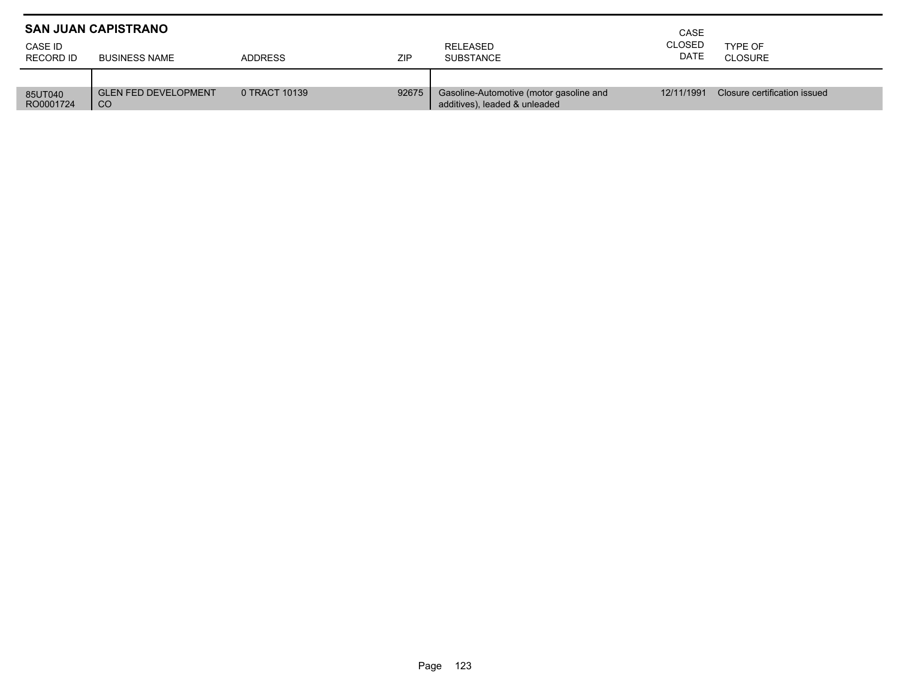## SAN JUAN CAPISTRANO

| CASE ID RECORD ID | BUSINESS NAME | ADDRESS | ZIP | RELEASED SUBSTANCE | CASE CLOSED DATE | TYPE OF CLOSURE |
|---|---|---|---|---|---|---|
| 85UT040 RO0001724 | GLEN FED DEVELOPMENT CO | 0 TRACT 10139 | 92675 | Gasoline-Automotive (motor gasoline and additives), leaded & unleaded | 12/11/1991 | Closure certification issued |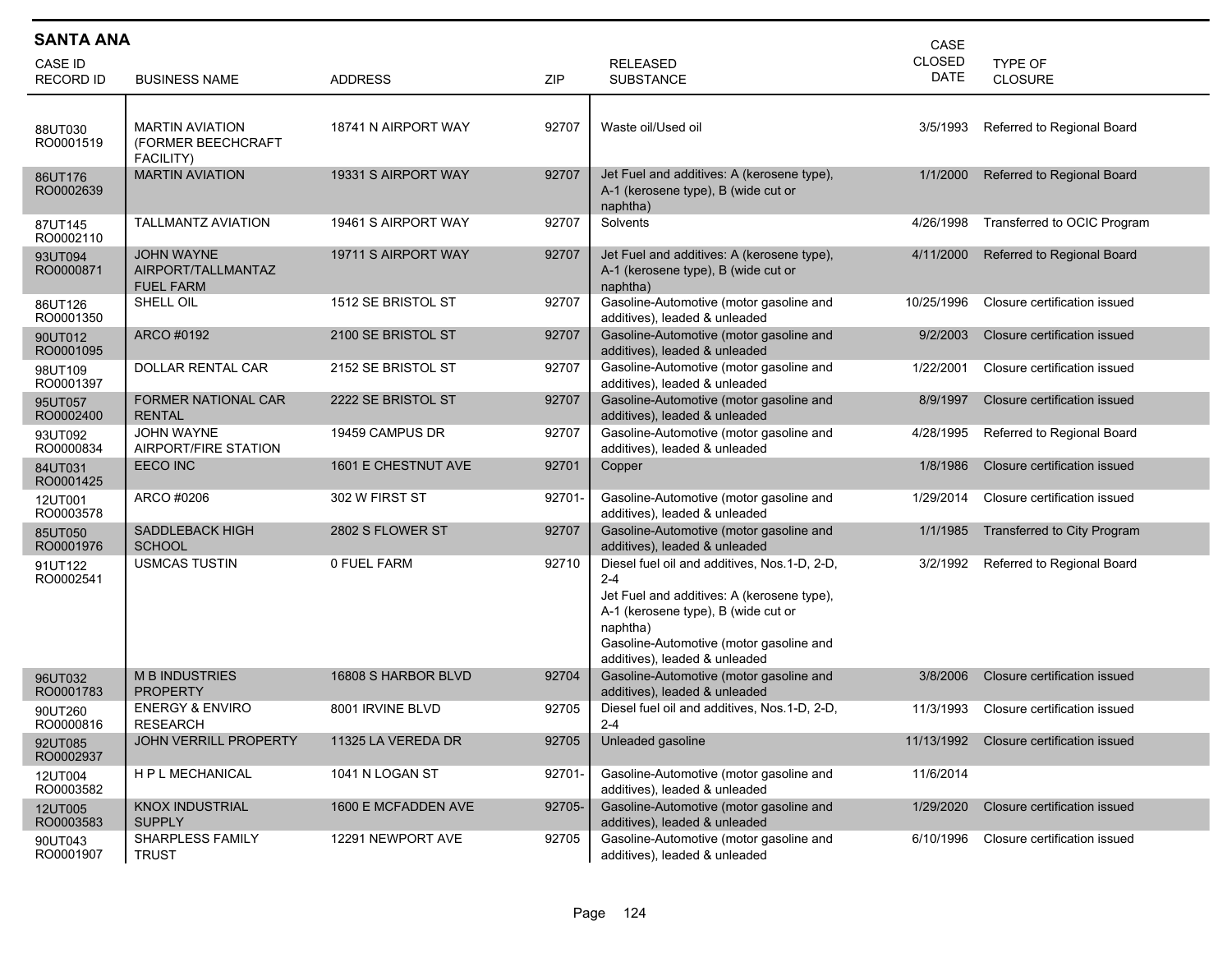## SANTA ANA

| CASE ID<br>RECORD ID | BUSINESS NAME | ADDRESS | ZIP | RELEASED SUBSTANCE | CASE CLOSED DATE | TYPE OF CLOSURE |
|---|---|---|---|---|---|---|
| 88UT030<br>RO0001519 | MARTIN AVIATION (FORMER BEECHCRAFT FACILITY) | 18741 N AIRPORT WAY | 92707 | Waste oil/Used oil | 3/5/1993 | Referred to Regional Board |
| 86UT176<br>RO0002639 | MARTIN AVIATION | 19331 S AIRPORT WAY | 92707 | Jet Fuel and additives: A (kerosene type), A-1 (kerosene type), B (wide cut or naphtha) | 1/1/2000 | Referred to Regional Board |
| 87UT145<br>RO0002110 | TALLMANTZ AVIATION | 19461 S AIRPORT WAY | 92707 | Solvents | 4/26/1998 | Transferred to OCIC Program |
| 93UT094<br>RO0000871 | JOHN WAYNE AIRPORT/TALLMANTAZ FUEL FARM | 19711 S AIRPORT WAY | 92707 | Jet Fuel and additives: A (kerosene type), A-1 (kerosene type), B (wide cut or naphtha) | 4/11/2000 | Referred to Regional Board |
| 86UT126<br>RO0001350 | SHELL OIL | 1512 SE BRISTOL ST | 92707 | Gasoline-Automotive (motor gasoline and additives), leaded & unleaded | 10/25/1996 | Closure certification issued |
| 90UT012<br>RO0001095 | ARCO #0192 | 2100 SE BRISTOL ST | 92707 | Gasoline-Automotive (motor gasoline and additives), leaded & unleaded | 9/2/2003 | Closure certification issued |
| 98UT109<br>RO0001397 | DOLLAR RENTAL CAR | 2152 SE BRISTOL ST | 92707 | Gasoline-Automotive (motor gasoline and additives), leaded & unleaded | 1/22/2001 | Closure certification issued |
| 95UT057<br>RO0002400 | FORMER NATIONAL CAR RENTAL | 2222 SE BRISTOL ST | 92707 | Gasoline-Automotive (motor gasoline and additives), leaded & unleaded | 8/9/1997 | Closure certification issued |
| 93UT092<br>RO0000834 | JOHN WAYNE AIRPORT/FIRE STATION | 19459 CAMPUS DR | 92707 | Gasoline-Automotive (motor gasoline and additives), leaded & unleaded | 4/28/1995 | Referred to Regional Board |
| 84UT031<br>RO0001425 | EECO INC | 1601 E CHESTNUT AVE | 92701 | Copper | 1/8/1986 | Closure certification issued |
| 12UT001<br>RO0003578 | ARCO #0206 | 302 W FIRST ST | 92701- | Gasoline-Automotive (motor gasoline and additives), leaded & unleaded | 1/29/2014 | Closure certification issued |
| 85UT050<br>RO0001976 | SADDLEBACK HIGH SCHOOL | 2802 S FLOWER ST | 92707 | Gasoline-Automotive (motor gasoline and additives), leaded & unleaded | 1/1/1985 | Transferred to City Program |
| 91UT122<br>RO0002541 | USMCAS TUSTIN | 0 FUEL FARM | 92710 | Diesel fuel oil and additives, Nos.1-D, 2-D, 2-4<br>Jet Fuel and additives: A (kerosene type), A-1 (kerosene type), B (wide cut or naphtha)<br>Gasoline-Automotive (motor gasoline and additives), leaded & unleaded | 3/2/1992 | Referred to Regional Board |
| 96UT032<br>RO0001783 | M B INDUSTRIES PROPERTY | 16808 S HARBOR BLVD | 92704 | Gasoline-Automotive (motor gasoline and additives), leaded & unleaded | 3/8/2006 | Closure certification issued |
| 90UT260<br>RO0000816 | ENERGY & ENVIRO RESEARCH | 8001 IRVINE BLVD | 92705 | Diesel fuel oil and additives, Nos.1-D, 2-D, 2-4 | 11/3/1993 | Closure certification issued |
| 92UT085<br>RO0002937 | JOHN VERRILL PROPERTY | 11325 LA VEREDA DR | 92705 | Unleaded gasoline | 11/13/1992 | Closure certification issued |
| 12UT004<br>RO0003582 | H P L MECHANICAL | 1041 N LOGAN ST | 92701- | Gasoline-Automotive (motor gasoline and additives), leaded & unleaded | 11/6/2014 | |
| 12UT005<br>RO0003583 | KNOX INDUSTRIAL SUPPLY | 1600 E MCFADDEN AVE | 92705- | Gasoline-Automotive (motor gasoline and additives), leaded & unleaded | 1/29/2020 | Closure certification issued |
| 90UT043<br>RO0001907 | SHARPLESS FAMILY TRUST | 12291 NEWPORT AVE | 92705 | Gasoline-Automotive (motor gasoline and additives), leaded & unleaded | 6/10/1996 | Closure certification issued |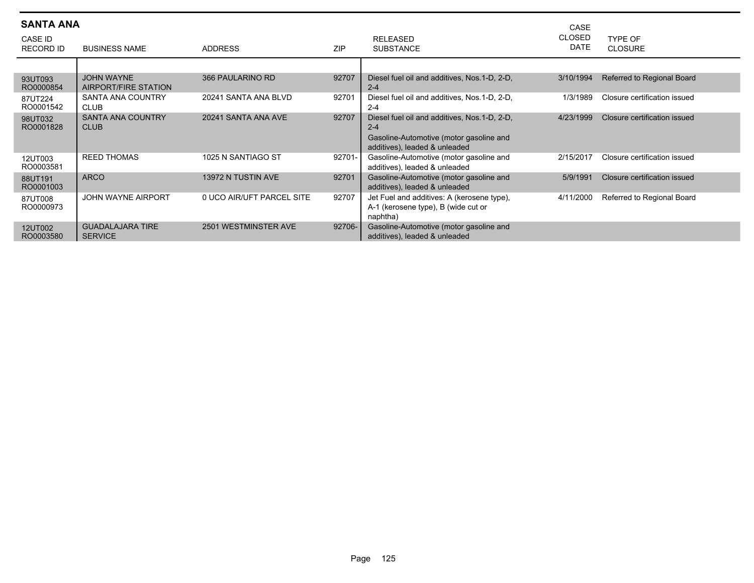## SANTA ANA

| CASE ID<br>RECORD ID | BUSINESS NAME | ADDRESS | ZIP | RELEASED SUBSTANCE | CASE CLOSED DATE | TYPE OF CLOSURE |
|---|---|---|---|---|---|---|
| 93UT093<br>RO0000854 | JOHN WAYNE AIRPORT/FIRE STATION | 366 PAULARINO RD | 92707 | Diesel fuel oil and additives, Nos.1-D, 2-D, 2-4 | 3/10/1994 | Referred to Regional Board |
| 87UT224<br>RO0001542 | SANTA ANA COUNTRY CLUB | 20241 SANTA ANA BLVD | 92701 | Diesel fuel oil and additives, Nos.1-D, 2-D, 2-4 | 1/3/1989 | Closure certification issued |
| 98UT032<br>RO0001828 | SANTA ANA COUNTRY CLUB | 20241 SANTA ANA AVE | 92707 | Diesel fuel oil and additives, Nos.1-D, 2-D, 2-4<br>Gasoline-Automotive (motor gasoline and additives), leaded & unleaded | 4/23/1999 | Closure certification issued |
| 12UT003<br>RO0003581 | REED THOMAS | 1025 N SANTIAGO ST | 92701- | Gasoline-Automotive (motor gasoline and additives), leaded & unleaded | 2/15/2017 | Closure certification issued |
| 88UT191<br>RO0001003 | ARCO | 13972 N TUSTIN AVE | 92701 | Gasoline-Automotive (motor gasoline and additives), leaded & unleaded | 5/9/1991 | Closure certification issued |
| 87UT008<br>RO0000973 | JOHN WAYNE AIRPORT | 0 UCO AIR/UFT PARCEL SITE | 92707 | Jet Fuel and additives: A (kerosene type), A-1 (kerosene type), B (wide cut or naphtha) | 4/11/2000 | Referred to Regional Board |
| 12UT002<br>RO0003580 | GUADALAJARA TIRE SERVICE | 2501 WESTMINSTER AVE | 92706- | Gasoline-Automotive (motor gasoline and additives), leaded & unleaded | | |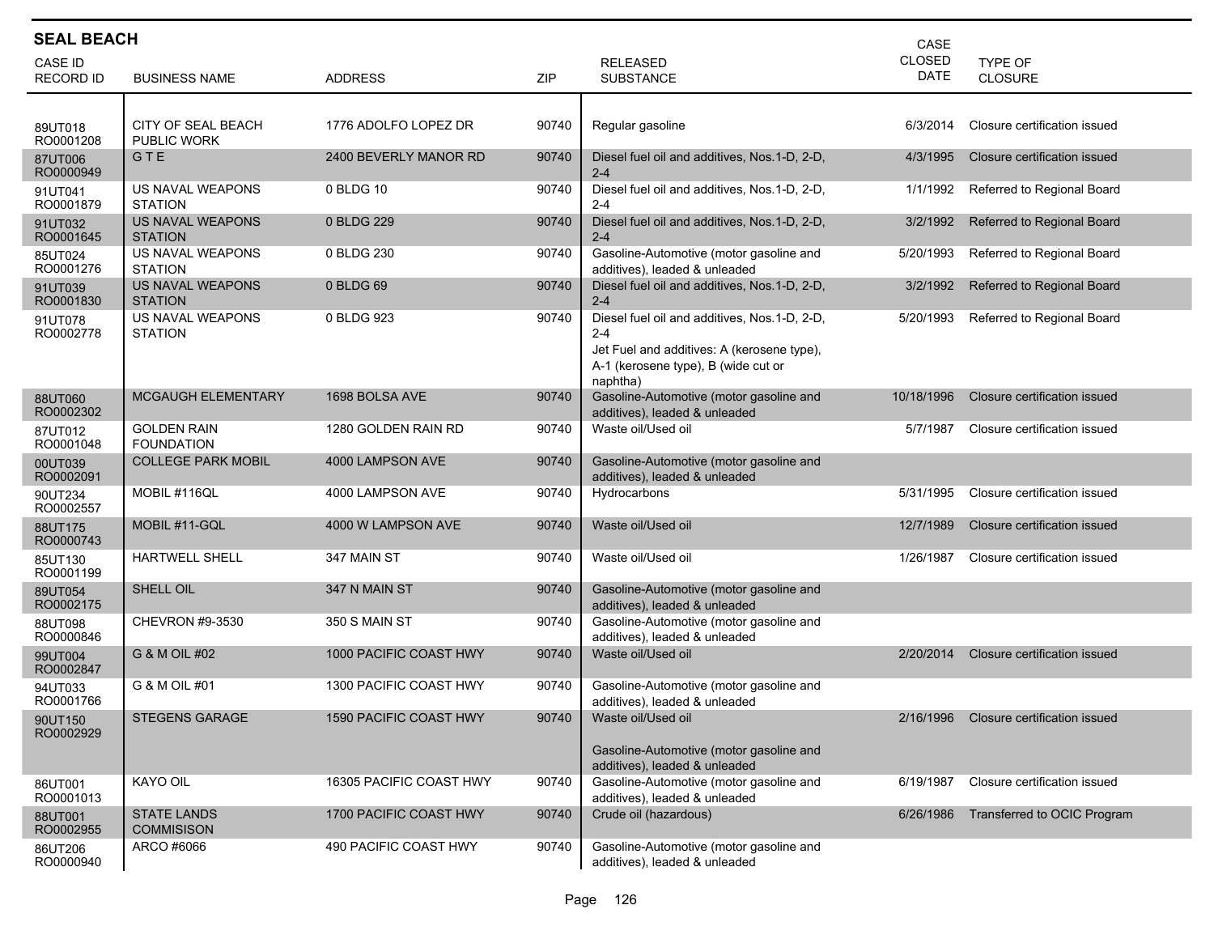## SEAL BEACH

| CASE ID RECORD ID | BUSINESS NAME | ADDRESS | ZIP | RELEASED SUBSTANCE | CASE CLOSED DATE | TYPE OF CLOSURE |
|---|---|---|---|---|---|---|
| 89UT018 RO0001208 | CITY OF SEAL BEACH PUBLIC WORK | 1776 ADOLFO LOPEZ DR | 90740 | Regular gasoline | 6/3/2014 | Closure certification issued |
| 87UT006 RO0000949 | G T E | 2400 BEVERLY MANOR RD | 90740 | Diesel fuel oil and additives, Nos.1-D, 2-D, 2-4 | 4/3/1995 | Closure certification issued |
| 91UT041 RO0001879 | US NAVAL WEAPONS STATION | 0 BLDG 10 | 90740 | Diesel fuel oil and additives, Nos.1-D, 2-D, 2-4 | 1/1/1992 | Referred to Regional Board |
| 91UT032 RO0001645 | US NAVAL WEAPONS STATION | 0 BLDG 229 | 90740 | Diesel fuel oil and additives, Nos.1-D, 2-D, 2-4 | 3/2/1992 | Referred to Regional Board |
| 85UT024 RO0001276 | US NAVAL WEAPONS STATION | 0 BLDG 230 | 90740 | Gasoline-Automotive (motor gasoline and additives), leaded & unleaded | 5/20/1993 | Referred to Regional Board |
| 91UT039 RO0001830 | US NAVAL WEAPONS STATION | 0 BLDG 69 | 90740 | Diesel fuel oil and additives, Nos.1-D, 2-D, 2-4 | 3/2/1992 | Referred to Regional Board |
| 91UT078 RO0002778 | US NAVAL WEAPONS STATION | 0 BLDG 923 | 90740 | Diesel fuel oil and additives, Nos.1-D, 2-D, 2-4<br>Jet Fuel and additives: A (kerosene type), A-1 (kerosene type), B (wide cut or naphtha) | 5/20/1993 | Referred to Regional Board |
| 88UT060 RO0002302 | MCGAUGH ELEMENTARY | 1698 BOLSA AVE | 90740 | Gasoline-Automotive (motor gasoline and additives), leaded & unleaded | 10/18/1996 | Closure certification issued |
| 87UT012 RO0001048 | GOLDEN RAIN FOUNDATION | 1280 GOLDEN RAIN RD | 90740 | Waste oil/Used oil | 5/7/1987 | Closure certification issued |
| 00UT039 RO0002091 | COLLEGE PARK MOBIL | 4000 LAMPSON AVE | 90740 | Gasoline-Automotive (motor gasoline and additives), leaded & unleaded | | |
| 90UT234 RO0002557 | MOBIL #116QL | 4000 LAMPSON AVE | 90740 | Hydrocarbons | 5/31/1995 | Closure certification issued |
| 88UT175 RO0000743 | MOBIL #11-GQL | 4000 W LAMPSON AVE | 90740 | Waste oil/Used oil | 12/7/1989 | Closure certification issued |
| 85UT130 RO0001199 | HARTWELL SHELL | 347 MAIN ST | 90740 | Waste oil/Used oil | 1/26/1987 | Closure certification issued |
| 89UT054 RO0002175 | SHELL OIL | 347 N MAIN ST | 90740 | Gasoline-Automotive (motor gasoline and additives), leaded & unleaded | | |
| 88UT098 RO0000846 | CHEVRON #9-3530 | 350 S MAIN ST | 90740 | Gasoline-Automotive (motor gasoline and additives), leaded & unleaded | | |
| 99UT004 RO0002847 | G & M OIL #02 | 1000 PACIFIC COAST HWY | 90740 | Waste oil/Used oil | 2/20/2014 | Closure certification issued |
| 94UT033 RO0001766 | G & M OIL #01 | 1300 PACIFIC COAST HWY | 90740 | Gasoline-Automotive (motor gasoline and additives), leaded & unleaded | | |
| 90UT150 RO0002929 | STEGENS GARAGE | 1590 PACIFIC COAST HWY | 90740 | Waste oil/Used oil<br>Gasoline-Automotive (motor gasoline and additives), leaded & unleaded | 2/16/1996 | Closure certification issued |
| 86UT001 RO0001013 | KAYO OIL | 16305 PACIFIC COAST HWY | 90740 | Gasoline-Automotive (motor gasoline and additives), leaded & unleaded | 6/19/1987 | Closure certification issued |
| 88UT001 RO0002955 | STATE LANDS COMMISISON | 1700 PACIFIC COAST HWY | 90740 | Crude oil (hazardous) | 6/26/1986 | Transferred to OCIC Program |
| 86UT206 RO0000940 | ARCO #6066 | 490 PACIFIC COAST HWY | 90740 | Gasoline-Automotive (motor gasoline and additives), leaded & unleaded | | |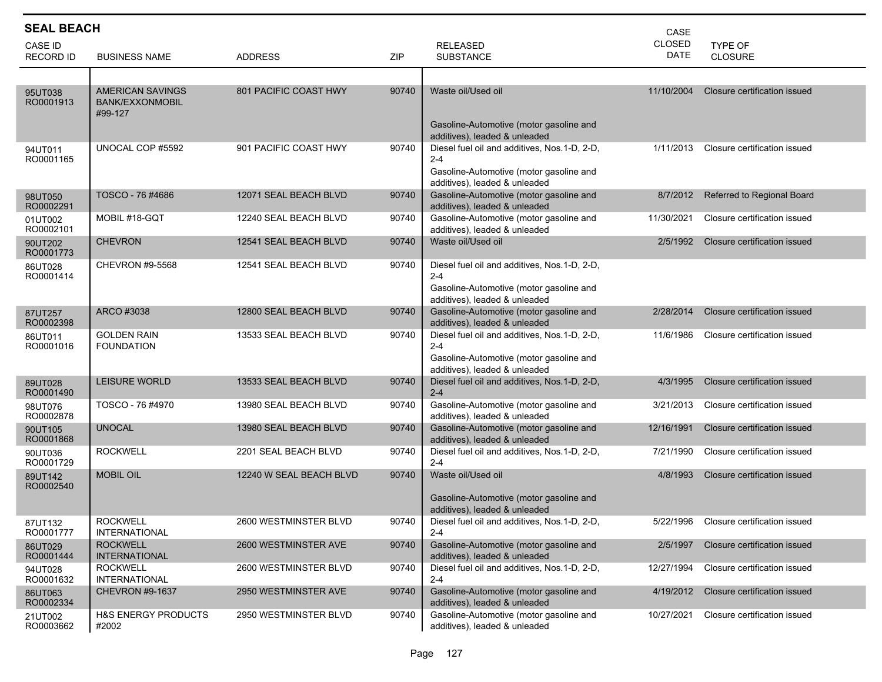## SEAL BEACH

| CASE ID<br>RECORD ID | BUSINESS NAME | ADDRESS | ZIP | RELEASED SUBSTANCE | CASE CLOSED DATE | TYPE OF CLOSURE |
|---|---|---|---|---|---|---|
| 95UT038<br>RO0001913 | AMERICAN SAVINGS BANK/EXXONMOBIL #99-127 | 801 PACIFIC COAST HWY | 90740 | Waste oil/Used oil<br><br>Gasoline-Automotive (motor gasoline and additives), leaded & unleaded | 11/10/2004 | Closure certification issued |
| 94UT011<br>RO0001165 | UNOCAL COP #5592 | 901 PACIFIC COAST HWY | 90740 | Diesel fuel oil and additives, Nos.1-D, 2-D, 2-4<br>Gasoline-Automotive (motor gasoline and additives), leaded & unleaded | 1/11/2013 | Closure certification issued |
| 98UT050<br>RO0002291 | TOSCO - 76 #4686 | 12071 SEAL BEACH BLVD | 90740 | Gasoline-Automotive (motor gasoline and additives), leaded & unleaded | 8/7/2012 | Referred to Regional Board |
| 01UT002<br>RO0002101 | MOBIL #18-GQT | 12240 SEAL BEACH BLVD | 90740 | Gasoline-Automotive (motor gasoline and additives), leaded & unleaded | 11/30/2021 | Closure certification issued |
| 90UT202<br>RO0001773 | CHEVRON | 12541 SEAL BEACH BLVD | 90740 | Waste oil/Used oil | 2/5/1992 | Closure certification issued |
| 86UT028<br>RO0001414 | CHEVRON #9-5568 | 12541 SEAL BEACH BLVD | 90740 | Diesel fuel oil and additives, Nos.1-D, 2-D, 2-4<br>Gasoline-Automotive (motor gasoline and additives), leaded & unleaded | | |
| 87UT257<br>RO0002398 | ARCO #3038 | 12800 SEAL BEACH BLVD | 90740 | Gasoline-Automotive (motor gasoline and additives), leaded & unleaded | 2/28/2014 | Closure certification issued |
| 86UT011<br>RO0001016 | GOLDEN RAIN FOUNDATION | 13533 SEAL BEACH BLVD | 90740 | Diesel fuel oil and additives, Nos.1-D, 2-D, 2-4<br>Gasoline-Automotive (motor gasoline and additives), leaded & unleaded | 11/6/1986 | Closure certification issued |
| 89UT028<br>RO0001490 | LEISURE WORLD | 13533 SEAL BEACH BLVD | 90740 | Diesel fuel oil and additives, Nos.1-D, 2-D, 2-4 | 4/3/1995 | Closure certification issued |
| 98UT076<br>RO0002878 | TOSCO - 76 #4970 | 13980 SEAL BEACH BLVD | 90740 | Gasoline-Automotive (motor gasoline and additives), leaded & unleaded | 3/21/2013 | Closure certification issued |
| 90UT105<br>RO0001868 | UNOCAL | 13980 SEAL BEACH BLVD | 90740 | Gasoline-Automotive (motor gasoline and additives), leaded & unleaded | 12/16/1991 | Closure certification issued |
| 90UT036<br>RO0001729 | ROCKWELL | 2201 SEAL BEACH BLVD | 90740 | Diesel fuel oil and additives, Nos.1-D, 2-D, 2-4 | 7/21/1990 | Closure certification issued |
| 89UT142<br>RO0002540 | MOBIL OIL | 12240 W SEAL BEACH BLVD | 90740 | Waste oil/Used oil<br><br>Gasoline-Automotive (motor gasoline and additives), leaded & unleaded | 4/8/1993 | Closure certification issued |
| 87UT132<br>RO0001777 | ROCKWELL INTERNATIONAL | 2600 WESTMINSTER BLVD | 90740 | Diesel fuel oil and additives, Nos.1-D, 2-D, 2-4 | 5/22/1996 | Closure certification issued |
| 86UT029<br>RO0001444 | ROCKWELL INTERNATIONAL | 2600 WESTMINSTER AVE | 90740 | Gasoline-Automotive (motor gasoline and additives), leaded & unleaded | 2/5/1997 | Closure certification issued |
| 94UT028<br>RO0001632 | ROCKWELL INTERNATIONAL | 2600 WESTMINSTER BLVD | 90740 | Diesel fuel oil and additives, Nos.1-D, 2-D, 2-4 | 12/27/1994 | Closure certification issued |
| 86UT063<br>RO0002334 | CHEVRON #9-1637 | 2950 WESTMINSTER AVE | 90740 | Gasoline-Automotive (motor gasoline and additives), leaded & unleaded | 4/19/2012 | Closure certification issued |
| 21UT002<br>RO0003662 | H&S ENERGY PRODUCTS #2002 | 2950 WESTMINSTER BLVD | 90740 | Gasoline-Automotive (motor gasoline and additives), leaded & unleaded | 10/27/2021 | Closure certification issued |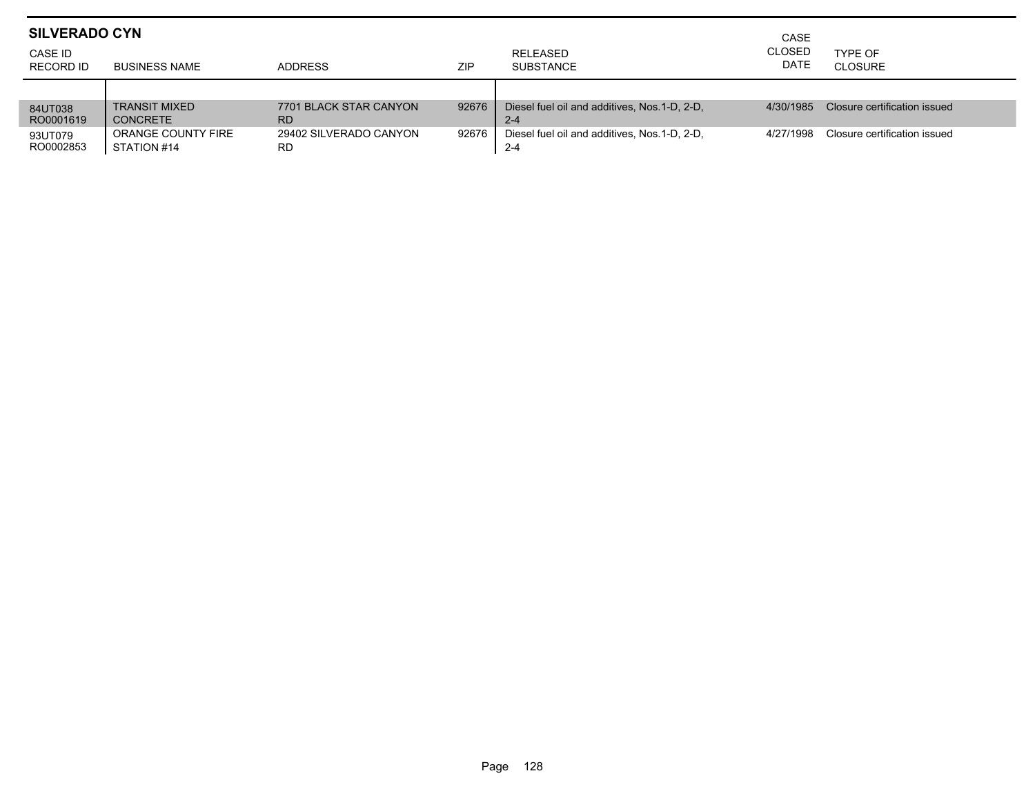## SILVERADO CYN

| CASE ID RECORD ID | BUSINESS NAME | ADDRESS | ZIP | RELEASED SUBSTANCE | CASE CLOSED DATE | TYPE OF CLOSURE |
|---|---|---|---|---|---|---|
| 84UT038 RO0001619 | TRANSIT MIXED CONCRETE | 7701 BLACK STAR CANYON RD | 92676 | Diesel fuel oil and additives, Nos.1-D, 2-D, 2-4 | 4/30/1985 | Closure certification issued |
| 93UT079 RO0002853 | ORANGE COUNTY FIRE STATION #14 | 29402 SILVERADO CANYON RD | 92676 | Diesel fuel oil and additives, Nos.1-D, 2-D, 2-4 | 4/27/1998 | Closure certification issued |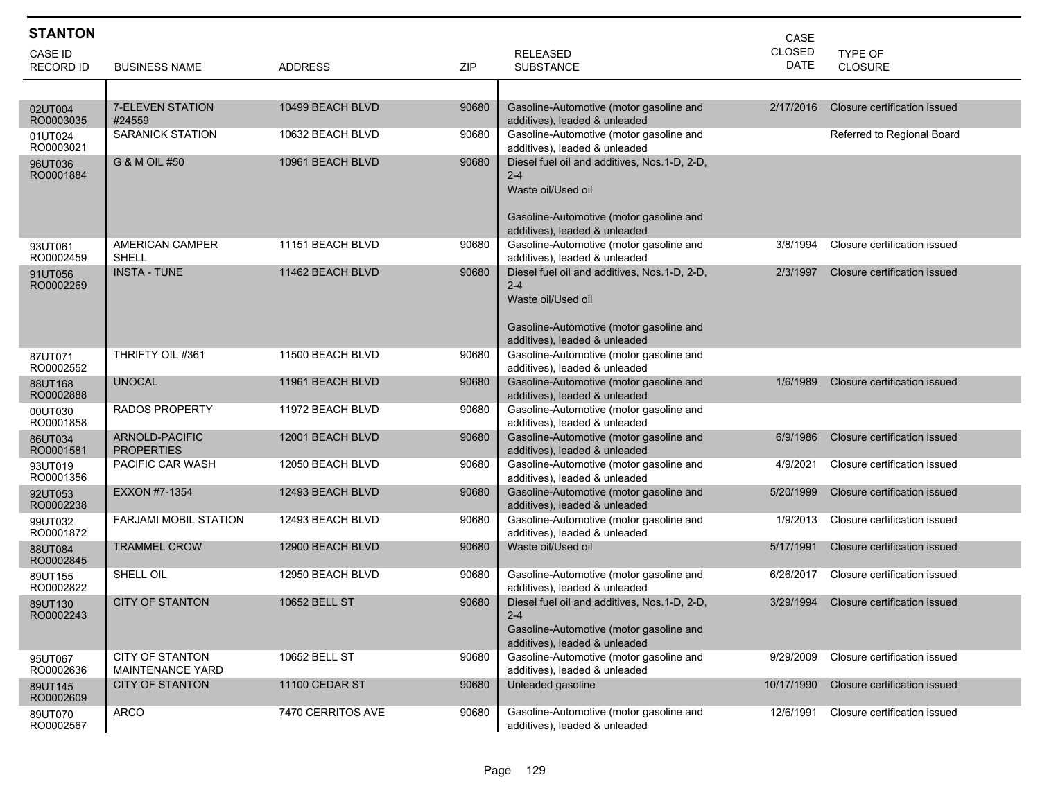## STANTON

| CASE ID RECORD ID | BUSINESS NAME | ADDRESS | ZIP | RELEASED SUBSTANCE | CASE CLOSED DATE | TYPE OF CLOSURE |
|---|---|---|---|---|---|---|
| 02UT004 RO0003035 | 7-ELEVEN STATION #24559 | 10499 BEACH BLVD | 90680 | Gasoline-Automotive (motor gasoline and additives), leaded & unleaded | 2/17/2016 | Closure certification issued |
| 01UT024 RO0003021 | SARANICK STATION | 10632 BEACH BLVD | 90680 | Gasoline-Automotive (motor gasoline and additives), leaded & unleaded | | Referred to Regional Board |
| 96UT036 RO0001884 | G & M OIL #50 | 10961 BEACH BLVD | 90680 | Diesel fuel oil and additives, Nos.1-D, 2-D, 2-4<br>Waste oil/Used oil<br>Gasoline-Automotive (motor gasoline and additives), leaded & unleaded | | |
| 93UT061 RO0002459 | AMERICAN CAMPER SHELL | 11151 BEACH BLVD | 90680 | Gasoline-Automotive (motor gasoline and additives), leaded & unleaded | 3/8/1994 | Closure certification issued |
| 91UT056 RO0002269 | INSTA - TUNE | 11462 BEACH BLVD | 90680 | Diesel fuel oil and additives, Nos.1-D, 2-D, 2-4<br>Waste oil/Used oil<br>Gasoline-Automotive (motor gasoline and additives), leaded & unleaded | 2/3/1997 | Closure certification issued |
| 87UT071 RO0002552 | THRIFTY OIL #361 | 11500 BEACH BLVD | 90680 | Gasoline-Automotive (motor gasoline and additives), leaded & unleaded | | |
| 88UT168 RO0002888 | UNOCAL | 11961 BEACH BLVD | 90680 | Gasoline-Automotive (motor gasoline and additives), leaded & unleaded | 1/6/1989 | Closure certification issued |
| 00UT030 RO0001858 | RADOS PROPERTY | 11972 BEACH BLVD | 90680 | Gasoline-Automotive (motor gasoline and additives), leaded & unleaded | | |
| 86UT034 RO0001581 | ARNOLD-PACIFIC PROPERTIES | 12001 BEACH BLVD | 90680 | Gasoline-Automotive (motor gasoline and additives), leaded & unleaded | 6/9/1986 | Closure certification issued |
| 93UT019 RO0001356 | PACIFIC CAR WASH | 12050 BEACH BLVD | 90680 | Gasoline-Automotive (motor gasoline and additives), leaded & unleaded | 4/9/2021 | Closure certification issued |
| 92UT053 RO0002238 | EXXON #7-1354 | 12493 BEACH BLVD | 90680 | Gasoline-Automotive (motor gasoline and additives), leaded & unleaded | 5/20/1999 | Closure certification issued |
| 99UT032 RO0001872 | FARJAMI MOBIL STATION | 12493 BEACH BLVD | 90680 | Gasoline-Automotive (motor gasoline and additives), leaded & unleaded | 1/9/2013 | Closure certification issued |
| 88UT084 RO0002845 | TRAMMEL CROW | 12900 BEACH BLVD | 90680 | Waste oil/Used oil | 5/17/1991 | Closure certification issued |
| 89UT155 RO0002822 | SHELL OIL | 12950 BEACH BLVD | 90680 | Gasoline-Automotive (motor gasoline and additives), leaded & unleaded | 6/26/2017 | Closure certification issued |
| 89UT130 RO0002243 | CITY OF STANTON | 10652 BELL ST | 90680 | Diesel fuel oil and additives, Nos.1-D, 2-D, 2-4<br>Gasoline-Automotive (motor gasoline and additives), leaded & unleaded | 3/29/1994 | Closure certification issued |
| 95UT067 RO0002636 | CITY OF STANTON MAINTENANCE YARD | 10652 BELL ST | 90680 | Gasoline-Automotive (motor gasoline and additives), leaded & unleaded | 9/29/2009 | Closure certification issued |
| 89UT145 RO0002609 | CITY OF STANTON | 11100 CEDAR ST | 90680 | Unleaded gasoline | 10/17/1990 | Closure certification issued |
| 89UT070 RO0002567 | ARCO | 7470 CERRITOS AVE | 90680 | Gasoline-Automotive (motor gasoline and additives), leaded & unleaded | 12/6/1991 | Closure certification issued |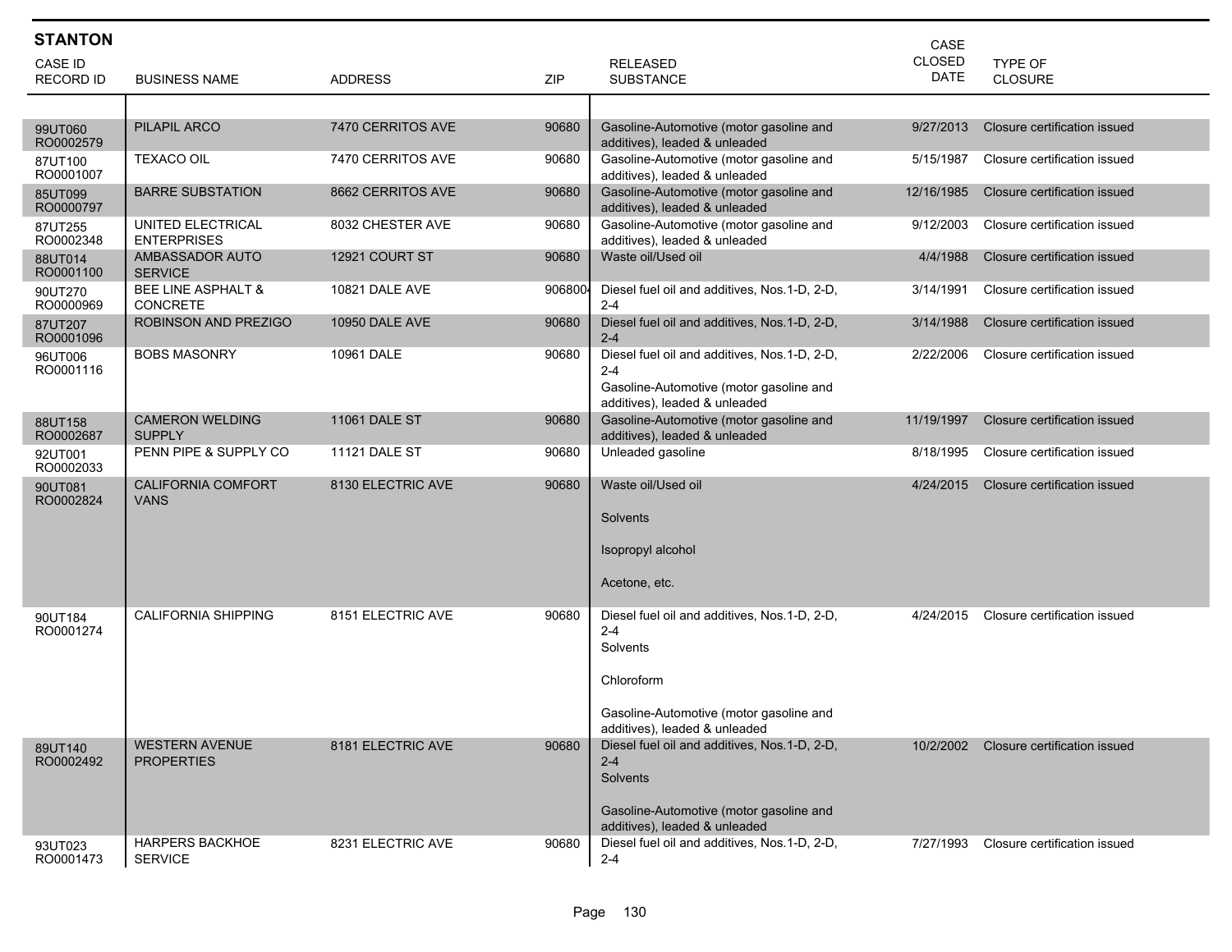## STANTON

| CASE ID RECORD ID | BUSINESS NAME | ADDRESS | ZIP | RELEASED SUBSTANCE | CASE CLOSED DATE | TYPE OF CLOSURE |
|---|---|---|---|---|---|---|
| 99UT060 RO0002579 | PILAPIL ARCO | 7470 CERRITOS AVE | 90680 | Gasoline-Automotive (motor gasoline and additives), leaded & unleaded | 9/27/2013 | Closure certification issued |
| 87UT100 RO0001007 | TEXACO OIL | 7470 CERRITOS AVE | 90680 | Gasoline-Automotive (motor gasoline and additives), leaded & unleaded | 5/15/1987 | Closure certification issued |
| 85UT099 RO0000797 | BARRE SUBSTATION | 8662 CERRITOS AVE | 90680 | Gasoline-Automotive (motor gasoline and additives), leaded & unleaded | 12/16/1985 | Closure certification issued |
| 87UT255 RO0002348 | UNITED ELECTRICAL ENTERPRISES | 8032 CHESTER AVE | 90680 | Gasoline-Automotive (motor gasoline and additives), leaded & unleaded | 9/12/2003 | Closure certification issued |
| 88UT014 RO0001100 | AMBASSADOR AUTO SERVICE | 12921 COURT ST | 90680 | Waste oil/Used oil | 4/4/1988 | Closure certification issued |
| 90UT270 RO0000969 | BEE LINE ASPHALT & CONCRETE | 10821 DALE AVE | 906800 | Diesel fuel oil and additives, Nos.1-D, 2-D, 2-4 | 3/14/1991 | Closure certification issued |
| 87UT207 RO0001096 | ROBINSON AND PREZIGO | 10950 DALE AVE | 90680 | Diesel fuel oil and additives, Nos.1-D, 2-D, 2-4 | 3/14/1988 | Closure certification issued |
| 96UT006 RO0001116 | BOBS MASONRY | 10961 DALE | 90680 | Diesel fuel oil and additives, Nos.1-D, 2-D, 2-4<br>Gasoline-Automotive (motor gasoline and additives), leaded & unleaded | 2/22/2006 | Closure certification issued |
| 88UT158 RO0002687 | CAMERON WELDING SUPPLY | 11061 DALE ST | 90680 | Gasoline-Automotive (motor gasoline and additives), leaded & unleaded | 11/19/1997 | Closure certification issued |
| 92UT001 RO0002033 | PENN PIPE & SUPPLY CO | 11121 DALE ST | 90680 | Unleaded gasoline | 8/18/1995 | Closure certification issued |
| 90UT081 RO0002824 | CALIFORNIA COMFORT VANS | 8130 ELECTRIC AVE | 90680 | Waste oil/Used oil<br>Solvents<br>Isopropyl alcohol<br>Acetone, etc. | 4/24/2015 | Closure certification issued |
| 90UT184 RO0001274 | CALIFORNIA SHIPPING | 8151 ELECTRIC AVE | 90680 | Diesel fuel oil and additives, Nos.1-D, 2-D, 2-4<br>Solvents<br>Chloroform<br>Gasoline-Automotive (motor gasoline and additives), leaded & unleaded | 4/24/2015 | Closure certification issued |
| 89UT140 RO0002492 | WESTERN AVENUE PROPERTIES | 8181 ELECTRIC AVE | 90680 | Diesel fuel oil and additives, Nos.1-D, 2-D, 2-4<br>Solvents<br>Gasoline-Automotive (motor gasoline and additives), leaded & unleaded | 10/2/2002 | Closure certification issued |
| 93UT023 RO0001473 | HARPERS BACKHOE SERVICE | 8231 ELECTRIC AVE | 90680 | Diesel fuel oil and additives, Nos.1-D, 2-D, 2-4 | 7/27/1993 | Closure certification issued |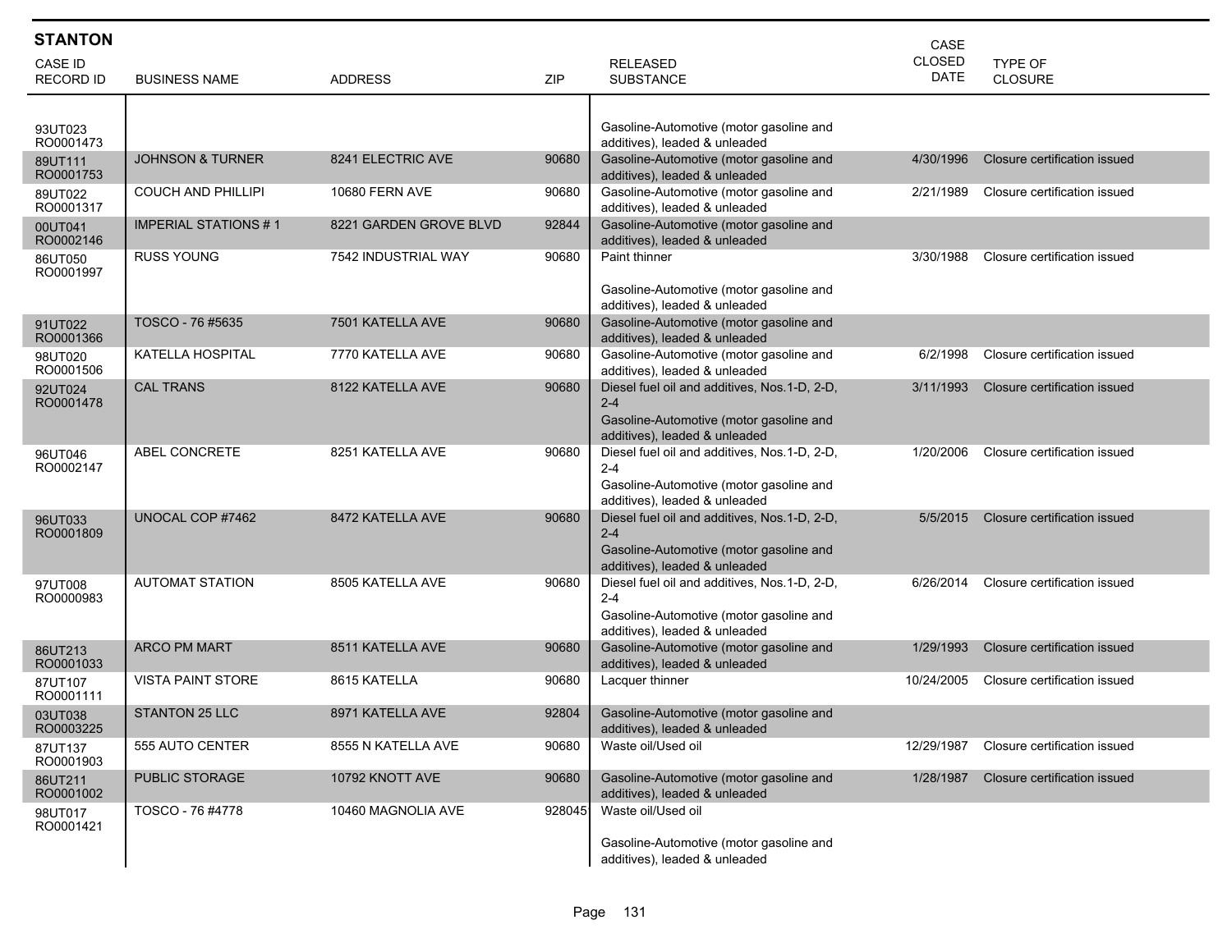## STANTON

| CASE ID<br>RECORD ID | BUSINESS NAME | ADDRESS | ZIP | RELEASED SUBSTANCE | CASE CLOSED DATE | TYPE OF CLOSURE |
|---|---|---|---|---|---|---|
| 93UT023<br>RO0001473 | | | | Gasoline-Automotive (motor gasoline and additives), leaded & unleaded | | |
| 89UT111<br>RO0001753 | JOHNSON & TURNER | 8241 ELECTRIC AVE | 90680 | Gasoline-Automotive (motor gasoline and additives), leaded & unleaded | 4/30/1996 | Closure certification issued |
| 89UT022<br>RO0001317 | COUCH AND PHILLIPI | 10680 FERN AVE | 90680 | Gasoline-Automotive (motor gasoline and additives), leaded & unleaded | 2/21/1989 | Closure certification issued |
| 00UT041<br>RO0002146 | IMPERIAL STATIONS # 1 | 8221 GARDEN GROVE BLVD | 92844 | Gasoline-Automotive (motor gasoline and additives), leaded & unleaded | | |
| 86UT050<br>RO0001997 | RUSS YOUNG | 7542 INDUSTRIAL WAY | 90680 | Paint thinner<br>Gasoline-Automotive (motor gasoline and additives), leaded & unleaded | 3/30/1988 | Closure certification issued |
| 91UT022<br>RO0001366 | TOSCO - 76 #5635 | 7501 KATELLA AVE | 90680 | Gasoline-Automotive (motor gasoline and additives), leaded & unleaded | | |
| 98UT020<br>RO0001506 | KATELLA HOSPITAL | 7770 KATELLA AVE | 90680 | Gasoline-Automotive (motor gasoline and additives), leaded & unleaded | 6/2/1998 | Closure certification issued |
| 92UT024<br>RO0001478 | CAL TRANS | 8122 KATELLA AVE | 90680 | Diesel fuel oil and additives, Nos.1-D, 2-D, 2-4<br>Gasoline-Automotive (motor gasoline and additives), leaded & unleaded | 3/11/1993 | Closure certification issued |
| 96UT046<br>RO0002147 | ABEL CONCRETE | 8251 KATELLA AVE | 90680 | Diesel fuel oil and additives, Nos.1-D, 2-D, 2-4<br>Gasoline-Automotive (motor gasoline and additives), leaded & unleaded | 1/20/2006 | Closure certification issued |
| 96UT033<br>RO0001809 | UNOCAL COP #7462 | 8472 KATELLA AVE | 90680 | Diesel fuel oil and additives, Nos.1-D, 2-D, 2-4<br>Gasoline-Automotive (motor gasoline and additives), leaded & unleaded | 5/5/2015 | Closure certification issued |
| 97UT008<br>RO0000983 | AUTOMAT STATION | 8505 KATELLA AVE | 90680 | Diesel fuel oil and additives, Nos.1-D, 2-D, 2-4<br>Gasoline-Automotive (motor gasoline and additives), leaded & unleaded | 6/26/2014 | Closure certification issued |
| 86UT213<br>RO0001033 | ARCO PM MART | 8511 KATELLA AVE | 90680 | Gasoline-Automotive (motor gasoline and additives), leaded & unleaded | 1/29/1993 | Closure certification issued |
| 87UT107<br>RO0001111 | VISTA PAINT STORE | 8615 KATELLA | 90680 | Lacquer thinner | 10/24/2005 | Closure certification issued |
| 03UT038<br>RO0003225 | STANTON 25 LLC | 8971 KATELLA AVE | 92804 | Gasoline-Automotive (motor gasoline and additives), leaded & unleaded | | |
| 87UT137<br>RO0001903 | 555 AUTO CENTER | 8555 N KATELLA AVE | 90680 | Waste oil/Used oil | 12/29/1987 | Closure certification issued |
| 86UT211<br>RO0001002 | PUBLIC STORAGE | 10792 KNOTT AVE | 90680 | Gasoline-Automotive (motor gasoline and additives), leaded & unleaded | 1/28/1987 | Closure certification issued |
| 98UT017<br>RO0001421 | TOSCO - 76 #4778 | 10460 MAGNOLIA AVE | 928045 | Waste oil/Used oil<br>Gasoline-Automotive (motor gasoline and additives), leaded & unleaded | | |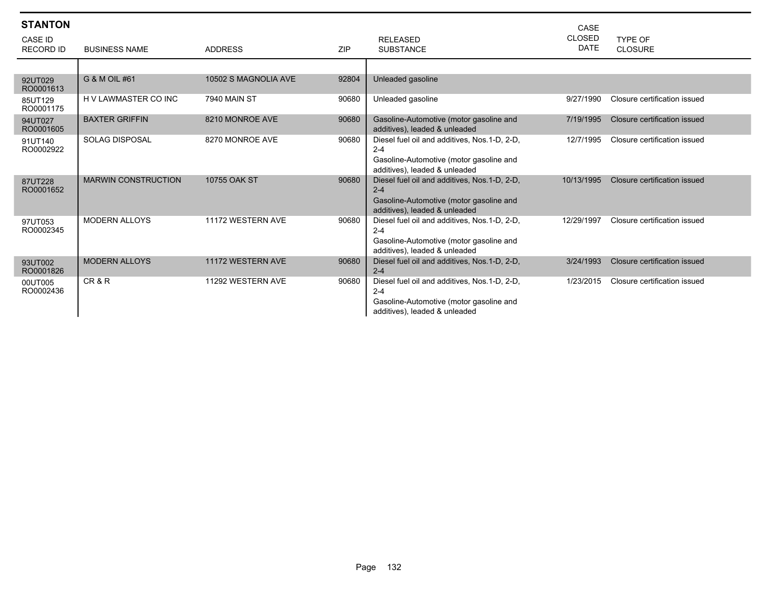## STANTON

| CASE ID RECORD ID | BUSINESS NAME | ADDRESS | ZIP | RELEASED SUBSTANCE | CASE CLOSED DATE | TYPE OF CLOSURE |
|---|---|---|---|---|---|---|
| 92UT029 RO0001613 | G & M OIL #61 | 10502 S MAGNOLIA AVE | 92804 | Unleaded gasoline | | |
| 85UT129 RO0001175 | H V LAWMASTER CO INC | 7940 MAIN ST | 90680 | Unleaded gasoline | 9/27/1990 | Closure certification issued |
| 94UT027 RO0001605 | BAXTER GRIFFIN | 8210 MONROE AVE | 90680 | Gasoline-Automotive (motor gasoline and additives), leaded & unleaded | 7/19/1995 | Closure certification issued |
| 91UT140 RO0002922 | SOLAG DISPOSAL | 8270 MONROE AVE | 90680 | Diesel fuel oil and additives, Nos.1-D, 2-D, 2-4<br>Gasoline-Automotive (motor gasoline and additives), leaded & unleaded | 12/7/1995 | Closure certification issued |
| 87UT228 RO0001652 | MARWIN CONSTRUCTION | 10755 OAK ST | 90680 | Diesel fuel oil and additives, Nos.1-D, 2-D, 2-4<br>Gasoline-Automotive (motor gasoline and additives), leaded & unleaded | 10/13/1995 | Closure certification issued |
| 97UT053 RO0002345 | MODERN ALLOYS | 11172 WESTERN AVE | 90680 | Diesel fuel oil and additives, Nos.1-D, 2-D, 2-4<br>Gasoline-Automotive (motor gasoline and additives), leaded & unleaded | 12/29/1997 | Closure certification issued |
| 93UT002 RO0001826 | MODERN ALLOYS | 11172 WESTERN AVE | 90680 | Diesel fuel oil and additives, Nos.1-D, 2-D, 2-4 | 3/24/1993 | Closure certification issued |
| 00UT005 RO0002436 | CR & R | 11292 WESTERN AVE | 90680 | Diesel fuel oil and additives, Nos.1-D, 2-D, 2-4<br>Gasoline-Automotive (motor gasoline and additives), leaded & unleaded | 1/23/2015 | Closure certification issued |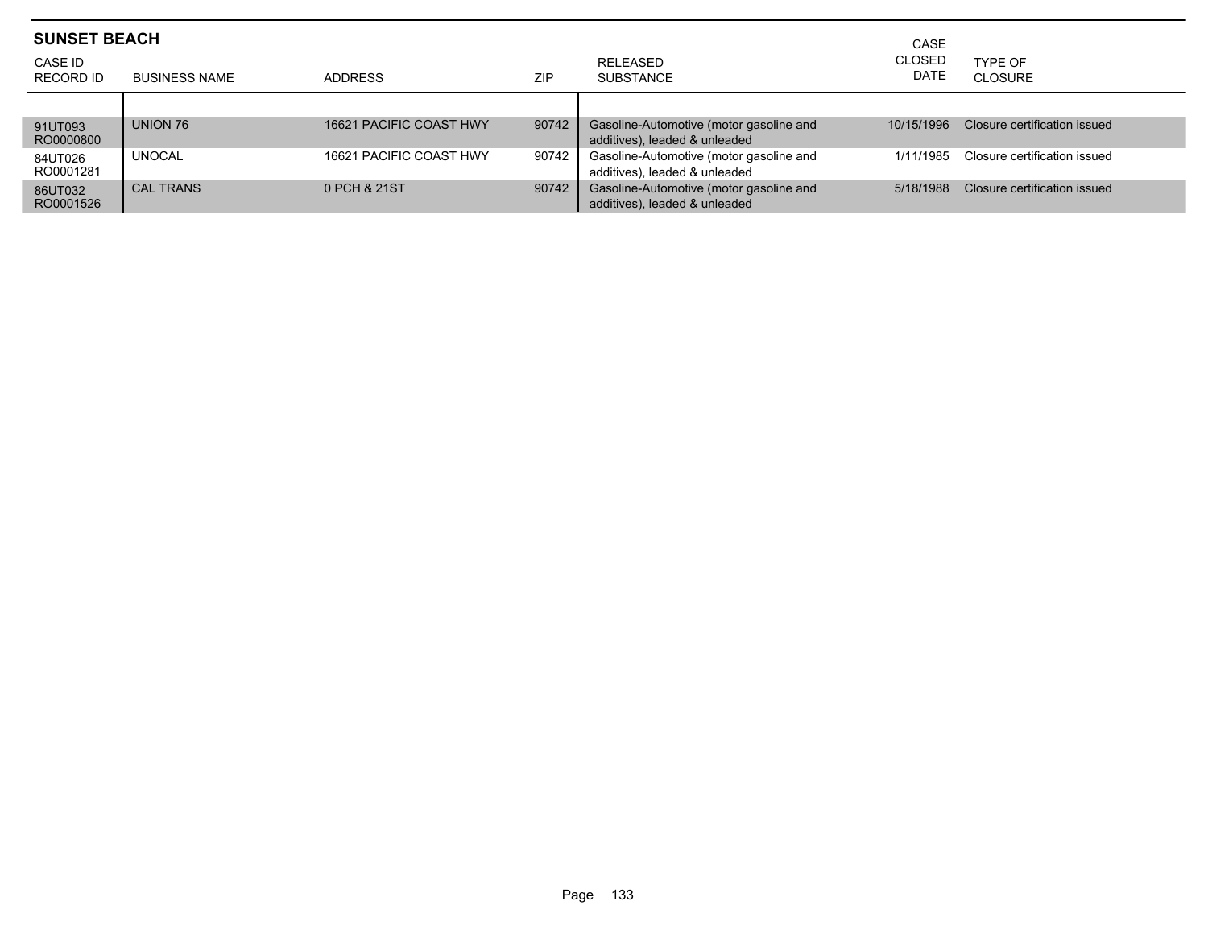## SUNSET BEACH

| CASE ID RECORD ID | BUSINESS NAME | ADDRESS | ZIP | RELEASED SUBSTANCE | CASE CLOSED DATE | TYPE OF CLOSURE |
|---|---|---|---|---|---|---|
| 91UT093 RO0000800 | UNION 76 | 16621 PACIFIC COAST HWY | 90742 | Gasoline-Automotive (motor gasoline and additives), leaded & unleaded | 10/15/1996 | Closure certification issued |
| 84UT026 RO0001281 | UNOCAL | 16621 PACIFIC COAST HWY | 90742 | Gasoline-Automotive (motor gasoline and additives), leaded & unleaded | 1/11/1985 | Closure certification issued |
| 86UT032 RO0001526 | CAL TRANS | 0 PCH & 21ST | 90742 | Gasoline-Automotive (motor gasoline and additives), leaded & unleaded | 5/18/1988 | Closure certification issued |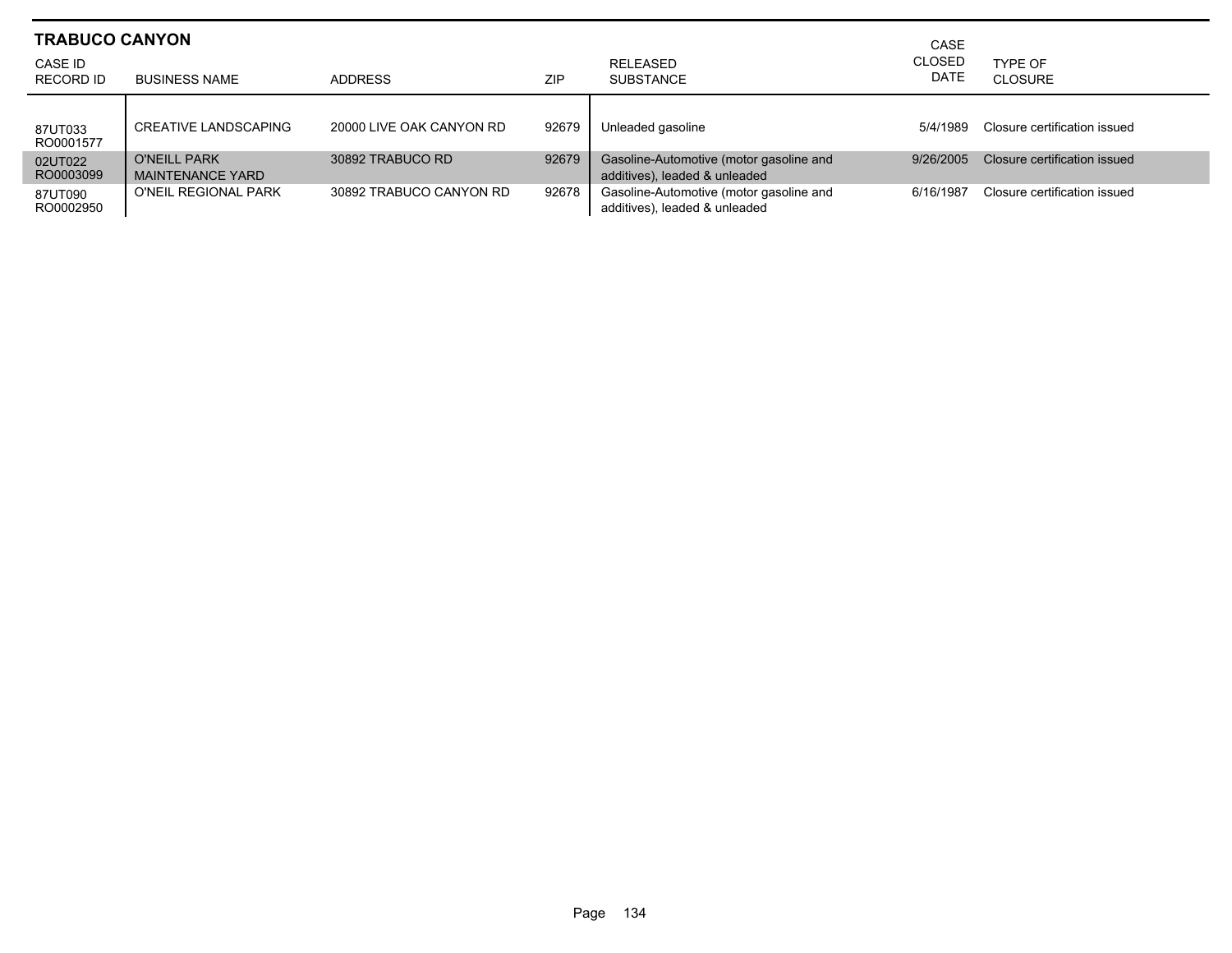## TRABUCO CANYON

| CASE ID RECORD ID | BUSINESS NAME | ADDRESS | ZIP | RELEASED SUBSTANCE | CASE CLOSED DATE | TYPE OF CLOSURE |
|---|---|---|---|---|---|---|
| 87UT033 RO0001577 | CREATIVE LANDSCAPING | 20000 LIVE OAK CANYON RD | 92679 | Unleaded gasoline | 5/4/1989 | Closure certification issued |
| 02UT022 RO0003099 | O'NEILL PARK MAINTENANCE YARD | 30892 TRABUCO RD | 92679 | Gasoline-Automotive (motor gasoline and additives), leaded & unleaded | 9/26/2005 | Closure certification issued |
| 87UT090 RO0002950 | O'NEIL REGIONAL PARK | 30892 TRABUCO CANYON RD | 92678 | Gasoline-Automotive (motor gasoline and additives), leaded & unleaded | 6/16/1987 | Closure certification issued |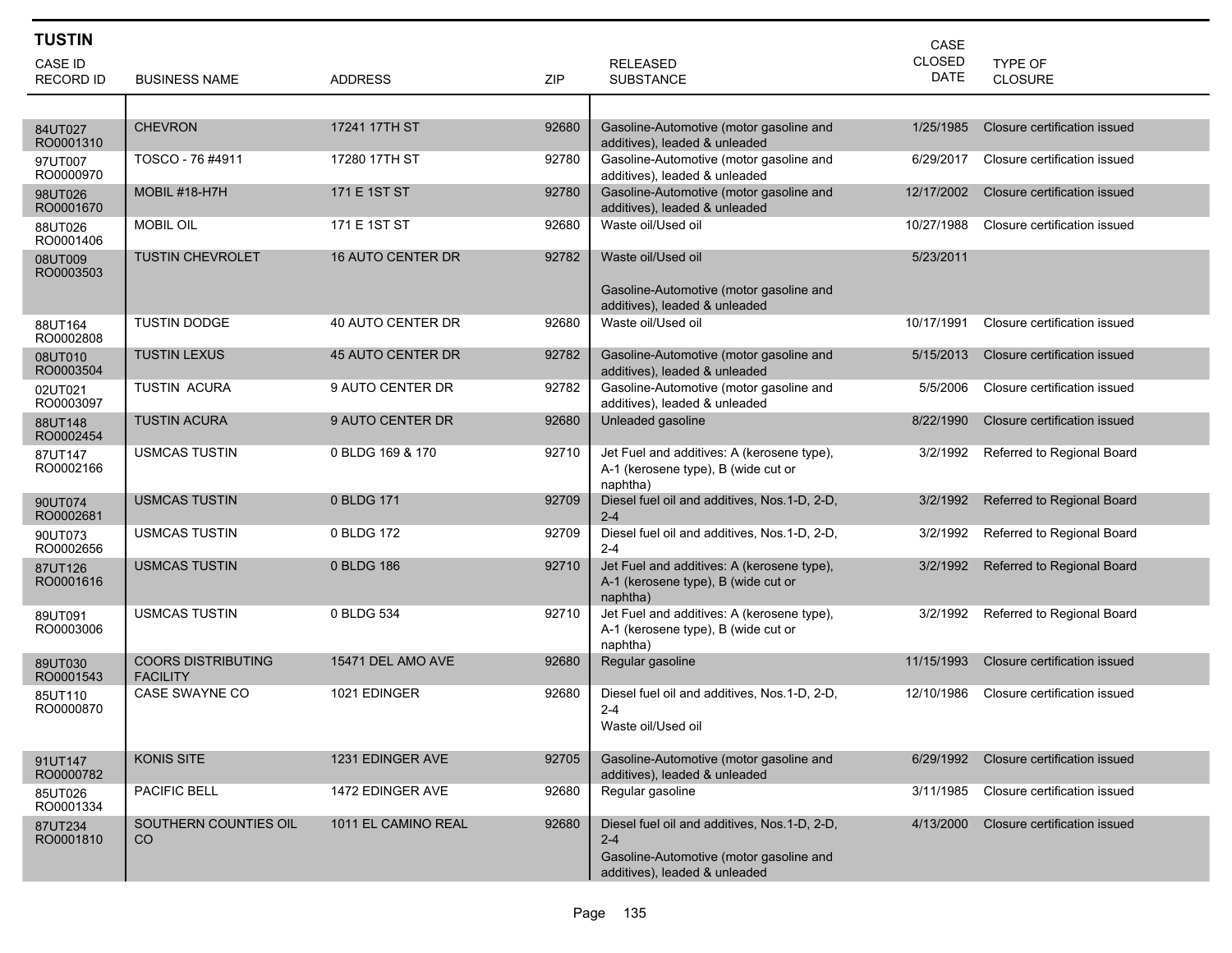## TUSTIN

| CASE ID RECORD ID | BUSINESS NAME | ADDRESS | ZIP | RELEASED SUBSTANCE | CASE CLOSED DATE | TYPE OF CLOSURE |
|---|---|---|---|---|---|---|
| 84UT027 RO0001310 | CHEVRON | 17241 17TH ST | 92680 | Gasoline-Automotive (motor gasoline and additives), leaded & unleaded | 1/25/1985 | Closure certification issued |
| 97UT007 RO0000970 | TOSCO - 76 #4911 | 17280 17TH ST | 92780 | Gasoline-Automotive (motor gasoline and additives), leaded & unleaded | 6/29/2017 | Closure certification issued |
| 98UT026 RO0001670 | MOBIL #18-H7H | 171 E 1ST ST | 92780 | Gasoline-Automotive (motor gasoline and additives), leaded & unleaded | 12/17/2002 | Closure certification issued |
| 88UT026 RO0001406 | MOBIL OIL | 171 E 1ST ST | 92680 | Waste oil/Used oil | 10/27/1988 | Closure certification issued |
| 08UT009 RO0003503 | TUSTIN CHEVROLET | 16 AUTO CENTER DR | 92782 | Waste oil/Used oil<br>Gasoline-Automotive (motor gasoline and additives), leaded & unleaded | 5/23/2011 | |
| 88UT164 RO0002808 | TUSTIN DODGE | 40 AUTO CENTER DR | 92680 | Waste oil/Used oil | 10/17/1991 | Closure certification issued |
| 08UT010 RO0003504 | TUSTIN LEXUS | 45 AUTO CENTER DR | 92782 | Gasoline-Automotive (motor gasoline and additives), leaded & unleaded | 5/15/2013 | Closure certification issued |
| 02UT021 RO0003097 | TUSTIN ACURA | 9 AUTO CENTER DR | 92782 | Gasoline-Automotive (motor gasoline and additives), leaded & unleaded | 5/5/2006 | Closure certification issued |
| 88UT148 RO0002454 | TUSTIN ACURA | 9 AUTO CENTER DR | 92680 | Unleaded gasoline | 8/22/1990 | Closure certification issued |
| 87UT147 RO0002166 | USMCAS TUSTIN | 0 BLDG 169 & 170 | 92710 | Jet Fuel and additives: A (kerosene type), A-1 (kerosene type), B (wide cut or naphtha) | 3/2/1992 | Referred to Regional Board |
| 90UT074 RO0002681 | USMCAS TUSTIN | 0 BLDG 171 | 92709 | Diesel fuel oil and additives, Nos.1-D, 2-D, 2-4 | 3/2/1992 | Referred to Regional Board |
| 90UT073 RO0002656 | USMCAS TUSTIN | 0 BLDG 172 | 92709 | Diesel fuel oil and additives, Nos.1-D, 2-D, 2-4 | 3/2/1992 | Referred to Regional Board |
| 87UT126 RO0001616 | USMCAS TUSTIN | 0 BLDG 186 | 92710 | Jet Fuel and additives: A (kerosene type), A-1 (kerosene type), B (wide cut or naphtha) | 3/2/1992 | Referred to Regional Board |
| 89UT091 RO0003006 | USMCAS TUSTIN | 0 BLDG 534 | 92710 | Jet Fuel and additives: A (kerosene type), A-1 (kerosene type), B (wide cut or naphtha) | 3/2/1992 | Referred to Regional Board |
| 89UT030 RO0001543 | COORS DISTRIBUTING FACILITY | 15471 DEL AMO AVE | 92680 | Regular gasoline | 11/15/1993 | Closure certification issued |
| 85UT110 RO0000870 | CASE SWAYNE CO | 1021 EDINGER | 92680 | Diesel fuel oil and additives, Nos.1-D, 2-D, 2-4<br>Waste oil/Used oil | 12/10/1986 | Closure certification issued |
| 91UT147 RO0000782 | KONIS SITE | 1231 EDINGER AVE | 92705 | Gasoline-Automotive (motor gasoline and additives), leaded & unleaded | 6/29/1992 | Closure certification issued |
| 85UT026 RO0001334 | PACIFIC BELL | 1472 EDINGER AVE | 92680 | Regular gasoline | 3/11/1985 | Closure certification issued |
| 87UT234 RO0001810 | SOUTHERN COUNTIES OIL CO | 1011 EL CAMINO REAL | 92680 | Diesel fuel oil and additives, Nos.1-D, 2-D, 2-4<br>Gasoline-Automotive (motor gasoline and additives), leaded & unleaded | 4/13/2000 | Closure certification issued |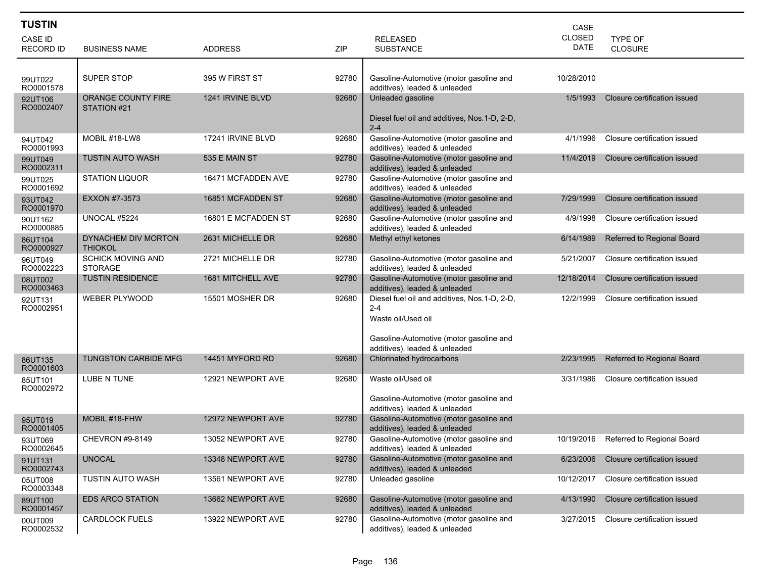## TUSTIN

| CASE ID RECORD ID | BUSINESS NAME | ADDRESS | ZIP | RELEASED SUBSTANCE | CASE CLOSED DATE | TYPE OF CLOSURE |
|---|---|---|---|---|---|---|
| 99UT022 RO0001578 | SUPER STOP | 395 W FIRST ST | 92780 | Gasoline-Automotive (motor gasoline and additives), leaded & unleaded | 10/28/2010 | |
| 92UT106 RO0002407 | ORANGE COUNTY FIRE STATION #21 | 1241 IRVINE BLVD | 92680 | Unleaded gasoline<br><br>Diesel fuel oil and additives, Nos.1-D, 2-D, 2-4 | 1/5/1993 | Closure certification issued |
| 94UT042 RO0001993 | MOBIL #18-LW8 | 17241 IRVINE BLVD | 92680 | Gasoline-Automotive (motor gasoline and additives), leaded & unleaded | 4/1/1996 | Closure certification issued |
| 99UT049 RO0002311 | TUSTIN AUTO WASH | 535 E MAIN ST | 92780 | Gasoline-Automotive (motor gasoline and additives), leaded & unleaded | 11/4/2019 | Closure certification issued |
| 99UT025 RO0001692 | STATION LIQUOR | 16471 MCFADDEN AVE | 92780 | Gasoline-Automotive (motor gasoline and additives), leaded & unleaded | | |
| 93UT042 RO0001970 | EXXON #7-3573 | 16851 MCFADDEN ST | 92680 | Gasoline-Automotive (motor gasoline and additives), leaded & unleaded | 7/29/1999 | Closure certification issued |
| 90UT162 RO0000885 | UNOCAL #5224 | 16801 E MCFADDEN ST | 92680 | Gasoline-Automotive (motor gasoline and additives), leaded & unleaded | 4/9/1998 | Closure certification issued |
| 86UT104 RO0000927 | DYNACHEM DIV MORTON THIOKOL | 2631 MICHELLE DR | 92680 | Methyl ethyl ketones | 6/14/1989 | Referred to Regional Board |
| 96UT049 RO0002223 | SCHICK MOVING AND STORAGE | 2721 MICHELLE DR | 92780 | Gasoline-Automotive (motor gasoline and additives), leaded & unleaded | 5/21/2007 | Closure certification issued |
| 08UT002 RO0003463 | TUSTIN RESIDENCE | 1681 MITCHELL AVE | 92780 | Gasoline-Automotive (motor gasoline and additives), leaded & unleaded | 12/18/2014 | Closure certification issued |
| 92UT131 RO0002951 | WEBER PLYWOOD | 15501 MOSHER DR | 92680 | Diesel fuel oil and additives, Nos.1-D, 2-D, 2-4<br>Waste oil/Used oil<br><br>Gasoline-Automotive (motor gasoline and additives), leaded & unleaded | 12/2/1999 | Closure certification issued |
| 86UT135 RO0001603 | TUNGSTON CARBIDE MFG | 14451 MYFORD RD | 92680 | Chlorinated hydrocarbons | 2/23/1995 | Referred to Regional Board |
| 85UT101 RO0002972 | LUBE N TUNE | 12921 NEWPORT AVE | 92680 | Waste oil/Used oil<br><br>Gasoline-Automotive (motor gasoline and additives), leaded & unleaded | 3/31/1986 | Closure certification issued |
| 95UT019 RO0001405 | MOBIL #18-FHW | 12972 NEWPORT AVE | 92780 | Gasoline-Automotive (motor gasoline and additives), leaded & unleaded | | |
| 93UT069 RO0002645 | CHEVRON #9-8149 | 13052 NEWPORT AVE | 92780 | Gasoline-Automotive (motor gasoline and additives), leaded & unleaded | 10/19/2016 | Referred to Regional Board |
| 91UT131 RO0002743 | UNOCAL | 13348 NEWPORT AVE | 92780 | Gasoline-Automotive (motor gasoline and additives), leaded & unleaded | 6/23/2006 | Closure certification issued |
| 05UT008 RO0003348 | TUSTIN AUTO WASH | 13561 NEWPORT AVE | 92780 | Unleaded gasoline | 10/12/2017 | Closure certification issued |
| 89UT100 RO0001457 | EDS ARCO STATION | 13662 NEWPORT AVE | 92680 | Gasoline-Automotive (motor gasoline and additives), leaded & unleaded | 4/13/1990 | Closure certification issued |
| 00UT009 RO0002532 | CARDLOCK FUELS | 13922 NEWPORT AVE | 92780 | Gasoline-Automotive (motor gasoline and additives), leaded & unleaded | 3/27/2015 | Closure certification issued |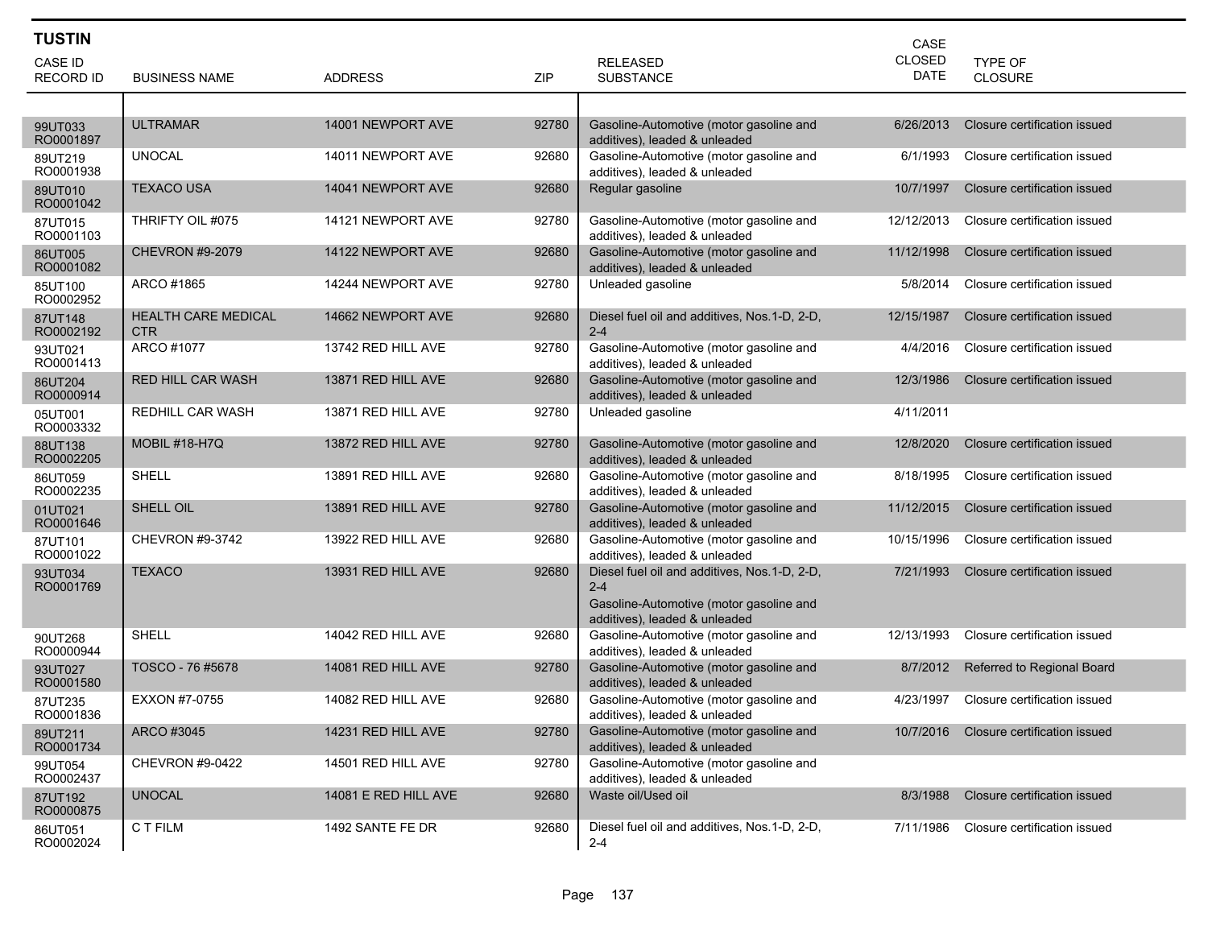## TUSTIN

| CASE ID RECORD ID | BUSINESS NAME | ADDRESS | ZIP | RELEASED SUBSTANCE | CASE CLOSED DATE | TYPE OF CLOSURE |
|---|---|---|---|---|---|---|
| 99UT033 RO0001897 | ULTRAMAR | 14001 NEWPORT AVE | 92780 | Gasoline-Automotive (motor gasoline and additives), leaded & unleaded | 6/26/2013 | Closure certification issued |
| 89UT219 RO0001938 | UNOCAL | 14011 NEWPORT AVE | 92680 | Gasoline-Automotive (motor gasoline and additives), leaded & unleaded | 6/1/1993 | Closure certification issued |
| 89UT010 RO0001042 | TEXACO USA | 14041 NEWPORT AVE | 92680 | Regular gasoline | 10/7/1997 | Closure certification issued |
| 87UT015 RO0001103 | THRIFTY OIL #075 | 14121 NEWPORT AVE | 92780 | Gasoline-Automotive (motor gasoline and additives), leaded & unleaded | 12/12/2013 | Closure certification issued |
| 86UT005 RO0001082 | CHEVRON #9-2079 | 14122 NEWPORT AVE | 92680 | Gasoline-Automotive (motor gasoline and additives), leaded & unleaded | 11/12/1998 | Closure certification issued |
| 85UT100 RO0002952 | ARCO #1865 | 14244 NEWPORT AVE | 92780 | Unleaded gasoline | 5/8/2014 | Closure certification issued |
| 87UT148 RO0002192 | HEALTH CARE MEDICAL CTR | 14662 NEWPORT AVE | 92680 | Diesel fuel oil and additives, Nos.1-D, 2-D, 2-4 | 12/15/1987 | Closure certification issued |
| 93UT021 RO0001413 | ARCO #1077 | 13742 RED HILL AVE | 92780 | Gasoline-Automotive (motor gasoline and additives), leaded & unleaded | 4/4/2016 | Closure certification issued |
| 86UT204 RO0000914 | RED HILL CAR WASH | 13871 RED HILL AVE | 92680 | Gasoline-Automotive (motor gasoline and additives), leaded & unleaded | 12/3/1986 | Closure certification issued |
| 05UT001 RO0003332 | REDHILL CAR WASH | 13871 RED HILL AVE | 92780 | Unleaded gasoline | 4/11/2011 | |
| 88UT138 RO0002205 | MOBIL #18-H7Q | 13872 RED HILL AVE | 92780 | Gasoline-Automotive (motor gasoline and additives), leaded & unleaded | 12/8/2020 | Closure certification issued |
| 86UT059 RO0002235 | SHELL | 13891 RED HILL AVE | 92680 | Gasoline-Automotive (motor gasoline and additives), leaded & unleaded | 8/18/1995 | Closure certification issued |
| 01UT021 RO0001646 | SHELL OIL | 13891 RED HILL AVE | 92780 | Gasoline-Automotive (motor gasoline and additives), leaded & unleaded | 11/12/2015 | Closure certification issued |
| 87UT101 RO0001022 | CHEVRON #9-3742 | 13922 RED HILL AVE | 92680 | Gasoline-Automotive (motor gasoline and additives), leaded & unleaded | 10/15/1996 | Closure certification issued |
| 93UT034 RO0001769 | TEXACO | 13931 RED HILL AVE | 92680 | Diesel fuel oil and additives, Nos.1-D, 2-D, 2-4<br>Gasoline-Automotive (motor gasoline and additives), leaded & unleaded | 7/21/1993 | Closure certification issued |
| 90UT268 RO0000944 | SHELL | 14042 RED HILL AVE | 92680 | Gasoline-Automotive (motor gasoline and additives), leaded & unleaded | 12/13/1993 | Closure certification issued |
| 93UT027 RO0001580 | TOSCO - 76 #5678 | 14081 RED HILL AVE | 92780 | Gasoline-Automotive (motor gasoline and additives), leaded & unleaded | 8/7/2012 | Referred to Regional Board |
| 87UT235 RO0001836 | EXXON #7-0755 | 14082 RED HILL AVE | 92680 | Gasoline-Automotive (motor gasoline and additives), leaded & unleaded | 4/23/1997 | Closure certification issued |
| 89UT211 RO0001734 | ARCO #3045 | 14231 RED HILL AVE | 92780 | Gasoline-Automotive (motor gasoline and additives), leaded & unleaded | 10/7/2016 | Closure certification issued |
| 99UT054 RO0002437 | CHEVRON #9-0422 | 14501 RED HILL AVE | 92780 | Gasoline-Automotive (motor gasoline and additives), leaded & unleaded | | |
| 87UT192 RO0000875 | UNOCAL | 14081 E RED HILL AVE | 92680 | Waste oil/Used oil | 8/3/1988 | Closure certification issued |
| 86UT051 RO0002024 | C T FILM | 1492 SANTE FE DR | 92680 | Diesel fuel oil and additives, Nos.1-D, 2-D, 2-4 | 7/11/1986 | Closure certification issued |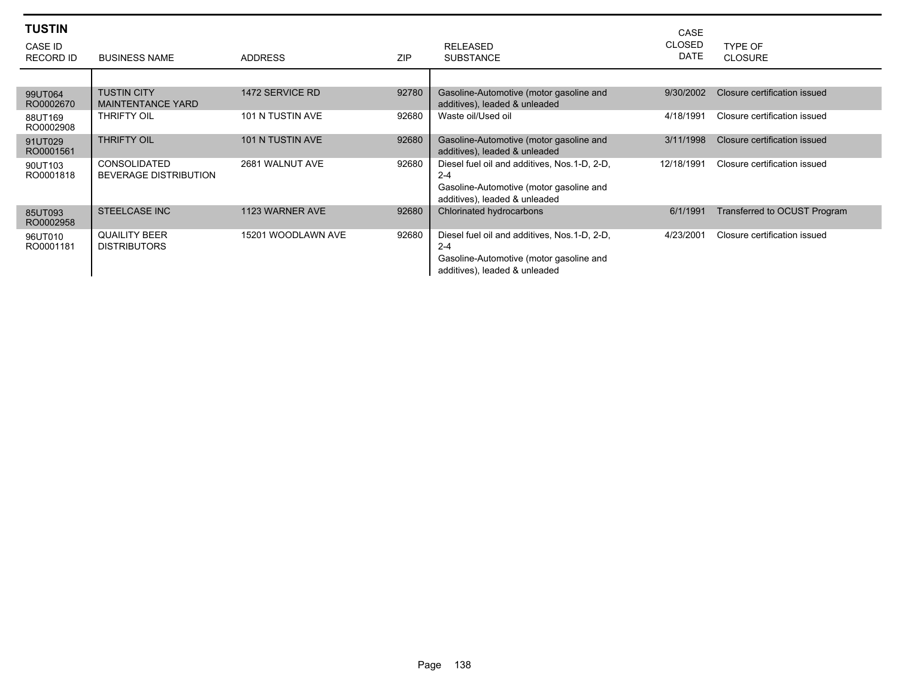## TUSTIN

| CASE ID RECORD ID | BUSINESS NAME | ADDRESS | ZIP | RELEASED SUBSTANCE | CASE CLOSED DATE | TYPE OF CLOSURE |
|---|---|---|---|---|---|---|
| 99UT064 RO0002670 | TUSTIN CITY MAINTENTANCE YARD | 1472 SERVICE RD | 92780 | Gasoline-Automotive (motor gasoline and additives), leaded & unleaded | 9/30/2002 | Closure certification issued |
| 88UT169 RO0002908 | THRIFTY OIL | 101 N TUSTIN AVE | 92680 | Waste oil/Used oil | 4/18/1991 | Closure certification issued |
| 91UT029 RO0001561 | THRIFTY OIL | 101 N TUSTIN AVE | 92680 | Gasoline-Automotive (motor gasoline and additives), leaded & unleaded | 3/11/1998 | Closure certification issued |
| 90UT103 RO0001818 | CONSOLIDATED BEVERAGE DISTRIBUTION | 2681 WALNUT AVE | 92680 | Diesel fuel oil and additives, Nos.1-D, 2-D, 2-4<br>Gasoline-Automotive (motor gasoline and additives), leaded & unleaded | 12/18/1991 | Closure certification issued |
| 85UT093 RO0002958 | STEELCASE INC | 1123 WARNER AVE | 92680 | Chlorinated hydrocarbons | 6/1/1991 | Transferred to OCUST Program |
| 96UT010 RO0001181 | QUAILITY BEER DISTRIBUTORS | 15201 WOODLAWN AVE | 92680 | Diesel fuel oil and additives, Nos.1-D, 2-D, 2-4<br>Gasoline-Automotive (motor gasoline and additives), leaded & unleaded | 4/23/2001 | Closure certification issued |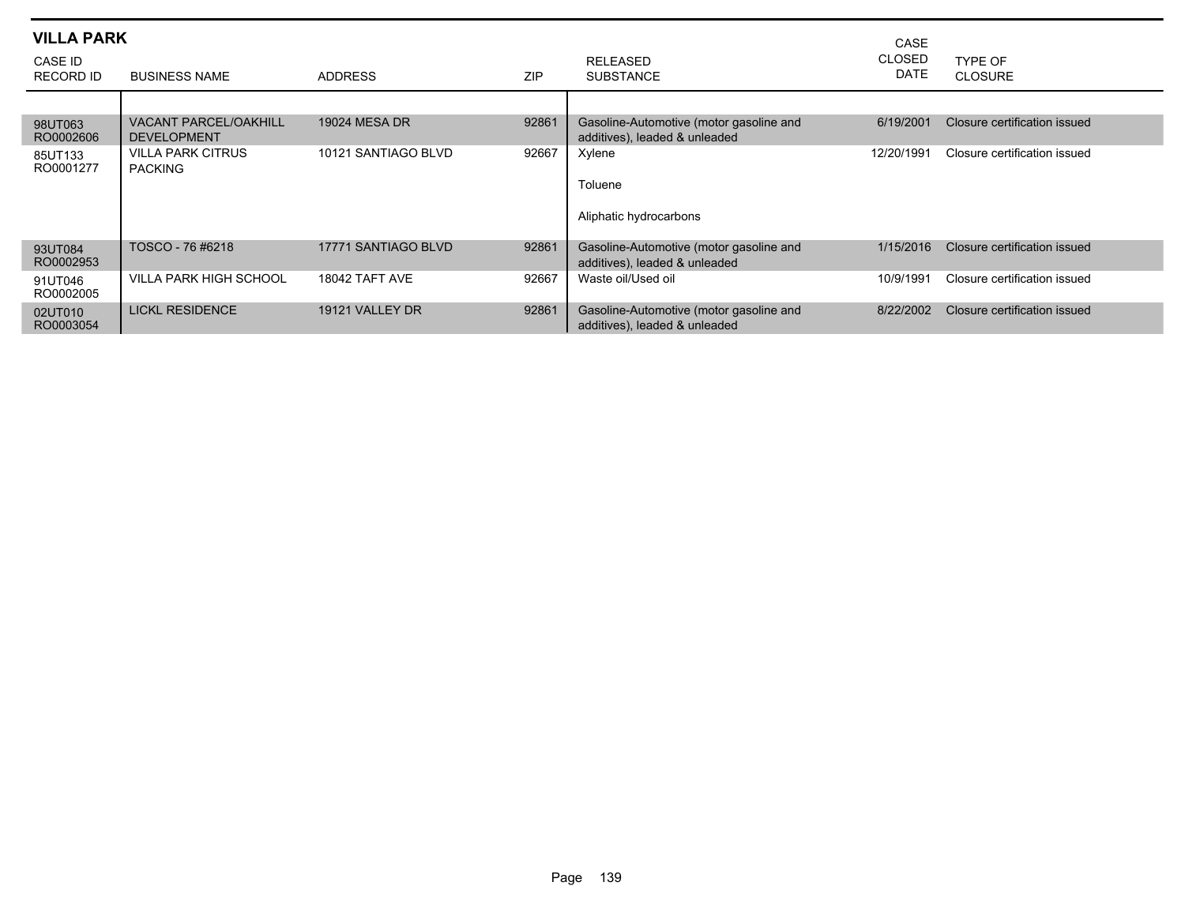## VILLA PARK

| CASE ID RECORD ID | BUSINESS NAME | ADDRESS | ZIP | RELEASED SUBSTANCE | CASE CLOSED DATE | TYPE OF CLOSURE |
|---|---|---|---|---|---|---|
| 98UT063 RO0002606 | VACANT PARCEL/OAKHILL DEVELOPMENT | 19024 MESA DR | 92861 | Gasoline-Automotive (motor gasoline and additives), leaded & unleaded | 6/19/2001 | Closure certification issued |
| 85UT133 RO0001277 | VILLA PARK CITRUS PACKING | 10121 SANTIAGO BLVD | 92667 | Xylene<br><br>Toluene<br><br>Aliphatic hydrocarbons | 12/20/1991 | Closure certification issued |
| 93UT084 RO0002953 | TOSCO - 76 #6218 | 17771 SANTIAGO BLVD | 92861 | Gasoline-Automotive (motor gasoline and additives), leaded & unleaded | 1/15/2016 | Closure certification issued |
| 91UT046 RO0002005 | VILLA PARK HIGH SCHOOL | 18042 TAFT AVE | 92667 | Waste oil/Used oil | 10/9/1991 | Closure certification issued |
| 02UT010 RO0003054 | LICKL RESIDENCE | 19121 VALLEY DR | 92861 | Gasoline-Automotive (motor gasoline and additives), leaded & unleaded | 8/22/2002 | Closure certification issued |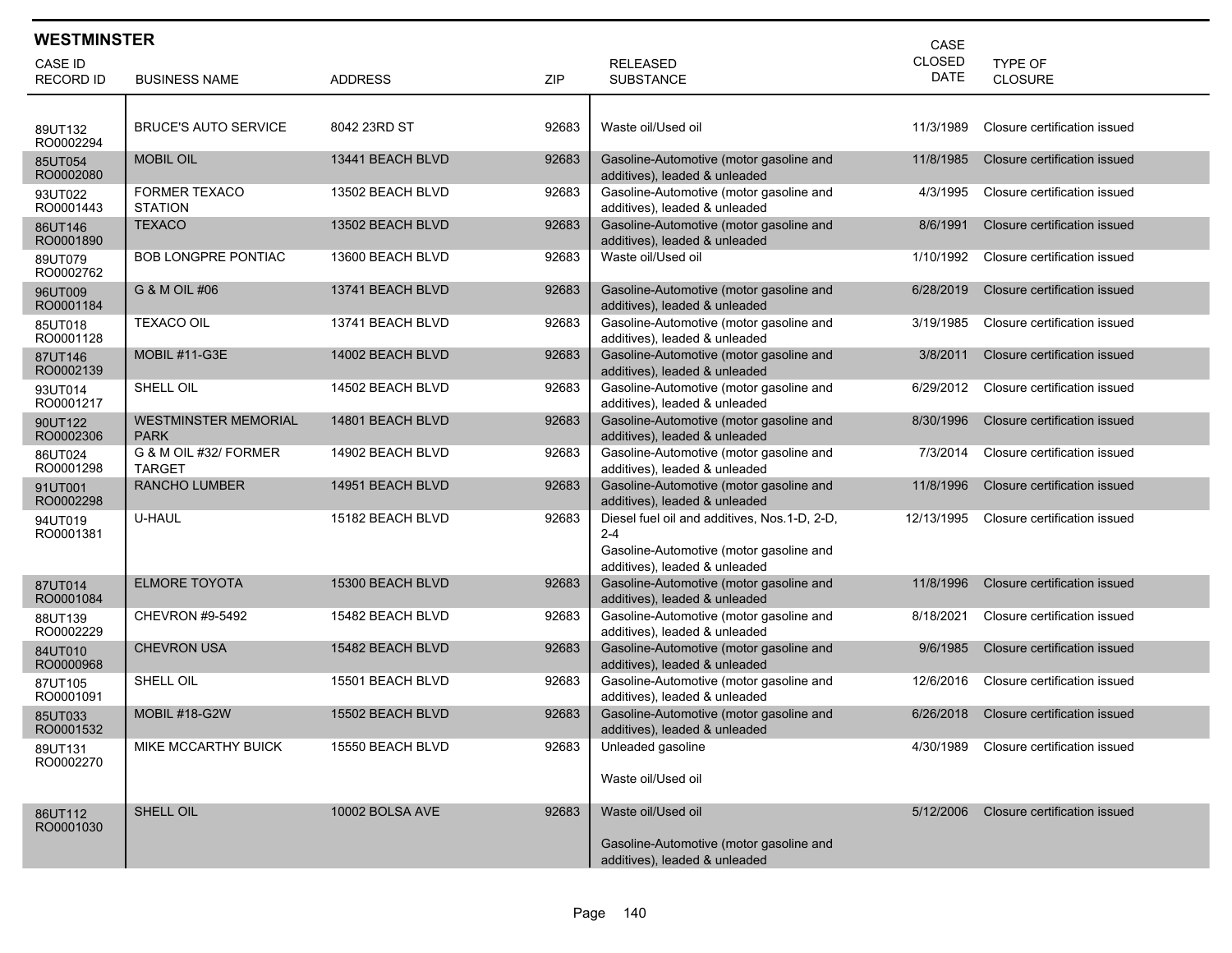## WESTMINSTER

| CASE ID RECORD ID | BUSINESS NAME | ADDRESS | ZIP | RELEASED SUBSTANCE | CASE CLOSED DATE | TYPE OF CLOSURE |
|---|---|---|---|---|---|---|
| 89UT132 RO0002294 | BRUCE'S AUTO SERVICE | 8042 23RD ST | 92683 | Waste oil/Used oil | 11/3/1989 | Closure certification issued |
| 85UT054 RO0002080 | MOBIL OIL | 13441 BEACH BLVD | 92683 | Gasoline-Automotive (motor gasoline and additives), leaded & unleaded | 11/8/1985 | Closure certification issued |
| 93UT022 RO0001443 | FORMER TEXACO STATION | 13502 BEACH BLVD | 92683 | Gasoline-Automotive (motor gasoline and additives), leaded & unleaded | 4/3/1995 | Closure certification issued |
| 86UT146 RO0001890 | TEXACO | 13502 BEACH BLVD | 92683 | Gasoline-Automotive (motor gasoline and additives), leaded & unleaded | 8/6/1991 | Closure certification issued |
| 89UT079 RO0002762 | BOB LONGPRE PONTIAC | 13600 BEACH BLVD | 92683 | Waste oil/Used oil | 1/10/1992 | Closure certification issued |
| 96UT009 RO0001184 | G & M OIL #06 | 13741 BEACH BLVD | 92683 | Gasoline-Automotive (motor gasoline and additives), leaded & unleaded | 6/28/2019 | Closure certification issued |
| 85UT018 RO0001128 | TEXACO OIL | 13741 BEACH BLVD | 92683 | Gasoline-Automotive (motor gasoline and additives), leaded & unleaded | 3/19/1985 | Closure certification issued |
| 87UT146 RO0002139 | MOBIL #11-G3E | 14002 BEACH BLVD | 92683 | Gasoline-Automotive (motor gasoline and additives), leaded & unleaded | 3/8/2011 | Closure certification issued |
| 93UT014 RO0001217 | SHELL OIL | 14502 BEACH BLVD | 92683 | Gasoline-Automotive (motor gasoline and additives), leaded & unleaded | 6/29/2012 | Closure certification issued |
| 90UT122 RO0002306 | WESTMINSTER MEMORIAL PARK | 14801 BEACH BLVD | 92683 | Gasoline-Automotive (motor gasoline and additives), leaded & unleaded | 8/30/1996 | Closure certification issued |
| 86UT024 RO0001298 | G & M OIL #32/ FORMER TARGET | 14902 BEACH BLVD | 92683 | Gasoline-Automotive (motor gasoline and additives), leaded & unleaded | 7/3/2014 | Closure certification issued |
| 91UT001 RO0002298 | RANCHO LUMBER | 14951 BEACH BLVD | 92683 | Gasoline-Automotive (motor gasoline and additives), leaded & unleaded | 11/8/1996 | Closure certification issued |
| 94UT019 RO0001381 | U-HAUL | 15182 BEACH BLVD | 92683 | Diesel fuel oil and additives, Nos.1-D, 2-D, 2-4<br>Gasoline-Automotive (motor gasoline and additives), leaded & unleaded | 12/13/1995 | Closure certification issued |
| 87UT014 RO0001084 | ELMORE TOYOTA | 15300 BEACH BLVD | 92683 | Gasoline-Automotive (motor gasoline and additives), leaded & unleaded | 11/8/1996 | Closure certification issued |
| 88UT139 RO0002229 | CHEVRON #9-5492 | 15482 BEACH BLVD | 92683 | Gasoline-Automotive (motor gasoline and additives), leaded & unleaded | 8/18/2021 | Closure certification issued |
| 84UT010 RO0000968 | CHEVRON USA | 15482 BEACH BLVD | 92683 | Gasoline-Automotive (motor gasoline and additives), leaded & unleaded | 9/6/1985 | Closure certification issued |
| 87UT105 RO0001091 | SHELL OIL | 15501 BEACH BLVD | 92683 | Gasoline-Automotive (motor gasoline and additives), leaded & unleaded | 12/6/2016 | Closure certification issued |
| 85UT033 RO0001532 | MOBIL #18-G2W | 15502 BEACH BLVD | 92683 | Gasoline-Automotive (motor gasoline and additives), leaded & unleaded | 6/26/2018 | Closure certification issued |
| 89UT131 RO0002270 | MIKE MCCARTHY BUICK | 15550 BEACH BLVD | 92683 | Unleaded gasoline<br>Waste oil/Used oil | 4/30/1989 | Closure certification issued |
| 86UT112 RO0001030 | SHELL OIL | 10002 BOLSA AVE | 92683 | Waste oil/Used oil<br>Gasoline-Automotive (motor gasoline and additives), leaded & unleaded | 5/12/2006 | Closure certification issued |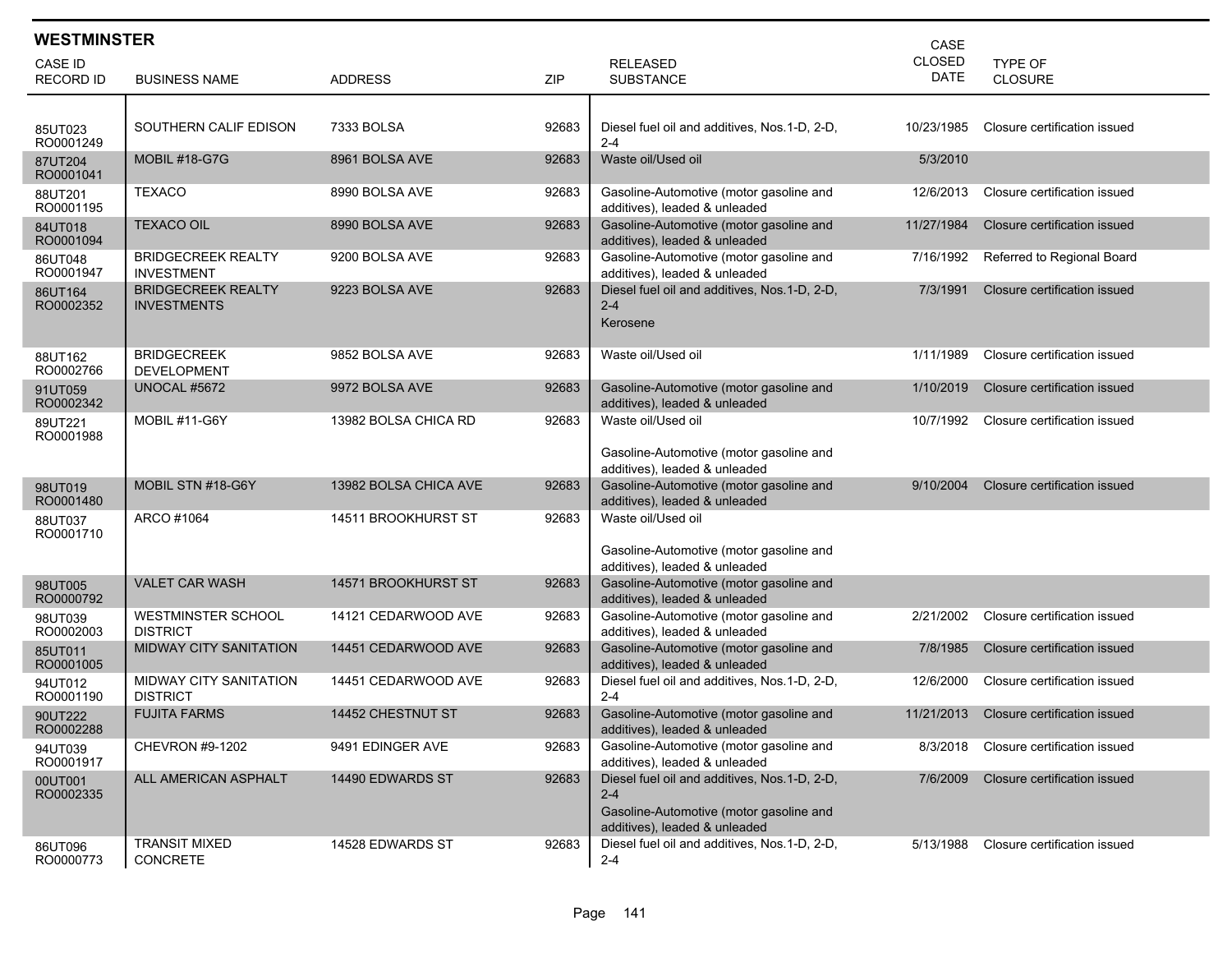## WESTMINSTER

| CASE ID<br>RECORD ID | BUSINESS NAME | ADDRESS | ZIP | RELEASED SUBSTANCE | CASE CLOSED DATE | TYPE OF CLOSURE |
|---|---|---|---|---|---|---|
| 85UT023<br>RO0001249 | SOUTHERN CALIF EDISON | 7333 BOLSA | 92683 | Diesel fuel oil and additives, Nos.1-D, 2-D, 2-4 | 10/23/1985 | Closure certification issued |
| 87UT204<br>RO0001041 | MOBIL #18-G7G | 8961 BOLSA AVE | 92683 | Waste oil/Used oil | 5/3/2010 | |
| 88UT201<br>RO0001195 | TEXACO | 8990 BOLSA AVE | 92683 | Gasoline-Automotive (motor gasoline and additives), leaded & unleaded | 12/6/2013 | Closure certification issued |
| 84UT018<br>RO0001094 | TEXACO OIL | 8990 BOLSA AVE | 92683 | Gasoline-Automotive (motor gasoline and additives), leaded & unleaded | 11/27/1984 | Closure certification issued |
| 86UT048<br>RO0001947 | BRIDGECREEK REALTY INVESTMENT | 9200 BOLSA AVE | 92683 | Gasoline-Automotive (motor gasoline and additives), leaded & unleaded | 7/16/1992 | Referred to Regional Board |
| 86UT164<br>RO0002352 | BRIDGECREEK REALTY INVESTMENTS | 9223 BOLSA AVE | 92683 | Diesel fuel oil and additives, Nos.1-D, 2-D, 2-4<br>Kerosene | 7/3/1991 | Closure certification issued |
| 88UT162<br>RO0002766 | BRIDGECREEK DEVELOPMENT | 9852 BOLSA AVE | 92683 | Waste oil/Used oil | 1/11/1989 | Closure certification issued |
| 91UT059<br>RO0002342 | UNOCAL #5672 | 9972 BOLSA AVE | 92683 | Gasoline-Automotive (motor gasoline and additives), leaded & unleaded | 1/10/2019 | Closure certification issued |
| 89UT221<br>RO0001988 | MOBIL #11-G6Y | 13982 BOLSA CHICA RD | 92683 | Waste oil/Used oil<br>Gasoline-Automotive (motor gasoline and additives), leaded & unleaded | 10/7/1992 | Closure certification issued |
| 98UT019<br>RO0001480 | MOBIL STN #18-G6Y | 13982 BOLSA CHICA AVE | 92683 | Gasoline-Automotive (motor gasoline and additives), leaded & unleaded | 9/10/2004 | Closure certification issued |
| 88UT037<br>RO0001710 | ARCO #1064 | 14511 BROOKHURST ST | 92683 | Waste oil/Used oil<br>Gasoline-Automotive (motor gasoline and additives), leaded & unleaded | | |
| 98UT005<br>RO0000792 | VALET CAR WASH | 14571 BROOKHURST ST | 92683 | Gasoline-Automotive (motor gasoline and additives), leaded & unleaded | | |
| 98UT039<br>RO0002003 | WESTMINSTER SCHOOL DISTRICT | 14121 CEDARWOOD AVE | 92683 | Gasoline-Automotive (motor gasoline and additives), leaded & unleaded | 2/21/2002 | Closure certification issued |
| 85UT011<br>RO0001005 | MIDWAY CITY SANITATION | 14451 CEDARWOOD AVE | 92683 | Gasoline-Automotive (motor gasoline and additives), leaded & unleaded | 7/8/1985 | Closure certification issued |
| 94UT012<br>RO0001190 | MIDWAY CITY SANITATION DISTRICT | 14451 CEDARWOOD AVE | 92683 | Diesel fuel oil and additives, Nos.1-D, 2-D, 2-4 | 12/6/2000 | Closure certification issued |
| 90UT222<br>RO0002288 | FUJITA FARMS | 14452 CHESTNUT ST | 92683 | Gasoline-Automotive (motor gasoline and additives), leaded & unleaded | 11/21/2013 | Closure certification issued |
| 94UT039<br>RO0001917 | CHEVRON #9-1202 | 9491 EDINGER AVE | 92683 | Gasoline-Automotive (motor gasoline and additives), leaded & unleaded | 8/3/2018 | Closure certification issued |
| 00UT001<br>RO0002335 | ALL AMERICAN ASPHALT | 14490 EDWARDS ST | 92683 | Diesel fuel oil and additives, Nos.1-D, 2-D, 2-4<br>Gasoline-Automotive (motor gasoline and additives), leaded & unleaded | 7/6/2009 | Closure certification issued |
| 86UT096<br>RO0000773 | TRANSIT MIXED CONCRETE | 14528 EDWARDS ST | 92683 | Diesel fuel oil and additives, Nos.1-D, 2-D, 2-4 | 5/13/1988 | Closure certification issued |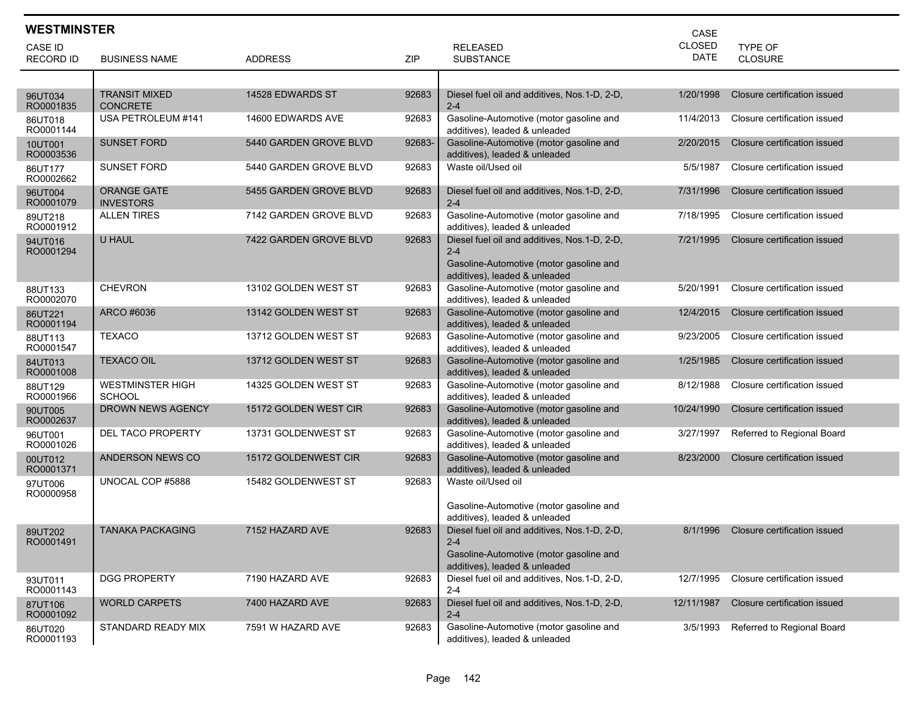## WESTMINSTER

| CASE ID RECORD ID | BUSINESS NAME | ADDRESS | ZIP | RELEASED SUBSTANCE | CASE CLOSED DATE | TYPE OF CLOSURE |
|---|---|---|---|---|---|---|
| 96UT034 RO0001835 | TRANSIT MIXED CONCRETE | 14528 EDWARDS ST | 92683 | Diesel fuel oil and additives, Nos.1-D, 2-D, 2-4 | 1/20/1998 | Closure certification issued |
| 86UT018 RO0001144 | USA PETROLEUM #141 | 14600 EDWARDS AVE | 92683 | Gasoline-Automotive (motor gasoline and additives), leaded & unleaded | 11/4/2013 | Closure certification issued |
| 10UT001 RO0003536 | SUNSET FORD | 5440 GARDEN GROVE BLVD | 92683- | Gasoline-Automotive (motor gasoline and additives), leaded & unleaded | 2/20/2015 | Closure certification issued |
| 86UT177 RO0002662 | SUNSET FORD | 5440 GARDEN GROVE BLVD | 92683 | Waste oil/Used oil | 5/5/1987 | Closure certification issued |
| 96UT004 RO0001079 | ORANGE GATE INVESTORS | 5455 GARDEN GROVE BLVD | 92683 | Diesel fuel oil and additives, Nos.1-D, 2-D, 2-4 | 7/31/1996 | Closure certification issued |
| 89UT218 RO0001912 | ALLEN TIRES | 7142 GARDEN GROVE BLVD | 92683 | Gasoline-Automotive (motor gasoline and additives), leaded & unleaded | 7/18/1995 | Closure certification issued |
| 94UT016 RO0001294 | U HAUL | 7422 GARDEN GROVE BLVD | 92683 | Diesel fuel oil and additives, Nos.1-D, 2-D, 2-4<br>Gasoline-Automotive (motor gasoline and additives), leaded & unleaded | 7/21/1995 | Closure certification issued |
| 88UT133 RO0002070 | CHEVRON | 13102 GOLDEN WEST ST | 92683 | Gasoline-Automotive (motor gasoline and additives), leaded & unleaded | 5/20/1991 | Closure certification issued |
| 86UT221 RO0001194 | ARCO #6036 | 13142 GOLDEN WEST ST | 92683 | Gasoline-Automotive (motor gasoline and additives), leaded & unleaded | 12/4/2015 | Closure certification issued |
| 88UT113 RO0001547 | TEXACO | 13712 GOLDEN WEST ST | 92683 | Gasoline-Automotive (motor gasoline and additives), leaded & unleaded | 9/23/2005 | Closure certification issued |
| 84UT013 RO0001008 | TEXACO OIL | 13712 GOLDEN WEST ST | 92683 | Gasoline-Automotive (motor gasoline and additives), leaded & unleaded | 1/25/1985 | Closure certification issued |
| 88UT129 RO0001966 | WESTMINSTER HIGH SCHOOL | 14325 GOLDEN WEST ST | 92683 | Gasoline-Automotive (motor gasoline and additives), leaded & unleaded | 8/12/1988 | Closure certification issued |
| 90UT005 RO0002637 | DROWN NEWS AGENCY | 15172 GOLDEN WEST CIR | 92683 | Gasoline-Automotive (motor gasoline and additives), leaded & unleaded | 10/24/1990 | Closure certification issued |
| 96UT001 RO0001026 | DEL TACO PROPERTY | 13731 GOLDENWEST ST | 92683 | Gasoline-Automotive (motor gasoline and additives), leaded & unleaded | 3/27/1997 | Referred to Regional Board |
| 00UT012 RO0001371 | ANDERSON NEWS CO | 15172 GOLDENWEST CIR | 92683 | Gasoline-Automotive (motor gasoline and additives), leaded & unleaded | 8/23/2000 | Closure certification issued |
| 97UT006 RO0000958 | UNOCAL COP #5888 | 15482 GOLDENWEST ST | 92683 | Waste oil/Used oil<br>Gasoline-Automotive (motor gasoline and additives), leaded & unleaded | | |
| 89UT202 RO0001491 | TANAKA PACKAGING | 7152 HAZARD AVE | 92683 | Diesel fuel oil and additives, Nos.1-D, 2-D, 2-4<br>Gasoline-Automotive (motor gasoline and additives), leaded & unleaded | 8/1/1996 | Closure certification issued |
| 93UT011 RO0001143 | DGG PROPERTY | 7190 HAZARD AVE | 92683 | Diesel fuel oil and additives, Nos.1-D, 2-D, 2-4 | 12/7/1995 | Closure certification issued |
| 87UT106 RO0001092 | WORLD CARPETS | 7400 HAZARD AVE | 92683 | Diesel fuel oil and additives, Nos.1-D, 2-D, 2-4 | 12/11/1987 | Closure certification issued |
| 86UT020 RO0001193 | STANDARD READY MIX | 7591 W HAZARD AVE | 92683 | Gasoline-Automotive (motor gasoline and additives), leaded & unleaded | 3/5/1993 | Referred to Regional Board |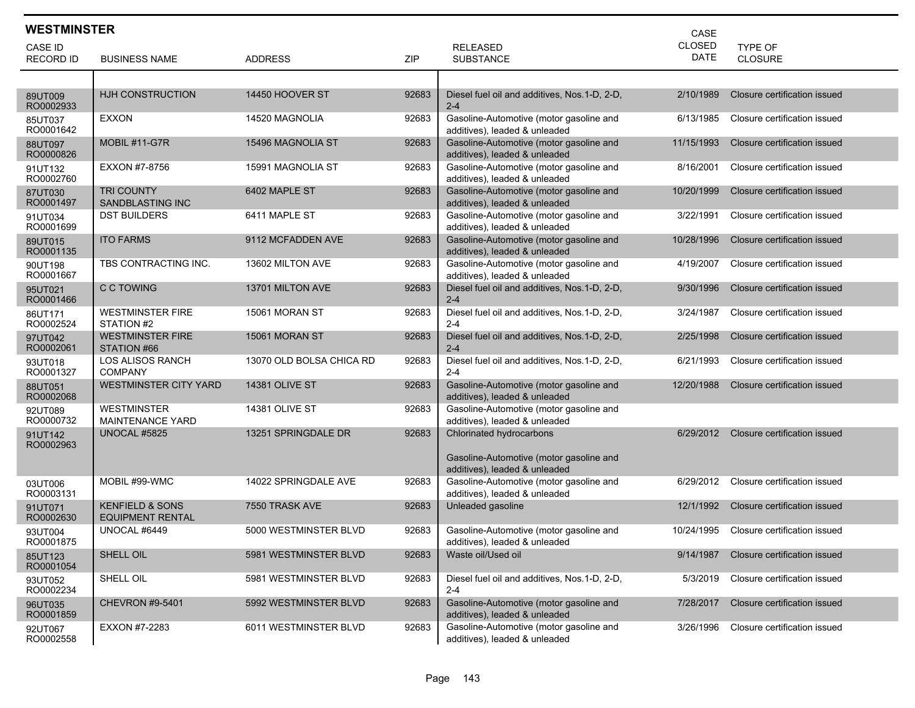## WESTMINSTER

| CASE ID RECORD ID | BUSINESS NAME | ADDRESS | ZIP | RELEASED SUBSTANCE | CASE CLOSED DATE | TYPE OF CLOSURE |
|---|---|---|---|---|---|---|
| 89UT009 RO0002933 | HJH CONSTRUCTION | 14450 HOOVER ST | 92683 | Diesel fuel oil and additives, Nos.1-D, 2-D, 2-4 | 2/10/1989 | Closure certification issued |
| 85UT037 RO0001642 | EXXON | 14520 MAGNOLIA | 92683 | Gasoline-Automotive (motor gasoline and additives), leaded & unleaded | 6/13/1985 | Closure certification issued |
| 88UT097 RO0000826 | MOBIL #11-G7R | 15496 MAGNOLIA ST | 92683 | Gasoline-Automotive (motor gasoline and additives), leaded & unleaded | 11/15/1993 | Closure certification issued |
| 91UT132 RO0002760 | EXXON #7-8756 | 15991 MAGNOLIA ST | 92683 | Gasoline-Automotive (motor gasoline and additives), leaded & unleaded | 8/16/2001 | Closure certification issued |
| 87UT030 RO0001497 | TRI COUNTY SANDBLASTING INC | 6402 MAPLE ST | 92683 | Gasoline-Automotive (motor gasoline and additives), leaded & unleaded | 10/20/1999 | Closure certification issued |
| 91UT034 RO0001699 | DST BUILDERS | 6411 MAPLE ST | 92683 | Gasoline-Automotive (motor gasoline and additives), leaded & unleaded | 3/22/1991 | Closure certification issued |
| 89UT015 RO0001135 | ITO FARMS | 9112 MCFADDEN AVE | 92683 | Gasoline-Automotive (motor gasoline and additives), leaded & unleaded | 10/28/1996 | Closure certification issued |
| 90UT198 RO0001667 | TBS CONTRACTING INC. | 13602 MILTON AVE | 92683 | Gasoline-Automotive (motor gasoline and additives), leaded & unleaded | 4/19/2007 | Closure certification issued |
| 95UT021 RO0001466 | C C TOWING | 13701 MILTON AVE | 92683 | Diesel fuel oil and additives, Nos.1-D, 2-D, 2-4 | 9/30/1996 | Closure certification issued |
| 86UT171 RO0002524 | WESTMINSTER FIRE STATION #2 | 15061 MORAN ST | 92683 | Diesel fuel oil and additives, Nos.1-D, 2-D, 2-4 | 3/24/1987 | Closure certification issued |
| 97UT042 RO0002061 | WESTMINSTER FIRE STATION #66 | 15061 MORAN ST | 92683 | Diesel fuel oil and additives, Nos.1-D, 2-D, 2-4 | 2/25/1998 | Closure certification issued |
| 93UT018 RO0001327 | LOS ALISOS RANCH COMPANY | 13070 OLD BOLSA CHICA RD | 92683 | Diesel fuel oil and additives, Nos.1-D, 2-D, 2-4 | 6/21/1993 | Closure certification issued |
| 88UT051 RO0002068 | WESTMINSTER CITY YARD | 14381 OLIVE ST | 92683 | Gasoline-Automotive (motor gasoline and additives), leaded & unleaded | 12/20/1988 | Closure certification issued |
| 92UT089 RO0000732 | WESTMINSTER MAINTENANCE YARD | 14381 OLIVE ST | 92683 | Gasoline-Automotive (motor gasoline and additives), leaded & unleaded | | |
| 91UT142 RO0002963 | UNOCAL #5825 | 13251 SPRINGDALE DR | 92683 | Chlorinated hydrocarbons<br><br>Gasoline-Automotive (motor gasoline and additives), leaded & unleaded | 6/29/2012 | Closure certification issued |
| 03UT006 RO0003131 | MOBIL #99-WMC | 14022 SPRINGDALE AVE | 92683 | Gasoline-Automotive (motor gasoline and additives), leaded & unleaded | 6/29/2012 | Closure certification issued |
| 91UT071 RO0002630 | KENFIELD & SONS EQUIPMENT RENTAL | 7550 TRASK AVE | 92683 | Unleaded gasoline | 12/1/1992 | Closure certification issued |
| 93UT004 RO0001875 | UNOCAL #6449 | 5000 WESTMINSTER BLVD | 92683 | Gasoline-Automotive (motor gasoline and additives), leaded & unleaded | 10/24/1995 | Closure certification issued |
| 85UT123 RO0001054 | SHELL OIL | 5981 WESTMINSTER BLVD | 92683 | Waste oil/Used oil | 9/14/1987 | Closure certification issued |
| 93UT052 RO0002234 | SHELL OIL | 5981 WESTMINSTER BLVD | 92683 | Diesel fuel oil and additives, Nos.1-D, 2-D, 2-4 | 5/3/2019 | Closure certification issued |
| 96UT035 RO0001859 | CHEVRON #9-5401 | 5992 WESTMINSTER BLVD | 92683 | Gasoline-Automotive (motor gasoline and additives), leaded & unleaded | 7/28/2017 | Closure certification issued |
| 92UT067 RO0002558 | EXXON #7-2283 | 6011 WESTMINSTER BLVD | 92683 | Gasoline-Automotive (motor gasoline and additives), leaded & unleaded | 3/26/1996 | Closure certification issued |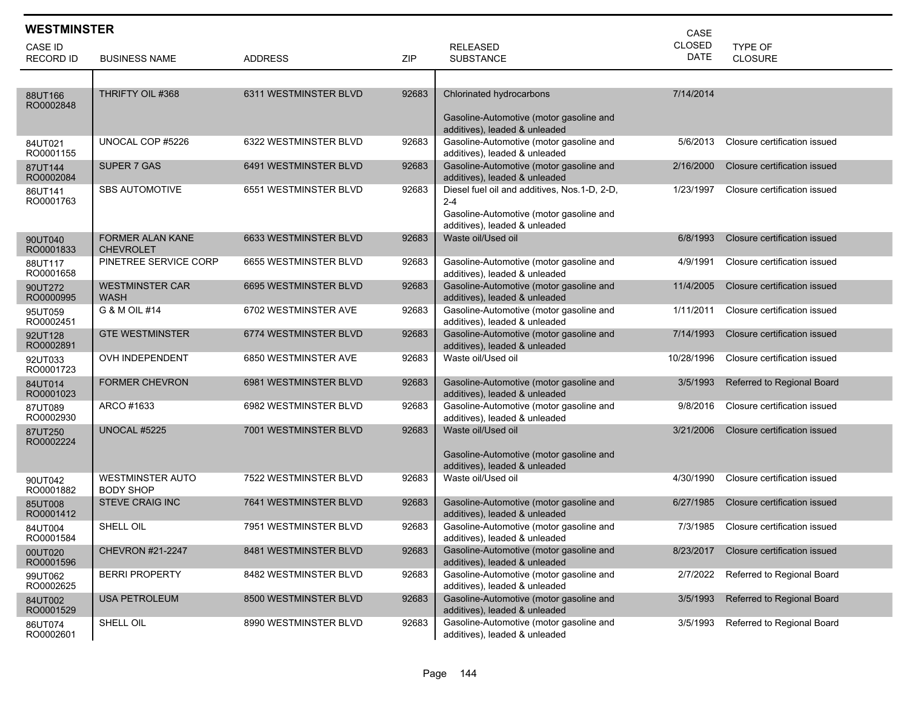## WESTMINSTER

| CASE ID<br>RECORD ID | BUSINESS NAME | ADDRESS | ZIP | RELEASED SUBSTANCE | CASE CLOSED DATE | TYPE OF CLOSURE |
|---|---|---|---|---|---|---|
| 88UT166<br>RO0002848 | THRIFTY OIL #368 | 6311 WESTMINSTER BLVD | 92683 | Chlorinated hydrocarbons<br><br>Gasoline-Automotive (motor gasoline and additives), leaded & unleaded | 7/14/2014 | |
| 84UT021<br>RO0001155 | UNOCAL COP #5226 | 6322 WESTMINSTER BLVD | 92683 | Gasoline-Automotive (motor gasoline and additives), leaded & unleaded | 5/6/2013 | Closure certification issued |
| 87UT144<br>RO0002084 | SUPER 7 GAS | 6491 WESTMINSTER BLVD | 92683 | Gasoline-Automotive (motor gasoline and additives), leaded & unleaded | 2/16/2000 | Closure certification issued |
| 86UT141<br>RO0001763 | SBS AUTOMOTIVE | 6551 WESTMINSTER BLVD | 92683 | Diesel fuel oil and additives, Nos.1-D, 2-D, 2-4<br>Gasoline-Automotive (motor gasoline and additives), leaded & unleaded | 1/23/1997 | Closure certification issued |
| 90UT040<br>RO0001833 | FORMER ALAN KANE CHEVROLET | 6633 WESTMINSTER BLVD | 92683 | Waste oil/Used oil | 6/8/1993 | Closure certification issued |
| 88UT117<br>RO0001658 | PINETREE SERVICE CORP | 6655 WESTMINSTER BLVD | 92683 | Gasoline-Automotive (motor gasoline and additives), leaded & unleaded | 4/9/1991 | Closure certification issued |
| 90UT272<br>RO0000995 | WESTMINSTER CAR WASH | 6695 WESTMINSTER BLVD | 92683 | Gasoline-Automotive (motor gasoline and additives), leaded & unleaded | 11/4/2005 | Closure certification issued |
| 95UT059<br>RO0002451 | G & M OIL #14 | 6702 WESTMINSTER AVE | 92683 | Gasoline-Automotive (motor gasoline and additives), leaded & unleaded | 1/11/2011 | Closure certification issued |
| 92UT128<br>RO0002891 | GTE WESTMINSTER | 6774 WESTMINSTER BLVD | 92683 | Gasoline-Automotive (motor gasoline and additives), leaded & unleaded | 7/14/1993 | Closure certification issued |
| 92UT033<br>RO0001723 | OVH INDEPENDENT | 6850 WESTMINSTER AVE | 92683 | Waste oil/Used oil | 10/28/1996 | Closure certification issued |
| 84UT014<br>RO0001023 | FORMER CHEVRON | 6981 WESTMINSTER BLVD | 92683 | Gasoline-Automotive (motor gasoline and additives), leaded & unleaded | 3/5/1993 | Referred to Regional Board |
| 87UT089<br>RO0002930 | ARCO #1633 | 6982 WESTMINSTER BLVD | 92683 | Gasoline-Automotive (motor gasoline and additives), leaded & unleaded | 9/8/2016 | Closure certification issued |
| 87UT250<br>RO0002224 | UNOCAL #5225 | 7001 WESTMINSTER BLVD | 92683 | Waste oil/Used oil<br><br>Gasoline-Automotive (motor gasoline and additives), leaded & unleaded | 3/21/2006 | Closure certification issued |
| 90UT042<br>RO0001882 | WESTMINSTER AUTO BODY SHOP | 7522 WESTMINSTER BLVD | 92683 | Waste oil/Used oil | 4/30/1990 | Closure certification issued |
| 85UT008<br>RO0001412 | STEVE CRAIG INC | 7641 WESTMINSTER BLVD | 92683 | Gasoline-Automotive (motor gasoline and additives), leaded & unleaded | 6/27/1985 | Closure certification issued |
| 84UT004<br>RO0001584 | SHELL OIL | 7951 WESTMINSTER BLVD | 92683 | Gasoline-Automotive (motor gasoline and additives), leaded & unleaded | 7/3/1985 | Closure certification issued |
| 00UT020<br>RO0001596 | CHEVRON #21-2247 | 8481 WESTMINSTER BLVD | 92683 | Gasoline-Automotive (motor gasoline and additives), leaded & unleaded | 8/23/2017 | Closure certification issued |
| 99UT062<br>RO0002625 | BERRI PROPERTY | 8482 WESTMINSTER BLVD | 92683 | Gasoline-Automotive (motor gasoline and additives), leaded & unleaded | 2/7/2022 | Referred to Regional Board |
| 84UT002<br>RO0001529 | USA PETROLEUM | 8500 WESTMINSTER BLVD | 92683 | Gasoline-Automotive (motor gasoline and additives), leaded & unleaded | 3/5/1993 | Referred to Regional Board |
| 86UT074<br>RO0002601 | SHELL OIL | 8990 WESTMINSTER BLVD | 92683 | Gasoline-Automotive (motor gasoline and additives), leaded & unleaded | 3/5/1993 | Referred to Regional Board |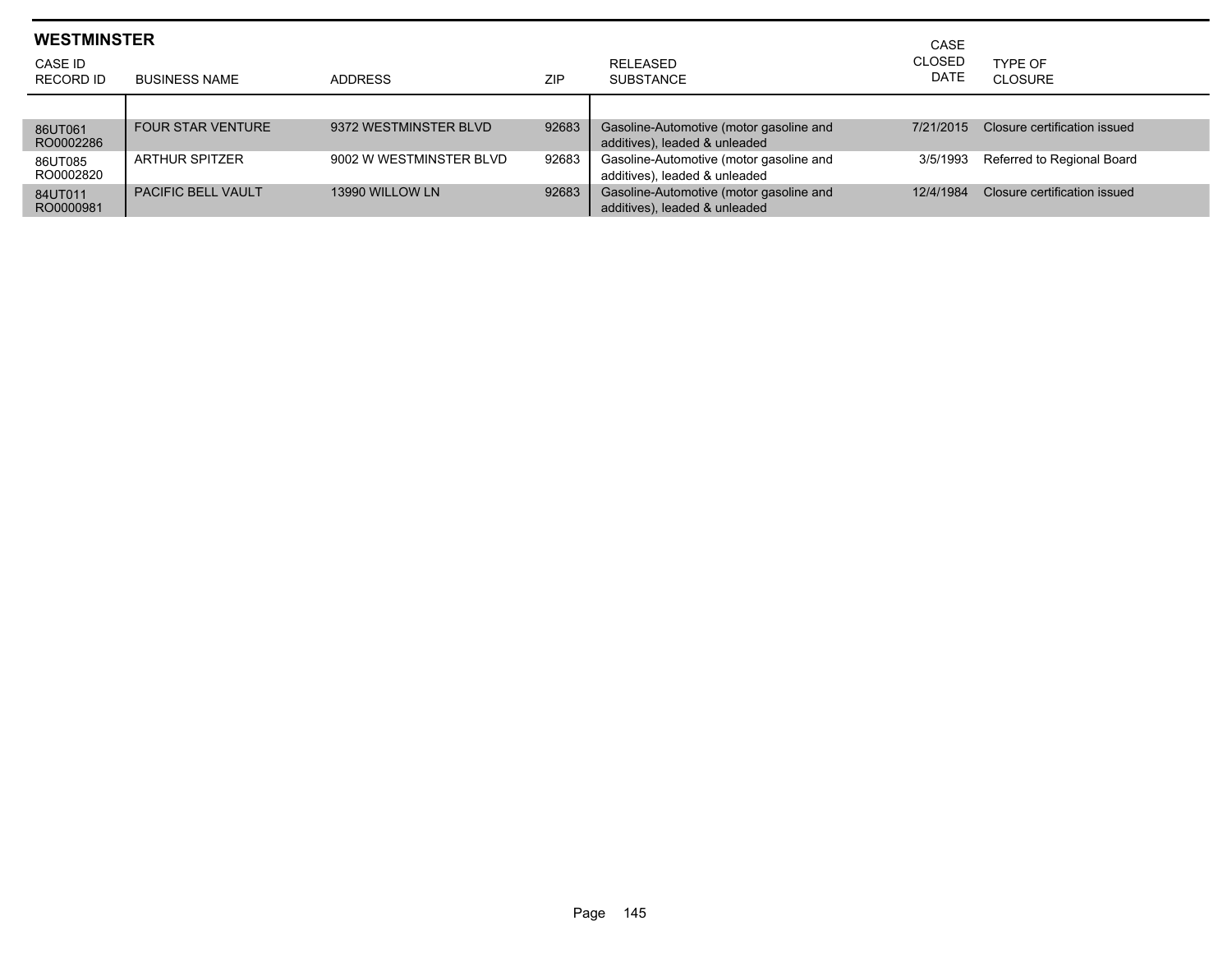## WESTMINSTER

| CASE ID<br>RECORD ID | BUSINESS NAME | ADDRESS | ZIP | RELEASED SUBSTANCE | CASE CLOSED DATE | TYPE OF CLOSURE |
|---|---|---|---|---|---|---|
| 86UT061<br>RO0002286 | FOUR STAR VENTURE | 9372 WESTMINSTER BLVD | 92683 | Gasoline-Automotive (motor gasoline and additives), leaded & unleaded | 7/21/2015 | Closure certification issued |
| 86UT085<br>RO0002820 | ARTHUR SPITZER | 9002 W WESTMINSTER BLVD | 92683 | Gasoline-Automotive (motor gasoline and additives), leaded & unleaded | 3/5/1993 | Referred to Regional Board |
| 84UT011<br>RO0000981 | PACIFIC BELL VAULT | 13990 WILLOW LN | 92683 | Gasoline-Automotive (motor gasoline and additives), leaded & unleaded | 12/4/1984 | Closure certification issued |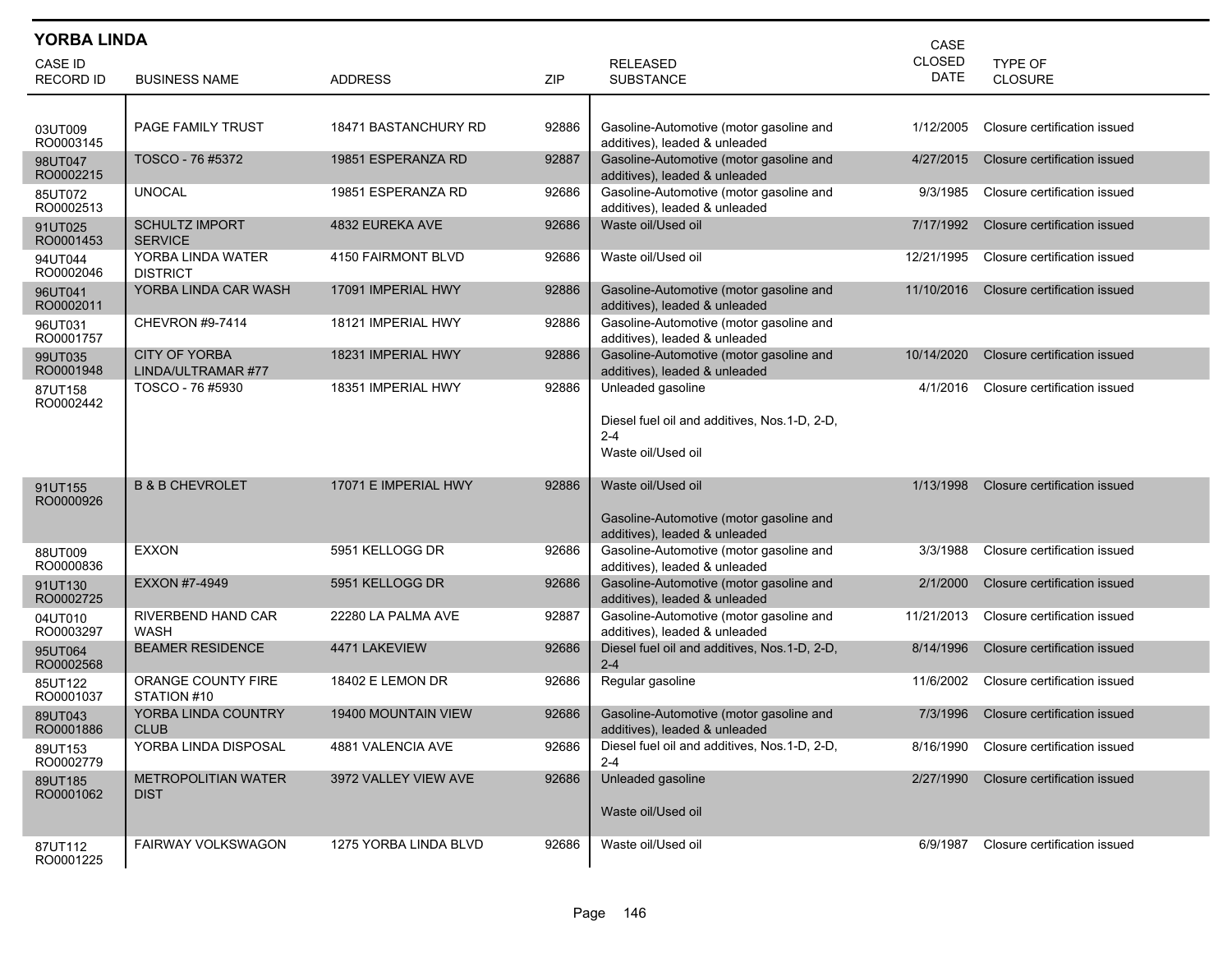## YORBA LINDA

| CASE ID RECORD ID | BUSINESS NAME | ADDRESS | ZIP | RELEASED SUBSTANCE | CASE CLOSED DATE | TYPE OF CLOSURE |
|---|---|---|---|---|---|---|
| 03UT009 RO0003145 | PAGE FAMILY TRUST | 18471 BASTANCHURY RD | 92886 | Gasoline-Automotive (motor gasoline and additives), leaded & unleaded | 1/12/2005 | Closure certification issued |
| 98UT047 RO0002215 | TOSCO - 76 #5372 | 19851 ESPERANZA RD | 92887 | Gasoline-Automotive (motor gasoline and additives), leaded & unleaded | 4/27/2015 | Closure certification issued |
| 85UT072 RO0002513 | UNOCAL | 19851 ESPERANZA RD | 92686 | Gasoline-Automotive (motor gasoline and additives), leaded & unleaded | 9/3/1985 | Closure certification issued |
| 91UT025 RO0001453 | SCHULTZ IMPORT SERVICE | 4832 EUREKA AVE | 92686 | Waste oil/Used oil | 7/17/1992 | Closure certification issued |
| 94UT044 RO0002046 | YORBA LINDA WATER DISTRICT | 4150 FAIRMONT BLVD | 92686 | Waste oil/Used oil | 12/21/1995 | Closure certification issued |
| 96UT041 RO0002011 | YORBA LINDA CAR WASH | 17091 IMPERIAL HWY | 92886 | Gasoline-Automotive (motor gasoline and additives), leaded & unleaded | 11/10/2016 | Closure certification issued |
| 96UT031 RO0001757 | CHEVRON #9-7414 | 18121 IMPERIAL HWY | 92886 | Gasoline-Automotive (motor gasoline and additives), leaded & unleaded | | |
| 99UT035 RO0001948 | CITY OF YORBA LINDA/ULTRAMAR #77 | 18231 IMPERIAL HWY | 92886 | Gasoline-Automotive (motor gasoline and additives), leaded & unleaded | 10/14/2020 | Closure certification issued |
| 87UT158 RO0002442 | TOSCO - 76 #5930 | 18351 IMPERIAL HWY | 92886 | Unleaded gasoline<br><br>Diesel fuel oil and additives, Nos.1-D, 2-D, 2-4<br>Waste oil/Used oil | 4/1/2016 | Closure certification issued |
| 91UT155 RO0000926 | B & B CHEVROLET | 17071 E IMPERIAL HWY | 92886 | Waste oil/Used oil<br><br>Gasoline-Automotive (motor gasoline and additives), leaded & unleaded | 1/13/1998 | Closure certification issued |
| 88UT009 RO0000836 | EXXON | 5951 KELLOGG DR | 92686 | Gasoline-Automotive (motor gasoline and additives), leaded & unleaded | 3/3/1988 | Closure certification issued |
| 91UT130 RO0002725 | EXXON #7-4949 | 5951 KELLOGG DR | 92686 | Gasoline-Automotive (motor gasoline and additives), leaded & unleaded | 2/1/2000 | Closure certification issued |
| 04UT010 RO0003297 | RIVERBEND HAND CAR WASH | 22280 LA PALMA AVE | 92887 | Gasoline-Automotive (motor gasoline and additives), leaded & unleaded | 11/21/2013 | Closure certification issued |
| 95UT064 RO0002568 | BEAMER RESIDENCE | 4471 LAKEVIEW | 92686 | Diesel fuel oil and additives, Nos.1-D, 2-D, 2-4 | 8/14/1996 | Closure certification issued |
| 85UT122 RO0001037 | ORANGE COUNTY FIRE STATION #10 | 18402 E LEMON DR | 92686 | Regular gasoline | 11/6/2002 | Closure certification issued |
| 89UT043 RO0001886 | YORBA LINDA COUNTRY CLUB | 19400 MOUNTAIN VIEW | 92686 | Gasoline-Automotive (motor gasoline and additives), leaded & unleaded | 7/3/1996 | Closure certification issued |
| 89UT153 RO0002779 | YORBA LINDA DISPOSAL | 4881 VALENCIA AVE | 92686 | Diesel fuel oil and additives, Nos.1-D, 2-D, 2-4 | 8/16/1990 | Closure certification issued |
| 89UT185 RO0001062 | METROPOLITIAN WATER DIST | 3972 VALLEY VIEW AVE | 92686 | Unleaded gasoline<br><br>Waste oil/Used oil | 2/27/1990 | Closure certification issued |
| 87UT112 RO0001225 | FAIRWAY VOLKSWAGON | 1275 YORBA LINDA BLVD | 92686 | Waste oil/Used oil | 6/9/1987 | Closure certification issued |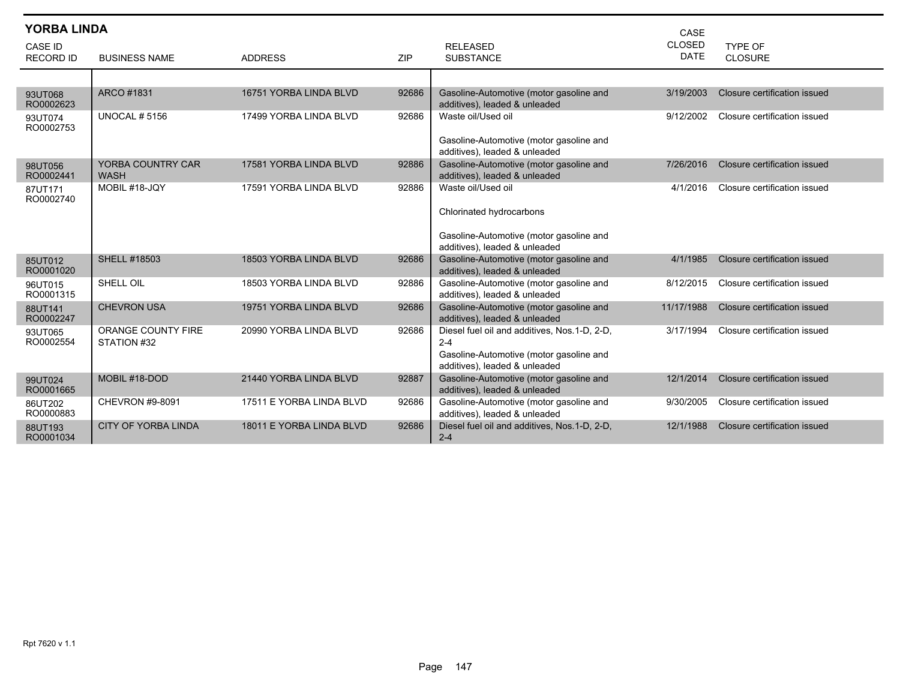## YORBA LINDA

| CASE ID RECORD ID | BUSINESS NAME | ADDRESS | ZIP | RELEASED SUBSTANCE | CASE CLOSED DATE | TYPE OF CLOSURE |
|---|---|---|---|---|---|---|
| 93UT068 RO0002623 | ARCO #1831 | 16751 YORBA LINDA BLVD | 92686 | Gasoline-Automotive (motor gasoline and additives), leaded & unleaded | 3/19/2003 | Closure certification issued |
| 93UT074 RO0002753 | UNOCAL # 5156 | 17499 YORBA LINDA BLVD | 92686 | Waste oil/Used oil<br><br>Gasoline-Automotive (motor gasoline and additives), leaded & unleaded | 9/12/2002 | Closure certification issued |
| 98UT056 RO0002441 | YORBA COUNTRY CAR WASH | 17581 YORBA LINDA BLVD | 92886 | Gasoline-Automotive (motor gasoline and additives), leaded & unleaded | 7/26/2016 | Closure certification issued |
| 87UT171 RO0002740 | MOBIL #18-JQY | 17591 YORBA LINDA BLVD | 92886 | Waste oil/Used oil<br><br>Chlorinated hydrocarbons<br><br>Gasoline-Automotive (motor gasoline and additives), leaded & unleaded | 4/1/2016 | Closure certification issued |
| 85UT012 RO0001020 | SHELL #18503 | 18503 YORBA LINDA BLVD | 92686 | Gasoline-Automotive (motor gasoline and additives), leaded & unleaded | 4/1/1985 | Closure certification issued |
| 96UT015 RO0001315 | SHELL OIL | 18503 YORBA LINDA BLVD | 92886 | Gasoline-Automotive (motor gasoline and additives), leaded & unleaded | 8/12/2015 | Closure certification issued |
| 88UT141 RO0002247 | CHEVRON USA | 19751 YORBA LINDA BLVD | 92686 | Gasoline-Automotive (motor gasoline and additives), leaded & unleaded | 11/17/1988 | Closure certification issued |
| 93UT065 RO0002554 | ORANGE COUNTY FIRE STATION #32 | 20990 YORBA LINDA BLVD | 92686 | Diesel fuel oil and additives, Nos.1-D, 2-D, 2-4<br>Gasoline-Automotive (motor gasoline and additives), leaded & unleaded | 3/17/1994 | Closure certification issued |
| 99UT024 RO0001665 | MOBIL #18-DOD | 21440 YORBA LINDA BLVD | 92887 | Gasoline-Automotive (motor gasoline and additives), leaded & unleaded | 12/1/2014 | Closure certification issued |
| 86UT202 RO0000883 | CHEVRON #9-8091 | 17511 E YORBA LINDA BLVD | 92686 | Gasoline-Automotive (motor gasoline and additives), leaded & unleaded | 9/30/2005 | Closure certification issued |
| 88UT193 RO0001034 | CITY OF YORBA LINDA | 18011 E YORBA LINDA BLVD | 92686 | Diesel fuel oil and additives, Nos.1-D, 2-D, 2-4 | 12/1/1988 | Closure certification issued |

Rpt 7620 v 1.1